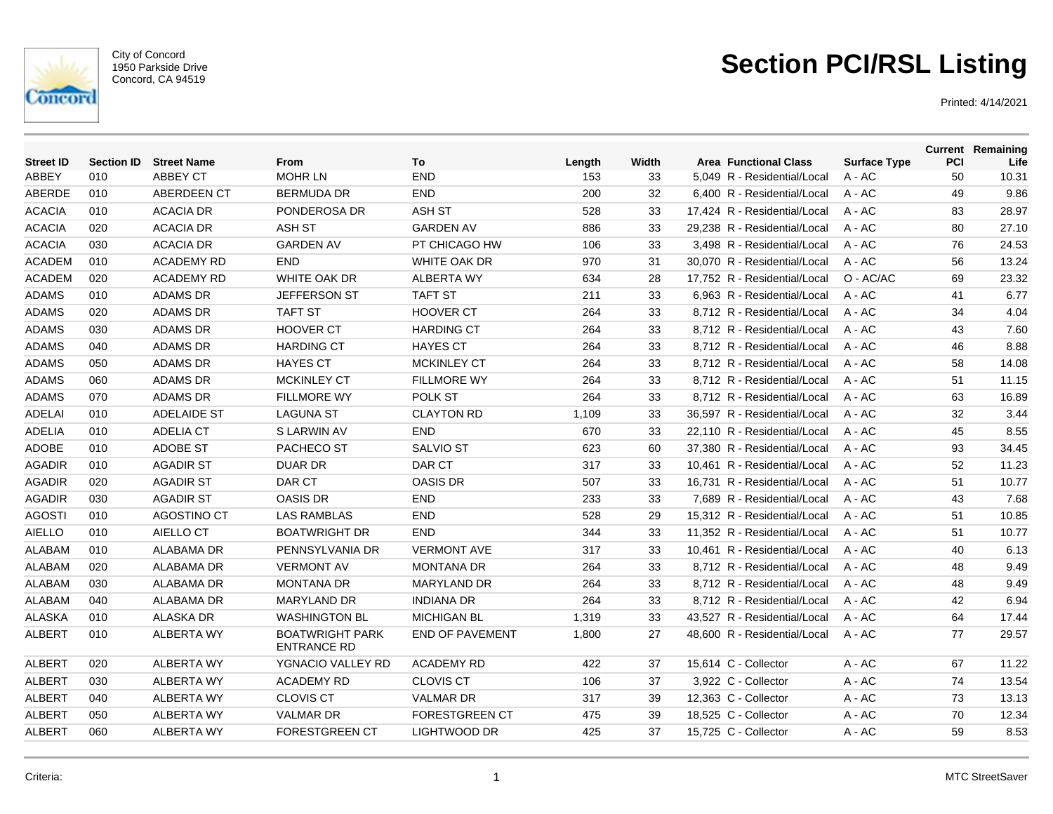City of Concord
1950 Parkside Drive
Concord, CA 94519

# Section PCI/RSL Listing

Printed: 4/14/2021

| Street ID | Section ID | Street Name | From | To | Length | Width | Area | Functional Class | Surface Type | Current PCI | Remaining Life |
|---|---|---|---|---|---|---|---|---|---|---|---|
| ABBEY | 010 | ABBEY CT | MOHR LN | END | 153 | 33 | 5,049 | R - Residential/Local | A - AC | 50 | 10.31 |
| ABERDE | 010 | ABERDEEN CT | BERMUDA DR | END | 200 | 32 | 6,400 | R - Residential/Local | A - AC | 49 | 9.86 |
| ACACIA | 010 | ACACIA DR | PONDEROSA DR | ASH ST | 528 | 33 | 17,424 | R - Residential/Local | A - AC | 83 | 28.97 |
| ACACIA | 020 | ACACIA DR | ASH ST | GARDEN AV | 886 | 33 | 29,238 | R - Residential/Local | A - AC | 80 | 27.10 |
| ACACIA | 030 | ACACIA DR | GARDEN AV | PT CHICAGO HW | 106 | 33 | 3,498 | R - Residential/Local | A - AC | 76 | 24.53 |
| ACADEM | 010 | ACADEMY RD | END | WHITE OAK DR | 970 | 31 | 30,070 | R - Residential/Local | A - AC | 56 | 13.24 |
| ACADEM | 020 | ACADEMY RD | WHITE OAK DR | ALBERTA WY | 634 | 28 | 17,752 | R - Residential/Local | O - AC/AC | 69 | 23.32 |
| ADAMS | 010 | ADAMS DR | JEFFERSON ST | TAFT ST | 211 | 33 | 6,963 | R - Residential/Local | A - AC | 41 | 6.77 |
| ADAMS | 020 | ADAMS DR | TAFT ST | HOOVER CT | 264 | 33 | 8,712 | R - Residential/Local | A - AC | 34 | 4.04 |
| ADAMS | 030 | ADAMS DR | HOOVER CT | HARDING CT | 264 | 33 | 8,712 | R - Residential/Local | A - AC | 43 | 7.60 |
| ADAMS | 040 | ADAMS DR | HARDING CT | HAYES CT | 264 | 33 | 8,712 | R - Residential/Local | A - AC | 46 | 8.88 |
| ADAMS | 050 | ADAMS DR | HAYES CT | MCKINLEY CT | 264 | 33 | 8,712 | R - Residential/Local | A - AC | 58 | 14.08 |
| ADAMS | 060 | ADAMS DR | MCKINLEY CT | FILLMORE WY | 264 | 33 | 8,712 | R - Residential/Local | A - AC | 51 | 11.15 |
| ADAMS | 070 | ADAMS DR | FILLMORE WY | POLK ST | 264 | 33 | 8,712 | R - Residential/Local | A - AC | 63 | 16.89 |
| ADELAI | 010 | ADELAIDE ST | LAGUNA ST | CLAYTON RD | 1,109 | 33 | 36,597 | R - Residential/Local | A - AC | 32 | 3.44 |
| ADELIA | 010 | ADELIA CT | S LARWIN AV | END | 670 | 33 | 22,110 | R - Residential/Local | A - AC | 45 | 8.55 |
| ADOBE | 010 | ADOBE ST | PACHECO ST | SALVIO ST | 623 | 60 | 37,380 | R - Residential/Local | A - AC | 93 | 34.45 |
| AGADIR | 010 | AGADIR ST | DUAR DR | DAR CT | 317 | 33 | 10,461 | R - Residential/Local | A - AC | 52 | 11.23 |
| AGADIR | 020 | AGADIR ST | DAR CT | OASIS DR | 507 | 33 | 16,731 | R - Residential/Local | A - AC | 51 | 10.77 |
| AGADIR | 030 | AGADIR ST | OASIS DR | END | 233 | 33 | 7,689 | R - Residential/Local | A - AC | 43 | 7.68 |
| AGOSTI | 010 | AGOSTINO CT | LAS RAMBLAS | END | 528 | 29 | 15,312 | R - Residential/Local | A - AC | 51 | 10.85 |
| AIELLO | 010 | AIELLO CT | BOATWRIGHT DR | END | 344 | 33 | 11,352 | R - Residential/Local | A - AC | 51 | 10.77 |
| ALABAM | 010 | ALABAMA DR | PENNSYLVANIA DR | VERMONT AVE | 317 | 33 | 10,461 | R - Residential/Local | A - AC | 40 | 6.13 |
| ALABAM | 020 | ALABAMA DR | VERMONT AV | MONTANA DR | 264 | 33 | 8,712 | R - Residential/Local | A - AC | 48 | 9.49 |
| ALABAM | 030 | ALABAMA DR | MONTANA DR | MARYLAND DR | 264 | 33 | 8,712 | R - Residential/Local | A - AC | 48 | 9.49 |
| ALABAM | 040 | ALABAMA DR | MARYLAND DR | INDIANA DR | 264 | 33 | 8,712 | R - Residential/Local | A - AC | 42 | 6.94 |
| ALASKA | 010 | ALASKA DR | WASHINGTON BL | MICHIGAN BL | 1,319 | 33 | 43,527 | R - Residential/Local | A - AC | 64 | 17.44 |
| ALBERT | 010 | ALBERTA WY | BOATWRIGHT PARK ENTRANCE RD | END OF PAVEMENT | 1,800 | 27 | 48,600 | R - Residential/Local | A - AC | 77 | 29.57 |
| ALBERT | 020 | ALBERTA WY | YGNACIO VALLEY RD | ACADEMY RD | 422 | 37 | 15,614 | C - Collector | A - AC | 67 | 11.22 |
| ALBERT | 030 | ALBERTA WY | ACADEMY RD | CLOVIS CT | 106 | 37 | 3,922 | C - Collector | A - AC | 74 | 13.54 |
| ALBERT | 040 | ALBERTA WY | CLOVIS CT | VALMAR DR | 317 | 39 | 12,363 | C - Collector | A - AC | 73 | 13.13 |
| ALBERT | 050 | ALBERTA WY | VALMAR DR | FORESTGREEN CT | 475 | 39 | 18,525 | C - Collector | A - AC | 70 | 12.34 |
| ALBERT | 060 | ALBERTA WY | FORESTGREEN CT | LIGHTWOOD DR | 425 | 37 | 15,725 | C - Collector | A - AC | 59 | 8.53 |

Criteria:

MTC StreetSaver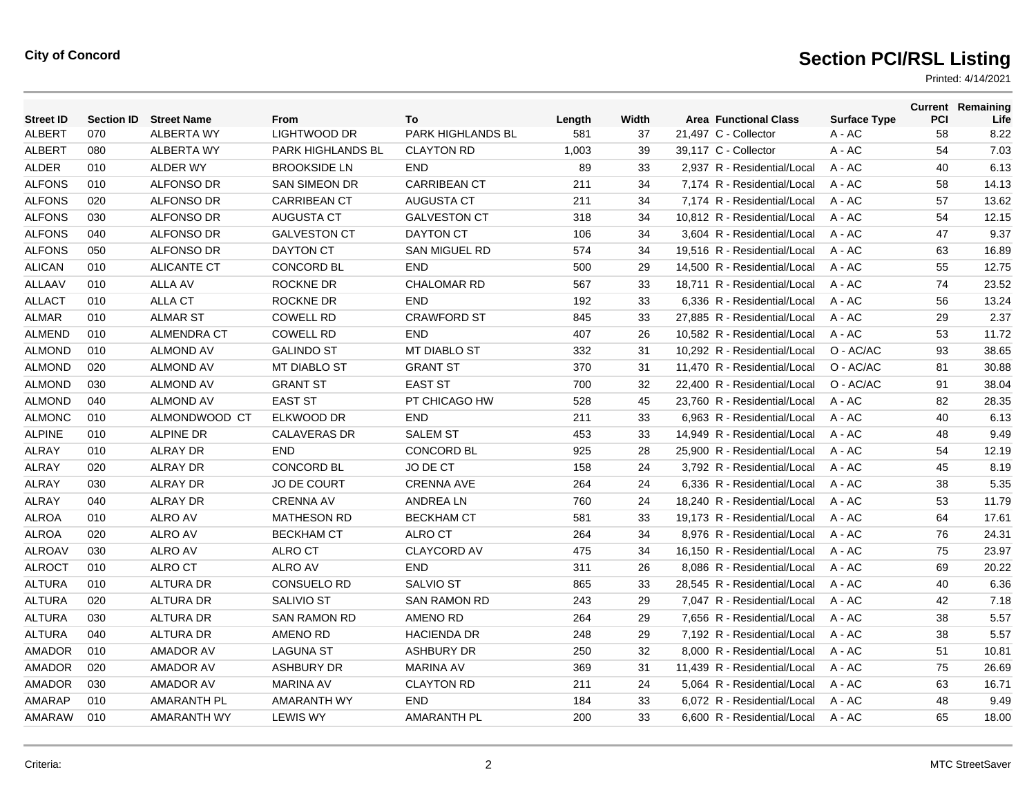**City of Concord**

# Section PCI/RSL Listing

Printed: 4/14/2021

| Street ID | Section ID | Street Name | From | To | Length | Width | Area | Functional Class | Surface Type | Current PCI | Remaining Life |
|---|---|---|---|---|---|---|---|---|---|---|---|
| ALBERT | 070 | ALBERTA WY | LIGHTWOOD DR | PARK HIGHLANDS BL | 581 | 37 | 21,497 | C - Collector | A - AC | 58 | 8.22 |
| ALBERT | 080 | ALBERTA WY | PARK HIGHLANDS BL | CLAYTON RD | 1,003 | 39 | 39,117 | C - Collector | A - AC | 54 | 7.03 |
| ALDER | 010 | ALDER WY | BROOKSIDE LN | END | 89 | 33 | 2,937 | R - Residential/Local | A - AC | 40 | 6.13 |
| ALFONS | 010 | ALFONSO DR | SAN SIMEON DR | CARRIBEAN CT | 211 | 34 | 7,174 | R - Residential/Local | A - AC | 58 | 14.13 |
| ALFONS | 020 | ALFONSO DR | CARRIBEAN CT | AUGUSTA CT | 211 | 34 | 7,174 | R - Residential/Local | A - AC | 57 | 13.62 |
| ALFONS | 030 | ALFONSO DR | AUGUSTA CT | GALVESTON CT | 318 | 34 | 10,812 | R - Residential/Local | A - AC | 54 | 12.15 |
| ALFONS | 040 | ALFONSO DR | GALVESTON CT | DAYTON CT | 106 | 34 | 3,604 | R - Residential/Local | A - AC | 47 | 9.37 |
| ALFONS | 050 | ALFONSO DR | DAYTON CT | SAN MIGUEL RD | 574 | 34 | 19,516 | R - Residential/Local | A - AC | 63 | 16.89 |
| ALICAN | 010 | ALICANTE CT | CONCORD BL | END | 500 | 29 | 14,500 | R - Residential/Local | A - AC | 55 | 12.75 |
| ALLAAV | 010 | ALLA AV | ROCKNE DR | CHALOMAR RD | 567 | 33 | 18,711 | R - Residential/Local | A - AC | 74 | 23.52 |
| ALLACT | 010 | ALLA CT | ROCKNE DR | END | 192 | 33 | 6,336 | R - Residential/Local | A - AC | 56 | 13.24 |
| ALMAR | 010 | ALMAR ST | COWELL RD | CRAWFORD ST | 845 | 33 | 27,885 | R - Residential/Local | A - AC | 29 | 2.37 |
| ALMEND | 010 | ALMENDRA CT | COWELL RD | END | 407 | 26 | 10,582 | R - Residential/Local | A - AC | 53 | 11.72 |
| ALMOND | 010 | ALMOND AV | GALINDO ST | MT DIABLO ST | 332 | 31 | 10,292 | R - Residential/Local | O - AC/AC | 93 | 38.65 |
| ALMOND | 020 | ALMOND AV | MT DIABLO ST | GRANT ST | 370 | 31 | 11,470 | R - Residential/Local | O - AC/AC | 81 | 30.88 |
| ALMOND | 030 | ALMOND AV | GRANT ST | EAST ST | 700 | 32 | 22,400 | R - Residential/Local | O - AC/AC | 91 | 38.04 |
| ALMOND | 040 | ALMOND AV | EAST ST | PT CHICAGO HW | 528 | 45 | 23,760 | R - Residential/Local | A - AC | 82 | 28.35 |
| ALMONC | 010 | ALMONDWOOD CT | ELKWOOD DR | END | 211 | 33 | 6,963 | R - Residential/Local | A - AC | 40 | 6.13 |
| ALPINE | 010 | ALPINE DR | CALAVERAS DR | SALEM ST | 453 | 33 | 14,949 | R - Residential/Local | A - AC | 48 | 9.49 |
| ALRAY | 010 | ALRAY DR | END | CONCORD BL | 925 | 28 | 25,900 | R - Residential/Local | A - AC | 54 | 12.19 |
| ALRAY | 020 | ALRAY DR | CONCORD BL | JO DE CT | 158 | 24 | 3,792 | R - Residential/Local | A - AC | 45 | 8.19 |
| ALRAY | 030 | ALRAY DR | JO DE COURT | CRENNA AVE | 264 | 24 | 6,336 | R - Residential/Local | A - AC | 38 | 5.35 |
| ALRAY | 040 | ALRAY DR | CRENNA AV | ANDREA LN | 760 | 24 | 18,240 | R - Residential/Local | A - AC | 53 | 11.79 |
| ALROA | 010 | ALRO AV | MATHESON RD | BECKHAM CT | 581 | 33 | 19,173 | R - Residential/Local | A - AC | 64 | 17.61 |
| ALROA | 020 | ALRO AV | BECKHAM CT | ALRO CT | 264 | 34 | 8,976 | R - Residential/Local | A - AC | 76 | 24.31 |
| ALROAV | 030 | ALRO AV | ALRO CT | CLAYCORD AV | 475 | 34 | 16,150 | R - Residential/Local | A - AC | 75 | 23.97 |
| ALROCT | 010 | ALRO CT | ALRO AV | END | 311 | 26 | 8,086 | R - Residential/Local | A - AC | 69 | 20.22 |
| ALTURA | 010 | ALTURA DR | CONSUELO RD | SALVIO ST | 865 | 33 | 28,545 | R - Residential/Local | A - AC | 40 | 6.36 |
| ALTURA | 020 | ALTURA DR | SALIVIO ST | SAN RAMON RD | 243 | 29 | 7,047 | R - Residential/Local | A - AC | 42 | 7.18 |
| ALTURA | 030 | ALTURA DR | SAN RAMON RD | AMENO RD | 264 | 29 | 7,656 | R - Residential/Local | A - AC | 38 | 5.57 |
| ALTURA | 040 | ALTURA DR | AMENO RD | HACIENDA DR | 248 | 29 | 7,192 | R - Residential/Local | A - AC | 38 | 5.57 |
| AMADOR | 010 | AMADOR AV | LAGUNA ST | ASHBURY DR | 250 | 32 | 8,000 | R - Residential/Local | A - AC | 51 | 10.81 |
| AMADOR | 020 | AMADOR AV | ASHBURY DR | MARINA AV | 369 | 31 | 11,439 | R - Residential/Local | A - AC | 75 | 26.69 |
| AMADOR | 030 | AMADOR AV | MARINA AV | CLAYTON RD | 211 | 24 | 5,064 | R - Residential/Local | A - AC | 63 | 16.71 |
| AMARAP | 010 | AMARANTH PL | AMARANTH WY | END | 184 | 33 | 6,072 | R - Residential/Local | A - AC | 48 | 9.49 |
| AMARAW | 010 | AMARANTH WY | LEWIS WY | AMARANTH PL | 200 | 33 | 6,600 | R - Residential/Local | A - AC | 65 | 18.00 |

Criteria:

MTC StreetSaver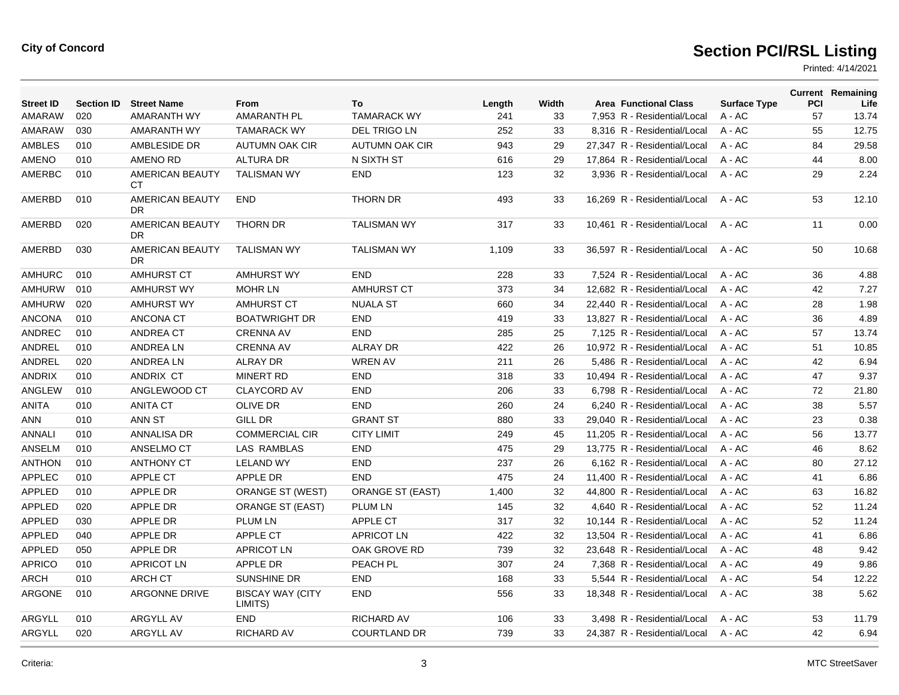**City of Concord**

# Section PCI/RSL Listing

Printed: 4/14/2021

| Street ID | Section ID | Street Name | From | To | Length | Width | Area | Functional Class | Surface Type | Current PCI | Remaining Life |
|---|---|---|---|---|---|---|---|---|---|---|---|
| AMARAW | 020 | AMARANTH WY | AMARANTH PL | TAMARACK WY | 241 | 33 | 7,953 | R - Residential/Local | A - AC | 57 | 13.74 |
| AMARAW | 030 | AMARANTH WY | TAMARACK WY | DEL TRIGO LN | 252 | 33 | 8,316 | R - Residential/Local | A - AC | 55 | 12.75 |
| AMBLES | 010 | AMBLESIDE DR | AUTUMN OAK CIR | AUTUMN OAK CIR | 943 | 29 | 27,347 | R - Residential/Local | A - AC | 84 | 29.58 |
| AMENO | 010 | AMENO RD | ALTURA DR | N SIXTH ST | 616 | 29 | 17,864 | R - Residential/Local | A - AC | 44 | 8.00 |
| AMERBC | 010 | AMERICAN BEAUTY CT | TALISMAN WY | END | 123 | 32 | 3,936 | R - Residential/Local | A - AC | 29 | 2.24 |
| AMERBD | 010 | AMERICAN BEAUTY DR | END | THORN DR | 493 | 33 | 16,269 | R - Residential/Local | A - AC | 53 | 12.10 |
| AMERBD | 020 | AMERICAN BEAUTY DR | THORN DR | TALISMAN WY | 317 | 33 | 10,461 | R - Residential/Local | A - AC | 11 | 0.00 |
| AMERBD | 030 | AMERICAN BEAUTY DR | TALISMAN WY | TALISMAN WY | 1,109 | 33 | 36,597 | R - Residential/Local | A - AC | 50 | 10.68 |
| AMHURC | 010 | AMHURST CT | AMHURST WY | END | 228 | 33 | 7,524 | R - Residential/Local | A - AC | 36 | 4.88 |
| AMHURW | 010 | AMHURST WY | MOHR LN | AMHURST CT | 373 | 34 | 12,682 | R - Residential/Local | A - AC | 42 | 7.27 |
| AMHURW | 020 | AMHURST WY | AMHURST CT | NUALA ST | 660 | 34 | 22,440 | R - Residential/Local | A - AC | 28 | 1.98 |
| ANCONA | 010 | ANCONA CT | BOATWRIGHT DR | END | 419 | 33 | 13,827 | R - Residential/Local | A - AC | 36 | 4.89 |
| ANDREC | 010 | ANDREA CT | CRENNA AV | END | 285 | 25 | 7,125 | R - Residential/Local | A - AC | 57 | 13.74 |
| ANDREL | 010 | ANDREA LN | CRENNA AV | ALRAY DR | 422 | 26 | 10,972 | R - Residential/Local | A - AC | 51 | 10.85 |
| ANDREL | 020 | ANDREA LN | ALRAY DR | WREN AV | 211 | 26 | 5,486 | R - Residential/Local | A - AC | 42 | 6.94 |
| ANDRIX | 010 | ANDRIX CT | MINERT RD | END | 318 | 33 | 10,494 | R - Residential/Local | A - AC | 47 | 9.37 |
| ANGLEW | 010 | ANGLEWOOD CT | CLAYCORD AV | END | 206 | 33 | 6,798 | R - Residential/Local | A - AC | 72 | 21.80 |
| ANITA | 010 | ANITA CT | OLIVE DR | END | 260 | 24 | 6,240 | R - Residential/Local | A - AC | 38 | 5.57 |
| ANN | 010 | ANN ST | GILL DR | GRANT ST | 880 | 33 | 29,040 | R - Residential/Local | A - AC | 23 | 0.38 |
| ANNALI | 010 | ANNALISA DR | COMMERCIAL CIR | CITY LIMIT | 249 | 45 | 11,205 | R - Residential/Local | A - AC | 56 | 13.77 |
| ANSELM | 010 | ANSELMO CT | LAS RAMBLAS | END | 475 | 29 | 13,775 | R - Residential/Local | A - AC | 46 | 8.62 |
| ANTHON | 010 | ANTHONY CT | LELAND WY | END | 237 | 26 | 6,162 | R - Residential/Local | A - AC | 80 | 27.12 |
| APPLEC | 010 | APPLE CT | APPLE DR | END | 475 | 24 | 11,400 | R - Residential/Local | A - AC | 41 | 6.86 |
| APPLED | 010 | APPLE DR | ORANGE ST (WEST) | ORANGE ST (EAST) | 1,400 | 32 | 44,800 | R - Residential/Local | A - AC | 63 | 16.82 |
| APPLED | 020 | APPLE DR | ORANGE ST (EAST) | PLUM LN | 145 | 32 | 4,640 | R - Residential/Local | A - AC | 52 | 11.24 |
| APPLED | 030 | APPLE DR | PLUM LN | APPLE CT | 317 | 32 | 10,144 | R - Residential/Local | A - AC | 52 | 11.24 |
| APPLED | 040 | APPLE DR | APPLE CT | APRICOT LN | 422 | 32 | 13,504 | R - Residential/Local | A - AC | 41 | 6.86 |
| APPLED | 050 | APPLE DR | APRICOT LN | OAK GROVE RD | 739 | 32 | 23,648 | R - Residential/Local | A - AC | 48 | 9.42 |
| APRICO | 010 | APRICOT LN | APPLE DR | PEACH PL | 307 | 24 | 7,368 | R - Residential/Local | A - AC | 49 | 9.86 |
| ARCH | 010 | ARCH CT | SUNSHINE DR | END | 168 | 33 | 5,544 | R - Residential/Local | A - AC | 54 | 12.22 |
| ARGONE | 010 | ARGONNE DRIVE | BISCAY WAY (CITY LIMITS) | END | 556 | 33 | 18,348 | R - Residential/Local | A - AC | 38 | 5.62 |
| ARGYLL | 010 | ARGYLL AV | END | RICHARD AV | 106 | 33 | 3,498 | R - Residential/Local | A - AC | 53 | 11.79 |
| ARGYLL | 020 | ARGYLL AV | RICHARD AV | COURTLAND DR | 739 | 33 | 24,387 | R - Residential/Local | A - AC | 42 | 6.94 |

Criteria:

MTC StreetSaver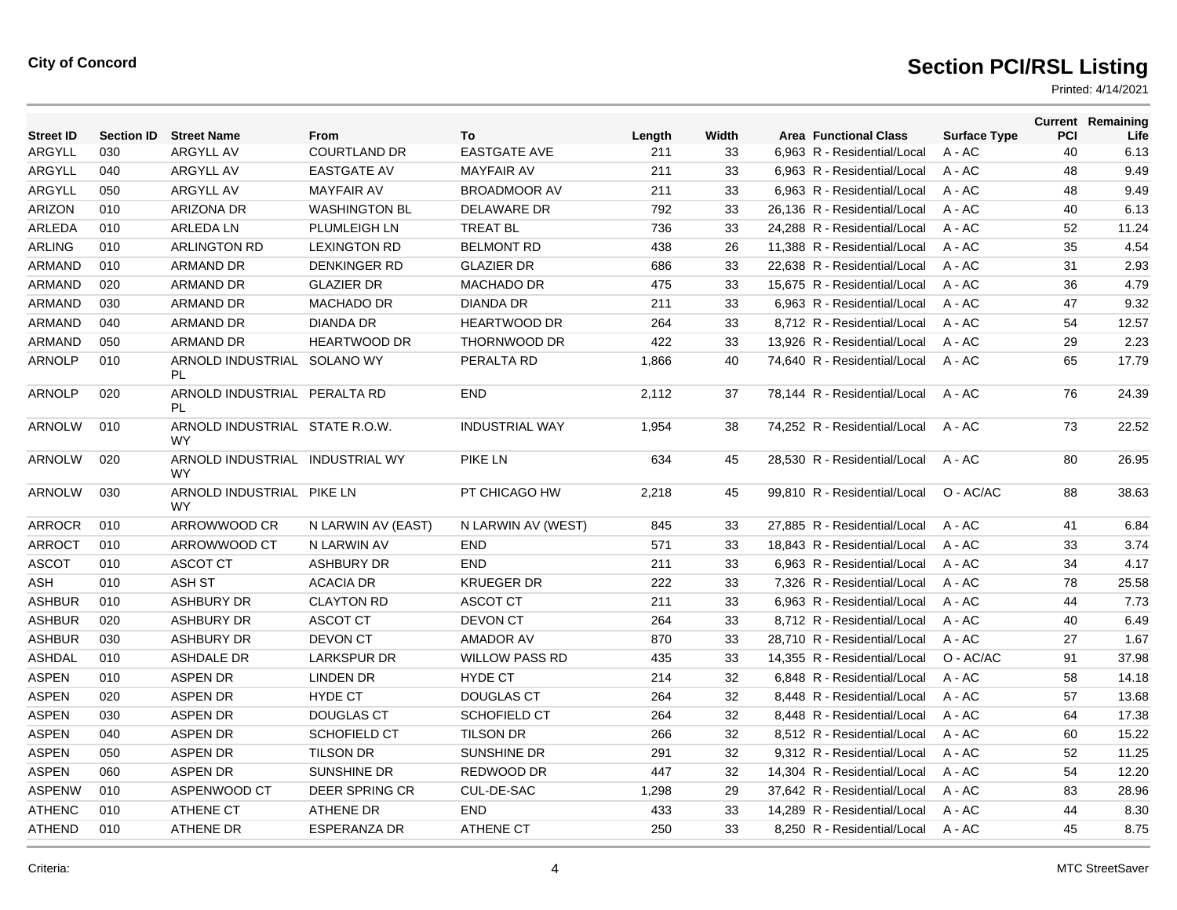City of Concord

# Section PCI/RSL Listing

Printed: 4/14/2021

| Street ID | Section ID | Street Name | From | To | Length | Width | Area | Functional Class | Surface Type | Current PCI | Remaining Life |
|---|---|---|---|---|---|---|---|---|---|---|---|
| ARGYLL | 030 | ARGYLL AV | COURTLAND DR | EASTGATE AVE | 211 | 33 | 6,963 | R - Residential/Local | A - AC | 40 | 6.13 |
| ARGYLL | 040 | ARGYLL AV | EASTGATE AV | MAYFAIR AV | 211 | 33 | 6,963 | R - Residential/Local | A - AC | 48 | 9.49 |
| ARGYLL | 050 | ARGYLL AV | MAYFAIR AV | BROADMOOR AV | 211 | 33 | 6,963 | R - Residential/Local | A - AC | 48 | 9.49 |
| ARIZON | 010 | ARIZONA DR | WASHINGTON BL | DELAWARE DR | 792 | 33 | 26,136 | R - Residential/Local | A - AC | 40 | 6.13 |
| ARLEDA | 010 | ARLEDA LN | PLUMLEIGH LN | TREAT BL | 736 | 33 | 24,288 | R - Residential/Local | A - AC | 52 | 11.24 |
| ARLING | 010 | ARLINGTON RD | LEXINGTON RD | BELMONT RD | 438 | 26 | 11,388 | R - Residential/Local | A - AC | 35 | 4.54 |
| ARMAND | 010 | ARMAND DR | DENKINGER RD | GLAZIER DR | 686 | 33 | 22,638 | R - Residential/Local | A - AC | 31 | 2.93 |
| ARMAND | 020 | ARMAND DR | GLAZIER DR | MACHADO DR | 475 | 33 | 15,675 | R - Residential/Local | A - AC | 36 | 4.79 |
| ARMAND | 030 | ARMAND DR | MACHADO DR | DIANDA DR | 211 | 33 | 6,963 | R - Residential/Local | A - AC | 47 | 9.32 |
| ARMAND | 040 | ARMAND DR | DIANDA DR | HEARTWOOD DR | 264 | 33 | 8,712 | R - Residential/Local | A - AC | 54 | 12.57 |
| ARMAND | 050 | ARMAND DR | HEARTWOOD DR | THORNWOOD DR | 422 | 33 | 13,926 | R - Residential/Local | A - AC | 29 | 2.23 |
| ARNOLP | 010 | ARNOLD INDUSTRIAL PL | SOLANO WY | PERALTA RD | 1,866 | 40 | 74,640 | R - Residential/Local | A - AC | 65 | 17.79 |
| ARNOLP | 020 | ARNOLD INDUSTRIAL PL | PERALTA RD | END | 2,112 | 37 | 78,144 | R - Residential/Local | A - AC | 76 | 24.39 |
| ARNOLW | 010 | ARNOLD INDUSTRIAL WY | STATE R.O.W. | INDUSTRIAL WAY | 1,954 | 38 | 74,252 | R - Residential/Local | A - AC | 73 | 22.52 |
| ARNOLW | 020 | ARNOLD INDUSTRIAL WY | INDUSTRIAL WY | PIKE LN | 634 | 45 | 28,530 | R - Residential/Local | A - AC | 80 | 26.95 |
| ARNOLW | 030 | ARNOLD INDUSTRIAL WY | PIKE LN | PT CHICAGO HW | 2,218 | 45 | 99,810 | R - Residential/Local | O - AC/AC | 88 | 38.63 |
| ARROCR | 010 | ARROWWOOD CR | N LARWIN AV (EAST) | N LARWIN AV (WEST) | 845 | 33 | 27,885 | R - Residential/Local | A - AC | 41 | 6.84 |
| ARROCT | 010 | ARROWWOOD CT | N LARWIN AV | END | 571 | 33 | 18,843 | R - Residential/Local | A - AC | 33 | 3.74 |
| ASCOT | 010 | ASCOT CT | ASHBURY DR | END | 211 | 33 | 6,963 | R - Residential/Local | A - AC | 34 | 4.17 |
| ASH | 010 | ASH ST | ACACIA DR | KRUEGER DR | 222 | 33 | 7,326 | R - Residential/Local | A - AC | 78 | 25.58 |
| ASHBUR | 010 | ASHBURY DR | CLAYTON RD | ASCOT CT | 211 | 33 | 6,963 | R - Residential/Local | A - AC | 44 | 7.73 |
| ASHBUR | 020 | ASHBURY DR | ASCOT CT | DEVON CT | 264 | 33 | 8,712 | R - Residential/Local | A - AC | 40 | 6.49 |
| ASHBUR | 030 | ASHBURY DR | DEVON CT | AMADOR AV | 870 | 33 | 28,710 | R - Residential/Local | A - AC | 27 | 1.67 |
| ASHDAL | 010 | ASHDALE DR | LARKSPUR DR | WILLOW PASS RD | 435 | 33 | 14,355 | R - Residential/Local | O - AC/AC | 91 | 37.98 |
| ASPEN | 010 | ASPEN DR | LINDEN DR | HYDE CT | 214 | 32 | 6,848 | R - Residential/Local | A - AC | 58 | 14.18 |
| ASPEN | 020 | ASPEN DR | HYDE CT | DOUGLAS CT | 264 | 32 | 8,448 | R - Residential/Local | A - AC | 57 | 13.68 |
| ASPEN | 030 | ASPEN DR | DOUGLAS CT | SCHOFIELD CT | 264 | 32 | 8,448 | R - Residential/Local | A - AC | 64 | 17.38 |
| ASPEN | 040 | ASPEN DR | SCHOFIELD CT | TILSON DR | 266 | 32 | 8,512 | R - Residential/Local | A - AC | 60 | 15.22 |
| ASPEN | 050 | ASPEN DR | TILSON DR | SUNSHINE DR | 291 | 32 | 9,312 | R - Residential/Local | A - AC | 52 | 11.25 |
| ASPEN | 060 | ASPEN DR | SUNSHINE DR | REDWOOD DR | 447 | 32 | 14,304 | R - Residential/Local | A - AC | 54 | 12.20 |
| ASPENW | 010 | ASPENWOOD CT | DEER SPRING CR | CUL-DE-SAC | 1,298 | 29 | 37,642 | R - Residential/Local | A - AC | 83 | 28.96 |
| ATHENC | 010 | ATHENE CT | ATHENE DR | END | 433 | 33 | 14,289 | R - Residential/Local | A - AC | 44 | 8.30 |
| ATHEND | 010 | ATHENE DR | ESPERANZA DR | ATHENE CT | 250 | 33 | 8,250 | R - Residential/Local | A - AC | 45 | 8.75 |

Criteria:

MTC StreetSaver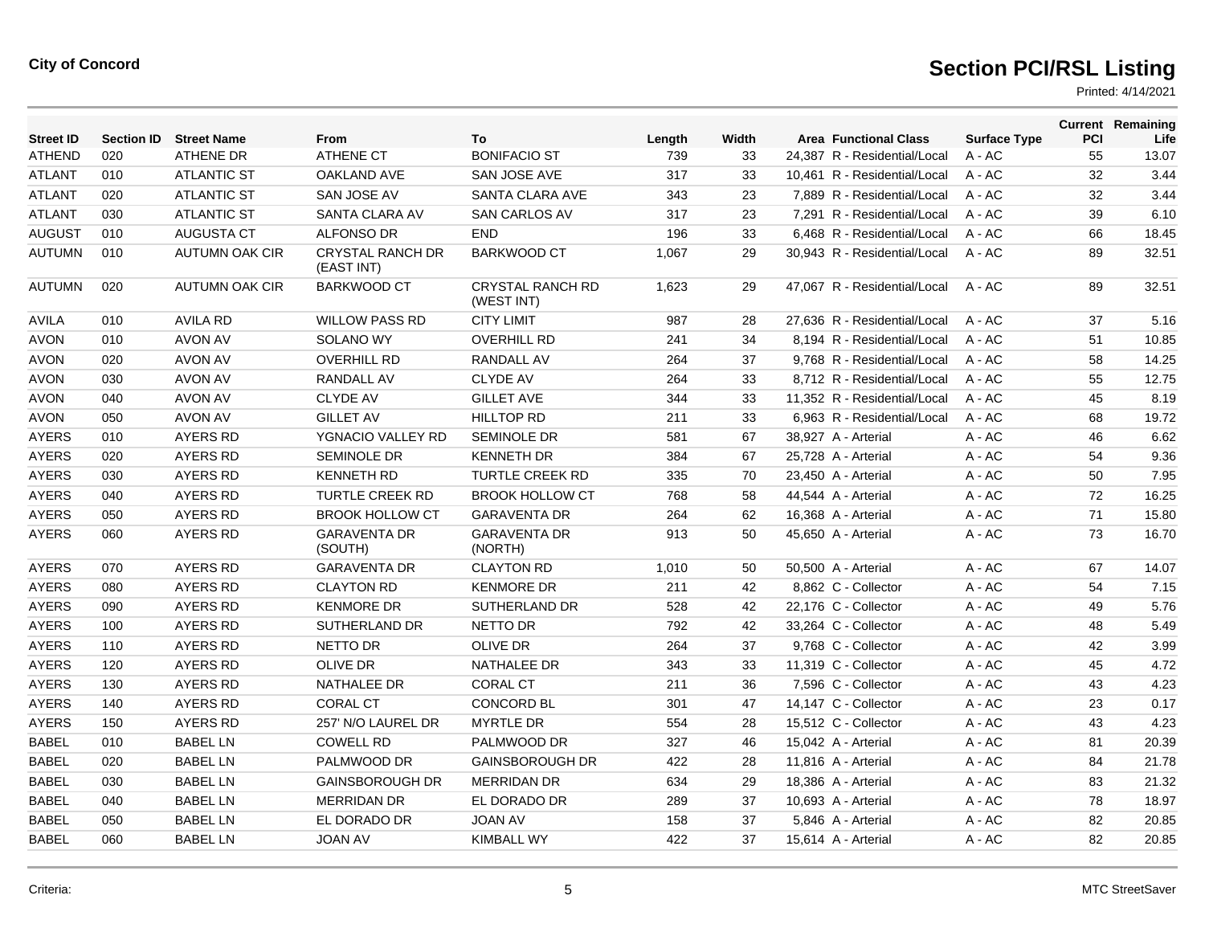**City of Concord**

# Section PCI/RSL Listing

Printed: 4/14/2021

| Street ID | Section ID | Street Name | From | To | Length | Width | Area | Functional Class | Surface Type | Current PCI | Remaining Life |
|---|---|---|---|---|---|---|---|---|---|---|---|
| ATHEND | 020 | ATHENE DR | ATHENE CT | BONIFACIO ST | 739 | 33 | 24,387 | R - Residential/Local | A - AC | 55 | 13.07 |
| ATLANT | 010 | ATLANTIC ST | OAKLAND AVE | SAN JOSE AVE | 317 | 33 | 10,461 | R - Residential/Local | A - AC | 32 | 3.44 |
| ATLANT | 020 | ATLANTIC ST | SAN JOSE AV | SANTA CLARA AVE | 343 | 23 | 7,889 | R - Residential/Local | A - AC | 32 | 3.44 |
| ATLANT | 030 | ATLANTIC ST | SANTA CLARA AV | SAN CARLOS AV | 317 | 23 | 7,291 | R - Residential/Local | A - AC | 39 | 6.10 |
| AUGUST | 010 | AUGUSTA CT | ALFONSO DR | END | 196 | 33 | 6,468 | R - Residential/Local | A - AC | 66 | 18.45 |
| AUTUMN | 010 | AUTUMN OAK CIR | CRYSTAL RANCH DR (EAST INT) | BARKWOOD CT | 1,067 | 29 | 30,943 | R - Residential/Local | A - AC | 89 | 32.51 |
| AUTUMN | 020 | AUTUMN OAK CIR | BARKWOOD CT | CRYSTAL RANCH RD (WEST INT) | 1,623 | 29 | 47,067 | R - Residential/Local | A - AC | 89 | 32.51 |
| AVILA | 010 | AVILA RD | WILLOW PASS RD | CITY LIMIT | 987 | 28 | 27,636 | R - Residential/Local | A - AC | 37 | 5.16 |
| AVON | 010 | AVON AV | SOLANO WY | OVERHILL RD | 241 | 34 | 8,194 | R - Residential/Local | A - AC | 51 | 10.85 |
| AVON | 020 | AVON AV | OVERHILL RD | RANDALL AV | 264 | 37 | 9,768 | R - Residential/Local | A - AC | 58 | 14.25 |
| AVON | 030 | AVON AV | RANDALL AV | CLYDE AV | 264 | 33 | 8,712 | R - Residential/Local | A - AC | 55 | 12.75 |
| AVON | 040 | AVON AV | CLYDE AV | GILLET AVE | 344 | 33 | 11,352 | R - Residential/Local | A - AC | 45 | 8.19 |
| AVON | 050 | AVON AV | GILLET AV | HILLTOP RD | 211 | 33 | 6,963 | R - Residential/Local | A - AC | 68 | 19.72 |
| AYERS | 010 | AYERS RD | YGNACIO VALLEY RD | SEMINOLE DR | 581 | 67 | 38,927 | A - Arterial | A - AC | 46 | 6.62 |
| AYERS | 020 | AYERS RD | SEMINOLE DR | KENNETH DR | 384 | 67 | 25,728 | A - Arterial | A - AC | 54 | 9.36 |
| AYERS | 030 | AYERS RD | KENNETH RD | TURTLE CREEK RD | 335 | 70 | 23,450 | A - Arterial | A - AC | 50 | 7.95 |
| AYERS | 040 | AYERS RD | TURTLE CREEK RD | BROOK HOLLOW CT | 768 | 58 | 44,544 | A - Arterial | A - AC | 72 | 16.25 |
| AYERS | 050 | AYERS RD | BROOK HOLLOW CT | GARAVENTA DR | 264 | 62 | 16,368 | A - Arterial | A - AC | 71 | 15.80 |
| AYERS | 060 | AYERS RD | GARAVENTA DR (SOUTH) | GARAVENTA DR (NORTH) | 913 | 50 | 45,650 | A - Arterial | A - AC | 73 | 16.70 |
| AYERS | 070 | AYERS RD | GARAVENTA DR | CLAYTON RD | 1,010 | 50 | 50,500 | A - Arterial | A - AC | 67 | 14.07 |
| AYERS | 080 | AYERS RD | CLAYTON RD | KENMORE DR | 211 | 42 | 8,862 | C - Collector | A - AC | 54 | 7.15 |
| AYERS | 090 | AYERS RD | KENMORE DR | SUTHERLAND DR | 528 | 42 | 22,176 | C - Collector | A - AC | 49 | 5.76 |
| AYERS | 100 | AYERS RD | SUTHERLAND DR | NETTO DR | 792 | 42 | 33,264 | C - Collector | A - AC | 48 | 5.49 |
| AYERS | 110 | AYERS RD | NETTO DR | OLIVE DR | 264 | 37 | 9,768 | C - Collector | A - AC | 42 | 3.99 |
| AYERS | 120 | AYERS RD | OLIVE DR | NATHALEE DR | 343 | 33 | 11,319 | C - Collector | A - AC | 45 | 4.72 |
| AYERS | 130 | AYERS RD | NATHALEE DR | CORAL CT | 211 | 36 | 7,596 | C - Collector | A - AC | 43 | 4.23 |
| AYERS | 140 | AYERS RD | CORAL CT | CONCORD BL | 301 | 47 | 14,147 | C - Collector | A - AC | 23 | 0.17 |
| AYERS | 150 | AYERS RD | 257' N/O LAUREL DR | MYRTLE DR | 554 | 28 | 15,512 | C - Collector | A - AC | 43 | 4.23 |
| BABEL | 010 | BABEL LN | COWELL RD | PALMWOOD DR | 327 | 46 | 15,042 | A - Arterial | A - AC | 81 | 20.39 |
| BABEL | 020 | BABEL LN | PALMWOOD DR | GAINSBOROUGH DR | 422 | 28 | 11,816 | A - Arterial | A - AC | 84 | 21.78 |
| BABEL | 030 | BABEL LN | GAINSBOROUGH DR | MERRIDAN DR | 634 | 29 | 18,386 | A - Arterial | A - AC | 83 | 21.32 |
| BABEL | 040 | BABEL LN | MERRIDAN DR | EL DORADO DR | 289 | 37 | 10,693 | A - Arterial | A - AC | 78 | 18.97 |
| BABEL | 050 | BABEL LN | EL DORADO DR | JOAN AV | 158 | 37 | 5,846 | A - Arterial | A - AC | 82 | 20.85 |
| BABEL | 060 | BABEL LN | JOAN AV | KIMBALL WY | 422 | 37 | 15,614 | A - Arterial | A - AC | 82 | 20.85 |

Criteria:

MTC StreetSaver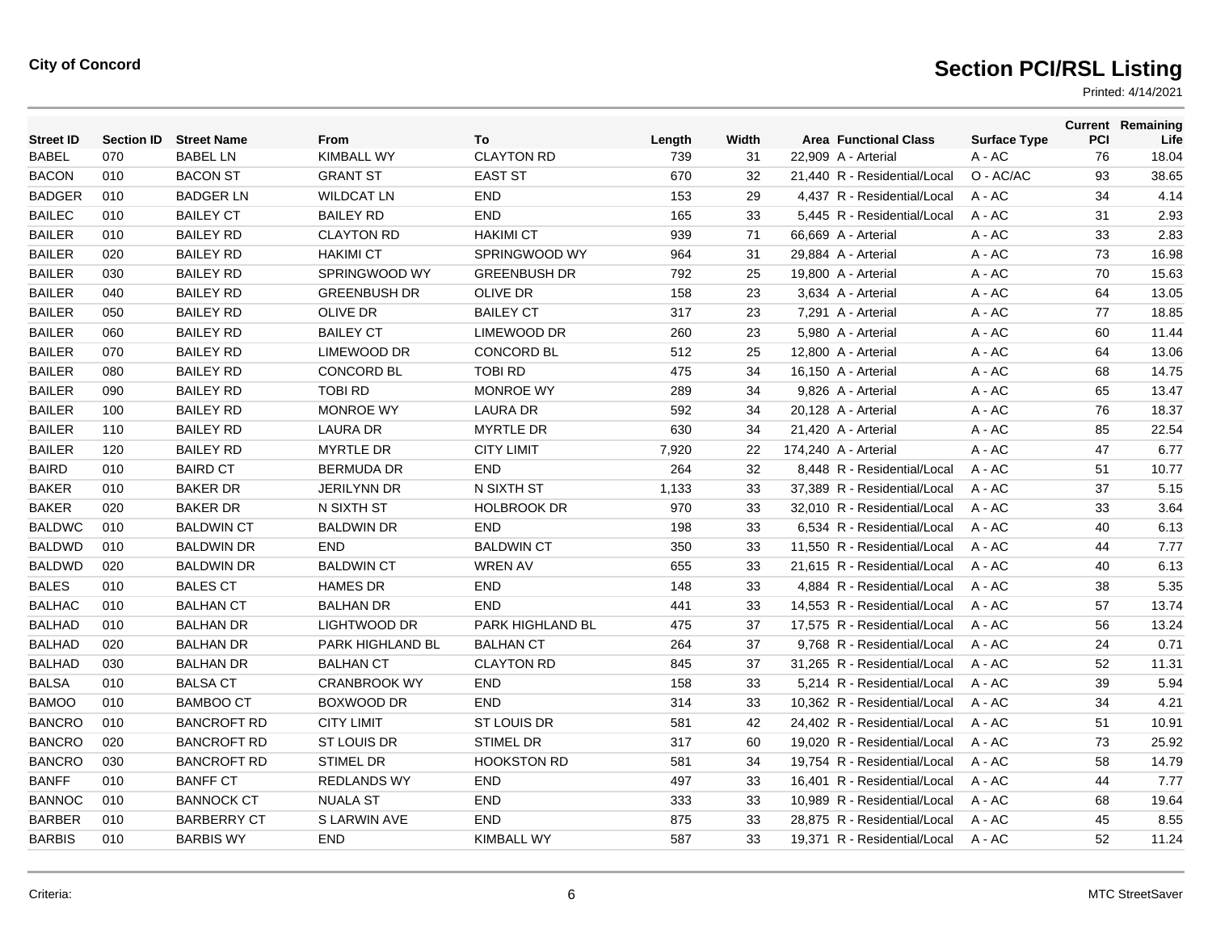**City of Concord**

# Section PCI/RSL Listing

Printed: 4/14/2021

| Street ID | Section ID | Street Name | From | To | Length | Width | Area | Functional Class | Surface Type | Current PCI | Remaining Life |
|---|---|---|---|---|---|---|---|---|---|---|---|
| BABEL | 070 | BABEL LN | KIMBALL WY | CLAYTON RD | 739 | 31 | 22,909 | A - Arterial | A - AC | 76 | 18.04 |
| BACON | 010 | BACON ST | GRANT ST | EAST ST | 670 | 32 | 21,440 | R - Residential/Local | O - AC/AC | 93 | 38.65 |
| BADGER | 010 | BADGER LN | WILDCAT LN | END | 153 | 29 | 4,437 | R - Residential/Local | A - AC | 34 | 4.14 |
| BAILEC | 010 | BAILEY CT | BAILEY RD | END | 165 | 33 | 5,445 | R - Residential/Local | A - AC | 31 | 2.93 |
| BAILER | 010 | BAILEY RD | CLAYTON RD | HAKIMI CT | 939 | 71 | 66,669 | A - Arterial | A - AC | 33 | 2.83 |
| BAILER | 020 | BAILEY RD | HAKIMI CT | SPRINGWOOD WY | 964 | 31 | 29,884 | A - Arterial | A - AC | 73 | 16.98 |
| BAILER | 030 | BAILEY RD | SPRINGWOOD WY | GREENBUSH DR | 792 | 25 | 19,800 | A - Arterial | A - AC | 70 | 15.63 |
| BAILER | 040 | BAILEY RD | GREENBUSH DR | OLIVE DR | 158 | 23 | 3,634 | A - Arterial | A - AC | 64 | 13.05 |
| BAILER | 050 | BAILEY RD | OLIVE DR | BAILEY CT | 317 | 23 | 7,291 | A - Arterial | A - AC | 77 | 18.85 |
| BAILER | 060 | BAILEY RD | BAILEY CT | LIMEWOOD DR | 260 | 23 | 5,980 | A - Arterial | A - AC | 60 | 11.44 |
| BAILER | 070 | BAILEY RD | LIMEWOOD DR | CONCORD BL | 512 | 25 | 12,800 | A - Arterial | A - AC | 64 | 13.06 |
| BAILER | 080 | BAILEY RD | CONCORD BL | TOBI RD | 475 | 34 | 16,150 | A - Arterial | A - AC | 68 | 14.75 |
| BAILER | 090 | BAILEY RD | TOBI RD | MONROE WY | 289 | 34 | 9,826 | A - Arterial | A - AC | 65 | 13.47 |
| BAILER | 100 | BAILEY RD | MONROE WY | LAURA DR | 592 | 34 | 20,128 | A - Arterial | A - AC | 76 | 18.37 |
| BAILER | 110 | BAILEY RD | LAURA DR | MYRTLE DR | 630 | 34 | 21,420 | A - Arterial | A - AC | 85 | 22.54 |
| BAILER | 120 | BAILEY RD | MYRTLE DR | CITY LIMIT | 7,920 | 22 | 174,240 | A - Arterial | A - AC | 47 | 6.77 |
| BAIRD | 010 | BAIRD CT | BERMUDA DR | END | 264 | 32 | 8,448 | R - Residential/Local | A - AC | 51 | 10.77 |
| BAKER | 010 | BAKER DR | JERILYNN DR | N SIXTH ST | 1,133 | 33 | 37,389 | R - Residential/Local | A - AC | 37 | 5.15 |
| BAKER | 020 | BAKER DR | N SIXTH ST | HOLBROOK DR | 970 | 33 | 32,010 | R - Residential/Local | A - AC | 33 | 3.64 |
| BALDWC | 010 | BALDWIN CT | BALDWIN DR | END | 198 | 33 | 6,534 | R - Residential/Local | A - AC | 40 | 6.13 |
| BALDWD | 010 | BALDWIN DR | END | BALDWIN CT | 350 | 33 | 11,550 | R - Residential/Local | A - AC | 44 | 7.77 |
| BALDWD | 020 | BALDWIN DR | BALDWIN CT | WREN AV | 655 | 33 | 21,615 | R - Residential/Local | A - AC | 40 | 6.13 |
| BALES | 010 | BALES CT | HAMES DR | END | 148 | 33 | 4,884 | R - Residential/Local | A - AC | 38 | 5.35 |
| BALHAC | 010 | BALHAN CT | BALHAN DR | END | 441 | 33 | 14,553 | R - Residential/Local | A - AC | 57 | 13.74 |
| BALHAD | 010 | BALHAN DR | LIGHTWOOD DR | PARK HIGHLAND BL | 475 | 37 | 17,575 | R - Residential/Local | A - AC | 56 | 13.24 |
| BALHAD | 020 | BALHAN DR | PARK HIGHLAND BL | BALHAN CT | 264 | 37 | 9,768 | R - Residential/Local | A - AC | 24 | 0.71 |
| BALHAD | 030 | BALHAN DR | BALHAN CT | CLAYTON RD | 845 | 37 | 31,265 | R - Residential/Local | A - AC | 52 | 11.31 |
| BALSA | 010 | BALSA CT | CRANBROOK WY | END | 158 | 33 | 5,214 | R - Residential/Local | A - AC | 39 | 5.94 |
| BAMOO | 010 | BAMBOO CT | BOXWOOD DR | END | 314 | 33 | 10,362 | R - Residential/Local | A - AC | 34 | 4.21 |
| BANCRO | 010 | BANCROFT RD | CITY LIMIT | ST LOUIS DR | 581 | 42 | 24,402 | R - Residential/Local | A - AC | 51 | 10.91 |
| BANCRO | 020 | BANCROFT RD | ST LOUIS DR | STIMEL DR | 317 | 60 | 19,020 | R - Residential/Local | A - AC | 73 | 25.92 |
| BANCRO | 030 | BANCROFT RD | STIMEL DR | HOOKSTON RD | 581 | 34 | 19,754 | R - Residential/Local | A - AC | 58 | 14.79 |
| BANFF | 010 | BANFF CT | REDLANDS WY | END | 497 | 33 | 16,401 | R - Residential/Local | A - AC | 44 | 7.77 |
| BANNOC | 010 | BANNOCK CT | NUALA ST | END | 333 | 33 | 10,989 | R - Residential/Local | A - AC | 68 | 19.64 |
| BARBER | 010 | BARBERRY CT | S LARWIN AVE | END | 875 | 33 | 28,875 | R - Residential/Local | A - AC | 45 | 8.55 |
| BARBIS | 010 | BARBIS WY | END | KIMBALL WY | 587 | 33 | 19,371 | R - Residential/Local | A - AC | 52 | 11.24 |

Criteria:

MTC StreetSaver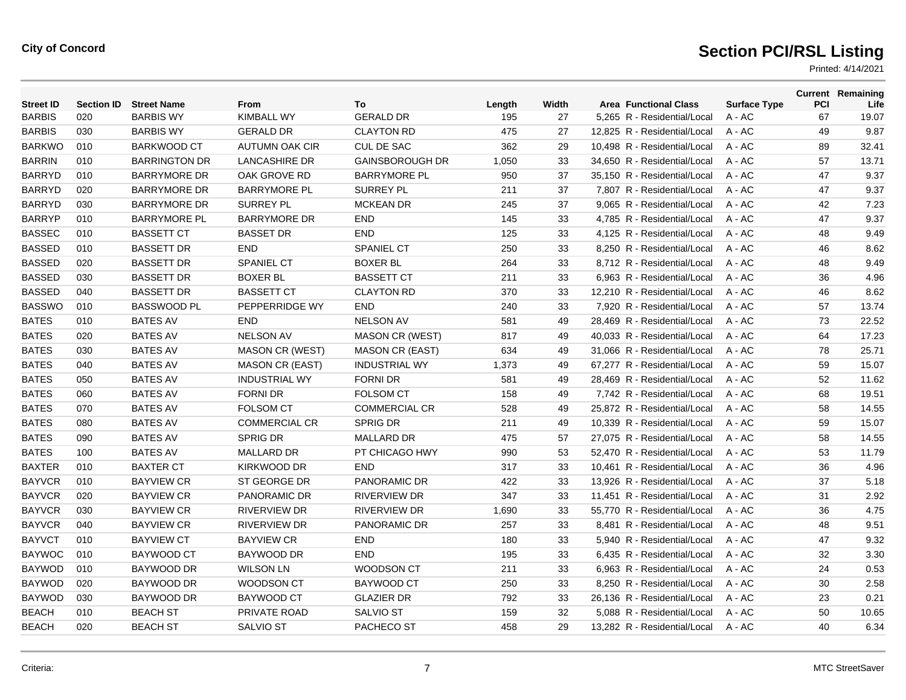**City of Concord**

# Section PCI/RSL Listing

Printed: 4/14/2021

| Street ID | Section ID | Street Name | From | To | Length | Width | Area | Functional Class | Surface Type | Current PCI | Remaining Life |
|---|---|---|---|---|---|---|---|---|---|---|---|
| BARBIS | 020 | BARBIS WY | KIMBALL WY | GERALD DR | 195 | 27 | 5,265 | R - Residential/Local | A - AC | 67 | 19.07 |
| BARBIS | 030 | BARBIS WY | GERALD DR | CLAYTON RD | 475 | 27 | 12,825 | R - Residential/Local | A - AC | 49 | 9.87 |
| BARKWO | 010 | BARKWOOD CT | AUTUMN OAK CIR | CUL DE SAC | 362 | 29 | 10,498 | R - Residential/Local | A - AC | 89 | 32.41 |
| BARRIN | 010 | BARRINGTON DR | LANCASHIRE DR | GAINSBOROUGH DR | 1,050 | 33 | 34,650 | R - Residential/Local | A - AC | 57 | 13.71 |
| BARRYD | 010 | BARRYMORE DR | OAK GROVE RD | BARRYMORE PL | 950 | 37 | 35,150 | R - Residential/Local | A - AC | 47 | 9.37 |
| BARRYD | 020 | BARRYMORE DR | BARRYMORE PL | SURREY PL | 211 | 37 | 7,807 | R - Residential/Local | A - AC | 47 | 9.37 |
| BARRYD | 030 | BARRYMORE DR | SURREY PL | MCKEAN DR | 245 | 37 | 9,065 | R - Residential/Local | A - AC | 42 | 7.23 |
| BARRYP | 010 | BARRYMORE PL | BARRYMORE DR | END | 145 | 33 | 4,785 | R - Residential/Local | A - AC | 47 | 9.37 |
| BASSEC | 010 | BASSETT CT | BASSET DR | END | 125 | 33 | 4,125 | R - Residential/Local | A - AC | 48 | 9.49 |
| BASSED | 010 | BASSETT DR | END | SPANIEL CT | 250 | 33 | 8,250 | R - Residential/Local | A - AC | 46 | 8.62 |
| BASSED | 020 | BASSETT DR | SPANIEL CT | BOXER BL | 264 | 33 | 8,712 | R - Residential/Local | A - AC | 48 | 9.49 |
| BASSED | 030 | BASSETT DR | BOXER BL | BASSETT CT | 211 | 33 | 6,963 | R - Residential/Local | A - AC | 36 | 4.96 |
| BASSED | 040 | BASSETT DR | BASSETT CT | CLAYTON RD | 370 | 33 | 12,210 | R - Residential/Local | A - AC | 46 | 8.62 |
| BASSWO | 010 | BASSWOOD PL | PEPPERRIDGE WY | END | 240 | 33 | 7,920 | R - Residential/Local | A - AC | 57 | 13.74 |
| BATES | 010 | BATES AV | END | NELSON AV | 581 | 49 | 28,469 | R - Residential/Local | A - AC | 73 | 22.52 |
| BATES | 020 | BATES AV | NELSON AV | MASON CR (WEST) | 817 | 49 | 40,033 | R - Residential/Local | A - AC | 64 | 17.23 |
| BATES | 030 | BATES AV | MASON CR (WEST) | MASON CR (EAST) | 634 | 49 | 31,066 | R - Residential/Local | A - AC | 78 | 25.71 |
| BATES | 040 | BATES AV | MASON CR (EAST) | INDUSTRIAL WY | 1,373 | 49 | 67,277 | R - Residential/Local | A - AC | 59 | 15.07 |
| BATES | 050 | BATES AV | INDUSTRIAL WY | FORNI DR | 581 | 49 | 28,469 | R - Residential/Local | A - AC | 52 | 11.62 |
| BATES | 060 | BATES AV | FORNI DR | FOLSOM CT | 158 | 49 | 7,742 | R - Residential/Local | A - AC | 68 | 19.51 |
| BATES | 070 | BATES AV | FOLSOM CT | COMMERCIAL CR | 528 | 49 | 25,872 | R - Residential/Local | A - AC | 58 | 14.55 |
| BATES | 080 | BATES AV | COMMERCIAL CR | SPRIG DR | 211 | 49 | 10,339 | R - Residential/Local | A - AC | 59 | 15.07 |
| BATES | 090 | BATES AV | SPRIG DR | MALLARD DR | 475 | 57 | 27,075 | R - Residential/Local | A - AC | 58 | 14.55 |
| BATES | 100 | BATES AV | MALLARD DR | PT CHICAGO HWY | 990 | 53 | 52,470 | R - Residential/Local | A - AC | 53 | 11.79 |
| BAXTER | 010 | BAXTER CT | KIRKWOOD DR | END | 317 | 33 | 10,461 | R - Residential/Local | A - AC | 36 | 4.96 |
| BAYVCR | 010 | BAYVIEW CR | ST GEORGE DR | PANORAMIC DR | 422 | 33 | 13,926 | R - Residential/Local | A - AC | 37 | 5.18 |
| BAYVCR | 020 | BAYVIEW CR | PANORAMIC DR | RIVERVIEW DR | 347 | 33 | 11,451 | R - Residential/Local | A - AC | 31 | 2.92 |
| BAYVCR | 030 | BAYVIEW CR | RIVERVIEW DR | RIVERVIEW DR | 1,690 | 33 | 55,770 | R - Residential/Local | A - AC | 36 | 4.75 |
| BAYVCR | 040 | BAYVIEW CR | RIVERVIEW DR | PANORAMIC DR | 257 | 33 | 8,481 | R - Residential/Local | A - AC | 48 | 9.51 |
| BAYVCT | 010 | BAYVIEW CT | BAYVIEW CR | END | 180 | 33 | 5,940 | R - Residential/Local | A - AC | 47 | 9.32 |
| BAYWOC | 010 | BAYWOOD CT | BAYWOOD DR | END | 195 | 33 | 6,435 | R - Residential/Local | A - AC | 32 | 3.30 |
| BAYWOD | 010 | BAYWOOD DR | WILSON LN | WOODSON CT | 211 | 33 | 6,963 | R - Residential/Local | A - AC | 24 | 0.53 |
| BAYWOD | 020 | BAYWOOD DR | WOODSON CT | BAYWOOD CT | 250 | 33 | 8,250 | R - Residential/Local | A - AC | 30 | 2.58 |
| BAYWOD | 030 | BAYWOOD DR | BAYWOOD CT | GLAZIER DR | 792 | 33 | 26,136 | R - Residential/Local | A - AC | 23 | 0.21 |
| BEACH | 010 | BEACH ST | PRIVATE ROAD | SALVIO ST | 159 | 32 | 5,088 | R - Residential/Local | A - AC | 50 | 10.65 |
| BEACH | 020 | BEACH ST | SALVIO ST | PACHECO ST | 458 | 29 | 13,282 | R - Residential/Local | A - AC | 40 | 6.34 |

Criteria:

MTC StreetSaver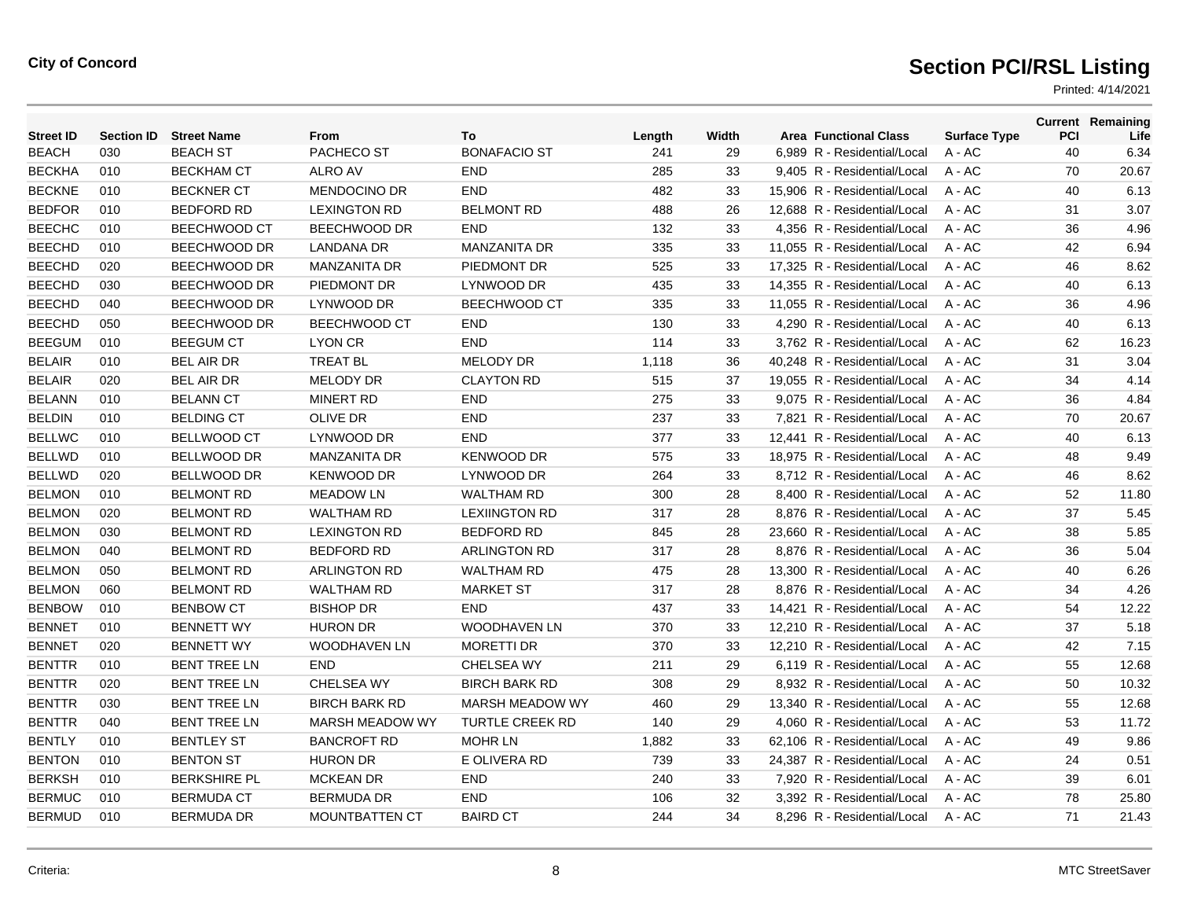City of Concord

# Section PCI/RSL Listing

Printed: 4/14/2021

| Street ID | Section ID | Street Name | From | To | Length | Width | Area | Functional Class | Surface Type | Current PCI | Remaining Life |
|---|---|---|---|---|---|---|---|---|---|---|---|
| BEACH | 030 | BEACH ST | PACHECO ST | BONAFACIO ST | 241 | 29 | 6,989 | R - Residential/Local | A - AC | 40 | 6.34 |
| BECKHA | 010 | BECKHAM CT | ALRO AV | END | 285 | 33 | 9,405 | R - Residential/Local | A - AC | 70 | 20.67 |
| BECKNE | 010 | BECKNER CT | MENDOCINO DR | END | 482 | 33 | 15,906 | R - Residential/Local | A - AC | 40 | 6.13 |
| BEDFOR | 010 | BEDFORD RD | LEXINGTON RD | BELMONT RD | 488 | 26 | 12,688 | R - Residential/Local | A - AC | 31 | 3.07 |
| BEECHC | 010 | BEECHWOOD CT | BEECHWOOD DR | END | 132 | 33 | 4,356 | R - Residential/Local | A - AC | 36 | 4.96 |
| BEECHD | 010 | BEECHWOOD DR | LANDANA DR | MANZANITA DR | 335 | 33 | 11,055 | R - Residential/Local | A - AC | 42 | 6.94 |
| BEECHD | 020 | BEECHWOOD DR | MANZANITA DR | PIEDMONT DR | 525 | 33 | 17,325 | R - Residential/Local | A - AC | 46 | 8.62 |
| BEECHD | 030 | BEECHWOOD DR | PIEDMONT DR | LYNWOOD DR | 435 | 33 | 14,355 | R - Residential/Local | A - AC | 40 | 6.13 |
| BEECHD | 040 | BEECHWOOD DR | LYNWOOD DR | BEECHWOOD CT | 335 | 33 | 11,055 | R - Residential/Local | A - AC | 36 | 4.96 |
| BEECHD | 050 | BEECHWOOD DR | BEECHWOOD CT | END | 130 | 33 | 4,290 | R - Residential/Local | A - AC | 40 | 6.13 |
| BEEGUM | 010 | BEEGUM CT | LYON CR | END | 114 | 33 | 3,762 | R - Residential/Local | A - AC | 62 | 16.23 |
| BELAIR | 010 | BEL AIR DR | TREAT BL | MELODY DR | 1,118 | 36 | 40,248 | R - Residential/Local | A - AC | 31 | 3.04 |
| BELAIR | 020 | BEL AIR DR | MELODY DR | CLAYTON RD | 515 | 37 | 19,055 | R - Residential/Local | A - AC | 34 | 4.14 |
| BELANN | 010 | BELANN CT | MINERT RD | END | 275 | 33 | 9,075 | R - Residential/Local | A - AC | 36 | 4.84 |
| BELDIN | 010 | BELDING CT | OLIVE DR | END | 237 | 33 | 7,821 | R - Residential/Local | A - AC | 70 | 20.67 |
| BELLWC | 010 | BELLWOOD CT | LYNWOOD DR | END | 377 | 33 | 12,441 | R - Residential/Local | A - AC | 40 | 6.13 |
| BELLWD | 010 | BELLWOOD DR | MANZANITA DR | KENWOOD DR | 575 | 33 | 18,975 | R - Residential/Local | A - AC | 48 | 9.49 |
| BELLWD | 020 | BELLWOOD DR | KENWOOD DR | LYNWOOD DR | 264 | 33 | 8,712 | R - Residential/Local | A - AC | 46 | 8.62 |
| BELMON | 010 | BELMONT RD | MEADOW LN | WALTHAM RD | 300 | 28 | 8,400 | R - Residential/Local | A - AC | 52 | 11.80 |
| BELMON | 020 | BELMONT RD | WALTHAM RD | LEXIINGTON RD | 317 | 28 | 8,876 | R - Residential/Local | A - AC | 37 | 5.45 |
| BELMON | 030 | BELMONT RD | LEXINGTON RD | BEDFORD RD | 845 | 28 | 23,660 | R - Residential/Local | A - AC | 38 | 5.85 |
| BELMON | 040 | BELMONT RD | BEDFORD RD | ARLINGTON RD | 317 | 28 | 8,876 | R - Residential/Local | A - AC | 36 | 5.04 |
| BELMON | 050 | BELMONT RD | ARLINGTON RD | WALTHAM RD | 475 | 28 | 13,300 | R - Residential/Local | A - AC | 40 | 6.26 |
| BELMON | 060 | BELMONT RD | WALTHAM RD | MARKET ST | 317 | 28 | 8,876 | R - Residential/Local | A - AC | 34 | 4.26 |
| BENBOW | 010 | BENBOW CT | BISHOP DR | END | 437 | 33 | 14,421 | R - Residential/Local | A - AC | 54 | 12.22 |
| BENNET | 010 | BENNETT WY | HURON DR | WOODHAVEN LN | 370 | 33 | 12,210 | R - Residential/Local | A - AC | 37 | 5.18 |
| BENNET | 020 | BENNETT WY | WOODHAVEN LN | MORETTI DR | 370 | 33 | 12,210 | R - Residential/Local | A - AC | 42 | 7.15 |
| BENTTR | 010 | BENT TREE LN | END | CHELSEA WY | 211 | 29 | 6,119 | R - Residential/Local | A - AC | 55 | 12.68 |
| BENTTR | 020 | BENT TREE LN | CHELSEA WY | BIRCH BARK RD | 308 | 29 | 8,932 | R - Residential/Local | A - AC | 50 | 10.32 |
| BENTTR | 030 | BENT TREE LN | BIRCH BARK RD | MARSH MEADOW WY | 460 | 29 | 13,340 | R - Residential/Local | A - AC | 55 | 12.68 |
| BENTTR | 040 | BENT TREE LN | MARSH MEADOW WY | TURTLE CREEK RD | 140 | 29 | 4,060 | R - Residential/Local | A - AC | 53 | 11.72 |
| BENTLY | 010 | BENTLEY ST | BANCROFT RD | MOHR LN | 1,882 | 33 | 62,106 | R - Residential/Local | A - AC | 49 | 9.86 |
| BENTON | 010 | BENTON ST | HURON DR | E OLIVERA RD | 739 | 33 | 24,387 | R - Residential/Local | A - AC | 24 | 0.51 |
| BERKSH | 010 | BERKSHIRE PL | MCKEAN DR | END | 240 | 33 | 7,920 | R - Residential/Local | A - AC | 39 | 6.01 |
| BERMUC | 010 | BERMUDA CT | BERMUDA DR | END | 106 | 32 | 3,392 | R - Residential/Local | A - AC | 78 | 25.80 |
| BERMUD | 010 | BERMUDA DR | MOUNTBATTEN CT | BAIRD CT | 244 | 34 | 8,296 | R - Residential/Local | A - AC | 71 | 21.43 |

Criteria:

MTC StreetSaver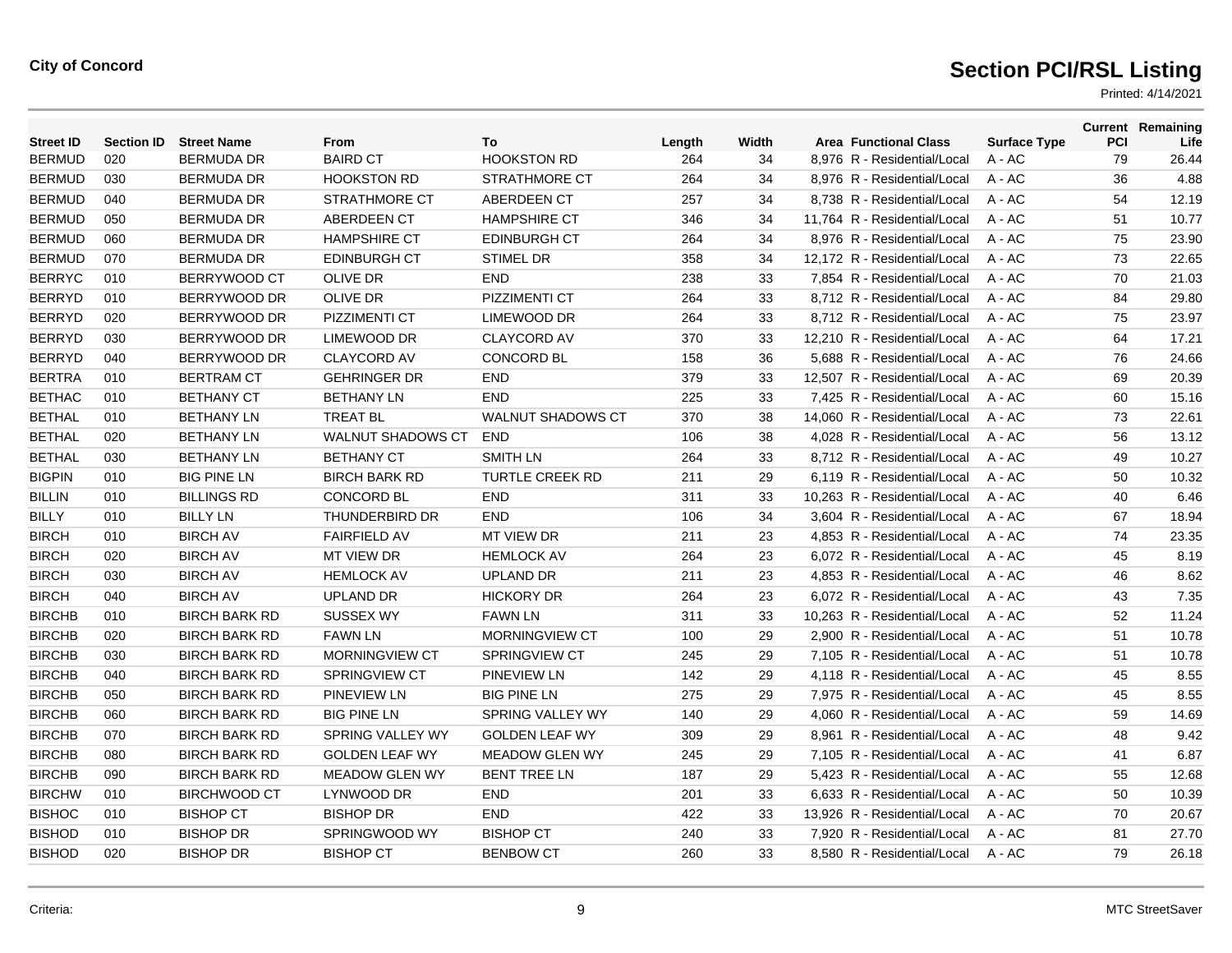**City of Concord**

# Section PCI/RSL Listing

Printed: 4/14/2021

| Street ID | Section ID | Street Name | From | To | Length | Width | Area | Functional Class | Surface Type | Current PCI | Remaining Life |
|---|---|---|---|---|---|---|---|---|---|---|---|
| BERMUD | 020 | BERMUDA DR | BAIRD CT | HOOKSTON RD | 264 | 34 | 8,976 | R - Residential/Local | A - AC | 79 | 26.44 |
| BERMUD | 030 | BERMUDA DR | HOOKSTON RD | STRATHMORE CT | 264 | 34 | 8,976 | R - Residential/Local | A - AC | 36 | 4.88 |
| BERMUD | 040 | BERMUDA DR | STRATHMORE CT | ABERDEEN CT | 257 | 34 | 8,738 | R - Residential/Local | A - AC | 54 | 12.19 |
| BERMUD | 050 | BERMUDA DR | ABERDEEN CT | HAMPSHIRE CT | 346 | 34 | 11,764 | R - Residential/Local | A - AC | 51 | 10.77 |
| BERMUD | 060 | BERMUDA DR | HAMPSHIRE CT | EDINBURGH CT | 264 | 34 | 8,976 | R - Residential/Local | A - AC | 75 | 23.90 |
| BERMUD | 070 | BERMUDA DR | EDINBURGH CT | STIMEL DR | 358 | 34 | 12,172 | R - Residential/Local | A - AC | 73 | 22.65 |
| BERRYC | 010 | BERRYWOOD CT | OLIVE DR | END | 238 | 33 | 7,854 | R - Residential/Local | A - AC | 70 | 21.03 |
| BERRYD | 010 | BERRYWOOD DR | OLIVE DR | PIZZIMENTI CT | 264 | 33 | 8,712 | R - Residential/Local | A - AC | 84 | 29.80 |
| BERRYD | 020 | BERRYWOOD DR | PIZZIMENTI CT | LIMEWOOD DR | 264 | 33 | 8,712 | R - Residential/Local | A - AC | 75 | 23.97 |
| BERRYD | 030 | BERRYWOOD DR | LIMEWOOD DR | CLAYCORD AV | 370 | 33 | 12,210 | R - Residential/Local | A - AC | 64 | 17.21 |
| BERRYD | 040 | BERRYWOOD DR | CLAYCORD AV | CONCORD BL | 158 | 36 | 5,688 | R - Residential/Local | A - AC | 76 | 24.66 |
| BERTRA | 010 | BERTRAM CT | GEHRINGER DR | END | 379 | 33 | 12,507 | R - Residential/Local | A - AC | 69 | 20.39 |
| BETHAC | 010 | BETHANY CT | BETHANY LN | END | 225 | 33 | 7,425 | R - Residential/Local | A - AC | 60 | 15.16 |
| BETHAL | 010 | BETHANY LN | TREAT BL | WALNUT SHADOWS CT | 370 | 38 | 14,060 | R - Residential/Local | A - AC | 73 | 22.61 |
| BETHAL | 020 | BETHANY LN | WALNUT SHADOWS CT | END | 106 | 38 | 4,028 | R - Residential/Local | A - AC | 56 | 13.12 |
| BETHAL | 030 | BETHANY LN | BETHANY CT | SMITH LN | 264 | 33 | 8,712 | R - Residential/Local | A - AC | 49 | 10.27 |
| BIGPIN | 010 | BIG PINE LN | BIRCH BARK RD | TURTLE CREEK RD | 211 | 29 | 6,119 | R - Residential/Local | A - AC | 50 | 10.32 |
| BILLIN | 010 | BILLINGS RD | CONCORD BL | END | 311 | 33 | 10,263 | R - Residential/Local | A - AC | 40 | 6.46 |
| BILLY | 010 | BILLY LN | THUNDERBIRD DR | END | 106 | 34 | 3,604 | R - Residential/Local | A - AC | 67 | 18.94 |
| BIRCH | 010 | BIRCH AV | FAIRFIELD AV | MT VIEW DR | 211 | 23 | 4,853 | R - Residential/Local | A - AC | 74 | 23.35 |
| BIRCH | 020 | BIRCH AV | MT VIEW DR | HEMLOCK AV | 264 | 23 | 6,072 | R - Residential/Local | A - AC | 45 | 8.19 |
| BIRCH | 030 | BIRCH AV | HEMLOCK AV | UPLAND DR | 211 | 23 | 4,853 | R - Residential/Local | A - AC | 46 | 8.62 |
| BIRCH | 040 | BIRCH AV | UPLAND DR | HICKORY DR | 264 | 23 | 6,072 | R - Residential/Local | A - AC | 43 | 7.35 |
| BIRCHB | 010 | BIRCH BARK RD | SUSSEX WY | FAWN LN | 311 | 33 | 10,263 | R - Residential/Local | A - AC | 52 | 11.24 |
| BIRCHB | 020 | BIRCH BARK RD | FAWN LN | MORNINGVIEW CT | 100 | 29 | 2,900 | R - Residential/Local | A - AC | 51 | 10.78 |
| BIRCHB | 030 | BIRCH BARK RD | MORNINGVIEW CT | SPRINGVIEW CT | 245 | 29 | 7,105 | R - Residential/Local | A - AC | 51 | 10.78 |
| BIRCHB | 040 | BIRCH BARK RD | SPRINGVIEW CT | PINEVIEW LN | 142 | 29 | 4,118 | R - Residential/Local | A - AC | 45 | 8.55 |
| BIRCHB | 050 | BIRCH BARK RD | PINEVIEW LN | BIG PINE LN | 275 | 29 | 7,975 | R - Residential/Local | A - AC | 45 | 8.55 |
| BIRCHB | 060 | BIRCH BARK RD | BIG PINE LN | SPRING VALLEY WY | 140 | 29 | 4,060 | R - Residential/Local | A - AC | 59 | 14.69 |
| BIRCHB | 070 | BIRCH BARK RD | SPRING VALLEY WY | GOLDEN LEAF WY | 309 | 29 | 8,961 | R - Residential/Local | A - AC | 48 | 9.42 |
| BIRCHB | 080 | BIRCH BARK RD | GOLDEN LEAF WY | MEADOW GLEN WY | 245 | 29 | 7,105 | R - Residential/Local | A - AC | 41 | 6.87 |
| BIRCHB | 090 | BIRCH BARK RD | MEADOW GLEN WY | BENT TREE LN | 187 | 29 | 5,423 | R - Residential/Local | A - AC | 55 | 12.68 |
| BIRCHW | 010 | BIRCHWOOD CT | LYNWOOD DR | END | 201 | 33 | 6,633 | R - Residential/Local | A - AC | 50 | 10.39 |
| BISHOC | 010 | BISHOP CT | BISHOP DR | END | 422 | 33 | 13,926 | R - Residential/Local | A - AC | 70 | 20.67 |
| BISHOD | 010 | BISHOP DR | SPRINGWOOD WY | BISHOP CT | 240 | 33 | 7,920 | R - Residential/Local | A - AC | 81 | 27.70 |
| BISHOD | 020 | BISHOP DR | BISHOP CT | BENBOW CT | 260 | 33 | 8,580 | R - Residential/Local | A - AC | 79 | 26.18 |

Criteria:

MTC StreetSaver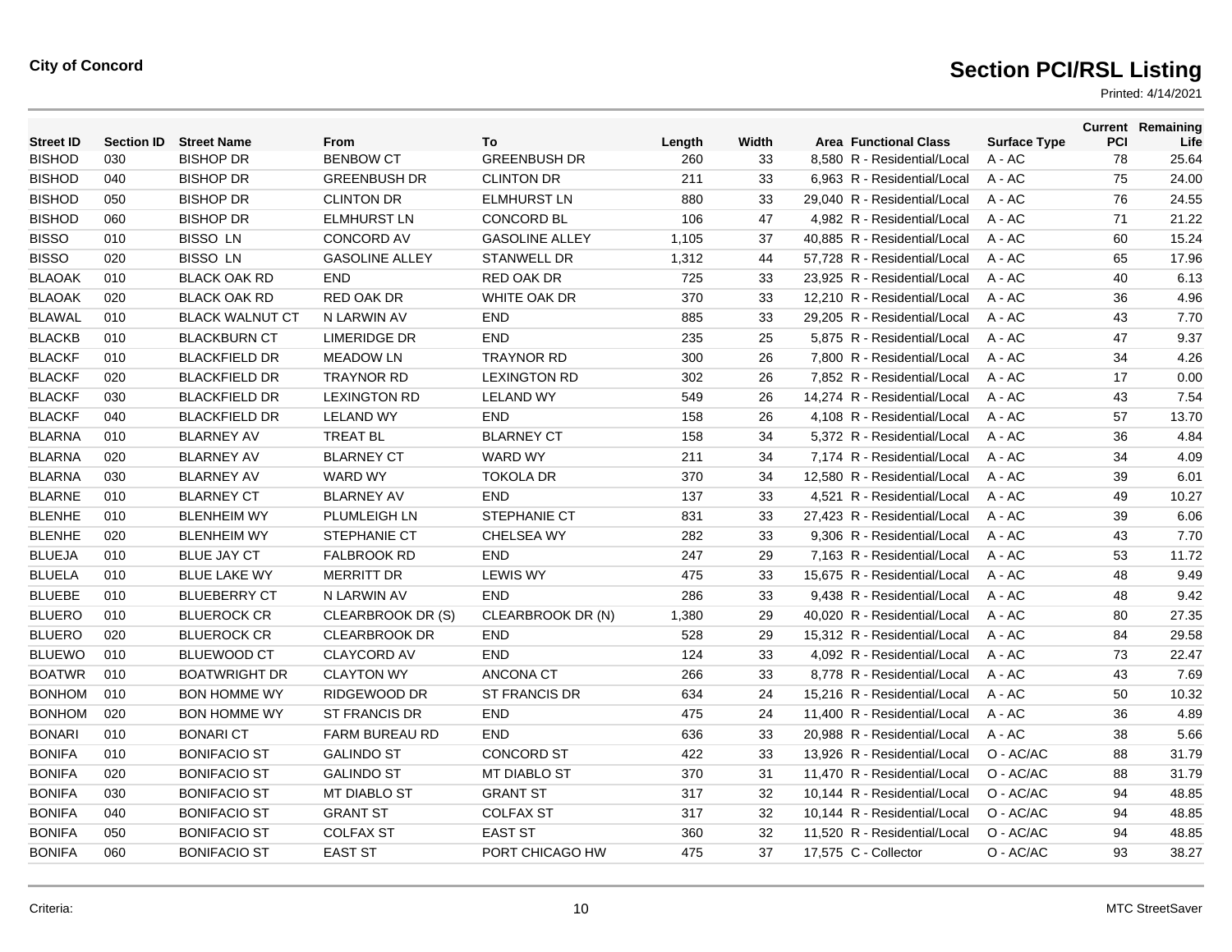**City of Concord**

# Section PCI/RSL Listing

Printed: 4/14/2021

| Street ID | Section ID | Street Name | From | To | Length | Width | Area | Functional Class | Surface Type | Current PCI | Remaining Life |
|---|---|---|---|---|---|---|---|---|---|---|---|
| BISHOD | 030 | BISHOP DR | BENBOW CT | GREENBUSH DR | 260 | 33 | 8,580 | R - Residential/Local | A - AC | 78 | 25.64 |
| BISHOD | 040 | BISHOP DR | GREENBUSH DR | CLINTON DR | 211 | 33 | 6,963 | R - Residential/Local | A - AC | 75 | 24.00 |
| BISHOD | 050 | BISHOP DR | CLINTON DR | ELMHURST LN | 880 | 33 | 29,040 | R - Residential/Local | A - AC | 76 | 24.55 |
| BISHOD | 060 | BISHOP DR | ELMHURST LN | CONCORD BL | 106 | 47 | 4,982 | R - Residential/Local | A - AC | 71 | 21.22 |
| BISSO | 010 | BISSO LN | CONCORD AV | GASOLINE ALLEY | 1,105 | 37 | 40,885 | R - Residential/Local | A - AC | 60 | 15.24 |
| BISSO | 020 | BISSO LN | GASOLINE ALLEY | STANWELL DR | 1,312 | 44 | 57,728 | R - Residential/Local | A - AC | 65 | 17.96 |
| BLAOAK | 010 | BLACK OAK RD | END | RED OAK DR | 725 | 33 | 23,925 | R - Residential/Local | A - AC | 40 | 6.13 |
| BLAOAK | 020 | BLACK OAK RD | RED OAK DR | WHITE OAK DR | 370 | 33 | 12,210 | R - Residential/Local | A - AC | 36 | 4.96 |
| BLAWAL | 010 | BLACK WALNUT CT | N LARWIN AV | END | 885 | 33 | 29,205 | R - Residential/Local | A - AC | 43 | 7.70 |
| BLACKB | 010 | BLACKBURN CT | LIMERIDGE DR | END | 235 | 25 | 5,875 | R - Residential/Local | A - AC | 47 | 9.37 |
| BLACKF | 010 | BLACKFIELD DR | MEADOW LN | TRAYNOR RD | 300 | 26 | 7,800 | R - Residential/Local | A - AC | 34 | 4.26 |
| BLACKF | 020 | BLACKFIELD DR | TRAYNOR RD | LEXINGTON RD | 302 | 26 | 7,852 | R - Residential/Local | A - AC | 17 | 0.00 |
| BLACKF | 030 | BLACKFIELD DR | LEXINGTON RD | LELAND WY | 549 | 26 | 14,274 | R - Residential/Local | A - AC | 43 | 7.54 |
| BLACKF | 040 | BLACKFIELD DR | LELAND WY | END | 158 | 26 | 4,108 | R - Residential/Local | A - AC | 57 | 13.70 |
| BLARNA | 010 | BLARNEY AV | TREAT BL | BLARNEY CT | 158 | 34 | 5,372 | R - Residential/Local | A - AC | 36 | 4.84 |
| BLARNA | 020 | BLARNEY AV | BLARNEY CT | WARD WY | 211 | 34 | 7,174 | R - Residential/Local | A - AC | 34 | 4.09 |
| BLARNA | 030 | BLARNEY AV | WARD WY | TOKOLA DR | 370 | 34 | 12,580 | R - Residential/Local | A - AC | 39 | 6.01 |
| BLARNE | 010 | BLARNEY CT | BLARNEY AV | END | 137 | 33 | 4,521 | R - Residential/Local | A - AC | 49 | 10.27 |
| BLENHE | 010 | BLENHEIM WY | PLUMLEIGH LN | STEPHANIE CT | 831 | 33 | 27,423 | R - Residential/Local | A - AC | 39 | 6.06 |
| BLENHE | 020 | BLENHEIM WY | STEPHANIE CT | CHELSEA WY | 282 | 33 | 9,306 | R - Residential/Local | A - AC | 43 | 7.70 |
| BLUEJA | 010 | BLUE JAY CT | FALBROOK RD | END | 247 | 29 | 7,163 | R - Residential/Local | A - AC | 53 | 11.72 |
| BLUELA | 010 | BLUE LAKE WY | MERRITT DR | LEWIS WY | 475 | 33 | 15,675 | R - Residential/Local | A - AC | 48 | 9.49 |
| BLUEBE | 010 | BLUEBERRY CT | N LARWIN AV | END | 286 | 33 | 9,438 | R - Residential/Local | A - AC | 48 | 9.42 |
| BLUERO | 010 | BLUEROCK CR | CLEARBROOK DR (S) | CLEARBROOK DR (N) | 1,380 | 29 | 40,020 | R - Residential/Local | A - AC | 80 | 27.35 |
| BLUERO | 020 | BLUEROCK CR | CLEARBROOK DR | END | 528 | 29 | 15,312 | R - Residential/Local | A - AC | 84 | 29.58 |
| BLUEWO | 010 | BLUEWOOD CT | CLAYCORD AV | END | 124 | 33 | 4,092 | R - Residential/Local | A - AC | 73 | 22.47 |
| BOATWR | 010 | BOATWRIGHT DR | CLAYTON WY | ANCONA CT | 266 | 33 | 8,778 | R - Residential/Local | A - AC | 43 | 7.69 |
| BONHOM | 010 | BON HOMME WY | RIDGEWOOD DR | ST FRANCIS DR | 634 | 24 | 15,216 | R - Residential/Local | A - AC | 50 | 10.32 |
| BONHOM | 020 | BON HOMME WY | ST FRANCIS DR | END | 475 | 24 | 11,400 | R - Residential/Local | A - AC | 36 | 4.89 |
| BONARI | 010 | BONARI CT | FARM BUREAU RD | END | 636 | 33 | 20,988 | R - Residential/Local | A - AC | 38 | 5.66 |
| BONIFA | 010 | BONIFACIO ST | GALINDO ST | CONCORD ST | 422 | 33 | 13,926 | R - Residential/Local | O - AC/AC | 88 | 31.79 |
| BONIFA | 020 | BONIFACIO ST | GALINDO ST | MT DIABLO ST | 370 | 31 | 11,470 | R - Residential/Local | O - AC/AC | 88 | 31.79 |
| BONIFA | 030 | BONIFACIO ST | MT DIABLO ST | GRANT ST | 317 | 32 | 10,144 | R - Residential/Local | O - AC/AC | 94 | 48.85 |
| BONIFA | 040 | BONIFACIO ST | GRANT ST | COLFAX ST | 317 | 32 | 10,144 | R - Residential/Local | O - AC/AC | 94 | 48.85 |
| BONIFA | 050 | BONIFACIO ST | COLFAX ST | EAST ST | 360 | 32 | 11,520 | R - Residential/Local | O - AC/AC | 94 | 48.85 |
| BONIFA | 060 | BONIFACIO ST | EAST ST | PORT CHICAGO HW | 475 | 37 | 17,575 | C - Collector | O - AC/AC | 93 | 38.27 |

Criteria:

MTC StreetSaver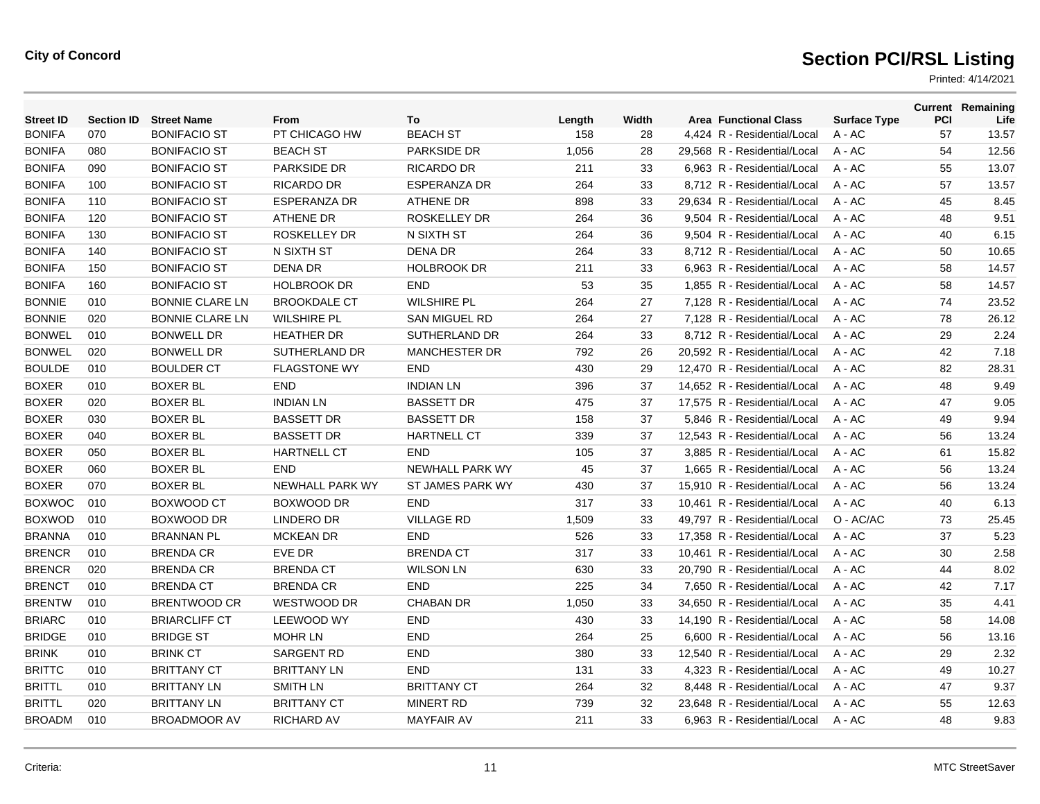City of Concord

# Section PCI/RSL Listing

Printed: 4/14/2021

| Street ID | Section ID | Street Name | From | To | Length | Width | Area | Functional Class | Surface Type | Current PCI | Remaining Life |
|---|---|---|---|---|---|---|---|---|---|---|---|
| BONIFA | 070 | BONIFACIO ST | PT CHICAGO HW | BEACH ST | 158 | 28 | 4,424 | R - Residential/Local | A - AC | 57 | 13.57 |
| BONIFA | 080 | BONIFACIO ST | BEACH ST | PARKSIDE DR | 1,056 | 28 | 29,568 | R - Residential/Local | A - AC | 54 | 12.56 |
| BONIFA | 090 | BONIFACIO ST | PARKSIDE DR | RICARDO DR | 211 | 33 | 6,963 | R - Residential/Local | A - AC | 55 | 13.07 |
| BONIFA | 100 | BONIFACIO ST | RICARDO DR | ESPERANZA DR | 264 | 33 | 8,712 | R - Residential/Local | A - AC | 57 | 13.57 |
| BONIFA | 110 | BONIFACIO ST | ESPERANZA DR | ATHENE DR | 898 | 33 | 29,634 | R - Residential/Local | A - AC | 45 | 8.45 |
| BONIFA | 120 | BONIFACIO ST | ATHENE DR | ROSKELLEY DR | 264 | 36 | 9,504 | R - Residential/Local | A - AC | 48 | 9.51 |
| BONIFA | 130 | BONIFACIO ST | ROSKELLEY DR | N SIXTH ST | 264 | 36 | 9,504 | R - Residential/Local | A - AC | 40 | 6.15 |
| BONIFA | 140 | BONIFACIO ST | N SIXTH ST | DENA DR | 264 | 33 | 8,712 | R - Residential/Local | A - AC | 50 | 10.65 |
| BONIFA | 150 | BONIFACIO ST | DENA DR | HOLBROOK DR | 211 | 33 | 6,963 | R - Residential/Local | A - AC | 58 | 14.57 |
| BONIFA | 160 | BONIFACIO ST | HOLBROOK DR | END | 53 | 35 | 1,855 | R - Residential/Local | A - AC | 58 | 14.57 |
| BONNIE | 010 | BONNIE CLARE LN | BROOKDALE CT | WILSHIRE PL | 264 | 27 | 7,128 | R - Residential/Local | A - AC | 74 | 23.52 |
| BONNIE | 020 | BONNIE CLARE LN | WILSHIRE PL | SAN MIGUEL RD | 264 | 27 | 7,128 | R - Residential/Local | A - AC | 78 | 26.12 |
| BONWEL | 010 | BONWELL DR | HEATHER DR | SUTHERLAND DR | 264 | 33 | 8,712 | R - Residential/Local | A - AC | 29 | 2.24 |
| BONWEL | 020 | BONWELL DR | SUTHERLAND DR | MANCHESTER DR | 792 | 26 | 20,592 | R - Residential/Local | A - AC | 42 | 7.18 |
| BOULDE | 010 | BOULDER CT | FLAGSTONE WY | END | 430 | 29 | 12,470 | R - Residential/Local | A - AC | 82 | 28.31 |
| BOXER | 010 | BOXER BL | END | INDIAN LN | 396 | 37 | 14,652 | R - Residential/Local | A - AC | 48 | 9.49 |
| BOXER | 020 | BOXER BL | INDIAN LN | BASSETT DR | 475 | 37 | 17,575 | R - Residential/Local | A - AC | 47 | 9.05 |
| BOXER | 030 | BOXER BL | BASSETT DR | BASSETT DR | 158 | 37 | 5,846 | R - Residential/Local | A - AC | 49 | 9.94 |
| BOXER | 040 | BOXER BL | BASSETT DR | HARTNELL CT | 339 | 37 | 12,543 | R - Residential/Local | A - AC | 56 | 13.24 |
| BOXER | 050 | BOXER BL | HARTNELL CT | END | 105 | 37 | 3,885 | R - Residential/Local | A - AC | 61 | 15.82 |
| BOXER | 060 | BOXER BL | END | NEWHALL PARK WY | 45 | 37 | 1,665 | R - Residential/Local | A - AC | 56 | 13.24 |
| BOXER | 070 | BOXER BL | NEWHALL PARK WY | ST JAMES PARK WY | 430 | 37 | 15,910 | R - Residential/Local | A - AC | 56 | 13.24 |
| BOXWOC | 010 | BOXWOOD CT | BOXWOOD DR | END | 317 | 33 | 10,461 | R - Residential/Local | A - AC | 40 | 6.13 |
| BOXWOD | 010 | BOXWOOD DR | LINDERO DR | VILLAGE RD | 1,509 | 33 | 49,797 | R - Residential/Local | O - AC/AC | 73 | 25.45 |
| BRANNA | 010 | BRANNAN PL | MCKEAN DR | END | 526 | 33 | 17,358 | R - Residential/Local | A - AC | 37 | 5.23 |
| BRENCR | 010 | BRENDA CR | EVE DR | BRENDA CT | 317 | 33 | 10,461 | R - Residential/Local | A - AC | 30 | 2.58 |
| BRENCR | 020 | BRENDA CR | BRENDA CT | WILSON LN | 630 | 33 | 20,790 | R - Residential/Local | A - AC | 44 | 8.02 |
| BRENCT | 010 | BRENDA CT | BRENDA CR | END | 225 | 34 | 7,650 | R - Residential/Local | A - AC | 42 | 7.17 |
| BRENTW | 010 | BRENTWOOD CR | WESTWOOD DR | CHABAN DR | 1,050 | 33 | 34,650 | R - Residential/Local | A - AC | 35 | 4.41 |
| BRIARC | 010 | BRIARCLIFF CT | LEEWOOD WY | END | 430 | 33 | 14,190 | R - Residential/Local | A - AC | 58 | 14.08 |
| BRIDGE | 010 | BRIDGE ST | MOHR LN | END | 264 | 25 | 6,600 | R - Residential/Local | A - AC | 56 | 13.16 |
| BRINK | 010 | BRINK CT | SARGENT RD | END | 380 | 33 | 12,540 | R - Residential/Local | A - AC | 29 | 2.32 |
| BRITTC | 010 | BRITTANY CT | BRITTANY LN | END | 131 | 33 | 4,323 | R - Residential/Local | A - AC | 49 | 10.27 |
| BRITTL | 010 | BRITTANY LN | SMITH LN | BRITTANY CT | 264 | 32 | 8,448 | R - Residential/Local | A - AC | 47 | 9.37 |
| BRITTL | 020 | BRITTANY LN | BRITTANY CT | MINERT RD | 739 | 32 | 23,648 | R - Residential/Local | A - AC | 55 | 12.63 |
| BROADM | 010 | BROADMOOR AV | RICHARD AV | MAYFAIR AV | 211 | 33 | 6,963 | R - Residential/Local | A - AC | 48 | 9.83 |

Criteria:

MTC StreetSaver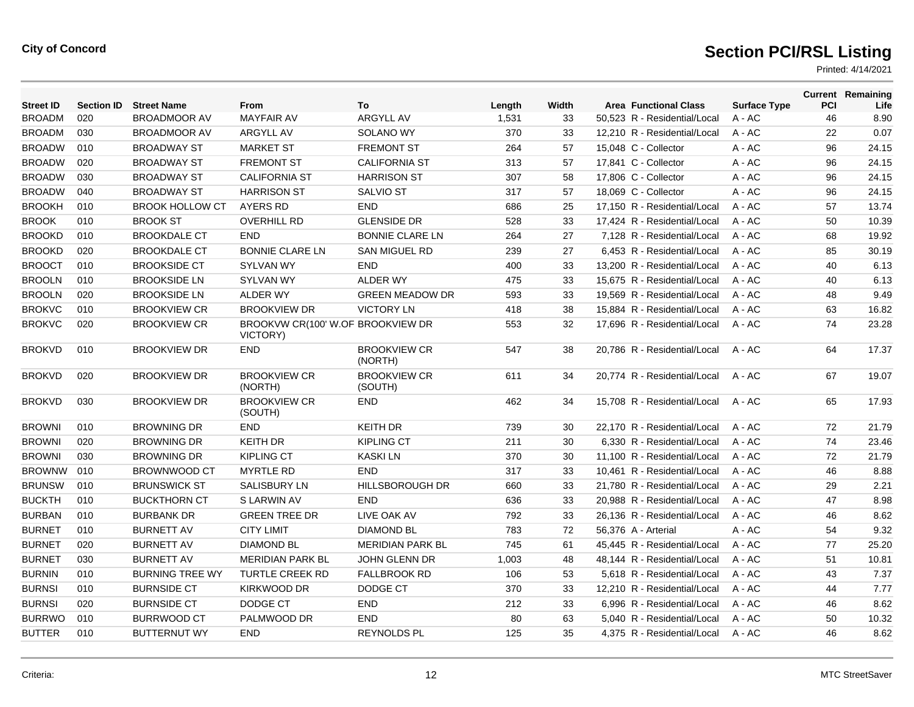**City of Concord**

# Section PCI/RSL Listing

Printed: 4/14/2021

| Street ID | Section ID | Street Name | From | To | Length | Width | Area | Functional Class | Surface Type | Current PCI | Remaining Life |
|---|---|---|---|---|---|---|---|---|---|---|---|
| BROADM | 020 | BROADMOOR AV | MAYFAIR AV | ARGYLL AV | 1,531 | 33 | 50,523 | R - Residential/Local | A - AC | 46 | 8.90 |
| BROADM | 030 | BROADMOOR AV | ARGYLL AV | SOLANO WY | 370 | 33 | 12,210 | R - Residential/Local | A - AC | 22 | 0.07 |
| BROADW | 010 | BROADWAY ST | MARKET ST | FREMONT ST | 264 | 57 | 15,048 | C - Collector | A - AC | 96 | 24.15 |
| BROADW | 020 | BROADWAY ST | FREMONT ST | CALIFORNIA ST | 313 | 57 | 17,841 | C - Collector | A - AC | 96 | 24.15 |
| BROADW | 030 | BROADWAY ST | CALIFORNIA ST | HARRISON ST | 307 | 58 | 17,806 | C - Collector | A - AC | 96 | 24.15 |
| BROADW | 040 | BROADWAY ST | HARRISON ST | SALVIO ST | 317 | 57 | 18,069 | C - Collector | A - AC | 96 | 24.15 |
| BROOKH | 010 | BROOK HOLLOW CT | AYERS RD | END | 686 | 25 | 17,150 | R - Residential/Local | A - AC | 57 | 13.74 |
| BROOK | 010 | BROOK ST | OVERHILL RD | GLENSIDE DR | 528 | 33 | 17,424 | R - Residential/Local | A - AC | 50 | 10.39 |
| BROOKD | 010 | BROOKDALE CT | END | BONNIE CLARE LN | 264 | 27 | 7,128 | R - Residential/Local | A - AC | 68 | 19.92 |
| BROOKD | 020 | BROOKDALE CT | BONNIE CLARE LN | SAN MIGUEL RD | 239 | 27 | 6,453 | R - Residential/Local | A - AC | 85 | 30.19 |
| BROOCT | 010 | BROOKSIDE CT | SYLVAN WY | END | 400 | 33 | 13,200 | R - Residential/Local | A - AC | 40 | 6.13 |
| BROOLN | 010 | BROOKSIDE LN | SYLVAN WY | ALDER WY | 475 | 33 | 15,675 | R - Residential/Local | A - AC | 40 | 6.13 |
| BROOLN | 020 | BROOKSIDE LN | ALDER WY | GREEN MEADOW DR | 593 | 33 | 19,569 | R - Residential/Local | A - AC | 48 | 9.49 |
| BROKVC | 010 | BROOKVIEW CR | BROOKVIEW DR | VICTORY LN | 418 | 38 | 15,884 | R - Residential/Local | A - AC | 63 | 16.82 |
| BROKVC | 020 | BROOKVIEW CR | BROOKVW CR(100' W.OF VICTORY) | BROOKVIEW DR | 553 | 32 | 17,696 | R - Residential/Local | A - AC | 74 | 23.28 |
| BROKVD | 010 | BROOKVIEW DR | END | BROOKVIEW CR (NORTH) | 547 | 38 | 20,786 | R - Residential/Local | A - AC | 64 | 17.37 |
| BROKVD | 020 | BROOKVIEW DR | BROOKVIEW CR (NORTH) | BROOKVIEW CR (SOUTH) | 611 | 34 | 20,774 | R - Residential/Local | A - AC | 67 | 19.07 |
| BROKVD | 030 | BROOKVIEW DR | BROOKVIEW CR (SOUTH) | END | 462 | 34 | 15,708 | R - Residential/Local | A - AC | 65 | 17.93 |
| BROWNI | 010 | BROWNING DR | END | KEITH DR | 739 | 30 | 22,170 | R - Residential/Local | A - AC | 72 | 21.79 |
| BROWNI | 020 | BROWNING DR | KEITH DR | KIPLING CT | 211 | 30 | 6,330 | R - Residential/Local | A - AC | 74 | 23.46 |
| BROWNI | 030 | BROWNING DR | KIPLING CT | KASKI LN | 370 | 30 | 11,100 | R - Residential/Local | A - AC | 72 | 21.79 |
| BROWNW | 010 | BROWNWOOD CT | MYRTLE RD | END | 317 | 33 | 10,461 | R - Residential/Local | A - AC | 46 | 8.88 |
| BRUNSW | 010 | BRUNSWICK ST | SALISBURY LN | HILLSBOROUGH DR | 660 | 33 | 21,780 | R - Residential/Local | A - AC | 29 | 2.21 |
| BUCKTH | 010 | BUCKTHORN CT | S LARWIN AV | END | 636 | 33 | 20,988 | R - Residential/Local | A - AC | 47 | 8.98 |
| BURBAN | 010 | BURBANK DR | GREEN TREE DR | LIVE OAK AV | 792 | 33 | 26,136 | R - Residential/Local | A - AC | 46 | 8.62 |
| BURNET | 010 | BURNETT AV | CITY LIMIT | DIAMOND BL | 783 | 72 | 56,376 | A - Arterial | A - AC | 54 | 9.32 |
| BURNET | 020 | BURNETT AV | DIAMOND BL | MERIDIAN PARK BL | 745 | 61 | 45,445 | R - Residential/Local | A - AC | 77 | 25.20 |
| BURNET | 030 | BURNETT AV | MERIDIAN PARK BL | JOHN GLENN DR | 1,003 | 48 | 48,144 | R - Residential/Local | A - AC | 51 | 10.81 |
| BURNIN | 010 | BURNING TREE WY | TURTLE CREEK RD | FALLBROOK RD | 106 | 53 | 5,618 | R - Residential/Local | A - AC | 43 | 7.37 |
| BURNSI | 010 | BURNSIDE CT | KIRKWOOD DR | DODGE CT | 370 | 33 | 12,210 | R - Residential/Local | A - AC | 44 | 7.77 |
| BURNSI | 020 | BURNSIDE CT | DODGE CT | END | 212 | 33 | 6,996 | R - Residential/Local | A - AC | 46 | 8.62 |
| BURRWO | 010 | BURRWOOD CT | PALMWOOD DR | END | 80 | 63 | 5,040 | R - Residential/Local | A - AC | 50 | 10.32 |
| BUTTER | 010 | BUTTERNUT WY | END | REYNOLDS PL | 125 | 35 | 4,375 | R - Residential/Local | A - AC | 46 | 8.62 |

Criteria:

MTC StreetSaver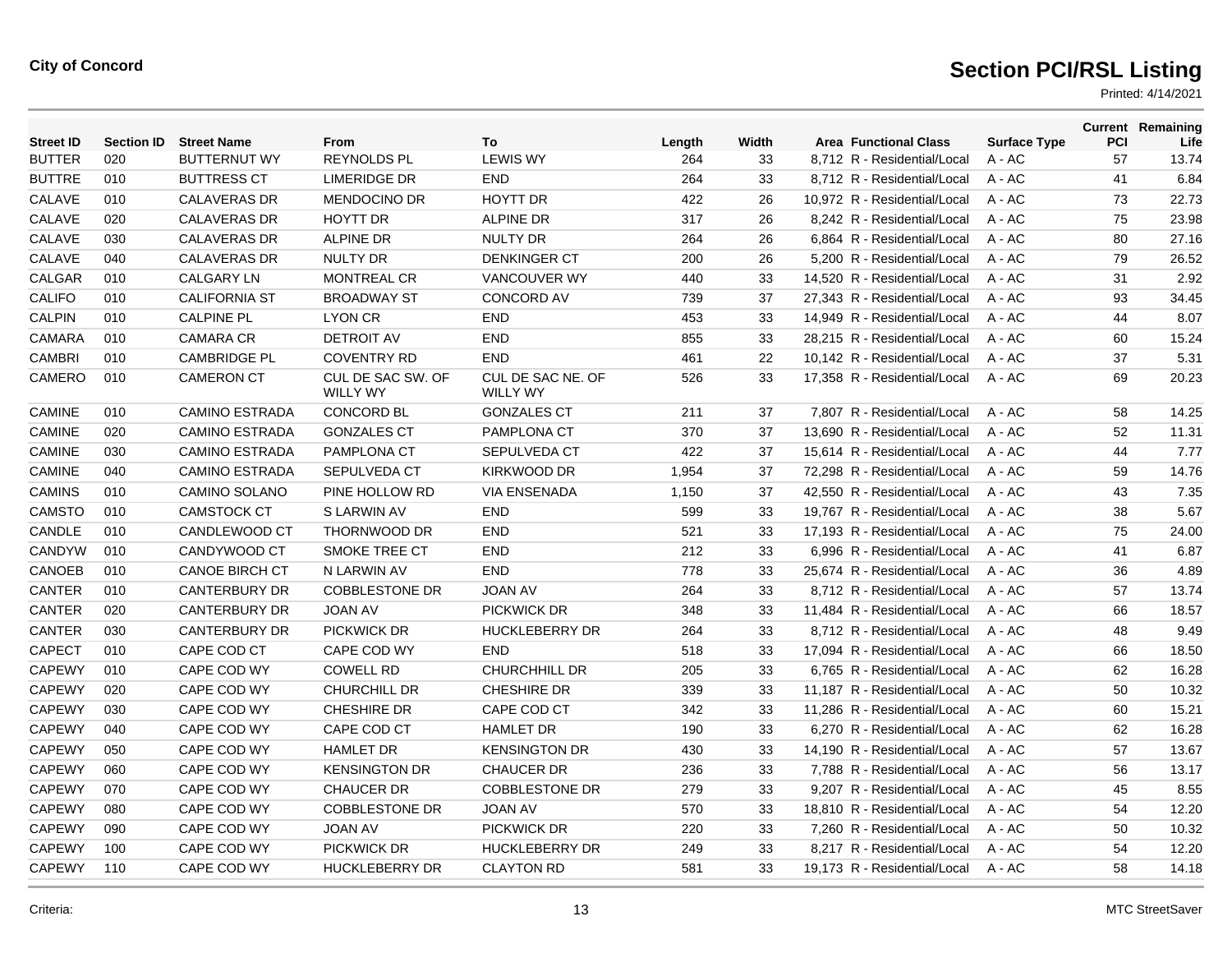**City of Concord**

# Section PCI/RSL Listing

Printed: 4/14/2021

| Street ID | Section ID | Street Name | From | To | Length | Width | Area | Functional Class | Surface Type | Current PCI | Remaining Life |
|---|---|---|---|---|---|---|---|---|---|---|---|
| BUTTER | 020 | BUTTERNUT WY | REYNOLDS PL | LEWIS WY | 264 | 33 | 8,712 | R - Residential/Local | A - AC | 57 | 13.74 |
| BUTTRE | 010 | BUTTRESS CT | LIMERIDGE DR | END | 264 | 33 | 8,712 | R - Residential/Local | A - AC | 41 | 6.84 |
| CALAVE | 010 | CALAVERAS DR | MENDOCINO DR | HOYTT DR | 422 | 26 | 10,972 | R - Residential/Local | A - AC | 73 | 22.73 |
| CALAVE | 020 | CALAVERAS DR | HOYTT DR | ALPINE DR | 317 | 26 | 8,242 | R - Residential/Local | A - AC | 75 | 23.98 |
| CALAVE | 030 | CALAVERAS DR | ALPINE DR | NULTY DR | 264 | 26 | 6,864 | R - Residential/Local | A - AC | 80 | 27.16 |
| CALAVE | 040 | CALAVERAS DR | NULTY DR | DENKINGER CT | 200 | 26 | 5,200 | R - Residential/Local | A - AC | 79 | 26.52 |
| CALGAR | 010 | CALGARY LN | MONTREAL CR | VANCOUVER WY | 440 | 33 | 14,520 | R - Residential/Local | A - AC | 31 | 2.92 |
| CALIFO | 010 | CALIFORNIA ST | BROADWAY ST | CONCORD AV | 739 | 37 | 27,343 | R - Residential/Local | A - AC | 93 | 34.45 |
| CALPIN | 010 | CALPINE PL | LYON CR | END | 453 | 33 | 14,949 | R - Residential/Local | A - AC | 44 | 8.07 |
| CAMARA | 010 | CAMARA CR | DETROIT AV | END | 855 | 33 | 28,215 | R - Residential/Local | A - AC | 60 | 15.24 |
| CAMBRI | 010 | CAMBRIDGE PL | COVENTRY RD | END | 461 | 22 | 10,142 | R - Residential/Local | A - AC | 37 | 5.31 |
| CAMERO | 010 | CAMERON CT | CUL DE SAC SW. OF WILLY WY | CUL DE SAC NE. OF WILLY WY | 526 | 33 | 17,358 | R - Residential/Local | A - AC | 69 | 20.23 |
| CAMINE | 010 | CAMINO ESTRADA | CONCORD BL | GONZALES CT | 211 | 37 | 7,807 | R - Residential/Local | A - AC | 58 | 14.25 |
| CAMINE | 020 | CAMINO ESTRADA | GONZALES CT | PAMPLONA CT | 370 | 37 | 13,690 | R - Residential/Local | A - AC | 52 | 11.31 |
| CAMINE | 030 | CAMINO ESTRADA | PAMPLONA CT | SEPULVEDA CT | 422 | 37 | 15,614 | R - Residential/Local | A - AC | 44 | 7.77 |
| CAMINE | 040 | CAMINO ESTRADA | SEPULVEDA CT | KIRKWOOD DR | 1,954 | 37 | 72,298 | R - Residential/Local | A - AC | 59 | 14.76 |
| CAMINS | 010 | CAMINO SOLANO | PINE HOLLOW RD | VIA ENSENADA | 1,150 | 37 | 42,550 | R - Residential/Local | A - AC | 43 | 7.35 |
| CAMSTO | 010 | CAMSTOCK CT | S LARWIN AV | END | 599 | 33 | 19,767 | R - Residential/Local | A - AC | 38 | 5.67 |
| CANDLE | 010 | CANDLEWOOD CT | THORNWOOD DR | END | 521 | 33 | 17,193 | R - Residential/Local | A - AC | 75 | 24.00 |
| CANDYW | 010 | CANDYWOOD CT | SMOKE TREE CT | END | 212 | 33 | 6,996 | R - Residential/Local | A - AC | 41 | 6.87 |
| CANOEB | 010 | CANOE BIRCH CT | N LARWIN AV | END | 778 | 33 | 25,674 | R - Residential/Local | A - AC | 36 | 4.89 |
| CANTER | 010 | CANTERBURY DR | COBBLESTONE DR | JOAN AV | 264 | 33 | 8,712 | R - Residential/Local | A - AC | 57 | 13.74 |
| CANTER | 020 | CANTERBURY DR | JOAN AV | PICKWICK DR | 348 | 33 | 11,484 | R - Residential/Local | A - AC | 66 | 18.57 |
| CANTER | 030 | CANTERBURY DR | PICKWICK DR | HUCKLEBERRY DR | 264 | 33 | 8,712 | R - Residential/Local | A - AC | 48 | 9.49 |
| CAPECT | 010 | CAPE COD CT | CAPE COD WY | END | 518 | 33 | 17,094 | R - Residential/Local | A - AC | 66 | 18.50 |
| CAPEWY | 010 | CAPE COD WY | COWELL RD | CHURCHHILL DR | 205 | 33 | 6,765 | R - Residential/Local | A - AC | 62 | 16.28 |
| CAPEWY | 020 | CAPE COD WY | CHURCHILL DR | CHESHIRE DR | 339 | 33 | 11,187 | R - Residential/Local | A - AC | 50 | 10.32 |
| CAPEWY | 030 | CAPE COD WY | CHESHIRE DR | CAPE COD CT | 342 | 33 | 11,286 | R - Residential/Local | A - AC | 60 | 15.21 |
| CAPEWY | 040 | CAPE COD WY | CAPE COD CT | HAMLET DR | 190 | 33 | 6,270 | R - Residential/Local | A - AC | 62 | 16.28 |
| CAPEWY | 050 | CAPE COD WY | HAMLET DR | KENSINGTON DR | 430 | 33 | 14,190 | R - Residential/Local | A - AC | 57 | 13.67 |
| CAPEWY | 060 | CAPE COD WY | KENSINGTON DR | CHAUCER DR | 236 | 33 | 7,788 | R - Residential/Local | A - AC | 56 | 13.17 |
| CAPEWY | 070 | CAPE COD WY | CHAUCER DR | COBBLESTONE DR | 279 | 33 | 9,207 | R - Residential/Local | A - AC | 45 | 8.55 |
| CAPEWY | 080 | CAPE COD WY | COBBLESTONE DR | JOAN AV | 570 | 33 | 18,810 | R - Residential/Local | A - AC | 54 | 12.20 |
| CAPEWY | 090 | CAPE COD WY | JOAN AV | PICKWICK DR | 220 | 33 | 7,260 | R - Residential/Local | A - AC | 50 | 10.32 |
| CAPEWY | 100 | CAPE COD WY | PICKWICK DR | HUCKLEBERRY DR | 249 | 33 | 8,217 | R - Residential/Local | A - AC | 54 | 12.20 |
| CAPEWY | 110 | CAPE COD WY | HUCKLEBERRY DR | CLAYTON RD | 581 | 33 | 19,173 | R - Residential/Local | A - AC | 58 | 14.18 |

Criteria:

MTC StreetSaver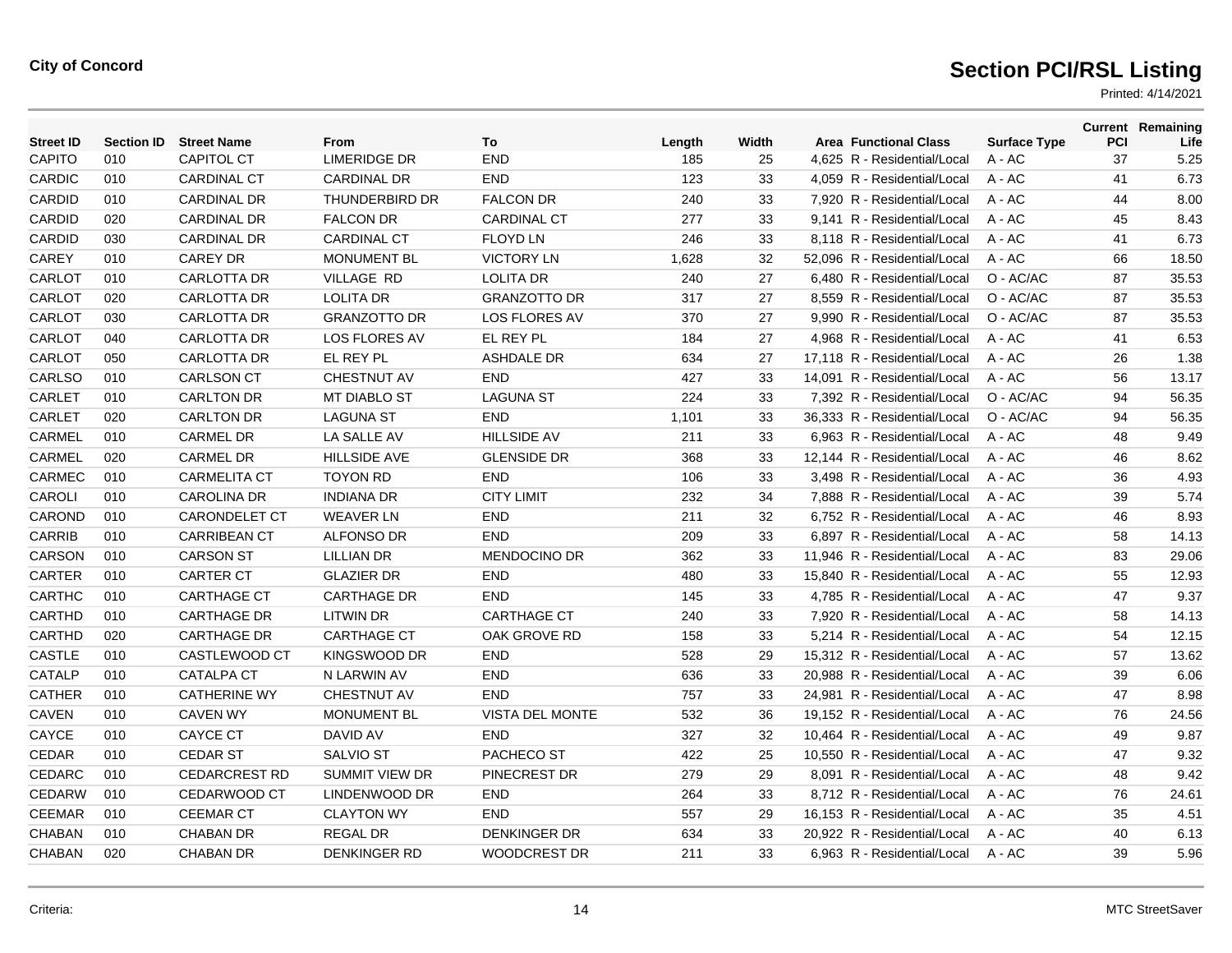**City of Concord**

# Section PCI/RSL Listing

Printed: 4/14/2021

| Street ID | Section ID | Street Name | From | To | Length | Width | Area | Functional Class | Surface Type | Current PCI | Remaining Life |
|---|---|---|---|---|---|---|---|---|---|---|---|
| CAPITO | 010 | CAPITOL CT | LIMERIDGE DR | END | 185 | 25 | 4,625 | R - Residential/Local | A - AC | 37 | 5.25 |
| CARDIC | 010 | CARDINAL CT | CARDINAL DR | END | 123 | 33 | 4,059 | R - Residential/Local | A - AC | 41 | 6.73 |
| CARDID | 010 | CARDINAL DR | THUNDERBIRD DR | FALCON DR | 240 | 33 | 7,920 | R - Residential/Local | A - AC | 44 | 8.00 |
| CARDID | 020 | CARDINAL DR | FALCON DR | CARDINAL CT | 277 | 33 | 9,141 | R - Residential/Local | A - AC | 45 | 8.43 |
| CARDID | 030 | CARDINAL DR | CARDINAL CT | FLOYD LN | 246 | 33 | 8,118 | R - Residential/Local | A - AC | 41 | 6.73 |
| CAREY | 010 | CAREY DR | MONUMENT BL | VICTORY LN | 1,628 | 32 | 52,096 | R - Residential/Local | A - AC | 66 | 18.50 |
| CARLOT | 010 | CARLOTTA DR | VILLAGE RD | LOLITA DR | 240 | 27 | 6,480 | R - Residential/Local | O - AC/AC | 87 | 35.53 |
| CARLOT | 020 | CARLOTTA DR | LOLITA DR | GRANZOTTO DR | 317 | 27 | 8,559 | R - Residential/Local | O - AC/AC | 87 | 35.53 |
| CARLOT | 030 | CARLOTTA DR | GRANZOTTO DR | LOS FLORES AV | 370 | 27 | 9,990 | R - Residential/Local | O - AC/AC | 87 | 35.53 |
| CARLOT | 040 | CARLOTTA DR | LOS FLORES AV | EL REY PL | 184 | 27 | 4,968 | R - Residential/Local | A - AC | 41 | 6.53 |
| CARLOT | 050 | CARLOTTA DR | EL REY PL | ASHDALE DR | 634 | 27 | 17,118 | R - Residential/Local | A - AC | 26 | 1.38 |
| CARLSO | 010 | CARLSON CT | CHESTNUT AV | END | 427 | 33 | 14,091 | R - Residential/Local | A - AC | 56 | 13.17 |
| CARLET | 010 | CARLTON DR | MT DIABLO ST | LAGUNA ST | 224 | 33 | 7,392 | R - Residential/Local | O - AC/AC | 94 | 56.35 |
| CARLET | 020 | CARLTON DR | LAGUNA ST | END | 1,101 | 33 | 36,333 | R - Residential/Local | O - AC/AC | 94 | 56.35 |
| CARMEL | 010 | CARMEL DR | LA SALLE AV | HILLSIDE AV | 211 | 33 | 6,963 | R - Residential/Local | A - AC | 48 | 9.49 |
| CARMEL | 020 | CARMEL DR | HILLSIDE AVE | GLENSIDE DR | 368 | 33 | 12,144 | R - Residential/Local | A - AC | 46 | 8.62 |
| CARMEC | 010 | CARMELITA CT | TOYON RD | END | 106 | 33 | 3,498 | R - Residential/Local | A - AC | 36 | 4.93 |
| CAROLI | 010 | CAROLINA DR | INDIANA DR | CITY LIMIT | 232 | 34 | 7,888 | R - Residential/Local | A - AC | 39 | 5.74 |
| CAROND | 010 | CARONDELET CT | WEAVER LN | END | 211 | 32 | 6,752 | R - Residential/Local | A - AC | 46 | 8.93 |
| CARRIB | 010 | CARRIBEAN CT | ALFONSO DR | END | 209 | 33 | 6,897 | R - Residential/Local | A - AC | 58 | 14.13 |
| CARSON | 010 | CARSON ST | LILLIAN DR | MENDOCINO DR | 362 | 33 | 11,946 | R - Residential/Local | A - AC | 83 | 29.06 |
| CARTER | 010 | CARTER CT | GLAZIER DR | END | 480 | 33 | 15,840 | R - Residential/Local | A - AC | 55 | 12.93 |
| CARTHC | 010 | CARTHAGE CT | CARTHAGE DR | END | 145 | 33 | 4,785 | R - Residential/Local | A - AC | 47 | 9.37 |
| CARTHD | 010 | CARTHAGE DR | LITWIN DR | CARTHAGE CT | 240 | 33 | 7,920 | R - Residential/Local | A - AC | 58 | 14.13 |
| CARTHD | 020 | CARTHAGE DR | CARTHAGE CT | OAK GROVE RD | 158 | 33 | 5,214 | R - Residential/Local | A - AC | 54 | 12.15 |
| CASTLE | 010 | CASTLEWOOD CT | KINGSWOOD DR | END | 528 | 29 | 15,312 | R - Residential/Local | A - AC | 57 | 13.62 |
| CATALP | 010 | CATALPA CT | N LARWIN AV | END | 636 | 33 | 20,988 | R - Residential/Local | A - AC | 39 | 6.06 |
| CATHER | 010 | CATHERINE WY | CHESTNUT AV | END | 757 | 33 | 24,981 | R - Residential/Local | A - AC | 47 | 8.98 |
| CAVEN | 010 | CAVEN WY | MONUMENT BL | VISTA DEL MONTE | 532 | 36 | 19,152 | R - Residential/Local | A - AC | 76 | 24.56 |
| CAYCE | 010 | CAYCE CT | DAVID AV | END | 327 | 32 | 10,464 | R - Residential/Local | A - AC | 49 | 9.87 |
| CEDAR | 010 | CEDAR ST | SALVIO ST | PACHECO ST | 422 | 25 | 10,550 | R - Residential/Local | A - AC | 47 | 9.32 |
| CEDARC | 010 | CEDARCREST RD | SUMMIT VIEW DR | PINECREST DR | 279 | 29 | 8,091 | R - Residential/Local | A - AC | 48 | 9.42 |
| CEDARW | 010 | CEDARWOOD CT | LINDENWOOD DR | END | 264 | 33 | 8,712 | R - Residential/Local | A - AC | 76 | 24.61 |
| CEEMAR | 010 | CEEMAR CT | CLAYTON WY | END | 557 | 29 | 16,153 | R - Residential/Local | A - AC | 35 | 4.51 |
| CHABAN | 010 | CHABAN DR | REGAL DR | DENKINGER DR | 634 | 33 | 20,922 | R - Residential/Local | A - AC | 40 | 6.13 |
| CHABAN | 020 | CHABAN DR | DENKINGER RD | WOODCREST DR | 211 | 33 | 6,963 | R - Residential/Local | A - AC | 39 | 5.96 |

Criteria:

MTC StreetSaver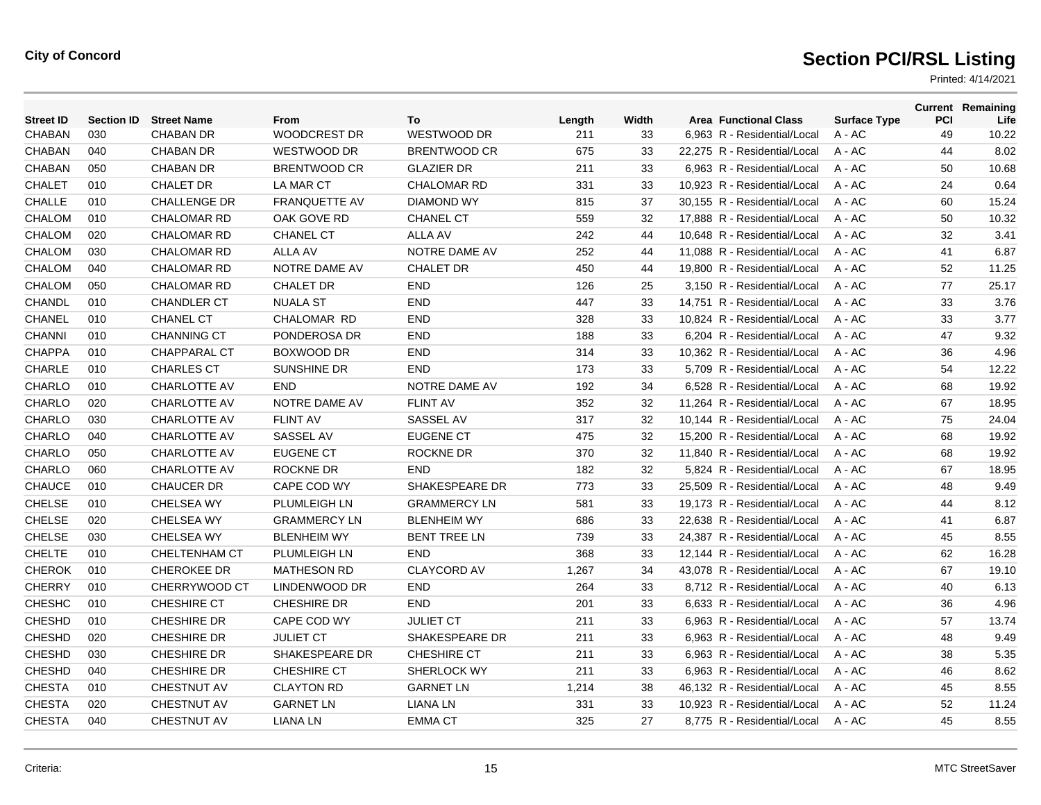**City of Concord**

# Section PCI/RSL Listing

Printed: 4/14/2021

| Street ID | Section ID | Street Name | From | To | Length | Width | Area | Functional Class | Surface Type | Current PCI | Remaining Life |
|---|---|---|---|---|---|---|---|---|---|---|---|
| CHABAN | 030 | CHABAN DR | WOODCREST DR | WESTWOOD DR | 211 | 33 | 6,963 | R - Residential/Local | A - AC | 49 | 10.22 |
| CHABAN | 040 | CHABAN DR | WESTWOOD DR | BRENTWOOD CR | 675 | 33 | 22,275 | R - Residential/Local | A - AC | 44 | 8.02 |
| CHABAN | 050 | CHABAN DR | BRENTWOOD CR | GLAZIER DR | 211 | 33 | 6,963 | R - Residential/Local | A - AC | 50 | 10.68 |
| CHALET | 010 | CHALET DR | LA MAR CT | CHALOMAR RD | 331 | 33 | 10,923 | R - Residential/Local | A - AC | 24 | 0.64 |
| CHALLE | 010 | CHALLENGE DR | FRANQUETTE AV | DIAMOND WY | 815 | 37 | 30,155 | R - Residential/Local | A - AC | 60 | 15.24 |
| CHALOM | 010 | CHALOMAR RD | OAK GOVE RD | CHANEL CT | 559 | 32 | 17,888 | R - Residential/Local | A - AC | 50 | 10.32 |
| CHALOM | 020 | CHALOMAR RD | CHANEL CT | ALLA AV | 242 | 44 | 10,648 | R - Residential/Local | A - AC | 32 | 3.41 |
| CHALOM | 030 | CHALOMAR RD | ALLA AV | NOTRE DAME AV | 252 | 44 | 11,088 | R - Residential/Local | A - AC | 41 | 6.87 |
| CHALOM | 040 | CHALOMAR RD | NOTRE DAME AV | CHALET DR | 450 | 44 | 19,800 | R - Residential/Local | A - AC | 52 | 11.25 |
| CHALOM | 050 | CHALOMAR RD | CHALET DR | END | 126 | 25 | 3,150 | R - Residential/Local | A - AC | 77 | 25.17 |
| CHANDL | 010 | CHANDLER CT | NUALA ST | END | 447 | 33 | 14,751 | R - Residential/Local | A - AC | 33 | 3.76 |
| CHANEL | 010 | CHANEL CT | CHALOMAR RD | END | 328 | 33 | 10,824 | R - Residential/Local | A - AC | 33 | 3.77 |
| CHANNI | 010 | CHANNING CT | PONDEROSA DR | END | 188 | 33 | 6,204 | R - Residential/Local | A - AC | 47 | 9.32 |
| CHAPPA | 010 | CHAPPARAL CT | BOXWOOD DR | END | 314 | 33 | 10,362 | R - Residential/Local | A - AC | 36 | 4.96 |
| CHARLE | 010 | CHARLES CT | SUNSHINE DR | END | 173 | 33 | 5,709 | R - Residential/Local | A - AC | 54 | 12.22 |
| CHARLO | 010 | CHARLOTTE AV | END | NOTRE DAME AV | 192 | 34 | 6,528 | R - Residential/Local | A - AC | 68 | 19.92 |
| CHARLO | 020 | CHARLOTTE AV | NOTRE DAME AV | FLINT AV | 352 | 32 | 11,264 | R - Residential/Local | A - AC | 67 | 18.95 |
| CHARLO | 030 | CHARLOTTE AV | FLINT AV | SASSEL AV | 317 | 32 | 10,144 | R - Residential/Local | A - AC | 75 | 24.04 |
| CHARLO | 040 | CHARLOTTE AV | SASSEL AV | EUGENE CT | 475 | 32 | 15,200 | R - Residential/Local | A - AC | 68 | 19.92 |
| CHARLO | 050 | CHARLOTTE AV | EUGENE CT | ROCKNE DR | 370 | 32 | 11,840 | R - Residential/Local | A - AC | 68 | 19.92 |
| CHARLO | 060 | CHARLOTTE AV | ROCKNE DR | END | 182 | 32 | 5,824 | R - Residential/Local | A - AC | 67 | 18.95 |
| CHAUCE | 010 | CHAUCER DR | CAPE COD WY | SHAKESPEARE DR | 773 | 33 | 25,509 | R - Residential/Local | A - AC | 48 | 9.49 |
| CHELSE | 010 | CHELSEA WY | PLUMLEIGH LN | GRAMMERCY LN | 581 | 33 | 19,173 | R - Residential/Local | A - AC | 44 | 8.12 |
| CHELSE | 020 | CHELSEA WY | GRAMMERCY LN | BLENHEIM WY | 686 | 33 | 22,638 | R - Residential/Local | A - AC | 41 | 6.87 |
| CHELSE | 030 | CHELSEA WY | BLENHEIM WY | BENT TREE LN | 739 | 33 | 24,387 | R - Residential/Local | A - AC | 45 | 8.55 |
| CHELTE | 010 | CHELTENHAM CT | PLUMLEIGH LN | END | 368 | 33 | 12,144 | R - Residential/Local | A - AC | 62 | 16.28 |
| CHEROK | 010 | CHEROKEE DR | MATHESON RD | CLAYCORD AV | 1,267 | 34 | 43,078 | R - Residential/Local | A - AC | 67 | 19.10 |
| CHERRY | 010 | CHERRYWOOD CT | LINDENWOOD DR | END | 264 | 33 | 8,712 | R - Residential/Local | A - AC | 40 | 6.13 |
| CHESHC | 010 | CHESHIRE CT | CHESHIRE DR | END | 201 | 33 | 6,633 | R - Residential/Local | A - AC | 36 | 4.96 |
| CHESHD | 010 | CHESHIRE DR | CAPE COD WY | JULIET CT | 211 | 33 | 6,963 | R - Residential/Local | A - AC | 57 | 13.74 |
| CHESHD | 020 | CHESHIRE DR | JULIET CT | SHAKESPEARE DR | 211 | 33 | 6,963 | R - Residential/Local | A - AC | 48 | 9.49 |
| CHESHD | 030 | CHESHIRE DR | SHAKESPEARE DR | CHESHIRE CT | 211 | 33 | 6,963 | R - Residential/Local | A - AC | 38 | 5.35 |
| CHESHD | 040 | CHESHIRE DR | CHESHIRE CT | SHERLOCK WY | 211 | 33 | 6,963 | R - Residential/Local | A - AC | 46 | 8.62 |
| CHESTA | 010 | CHESTNUT AV | CLAYTON RD | GARNET LN | 1,214 | 38 | 46,132 | R - Residential/Local | A - AC | 45 | 8.55 |
| CHESTA | 020 | CHESTNUT AV | GARNET LN | LIANA LN | 331 | 33 | 10,923 | R - Residential/Local | A - AC | 52 | 11.24 |
| CHESTA | 040 | CHESTNUT AV | LIANA LN | EMMA CT | 325 | 27 | 8,775 | R - Residential/Local | A - AC | 45 | 8.55 |

Criteria:

MTC StreetSaver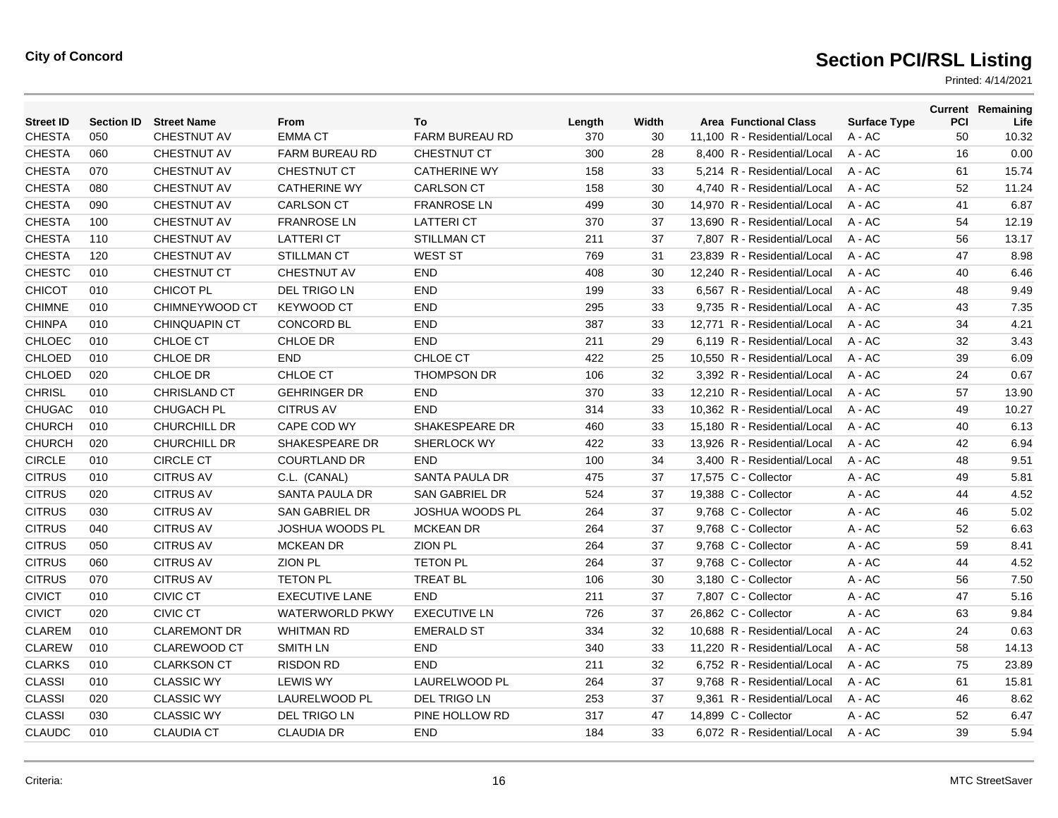**City of Concord**

# Section PCI/RSL Listing

Printed: 4/14/2021

| Street ID | Section ID | Street Name | From | To | Length | Width | Area | Functional Class | Surface Type | Current PCI | Remaining Life |
|---|---|---|---|---|---|---|---|---|---|---|---|
| CHESTA | 050 | CHESTNUT AV | EMMA CT | FARM BUREAU RD | 370 | 30 | 11,100 | R - Residential/Local | A - AC | 50 | 10.32 |
| CHESTA | 060 | CHESTNUT AV | FARM BUREAU RD | CHESTNUT CT | 300 | 28 | 8,400 | R - Residential/Local | A - AC | 16 | 0.00 |
| CHESTA | 070 | CHESTNUT AV | CHESTNUT CT | CATHERINE WY | 158 | 33 | 5,214 | R - Residential/Local | A - AC | 61 | 15.74 |
| CHESTA | 080 | CHESTNUT AV | CATHERINE WY | CARLSON CT | 158 | 30 | 4,740 | R - Residential/Local | A - AC | 52 | 11.24 |
| CHESTA | 090 | CHESTNUT AV | CARLSON CT | FRANROSE LN | 499 | 30 | 14,970 | R - Residential/Local | A - AC | 41 | 6.87 |
| CHESTA | 100 | CHESTNUT AV | FRANROSE LN | LATTERI CT | 370 | 37 | 13,690 | R - Residential/Local | A - AC | 54 | 12.19 |
| CHESTA | 110 | CHESTNUT AV | LATTERI CT | STILLMAN CT | 211 | 37 | 7,807 | R - Residential/Local | A - AC | 56 | 13.17 |
| CHESTA | 120 | CHESTNUT AV | STILLMAN CT | WEST ST | 769 | 31 | 23,839 | R - Residential/Local | A - AC | 47 | 8.98 |
| CHESTC | 010 | CHESTNUT CT | CHESTNUT AV | END | 408 | 30 | 12,240 | R - Residential/Local | A - AC | 40 | 6.46 |
| CHICOT | 010 | CHICOT PL | DEL TRIGO LN | END | 199 | 33 | 6,567 | R - Residential/Local | A - AC | 48 | 9.49 |
| CHIMNE | 010 | CHIMNEYWOOD CT | KEYWOOD CT | END | 295 | 33 | 9,735 | R - Residential/Local | A - AC | 43 | 7.35 |
| CHINPA | 010 | CHINQUAPIN CT | CONCORD BL | END | 387 | 33 | 12,771 | R - Residential/Local | A - AC | 34 | 4.21 |
| CHLOEC | 010 | CHLOE CT | CHLOE DR | END | 211 | 29 | 6,119 | R - Residential/Local | A - AC | 32 | 3.43 |
| CHLOED | 010 | CHLOE DR | END | CHLOE CT | 422 | 25 | 10,550 | R - Residential/Local | A - AC | 39 | 6.09 |
| CHLOED | 020 | CHLOE DR | CHLOE CT | THOMPSON DR | 106 | 32 | 3,392 | R - Residential/Local | A - AC | 24 | 0.67 |
| CHRISL | 010 | CHRISLAND CT | GEHRINGER DR | END | 370 | 33 | 12,210 | R - Residential/Local | A - AC | 57 | 13.90 |
| CHUGAC | 010 | CHUGACH PL | CITRUS AV | END | 314 | 33 | 10,362 | R - Residential/Local | A - AC | 49 | 10.27 |
| CHURCH | 010 | CHURCHILL DR | CAPE COD WY | SHAKESPEARE DR | 460 | 33 | 15,180 | R - Residential/Local | A - AC | 40 | 6.13 |
| CHURCH | 020 | CHURCHILL DR | SHAKESPEARE DR | SHERLOCK WY | 422 | 33 | 13,926 | R - Residential/Local | A - AC | 42 | 6.94 |
| CIRCLE | 010 | CIRCLE CT | COURTLAND DR | END | 100 | 34 | 3,400 | R - Residential/Local | A - AC | 48 | 9.51 |
| CITRUS | 010 | CITRUS AV | C.L. (CANAL) | SANTA PAULA DR | 475 | 37 | 17,575 | C - Collector | A - AC | 49 | 5.81 |
| CITRUS | 020 | CITRUS AV | SANTA PAULA DR | SAN GABRIEL DR | 524 | 37 | 19,388 | C - Collector | A - AC | 44 | 4.52 |
| CITRUS | 030 | CITRUS AV | SAN GABRIEL DR | JOSHUA WOODS PL | 264 | 37 | 9,768 | C - Collector | A - AC | 46 | 5.02 |
| CITRUS | 040 | CITRUS AV | JOSHUA WOODS PL | MCKEAN DR | 264 | 37 | 9,768 | C - Collector | A - AC | 52 | 6.63 |
| CITRUS | 050 | CITRUS AV | MCKEAN DR | ZION PL | 264 | 37 | 9,768 | C - Collector | A - AC | 59 | 8.41 |
| CITRUS | 060 | CITRUS AV | ZION PL | TETON PL | 264 | 37 | 9,768 | C - Collector | A - AC | 44 | 4.52 |
| CITRUS | 070 | CITRUS AV | TETON PL | TREAT BL | 106 | 30 | 3,180 | C - Collector | A - AC | 56 | 7.50 |
| CIVICT | 010 | CIVIC CT | EXECUTIVE LANE | END | 211 | 37 | 7,807 | C - Collector | A - AC | 47 | 5.16 |
| CIVICT | 020 | CIVIC CT | WATERWORLD PKWY | EXECUTIVE LN | 726 | 37 | 26,862 | C - Collector | A - AC | 63 | 9.84 |
| CLAREM | 010 | CLAREMONT DR | WHITMAN RD | EMERALD ST | 334 | 32 | 10,688 | R - Residential/Local | A - AC | 24 | 0.63 |
| CLAREW | 010 | CLAREWOOD CT | SMITH LN | END | 340 | 33 | 11,220 | R - Residential/Local | A - AC | 58 | 14.13 |
| CLARKS | 010 | CLARKSON CT | RISDON RD | END | 211 | 32 | 6,752 | R - Residential/Local | A - AC | 75 | 23.89 |
| CLASSI | 010 | CLASSIC WY | LEWIS WY | LAURELWOOD PL | 264 | 37 | 9,768 | R - Residential/Local | A - AC | 61 | 15.81 |
| CLASSI | 020 | CLASSIC WY | LAURELWOOD PL | DEL TRIGO LN | 253 | 37 | 9,361 | R - Residential/Local | A - AC | 46 | 8.62 |
| CLASSI | 030 | CLASSIC WY | DEL TRIGO LN | PINE HOLLOW RD | 317 | 47 | 14,899 | C - Collector | A - AC | 52 | 6.47 |
| CLAUDC | 010 | CLAUDIA CT | CLAUDIA DR | END | 184 | 33 | 6,072 | R - Residential/Local | A - AC | 39 | 5.94 |

Criteria:

MTC StreetSaver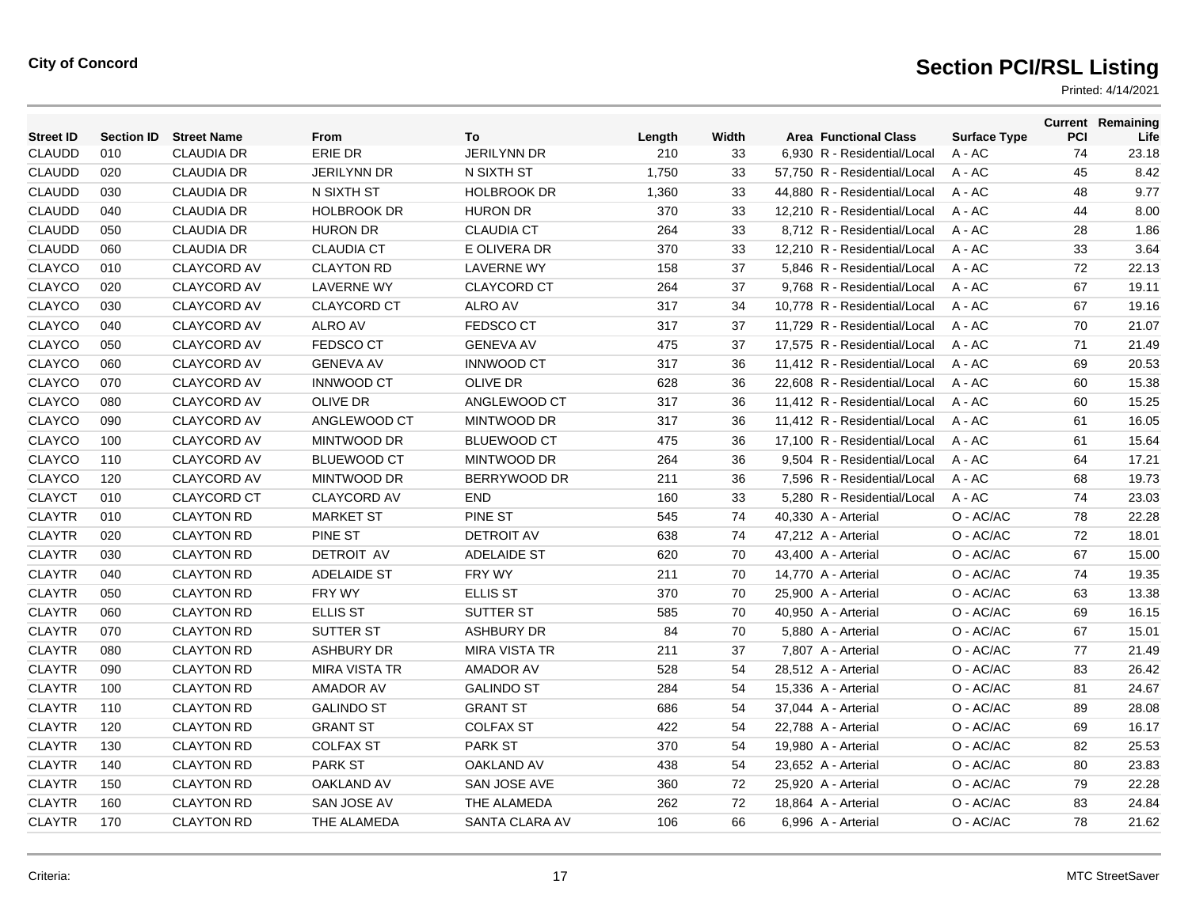City of Concord

# Section PCI/RSL Listing

Printed: 4/14/2021

| Street ID | Section ID | Street Name | From | To | Length | Width | Area | Functional Class | Surface Type | Current PCI | Remaining Life |
|---|---|---|---|---|---|---|---|---|---|---|---|
| CLAUDD | 010 | CLAUDIA DR | ERIE DR | JERILYNN DR | 210 | 33 | 6,930 | R - Residential/Local | A - AC | 74 | 23.18 |
| CLAUDD | 020 | CLAUDIA DR | JERILYNN DR | N SIXTH ST | 1,750 | 33 | 57,750 | R - Residential/Local | A - AC | 45 | 8.42 |
| CLAUDD | 030 | CLAUDIA DR | N SIXTH ST | HOLBROOK DR | 1,360 | 33 | 44,880 | R - Residential/Local | A - AC | 48 | 9.77 |
| CLAUDD | 040 | CLAUDIA DR | HOLBROOK DR | HURON DR | 370 | 33 | 12,210 | R - Residential/Local | A - AC | 44 | 8.00 |
| CLAUDD | 050 | CLAUDIA DR | HURON DR | CLAUDIA CT | 264 | 33 | 8,712 | R - Residential/Local | A - AC | 28 | 1.86 |
| CLAUDD | 060 | CLAUDIA DR | CLAUDIA CT | E OLIVERA DR | 370 | 33 | 12,210 | R - Residential/Local | A - AC | 33 | 3.64 |
| CLAYCO | 010 | CLAYCORD AV | CLAYTON RD | LAVERNE WY | 158 | 37 | 5,846 | R - Residential/Local | A - AC | 72 | 22.13 |
| CLAYCO | 020 | CLAYCORD AV | LAVERNE WY | CLAYCORD CT | 264 | 37 | 9,768 | R - Residential/Local | A - AC | 67 | 19.11 |
| CLAYCO | 030 | CLAYCORD AV | CLAYCORD CT | ALRO AV | 317 | 34 | 10,778 | R - Residential/Local | A - AC | 67 | 19.16 |
| CLAYCO | 040 | CLAYCORD AV | ALRO AV | FEDSCO CT | 317 | 37 | 11,729 | R - Residential/Local | A - AC | 70 | 21.07 |
| CLAYCO | 050 | CLAYCORD AV | FEDSCO CT | GENEVA AV | 475 | 37 | 17,575 | R - Residential/Local | A - AC | 71 | 21.49 |
| CLAYCO | 060 | CLAYCORD AV | GENEVA AV | INNWOOD CT | 317 | 36 | 11,412 | R - Residential/Local | A - AC | 69 | 20.53 |
| CLAYCO | 070 | CLAYCORD AV | INNWOOD CT | OLIVE DR | 628 | 36 | 22,608 | R - Residential/Local | A - AC | 60 | 15.38 |
| CLAYCO | 080 | CLAYCORD AV | OLIVE DR | ANGLEWOOD CT | 317 | 36 | 11,412 | R - Residential/Local | A - AC | 60 | 15.25 |
| CLAYCO | 090 | CLAYCORD AV | ANGLEWOOD CT | MINTWOOD DR | 317 | 36 | 11,412 | R - Residential/Local | A - AC | 61 | 16.05 |
| CLAYCO | 100 | CLAYCORD AV | MINTWOOD DR | BLUEWOOD CT | 475 | 36 | 17,100 | R - Residential/Local | A - AC | 61 | 15.64 |
| CLAYCO | 110 | CLAYCORD AV | BLUEWOOD CT | MINTWOOD DR | 264 | 36 | 9,504 | R - Residential/Local | A - AC | 64 | 17.21 |
| CLAYCO | 120 | CLAYCORD AV | MINTWOOD DR | BERRYWOOD DR | 211 | 36 | 7,596 | R - Residential/Local | A - AC | 68 | 19.73 |
| CLAYCT | 010 | CLAYCORD CT | CLAYCORD AV | END | 160 | 33 | 5,280 | R - Residential/Local | A - AC | 74 | 23.03 |
| CLAYTR | 010 | CLAYTON RD | MARKET ST | PINE ST | 545 | 74 | 40,330 | A - Arterial | O - AC/AC | 78 | 22.28 |
| CLAYTR | 020 | CLAYTON RD | PINE ST | DETROIT AV | 638 | 74 | 47,212 | A - Arterial | O - AC/AC | 72 | 18.01 |
| CLAYTR | 030 | CLAYTON RD | DETROIT AV | ADELAIDE ST | 620 | 70 | 43,400 | A - Arterial | O - AC/AC | 67 | 15.00 |
| CLAYTR | 040 | CLAYTON RD | ADELAIDE ST | FRY WY | 211 | 70 | 14,770 | A - Arterial | O - AC/AC | 74 | 19.35 |
| CLAYTR | 050 | CLAYTON RD | FRY WY | ELLIS ST | 370 | 70 | 25,900 | A - Arterial | O - AC/AC | 63 | 13.38 |
| CLAYTR | 060 | CLAYTON RD | ELLIS ST | SUTTER ST | 585 | 70 | 40,950 | A - Arterial | O - AC/AC | 69 | 16.15 |
| CLAYTR | 070 | CLAYTON RD | SUTTER ST | ASHBURY DR | 84 | 70 | 5,880 | A - Arterial | O - AC/AC | 67 | 15.01 |
| CLAYTR | 080 | CLAYTON RD | ASHBURY DR | MIRA VISTA TR | 211 | 37 | 7,807 | A - Arterial | O - AC/AC | 77 | 21.49 |
| CLAYTR | 090 | CLAYTON RD | MIRA VISTA TR | AMADOR AV | 528 | 54 | 28,512 | A - Arterial | O - AC/AC | 83 | 26.42 |
| CLAYTR | 100 | CLAYTON RD | AMADOR AV | GALINDO ST | 284 | 54 | 15,336 | A - Arterial | O - AC/AC | 81 | 24.67 |
| CLAYTR | 110 | CLAYTON RD | GALINDO ST | GRANT ST | 686 | 54 | 37,044 | A - Arterial | O - AC/AC | 89 | 28.08 |
| CLAYTR | 120 | CLAYTON RD | GRANT ST | COLFAX ST | 422 | 54 | 22,788 | A - Arterial | O - AC/AC | 69 | 16.17 |
| CLAYTR | 130 | CLAYTON RD | COLFAX ST | PARK ST | 370 | 54 | 19,980 | A - Arterial | O - AC/AC | 82 | 25.53 |
| CLAYTR | 140 | CLAYTON RD | PARK ST | OAKLAND AV | 438 | 54 | 23,652 | A - Arterial | O - AC/AC | 80 | 23.83 |
| CLAYTR | 150 | CLAYTON RD | OAKLAND AV | SAN JOSE AVE | 360 | 72 | 25,920 | A - Arterial | O - AC/AC | 79 | 22.28 |
| CLAYTR | 160 | CLAYTON RD | SAN JOSE AV | THE ALAMEDA | 262 | 72 | 18,864 | A - Arterial | O - AC/AC | 83 | 24.84 |
| CLAYTR | 170 | CLAYTON RD | THE ALAMEDA | SANTA CLARA AV | 106 | 66 | 6,996 | A - Arterial | O - AC/AC | 78 | 21.62 |

Criteria:

MTC StreetSaver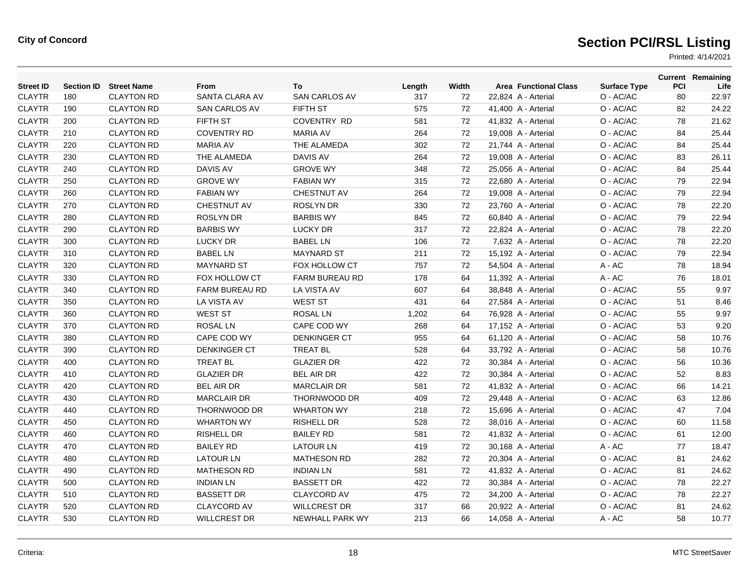**City of Concord**

# Section PCI/RSL Listing

Printed: 4/14/2021

| Street ID | Section ID | Street Name | From | To | Length | Width | Area | Functional Class | Surface Type | Current PCI | Remaining Life |
|---|---|---|---|---|---|---|---|---|---|---|---|
| CLAYTR | 180 | CLAYTON RD | SANTA CLARA AV | SAN CARLOS AV | 317 | 72 | 22,824 | A - Arterial | O - AC/AC | 80 | 22.97 |
| CLAYTR | 190 | CLAYTON RD | SAN CARLOS AV | FIFTH ST | 575 | 72 | 41,400 | A - Arterial | O - AC/AC | 82 | 24.22 |
| CLAYTR | 200 | CLAYTON RD | FIFTH ST | COVENTRY RD | 581 | 72 | 41,832 | A - Arterial | O - AC/AC | 78 | 21.62 |
| CLAYTR | 210 | CLAYTON RD | COVENTRY RD | MARIA AV | 264 | 72 | 19,008 | A - Arterial | O - AC/AC | 84 | 25.44 |
| CLAYTR | 220 | CLAYTON RD | MARIA AV | THE ALAMEDA | 302 | 72 | 21,744 | A - Arterial | O - AC/AC | 84 | 25.44 |
| CLAYTR | 230 | CLAYTON RD | THE ALAMEDA | DAVIS AV | 264 | 72 | 19,008 | A - Arterial | O - AC/AC | 83 | 26.11 |
| CLAYTR | 240 | CLAYTON RD | DAVIS AV | GROVE WY | 348 | 72 | 25,056 | A - Arterial | O - AC/AC | 84 | 25.44 |
| CLAYTR | 250 | CLAYTON RD | GROVE WY | FABIAN WY | 315 | 72 | 22,680 | A - Arterial | O - AC/AC | 79 | 22.94 |
| CLAYTR | 260 | CLAYTON RD | FABIAN WY | CHESTNUT AV | 264 | 72 | 19,008 | A - Arterial | O - AC/AC | 79 | 22.94 |
| CLAYTR | 270 | CLAYTON RD | CHESTNUT AV | ROSLYN DR | 330 | 72 | 23,760 | A - Arterial | O - AC/AC | 78 | 22.20 |
| CLAYTR | 280 | CLAYTON RD | ROSLYN DR | BARBIS WY | 845 | 72 | 60,840 | A - Arterial | O - AC/AC | 79 | 22.94 |
| CLAYTR | 290 | CLAYTON RD | BARBIS WY | LUCKY DR | 317 | 72 | 22,824 | A - Arterial | O - AC/AC | 78 | 22.20 |
| CLAYTR | 300 | CLAYTON RD | LUCKY DR | BABEL LN | 106 | 72 | 7,632 | A - Arterial | O - AC/AC | 78 | 22.20 |
| CLAYTR | 310 | CLAYTON RD | BABEL LN | MAYNARD ST | 211 | 72 | 15,192 | A - Arterial | O - AC/AC | 79 | 22.94 |
| CLAYTR | 320 | CLAYTON RD | MAYNARD ST | FOX HOLLOW CT | 757 | 72 | 54,504 | A - Arterial | A - AC | 78 | 18.94 |
| CLAYTR | 330 | CLAYTON RD | FOX HOLLOW CT | FARM BUREAU RD | 178 | 64 | 11,392 | A - Arterial | A - AC | 76 | 18.01 |
| CLAYTR | 340 | CLAYTON RD | FARM BUREAU RD | LA VISTA AV | 607 | 64 | 38,848 | A - Arterial | O - AC/AC | 55 | 9.97 |
| CLAYTR | 350 | CLAYTON RD | LA VISTA AV | WEST ST | 431 | 64 | 27,584 | A - Arterial | O - AC/AC | 51 | 8.46 |
| CLAYTR | 360 | CLAYTON RD | WEST ST | ROSAL LN | 1,202 | 64 | 76,928 | A - Arterial | O - AC/AC | 55 | 9.97 |
| CLAYTR | 370 | CLAYTON RD | ROSAL LN | CAPE COD WY | 268 | 64 | 17,152 | A - Arterial | O - AC/AC | 53 | 9.20 |
| CLAYTR | 380 | CLAYTON RD | CAPE COD WY | DENKINGER CT | 955 | 64 | 61,120 | A - Arterial | O - AC/AC | 58 | 10.76 |
| CLAYTR | 390 | CLAYTON RD | DENKINGER CT | TREAT BL | 528 | 64 | 33,792 | A - Arterial | O - AC/AC | 58 | 10.76 |
| CLAYTR | 400 | CLAYTON RD | TREAT BL | GLAZIER DR | 422 | 72 | 30,384 | A - Arterial | O - AC/AC | 56 | 10.36 |
| CLAYTR | 410 | CLAYTON RD | GLAZIER DR | BEL AIR DR | 422 | 72 | 30,384 | A - Arterial | O - AC/AC | 52 | 8.83 |
| CLAYTR | 420 | CLAYTON RD | BEL AIR DR | MARCLAIR DR | 581 | 72 | 41,832 | A - Arterial | O - AC/AC | 66 | 14.21 |
| CLAYTR | 430 | CLAYTON RD | MARCLAIR DR | THORNWOOD DR | 409 | 72 | 29,448 | A - Arterial | O - AC/AC | 63 | 12.86 |
| CLAYTR | 440 | CLAYTON RD | THORNWOOD DR | WHARTON WY | 218 | 72 | 15,696 | A - Arterial | O - AC/AC | 47 | 7.04 |
| CLAYTR | 450 | CLAYTON RD | WHARTON WY | RISHELL DR | 528 | 72 | 38,016 | A - Arterial | O - AC/AC | 60 | 11.58 |
| CLAYTR | 460 | CLAYTON RD | RISHELL DR | BAILEY RD | 581 | 72 | 41,832 | A - Arterial | O - AC/AC | 61 | 12.00 |
| CLAYTR | 470 | CLAYTON RD | BAILEY RD | LATOUR LN | 419 | 72 | 30,168 | A - Arterial | A - AC | 77 | 18.47 |
| CLAYTR | 480 | CLAYTON RD | LATOUR LN | MATHESON RD | 282 | 72 | 20,304 | A - Arterial | O - AC/AC | 81 | 24.62 |
| CLAYTR | 490 | CLAYTON RD | MATHESON RD | INDIAN LN | 581 | 72 | 41,832 | A - Arterial | O - AC/AC | 81 | 24.62 |
| CLAYTR | 500 | CLAYTON RD | INDIAN LN | BASSETT DR | 422 | 72 | 30,384 | A - Arterial | O - AC/AC | 78 | 22.27 |
| CLAYTR | 510 | CLAYTON RD | BASSETT DR | CLAYCORD AV | 475 | 72 | 34,200 | A - Arterial | O - AC/AC | 78 | 22.27 |
| CLAYTR | 520 | CLAYTON RD | CLAYCORD AV | WILLCREST DR | 317 | 66 | 20,922 | A - Arterial | O - AC/AC | 81 | 24.62 |
| CLAYTR | 530 | CLAYTON RD | WILLCREST DR | NEWHALL PARK WY | 213 | 66 | 14,058 | A - Arterial | A - AC | 58 | 10.77 |

Criteria:

MTC StreetSaver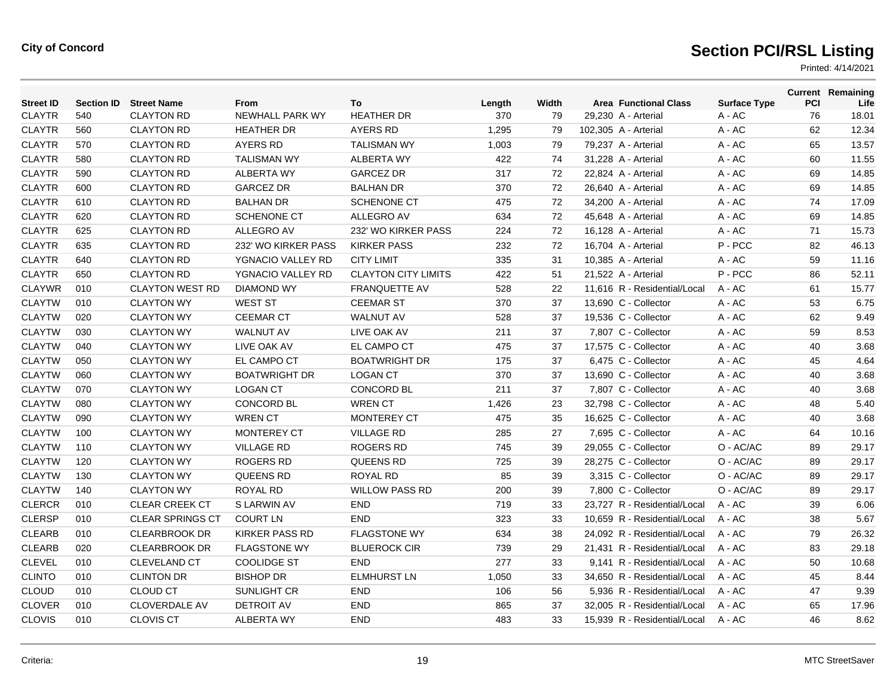City of Concord

# Section PCI/RSL Listing

Printed: 4/14/2021

| Street ID | Section ID | Street Name | From | To | Length | Width | Area | Functional Class | Surface Type | Current PCI | Remaining Life |
|---|---|---|---|---|---|---|---|---|---|---|---|
| CLAYTR | 540 | CLAYTON RD | NEWHALL PARK WY | HEATHER DR | 370 | 79 | 29,230 | A - Arterial | A - AC | 76 | 18.01 |
| CLAYTR | 560 | CLAYTON RD | HEATHER DR | AYERS RD | 1,295 | 79 | 102,305 | A - Arterial | A - AC | 62 | 12.34 |
| CLAYTR | 570 | CLAYTON RD | AYERS RD | TALISMAN WY | 1,003 | 79 | 79,237 | A - Arterial | A - AC | 65 | 13.57 |
| CLAYTR | 580 | CLAYTON RD | TALISMAN WY | ALBERTA WY | 422 | 74 | 31,228 | A - Arterial | A - AC | 60 | 11.55 |
| CLAYTR | 590 | CLAYTON RD | ALBERTA WY | GARCEZ DR | 317 | 72 | 22,824 | A - Arterial | A - AC | 69 | 14.85 |
| CLAYTR | 600 | CLAYTON RD | GARCEZ DR | BALHAN DR | 370 | 72 | 26,640 | A - Arterial | A - AC | 69 | 14.85 |
| CLAYTR | 610 | CLAYTON RD | BALHAN DR | SCHENONE CT | 475 | 72 | 34,200 | A - Arterial | A - AC | 74 | 17.09 |
| CLAYTR | 620 | CLAYTON RD | SCHENONE CT | ALLEGRO AV | 634 | 72 | 45,648 | A - Arterial | A - AC | 69 | 14.85 |
| CLAYTR | 625 | CLAYTON RD | ALLEGRO AV | 232' WO KIRKER PASS | 224 | 72 | 16,128 | A - Arterial | A - AC | 71 | 15.73 |
| CLAYTR | 635 | CLAYTON RD | 232' WO KIRKER PASS | KIRKER PASS | 232 | 72 | 16,704 | A - Arterial | P - PCC | 82 | 46.13 |
| CLAYTR | 640 | CLAYTON RD | YGNACIO VALLEY RD | CITY LIMIT | 335 | 31 | 10,385 | A - Arterial | A - AC | 59 | 11.16 |
| CLAYTR | 650 | CLAYTON RD | YGNACIO VALLEY RD | CLAYTON CITY LIMITS | 422 | 51 | 21,522 | A - Arterial | P - PCC | 86 | 52.11 |
| CLAYWR | 010 | CLAYTON WEST RD | DIAMOND WY | FRANQUETTE AV | 528 | 22 | 11,616 | R - Residential/Local | A - AC | 61 | 15.77 |
| CLAYTW | 010 | CLAYTON WY | WEST ST | CEEMAR ST | 370 | 37 | 13,690 | C - Collector | A - AC | 53 | 6.75 |
| CLAYTW | 020 | CLAYTON WY | CEEMAR CT | WALNUT AV | 528 | 37 | 19,536 | C - Collector | A - AC | 62 | 9.49 |
| CLAYTW | 030 | CLAYTON WY | WALNUT AV | LIVE OAK AV | 211 | 37 | 7,807 | C - Collector | A - AC | 59 | 8.53 |
| CLAYTW | 040 | CLAYTON WY | LIVE OAK AV | EL CAMPO CT | 475 | 37 | 17,575 | C - Collector | A - AC | 40 | 3.68 |
| CLAYTW | 050 | CLAYTON WY | EL CAMPO CT | BOATWRIGHT DR | 175 | 37 | 6,475 | C - Collector | A - AC | 45 | 4.64 |
| CLAYTW | 060 | CLAYTON WY | BOATWRIGHT DR | LOGAN CT | 370 | 37 | 13,690 | C - Collector | A - AC | 40 | 3.68 |
| CLAYTW | 070 | CLAYTON WY | LOGAN CT | CONCORD BL | 211 | 37 | 7,807 | C - Collector | A - AC | 40 | 3.68 |
| CLAYTW | 080 | CLAYTON WY | CONCORD BL | WREN CT | 1,426 | 23 | 32,798 | C - Collector | A - AC | 48 | 5.40 |
| CLAYTW | 090 | CLAYTON WY | WREN CT | MONTEREY CT | 475 | 35 | 16,625 | C - Collector | A - AC | 40 | 3.68 |
| CLAYTW | 100 | CLAYTON WY | MONTEREY CT | VILLAGE RD | 285 | 27 | 7,695 | C - Collector | A - AC | 64 | 10.16 |
| CLAYTW | 110 | CLAYTON WY | VILLAGE RD | ROGERS RD | 745 | 39 | 29,055 | C - Collector | O - AC/AC | 89 | 29.17 |
| CLAYTW | 120 | CLAYTON WY | ROGERS RD | QUEENS RD | 725 | 39 | 28,275 | C - Collector | O - AC/AC | 89 | 29.17 |
| CLAYTW | 130 | CLAYTON WY | QUEENS RD | ROYAL RD | 85 | 39 | 3,315 | C - Collector | O - AC/AC | 89 | 29.17 |
| CLAYTW | 140 | CLAYTON WY | ROYAL RD | WILLOW PASS RD | 200 | 39 | 7,800 | C - Collector | O - AC/AC | 89 | 29.17 |
| CLERCR | 010 | CLEAR CREEK CT | S LARWIN AV | END | 719 | 33 | 23,727 | R - Residential/Local | A - AC | 39 | 6.06 |
| CLERSP | 010 | CLEAR SPRINGS CT | COURT LN | END | 323 | 33 | 10,659 | R - Residential/Local | A - AC | 38 | 5.67 |
| CLEARB | 010 | CLEARBROOK DR | KIRKER PASS RD | FLAGSTONE WY | 634 | 38 | 24,092 | R - Residential/Local | A - AC | 79 | 26.32 |
| CLEARB | 020 | CLEARBROOK DR | FLAGSTONE WY | BLUEROCK CIR | 739 | 29 | 21,431 | R - Residential/Local | A - AC | 83 | 29.18 |
| CLEVEL | 010 | CLEVELAND CT | COOLIDGE ST | END | 277 | 33 | 9,141 | R - Residential/Local | A - AC | 50 | 10.68 |
| CLINTO | 010 | CLINTON DR | BISHOP DR | ELMHURST LN | 1,050 | 33 | 34,650 | R - Residential/Local | A - AC | 45 | 8.44 |
| CLOUD | 010 | CLOUD CT | SUNLIGHT CR | END | 106 | 56 | 5,936 | R - Residential/Local | A - AC | 47 | 9.39 |
| CLOVER | 010 | CLOVERDALE AV | DETROIT AV | END | 865 | 37 | 32,005 | R - Residential/Local | A - AC | 65 | 17.96 |
| CLOVIS | 010 | CLOVIS CT | ALBERTA WY | END | 483 | 33 | 15,939 | R - Residential/Local | A - AC | 46 | 8.62 |

Criteria:

MTC StreetSaver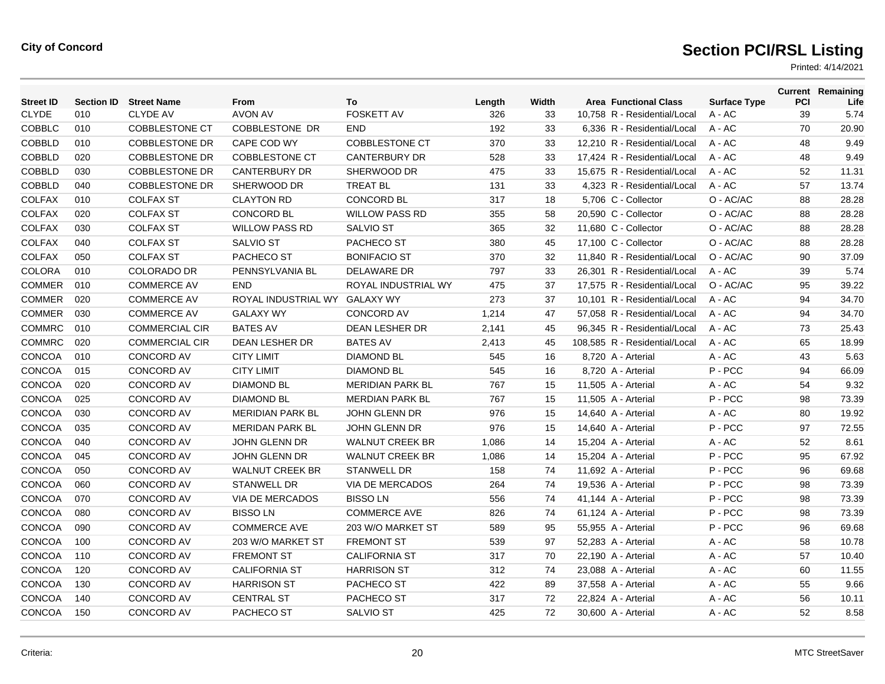City of Concord

# Section PCI/RSL Listing

Printed: 4/14/2021

| Street ID | Section ID | Street Name | From | To | Length | Width | Area | Functional Class | Surface Type | Current PCI | Remaining Life |
|---|---|---|---|---|---|---|---|---|---|---|---|
| CLYDE | 010 | CLYDE AV | AVON AV | FOSKETT AV | 326 | 33 | 10,758 | R - Residential/Local | A - AC | 39 | 5.74 |
| COBBLC | 010 | COBBLESTONE CT | COBBLESTONE DR | END | 192 | 33 | 6,336 | R - Residential/Local | A - AC | 70 | 20.90 |
| COBBLD | 010 | COBBLESTONE DR | CAPE COD WY | COBBLESTONE CT | 370 | 33 | 12,210 | R - Residential/Local | A - AC | 48 | 9.49 |
| COBBLD | 020 | COBBLESTONE DR | COBBLESTONE CT | CANTERBURY DR | 528 | 33 | 17,424 | R - Residential/Local | A - AC | 48 | 9.49 |
| COBBLD | 030 | COBBLESTONE DR | CANTERBURY DR | SHERWOOD DR | 475 | 33 | 15,675 | R - Residential/Local | A - AC | 52 | 11.31 |
| COBBLD | 040 | COBBLESTONE DR | SHERWOOD DR | TREAT BL | 131 | 33 | 4,323 | R - Residential/Local | A - AC | 57 | 13.74 |
| COLFAX | 010 | COLFAX ST | CLAYTON RD | CONCORD BL | 317 | 18 | 5,706 | C - Collector | O - AC/AC | 88 | 28.28 |
| COLFAX | 020 | COLFAX ST | CONCORD BL | WILLOW PASS RD | 355 | 58 | 20,590 | C - Collector | O - AC/AC | 88 | 28.28 |
| COLFAX | 030 | COLFAX ST | WILLOW PASS RD | SALVIO ST | 365 | 32 | 11,680 | C - Collector | O - AC/AC | 88 | 28.28 |
| COLFAX | 040 | COLFAX ST | SALVIO ST | PACHECO ST | 380 | 45 | 17,100 | C - Collector | O - AC/AC | 88 | 28.28 |
| COLFAX | 050 | COLFAX ST | PACHECO ST | BONIFACIO ST | 370 | 32 | 11,840 | R - Residential/Local | O - AC/AC | 90 | 37.09 |
| COLORA | 010 | COLORADO DR | PENNSYLVANIA BL | DELAWARE DR | 797 | 33 | 26,301 | R - Residential/Local | A - AC | 39 | 5.74 |
| COMMER | 010 | COMMERCE AV | END | ROYAL INDUSTRIAL WY | 475 | 37 | 17,575 | R - Residential/Local | O - AC/AC | 95 | 39.22 |
| COMMER | 020 | COMMERCE AV | ROYAL INDUSTRIAL WY | GALAXY WY | 273 | 37 | 10,101 | R - Residential/Local | A - AC | 94 | 34.70 |
| COMMER | 030 | COMMERCE AV | GALAXY WY | CONCORD AV | 1,214 | 47 | 57,058 | R - Residential/Local | A - AC | 94 | 34.70 |
| COMMRC | 010 | COMMERCIAL CIR | BATES AV | DEAN LESHER DR | 2,141 | 45 | 96,345 | R - Residential/Local | A - AC | 73 | 25.43 |
| COMMRC | 020 | COMMERCIAL CIR | DEAN LESHER DR | BATES AV | 2,413 | 45 | 108,585 | R - Residential/Local | A - AC | 65 | 18.99 |
| CONCOA | 010 | CONCORD AV | CITY LIMIT | DIAMOND BL | 545 | 16 | 8,720 | A - Arterial | A - AC | 43 | 5.63 |
| CONCOA | 015 | CONCORD AV | CITY LIMIT | DIAMOND BL | 545 | 16 | 8,720 | A - Arterial | P - PCC | 94 | 66.09 |
| CONCOA | 020 | CONCORD AV | DIAMOND BL | MERIDIAN PARK BL | 767 | 15 | 11,505 | A - Arterial | A - AC | 54 | 9.32 |
| CONCOA | 025 | CONCORD AV | DIAMOND BL | MERDIAN PARK BL | 767 | 15 | 11,505 | A - Arterial | P - PCC | 98 | 73.39 |
| CONCOA | 030 | CONCORD AV | MERIDIAN PARK BL | JOHN GLENN DR | 976 | 15 | 14,640 | A - Arterial | A - AC | 80 | 19.92 |
| CONCOA | 035 | CONCORD AV | MERIDAN PARK BL | JOHN GLENN DR | 976 | 15 | 14,640 | A - Arterial | P - PCC | 97 | 72.55 |
| CONCOA | 040 | CONCORD AV | JOHN GLENN DR | WALNUT CREEK BR | 1,086 | 14 | 15,204 | A - Arterial | A - AC | 52 | 8.61 |
| CONCOA | 045 | CONCORD AV | JOHN GLENN DR | WALNUT CREEK BR | 1,086 | 14 | 15,204 | A - Arterial | P - PCC | 95 | 67.92 |
| CONCOA | 050 | CONCORD AV | WALNUT CREEK BR | STANWELL DR | 158 | 74 | 11,692 | A - Arterial | P - PCC | 96 | 69.68 |
| CONCOA | 060 | CONCORD AV | STANWELL DR | VIA DE MERCADOS | 264 | 74 | 19,536 | A - Arterial | P - PCC | 98 | 73.39 |
| CONCOA | 070 | CONCORD AV | VIA DE MERCADOS | BISSO LN | 556 | 74 | 41,144 | A - Arterial | P - PCC | 98 | 73.39 |
| CONCOA | 080 | CONCORD AV | BISSO LN | COMMERCE AVE | 826 | 74 | 61,124 | A - Arterial | P - PCC | 98 | 73.39 |
| CONCOA | 090 | CONCORD AV | COMMERCE AVE | 203 W/O MARKET ST | 589 | 95 | 55,955 | A - Arterial | P - PCC | 96 | 69.68 |
| CONCOA | 100 | CONCORD AV | 203 W/O MARKET ST | FREMONT ST | 539 | 97 | 52,283 | A - Arterial | A - AC | 58 | 10.78 |
| CONCOA | 110 | CONCORD AV | FREMONT ST | CALIFORNIA ST | 317 | 70 | 22,190 | A - Arterial | A - AC | 57 | 10.40 |
| CONCOA | 120 | CONCORD AV | CALIFORNIA ST | HARRISON ST | 312 | 74 | 23,088 | A - Arterial | A - AC | 60 | 11.55 |
| CONCOA | 130 | CONCORD AV | HARRISON ST | PACHECO ST | 422 | 89 | 37,558 | A - Arterial | A - AC | 55 | 9.66 |
| CONCOA | 140 | CONCORD AV | CENTRAL ST | PACHECO ST | 317 | 72 | 22,824 | A - Arterial | A - AC | 56 | 10.11 |
| CONCOA | 150 | CONCORD AV | PACHECO ST | SALVIO ST | 425 | 72 | 30,600 | A - Arterial | A - AC | 52 | 8.58 |

Criteria:

MTC StreetSaver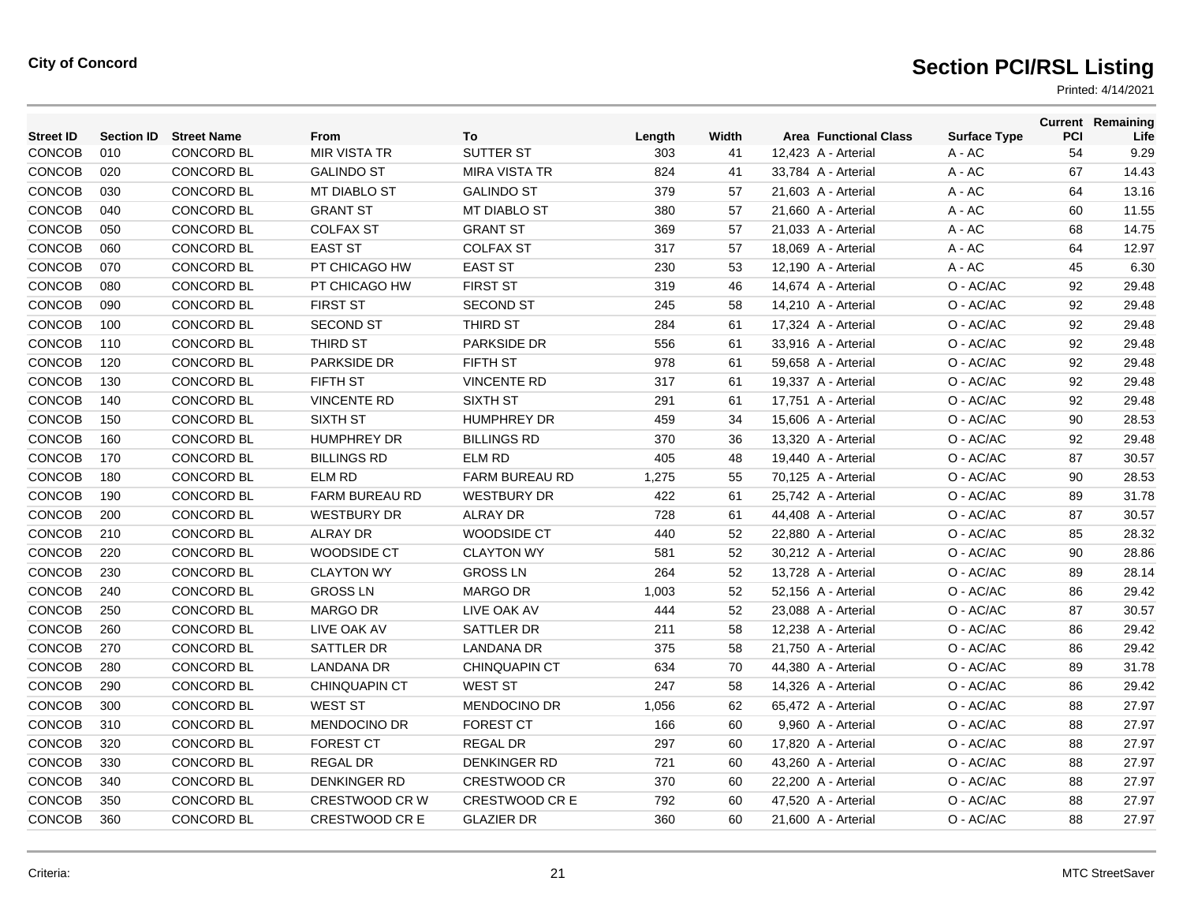**City of Concord**

# Section PCI/RSL Listing

Printed: 4/14/2021

| Street ID | Section ID | Street Name | From | To | Length | Width | Area | Functional Class | Surface Type | Current PCI | Remaining Life |
|---|---|---|---|---|---|---|---|---|---|---|---|
| CONCOB | 010 | CONCORD BL | MIR VISTA TR | SUTTER ST | 303 | 41 | 12,423 | A - Arterial | A - AC | 54 | 9.29 |
| CONCOB | 020 | CONCORD BL | GALINDO ST | MIRA VISTA TR | 824 | 41 | 33,784 | A - Arterial | A - AC | 67 | 14.43 |
| CONCOB | 030 | CONCORD BL | MT DIABLO ST | GALINDO ST | 379 | 57 | 21,603 | A - Arterial | A - AC | 64 | 13.16 |
| CONCOB | 040 | CONCORD BL | GRANT ST | MT DIABLO ST | 380 | 57 | 21,660 | A - Arterial | A - AC | 60 | 11.55 |
| CONCOB | 050 | CONCORD BL | COLFAX ST | GRANT ST | 369 | 57 | 21,033 | A - Arterial | A - AC | 68 | 14.75 |
| CONCOB | 060 | CONCORD BL | EAST ST | COLFAX ST | 317 | 57 | 18,069 | A - Arterial | A - AC | 64 | 12.97 |
| CONCOB | 070 | CONCORD BL | PT CHICAGO HW | EAST ST | 230 | 53 | 12,190 | A - Arterial | A - AC | 45 | 6.30 |
| CONCOB | 080 | CONCORD BL | PT CHICAGO HW | FIRST ST | 319 | 46 | 14,674 | A - Arterial | O - AC/AC | 92 | 29.48 |
| CONCOB | 090 | CONCORD BL | FIRST ST | SECOND ST | 245 | 58 | 14,210 | A - Arterial | O - AC/AC | 92 | 29.48 |
| CONCOB | 100 | CONCORD BL | SECOND ST | THIRD ST | 284 | 61 | 17,324 | A - Arterial | O - AC/AC | 92 | 29.48 |
| CONCOB | 110 | CONCORD BL | THIRD ST | PARKSIDE DR | 556 | 61 | 33,916 | A - Arterial | O - AC/AC | 92 | 29.48 |
| CONCOB | 120 | CONCORD BL | PARKSIDE DR | FIFTH ST | 978 | 61 | 59,658 | A - Arterial | O - AC/AC | 92 | 29.48 |
| CONCOB | 130 | CONCORD BL | FIFTH ST | VINCENTE RD | 317 | 61 | 19,337 | A - Arterial | O - AC/AC | 92 | 29.48 |
| CONCOB | 140 | CONCORD BL | VINCENTE RD | SIXTH ST | 291 | 61 | 17,751 | A - Arterial | O - AC/AC | 92 | 29.48 |
| CONCOB | 150 | CONCORD BL | SIXTH ST | HUMPHREY DR | 459 | 34 | 15,606 | A - Arterial | O - AC/AC | 90 | 28.53 |
| CONCOB | 160 | CONCORD BL | HUMPHREY DR | BILLINGS RD | 370 | 36 | 13,320 | A - Arterial | O - AC/AC | 92 | 29.48 |
| CONCOB | 170 | CONCORD BL | BILLINGS RD | ELM RD | 405 | 48 | 19,440 | A - Arterial | O - AC/AC | 87 | 30.57 |
| CONCOB | 180 | CONCORD BL | ELM RD | FARM BUREAU RD | 1,275 | 55 | 70,125 | A - Arterial | O - AC/AC | 90 | 28.53 |
| CONCOB | 190 | CONCORD BL | FARM BUREAU RD | WESTBURY DR | 422 | 61 | 25,742 | A - Arterial | O - AC/AC | 89 | 31.78 |
| CONCOB | 200 | CONCORD BL | WESTBURY DR | ALRAY DR | 728 | 61 | 44,408 | A - Arterial | O - AC/AC | 87 | 30.57 |
| CONCOB | 210 | CONCORD BL | ALRAY DR | WOODSIDE CT | 440 | 52 | 22,880 | A - Arterial | O - AC/AC | 85 | 28.32 |
| CONCOB | 220 | CONCORD BL | WOODSIDE CT | CLAYTON WY | 581 | 52 | 30,212 | A - Arterial | O - AC/AC | 90 | 28.86 |
| CONCOB | 230 | CONCORD BL | CLAYTON WY | GROSS LN | 264 | 52 | 13,728 | A - Arterial | O - AC/AC | 89 | 28.14 |
| CONCOB | 240 | CONCORD BL | GROSS LN | MARGO DR | 1,003 | 52 | 52,156 | A - Arterial | O - AC/AC | 86 | 29.42 |
| CONCOB | 250 | CONCORD BL | MARGO DR | LIVE OAK AV | 444 | 52 | 23,088 | A - Arterial | O - AC/AC | 87 | 30.57 |
| CONCOB | 260 | CONCORD BL | LIVE OAK AV | SATTLER DR | 211 | 58 | 12,238 | A - Arterial | O - AC/AC | 86 | 29.42 |
| CONCOB | 270 | CONCORD BL | SATTLER DR | LANDANA DR | 375 | 58 | 21,750 | A - Arterial | O - AC/AC | 86 | 29.42 |
| CONCOB | 280 | CONCORD BL | LANDANA DR | CHINQUAPIN CT | 634 | 70 | 44,380 | A - Arterial | O - AC/AC | 89 | 31.78 |
| CONCOB | 290 | CONCORD BL | CHINQUAPIN CT | WEST ST | 247 | 58 | 14,326 | A - Arterial | O - AC/AC | 86 | 29.42 |
| CONCOB | 300 | CONCORD BL | WEST ST | MENDOCINO DR | 1,056 | 62 | 65,472 | A - Arterial | O - AC/AC | 88 | 27.97 |
| CONCOB | 310 | CONCORD BL | MENDOCINO DR | FOREST CT | 166 | 60 | 9,960 | A - Arterial | O - AC/AC | 88 | 27.97 |
| CONCOB | 320 | CONCORD BL | FOREST CT | REGAL DR | 297 | 60 | 17,820 | A - Arterial | O - AC/AC | 88 | 27.97 |
| CONCOB | 330 | CONCORD BL | REGAL DR | DENKINGER RD | 721 | 60 | 43,260 | A - Arterial | O - AC/AC | 88 | 27.97 |
| CONCOB | 340 | CONCORD BL | DENKINGER RD | CRESTWOOD CR | 370 | 60 | 22,200 | A - Arterial | O - AC/AC | 88 | 27.97 |
| CONCOB | 350 | CONCORD BL | CRESTWOOD CR W | CRESTWOOD CR E | 792 | 60 | 47,520 | A - Arterial | O - AC/AC | 88 | 27.97 |
| CONCOB | 360 | CONCORD BL | CRESTWOOD CR E | GLAZIER DR | 360 | 60 | 21,600 | A - Arterial | O - AC/AC | 88 | 27.97 |

Criteria:

MTC StreetSaver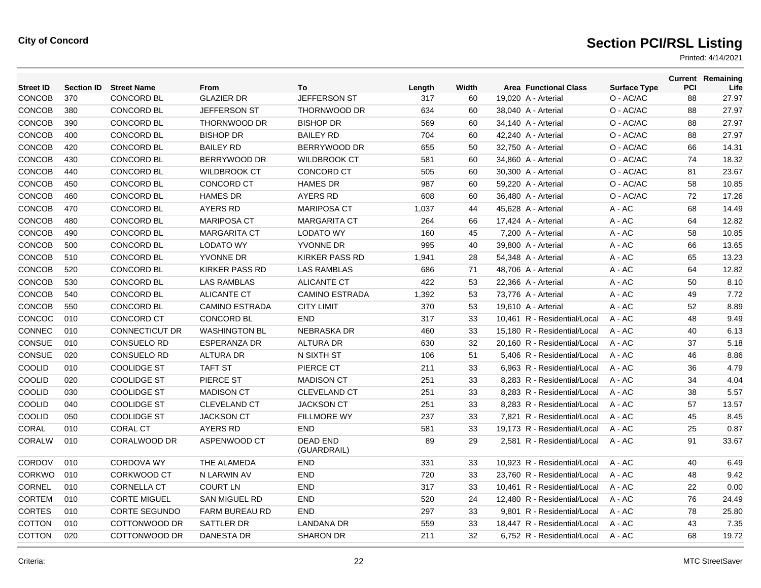**City of Concord**

# Section PCI/RSL Listing

Printed: 4/14/2021

| Street ID | Section ID | Street Name | From | To | Length | Width | Area | Functional Class | Surface Type | Current PCI | Remaining Life |
|---|---|---|---|---|---|---|---|---|---|---|---|
| CONCOB | 370 | CONCORD BL | GLAZIER DR | JEFFERSON ST | 317 | 60 | 19,020 | A - Arterial | O - AC/AC | 88 | 27.97 |
| CONCOB | 380 | CONCORD BL | JEFFERSON ST | THORNWOOD DR | 634 | 60 | 38,040 | A - Arterial | O - AC/AC | 88 | 27.97 |
| CONCOB | 390 | CONCORD BL | THORNWOOD DR | BISHOP DR | 569 | 60 | 34,140 | A - Arterial | O - AC/AC | 88 | 27.97 |
| CONCOB | 400 | CONCORD BL | BISHOP DR | BAILEY RD | 704 | 60 | 42,240 | A - Arterial | O - AC/AC | 88 | 27.97 |
| CONCOB | 420 | CONCORD BL | BAILEY RD | BERRYWOOD DR | 655 | 50 | 32,750 | A - Arterial | O - AC/AC | 66 | 14.31 |
| CONCOB | 430 | CONCORD BL | BERRYWOOD DR | WILDBROOK CT | 581 | 60 | 34,860 | A - Arterial | O - AC/AC | 74 | 18.32 |
| CONCOB | 440 | CONCORD BL | WILDBROOK CT | CONCORD CT | 505 | 60 | 30,300 | A - Arterial | O - AC/AC | 81 | 23.67 |
| CONCOB | 450 | CONCORD BL | CONCORD CT | HAMES DR | 987 | 60 | 59,220 | A - Arterial | O - AC/AC | 58 | 10.85 |
| CONCOB | 460 | CONCORD BL | HAMES DR | AYERS RD | 608 | 60 | 36,480 | A - Arterial | O - AC/AC | 72 | 17.26 |
| CONCOB | 470 | CONCORD BL | AYERS RD | MARIPOSA CT | 1,037 | 44 | 45,628 | A - Arterial | A - AC | 68 | 14.49 |
| CONCOB | 480 | CONCORD BL | MARIPOSA CT | MARGARITA CT | 264 | 66 | 17,424 | A - Arterial | A - AC | 64 | 12.82 |
| CONCOB | 490 | CONCORD BL | MARGARITA CT | LODATO WY | 160 | 45 | 7,200 | A - Arterial | A - AC | 58 | 10.85 |
| CONCOB | 500 | CONCORD BL | LODATO WY | YVONNE DR | 995 | 40 | 39,800 | A - Arterial | A - AC | 66 | 13.65 |
| CONCOB | 510 | CONCORD BL | YVONNE DR | KIRKER PASS RD | 1,941 | 28 | 54,348 | A - Arterial | A - AC | 65 | 13.23 |
| CONCOB | 520 | CONCORD BL | KIRKER PASS RD | LAS RAMBLAS | 686 | 71 | 48,706 | A - Arterial | A - AC | 64 | 12.82 |
| CONCOB | 530 | CONCORD BL | LAS RAMBLAS | ALICANTE CT | 422 | 53 | 22,366 | A - Arterial | A - AC | 50 | 8.10 |
| CONCOB | 540 | CONCORD BL | ALICANTE CT | CAMINO ESTRADA | 1,392 | 53 | 73,776 | A - Arterial | A - AC | 49 | 7.72 |
| CONCOB | 550 | CONCORD BL | CAMINO ESTRADA | CITY LIMIT | 370 | 53 | 19,610 | A - Arterial | A - AC | 52 | 8.89 |
| CONCOC | 010 | CONCORD CT | CONCORD BL | END | 317 | 33 | 10,461 | R - Residential/Local | A - AC | 48 | 9.49 |
| CONNEC | 010 | CONNECTICUT DR | WASHINGTON BL | NEBRASKA DR | 460 | 33 | 15,180 | R - Residential/Local | A - AC | 40 | 6.13 |
| CONSUE | 010 | CONSUELO RD | ESPERANZA DR | ALTURA DR | 630 | 32 | 20,160 | R - Residential/Local | A - AC | 37 | 5.18 |
| CONSUE | 020 | CONSUELO RD | ALTURA DR | N SIXTH ST | 106 | 51 | 5,406 | R - Residential/Local | A - AC | 46 | 8.86 |
| COOLID | 010 | COOLIDGE ST | TAFT ST | PIERCE CT | 211 | 33 | 6,963 | R - Residential/Local | A - AC | 36 | 4.79 |
| COOLID | 020 | COOLIDGE ST | PIERCE ST | MADISON CT | 251 | 33 | 8,283 | R - Residential/Local | A - AC | 34 | 4.04 |
| COOLID | 030 | COOLIDGE ST | MADISON CT | CLEVELAND CT | 251 | 33 | 8,283 | R - Residential/Local | A - AC | 38 | 5.57 |
| COOLID | 040 | COOLIDGE ST | CLEVELAND CT | JACKSON CT | 251 | 33 | 8,283 | R - Residential/Local | A - AC | 57 | 13.57 |
| COOLID | 050 | COOLIDGE ST | JACKSON CT | FILLMORE WY | 237 | 33 | 7,821 | R - Residential/Local | A - AC | 45 | 8.45 |
| CORAL | 010 | CORAL CT | AYERS RD | END | 581 | 33 | 19,173 | R - Residential/Local | A - AC | 25 | 0.87 |
| CORALW | 010 | CORALWOOD DR | ASPENWOOD CT | DEAD END (GUARDRAIL) | 89 | 29 | 2,581 | R - Residential/Local | A - AC | 91 | 33.67 |
| CORDOV | 010 | CORDOVA WY | THE ALAMEDA | END | 331 | 33 | 10,923 | R - Residential/Local | A - AC | 40 | 6.49 |
| CORKWO | 010 | CORKWOOD CT | N LARWIN AV | END | 720 | 33 | 23,760 | R - Residential/Local | A - AC | 48 | 9.42 |
| CORNEL | 010 | CORNELLA CT | COURT LN | END | 317 | 33 | 10,461 | R - Residential/Local | A - AC | 22 | 0.00 |
| CORTEM | 010 | CORTE MIGUEL | SAN MIGUEL RD | END | 520 | 24 | 12,480 | R - Residential/Local | A - AC | 76 | 24.49 |
| CORTES | 010 | CORTE SEGUNDO | FARM BUREAU RD | END | 297 | 33 | 9,801 | R - Residential/Local | A - AC | 78 | 25.80 |
| COTTON | 010 | COTTONWOOD DR | SATTLER DR | LANDANA DR | 559 | 33 | 18,447 | R - Residential/Local | A - AC | 43 | 7.35 |
| COTTON | 020 | COTTONWOOD DR | DANESTA DR | SHARON DR | 211 | 32 | 6,752 | R - Residential/Local | A - AC | 68 | 19.72 |

Criteria:

MTC StreetSaver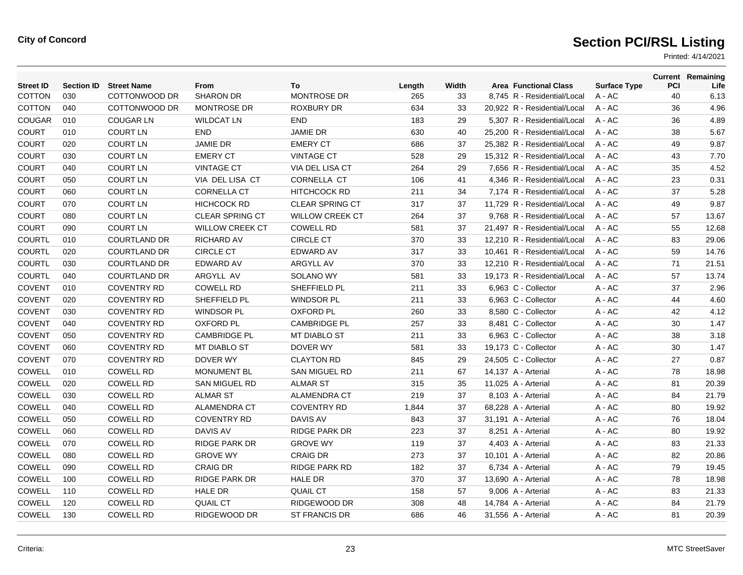City of Concord

# Section PCI/RSL Listing

Printed: 4/14/2021

| Street ID | Section ID | Street Name | From | To | Length | Width | Area | Functional Class | Surface Type | Current PCI | Remaining Life |
|---|---|---|---|---|---|---|---|---|---|---|---|
| COTTON | 030 | COTTONWOOD DR | SHARON DR | MONTROSE DR | 265 | 33 | 8,745 | R - Residential/Local | A - AC | 40 | 6.13 |
| COTTON | 040 | COTTONWOOD DR | MONTROSE DR | ROXBURY DR | 634 | 33 | 20,922 | R - Residential/Local | A - AC | 36 | 4.96 |
| COUGAR | 010 | COUGAR LN | WILDCAT LN | END | 183 | 29 | 5,307 | R - Residential/Local | A - AC | 36 | 4.89 |
| COURT | 010 | COURT LN | END | JAMIE DR | 630 | 40 | 25,200 | R - Residential/Local | A - AC | 38 | 5.67 |
| COURT | 020 | COURT LN | JAMIE DR | EMERY CT | 686 | 37 | 25,382 | R - Residential/Local | A - AC | 49 | 9.87 |
| COURT | 030 | COURT LN | EMERY CT | VINTAGE CT | 528 | 29 | 15,312 | R - Residential/Local | A - AC | 43 | 7.70 |
| COURT | 040 | COURT LN | VINTAGE CT | VIA DEL LISA CT | 264 | 29 | 7,656 | R - Residential/Local | A - AC | 35 | 4.52 |
| COURT | 050 | COURT LN | VIA DEL LISA CT | CORNELLA CT | 106 | 41 | 4,346 | R - Residential/Local | A - AC | 23 | 0.31 |
| COURT | 060 | COURT LN | CORNELLA CT | HITCHCOCK RD | 211 | 34 | 7,174 | R - Residential/Local | A - AC | 37 | 5.28 |
| COURT | 070 | COURT LN | HICHCOCK RD | CLEAR SPRING CT | 317 | 37 | 11,729 | R - Residential/Local | A - AC | 49 | 9.87 |
| COURT | 080 | COURT LN | CLEAR SPRING CT | WILLOW CREEK CT | 264 | 37 | 9,768 | R - Residential/Local | A - AC | 57 | 13.67 |
| COURT | 090 | COURT LN | WILLOW CREEK CT | COWELL RD | 581 | 37 | 21,497 | R - Residential/Local | A - AC | 55 | 12.68 |
| COURTL | 010 | COURTLAND DR | RICHARD AV | CIRCLE CT | 370 | 33 | 12,210 | R - Residential/Local | A - AC | 83 | 29.06 |
| COURTL | 020 | COURTLAND DR | CIRCLE CT | EDWARD AV | 317 | 33 | 10,461 | R - Residential/Local | A - AC | 59 | 14.76 |
| COURTL | 030 | COURTLAND DR | EDWARD AV | ARGYLL AV | 370 | 33 | 12,210 | R - Residential/Local | A - AC | 71 | 21.51 |
| COURTL | 040 | COURTLAND DR | ARGYLL AV | SOLANO WY | 581 | 33 | 19,173 | R - Residential/Local | A - AC | 57 | 13.74 |
| COVENT | 010 | COVENTRY RD | COWELL RD | SHEFFIELD PL | 211 | 33 | 6,963 | C - Collector | A - AC | 37 | 2.96 |
| COVENT | 020 | COVENTRY RD | SHEFFIELD PL | WINDSOR PL | 211 | 33 | 6,963 | C - Collector | A - AC | 44 | 4.60 |
| COVENT | 030 | COVENTRY RD | WINDSOR PL | OXFORD PL | 260 | 33 | 8,580 | C - Collector | A - AC | 42 | 4.12 |
| COVENT | 040 | COVENTRY RD | OXFORD PL | CAMBRIDGE PL | 257 | 33 | 8,481 | C - Collector | A - AC | 30 | 1.47 |
| COVENT | 050 | COVENTRY RD | CAMBRIDGE PL | MT DIABLO ST | 211 | 33 | 6,963 | C - Collector | A - AC | 38 | 3.18 |
| COVENT | 060 | COVENTRY RD | MT DIABLO ST | DOVER WY | 581 | 33 | 19,173 | C - Collector | A - AC | 30 | 1.47 |
| COVENT | 070 | COVENTRY RD | DOVER WY | CLAYTON RD | 845 | 29 | 24,505 | C - Collector | A - AC | 27 | 0.87 |
| COWELL | 010 | COWELL RD | MONUMENT BL | SAN MIGUEL RD | 211 | 67 | 14,137 | A - Arterial | A - AC | 78 | 18.98 |
| COWELL | 020 | COWELL RD | SAN MIGUEL RD | ALMAR ST | 315 | 35 | 11,025 | A - Arterial | A - AC | 81 | 20.39 |
| COWELL | 030 | COWELL RD | ALMAR ST | ALAMENDRA CT | 219 | 37 | 8,103 | A - Arterial | A - AC | 84 | 21.79 |
| COWELL | 040 | COWELL RD | ALAMENDRA CT | COVENTRY RD | 1,844 | 37 | 68,228 | A - Arterial | A - AC | 80 | 19.92 |
| COWELL | 050 | COWELL RD | COVENTRY RD | DAVIS AV | 843 | 37 | 31,191 | A - Arterial | A - AC | 76 | 18.04 |
| COWELL | 060 | COWELL RD | DAVIS AV | RIDGE PARK DR | 223 | 37 | 8,251 | A - Arterial | A - AC | 80 | 19.92 |
| COWELL | 070 | COWELL RD | RIDGE PARK DR | GROVE WY | 119 | 37 | 4,403 | A - Arterial | A - AC | 83 | 21.33 |
| COWELL | 080 | COWELL RD | GROVE WY | CRAIG DR | 273 | 37 | 10,101 | A - Arterial | A - AC | 82 | 20.86 |
| COWELL | 090 | COWELL RD | CRAIG DR | RIDGE PARK RD | 182 | 37 | 6,734 | A - Arterial | A - AC | 79 | 19.45 |
| COWELL | 100 | COWELL RD | RIDGE PARK DR | HALE DR | 370 | 37 | 13,690 | A - Arterial | A - AC | 78 | 18.98 |
| COWELL | 110 | COWELL RD | HALE DR | QUAIL CT | 158 | 57 | 9,006 | A - Arterial | A - AC | 83 | 21.33 |
| COWELL | 120 | COWELL RD | QUAIL CT | RIDGEWOOD DR | 308 | 48 | 14,784 | A - Arterial | A - AC | 84 | 21.79 |
| COWELL | 130 | COWELL RD | RIDGEWOOD DR | ST FRANCIS DR | 686 | 46 | 31,556 | A - Arterial | A - AC | 81 | 20.39 |

Criteria:

MTC StreetSaver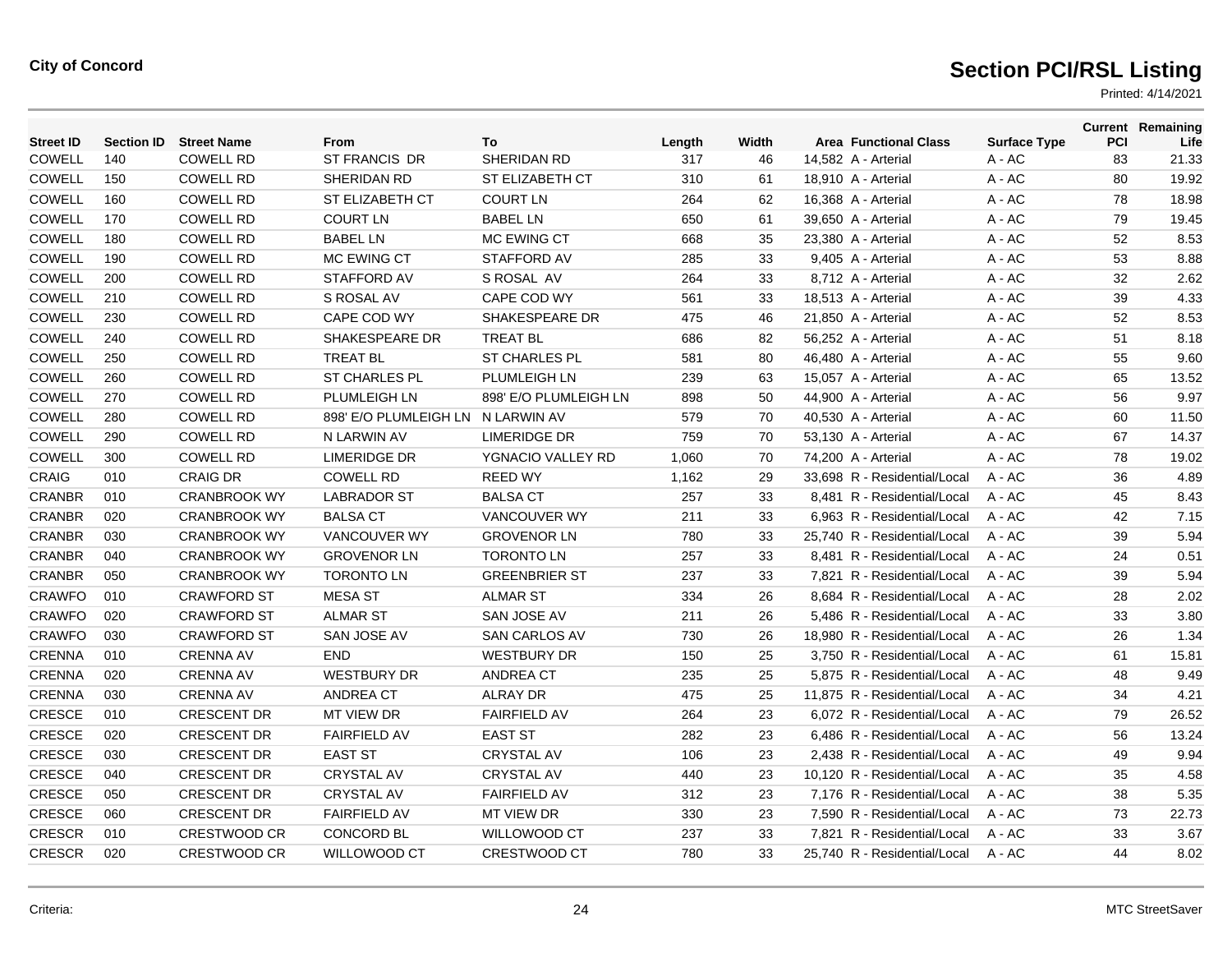**City of Concord**

# Section PCI/RSL Listing

Printed: 4/14/2021

| Street ID | Section ID | Street Name | From | To | Length | Width | Area | Functional Class | Surface Type | Current PCI | Remaining Life |
|---|---|---|---|---|---|---|---|---|---|---|---|
| COWELL | 140 | COWELL RD | ST FRANCIS DR | SHERIDAN RD | 317 | 46 | 14,582 | A - Arterial | A - AC | 83 | 21.33 |
| COWELL | 150 | COWELL RD | SHERIDAN RD | ST ELIZABETH CT | 310 | 61 | 18,910 | A - Arterial | A - AC | 80 | 19.92 |
| COWELL | 160 | COWELL RD | ST ELIZABETH CT | COURT LN | 264 | 62 | 16,368 | A - Arterial | A - AC | 78 | 18.98 |
| COWELL | 170 | COWELL RD | COURT LN | BABEL LN | 650 | 61 | 39,650 | A - Arterial | A - AC | 79 | 19.45 |
| COWELL | 180 | COWELL RD | BABEL LN | MC EWING CT | 668 | 35 | 23,380 | A - Arterial | A - AC | 52 | 8.53 |
| COWELL | 190 | COWELL RD | MC EWING CT | STAFFORD AV | 285 | 33 | 9,405 | A - Arterial | A - AC | 53 | 8.88 |
| COWELL | 200 | COWELL RD | STAFFORD AV | S ROSAL AV | 264 | 33 | 8,712 | A - Arterial | A - AC | 32 | 2.62 |
| COWELL | 210 | COWELL RD | S ROSAL AV | CAPE COD WY | 561 | 33 | 18,513 | A - Arterial | A - AC | 39 | 4.33 |
| COWELL | 230 | COWELL RD | CAPE COD WY | SHAKESPEARE DR | 475 | 46 | 21,850 | A - Arterial | A - AC | 52 | 8.53 |
| COWELL | 240 | COWELL RD | SHAKESPEARE DR | TREAT BL | 686 | 82 | 56,252 | A - Arterial | A - AC | 51 | 8.18 |
| COWELL | 250 | COWELL RD | TREAT BL | ST CHARLES PL | 581 | 80 | 46,480 | A - Arterial | A - AC | 55 | 9.60 |
| COWELL | 260 | COWELL RD | ST CHARLES PL | PLUMLEIGH LN | 239 | 63 | 15,057 | A - Arterial | A - AC | 65 | 13.52 |
| COWELL | 270 | COWELL RD | PLUMLEIGH LN | 898' E/O PLUMLEIGH LN | 898 | 50 | 44,900 | A - Arterial | A - AC | 56 | 9.97 |
| COWELL | 280 | COWELL RD | 898' E/O PLUMLEIGH LN | N LARWIN AV | 579 | 70 | 40,530 | A - Arterial | A - AC | 60 | 11.50 |
| COWELL | 290 | COWELL RD | N LARWIN AV | LIMERIDGE DR | 759 | 70 | 53,130 | A - Arterial | A - AC | 67 | 14.37 |
| COWELL | 300 | COWELL RD | LIMERIDGE DR | YGNACIO VALLEY RD | 1,060 | 70 | 74,200 | A - Arterial | A - AC | 78 | 19.02 |
| CRAIG | 010 | CRAIG DR | COWELL RD | REED WY | 1,162 | 29 | 33,698 | R - Residential/Local | A - AC | 36 | 4.89 |
| CRANBR | 010 | CRANBROOK WY | LABRADOR ST | BALSA CT | 257 | 33 | 8,481 | R - Residential/Local | A - AC | 45 | 8.43 |
| CRANBR | 020 | CRANBROOK WY | BALSA CT | VANCOUVER WY | 211 | 33 | 6,963 | R - Residential/Local | A - AC | 42 | 7.15 |
| CRANBR | 030 | CRANBROOK WY | VANCOUVER WY | GROVENOR LN | 780 | 33 | 25,740 | R - Residential/Local | A - AC | 39 | 5.94 |
| CRANBR | 040 | CRANBROOK WY | GROVENOR LN | TORONTO LN | 257 | 33 | 8,481 | R - Residential/Local | A - AC | 24 | 0.51 |
| CRANBR | 050 | CRANBROOK WY | TORONTO LN | GREENBRIER ST | 237 | 33 | 7,821 | R - Residential/Local | A - AC | 39 | 5.94 |
| CRAWFO | 010 | CRAWFORD ST | MESA ST | ALMAR ST | 334 | 26 | 8,684 | R - Residential/Local | A - AC | 28 | 2.02 |
| CRAWFO | 020 | CRAWFORD ST | ALMAR ST | SAN JOSE AV | 211 | 26 | 5,486 | R - Residential/Local | A - AC | 33 | 3.80 |
| CRAWFO | 030 | CRAWFORD ST | SAN JOSE AV | SAN CARLOS AV | 730 | 26 | 18,980 | R - Residential/Local | A - AC | 26 | 1.34 |
| CRENNA | 010 | CRENNA AV | END | WESTBURY DR | 150 | 25 | 3,750 | R - Residential/Local | A - AC | 61 | 15.81 |
| CRENNA | 020 | CRENNA AV | WESTBURY DR | ANDREA CT | 235 | 25 | 5,875 | R - Residential/Local | A - AC | 48 | 9.49 |
| CRENNA | 030 | CRENNA AV | ANDREA CT | ALRAY DR | 475 | 25 | 11,875 | R - Residential/Local | A - AC | 34 | 4.21 |
| CRESCE | 010 | CRESCENT DR | MT VIEW DR | FAIRFIELD AV | 264 | 23 | 6,072 | R - Residential/Local | A - AC | 79 | 26.52 |
| CRESCE | 020 | CRESCENT DR | FAIRFIELD AV | EAST ST | 282 | 23 | 6,486 | R - Residential/Local | A - AC | 56 | 13.24 |
| CRESCE | 030 | CRESCENT DR | EAST ST | CRYSTAL AV | 106 | 23 | 2,438 | R - Residential/Local | A - AC | 49 | 9.94 |
| CRESCE | 040 | CRESCENT DR | CRYSTAL AV | CRYSTAL AV | 440 | 23 | 10,120 | R - Residential/Local | A - AC | 35 | 4.58 |
| CRESCE | 050 | CRESCENT DR | CRYSTAL AV | FAIRFIELD AV | 312 | 23 | 7,176 | R - Residential/Local | A - AC | 38 | 5.35 |
| CRESCE | 060 | CRESCENT DR | FAIRFIELD AV | MT VIEW DR | 330 | 23 | 7,590 | R - Residential/Local | A - AC | 73 | 22.73 |
| CRESCR | 010 | CRESTWOOD CR | CONCORD BL | WILLOWOOD CT | 237 | 33 | 7,821 | R - Residential/Local | A - AC | 33 | 3.67 |
| CRESCR | 020 | CRESTWOOD CR | WILLOWOOD CT | CRESTWOOD CT | 780 | 33 | 25,740 | R - Residential/Local | A - AC | 44 | 8.02 |

Criteria:

MTC StreetSaver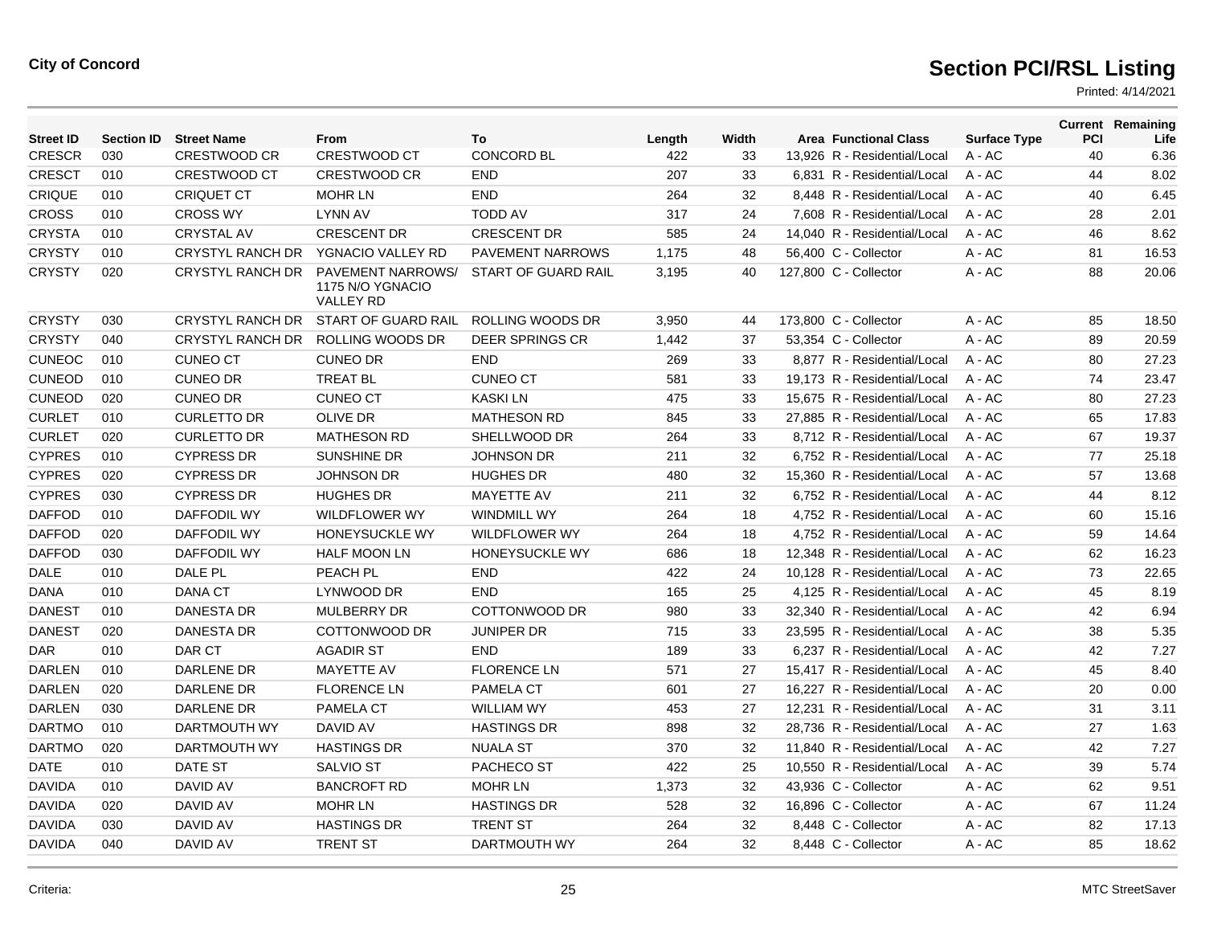**City of Concord**

# Section PCI/RSL Listing

Printed: 4/14/2021

| Street ID | Section ID | Street Name | From | To | Length | Width | Area | Functional Class | Surface Type | Current PCI | Remaining Life |
|---|---|---|---|---|---|---|---|---|---|---|---|
| CRESCR | 030 | CRESTWOOD CR | CRESTWOOD CT | CONCORD BL | 422 | 33 | 13,926 | R - Residential/Local | A - AC | 40 | 6.36 |
| CRESCT | 010 | CRESTWOOD CT | CRESTWOOD CR | END | 207 | 33 | 6,831 | R - Residential/Local | A - AC | 44 | 8.02 |
| CRIQUE | 010 | CRIQUET CT | MOHR LN | END | 264 | 32 | 8,448 | R - Residential/Local | A - AC | 40 | 6.45 |
| CROSS | 010 | CROSS WY | LYNN AV | TODD AV | 317 | 24 | 7,608 | R - Residential/Local | A - AC | 28 | 2.01 |
| CRYSTA | 010 | CRYSTAL AV | CRESCENT DR | CRESCENT DR | 585 | 24 | 14,040 | R - Residential/Local | A - AC | 46 | 8.62 |
| CRYSTY | 010 | CRYSTYL RANCH DR | YGNACIO VALLEY RD | PAVEMENT NARROWS | 1,175 | 48 | 56,400 | C - Collector | A - AC | 81 | 16.53 |
| CRYSTY | 020 | CRYSTYL RANCH DR | PAVEMENT NARROWS/ 1175 N/O YGNACIO VALLEY RD | START OF GUARD RAIL | 3,195 | 40 | 127,800 | C - Collector | A - AC | 88 | 20.06 |
| CRYSTY | 030 | CRYSTYL RANCH DR | START OF GUARD RAIL | ROLLING WOODS DR | 3,950 | 44 | 173,800 | C - Collector | A - AC | 85 | 18.50 |
| CRYSTY | 040 | CRYSTYL RANCH DR | ROLLING WOODS DR | DEER SPRINGS CR | 1,442 | 37 | 53,354 | C - Collector | A - AC | 89 | 20.59 |
| CUNEOC | 010 | CUNEO CT | CUNEO DR | END | 269 | 33 | 8,877 | R - Residential/Local | A - AC | 80 | 27.23 |
| CUNEOD | 010 | CUNEO DR | TREAT BL | CUNEO CT | 581 | 33 | 19,173 | R - Residential/Local | A - AC | 74 | 23.47 |
| CUNEOD | 020 | CUNEO DR | CUNEO CT | KASKI LN | 475 | 33 | 15,675 | R - Residential/Local | A - AC | 80 | 27.23 |
| CURLET | 010 | CURLETTO DR | OLIVE DR | MATHESON RD | 845 | 33 | 27,885 | R - Residential/Local | A - AC | 65 | 17.83 |
| CURLET | 020 | CURLETTO DR | MATHESON RD | SHELLWOOD DR | 264 | 33 | 8,712 | R - Residential/Local | A - AC | 67 | 19.37 |
| CYPRES | 010 | CYPRESS DR | SUNSHINE DR | JOHNSON DR | 211 | 32 | 6,752 | R - Residential/Local | A - AC | 77 | 25.18 |
| CYPRES | 020 | CYPRESS DR | JOHNSON DR | HUGHES DR | 480 | 32 | 15,360 | R - Residential/Local | A - AC | 57 | 13.68 |
| CYPRES | 030 | CYPRESS DR | HUGHES DR | MAYETTE AV | 211 | 32 | 6,752 | R - Residential/Local | A - AC | 44 | 8.12 |
| DAFFOD | 010 | DAFFODIL WY | WILDFLOWER WY | WINDMILL WY | 264 | 18 | 4,752 | R - Residential/Local | A - AC | 60 | 15.16 |
| DAFFOD | 020 | DAFFODIL WY | HONEYSUCKLE WY | WILDFLOWER WY | 264 | 18 | 4,752 | R - Residential/Local | A - AC | 59 | 14.64 |
| DAFFOD | 030 | DAFFODIL WY | HALF MOON LN | HONEYSUCKLE WY | 686 | 18 | 12,348 | R - Residential/Local | A - AC | 62 | 16.23 |
| DALE | 010 | DALE PL | PEACH PL | END | 422 | 24 | 10,128 | R - Residential/Local | A - AC | 73 | 22.65 |
| DANA | 010 | DANA CT | LYNWOOD DR | END | 165 | 25 | 4,125 | R - Residential/Local | A - AC | 45 | 8.19 |
| DANEST | 010 | DANESTA DR | MULBERRY DR | COTTONWOOD DR | 980 | 33 | 32,340 | R - Residential/Local | A - AC | 42 | 6.94 |
| DANEST | 020 | DANESTA DR | COTTONWOOD DR | JUNIPER DR | 715 | 33 | 23,595 | R - Residential/Local | A - AC | 38 | 5.35 |
| DAR | 010 | DAR CT | AGADIR ST | END | 189 | 33 | 6,237 | R - Residential/Local | A - AC | 42 | 7.27 |
| DARLEN | 010 | DARLENE DR | MAYETTE AV | FLORENCE LN | 571 | 27 | 15,417 | R - Residential/Local | A - AC | 45 | 8.40 |
| DARLEN | 020 | DARLENE DR | FLORENCE LN | PAMELA CT | 601 | 27 | 16,227 | R - Residential/Local | A - AC | 20 | 0.00 |
| DARLEN | 030 | DARLENE DR | PAMELA CT | WILLIAM WY | 453 | 27 | 12,231 | R - Residential/Local | A - AC | 31 | 3.11 |
| DARTMO | 010 | DARTMOUTH WY | DAVID AV | HASTINGS DR | 898 | 32 | 28,736 | R - Residential/Local | A - AC | 27 | 1.63 |
| DARTMO | 020 | DARTMOUTH WY | HASTINGS DR | NUALA ST | 370 | 32 | 11,840 | R - Residential/Local | A - AC | 42 | 7.27 |
| DATE | 010 | DATE ST | SALVIO ST | PACHECO ST | 422 | 25 | 10,550 | R - Residential/Local | A - AC | 39 | 5.74 |
| DAVIDA | 010 | DAVID AV | BANCROFT RD | MOHR LN | 1,373 | 32 | 43,936 | C - Collector | A - AC | 62 | 9.51 |
| DAVIDA | 020 | DAVID AV | MOHR LN | HASTINGS DR | 528 | 32 | 16,896 | C - Collector | A - AC | 67 | 11.24 |
| DAVIDA | 030 | DAVID AV | HASTINGS DR | TRENT ST | 264 | 32 | 8,448 | C - Collector | A - AC | 82 | 17.13 |
| DAVIDA | 040 | DAVID AV | TRENT ST | DARTMOUTH WY | 264 | 32 | 8,448 | C - Collector | A - AC | 85 | 18.62 |

Criteria:

MTC StreetSaver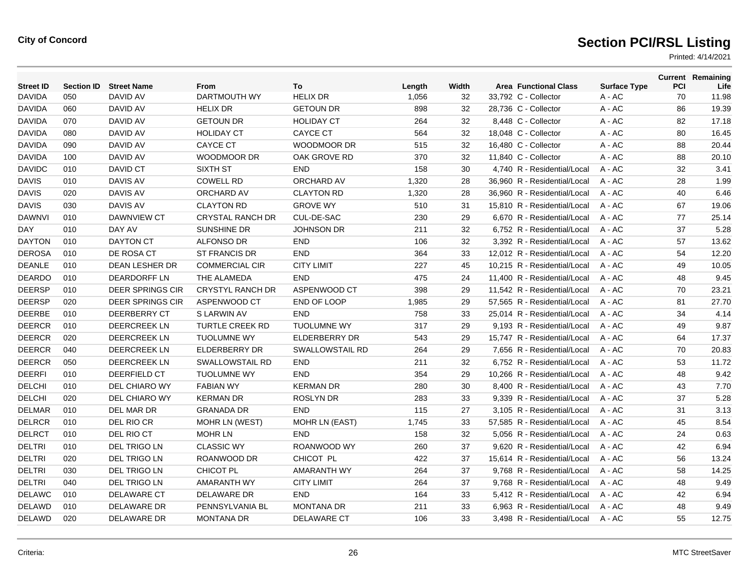**City of Concord**

# Section PCI/RSL Listing

Printed: 4/14/2021

| Street ID | Section ID | Street Name | From | To | Length | Width | Area | Functional Class | Surface Type | Current PCI | Remaining Life |
|---|---|---|---|---|---|---|---|---|---|---|---|
| DAVIDA | 050 | DAVID AV | DARTMOUTH WY | HELIX DR | 1,056 | 32 | 33,792 | C - Collector | A - AC | 70 | 11.98 |
| DAVIDA | 060 | DAVID AV | HELIX DR | GETOUN DR | 898 | 32 | 28,736 | C - Collector | A - AC | 86 | 19.39 |
| DAVIDA | 070 | DAVID AV | GETOUN DR | HOLIDAY CT | 264 | 32 | 8,448 | C - Collector | A - AC | 82 | 17.18 |
| DAVIDA | 080 | DAVID AV | HOLIDAY CT | CAYCE CT | 564 | 32 | 18,048 | C - Collector | A - AC | 80 | 16.45 |
| DAVIDA | 090 | DAVID AV | CAYCE CT | WOODMOOR DR | 515 | 32 | 16,480 | C - Collector | A - AC | 88 | 20.44 |
| DAVIDA | 100 | DAVID AV | WOODMOOR DR | OAK GROVE RD | 370 | 32 | 11,840 | C - Collector | A - AC | 88 | 20.10 |
| DAVIDC | 010 | DAVID CT | SIXTH ST | END | 158 | 30 | 4,740 | R - Residential/Local | A - AC | 32 | 3.41 |
| DAVIS | 010 | DAVIS AV | COWELL RD | ORCHARD AV | 1,320 | 28 | 36,960 | R - Residential/Local | A - AC | 28 | 1.99 |
| DAVIS | 020 | DAVIS AV | ORCHARD AV | CLAYTON RD | 1,320 | 28 | 36,960 | R - Residential/Local | A - AC | 40 | 6.46 |
| DAVIS | 030 | DAVIS AV | CLAYTON RD | GROVE WY | 510 | 31 | 15,810 | R - Residential/Local | A - AC | 67 | 19.06 |
| DAWNVI | 010 | DAWNVIEW CT | CRYSTAL RANCH DR | CUL-DE-SAC | 230 | 29 | 6,670 | R - Residential/Local | A - AC | 77 | 25.14 |
| DAY | 010 | DAY AV | SUNSHINE DR | JOHNSON DR | 211 | 32 | 6,752 | R - Residential/Local | A - AC | 37 | 5.28 |
| DAYTON | 010 | DAYTON CT | ALFONSO DR | END | 106 | 32 | 3,392 | R - Residential/Local | A - AC | 57 | 13.62 |
| DEROSA | 010 | DE ROSA CT | ST FRANCIS DR | END | 364 | 33 | 12,012 | R - Residential/Local | A - AC | 54 | 12.20 |
| DEANLE | 010 | DEAN LESHER DR | COMMERCIAL CIR | CITY LIMIT | 227 | 45 | 10,215 | R - Residential/Local | A - AC | 49 | 10.05 |
| DEARDO | 010 | DEARDORFF LN | THE ALAMEDA | END | 475 | 24 | 11,400 | R - Residential/Local | A - AC | 48 | 9.45 |
| DEERSP | 010 | DEER SPRINGS CIR | CRYSTYL RANCH DR | ASPENWOOD CT | 398 | 29 | 11,542 | R - Residential/Local | A - AC | 70 | 23.21 |
| DEERSP | 020 | DEER SPRINGS CIR | ASPENWOOD CT | END OF LOOP | 1,985 | 29 | 57,565 | R - Residential/Local | A - AC | 81 | 27.70 |
| DEERBE | 010 | DEERBERRY CT | S LARWIN AV | END | 758 | 33 | 25,014 | R - Residential/Local | A - AC | 34 | 4.14 |
| DEERCR | 010 | DEERCREEK LN | TURTLE CREEK RD | TUOLUMNE WY | 317 | 29 | 9,193 | R - Residential/Local | A - AC | 49 | 9.87 |
| DEERCR | 020 | DEERCREEK LN | TUOLUMNE WY | ELDERBERRY DR | 543 | 29 | 15,747 | R - Residential/Local | A - AC | 64 | 17.37 |
| DEERCR | 040 | DEERCREEK LN | ELDERBERRY DR | SWALLOWSTAIL RD | 264 | 29 | 7,656 | R - Residential/Local | A - AC | 70 | 20.83 |
| DEERCR | 050 | DEERCREEK LN | SWALLOWSTAIL RD | END | 211 | 32 | 6,752 | R - Residential/Local | A - AC | 53 | 11.72 |
| DEERFI | 010 | DEERFIELD CT | TUOLUMNE WY | END | 354 | 29 | 10,266 | R - Residential/Local | A - AC | 48 | 9.42 |
| DELCHI | 010 | DEL CHIARO WY | FABIAN WY | KERMAN DR | 280 | 30 | 8,400 | R - Residential/Local | A - AC | 43 | 7.70 |
| DELCHI | 020 | DEL CHIARO WY | KERMAN DR | ROSLYN DR | 283 | 33 | 9,339 | R - Residential/Local | A - AC | 37 | 5.28 |
| DELMAR | 010 | DEL MAR DR | GRANADA DR | END | 115 | 27 | 3,105 | R - Residential/Local | A - AC | 31 | 3.13 |
| DELRCR | 010 | DEL RIO CR | MOHR LN (WEST) | MOHR LN (EAST) | 1,745 | 33 | 57,585 | R - Residential/Local | A - AC | 45 | 8.54 |
| DELRCT | 010 | DEL RIO CT | MOHR LN | END | 158 | 32 | 5,056 | R - Residential/Local | A - AC | 24 | 0.63 |
| DELTRI | 010 | DEL TRIGO LN | CLASSIC WY | ROANWOOD WY | 260 | 37 | 9,620 | R - Residential/Local | A - AC | 42 | 6.94 |
| DELTRI | 020 | DEL TRIGO LN | ROANWOOD DR | CHICOT PL | 422 | 37 | 15,614 | R - Residential/Local | A - AC | 56 | 13.24 |
| DELTRI | 030 | DEL TRIGO LN | CHICOT PL | AMARANTH WY | 264 | 37 | 9,768 | R - Residential/Local | A - AC | 58 | 14.25 |
| DELTRI | 040 | DEL TRIGO LN | AMARANTH WY | CITY LIMIT | 264 | 37 | 9,768 | R - Residential/Local | A - AC | 48 | 9.49 |
| DELAWC | 010 | DELAWARE CT | DELAWARE DR | END | 164 | 33 | 5,412 | R - Residential/Local | A - AC | 42 | 6.94 |
| DELAWD | 010 | DELAWARE DR | PENNSYLVANIA BL | MONTANA DR | 211 | 33 | 6,963 | R - Residential/Local | A - AC | 48 | 9.49 |
| DELAWD | 020 | DELAWARE DR | MONTANA DR | DELAWARE CT | 106 | 33 | 3,498 | R - Residential/Local | A - AC | 55 | 12.75 |

Criteria:

MTC StreetSaver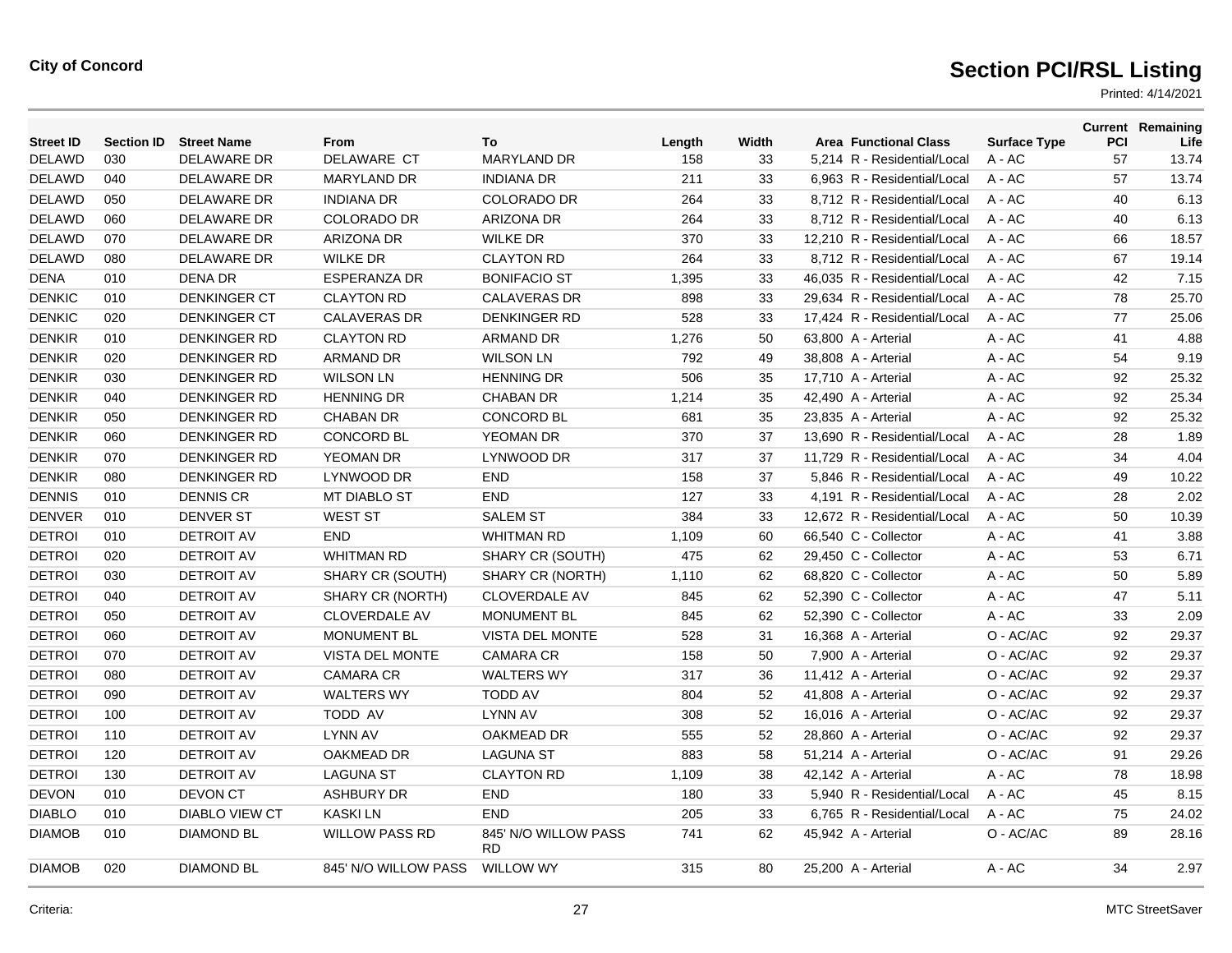**City of Concord**

# Section PCI/RSL Listing

Printed: 4/14/2021

| Street ID | Section ID | Street Name | From | To | Length | Width | Area | Functional Class | Surface Type | Current PCI | Remaining Life |
|---|---|---|---|---|---|---|---|---|---|---|---|
| DELAWD | 030 | DELAWARE DR | DELAWARE CT | MARYLAND DR | 158 | 33 | 5,214 | R - Residential/Local | A - AC | 57 | 13.74 |
| DELAWD | 040 | DELAWARE DR | MARYLAND DR | INDIANA DR | 211 | 33 | 6,963 | R - Residential/Local | A - AC | 57 | 13.74 |
| DELAWD | 050 | DELAWARE DR | INDIANA DR | COLORADO DR | 264 | 33 | 8,712 | R - Residential/Local | A - AC | 40 | 6.13 |
| DELAWD | 060 | DELAWARE DR | COLORADO DR | ARIZONA DR | 264 | 33 | 8,712 | R - Residential/Local | A - AC | 40 | 6.13 |
| DELAWD | 070 | DELAWARE DR | ARIZONA DR | WILKE DR | 370 | 33 | 12,210 | R - Residential/Local | A - AC | 66 | 18.57 |
| DELAWD | 080 | DELAWARE DR | WILKE DR | CLAYTON RD | 264 | 33 | 8,712 | R - Residential/Local | A - AC | 67 | 19.14 |
| DENA | 010 | DENA DR | ESPERANZA DR | BONIFACIO ST | 1,395 | 33 | 46,035 | R - Residential/Local | A - AC | 42 | 7.15 |
| DENKIC | 010 | DENKINGER CT | CLAYTON RD | CALAVERAS DR | 898 | 33 | 29,634 | R - Residential/Local | A - AC | 78 | 25.70 |
| DENKIC | 020 | DENKINGER CT | CALAVERAS DR | DENKINGER RD | 528 | 33 | 17,424 | R - Residential/Local | A - AC | 77 | 25.06 |
| DENKIR | 010 | DENKINGER RD | CLAYTON RD | ARMAND DR | 1,276 | 50 | 63,800 | A - Arterial | A - AC | 41 | 4.88 |
| DENKIR | 020 | DENKINGER RD | ARMAND DR | WILSON LN | 792 | 49 | 38,808 | A - Arterial | A - AC | 54 | 9.19 |
| DENKIR | 030 | DENKINGER RD | WILSON LN | HENNING DR | 506 | 35 | 17,710 | A - Arterial | A - AC | 92 | 25.32 |
| DENKIR | 040 | DENKINGER RD | HENNING DR | CHABAN DR | 1,214 | 35 | 42,490 | A - Arterial | A - AC | 92 | 25.34 |
| DENKIR | 050 | DENKINGER RD | CHABAN DR | CONCORD BL | 681 | 35 | 23,835 | A - Arterial | A - AC | 92 | 25.32 |
| DENKIR | 060 | DENKINGER RD | CONCORD BL | YEOMAN DR | 370 | 37 | 13,690 | R - Residential/Local | A - AC | 28 | 1.89 |
| DENKIR | 070 | DENKINGER RD | YEOMAN DR | LYNWOOD DR | 317 | 37 | 11,729 | R - Residential/Local | A - AC | 34 | 4.04 |
| DENKIR | 080 | DENKINGER RD | LYNWOOD DR | END | 158 | 37 | 5,846 | R - Residential/Local | A - AC | 49 | 10.22 |
| DENNIS | 010 | DENNIS CR | MT DIABLO ST | END | 127 | 33 | 4,191 | R - Residential/Local | A - AC | 28 | 2.02 |
| DENVER | 010 | DENVER ST | WEST ST | SALEM ST | 384 | 33 | 12,672 | R - Residential/Local | A - AC | 50 | 10.39 |
| DETROI | 010 | DETROIT AV | END | WHITMAN RD | 1,109 | 60 | 66,540 | C - Collector | A - AC | 41 | 3.88 |
| DETROI | 020 | DETROIT AV | WHITMAN RD | SHARY CR (SOUTH) | 475 | 62 | 29,450 | C - Collector | A - AC | 53 | 6.71 |
| DETROI | 030 | DETROIT AV | SHARY CR (SOUTH) | SHARY CR (NORTH) | 1,110 | 62 | 68,820 | C - Collector | A - AC | 50 | 5.89 |
| DETROI | 040 | DETROIT AV | SHARY CR (NORTH) | CLOVERDALE AV | 845 | 62 | 52,390 | C - Collector | A - AC | 47 | 5.11 |
| DETROI | 050 | DETROIT AV | CLOVERDALE AV | MONUMENT BL | 845 | 62 | 52,390 | C - Collector | A - AC | 33 | 2.09 |
| DETROI | 060 | DETROIT AV | MONUMENT BL | VISTA DEL MONTE | 528 | 31 | 16,368 | A - Arterial | O - AC/AC | 92 | 29.37 |
| DETROI | 070 | DETROIT AV | VISTA DEL MONTE | CAMARA CR | 158 | 50 | 7,900 | A - Arterial | O - AC/AC | 92 | 29.37 |
| DETROI | 080 | DETROIT AV | CAMARA CR | WALTERS WY | 317 | 36 | 11,412 | A - Arterial | O - AC/AC | 92 | 29.37 |
| DETROI | 090 | DETROIT AV | WALTERS WY | TODD AV | 804 | 52 | 41,808 | A - Arterial | O - AC/AC | 92 | 29.37 |
| DETROI | 100 | DETROIT AV | TODD AV | LYNN AV | 308 | 52 | 16,016 | A - Arterial | O - AC/AC | 92 | 29.37 |
| DETROI | 110 | DETROIT AV | LYNN AV | OAKMEAD DR | 555 | 52 | 28,860 | A - Arterial | O - AC/AC | 92 | 29.37 |
| DETROI | 120 | DETROIT AV | OAKMEAD DR | LAGUNA ST | 883 | 58 | 51,214 | A - Arterial | O - AC/AC | 91 | 29.26 |
| DETROI | 130 | DETROIT AV | LAGUNA ST | CLAYTON RD | 1,109 | 38 | 42,142 | A - Arterial | A - AC | 78 | 18.98 |
| DEVON | 010 | DEVON CT | ASHBURY DR | END | 180 | 33 | 5,940 | R - Residential/Local | A - AC | 45 | 8.15 |
| DIABLO | 010 | DIABLO VIEW CT | KASKI LN | END | 205 | 33 | 6,765 | R - Residential/Local | A - AC | 75 | 24.02 |
| DIAMOB | 010 | DIAMOND BL | WILLOW PASS RD | 845' N/O WILLOW PASS RD | 741 | 62 | 45,942 | A - Arterial | O - AC/AC | 89 | 28.16 |
| DIAMOB | 020 | DIAMOND BL | 845' N/O WILLOW PASS | WILLOW WY | 315 | 80 | 25,200 | A - Arterial | A - AC | 34 | 2.97 |

Criteria:

MTC StreetSaver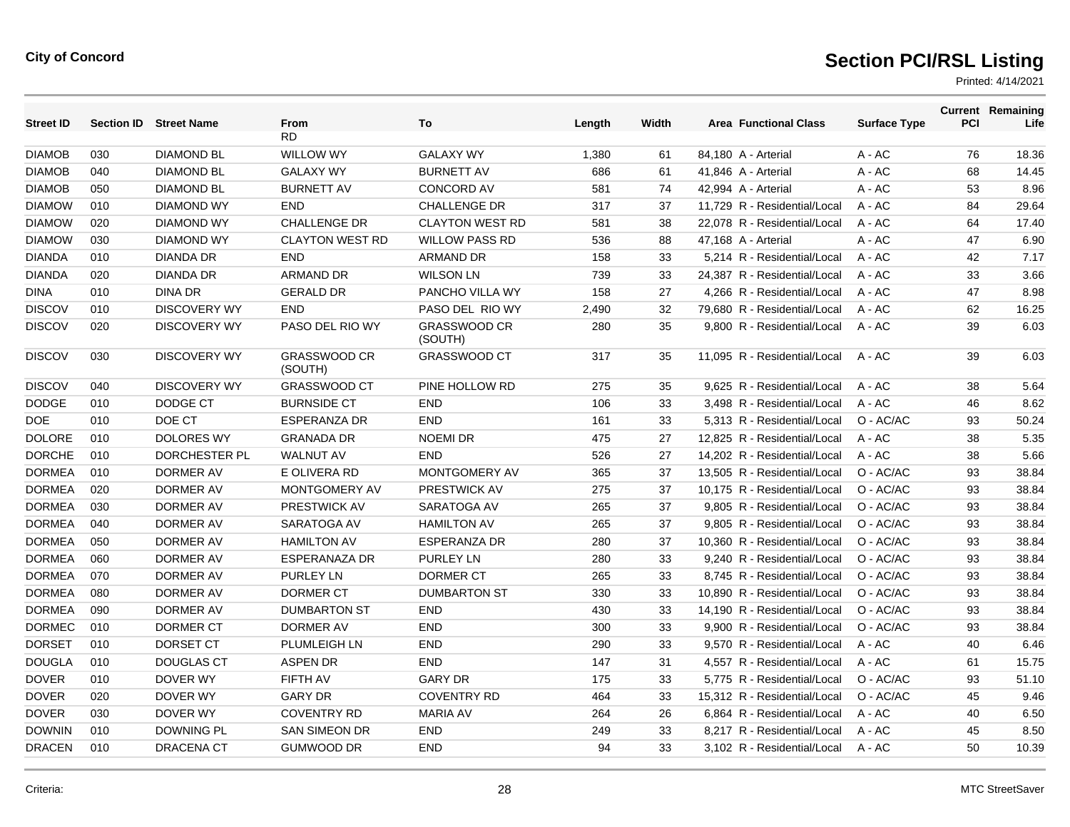**City of Concord**

# Section PCI/RSL Listing

Printed: 4/14/2021

| Street ID | Section ID | Street Name | From | To | Length | Width | Area | Functional Class | Surface Type | Current PCI | Remaining Life |
|---|---|---|---|---|---|---|---|---|---|---|---|
| | | | RD | | | | | | | | |
| DIAMOB | 030 | DIAMOND BL | WILLOW WY | GALAXY WY | 1,380 | 61 | 84,180 | A - Arterial | A - AC | 76 | 18.36 |
| DIAMOB | 040 | DIAMOND BL | GALAXY WY | BURNETT AV | 686 | 61 | 41,846 | A - Arterial | A - AC | 68 | 14.45 |
| DIAMOB | 050 | DIAMOND BL | BURNETT AV | CONCORD AV | 581 | 74 | 42,994 | A - Arterial | A - AC | 53 | 8.96 |
| DIAMOW | 010 | DIAMOND WY | END | CHALLENGE DR | 317 | 37 | 11,729 | R - Residential/Local | A - AC | 84 | 29.64 |
| DIAMOW | 020 | DIAMOND WY | CHALLENGE DR | CLAYTON WEST RD | 581 | 38 | 22,078 | R - Residential/Local | A - AC | 64 | 17.40 |
| DIAMOW | 030 | DIAMOND WY | CLAYTON WEST RD | WILLOW PASS RD | 536 | 88 | 47,168 | A - Arterial | A - AC | 47 | 6.90 |
| DIANDA | 010 | DIANDA DR | END | ARMAND DR | 158 | 33 | 5,214 | R - Residential/Local | A - AC | 42 | 7.17 |
| DIANDA | 020 | DIANDA DR | ARMAND DR | WILSON LN | 739 | 33 | 24,387 | R - Residential/Local | A - AC | 33 | 3.66 |
| DINA | 010 | DINA DR | GERALD DR | PANCHO VILLA WY | 158 | 27 | 4,266 | R - Residential/Local | A - AC | 47 | 8.98 |
| DISCOV | 010 | DISCOVERY WY | END | PASO DEL RIO WY | 2,490 | 32 | 79,680 | R - Residential/Local | A - AC | 62 | 16.25 |
| DISCOV | 020 | DISCOVERY WY | PASO DEL RIO WY | GRASSWOOD CR (SOUTH) | 280 | 35 | 9,800 | R - Residential/Local | A - AC | 39 | 6.03 |
| DISCOV | 030 | DISCOVERY WY | GRASSWOOD CR (SOUTH) | GRASSWOOD CT | 317 | 35 | 11,095 | R - Residential/Local | A - AC | 39 | 6.03 |
| DISCOV | 040 | DISCOVERY WY | GRASSWOOD CT | PINE HOLLOW RD | 275 | 35 | 9,625 | R - Residential/Local | A - AC | 38 | 5.64 |
| DODGE | 010 | DODGE CT | BURNSIDE CT | END | 106 | 33 | 3,498 | R - Residential/Local | A - AC | 46 | 8.62 |
| DOE | 010 | DOE CT | ESPERANZA DR | END | 161 | 33 | 5,313 | R - Residential/Local | O - AC/AC | 93 | 50.24 |
| DOLORE | 010 | DOLORES WY | GRANADA DR | NOEMI DR | 475 | 27 | 12,825 | R - Residential/Local | A - AC | 38 | 5.35 |
| DORCHE | 010 | DORCHESTER PL | WALNUT AV | END | 526 | 27 | 14,202 | R - Residential/Local | A - AC | 38 | 5.66 |
| DORMEA | 010 | DORMER AV | E OLIVERA RD | MONTGOMERY AV | 365 | 37 | 13,505 | R - Residential/Local | O - AC/AC | 93 | 38.84 |
| DORMEA | 020 | DORMER AV | MONTGOMERY AV | PRESTWICK AV | 275 | 37 | 10,175 | R - Residential/Local | O - AC/AC | 93 | 38.84 |
| DORMEA | 030 | DORMER AV | PRESTWICK AV | SARATOGA AV | 265 | 37 | 9,805 | R - Residential/Local | O - AC/AC | 93 | 38.84 |
| DORMEA | 040 | DORMER AV | SARATOGA AV | HAMILTON AV | 265 | 37 | 9,805 | R - Residential/Local | O - AC/AC | 93 | 38.84 |
| DORMEA | 050 | DORMER AV | HAMILTON AV | ESPERANZA DR | 280 | 37 | 10,360 | R - Residential/Local | O - AC/AC | 93 | 38.84 |
| DORMEA | 060 | DORMER AV | ESPERANAZA DR | PURLEY LN | 280 | 33 | 9,240 | R - Residential/Local | O - AC/AC | 93 | 38.84 |
| DORMEA | 070 | DORMER AV | PURLEY LN | DORMER CT | 265 | 33 | 8,745 | R - Residential/Local | O - AC/AC | 93 | 38.84 |
| DORMEA | 080 | DORMER AV | DORMER CT | DUMBARTON ST | 330 | 33 | 10,890 | R - Residential/Local | O - AC/AC | 93 | 38.84 |
| DORMEA | 090 | DORMER AV | DUMBARTON ST | END | 430 | 33 | 14,190 | R - Residential/Local | O - AC/AC | 93 | 38.84 |
| DORMEC | 010 | DORMER CT | DORMER AV | END | 300 | 33 | 9,900 | R - Residential/Local | O - AC/AC | 93 | 38.84 |
| DORSET | 010 | DORSET CT | PLUMLEIGH LN | END | 290 | 33 | 9,570 | R - Residential/Local | A - AC | 40 | 6.46 |
| DOUGLA | 010 | DOUGLAS CT | ASPEN DR | END | 147 | 31 | 4,557 | R - Residential/Local | A - AC | 61 | 15.75 |
| DOVER | 010 | DOVER WY | FIFTH AV | GARY DR | 175 | 33 | 5,775 | R - Residential/Local | O - AC/AC | 93 | 51.10 |
| DOVER | 020 | DOVER WY | GARY DR | COVENTRY RD | 464 | 33 | 15,312 | R - Residential/Local | O - AC/AC | 45 | 9.46 |
| DOVER | 030 | DOVER WY | COVENTRY RD | MARIA AV | 264 | 26 | 6,864 | R - Residential/Local | A - AC | 40 | 6.50 |
| DOWNIN | 010 | DOWNING PL | SAN SIMEON DR | END | 249 | 33 | 8,217 | R - Residential/Local | A - AC | 45 | 8.50 |
| DRACEN | 010 | DRACENA CT | GUMWOOD DR | END | 94 | 33 | 3,102 | R - Residential/Local | A - AC | 50 | 10.39 |

Criteria:

MTC StreetSaver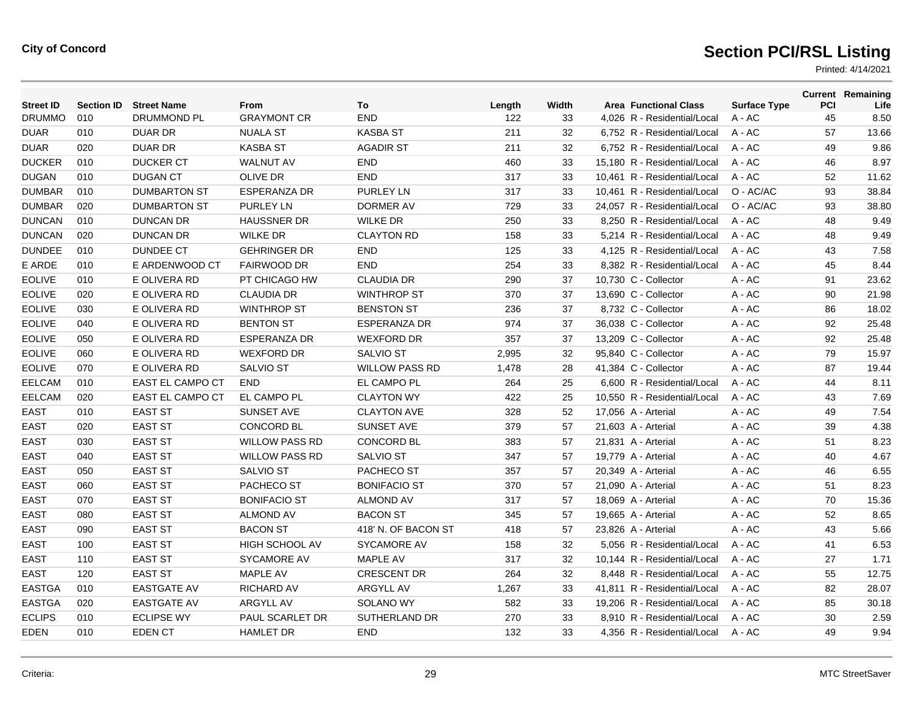**City of Concord**

# Section PCI/RSL Listing

Printed: 4/14/2021

| Street ID | Section ID | Street Name | From | To | Length | Width | Area | Functional Class | Surface Type | Current PCI | Remaining Life |
|---|---|---|---|---|---|---|---|---|---|---|---|
| DRUMMO | 010 | DRUMMOND PL | GRAYMONT CR | END | 122 | 33 | 4,026 | R - Residential/Local | A - AC | 45 | 8.50 |
| DUAR | 010 | DUAR DR | NUALA ST | KASBA ST | 211 | 32 | 6,752 | R - Residential/Local | A - AC | 57 | 13.66 |
| DUAR | 020 | DUAR DR | KASBA ST | AGADIR ST | 211 | 32 | 6,752 | R - Residential/Local | A - AC | 49 | 9.86 |
| DUCKER | 010 | DUCKER CT | WALNUT AV | END | 460 | 33 | 15,180 | R - Residential/Local | A - AC | 46 | 8.97 |
| DUGAN | 010 | DUGAN CT | OLIVE DR | END | 317 | 33 | 10,461 | R - Residential/Local | A - AC | 52 | 11.62 |
| DUMBAR | 010 | DUMBARTON ST | ESPERANZA DR | PURLEY LN | 317 | 33 | 10,461 | R - Residential/Local | O - AC/AC | 93 | 38.84 |
| DUMBAR | 020 | DUMBARTON ST | PURLEY LN | DORMER AV | 729 | 33 | 24,057 | R - Residential/Local | O - AC/AC | 93 | 38.80 |
| DUNCAN | 010 | DUNCAN DR | HAUSSNER DR | WILKE DR | 250 | 33 | 8,250 | R - Residential/Local | A - AC | 48 | 9.49 |
| DUNCAN | 020 | DUNCAN DR | WILKE DR | CLAYTON RD | 158 | 33 | 5,214 | R - Residential/Local | A - AC | 48 | 9.49 |
| DUNDEE | 010 | DUNDEE CT | GEHRINGER DR | END | 125 | 33 | 4,125 | R - Residential/Local | A - AC | 43 | 7.58 |
| E ARDE | 010 | E ARDENWOOD CT | FAIRWOOD DR | END | 254 | 33 | 8,382 | R - Residential/Local | A - AC | 45 | 8.44 |
| EOLIVE | 010 | E OLIVERA RD | PT CHICAGO HW | CLAUDIA DR | 290 | 37 | 10,730 | C - Collector | A - AC | 91 | 23.62 |
| EOLIVE | 020 | E OLIVERA RD | CLAUDIA DR | WINTHROP ST | 370 | 37 | 13,690 | C - Collector | A - AC | 90 | 21.98 |
| EOLIVE | 030 | E OLIVERA RD | WINTHROP ST | BENSTON ST | 236 | 37 | 8,732 | C - Collector | A - AC | 86 | 18.02 |
| EOLIVE | 040 | E OLIVERA RD | BENTON ST | ESPERANZA DR | 974 | 37 | 36,038 | C - Collector | A - AC | 92 | 25.48 |
| EOLIVE | 050 | E OLIVERA RD | ESPERANZA DR | WEXFORD DR | 357 | 37 | 13,209 | C - Collector | A - AC | 92 | 25.48 |
| EOLIVE | 060 | E OLIVERA RD | WEXFORD DR | SALVIO ST | 2,995 | 32 | 95,840 | C - Collector | A - AC | 79 | 15.97 |
| EOLIVE | 070 | E OLIVERA RD | SALVIO ST | WILLOW PASS RD | 1,478 | 28 | 41,384 | C - Collector | A - AC | 87 | 19.44 |
| EELCAM | 010 | EAST EL CAMPO CT | END | EL CAMPO PL | 264 | 25 | 6,600 | R - Residential/Local | A - AC | 44 | 8.11 |
| EELCAM | 020 | EAST EL CAMPO CT | EL CAMPO PL | CLAYTON WY | 422 | 25 | 10,550 | R - Residential/Local | A - AC | 43 | 7.69 |
| EAST | 010 | EAST ST | SUNSET AVE | CLAYTON AVE | 328 | 52 | 17,056 | A - Arterial | A - AC | 49 | 7.54 |
| EAST | 020 | EAST ST | CONCORD BL | SUNSET AVE | 379 | 57 | 21,603 | A - Arterial | A - AC | 39 | 4.38 |
| EAST | 030 | EAST ST | WILLOW PASS RD | CONCORD BL | 383 | 57 | 21,831 | A - Arterial | A - AC | 51 | 8.23 |
| EAST | 040 | EAST ST | WILLOW PASS RD | SALVIO ST | 347 | 57 | 19,779 | A - Arterial | A - AC | 40 | 4.67 |
| EAST | 050 | EAST ST | SALVIO ST | PACHECO ST | 357 | 57 | 20,349 | A - Arterial | A - AC | 46 | 6.55 |
| EAST | 060 | EAST ST | PACHECO ST | BONIFACIO ST | 370 | 57 | 21,090 | A - Arterial | A - AC | 51 | 8.23 |
| EAST | 070 | EAST ST | BONIFACIO ST | ALMOND AV | 317 | 57 | 18,069 | A - Arterial | A - AC | 70 | 15.36 |
| EAST | 080 | EAST ST | ALMOND AV | BACON ST | 345 | 57 | 19,665 | A - Arterial | A - AC | 52 | 8.65 |
| EAST | 090 | EAST ST | BACON ST | 418' N. OF BACON ST | 418 | 57 | 23,826 | A - Arterial | A - AC | 43 | 5.66 |
| EAST | 100 | EAST ST | HIGH SCHOOL AV | SYCAMORE AV | 158 | 32 | 5,056 | R - Residential/Local | A - AC | 41 | 6.53 |
| EAST | 110 | EAST ST | SYCAMORE AV | MAPLE AV | 317 | 32 | 10,144 | R - Residential/Local | A - AC | 27 | 1.71 |
| EAST | 120 | EAST ST | MAPLE AV | CRESCENT DR | 264 | 32 | 8,448 | R - Residential/Local | A - AC | 55 | 12.75 |
| EASTGA | 010 | EASTGATE AV | RICHARD AV | ARGYLL AV | 1,267 | 33 | 41,811 | R - Residential/Local | A - AC | 82 | 28.07 |
| EASTGA | 020 | EASTGATE AV | ARGYLL AV | SOLANO WY | 582 | 33 | 19,206 | R - Residential/Local | A - AC | 85 | 30.18 |
| ECLIPS | 010 | ECLIPSE WY | PAUL SCARLET DR | SUTHERLAND DR | 270 | 33 | 8,910 | R - Residential/Local | A - AC | 30 | 2.59 |
| EDEN | 010 | EDEN CT | HAMLET DR | END | 132 | 33 | 4,356 | R - Residential/Local | A - AC | 49 | 9.94 |

Criteria:

MTC StreetSaver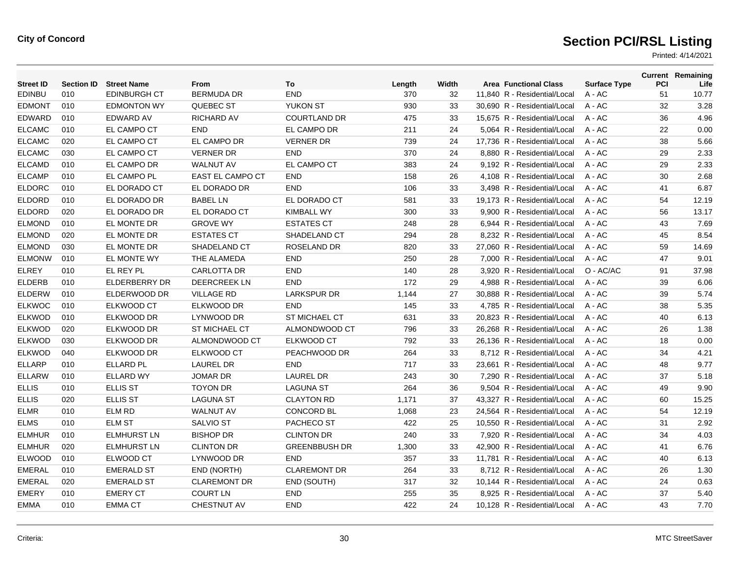**City of Concord**

# Section PCI/RSL Listing

Printed: 4/14/2021

| Street ID | Section ID | Street Name | From | To | Length | Width | Area | Functional Class | Surface Type | Current PCI | Remaining Life |
|---|---|---|---|---|---|---|---|---|---|---|---|
| EDINBU | 010 | EDINBURGH CT | BERMUDA DR | END | 370 | 32 | 11,840 | R - Residential/Local | A - AC | 51 | 10.77 |
| EDMONT | 010 | EDMONTON WY | QUEBEC ST | YUKON ST | 930 | 33 | 30,690 | R - Residential/Local | A - AC | 32 | 3.28 |
| EDWARD | 010 | EDWARD AV | RICHARD AV | COURTLAND DR | 475 | 33 | 15,675 | R - Residential/Local | A - AC | 36 | 4.96 |
| ELCAMC | 010 | EL CAMPO CT | END | EL CAMPO DR | 211 | 24 | 5,064 | R - Residential/Local | A - AC | 22 | 0.00 |
| ELCAMC | 020 | EL CAMPO CT | EL CAMPO DR | VERNER DR | 739 | 24 | 17,736 | R - Residential/Local | A - AC | 38 | 5.66 |
| ELCAMC | 030 | EL CAMPO CT | VERNER DR | END | 370 | 24 | 8,880 | R - Residential/Local | A - AC | 29 | 2.33 |
| ELCAMD | 010 | EL CAMPO DR | WALNUT AV | EL CAMPO CT | 383 | 24 | 9,192 | R - Residential/Local | A - AC | 29 | 2.33 |
| ELCAMP | 010 | EL CAMPO PL | EAST EL CAMPO CT | END | 158 | 26 | 4,108 | R - Residential/Local | A - AC | 30 | 2.68 |
| ELDORC | 010 | EL DORADO CT | EL DORADO DR | END | 106 | 33 | 3,498 | R - Residential/Local | A - AC | 41 | 6.87 |
| ELDORD | 010 | EL DORADO DR | BABEL LN | EL DORADO CT | 581 | 33 | 19,173 | R - Residential/Local | A - AC | 54 | 12.19 |
| ELDORD | 020 | EL DORADO DR | EL DORADO CT | KIMBALL WY | 300 | 33 | 9,900 | R - Residential/Local | A - AC | 56 | 13.17 |
| ELMOND | 010 | EL MONTE DR | GROVE WY | ESTATES CT | 248 | 28 | 6,944 | R - Residential/Local | A - AC | 43 | 7.69 |
| ELMOND | 020 | EL MONTE DR | ESTATES CT | SHADELAND CT | 294 | 28 | 8,232 | R - Residential/Local | A - AC | 45 | 8.54 |
| ELMOND | 030 | EL MONTE DR | SHADELAND CT | ROSELAND DR | 820 | 33 | 27,060 | R - Residential/Local | A - AC | 59 | 14.69 |
| ELMONW | 010 | EL MONTE WY | THE ALAMEDA | END | 250 | 28 | 7,000 | R - Residential/Local | A - AC | 47 | 9.01 |
| ELREY | 010 | EL REY PL | CARLOTTA DR | END | 140 | 28 | 3,920 | R - Residential/Local | O - AC/AC | 91 | 37.98 |
| ELDERB | 010 | ELDERBERRY DR | DEERCREEK LN | END | 172 | 29 | 4,988 | R - Residential/Local | A - AC | 39 | 6.06 |
| ELDERW | 010 | ELDERWOOD DR | VILLAGE RD | LARKSPUR DR | 1,144 | 27 | 30,888 | R - Residential/Local | A - AC | 39 | 5.74 |
| ELKWOC | 010 | ELKWOOD CT | ELKWOOD DR | END | 145 | 33 | 4,785 | R - Residential/Local | A - AC | 38 | 5.35 |
| ELKWOD | 010 | ELKWOOD DR | LYNWOOD DR | ST MICHAEL CT | 631 | 33 | 20,823 | R - Residential/Local | A - AC | 40 | 6.13 |
| ELKWOD | 020 | ELKWOOD DR | ST MICHAEL CT | ALMONDWOOD CT | 796 | 33 | 26,268 | R - Residential/Local | A - AC | 26 | 1.38 |
| ELKWOD | 030 | ELKWOOD DR | ALMONDWOOD CT | ELKWOOD CT | 792 | 33 | 26,136 | R - Residential/Local | A - AC | 18 | 0.00 |
| ELKWOD | 040 | ELKWOOD DR | ELKWOOD CT | PEACHWOOD DR | 264 | 33 | 8,712 | R - Residential/Local | A - AC | 34 | 4.21 |
| ELLARP | 010 | ELLARD PL | LAUREL DR | END | 717 | 33 | 23,661 | R - Residential/Local | A - AC | 48 | 9.77 |
| ELLARW | 010 | ELLARD WY | JOMAR DR | LAUREL DR | 243 | 30 | 7,290 | R - Residential/Local | A - AC | 37 | 5.18 |
| ELLIS | 010 | ELLIS ST | TOYON DR | LAGUNA ST | 264 | 36 | 9,504 | R - Residential/Local | A - AC | 49 | 9.90 |
| ELLIS | 020 | ELLIS ST | LAGUNA ST | CLAYTON RD | 1,171 | 37 | 43,327 | R - Residential/Local | A - AC | 60 | 15.25 |
| ELMR | 010 | ELM RD | WALNUT AV | CONCORD BL | 1,068 | 23 | 24,564 | R - Residential/Local | A - AC | 54 | 12.19 |
| ELMS | 010 | ELM ST | SALVIO ST | PACHECO ST | 422 | 25 | 10,550 | R - Residential/Local | A - AC | 31 | 2.92 |
| ELMHUR | 010 | ELMHURST LN | BISHOP DR | CLINTON DR | 240 | 33 | 7,920 | R - Residential/Local | A - AC | 34 | 4.03 |
| ELMHUR | 020 | ELMHURST LN | CLINTON DR | GREENBBUSH DR | 1,300 | 33 | 42,900 | R - Residential/Local | A - AC | 41 | 6.76 |
| ELWOOD | 010 | ELWOOD CT | LYNWOOD DR | END | 357 | 33 | 11,781 | R - Residential/Local | A - AC | 40 | 6.13 |
| EMERAL | 010 | EMERALD ST | END (NORTH) | CLAREMONT DR | 264 | 33 | 8,712 | R - Residential/Local | A - AC | 26 | 1.30 |
| EMERAL | 020 | EMERALD ST | CLAREMONT DR | END (SOUTH) | 317 | 32 | 10,144 | R - Residential/Local | A - AC | 24 | 0.63 |
| EMERY | 010 | EMERY CT | COURT LN | END | 255 | 35 | 8,925 | R - Residential/Local | A - AC | 37 | 5.40 |
| EMMA | 010 | EMMA CT | CHESTNUT AV | END | 422 | 24 | 10,128 | R - Residential/Local | A - AC | 43 | 7.70 |

Criteria:

MTC StreetSaver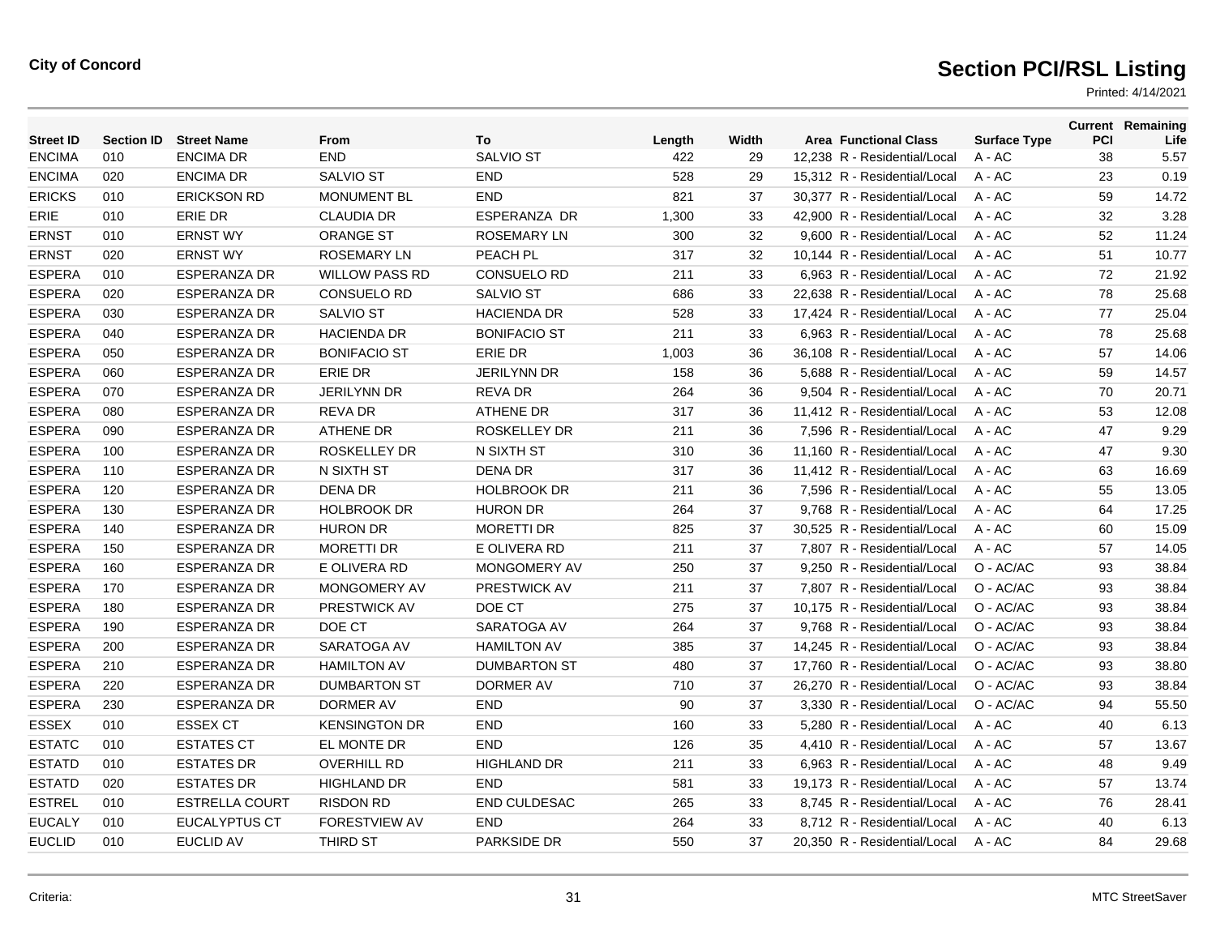**City of Concord**

# Section PCI/RSL Listing

Printed: 4/14/2021

| Street ID | Section ID | Street Name | From | To | Length | Width | Area | Functional Class | Surface Type | Current PCI | Remaining Life |
|---|---|---|---|---|---|---|---|---|---|---|---|
| ENCIMA | 010 | ENCIMA DR | END | SALVIO ST | 422 | 29 | 12,238 | R - Residential/Local | A - AC | 38 | 5.57 |
| ENCIMA | 020 | ENCIMA DR | SALVIO ST | END | 528 | 29 | 15,312 | R - Residential/Local | A - AC | 23 | 0.19 |
| ERICKS | 010 | ERICKSON RD | MONUMENT BL | END | 821 | 37 | 30,377 | R - Residential/Local | A - AC | 59 | 14.72 |
| ERIE | 010 | ERIE DR | CLAUDIA DR | ESPERANZA DR | 1,300 | 33 | 42,900 | R - Residential/Local | A - AC | 32 | 3.28 |
| ERNST | 010 | ERNST WY | ORANGE ST | ROSEMARY LN | 300 | 32 | 9,600 | R - Residential/Local | A - AC | 52 | 11.24 |
| ERNST | 020 | ERNST WY | ROSEMARY LN | PEACH PL | 317 | 32 | 10,144 | R - Residential/Local | A - AC | 51 | 10.77 |
| ESPERA | 010 | ESPERANZA DR | WILLOW PASS RD | CONSUELO RD | 211 | 33 | 6,963 | R - Residential/Local | A - AC | 72 | 21.92 |
| ESPERA | 020 | ESPERANZA DR | CONSUELO RD | SALVIO ST | 686 | 33 | 22,638 | R - Residential/Local | A - AC | 78 | 25.68 |
| ESPERA | 030 | ESPERANZA DR | SALVIO ST | HACIENDA DR | 528 | 33 | 17,424 | R - Residential/Local | A - AC | 77 | 25.04 |
| ESPERA | 040 | ESPERANZA DR | HACIENDA DR | BONIFACIO ST | 211 | 33 | 6,963 | R - Residential/Local | A - AC | 78 | 25.68 |
| ESPERA | 050 | ESPERANZA DR | BONIFACIO ST | ERIE DR | 1,003 | 36 | 36,108 | R - Residential/Local | A - AC | 57 | 14.06 |
| ESPERA | 060 | ESPERANZA DR | ERIE DR | JERILYNN DR | 158 | 36 | 5,688 | R - Residential/Local | A - AC | 59 | 14.57 |
| ESPERA | 070 | ESPERANZA DR | JERILYNN DR | REVA DR | 264 | 36 | 9,504 | R - Residential/Local | A - AC | 70 | 20.71 |
| ESPERA | 080 | ESPERANZA DR | REVA DR | ATHENE DR | 317 | 36 | 11,412 | R - Residential/Local | A - AC | 53 | 12.08 |
| ESPERA | 090 | ESPERANZA DR | ATHENE DR | ROSKELLEY DR | 211 | 36 | 7,596 | R - Residential/Local | A - AC | 47 | 9.29 |
| ESPERA | 100 | ESPERANZA DR | ROSKELLEY DR | N SIXTH ST | 310 | 36 | 11,160 | R - Residential/Local | A - AC | 47 | 9.30 |
| ESPERA | 110 | ESPERANZA DR | N SIXTH ST | DENA DR | 317 | 36 | 11,412 | R - Residential/Local | A - AC | 63 | 16.69 |
| ESPERA | 120 | ESPERANZA DR | DENA DR | HOLBROOK DR | 211 | 36 | 7,596 | R - Residential/Local | A - AC | 55 | 13.05 |
| ESPERA | 130 | ESPERANZA DR | HOLBROOK DR | HURON DR | 264 | 37 | 9,768 | R - Residential/Local | A - AC | 64 | 17.25 |
| ESPERA | 140 | ESPERANZA DR | HURON DR | MORETTI DR | 825 | 37 | 30,525 | R - Residential/Local | A - AC | 60 | 15.09 |
| ESPERA | 150 | ESPERANZA DR | MORETTI DR | E OLIVERA RD | 211 | 37 | 7,807 | R - Residential/Local | A - AC | 57 | 14.05 |
| ESPERA | 160 | ESPERANZA DR | E OLIVERA RD | MONGOMERY AV | 250 | 37 | 9,250 | R - Residential/Local | O - AC/AC | 93 | 38.84 |
| ESPERA | 170 | ESPERANZA DR | MONGOMERY AV | PRESTWICK AV | 211 | 37 | 7,807 | R - Residential/Local | O - AC/AC | 93 | 38.84 |
| ESPERA | 180 | ESPERANZA DR | PRESTWICK AV | DOE CT | 275 | 37 | 10,175 | R - Residential/Local | O - AC/AC | 93 | 38.84 |
| ESPERA | 190 | ESPERANZA DR | DOE CT | SARATOGA AV | 264 | 37 | 9,768 | R - Residential/Local | O - AC/AC | 93 | 38.84 |
| ESPERA | 200 | ESPERANZA DR | SARATOGA AV | HAMILTON AV | 385 | 37 | 14,245 | R - Residential/Local | O - AC/AC | 93 | 38.84 |
| ESPERA | 210 | ESPERANZA DR | HAMILTON AV | DUMBARTON ST | 480 | 37 | 17,760 | R - Residential/Local | O - AC/AC | 93 | 38.80 |
| ESPERA | 220 | ESPERANZA DR | DUMBARTON ST | DORMER AV | 710 | 37 | 26,270 | R - Residential/Local | O - AC/AC | 93 | 38.84 |
| ESPERA | 230 | ESPERANZA DR | DORMER AV | END | 90 | 37 | 3,330 | R - Residential/Local | O - AC/AC | 94 | 55.50 |
| ESSEX | 010 | ESSEX CT | KENSINGTON DR | END | 160 | 33 | 5,280 | R - Residential/Local | A - AC | 40 | 6.13 |
| ESTATC | 010 | ESTATES CT | EL MONTE DR | END | 126 | 35 | 4,410 | R - Residential/Local | A - AC | 57 | 13.67 |
| ESTATD | 010 | ESTATES DR | OVERHILL RD | HIGHLAND DR | 211 | 33 | 6,963 | R - Residential/Local | A - AC | 48 | 9.49 |
| ESTATD | 020 | ESTATES DR | HIGHLAND DR | END | 581 | 33 | 19,173 | R - Residential/Local | A - AC | 57 | 13.74 |
| ESTREL | 010 | ESTRELLA COURT | RISDON RD | END CULDESAC | 265 | 33 | 8,745 | R - Residential/Local | A - AC | 76 | 28.41 |
| EUCALY | 010 | EUCALYPTUS CT | FORESTVIEW AV | END | 264 | 33 | 8,712 | R - Residential/Local | A - AC | 40 | 6.13 |
| EUCLID | 010 | EUCLID AV | THIRD ST | PARKSIDE DR | 550 | 37 | 20,350 | R - Residential/Local | A - AC | 84 | 29.68 |

Criteria:

MTC StreetSaver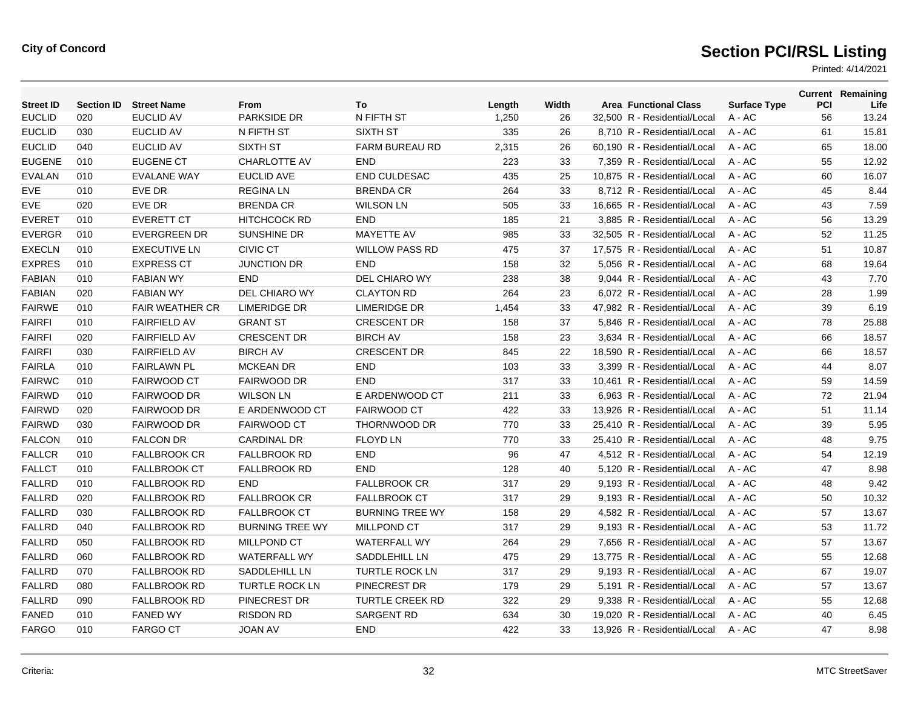**City of Concord**

# Section PCI/RSL Listing

Printed: 4/14/2021

| Street ID | Section ID | Street Name | From | To | Length | Width | Area | Functional Class | Surface Type | Current PCI | Remaining Life |
|---|---|---|---|---|---|---|---|---|---|---|---|
| EUCLID | 020 | EUCLID AV | PARKSIDE DR | N FIFTH ST | 1,250 | 26 | 32,500 | R - Residential/Local | A - AC | 56 | 13.24 |
| EUCLID | 030 | EUCLID AV | N FIFTH ST | SIXTH ST | 335 | 26 | 8,710 | R - Residential/Local | A - AC | 61 | 15.81 |
| EUCLID | 040 | EUCLID AV | SIXTH ST | FARM BUREAU RD | 2,315 | 26 | 60,190 | R - Residential/Local | A - AC | 65 | 18.00 |
| EUGENE | 010 | EUGENE CT | CHARLOTTE AV | END | 223 | 33 | 7,359 | R - Residential/Local | A - AC | 55 | 12.92 |
| EVALAN | 010 | EVALANE WAY | EUCLID AVE | END CULDESAC | 435 | 25 | 10,875 | R - Residential/Local | A - AC | 60 | 16.07 |
| EVE | 010 | EVE DR | REGINA LN | BRENDA CR | 264 | 33 | 8,712 | R - Residential/Local | A - AC | 45 | 8.44 |
| EVE | 020 | EVE DR | BRENDA CR | WILSON LN | 505 | 33 | 16,665 | R - Residential/Local | A - AC | 43 | 7.59 |
| EVERET | 010 | EVERETT CT | HITCHCOCK RD | END | 185 | 21 | 3,885 | R - Residential/Local | A - AC | 56 | 13.29 |
| EVERGR | 010 | EVERGREEN DR | SUNSHINE DR | MAYETTE AV | 985 | 33 | 32,505 | R - Residential/Local | A - AC | 52 | 11.25 |
| EXECLN | 010 | EXECUTIVE LN | CIVIC CT | WILLOW PASS RD | 475 | 37 | 17,575 | R - Residential/Local | A - AC | 51 | 10.87 |
| EXPRES | 010 | EXPRESS CT | JUNCTION DR | END | 158 | 32 | 5,056 | R - Residential/Local | A - AC | 68 | 19.64 |
| FABIAN | 010 | FABIAN WY | END | DEL CHIARO WY | 238 | 38 | 9,044 | R - Residential/Local | A - AC | 43 | 7.70 |
| FABIAN | 020 | FABIAN WY | DEL CHIARO WY | CLAYTON RD | 264 | 23 | 6,072 | R - Residential/Local | A - AC | 28 | 1.99 |
| FAIRWE | 010 | FAIR WEATHER CR | LIMERIDGE DR | LIMERIDGE DR | 1,454 | 33 | 47,982 | R - Residential/Local | A - AC | 39 | 6.19 |
| FAIRFI | 010 | FAIRFIELD AV | GRANT ST | CRESCENT DR | 158 | 37 | 5,846 | R - Residential/Local | A - AC | 78 | 25.88 |
| FAIRFI | 020 | FAIRFIELD AV | CRESCENT DR | BIRCH AV | 158 | 23 | 3,634 | R - Residential/Local | A - AC | 66 | 18.57 |
| FAIRFI | 030 | FAIRFIELD AV | BIRCH AV | CRESCENT DR | 845 | 22 | 18,590 | R - Residential/Local | A - AC | 66 | 18.57 |
| FAIRLA | 010 | FAIRLAWN PL | MCKEAN DR | END | 103 | 33 | 3,399 | R - Residential/Local | A - AC | 44 | 8.07 |
| FAIRWC | 010 | FAIRWOOD CT | FAIRWOOD DR | END | 317 | 33 | 10,461 | R - Residential/Local | A - AC | 59 | 14.59 |
| FAIRWD | 010 | FAIRWOOD DR | WILSON LN | E ARDENWOOD CT | 211 | 33 | 6,963 | R - Residential/Local | A - AC | 72 | 21.94 |
| FAIRWD | 020 | FAIRWOOD DR | E ARDENWOOD CT | FAIRWOOD CT | 422 | 33 | 13,926 | R - Residential/Local | A - AC | 51 | 11.14 |
| FAIRWD | 030 | FAIRWOOD DR | FAIRWOOD CT | THORNWOOD DR | 770 | 33 | 25,410 | R - Residential/Local | A - AC | 39 | 5.95 |
| FALCON | 010 | FALCON DR | CARDINAL DR | FLOYD LN | 770 | 33 | 25,410 | R - Residential/Local | A - AC | 48 | 9.75 |
| FALLCR | 010 | FALLBROOK CR | FALLBROOK RD | END | 96 | 47 | 4,512 | R - Residential/Local | A - AC | 54 | 12.19 |
| FALLCT | 010 | FALLBROOK CT | FALLBROOK RD | END | 128 | 40 | 5,120 | R - Residential/Local | A - AC | 47 | 8.98 |
| FALLRD | 010 | FALLBROOK RD | END | FALLBROOK CR | 317 | 29 | 9,193 | R - Residential/Local | A - AC | 48 | 9.42 |
| FALLRD | 020 | FALLBROOK RD | FALLBROOK CR | FALLBROOK CT | 317 | 29 | 9,193 | R - Residential/Local | A - AC | 50 | 10.32 |
| FALLRD | 030 | FALLBROOK RD | FALLBROOK CT | BURNING TREE WY | 158 | 29 | 4,582 | R - Residential/Local | A - AC | 57 | 13.67 |
| FALLRD | 040 | FALLBROOK RD | BURNING TREE WY | MILLPOND CT | 317 | 29 | 9,193 | R - Residential/Local | A - AC | 53 | 11.72 |
| FALLRD | 050 | FALLBROOK RD | MILLPOND CT | WATERFALL WY | 264 | 29 | 7,656 | R - Residential/Local | A - AC | 57 | 13.67 |
| FALLRD | 060 | FALLBROOK RD | WATERFALL WY | SADDLEHILL LN | 475 | 29 | 13,775 | R - Residential/Local | A - AC | 55 | 12.68 |
| FALLRD | 070 | FALLBROOK RD | SADDLEHILL LN | TURTLE ROCK LN | 317 | 29 | 9,193 | R - Residential/Local | A - AC | 67 | 19.07 |
| FALLRD | 080 | FALLBROOK RD | TURTLE ROCK LN | PINECREST DR | 179 | 29 | 5,191 | R - Residential/Local | A - AC | 57 | 13.67 |
| FALLRD | 090 | FALLBROOK RD | PINECREST DR | TURTLE CREEK RD | 322 | 29 | 9,338 | R - Residential/Local | A - AC | 55 | 12.68 |
| FANED | 010 | FANED WY | RISDON RD | SARGENT RD | 634 | 30 | 19,020 | R - Residential/Local | A - AC | 40 | 6.45 |
| FARGO | 010 | FARGO CT | JOAN AV | END | 422 | 33 | 13,926 | R - Residential/Local | A - AC | 47 | 8.98 |

Criteria:

MTC StreetSaver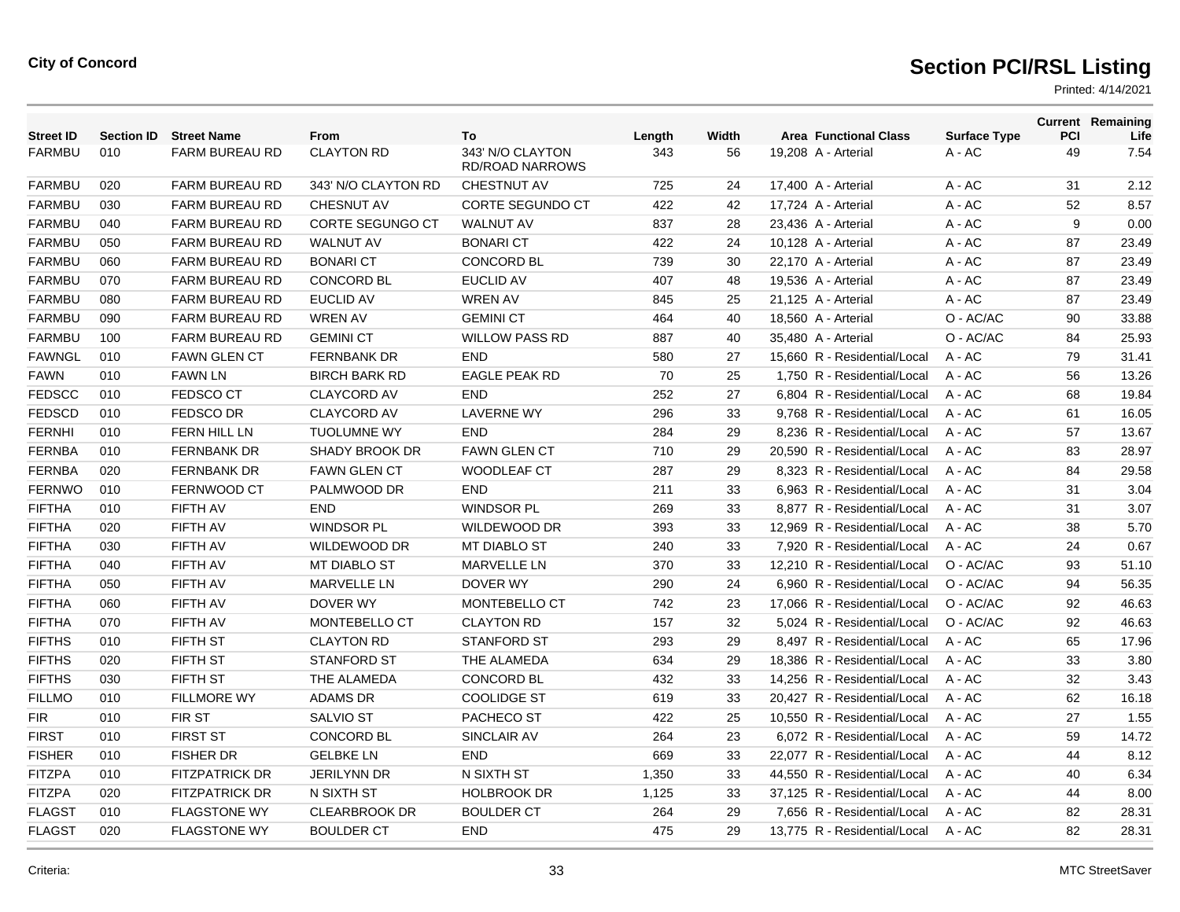**City of Concord**

# Section PCI/RSL Listing

Printed: 4/14/2021

| Street ID | Section ID | Street Name | From | To | Length | Width | Area | Functional Class | Surface Type | Current PCI | Remaining Life |
|---|---|---|---|---|---|---|---|---|---|---|---|
| FARMBU | 010 | FARM BUREAU RD | CLAYTON RD | 343' N/O CLAYTON RD/ROAD NARROWS | 343 | 56 | 19,208 | A - Arterial | A - AC | 49 | 7.54 |
| FARMBU | 020 | FARM BUREAU RD | 343' N/O CLAYTON RD | CHESTNUT AV | 725 | 24 | 17,400 | A - Arterial | A - AC | 31 | 2.12 |
| FARMBU | 030 | FARM BUREAU RD | CHESNUT AV | CORTE SEGUNDO CT | 422 | 42 | 17,724 | A - Arterial | A - AC | 52 | 8.57 |
| FARMBU | 040 | FARM BUREAU RD | CORTE SEGUNGO CT | WALNUT AV | 837 | 28 | 23,436 | A - Arterial | A - AC | 9 | 0.00 |
| FARMBU | 050 | FARM BUREAU RD | WALNUT AV | BONARI CT | 422 | 24 | 10,128 | A - Arterial | A - AC | 87 | 23.49 |
| FARMBU | 060 | FARM BUREAU RD | BONARI CT | CONCORD BL | 739 | 30 | 22,170 | A - Arterial | A - AC | 87 | 23.49 |
| FARMBU | 070 | FARM BUREAU RD | CONCORD BL | EUCLID AV | 407 | 48 | 19,536 | A - Arterial | A - AC | 87 | 23.49 |
| FARMBU | 080 | FARM BUREAU RD | EUCLID AV | WREN AV | 845 | 25 | 21,125 | A - Arterial | A - AC | 87 | 23.49 |
| FARMBU | 090 | FARM BUREAU RD | WREN AV | GEMINI CT | 464 | 40 | 18,560 | A - Arterial | O - AC/AC | 90 | 33.88 |
| FARMBU | 100 | FARM BUREAU RD | GEMINI CT | WILLOW PASS RD | 887 | 40 | 35,480 | A - Arterial | O - AC/AC | 84 | 25.93 |
| FAWNGL | 010 | FAWN GLEN CT | FERNBANK DR | END | 580 | 27 | 15,660 | R - Residential/Local | A - AC | 79 | 31.41 |
| FAWN | 010 | FAWN LN | BIRCH BARK RD | EAGLE PEAK RD | 70 | 25 | 1,750 | R - Residential/Local | A - AC | 56 | 13.26 |
| FEDSCC | 010 | FEDSCO CT | CLAYCORD AV | END | 252 | 27 | 6,804 | R - Residential/Local | A - AC | 68 | 19.84 |
| FEDSCD | 010 | FEDSCO DR | CLAYCORD AV | LAVERNE WY | 296 | 33 | 9,768 | R - Residential/Local | A - AC | 61 | 16.05 |
| FERNHI | 010 | FERN HILL LN | TUOLUMNE WY | END | 284 | 29 | 8,236 | R - Residential/Local | A - AC | 57 | 13.67 |
| FERNBA | 010 | FERNBANK DR | SHADY BROOK DR | FAWN GLEN CT | 710 | 29 | 20,590 | R - Residential/Local | A - AC | 83 | 28.97 |
| FERNBA | 020 | FERNBANK DR | FAWN GLEN CT | WOODLEAF CT | 287 | 29 | 8,323 | R - Residential/Local | A - AC | 84 | 29.58 |
| FERNWO | 010 | FERNWOOD CT | PALMWOOD DR | END | 211 | 33 | 6,963 | R - Residential/Local | A - AC | 31 | 3.04 |
| FIFTHA | 010 | FIFTH AV | END | WINDSOR PL | 269 | 33 | 8,877 | R - Residential/Local | A - AC | 31 | 3.07 |
| FIFTHA | 020 | FIFTH AV | WINDSOR PL | WILDEWOOD DR | 393 | 33 | 12,969 | R - Residential/Local | A - AC | 38 | 5.70 |
| FIFTHA | 030 | FIFTH AV | WILDEWOOD DR | MT DIABLO ST | 240 | 33 | 7,920 | R - Residential/Local | A - AC | 24 | 0.67 |
| FIFTHA | 040 | FIFTH AV | MT DIABLO ST | MARVELLE LN | 370 | 33 | 12,210 | R - Residential/Local | O - AC/AC | 93 | 51.10 |
| FIFTHA | 050 | FIFTH AV | MARVELLE LN | DOVER WY | 290 | 24 | 6,960 | R - Residential/Local | O - AC/AC | 94 | 56.35 |
| FIFTHA | 060 | FIFTH AV | DOVER WY | MONTEBELLO CT | 742 | 23 | 17,066 | R - Residential/Local | O - AC/AC | 92 | 46.63 |
| FIFTHA | 070 | FIFTH AV | MONTEBELLO CT | CLAYTON RD | 157 | 32 | 5,024 | R - Residential/Local | O - AC/AC | 92 | 46.63 |
| FIFTHS | 010 | FIFTH ST | CLAYTON RD | STANFORD ST | 293 | 29 | 8,497 | R - Residential/Local | A - AC | 65 | 17.96 |
| FIFTHS | 020 | FIFTH ST | STANFORD ST | THE ALAMEDA | 634 | 29 | 18,386 | R - Residential/Local | A - AC | 33 | 3.80 |
| FIFTHS | 030 | FIFTH ST | THE ALAMEDA | CONCORD BL | 432 | 33 | 14,256 | R - Residential/Local | A - AC | 32 | 3.43 |
| FILLMO | 010 | FILLMORE WY | ADAMS DR | COOLIDGE ST | 619 | 33 | 20,427 | R - Residential/Local | A - AC | 62 | 16.18 |
| FIR | 010 | FIR ST | SALVIO ST | PACHECO ST | 422 | 25 | 10,550 | R - Residential/Local | A - AC | 27 | 1.55 |
| FIRST | 010 | FIRST ST | CONCORD BL | SINCLAIR AV | 264 | 23 | 6,072 | R - Residential/Local | A - AC | 59 | 14.72 |
| FISHER | 010 | FISHER DR | GELBKE LN | END | 669 | 33 | 22,077 | R - Residential/Local | A - AC | 44 | 8.12 |
| FITZPA | 010 | FITZPATRICK DR | JERILYNN DR | N SIXTH ST | 1,350 | 33 | 44,550 | R - Residential/Local | A - AC | 40 | 6.34 |
| FITZPA | 020 | FITZPATRICK DR | N SIXTH ST | HOLBROOK DR | 1,125 | 33 | 37,125 | R - Residential/Local | A - AC | 44 | 8.00 |
| FLAGST | 010 | FLAGSTONE WY | CLEARBROOK DR | BOULDER CT | 264 | 29 | 7,656 | R - Residential/Local | A - AC | 82 | 28.31 |
| FLAGST | 020 | FLAGSTONE WY | BOULDER CT | END | 475 | 29 | 13,775 | R - Residential/Local | A - AC | 82 | 28.31 |

Criteria:

MTC StreetSaver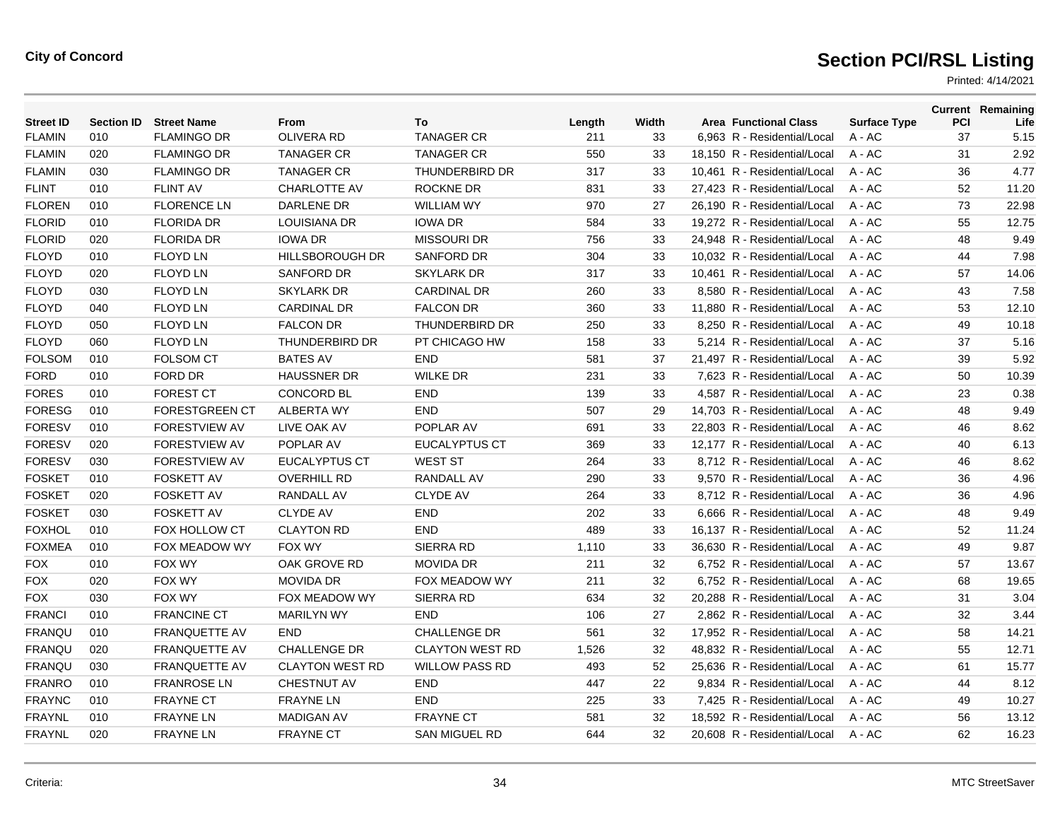**City of Concord**

# Section PCI/RSL Listing

Printed: 4/14/2021

| Street ID | Section ID | Street Name | From | To | Length | Width | Area | Functional Class | Surface Type | Current PCI | Remaining Life |
|---|---|---|---|---|---|---|---|---|---|---|---|
| FLAMIN | 010 | FLAMINGO DR | OLIVERA RD | TANAGER CR | 211 | 33 | 6,963 | R - Residential/Local | A - AC | 37 | 5.15 |
| FLAMIN | 020 | FLAMINGO DR | TANAGER CR | TANAGER CR | 550 | 33 | 18,150 | R - Residential/Local | A - AC | 31 | 2.92 |
| FLAMIN | 030 | FLAMINGO DR | TANAGER CR | THUNDERBIRD DR | 317 | 33 | 10,461 | R - Residential/Local | A - AC | 36 | 4.77 |
| FLINT | 010 | FLINT AV | CHARLOTTE AV | ROCKNE DR | 831 | 33 | 27,423 | R - Residential/Local | A - AC | 52 | 11.20 |
| FLOREN | 010 | FLORENCE LN | DARLENE DR | WILLIAM WY | 970 | 27 | 26,190 | R - Residential/Local | A - AC | 73 | 22.98 |
| FLORID | 010 | FLORIDA DR | LOUISIANA DR | IOWA DR | 584 | 33 | 19,272 | R - Residential/Local | A - AC | 55 | 12.75 |
| FLORID | 020 | FLORIDA DR | IOWA DR | MISSOURI DR | 756 | 33 | 24,948 | R - Residential/Local | A - AC | 48 | 9.49 |
| FLOYD | 010 | FLOYD LN | HILLSBOROUGH DR | SANFORD DR | 304 | 33 | 10,032 | R - Residential/Local | A - AC | 44 | 7.98 |
| FLOYD | 020 | FLOYD LN | SANFORD DR | SKYLARK DR | 317 | 33 | 10,461 | R - Residential/Local | A - AC | 57 | 14.06 |
| FLOYD | 030 | FLOYD LN | SKYLARK DR | CARDINAL DR | 260 | 33 | 8,580 | R - Residential/Local | A - AC | 43 | 7.58 |
| FLOYD | 040 | FLOYD LN | CARDINAL DR | FALCON DR | 360 | 33 | 11,880 | R - Residential/Local | A - AC | 53 | 12.10 |
| FLOYD | 050 | FLOYD LN | FALCON DR | THUNDERBIRD DR | 250 | 33 | 8,250 | R - Residential/Local | A - AC | 49 | 10.18 |
| FLOYD | 060 | FLOYD LN | THUNDERBIRD DR | PT CHICAGO HW | 158 | 33 | 5,214 | R - Residential/Local | A - AC | 37 | 5.16 |
| FOLSOM | 010 | FOLSOM CT | BATES AV | END | 581 | 37 | 21,497 | R - Residential/Local | A - AC | 39 | 5.92 |
| FORD | 010 | FORD DR | HAUSSNER DR | WILKE DR | 231 | 33 | 7,623 | R - Residential/Local | A - AC | 50 | 10.39 |
| FORES | 010 | FOREST CT | CONCORD BL | END | 139 | 33 | 4,587 | R - Residential/Local | A - AC | 23 | 0.38 |
| FORESG | 010 | FORESTGREEN CT | ALBERTA WY | END | 507 | 29 | 14,703 | R - Residential/Local | A - AC | 48 | 9.49 |
| FORESV | 010 | FORESTVIEW AV | LIVE OAK AV | POPLAR AV | 691 | 33 | 22,803 | R - Residential/Local | A - AC | 46 | 8.62 |
| FORESV | 020 | FORESTVIEW AV | POPLAR AV | EUCALYPTUS CT | 369 | 33 | 12,177 | R - Residential/Local | A - AC | 40 | 6.13 |
| FORESV | 030 | FORESTVIEW AV | EUCALYPTUS CT | WEST ST | 264 | 33 | 8,712 | R - Residential/Local | A - AC | 46 | 8.62 |
| FOSKET | 010 | FOSKETT AV | OVERHILL RD | RANDALL AV | 290 | 33 | 9,570 | R - Residential/Local | A - AC | 36 | 4.96 |
| FOSKET | 020 | FOSKETT AV | RANDALL AV | CLYDE AV | 264 | 33 | 8,712 | R - Residential/Local | A - AC | 36 | 4.96 |
| FOSKET | 030 | FOSKETT AV | CLYDE AV | END | 202 | 33 | 6,666 | R - Residential/Local | A - AC | 48 | 9.49 |
| FOXHOL | 010 | FOX HOLLOW CT | CLAYTON RD | END | 489 | 33 | 16,137 | R - Residential/Local | A - AC | 52 | 11.24 |
| FOXMEA | 010 | FOX MEADOW WY | FOX WY | SIERRA RD | 1,110 | 33 | 36,630 | R - Residential/Local | A - AC | 49 | 9.87 |
| FOX | 010 | FOX WY | OAK GROVE RD | MOVIDA DR | 211 | 32 | 6,752 | R - Residential/Local | A - AC | 57 | 13.67 |
| FOX | 020 | FOX WY | MOVIDA DR | FOX MEADOW WY | 211 | 32 | 6,752 | R - Residential/Local | A - AC | 68 | 19.65 |
| FOX | 030 | FOX WY | FOX MEADOW WY | SIERRA RD | 634 | 32 | 20,288 | R - Residential/Local | A - AC | 31 | 3.04 |
| FRANCI | 010 | FRANCINE CT | MARILYN WY | END | 106 | 27 | 2,862 | R - Residential/Local | A - AC | 32 | 3.44 |
| FRANQU | 010 | FRANQUETTE AV | END | CHALLENGE DR | 561 | 32 | 17,952 | R - Residential/Local | A - AC | 58 | 14.21 |
| FRANQU | 020 | FRANQUETTE AV | CHALLENGE DR | CLAYTON WEST RD | 1,526 | 32 | 48,832 | R - Residential/Local | A - AC | 55 | 12.71 |
| FRANQU | 030 | FRANQUETTE AV | CLAYTON WEST RD | WILLOW PASS RD | 493 | 52 | 25,636 | R - Residential/Local | A - AC | 61 | 15.77 |
| FRANRO | 010 | FRANROSE LN | CHESTNUT AV | END | 447 | 22 | 9,834 | R - Residential/Local | A - AC | 44 | 8.12 |
| FRAYNC | 010 | FRAYNE CT | FRAYNE LN | END | 225 | 33 | 7,425 | R - Residential/Local | A - AC | 49 | 10.27 |
| FRAYNL | 010 | FRAYNE LN | MADIGAN AV | FRAYNE CT | 581 | 32 | 18,592 | R - Residential/Local | A - AC | 56 | 13.12 |
| FRAYNL | 020 | FRAYNE LN | FRAYNE CT | SAN MIGUEL RD | 644 | 32 | 20,608 | R - Residential/Local | A - AC | 62 | 16.23 |

Criteria:

MTC StreetSaver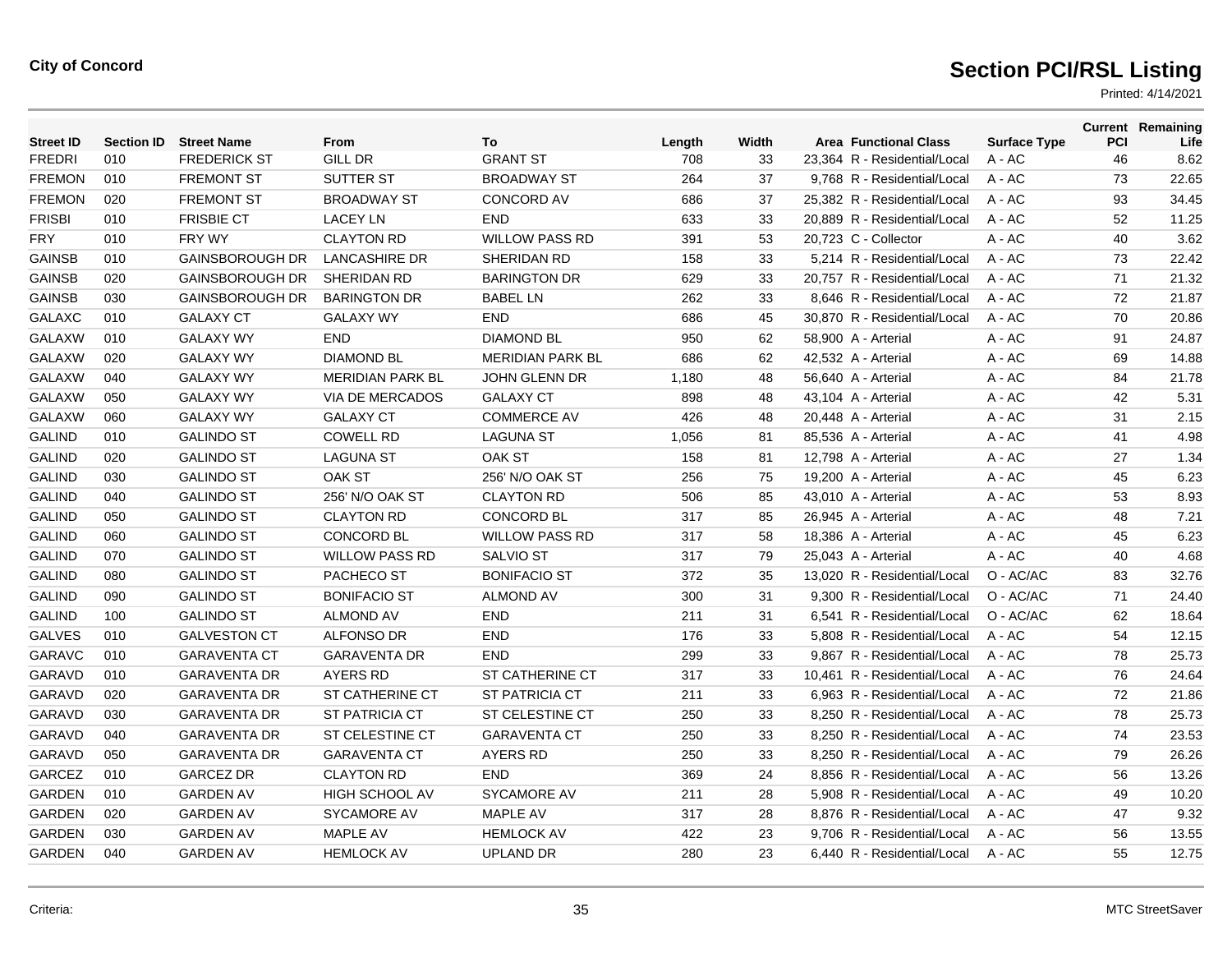**City of Concord**

# Section PCI/RSL Listing

Printed: 4/14/2021

| Street ID | Section ID | Street Name | From | To | Length | Width | Area | Functional Class | Surface Type | Current PCI | Remaining Life |
|---|---|---|---|---|---|---|---|---|---|---|---|
| FREDRI | 010 | FREDERICK ST | GILL DR | GRANT ST | 708 | 33 | 23,364 | R - Residential/Local | A - AC | 46 | 8.62 |
| FREMON | 010 | FREMONT ST | SUTTER ST | BROADWAY ST | 264 | 37 | 9,768 | R - Residential/Local | A - AC | 73 | 22.65 |
| FREMON | 020 | FREMONT ST | BROADWAY ST | CONCORD AV | 686 | 37 | 25,382 | R - Residential/Local | A - AC | 93 | 34.45 |
| FRISBI | 010 | FRISBIE CT | LACEY LN | END | 633 | 33 | 20,889 | R - Residential/Local | A - AC | 52 | 11.25 |
| FRY | 010 | FRY WY | CLAYTON RD | WILLOW PASS RD | 391 | 53 | 20,723 | C - Collector | A - AC | 40 | 3.62 |
| GAINSB | 010 | GAINSBOROUGH DR | LANCASHIRE DR | SHERIDAN RD | 158 | 33 | 5,214 | R - Residential/Local | A - AC | 73 | 22.42 |
| GAINSB | 020 | GAINSBOROUGH DR | SHERIDAN RD | BARINGTON DR | 629 | 33 | 20,757 | R - Residential/Local | A - AC | 71 | 21.32 |
| GAINSB | 030 | GAINSBOROUGH DR | BARINGTON DR | BABEL LN | 262 | 33 | 8,646 | R - Residential/Local | A - AC | 72 | 21.87 |
| GALAXC | 010 | GALAXY CT | GALAXY WY | END | 686 | 45 | 30,870 | R - Residential/Local | A - AC | 70 | 20.86 |
| GALAXW | 010 | GALAXY WY | END | DIAMOND BL | 950 | 62 | 58,900 | A - Arterial | A - AC | 91 | 24.87 |
| GALAXW | 020 | GALAXY WY | DIAMOND BL | MERIDIAN PARK BL | 686 | 62 | 42,532 | A - Arterial | A - AC | 69 | 14.88 |
| GALAXW | 040 | GALAXY WY | MERIDIAN PARK BL | JOHN GLENN DR | 1,180 | 48 | 56,640 | A - Arterial | A - AC | 84 | 21.78 |
| GALAXW | 050 | GALAXY WY | VIA DE MERCADOS | GALAXY CT | 898 | 48 | 43,104 | A - Arterial | A - AC | 42 | 5.31 |
| GALAXW | 060 | GALAXY WY | GALAXY CT | COMMERCE AV | 426 | 48 | 20,448 | A - Arterial | A - AC | 31 | 2.15 |
| GALIND | 010 | GALINDO ST | COWELL RD | LAGUNA ST | 1,056 | 81 | 85,536 | A - Arterial | A - AC | 41 | 4.98 |
| GALIND | 020 | GALINDO ST | LAGUNA ST | OAK ST | 158 | 81 | 12,798 | A - Arterial | A - AC | 27 | 1.34 |
| GALIND | 030 | GALINDO ST | OAK ST | 256' N/O OAK ST | 256 | 75 | 19,200 | A - Arterial | A - AC | 45 | 6.23 |
| GALIND | 040 | GALINDO ST | 256' N/O OAK ST | CLAYTON RD | 506 | 85 | 43,010 | A - Arterial | A - AC | 53 | 8.93 |
| GALIND | 050 | GALINDO ST | CLAYTON RD | CONCORD BL | 317 | 85 | 26,945 | A - Arterial | A - AC | 48 | 7.21 |
| GALIND | 060 | GALINDO ST | CONCORD BL | WILLOW PASS RD | 317 | 58 | 18,386 | A - Arterial | A - AC | 45 | 6.23 |
| GALIND | 070 | GALINDO ST | WILLOW PASS RD | SALVIO ST | 317 | 79 | 25,043 | A - Arterial | A - AC | 40 | 4.68 |
| GALIND | 080 | GALINDO ST | PACHECO ST | BONIFACIO ST | 372 | 35 | 13,020 | R - Residential/Local | O - AC/AC | 83 | 32.76 |
| GALIND | 090 | GALINDO ST | BONIFACIO ST | ALMOND AV | 300 | 31 | 9,300 | R - Residential/Local | O - AC/AC | 71 | 24.40 |
| GALIND | 100 | GALINDO ST | ALMOND AV | END | 211 | 31 | 6,541 | R - Residential/Local | O - AC/AC | 62 | 18.64 |
| GALVES | 010 | GALVESTON CT | ALFONSO DR | END | 176 | 33 | 5,808 | R - Residential/Local | A - AC | 54 | 12.15 |
| GARAVC | 010 | GARAVENTA CT | GARAVENTA DR | END | 299 | 33 | 9,867 | R - Residential/Local | A - AC | 78 | 25.73 |
| GARAVD | 010 | GARAVENTA DR | AYERS RD | ST CATHERINE CT | 317 | 33 | 10,461 | R - Residential/Local | A - AC | 76 | 24.64 |
| GARAVD | 020 | GARAVENTA DR | ST CATHERINE CT | ST PATRICIA CT | 211 | 33 | 6,963 | R - Residential/Local | A - AC | 72 | 21.86 |
| GARAVD | 030 | GARAVENTA DR | ST PATRICIA CT | ST CELESTINE CT | 250 | 33 | 8,250 | R - Residential/Local | A - AC | 78 | 25.73 |
| GARAVD | 040 | GARAVENTA DR | ST CELESTINE CT | GARAVENTA CT | 250 | 33 | 8,250 | R - Residential/Local | A - AC | 74 | 23.53 |
| GARAVD | 050 | GARAVENTA DR | GARAVENTA CT | AYERS RD | 250 | 33 | 8,250 | R - Residential/Local | A - AC | 79 | 26.26 |
| GARCEZ | 010 | GARCEZ DR | CLAYTON RD | END | 369 | 24 | 8,856 | R - Residential/Local | A - AC | 56 | 13.26 |
| GARDEN | 010 | GARDEN AV | HIGH SCHOOL AV | SYCAMORE AV | 211 | 28 | 5,908 | R - Residential/Local | A - AC | 49 | 10.20 |
| GARDEN | 020 | GARDEN AV | SYCAMORE AV | MAPLE AV | 317 | 28 | 8,876 | R - Residential/Local | A - AC | 47 | 9.32 |
| GARDEN | 030 | GARDEN AV | MAPLE AV | HEMLOCK AV | 422 | 23 | 9,706 | R - Residential/Local | A - AC | 56 | 13.55 |
| GARDEN | 040 | GARDEN AV | HEMLOCK AV | UPLAND DR | 280 | 23 | 6,440 | R - Residential/Local | A - AC | 55 | 12.75 |

Criteria:

MTC StreetSaver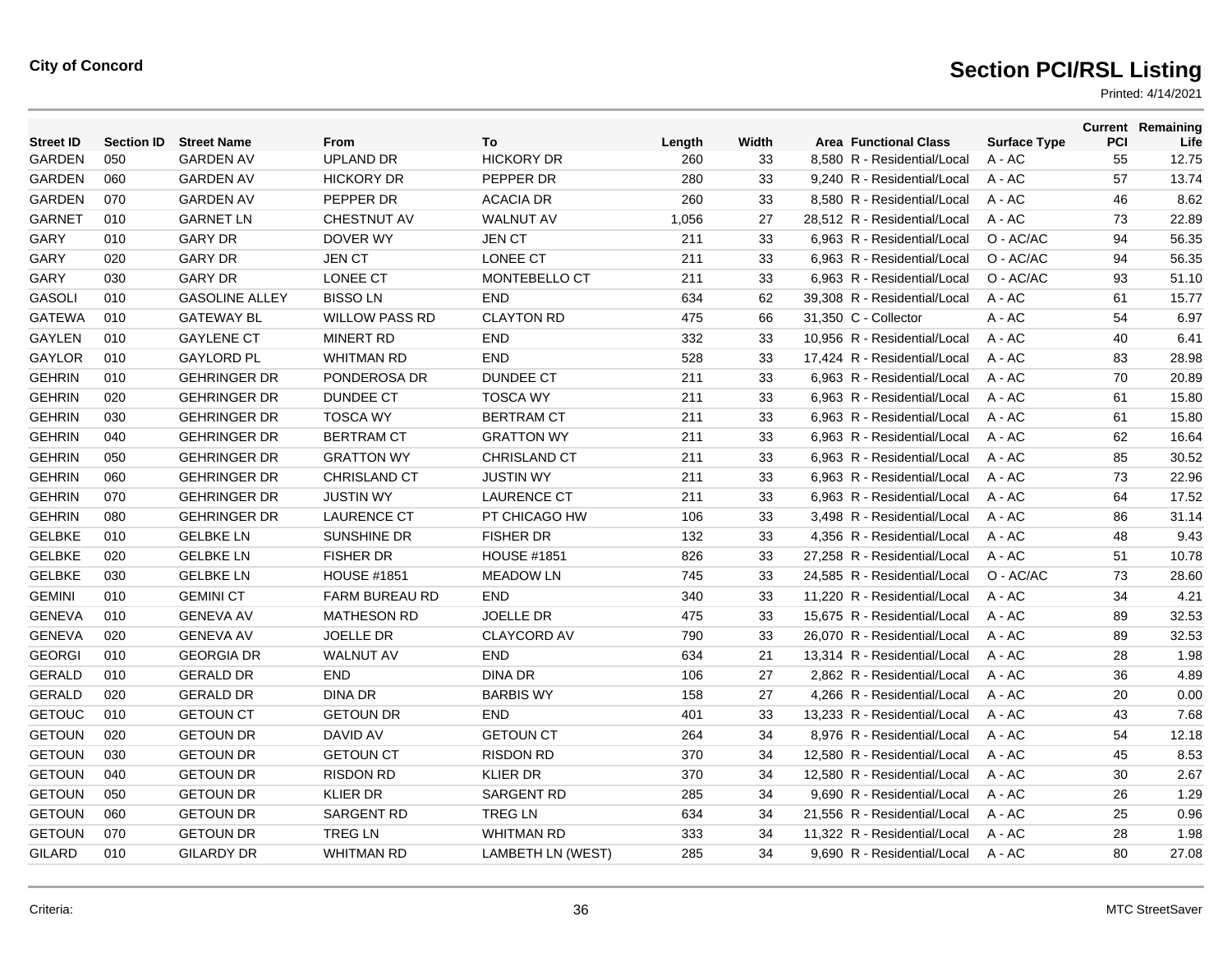**City of Concord**

# Section PCI/RSL Listing

Printed: 4/14/2021

| Street ID | Section ID | Street Name | From | To | Length | Width | Area | Functional Class | Surface Type | Current PCI | Remaining Life |
|---|---|---|---|---|---|---|---|---|---|---|---|
| GARDEN | 050 | GARDEN AV | UPLAND DR | HICKORY DR | 260 | 33 | 8,580 | R - Residential/Local | A - AC | 55 | 12.75 |
| GARDEN | 060 | GARDEN AV | HICKORY DR | PEPPER DR | 280 | 33 | 9,240 | R - Residential/Local | A - AC | 57 | 13.74 |
| GARDEN | 070 | GARDEN AV | PEPPER DR | ACACIA DR | 260 | 33 | 8,580 | R - Residential/Local | A - AC | 46 | 8.62 |
| GARNET | 010 | GARNET LN | CHESTNUT AV | WALNUT AV | 1,056 | 27 | 28,512 | R - Residential/Local | A - AC | 73 | 22.89 |
| GARY | 010 | GARY DR | DOVER WY | JEN CT | 211 | 33 | 6,963 | R - Residential/Local | O - AC/AC | 94 | 56.35 |
| GARY | 020 | GARY DR | JEN CT | LONEE CT | 211 | 33 | 6,963 | R - Residential/Local | O - AC/AC | 94 | 56.35 |
| GARY | 030 | GARY DR | LONEE CT | MONTEBELLO CT | 211 | 33 | 6,963 | R - Residential/Local | O - AC/AC | 93 | 51.10 |
| GASOLI | 010 | GASOLINE ALLEY | BISSO LN | END | 634 | 62 | 39,308 | R - Residential/Local | A - AC | 61 | 15.77 |
| GATEWA | 010 | GATEWAY BL | WILLOW PASS RD | CLAYTON RD | 475 | 66 | 31,350 | C - Collector | A - AC | 54 | 6.97 |
| GAYLEN | 010 | GAYLENE CT | MINERT RD | END | 332 | 33 | 10,956 | R - Residential/Local | A - AC | 40 | 6.41 |
| GAYLOR | 010 | GAYLORD PL | WHITMAN RD | END | 528 | 33 | 17,424 | R - Residential/Local | A - AC | 83 | 28.98 |
| GEHRIN | 010 | GEHRINGER DR | PONDEROSA DR | DUNDEE CT | 211 | 33 | 6,963 | R - Residential/Local | A - AC | 70 | 20.89 |
| GEHRIN | 020 | GEHRINGER DR | DUNDEE CT | TOSCA WY | 211 | 33 | 6,963 | R - Residential/Local | A - AC | 61 | 15.80 |
| GEHRIN | 030 | GEHRINGER DR | TOSCA WY | BERTRAM CT | 211 | 33 | 6,963 | R - Residential/Local | A - AC | 61 | 15.80 |
| GEHRIN | 040 | GEHRINGER DR | BERTRAM CT | GRATTON WY | 211 | 33 | 6,963 | R - Residential/Local | A - AC | 62 | 16.64 |
| GEHRIN | 050 | GEHRINGER DR | GRATTON WY | CHRISLAND CT | 211 | 33 | 6,963 | R - Residential/Local | A - AC | 85 | 30.52 |
| GEHRIN | 060 | GEHRINGER DR | CHRISLAND CT | JUSTIN WY | 211 | 33 | 6,963 | R - Residential/Local | A - AC | 73 | 22.96 |
| GEHRIN | 070 | GEHRINGER DR | JUSTIN WY | LAURENCE CT | 211 | 33 | 6,963 | R - Residential/Local | A - AC | 64 | 17.52 |
| GEHRIN | 080 | GEHRINGER DR | LAURENCE CT | PT CHICAGO HW | 106 | 33 | 3,498 | R - Residential/Local | A - AC | 86 | 31.14 |
| GELBKE | 010 | GELBKE LN | SUNSHINE DR | FISHER DR | 132 | 33 | 4,356 | R - Residential/Local | A - AC | 48 | 9.43 |
| GELBKE | 020 | GELBKE LN | FISHER DR | HOUSE #1851 | 826 | 33 | 27,258 | R - Residential/Local | A - AC | 51 | 10.78 |
| GELBKE | 030 | GELBKE LN | HOUSE #1851 | MEADOW LN | 745 | 33 | 24,585 | R - Residential/Local | O - AC/AC | 73 | 28.60 |
| GEMINI | 010 | GEMINI CT | FARM BUREAU RD | END | 340 | 33 | 11,220 | R - Residential/Local | A - AC | 34 | 4.21 |
| GENEVA | 010 | GENEVA AV | MATHESON RD | JOELLE DR | 475 | 33 | 15,675 | R - Residential/Local | A - AC | 89 | 32.53 |
| GENEVA | 020 | GENEVA AV | JOELLE DR | CLAYCORD AV | 790 | 33 | 26,070 | R - Residential/Local | A - AC | 89 | 32.53 |
| GEORGI | 010 | GEORGIA DR | WALNUT AV | END | 634 | 21 | 13,314 | R - Residential/Local | A - AC | 28 | 1.98 |
| GERALD | 010 | GERALD DR | END | DINA DR | 106 | 27 | 2,862 | R - Residential/Local | A - AC | 36 | 4.89 |
| GERALD | 020 | GERALD DR | DINA DR | BARBIS WY | 158 | 27 | 4,266 | R - Residential/Local | A - AC | 20 | 0.00 |
| GETOUC | 010 | GETOUN CT | GETOUN DR | END | 401 | 33 | 13,233 | R - Residential/Local | A - AC | 43 | 7.68 |
| GETOUN | 020 | GETOUN DR | DAVID AV | GETOUN CT | 264 | 34 | 8,976 | R - Residential/Local | A - AC | 54 | 12.18 |
| GETOUN | 030 | GETOUN DR | GETOUN CT | RISDON RD | 370 | 34 | 12,580 | R - Residential/Local | A - AC | 45 | 8.53 |
| GETOUN | 040 | GETOUN DR | RISDON RD | KLIER DR | 370 | 34 | 12,580 | R - Residential/Local | A - AC | 30 | 2.67 |
| GETOUN | 050 | GETOUN DR | KLIER DR | SARGENT RD | 285 | 34 | 9,690 | R - Residential/Local | A - AC | 26 | 1.29 |
| GETOUN | 060 | GETOUN DR | SARGENT RD | TREG LN | 634 | 34 | 21,556 | R - Residential/Local | A - AC | 25 | 0.96 |
| GETOUN | 070 | GETOUN DR | TREG LN | WHITMAN RD | 333 | 34 | 11,322 | R - Residential/Local | A - AC | 28 | 1.98 |
| GILARD | 010 | GILARDY DR | WHITMAN RD | LAMBETH LN (WEST) | 285 | 34 | 9,690 | R - Residential/Local | A - AC | 80 | 27.08 |

Criteria:

MTC StreetSaver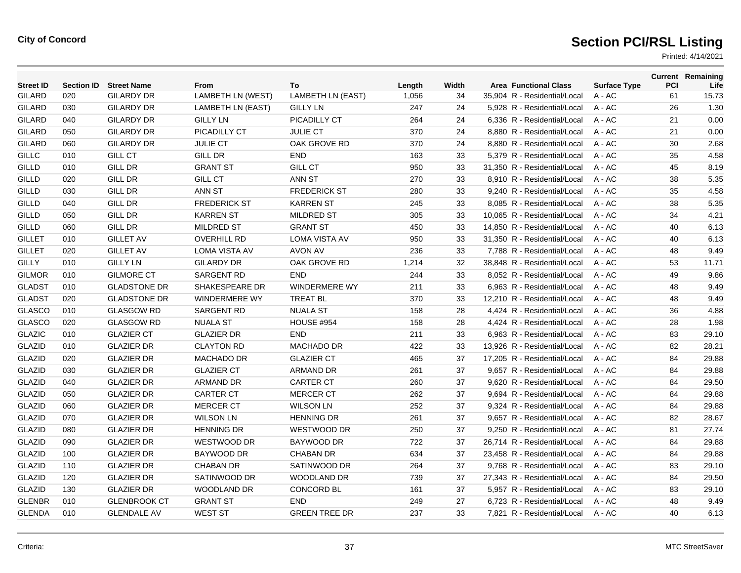**City of Concord**

# Section PCI/RSL Listing

Printed: 4/14/2021

| Street ID | Section ID | Street Name | From | To | Length | Width | Area | Functional Class | Surface Type | Current PCI | Remaining Life |
|---|---|---|---|---|---|---|---|---|---|---|---|
| GILARD | 020 | GILARDY DR | LAMBETH LN (WEST) | LAMBETH LN (EAST) | 1,056 | 34 | 35,904 | R - Residential/Local | A - AC | 61 | 15.73 |
| GILARD | 030 | GILARDY DR | LAMBETH LN (EAST) | GILLY LN | 247 | 24 | 5,928 | R - Residential/Local | A - AC | 26 | 1.30 |
| GILARD | 040 | GILARDY DR | GILLY LN | PICADILLY CT | 264 | 24 | 6,336 | R - Residential/Local | A - AC | 21 | 0.00 |
| GILARD | 050 | GILARDY DR | PICADILLY CT | JULIE CT | 370 | 24 | 8,880 | R - Residential/Local | A - AC | 21 | 0.00 |
| GILARD | 060 | GILARDY DR | JULIE CT | OAK GROVE RD | 370 | 24 | 8,880 | R - Residential/Local | A - AC | 30 | 2.68 |
| GILLC | 010 | GILL CT | GILL DR | END | 163 | 33 | 5,379 | R - Residential/Local | A - AC | 35 | 4.58 |
| GILLD | 010 | GILL DR | GRANT ST | GILL CT | 950 | 33 | 31,350 | R - Residential/Local | A - AC | 45 | 8.19 |
| GILLD | 020 | GILL DR | GILL CT | ANN ST | 270 | 33 | 8,910 | R - Residential/Local | A - AC | 38 | 5.35 |
| GILLD | 030 | GILL DR | ANN ST | FREDERICK ST | 280 | 33 | 9,240 | R - Residential/Local | A - AC | 35 | 4.58 |
| GILLD | 040 | GILL DR | FREDERICK ST | KARREN ST | 245 | 33 | 8,085 | R - Residential/Local | A - AC | 38 | 5.35 |
| GILLD | 050 | GILL DR | KARREN ST | MILDRED ST | 305 | 33 | 10,065 | R - Residential/Local | A - AC | 34 | 4.21 |
| GILLD | 060 | GILL DR | MILDRED ST | GRANT ST | 450 | 33 | 14,850 | R - Residential/Local | A - AC | 40 | 6.13 |
| GILLET | 010 | GILLET AV | OVERHILL RD | LOMA VISTA AV | 950 | 33 | 31,350 | R - Residential/Local | A - AC | 40 | 6.13 |
| GILLET | 020 | GILLET AV | LOMA VISTA AV | AVON AV | 236 | 33 | 7,788 | R - Residential/Local | A - AC | 48 | 9.49 |
| GILLY | 010 | GILLY LN | GILARDY DR | OAK GROVE RD | 1,214 | 32 | 38,848 | R - Residential/Local | A - AC | 53 | 11.71 |
| GILMOR | 010 | GILMORE CT | SARGENT RD | END | 244 | 33 | 8,052 | R - Residential/Local | A - AC | 49 | 9.86 |
| GLADST | 010 | GLADSTONE DR | SHAKESPEARE DR | WINDERMERE WY | 211 | 33 | 6,963 | R - Residential/Local | A - AC | 48 | 9.49 |
| GLADST | 020 | GLADSTONE DR | WINDERMERE WY | TREAT BL | 370 | 33 | 12,210 | R - Residential/Local | A - AC | 48 | 9.49 |
| GLASCO | 010 | GLASGOW RD | SARGENT RD | NUALA ST | 158 | 28 | 4,424 | R - Residential/Local | A - AC | 36 | 4.88 |
| GLASCO | 020 | GLASGOW RD | NUALA ST | HOUSE #954 | 158 | 28 | 4,424 | R - Residential/Local | A - AC | 28 | 1.98 |
| GLAZIC | 010 | GLAZIER CT | GLAZIER DR | END | 211 | 33 | 6,963 | R - Residential/Local | A - AC | 83 | 29.10 |
| GLAZID | 010 | GLAZIER DR | CLAYTON RD | MACHADO DR | 422 | 33 | 13,926 | R - Residential/Local | A - AC | 82 | 28.21 |
| GLAZID | 020 | GLAZIER DR | MACHADO DR | GLAZIER CT | 465 | 37 | 17,205 | R - Residential/Local | A - AC | 84 | 29.88 |
| GLAZID | 030 | GLAZIER DR | GLAZIER CT | ARMAND DR | 261 | 37 | 9,657 | R - Residential/Local | A - AC | 84 | 29.88 |
| GLAZID | 040 | GLAZIER DR | ARMAND DR | CARTER CT | 260 | 37 | 9,620 | R - Residential/Local | A - AC | 84 | 29.50 |
| GLAZID | 050 | GLAZIER DR | CARTER CT | MERCER CT | 262 | 37 | 9,694 | R - Residential/Local | A - AC | 84 | 29.88 |
| GLAZID | 060 | GLAZIER DR | MERCER CT | WILSON LN | 252 | 37 | 9,324 | R - Residential/Local | A - AC | 84 | 29.88 |
| GLAZID | 070 | GLAZIER DR | WILSON LN | HENNING DR | 261 | 37 | 9,657 | R - Residential/Local | A - AC | 82 | 28.67 |
| GLAZID | 080 | GLAZIER DR | HENNING DR | WESTWOOD DR | 250 | 37 | 9,250 | R - Residential/Local | A - AC | 81 | 27.74 |
| GLAZID | 090 | GLAZIER DR | WESTWOOD DR | BAYWOOD DR | 722 | 37 | 26,714 | R - Residential/Local | A - AC | 84 | 29.88 |
| GLAZID | 100 | GLAZIER DR | BAYWOOD DR | CHABAN DR | 634 | 37 | 23,458 | R - Residential/Local | A - AC | 84 | 29.88 |
| GLAZID | 110 | GLAZIER DR | CHABAN DR | SATINWOOD DR | 264 | 37 | 9,768 | R - Residential/Local | A - AC | 83 | 29.10 |
| GLAZID | 120 | GLAZIER DR | SATINWOOD DR | WOODLAND DR | 739 | 37 | 27,343 | R - Residential/Local | A - AC | 84 | 29.50 |
| GLAZID | 130 | GLAZIER DR | WOODLAND DR | CONCORD BL | 161 | 37 | 5,957 | R - Residential/Local | A - AC | 83 | 29.10 |
| GLENBR | 010 | GLENBROOK CT | GRANT ST | END | 249 | 27 | 6,723 | R - Residential/Local | A - AC | 48 | 9.49 |
| GLENDA | 010 | GLENDALE AV | WEST ST | GREEN TREE DR | 237 | 33 | 7,821 | R - Residential/Local | A - AC | 40 | 6.13 |

Criteria:

MTC StreetSaver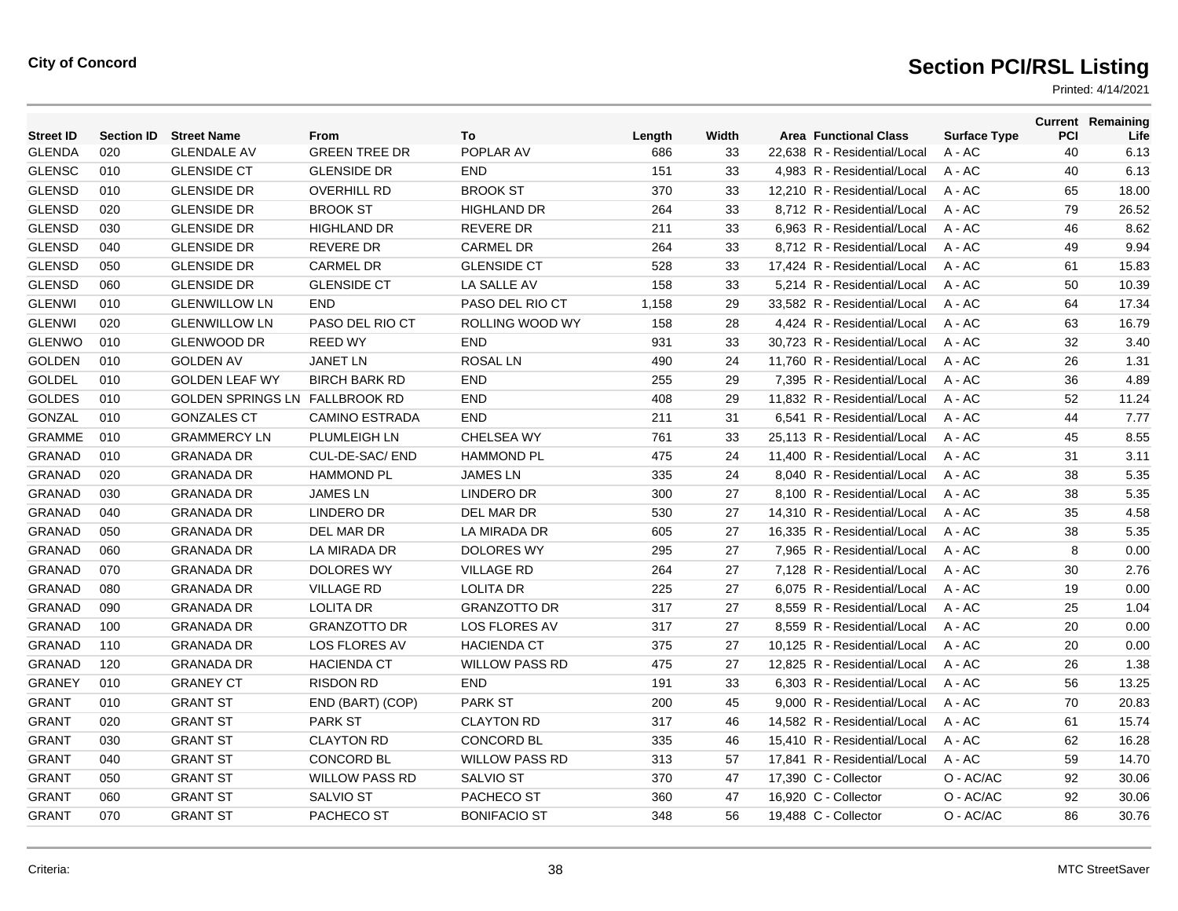City of Concord

# Section PCI/RSL Listing

Printed: 4/14/2021

| Street ID | Section ID | Street Name | From | To | Length | Width | Area | Functional Class | Surface Type | Current PCI | Remaining Life |
|---|---|---|---|---|---|---|---|---|---|---|---|
| GLENDA | 020 | GLENDALE AV | GREEN TREE DR | POPLAR AV | 686 | 33 | 22,638 | R - Residential/Local | A - AC | 40 | 6.13 |
| GLENSC | 010 | GLENSIDE CT | GLENSIDE DR | END | 151 | 33 | 4,983 | R - Residential/Local | A - AC | 40 | 6.13 |
| GLENSD | 010 | GLENSIDE DR | OVERHILL RD | BROOK ST | 370 | 33 | 12,210 | R - Residential/Local | A - AC | 65 | 18.00 |
| GLENSD | 020 | GLENSIDE DR | BROOK ST | HIGHLAND DR | 264 | 33 | 8,712 | R - Residential/Local | A - AC | 79 | 26.52 |
| GLENSD | 030 | GLENSIDE DR | HIGHLAND DR | REVERE DR | 211 | 33 | 6,963 | R - Residential/Local | A - AC | 46 | 8.62 |
| GLENSD | 040 | GLENSIDE DR | REVERE DR | CARMEL DR | 264 | 33 | 8,712 | R - Residential/Local | A - AC | 49 | 9.94 |
| GLENSD | 050 | GLENSIDE DR | CARMEL DR | GLENSIDE CT | 528 | 33 | 17,424 | R - Residential/Local | A - AC | 61 | 15.83 |
| GLENSD | 060 | GLENSIDE DR | GLENSIDE CT | LA SALLE AV | 158 | 33 | 5,214 | R - Residential/Local | A - AC | 50 | 10.39 |
| GLENWI | 010 | GLENWILLOW LN | END | PASO DEL RIO CT | 1,158 | 29 | 33,582 | R - Residential/Local | A - AC | 64 | 17.34 |
| GLENWI | 020 | GLENWILLOW LN | PASO DEL RIO CT | ROLLING WOOD WY | 158 | 28 | 4,424 | R - Residential/Local | A - AC | 63 | 16.79 |
| GLENWO | 010 | GLENWOOD DR | REED WY | END | 931 | 33 | 30,723 | R - Residential/Local | A - AC | 32 | 3.40 |
| GOLDEN | 010 | GOLDEN AV | JANET LN | ROSAL LN | 490 | 24 | 11,760 | R - Residential/Local | A - AC | 26 | 1.31 |
| GOLDEL | 010 | GOLDEN LEAF WY | BIRCH BARK RD | END | 255 | 29 | 7,395 | R - Residential/Local | A - AC | 36 | 4.89 |
| GOLDES | 010 | GOLDEN SPRINGS LN | FALLBROOK RD | END | 408 | 29 | 11,832 | R - Residential/Local | A - AC | 52 | 11.24 |
| GONZAL | 010 | GONZALES CT | CAMINO ESTRADA | END | 211 | 31 | 6,541 | R - Residential/Local | A - AC | 44 | 7.77 |
| GRAMME | 010 | GRAMMERCY LN | PLUMLEIGH LN | CHELSEA WY | 761 | 33 | 25,113 | R - Residential/Local | A - AC | 45 | 8.55 |
| GRANAD | 010 | GRANADA DR | CUL-DE-SAC/ END | HAMMOND PL | 475 | 24 | 11,400 | R - Residential/Local | A - AC | 31 | 3.11 |
| GRANAD | 020 | GRANADA DR | HAMMOND PL | JAMES LN | 335 | 24 | 8,040 | R - Residential/Local | A - AC | 38 | 5.35 |
| GRANAD | 030 | GRANADA DR | JAMES LN | LINDERO DR | 300 | 27 | 8,100 | R - Residential/Local | A - AC | 38 | 5.35 |
| GRANAD | 040 | GRANADA DR | LINDERO DR | DEL MAR DR | 530 | 27 | 14,310 | R - Residential/Local | A - AC | 35 | 4.58 |
| GRANAD | 050 | GRANADA DR | DEL MAR DR | LA MIRADA DR | 605 | 27 | 16,335 | R - Residential/Local | A - AC | 38 | 5.35 |
| GRANAD | 060 | GRANADA DR | LA MIRADA DR | DOLORES WY | 295 | 27 | 7,965 | R - Residential/Local | A - AC | 8 | 0.00 |
| GRANAD | 070 | GRANADA DR | DOLORES WY | VILLAGE RD | 264 | 27 | 7,128 | R - Residential/Local | A - AC | 30 | 2.76 |
| GRANAD | 080 | GRANADA DR | VILLAGE RD | LOLITA DR | 225 | 27 | 6,075 | R - Residential/Local | A - AC | 19 | 0.00 |
| GRANAD | 090 | GRANADA DR | LOLITA DR | GRANZOTTO DR | 317 | 27 | 8,559 | R - Residential/Local | A - AC | 25 | 1.04 |
| GRANAD | 100 | GRANADA DR | GRANZOTTO DR | LOS FLORES AV | 317 | 27 | 8,559 | R - Residential/Local | A - AC | 20 | 0.00 |
| GRANAD | 110 | GRANADA DR | LOS FLORES AV | HACIENDA CT | 375 | 27 | 10,125 | R - Residential/Local | A - AC | 20 | 0.00 |
| GRANAD | 120 | GRANADA DR | HACIENDA CT | WILLOW PASS RD | 475 | 27 | 12,825 | R - Residential/Local | A - AC | 26 | 1.38 |
| GRANEY | 010 | GRANEY CT | RISDON RD | END | 191 | 33 | 6,303 | R - Residential/Local | A - AC | 56 | 13.25 |
| GRANT | 010 | GRANT ST | END (BART) (COP) | PARK ST | 200 | 45 | 9,000 | R - Residential/Local | A - AC | 70 | 20.83 |
| GRANT | 020 | GRANT ST | PARK ST | CLAYTON RD | 317 | 46 | 14,582 | R - Residential/Local | A - AC | 61 | 15.74 |
| GRANT | 030 | GRANT ST | CLAYTON RD | CONCORD BL | 335 | 46 | 15,410 | R - Residential/Local | A - AC | 62 | 16.28 |
| GRANT | 040 | GRANT ST | CONCORD BL | WILLOW PASS RD | 313 | 57 | 17,841 | R - Residential/Local | A - AC | 59 | 14.70 |
| GRANT | 050 | GRANT ST | WILLOW PASS RD | SALVIO ST | 370 | 47 | 17,390 | C - Collector | O - AC/AC | 92 | 30.06 |
| GRANT | 060 | GRANT ST | SALVIO ST | PACHECO ST | 360 | 47 | 16,920 | C - Collector | O - AC/AC | 92 | 30.06 |
| GRANT | 070 | GRANT ST | PACHECO ST | BONIFACIO ST | 348 | 56 | 19,488 | C - Collector | O - AC/AC | 86 | 30.76 |

Criteria:

MTC StreetSaver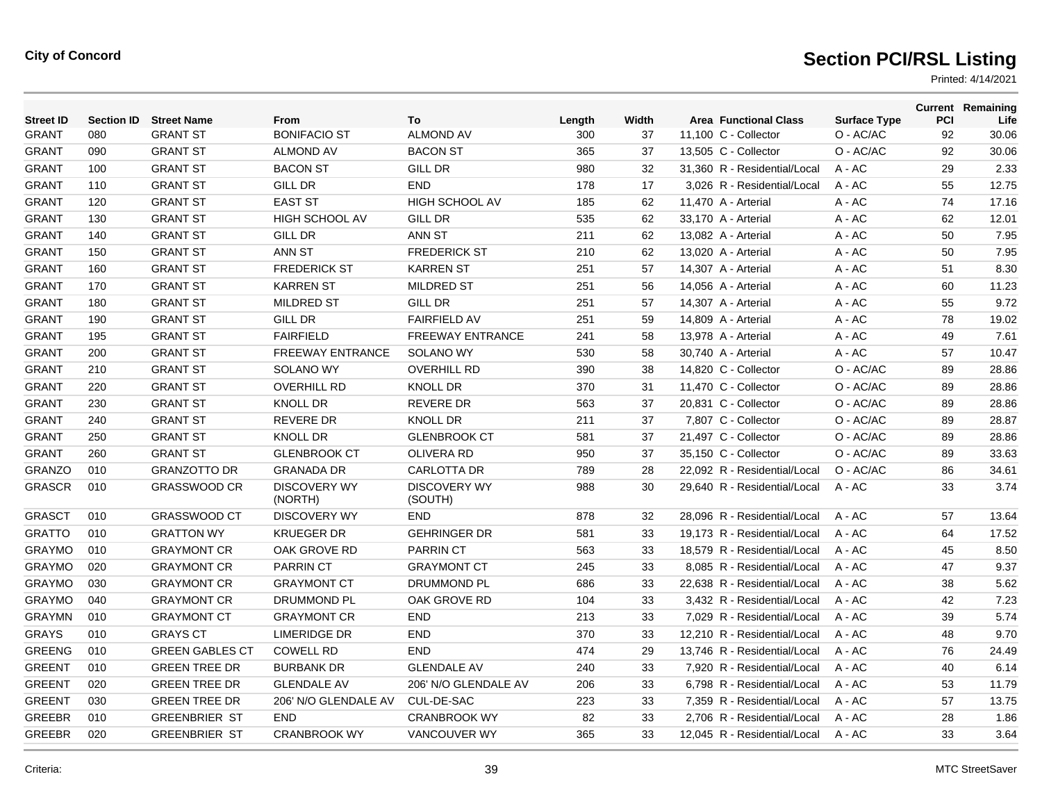**City of Concord**

# Section PCI/RSL Listing

Printed: 4/14/2021

| Street ID | Section ID | Street Name | From | To | Length | Width | Area | Functional Class | Surface Type | Current PCI | Remaining Life |
|---|---|---|---|---|---|---|---|---|---|---|---|
| GRANT | 080 | GRANT ST | BONIFACIO ST | ALMOND AV | 300 | 37 | 11,100 | C - Collector | O - AC/AC | 92 | 30.06 |
| GRANT | 090 | GRANT ST | ALMOND AV | BACON ST | 365 | 37 | 13,505 | C - Collector | O - AC/AC | 92 | 30.06 |
| GRANT | 100 | GRANT ST | BACON ST | GILL DR | 980 | 32 | 31,360 | R - Residential/Local | A - AC | 29 | 2.33 |
| GRANT | 110 | GRANT ST | GILL DR | END | 178 | 17 | 3,026 | R - Residential/Local | A - AC | 55 | 12.75 |
| GRANT | 120 | GRANT ST | EAST ST | HIGH SCHOOL AV | 185 | 62 | 11,470 | A - Arterial | A - AC | 74 | 17.16 |
| GRANT | 130 | GRANT ST | HIGH SCHOOL AV | GILL DR | 535 | 62 | 33,170 | A - Arterial | A - AC | 62 | 12.01 |
| GRANT | 140 | GRANT ST | GILL DR | ANN ST | 211 | 62 | 13,082 | A - Arterial | A - AC | 50 | 7.95 |
| GRANT | 150 | GRANT ST | ANN ST | FREDERICK ST | 210 | 62 | 13,020 | A - Arterial | A - AC | 50 | 7.95 |
| GRANT | 160 | GRANT ST | FREDERICK ST | KARREN ST | 251 | 57 | 14,307 | A - Arterial | A - AC | 51 | 8.30 |
| GRANT | 170 | GRANT ST | KARREN ST | MILDRED ST | 251 | 56 | 14,056 | A - Arterial | A - AC | 60 | 11.23 |
| GRANT | 180 | GRANT ST | MILDRED ST | GILL DR | 251 | 57 | 14,307 | A - Arterial | A - AC | 55 | 9.72 |
| GRANT | 190 | GRANT ST | GILL DR | FAIRFIELD AV | 251 | 59 | 14,809 | A - Arterial | A - AC | 78 | 19.02 |
| GRANT | 195 | GRANT ST | FAIRFIELD | FREEWAY ENTRANCE | 241 | 58 | 13,978 | A - Arterial | A - AC | 49 | 7.61 |
| GRANT | 200 | GRANT ST | FREEWAY ENTRANCE | SOLANO WY | 530 | 58 | 30,740 | A - Arterial | A - AC | 57 | 10.47 |
| GRANT | 210 | GRANT ST | SOLANO WY | OVERHILL RD | 390 | 38 | 14,820 | C - Collector | O - AC/AC | 89 | 28.86 |
| GRANT | 220 | GRANT ST | OVERHILL RD | KNOLL DR | 370 | 31 | 11,470 | C - Collector | O - AC/AC | 89 | 28.86 |
| GRANT | 230 | GRANT ST | KNOLL DR | REVERE DR | 563 | 37 | 20,831 | C - Collector | O - AC/AC | 89 | 28.86 |
| GRANT | 240 | GRANT ST | REVERE DR | KNOLL DR | 211 | 37 | 7,807 | C - Collector | O - AC/AC | 89 | 28.87 |
| GRANT | 250 | GRANT ST | KNOLL DR | GLENBROOK CT | 581 | 37 | 21,497 | C - Collector | O - AC/AC | 89 | 28.86 |
| GRANT | 260 | GRANT ST | GLENBROOK CT | OLIVERA RD | 950 | 37 | 35,150 | C - Collector | O - AC/AC | 89 | 33.63 |
| GRANZO | 010 | GRANZOTTO DR | GRANADA DR | CARLOTTA DR | 789 | 28 | 22,092 | R - Residential/Local | O - AC/AC | 86 | 34.61 |
| GRASCR | 010 | GRASSWOOD CR | DISCOVERY WY (NORTH) | DISCOVERY WY (SOUTH) | 988 | 30 | 29,640 | R - Residential/Local | A - AC | 33 | 3.74 |
| GRASCT | 010 | GRASSWOOD CT | DISCOVERY WY | END | 878 | 32 | 28,096 | R - Residential/Local | A - AC | 57 | 13.64 |
| GRATTO | 010 | GRATTON WY | KRUEGER DR | GEHRINGER DR | 581 | 33 | 19,173 | R - Residential/Local | A - AC | 64 | 17.52 |
| GRAYMO | 010 | GRAYMONT CR | OAK GROVE RD | PARRIN CT | 563 | 33 | 18,579 | R - Residential/Local | A - AC | 45 | 8.50 |
| GRAYMO | 020 | GRAYMONT CR | PARRIN CT | GRAYMONT CT | 245 | 33 | 8,085 | R - Residential/Local | A - AC | 47 | 9.37 |
| GRAYMO | 030 | GRAYMONT CR | GRAYMONT CT | DRUMMOND PL | 686 | 33 | 22,638 | R - Residential/Local | A - AC | 38 | 5.62 |
| GRAYMO | 040 | GRAYMONT CR | DRUMMOND PL | OAK GROVE RD | 104 | 33 | 3,432 | R - Residential/Local | A - AC | 42 | 7.23 |
| GRAYMN | 010 | GRAYMONT CT | GRAYMONT CR | END | 213 | 33 | 7,029 | R - Residential/Local | A - AC | 39 | 5.74 |
| GRAYS | 010 | GRAYS CT | LIMERIDGE DR | END | 370 | 33 | 12,210 | R - Residential/Local | A - AC | 48 | 9.70 |
| GREENG | 010 | GREEN GABLES CT | COWELL RD | END | 474 | 29 | 13,746 | R - Residential/Local | A - AC | 76 | 24.49 |
| GREENT | 010 | GREEN TREE DR | BURBANK DR | GLENDALE AV | 240 | 33 | 7,920 | R - Residential/Local | A - AC | 40 | 6.14 |
| GREENT | 020 | GREEN TREE DR | GLENDALE AV | 206' N/O GLENDALE AV | 206 | 33 | 6,798 | R - Residential/Local | A - AC | 53 | 11.79 |
| GREENT | 030 | GREEN TREE DR | 206' N/O GLENDALE AV | CUL-DE-SAC | 223 | 33 | 7,359 | R - Residential/Local | A - AC | 57 | 13.75 |
| GREEBR | 010 | GREENBRIER ST | END | CRANBROOK WY | 82 | 33 | 2,706 | R - Residential/Local | A - AC | 28 | 1.86 |
| GREEBR | 020 | GREENBRIER ST | CRANBROOK WY | VANCOUVER WY | 365 | 33 | 12,045 | R - Residential/Local | A - AC | 33 | 3.64 |

Criteria:

MTC StreetSaver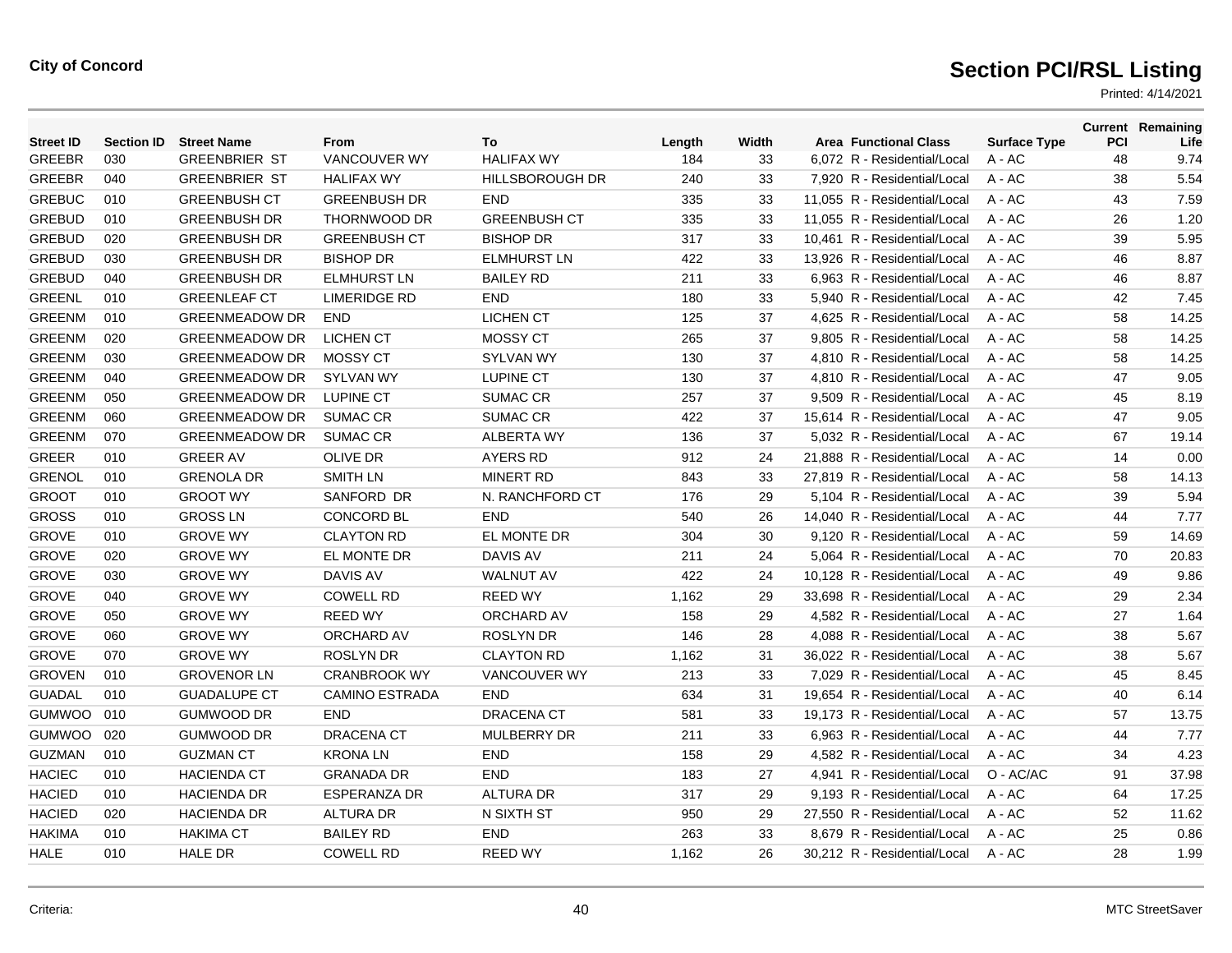**City of Concord**

# Section PCI/RSL Listing

Printed: 4/14/2021

| Street ID | Section ID | Street Name | From | To | Length | Width | Area | Functional Class | Surface Type | Current PCI | Remaining Life |
|---|---|---|---|---|---|---|---|---|---|---|---|
| GREEBR | 030 | GREENBRIER ST | VANCOUVER WY | HALIFAX WY | 184 | 33 | 6,072 | R - Residential/Local | A - AC | 48 | 9.74 |
| GREEBR | 040 | GREENBRIER ST | HALIFAX WY | HILLSBOROUGH DR | 240 | 33 | 7,920 | R - Residential/Local | A - AC | 38 | 5.54 |
| GREBUC | 010 | GREENBUSH CT | GREENBUSH DR | END | 335 | 33 | 11,055 | R - Residential/Local | A - AC | 43 | 7.59 |
| GREBUD | 010 | GREENBUSH DR | THORNWOOD DR | GREENBUSH CT | 335 | 33 | 11,055 | R - Residential/Local | A - AC | 26 | 1.20 |
| GREBUD | 020 | GREENBUSH DR | GREENBUSH CT | BISHOP DR | 317 | 33 | 10,461 | R - Residential/Local | A - AC | 39 | 5.95 |
| GREBUD | 030 | GREENBUSH DR | BISHOP DR | ELMHURST LN | 422 | 33 | 13,926 | R - Residential/Local | A - AC | 46 | 8.87 |
| GREBUD | 040 | GREENBUSH DR | ELMHURST LN | BAILEY RD | 211 | 33 | 6,963 | R - Residential/Local | A - AC | 46 | 8.87 |
| GREENL | 010 | GREENLEAF CT | LIMERIDGE RD | END | 180 | 33 | 5,940 | R - Residential/Local | A - AC | 42 | 7.45 |
| GREENM | 010 | GREENMEADOW DR | END | LICHEN CT | 125 | 37 | 4,625 | R - Residential/Local | A - AC | 58 | 14.25 |
| GREENM | 020 | GREENMEADOW DR | LICHEN CT | MOSSY CT | 265 | 37 | 9,805 | R - Residential/Local | A - AC | 58 | 14.25 |
| GREENM | 030 | GREENMEADOW DR | MOSSY CT | SYLVAN WY | 130 | 37 | 4,810 | R - Residential/Local | A - AC | 58 | 14.25 |
| GREENM | 040 | GREENMEADOW DR | SYLVAN WY | LUPINE CT | 130 | 37 | 4,810 | R - Residential/Local | A - AC | 47 | 9.05 |
| GREENM | 050 | GREENMEADOW DR | LUPINE CT | SUMAC CR | 257 | 37 | 9,509 | R - Residential/Local | A - AC | 45 | 8.19 |
| GREENM | 060 | GREENMEADOW DR | SUMAC CR | SUMAC CR | 422 | 37 | 15,614 | R - Residential/Local | A - AC | 47 | 9.05 |
| GREENM | 070 | GREENMEADOW DR | SUMAC CR | ALBERTA WY | 136 | 37 | 5,032 | R - Residential/Local | A - AC | 67 | 19.14 |
| GREER | 010 | GREER AV | OLIVE DR | AYERS RD | 912 | 24 | 21,888 | R - Residential/Local | A - AC | 14 | 0.00 |
| GRENOL | 010 | GRENOLA DR | SMITH LN | MINERT RD | 843 | 33 | 27,819 | R - Residential/Local | A - AC | 58 | 14.13 |
| GROOT | 010 | GROOT WY | SANFORD DR | N. RANCHFORD CT | 176 | 29 | 5,104 | R - Residential/Local | A - AC | 39 | 5.94 |
| GROSS | 010 | GROSS LN | CONCORD BL | END | 540 | 26 | 14,040 | R - Residential/Local | A - AC | 44 | 7.77 |
| GROVE | 010 | GROVE WY | CLAYTON RD | EL MONTE DR | 304 | 30 | 9,120 | R - Residential/Local | A - AC | 59 | 14.69 |
| GROVE | 020 | GROVE WY | EL MONTE DR | DAVIS AV | 211 | 24 | 5,064 | R - Residential/Local | A - AC | 70 | 20.83 |
| GROVE | 030 | GROVE WY | DAVIS AV | WALNUT AV | 422 | 24 | 10,128 | R - Residential/Local | A - AC | 49 | 9.86 |
| GROVE | 040 | GROVE WY | COWELL RD | REED WY | 1,162 | 29 | 33,698 | R - Residential/Local | A - AC | 29 | 2.34 |
| GROVE | 050 | GROVE WY | REED WY | ORCHARD AV | 158 | 29 | 4,582 | R - Residential/Local | A - AC | 27 | 1.64 |
| GROVE | 060 | GROVE WY | ORCHARD AV | ROSLYN DR | 146 | 28 | 4,088 | R - Residential/Local | A - AC | 38 | 5.67 |
| GROVE | 070 | GROVE WY | ROSLYN DR | CLAYTON RD | 1,162 | 31 | 36,022 | R - Residential/Local | A - AC | 38 | 5.67 |
| GROVEN | 010 | GROVENOR LN | CRANBROOK WY | VANCOUVER WY | 213 | 33 | 7,029 | R - Residential/Local | A - AC | 45 | 8.45 |
| GUADAL | 010 | GUADALUPE CT | CAMINO ESTRADA | END | 634 | 31 | 19,654 | R - Residential/Local | A - AC | 40 | 6.14 |
| GUMWOO | 010 | GUMWOOD DR | END | DRACENA CT | 581 | 33 | 19,173 | R - Residential/Local | A - AC | 57 | 13.75 |
| GUMWOO | 020 | GUMWOOD DR | DRACENA CT | MULBERRY DR | 211 | 33 | 6,963 | R - Residential/Local | A - AC | 44 | 7.77 |
| GUZMAN | 010 | GUZMAN CT | KRONA LN | END | 158 | 29 | 4,582 | R - Residential/Local | A - AC | 34 | 4.23 |
| HACIEC | 010 | HACIENDA CT | GRANADA DR | END | 183 | 27 | 4,941 | R - Residential/Local | O - AC/AC | 91 | 37.98 |
| HACIED | 010 | HACIENDA DR | ESPERANZA DR | ALTURA DR | 317 | 29 | 9,193 | R - Residential/Local | A - AC | 64 | 17.25 |
| HACIED | 020 | HACIENDA DR | ALTURA DR | N SIXTH ST | 950 | 29 | 27,550 | R - Residential/Local | A - AC | 52 | 11.62 |
| HAKIMA | 010 | HAKIMA CT | BAILEY RD | END | 263 | 33 | 8,679 | R - Residential/Local | A - AC | 25 | 0.86 |
| HALE | 010 | HALE DR | COWELL RD | REED WY | 1,162 | 26 | 30,212 | R - Residential/Local | A - AC | 28 | 1.99 |

Criteria:

MTC StreetSaver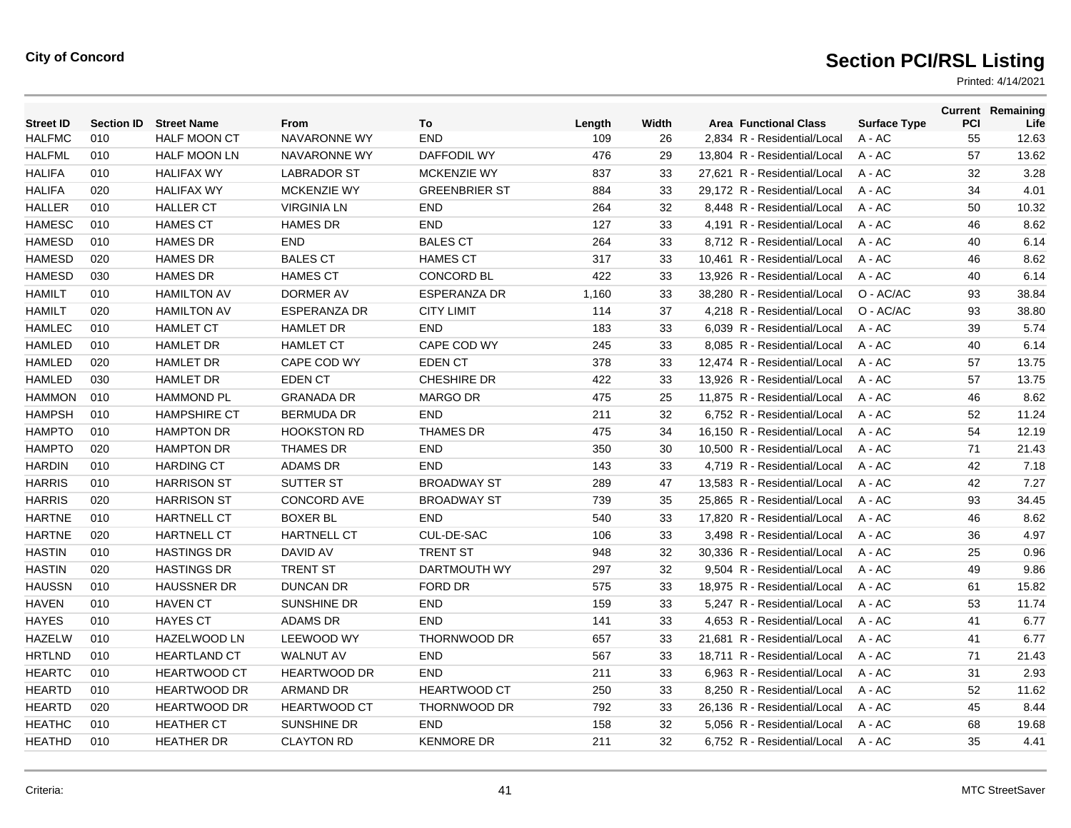City of Concord

# Section PCI/RSL Listing

Printed: 4/14/2021

| Street ID | Section ID | Street Name | From | To | Length | Width | Area | Functional Class | Surface Type | Current PCI | Remaining Life |
|---|---|---|---|---|---|---|---|---|---|---|---|
| HALFMC | 010 | HALF MOON CT | NAVARONNE WY | END | 109 | 26 | 2,834 | R - Residential/Local | A - AC | 55 | 12.63 |
| HALFML | 010 | HALF MOON LN | NAVARONNE WY | DAFFODIL WY | 476 | 29 | 13,804 | R - Residential/Local | A - AC | 57 | 13.62 |
| HALIFA | 010 | HALIFAX WY | LABRADOR ST | MCKENZIE WY | 837 | 33 | 27,621 | R - Residential/Local | A - AC | 32 | 3.28 |
| HALIFA | 020 | HALIFAX WY | MCKENZIE WY | GREENBRIER ST | 884 | 33 | 29,172 | R - Residential/Local | A - AC | 34 | 4.01 |
| HALLER | 010 | HALLER CT | VIRGINIA LN | END | 264 | 32 | 8,448 | R - Residential/Local | A - AC | 50 | 10.32 |
| HAMESC | 010 | HAMES CT | HAMES DR | END | 127 | 33 | 4,191 | R - Residential/Local | A - AC | 46 | 8.62 |
| HAMESD | 010 | HAMES DR | END | BALES CT | 264 | 33 | 8,712 | R - Residential/Local | A - AC | 40 | 6.14 |
| HAMESD | 020 | HAMES DR | BALES CT | HAMES CT | 317 | 33 | 10,461 | R - Residential/Local | A - AC | 46 | 8.62 |
| HAMESD | 030 | HAMES DR | HAMES CT | CONCORD BL | 422 | 33 | 13,926 | R - Residential/Local | A - AC | 40 | 6.14 |
| HAMILT | 010 | HAMILTON AV | DORMER AV | ESPERANZA DR | 1,160 | 33 | 38,280 | R - Residential/Local | O - AC/AC | 93 | 38.84 |
| HAMILT | 020 | HAMILTON AV | ESPERANZA DR | CITY LIMIT | 114 | 37 | 4,218 | R - Residential/Local | O - AC/AC | 93 | 38.80 |
| HAMLEC | 010 | HAMLET CT | HAMLET DR | END | 183 | 33 | 6,039 | R - Residential/Local | A - AC | 39 | 5.74 |
| HAMLED | 010 | HAMLET DR | HAMLET CT | CAPE COD WY | 245 | 33 | 8,085 | R - Residential/Local | A - AC | 40 | 6.14 |
| HAMLED | 020 | HAMLET DR | CAPE COD WY | EDEN CT | 378 | 33 | 12,474 | R - Residential/Local | A - AC | 57 | 13.75 |
| HAMLED | 030 | HAMLET DR | EDEN CT | CHESHIRE DR | 422 | 33 | 13,926 | R - Residential/Local | A - AC | 57 | 13.75 |
| HAMMON | 010 | HAMMOND PL | GRANADA DR | MARGO DR | 475 | 25 | 11,875 | R - Residential/Local | A - AC | 46 | 8.62 |
| HAMPSH | 010 | HAMPSHIRE CT | BERMUDA DR | END | 211 | 32 | 6,752 | R - Residential/Local | A - AC | 52 | 11.24 |
| HAMPTO | 010 | HAMPTON DR | HOOKSTON RD | THAMES DR | 475 | 34 | 16,150 | R - Residential/Local | A - AC | 54 | 12.19 |
| HAMPTO | 020 | HAMPTON DR | THAMES DR | END | 350 | 30 | 10,500 | R - Residential/Local | A - AC | 71 | 21.43 |
| HARDIN | 010 | HARDING CT | ADAMS DR | END | 143 | 33 | 4,719 | R - Residential/Local | A - AC | 42 | 7.18 |
| HARRIS | 010 | HARRISON ST | SUTTER ST | BROADWAY ST | 289 | 47 | 13,583 | R - Residential/Local | A - AC | 42 | 7.27 |
| HARRIS | 020 | HARRISON ST | CONCORD AVE | BROADWAY ST | 739 | 35 | 25,865 | R - Residential/Local | A - AC | 93 | 34.45 |
| HARTNE | 010 | HARTNELL CT | BOXER BL | END | 540 | 33 | 17,820 | R - Residential/Local | A - AC | 46 | 8.62 |
| HARTNE | 020 | HARTNELL CT | HARTNELL CT | CUL-DE-SAC | 106 | 33 | 3,498 | R - Residential/Local | A - AC | 36 | 4.97 |
| HASTIN | 010 | HASTINGS DR | DAVID AV | TRENT ST | 948 | 32 | 30,336 | R - Residential/Local | A - AC | 25 | 0.96 |
| HASTIN | 020 | HASTINGS DR | TRENT ST | DARTMOUTH WY | 297 | 32 | 9,504 | R - Residential/Local | A - AC | 49 | 9.86 |
| HAUSSN | 010 | HAUSSNER DR | DUNCAN DR | FORD DR | 575 | 33 | 18,975 | R - Residential/Local | A - AC | 61 | 15.82 |
| HAVEN | 010 | HAVEN CT | SUNSHINE DR | END | 159 | 33 | 5,247 | R - Residential/Local | A - AC | 53 | 11.74 |
| HAYES | 010 | HAYES CT | ADAMS DR | END | 141 | 33 | 4,653 | R - Residential/Local | A - AC | 41 | 6.77 |
| HAZELW | 010 | HAZELWOOD LN | LEEWOOD WY | THORNWOOD DR | 657 | 33 | 21,681 | R - Residential/Local | A - AC | 41 | 6.77 |
| HRTLND | 010 | HEARTLAND CT | WALNUT AV | END | 567 | 33 | 18,711 | R - Residential/Local | A - AC | 71 | 21.43 |
| HEARTC | 010 | HEARTWOOD CT | HEARTWOOD DR | END | 211 | 33 | 6,963 | R - Residential/Local | A - AC | 31 | 2.93 |
| HEARTD | 010 | HEARTWOOD DR | ARMAND DR | HEARTWOOD CT | 250 | 33 | 8,250 | R - Residential/Local | A - AC | 52 | 11.62 |
| HEARTD | 020 | HEARTWOOD DR | HEARTWOOD CT | THORNWOOD DR | 792 | 33 | 26,136 | R - Residential/Local | A - AC | 45 | 8.44 |
| HEATHC | 010 | HEATHER CT | SUNSHINE DR | END | 158 | 32 | 5,056 | R - Residential/Local | A - AC | 68 | 19.68 |
| HEATHD | 010 | HEATHER DR | CLAYTON RD | KENMORE DR | 211 | 32 | 6,752 | R - Residential/Local | A - AC | 35 | 4.41 |

Criteria:

MTC StreetSaver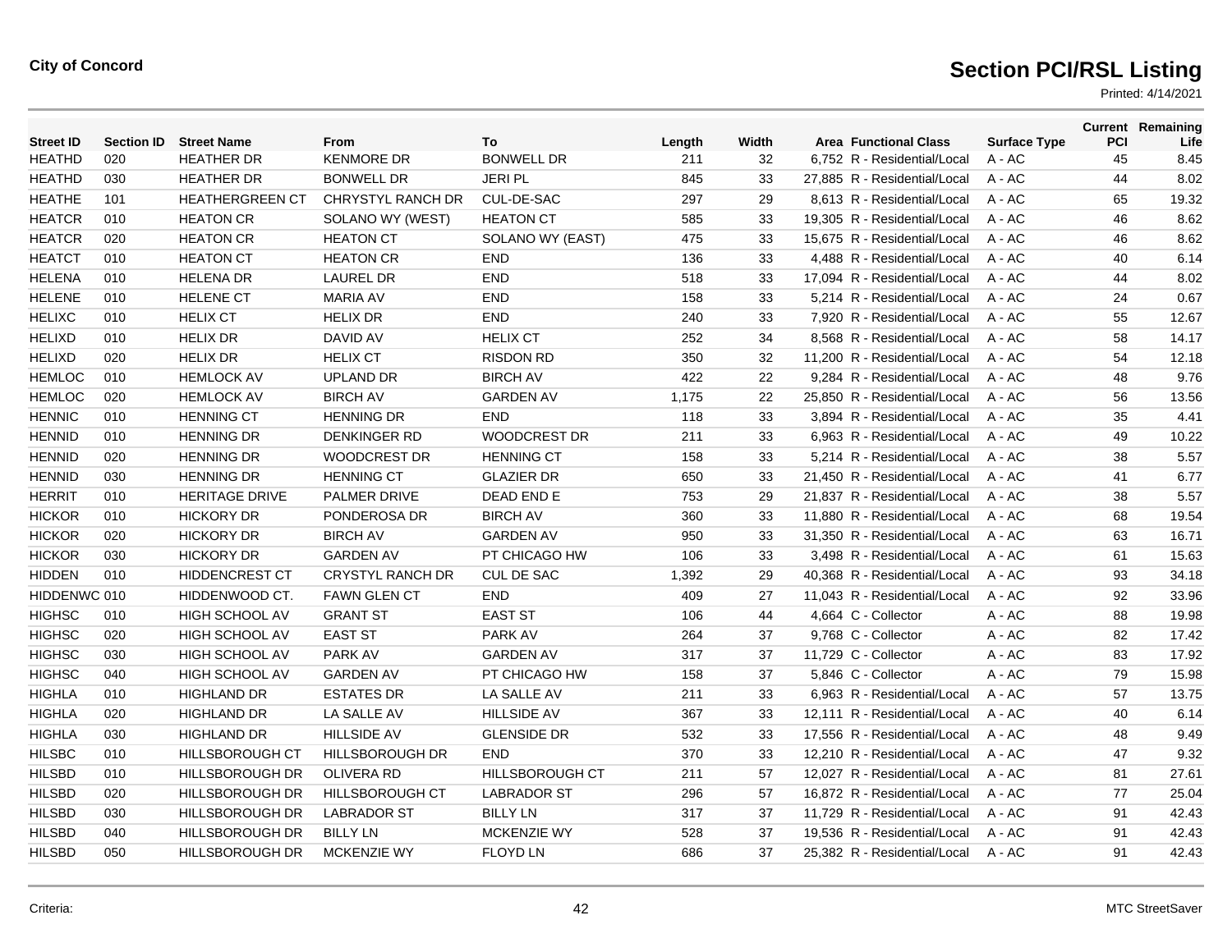**City of Concord**

# Section PCI/RSL Listing

Printed: 4/14/2021

| Street ID | Section ID | Street Name | From | To | Length | Width | Area | Functional Class | Surface Type | Current PCI | Remaining Life |
|---|---|---|---|---|---|---|---|---|---|---|---|
| HEATHD | 020 | HEATHER DR | KENMORE DR | BONWELL DR | 211 | 32 | 6,752 | R - Residential/Local | A - AC | 45 | 8.45 |
| HEATHD | 030 | HEATHER DR | BONWELL DR | JERI PL | 845 | 33 | 27,885 | R - Residential/Local | A - AC | 44 | 8.02 |
| HEATHE | 101 | HEATHERGREEN CT | CHRYSTYL RANCH DR | CUL-DE-SAC | 297 | 29 | 8,613 | R - Residential/Local | A - AC | 65 | 19.32 |
| HEATCR | 010 | HEATON CR | SOLANO WY (WEST) | HEATON CT | 585 | 33 | 19,305 | R - Residential/Local | A - AC | 46 | 8.62 |
| HEATCR | 020 | HEATON CR | HEATON CT | SOLANO WY (EAST) | 475 | 33 | 15,675 | R - Residential/Local | A - AC | 46 | 8.62 |
| HEATCT | 010 | HEATON CT | HEATON CR | END | 136 | 33 | 4,488 | R - Residential/Local | A - AC | 40 | 6.14 |
| HELENA | 010 | HELENA DR | LAUREL DR | END | 518 | 33 | 17,094 | R - Residential/Local | A - AC | 44 | 8.02 |
| HELENE | 010 | HELENE CT | MARIA AV | END | 158 | 33 | 5,214 | R - Residential/Local | A - AC | 24 | 0.67 |
| HELIXC | 010 | HELIX CT | HELIX DR | END | 240 | 33 | 7,920 | R - Residential/Local | A - AC | 55 | 12.67 |
| HELIXD | 010 | HELIX DR | DAVID AV | HELIX CT | 252 | 34 | 8,568 | R - Residential/Local | A - AC | 58 | 14.17 |
| HELIXD | 020 | HELIX DR | HELIX CT | RISDON RD | 350 | 32 | 11,200 | R - Residential/Local | A - AC | 54 | 12.18 |
| HEMLOC | 010 | HEMLOCK AV | UPLAND DR | BIRCH AV | 422 | 22 | 9,284 | R - Residential/Local | A - AC | 48 | 9.76 |
| HEMLOC | 020 | HEMLOCK AV | BIRCH AV | GARDEN AV | 1,175 | 22 | 25,850 | R - Residential/Local | A - AC | 56 | 13.56 |
| HENNIC | 010 | HENNING CT | HENNING DR | END | 118 | 33 | 3,894 | R - Residential/Local | A - AC | 35 | 4.41 |
| HENNID | 010 | HENNING DR | DENKINGER RD | WOODCREST DR | 211 | 33 | 6,963 | R - Residential/Local | A - AC | 49 | 10.22 |
| HENNID | 020 | HENNING DR | WOODCREST DR | HENNING CT | 158 | 33 | 5,214 | R - Residential/Local | A - AC | 38 | 5.57 |
| HENNID | 030 | HENNING DR | HENNING CT | GLAZIER DR | 650 | 33 | 21,450 | R - Residential/Local | A - AC | 41 | 6.77 |
| HERRIT | 010 | HERITAGE DRIVE | PALMER DRIVE | DEAD END E | 753 | 29 | 21,837 | R - Residential/Local | A - AC | 38 | 5.57 |
| HICKOR | 010 | HICKORY DR | PONDEROSA DR | BIRCH AV | 360 | 33 | 11,880 | R - Residential/Local | A - AC | 68 | 19.54 |
| HICKOR | 020 | HICKORY DR | BIRCH AV | GARDEN AV | 950 | 33 | 31,350 | R - Residential/Local | A - AC | 63 | 16.71 |
| HICKOR | 030 | HICKORY DR | GARDEN AV | PT CHICAGO HW | 106 | 33 | 3,498 | R - Residential/Local | A - AC | 61 | 15.63 |
| HIDDEN | 010 | HIDDENCREST CT | CRYSTYL RANCH DR | CUL DE SAC | 1,392 | 29 | 40,368 | R - Residential/Local | A - AC | 93 | 34.18 |
| HIDDENWC | 010 | HIDDENWOOD CT. | FAWN GLEN CT | END | 409 | 27 | 11,043 | R - Residential/Local | A - AC | 92 | 33.96 |
| HIGHSC | 010 | HIGH SCHOOL AV | GRANT ST | EAST ST | 106 | 44 | 4,664 | C - Collector | A - AC | 88 | 19.98 |
| HIGHSC | 020 | HIGH SCHOOL AV | EAST ST | PARK AV | 264 | 37 | 9,768 | C - Collector | A - AC | 82 | 17.42 |
| HIGHSC | 030 | HIGH SCHOOL AV | PARK AV | GARDEN AV | 317 | 37 | 11,729 | C - Collector | A - AC | 83 | 17.92 |
| HIGHSC | 040 | HIGH SCHOOL AV | GARDEN AV | PT CHICAGO HW | 158 | 37 | 5,846 | C - Collector | A - AC | 79 | 15.98 |
| HIGHLA | 010 | HIGHLAND DR | ESTATES DR | LA SALLE AV | 211 | 33 | 6,963 | R - Residential/Local | A - AC | 57 | 13.75 |
| HIGHLA | 020 | HIGHLAND DR | LA SALLE AV | HILLSIDE AV | 367 | 33 | 12,111 | R - Residential/Local | A - AC | 40 | 6.14 |
| HIGHLA | 030 | HIGHLAND DR | HILLSIDE AV | GLENSIDE DR | 532 | 33 | 17,556 | R - Residential/Local | A - AC | 48 | 9.49 |
| HILSBC | 010 | HILLSBOROUGH CT | HILLSBOROUGH DR | END | 370 | 33 | 12,210 | R - Residential/Local | A - AC | 47 | 9.32 |
| HILSBD | 010 | HILLSBOROUGH DR | OLIVERA RD | HILLSBOROUGH CT | 211 | 57 | 12,027 | R - Residential/Local | A - AC | 81 | 27.61 |
| HILSBD | 020 | HILLSBOROUGH DR | HILLSBOROUGH CT | LABRADOR ST | 296 | 57 | 16,872 | R - Residential/Local | A - AC | 77 | 25.04 |
| HILSBD | 030 | HILLSBOROUGH DR | LABRADOR ST | BILLY LN | 317 | 37 | 11,729 | R - Residential/Local | A - AC | 91 | 42.43 |
| HILSBD | 040 | HILLSBOROUGH DR | BILLY LN | MCKENZIE WY | 528 | 37 | 19,536 | R - Residential/Local | A - AC | 91 | 42.43 |
| HILSBD | 050 | HILLSBOROUGH DR | MCKENZIE WY | FLOYD LN | 686 | 37 | 25,382 | R - Residential/Local | A - AC | 91 | 42.43 |

Criteria:

MTC StreetSaver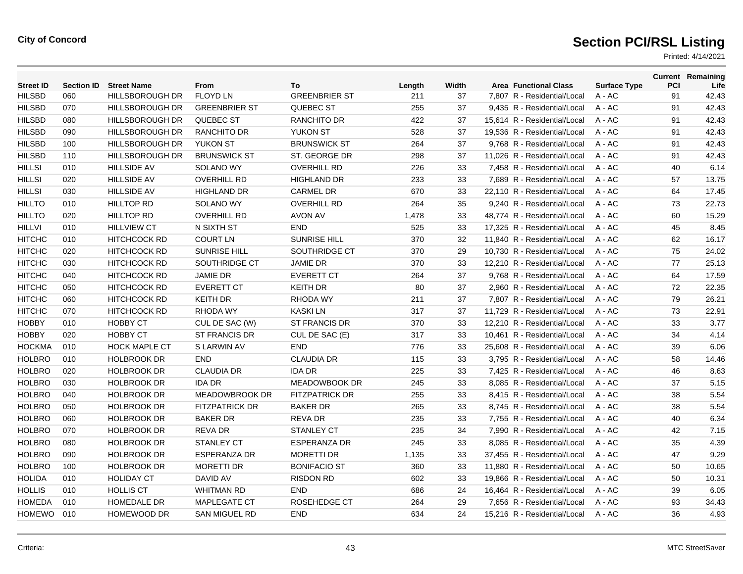**City of Concord**

# Section PCI/RSL Listing

Printed: 4/14/2021

| Street ID | Section ID | Street Name | From | To | Length | Width | Area | Functional Class | Surface Type | Current PCI | Remaining Life |
|---|---|---|---|---|---|---|---|---|---|---|---|
| HILSBD | 060 | HILLSBOROUGH DR | FLOYD LN | GREENBRIER ST | 211 | 37 | 7,807 | R - Residential/Local | A - AC | 91 | 42.43 |
| HILSBD | 070 | HILLSBOROUGH DR | GREENBRIER ST | QUEBEC ST | 255 | 37 | 9,435 | R - Residential/Local | A - AC | 91 | 42.43 |
| HILSBD | 080 | HILLSBOROUGH DR | QUEBEC ST | RANCHITO DR | 422 | 37 | 15,614 | R - Residential/Local | A - AC | 91 | 42.43 |
| HILSBD | 090 | HILLSBOROUGH DR | RANCHITO DR | YUKON ST | 528 | 37 | 19,536 | R - Residential/Local | A - AC | 91 | 42.43 |
| HILSBD | 100 | HILLSBOROUGH DR | YUKON ST | BRUNSWICK ST | 264 | 37 | 9,768 | R - Residential/Local | A - AC | 91 | 42.43 |
| HILSBD | 110 | HILLSBOROUGH DR | BRUNSWICK ST | ST. GEORGE DR | 298 | 37 | 11,026 | R - Residential/Local | A - AC | 91 | 42.43 |
| HILLSI | 010 | HILLSIDE AV | SOLANO WY | OVERHILL RD | 226 | 33 | 7,458 | R - Residential/Local | A - AC | 40 | 6.14 |
| HILLSI | 020 | HILLSIDE AV | OVERHILL RD | HIGHLAND DR | 233 | 33 | 7,689 | R - Residential/Local | A - AC | 57 | 13.75 |
| HILLSI | 030 | HILLSIDE AV | HIGHLAND DR | CARMEL DR | 670 | 33 | 22,110 | R - Residential/Local | A - AC | 64 | 17.45 |
| HILLTO | 010 | HILLTOP RD | SOLANO WY | OVERHILL RD | 264 | 35 | 9,240 | R - Residential/Local | A - AC | 73 | 22.73 |
| HILLTO | 020 | HILLTOP RD | OVERHILL RD | AVON AV | 1,478 | 33 | 48,774 | R - Residential/Local | A - AC | 60 | 15.29 |
| HILLVI | 010 | HILLVIEW CT | N SIXTH ST | END | 525 | 33 | 17,325 | R - Residential/Local | A - AC | 45 | 8.45 |
| HITCHC | 010 | HITCHCOCK RD | COURT LN | SUNRISE HILL | 370 | 32 | 11,840 | R - Residential/Local | A - AC | 62 | 16.17 |
| HITCHC | 020 | HITCHCOCK RD | SUNRISE HILL | SOUTHRIDGE CT | 370 | 29 | 10,730 | R - Residential/Local | A - AC | 75 | 24.02 |
| HITCHC | 030 | HITCHCOCK RD | SOUTHRIDGE CT | JAMIE DR | 370 | 33 | 12,210 | R - Residential/Local | A - AC | 77 | 25.13 |
| HITCHC | 040 | HITCHCOCK RD | JAMIE DR | EVERETT CT | 264 | 37 | 9,768 | R - Residential/Local | A - AC | 64 | 17.59 |
| HITCHC | 050 | HITCHCOCK RD | EVERETT CT | KEITH DR | 80 | 37 | 2,960 | R - Residential/Local | A - AC | 72 | 22.35 |
| HITCHC | 060 | HITCHCOCK RD | KEITH DR | RHODA WY | 211 | 37 | 7,807 | R - Residential/Local | A - AC | 79 | 26.21 |
| HITCHC | 070 | HITCHCOCK RD | RHODA WY | KASKI LN | 317 | 37 | 11,729 | R - Residential/Local | A - AC | 73 | 22.91 |
| HOBBY | 010 | HOBBY CT | CUL DE SAC (W) | ST FRANCIS DR | 370 | 33 | 12,210 | R - Residential/Local | A - AC | 33 | 3.77 |
| HOBBY | 020 | HOBBY CT | ST FRANCIS DR | CUL DE SAC (E) | 317 | 33 | 10,461 | R - Residential/Local | A - AC | 34 | 4.14 |
| HOCKMA | 010 | HOCK MAPLE CT | S LARWIN AV | END | 776 | 33 | 25,608 | R - Residential/Local | A - AC | 39 | 6.06 |
| HOLBRO | 010 | HOLBROOK DR | END | CLAUDIA DR | 115 | 33 | 3,795 | R - Residential/Local | A - AC | 58 | 14.46 |
| HOLBRO | 020 | HOLBROOK DR | CLAUDIA DR | IDA DR | 225 | 33 | 7,425 | R - Residential/Local | A - AC | 46 | 8.63 |
| HOLBRO | 030 | HOLBROOK DR | IDA DR | MEADOWBOOK DR | 245 | 33 | 8,085 | R - Residential/Local | A - AC | 37 | 5.15 |
| HOLBRO | 040 | HOLBROOK DR | MEADOWBROOK DR | FITZPATRICK DR | 255 | 33 | 8,415 | R - Residential/Local | A - AC | 38 | 5.54 |
| HOLBRO | 050 | HOLBROOK DR | FITZPATRICK DR | BAKER DR | 265 | 33 | 8,745 | R - Residential/Local | A - AC | 38 | 5.54 |
| HOLBRO | 060 | HOLBROOK DR | BAKER DR | REVA DR | 235 | 33 | 7,755 | R - Residential/Local | A - AC | 40 | 6.34 |
| HOLBRO | 070 | HOLBROOK DR | REVA DR | STANLEY CT | 235 | 34 | 7,990 | R - Residential/Local | A - AC | 42 | 7.15 |
| HOLBRO | 080 | HOLBROOK DR | STANLEY CT | ESPERANZA DR | 245 | 33 | 8,085 | R - Residential/Local | A - AC | 35 | 4.39 |
| HOLBRO | 090 | HOLBROOK DR | ESPERANZA DR | MORETTI DR | 1,135 | 33 | 37,455 | R - Residential/Local | A - AC | 47 | 9.29 |
| HOLBRO | 100 | HOLBROOK DR | MORETTI DR | BONIFACIO ST | 360 | 33 | 11,880 | R - Residential/Local | A - AC | 50 | 10.65 |
| HOLIDA | 010 | HOLIDAY CT | DAVID AV | RISDON RD | 602 | 33 | 19,866 | R - Residential/Local | A - AC | 50 | 10.31 |
| HOLLIS | 010 | HOLLIS CT | WHITMAN RD | END | 686 | 24 | 16,464 | R - Residential/Local | A - AC | 39 | 6.05 |
| HOMEDA | 010 | HOMEDALE DR | MAPLEGATE CT | ROSEHEDGE CT | 264 | 29 | 7,656 | R - Residential/Local | A - AC | 93 | 34.43 |
| HOMEWO | 010 | HOMEWOOD DR | SAN MIGUEL RD | END | 634 | 24 | 15,216 | R - Residential/Local | A - AC | 36 | 4.93 |

Criteria:

MTC StreetSaver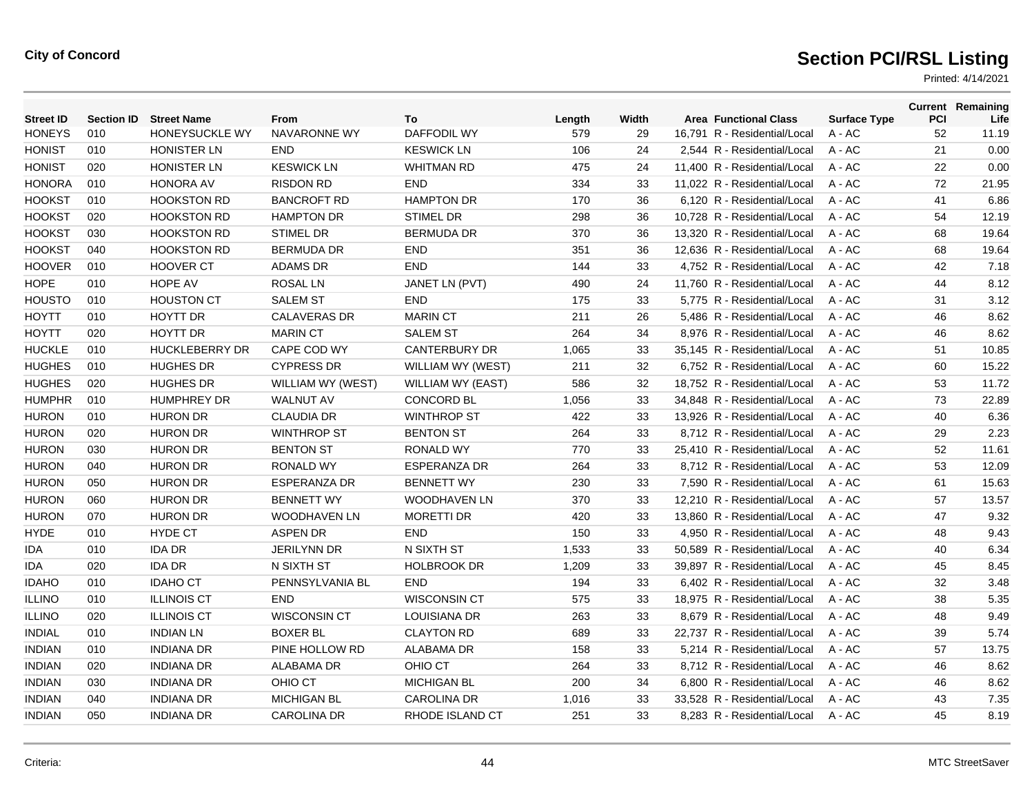**City of Concord**

# Section PCI/RSL Listing

Printed: 4/14/2021

| Street ID | Section ID | Street Name | From | To | Length | Width | Area | Functional Class | Surface Type | Current PCI | Remaining Life |
|---|---|---|---|---|---|---|---|---|---|---|---|
| HONEYS | 010 | HONEYSUCKLE WY | NAVARONNE WY | DAFFODIL WY | 579 | 29 | 16,791 | R - Residential/Local | A - AC | 52 | 11.19 |
| HONIST | 010 | HONISTER LN | END | KESWICK LN | 106 | 24 | 2,544 | R - Residential/Local | A - AC | 21 | 0.00 |
| HONIST | 020 | HONISTER LN | KESWICK LN | WHITMAN RD | 475 | 24 | 11,400 | R - Residential/Local | A - AC | 22 | 0.00 |
| HONORA | 010 | HONORA AV | RISDON RD | END | 334 | 33 | 11,022 | R - Residential/Local | A - AC | 72 | 21.95 |
| HOOKST | 010 | HOOKSTON RD | BANCROFT RD | HAMPTON DR | 170 | 36 | 6,120 | R - Residential/Local | A - AC | 41 | 6.86 |
| HOOKST | 020 | HOOKSTON RD | HAMPTON DR | STIMEL DR | 298 | 36 | 10,728 | R - Residential/Local | A - AC | 54 | 12.19 |
| HOOKST | 030 | HOOKSTON RD | STIMEL DR | BERMUDA DR | 370 | 36 | 13,320 | R - Residential/Local | A - AC | 68 | 19.64 |
| HOOKST | 040 | HOOKSTON RD | BERMUDA DR | END | 351 | 36 | 12,636 | R - Residential/Local | A - AC | 68 | 19.64 |
| HOOVER | 010 | HOOVER CT | ADAMS DR | END | 144 | 33 | 4,752 | R - Residential/Local | A - AC | 42 | 7.18 |
| HOPE | 010 | HOPE AV | ROSAL LN | JANET LN (PVT) | 490 | 24 | 11,760 | R - Residential/Local | A - AC | 44 | 8.12 |
| HOUSTO | 010 | HOUSTON CT | SALEM ST | END | 175 | 33 | 5,775 | R - Residential/Local | A - AC | 31 | 3.12 |
| HOYTT | 010 | HOYTT DR | CALAVERAS DR | MARIN CT | 211 | 26 | 5,486 | R - Residential/Local | A - AC | 46 | 8.62 |
| HOYTT | 020 | HOYTT DR | MARIN CT | SALEM ST | 264 | 34 | 8,976 | R - Residential/Local | A - AC | 46 | 8.62 |
| HUCKLE | 010 | HUCKLEBERRY DR | CAPE COD WY | CANTERBURY DR | 1,065 | 33 | 35,145 | R - Residential/Local | A - AC | 51 | 10.85 |
| HUGHES | 010 | HUGHES DR | CYPRESS DR | WILLIAM WY (WEST) | 211 | 32 | 6,752 | R - Residential/Local | A - AC | 60 | 15.22 |
| HUGHES | 020 | HUGHES DR | WILLIAM WY (WEST) | WILLIAM WY (EAST) | 586 | 32 | 18,752 | R - Residential/Local | A - AC | 53 | 11.72 |
| HUMPHR | 010 | HUMPHREY DR | WALNUT AV | CONCORD BL | 1,056 | 33 | 34,848 | R - Residential/Local | A - AC | 73 | 22.89 |
| HURON | 010 | HURON DR | CLAUDIA DR | WINTHROP ST | 422 | 33 | 13,926 | R - Residential/Local | A - AC | 40 | 6.36 |
| HURON | 020 | HURON DR | WINTHROP ST | BENTON ST | 264 | 33 | 8,712 | R - Residential/Local | A - AC | 29 | 2.23 |
| HURON | 030 | HURON DR | BENTON ST | RONALD WY | 770 | 33 | 25,410 | R - Residential/Local | A - AC | 52 | 11.61 |
| HURON | 040 | HURON DR | RONALD WY | ESPERANZA DR | 264 | 33 | 8,712 | R - Residential/Local | A - AC | 53 | 12.09 |
| HURON | 050 | HURON DR | ESPERANZA DR | BENNETT WY | 230 | 33 | 7,590 | R - Residential/Local | A - AC | 61 | 15.63 |
| HURON | 060 | HURON DR | BENNETT WY | WOODHAVEN LN | 370 | 33 | 12,210 | R - Residential/Local | A - AC | 57 | 13.57 |
| HURON | 070 | HURON DR | WOODHAVEN LN | MORETTI DR | 420 | 33 | 13,860 | R - Residential/Local | A - AC | 47 | 9.32 |
| HYDE | 010 | HYDE CT | ASPEN DR | END | 150 | 33 | 4,950 | R - Residential/Local | A - AC | 48 | 9.43 |
| IDA | 010 | IDA DR | JERILYNN DR | N SIXTH ST | 1,533 | 33 | 50,589 | R - Residential/Local | A - AC | 40 | 6.34 |
| IDA | 020 | IDA DR | N SIXTH ST | HOLBROOK DR | 1,209 | 33 | 39,897 | R - Residential/Local | A - AC | 45 | 8.45 |
| IDAHO | 010 | IDAHO CT | PENNSYLVANIA BL | END | 194 | 33 | 6,402 | R - Residential/Local | A - AC | 32 | 3.48 |
| ILLINO | 010 | ILLINOIS CT | END | WISCONSIN CT | 575 | 33 | 18,975 | R - Residential/Local | A - AC | 38 | 5.35 |
| ILLINO | 020 | ILLINOIS CT | WISCONSIN CT | LOUISIANA DR | 263 | 33 | 8,679 | R - Residential/Local | A - AC | 48 | 9.49 |
| INDIAL | 010 | INDIAN LN | BOXER BL | CLAYTON RD | 689 | 33 | 22,737 | R - Residential/Local | A - AC | 39 | 5.74 |
| INDIAN | 010 | INDIANA DR | PINE HOLLOW RD | ALABAMA DR | 158 | 33 | 5,214 | R - Residential/Local | A - AC | 57 | 13.75 |
| INDIAN | 020 | INDIANA DR | ALABAMA DR | OHIO CT | 264 | 33 | 8,712 | R - Residential/Local | A - AC | 46 | 8.62 |
| INDIAN | 030 | INDIANA DR | OHIO CT | MICHIGAN BL | 200 | 34 | 6,800 | R - Residential/Local | A - AC | 46 | 8.62 |
| INDIAN | 040 | INDIANA DR | MICHIGAN BL | CAROLINA DR | 1,016 | 33 | 33,528 | R - Residential/Local | A - AC | 43 | 7.35 |
| INDIAN | 050 | INDIANA DR | CAROLINA DR | RHODE ISLAND CT | 251 | 33 | 8,283 | R - Residential/Local | A - AC | 45 | 8.19 |

Criteria:

MTC StreetSaver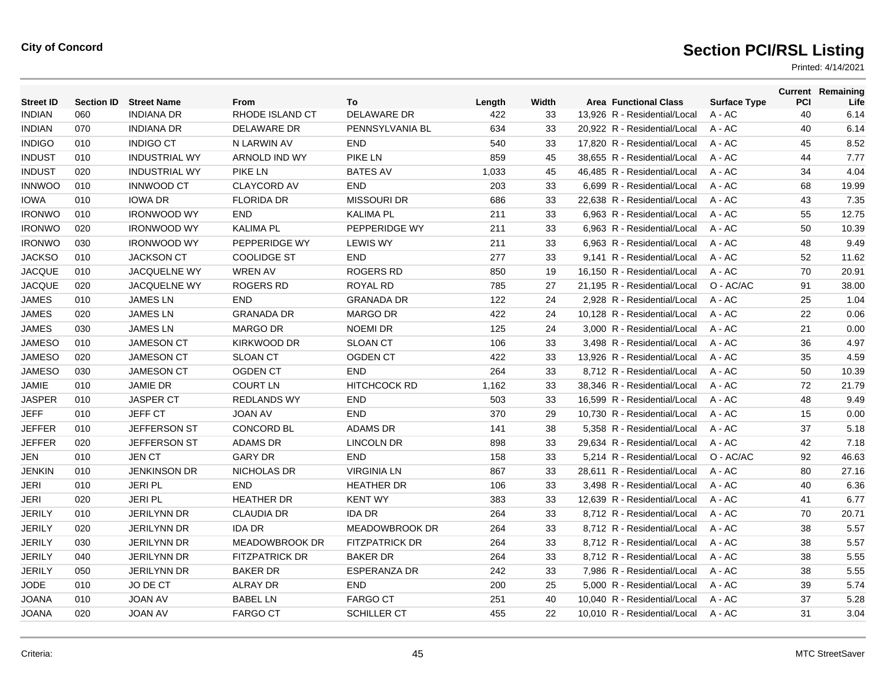**City of Concord**

# Section PCI/RSL Listing

Printed: 4/14/2021

| Street ID | Section ID | Street Name | From | To | Length | Width | Area | Functional Class | Surface Type | Current PCI | Remaining Life |
|---|---|---|---|---|---|---|---|---|---|---|---|
| INDIAN | 060 | INDIANA DR | RHODE ISLAND CT | DELAWARE DR | 422 | 33 | 13,926 | R - Residential/Local | A - AC | 40 | 6.14 |
| INDIAN | 070 | INDIANA DR | DELAWARE DR | PENNSYLVANIA BL | 634 | 33 | 20,922 | R - Residential/Local | A - AC | 40 | 6.14 |
| INDIGO | 010 | INDIGO CT | N LARWIN AV | END | 540 | 33 | 17,820 | R - Residential/Local | A - AC | 45 | 8.52 |
| INDUST | 010 | INDUSTRIAL WY | ARNOLD IND WY | PIKE LN | 859 | 45 | 38,655 | R - Residential/Local | A - AC | 44 | 7.77 |
| INDUST | 020 | INDUSTRIAL WY | PIKE LN | BATES AV | 1,033 | 45 | 46,485 | R - Residential/Local | A - AC | 34 | 4.04 |
| INNWOO | 010 | INNWOOD CT | CLAYCORD AV | END | 203 | 33 | 6,699 | R - Residential/Local | A - AC | 68 | 19.99 |
| IOWA | 010 | IOWA DR | FLORIDA DR | MISSOURI DR | 686 | 33 | 22,638 | R - Residential/Local | A - AC | 43 | 7.35 |
| IRONWO | 010 | IRONWOOD WY | END | KALIMA PL | 211 | 33 | 6,963 | R - Residential/Local | A - AC | 55 | 12.75 |
| IRONWO | 020 | IRONWOOD WY | KALIMA PL | PEPPERIDGE WY | 211 | 33 | 6,963 | R - Residential/Local | A - AC | 50 | 10.39 |
| IRONWO | 030 | IRONWOOD WY | PEPPERIDGE WY | LEWIS WY | 211 | 33 | 6,963 | R - Residential/Local | A - AC | 48 | 9.49 |
| JACKSO | 010 | JACKSON CT | COOLIDGE ST | END | 277 | 33 | 9,141 | R - Residential/Local | A - AC | 52 | 11.62 |
| JACQUE | 010 | JACQUELNE WY | WREN AV | ROGERS RD | 850 | 19 | 16,150 | R - Residential/Local | A - AC | 70 | 20.91 |
| JACQUE | 020 | JACQUELNE WY | ROGERS RD | ROYAL RD | 785 | 27 | 21,195 | R - Residential/Local | O - AC/AC | 91 | 38.00 |
| JAMES | 010 | JAMES LN | END | GRANADA DR | 122 | 24 | 2,928 | R - Residential/Local | A - AC | 25 | 1.04 |
| JAMES | 020 | JAMES LN | GRANADA DR | MARGO DR | 422 | 24 | 10,128 | R - Residential/Local | A - AC | 22 | 0.06 |
| JAMES | 030 | JAMES LN | MARGO DR | NOEMI DR | 125 | 24 | 3,000 | R - Residential/Local | A - AC | 21 | 0.00 |
| JAMESO | 010 | JAMESON CT | KIRKWOOD DR | SLOAN CT | 106 | 33 | 3,498 | R - Residential/Local | A - AC | 36 | 4.97 |
| JAMESO | 020 | JAMESON CT | SLOAN CT | OGDEN CT | 422 | 33 | 13,926 | R - Residential/Local | A - AC | 35 | 4.59 |
| JAMESO | 030 | JAMESON CT | OGDEN CT | END | 264 | 33 | 8,712 | R - Residential/Local | A - AC | 50 | 10.39 |
| JAMIE | 010 | JAMIE DR | COURT LN | HITCHCOCK RD | 1,162 | 33 | 38,346 | R - Residential/Local | A - AC | 72 | 21.79 |
| JASPER | 010 | JASPER CT | REDLANDS WY | END | 503 | 33 | 16,599 | R - Residential/Local | A - AC | 48 | 9.49 |
| JEFF | 010 | JEFF CT | JOAN AV | END | 370 | 29 | 10,730 | R - Residential/Local | A - AC | 15 | 0.00 |
| JEFFER | 010 | JEFFERSON ST | CONCORD BL | ADAMS DR | 141 | 38 | 5,358 | R - Residential/Local | A - AC | 37 | 5.18 |
| JEFFER | 020 | JEFFERSON ST | ADAMS DR | LINCOLN DR | 898 | 33 | 29,634 | R - Residential/Local | A - AC | 42 | 7.18 |
| JEN | 010 | JEN CT | GARY DR | END | 158 | 33 | 5,214 | R - Residential/Local | O - AC/AC | 92 | 46.63 |
| JENKIN | 010 | JENKINSON DR | NICHOLAS DR | VIRGINIA LN | 867 | 33 | 28,611 | R - Residential/Local | A - AC | 80 | 27.16 |
| JERI | 010 | JERI PL | END | HEATHER DR | 106 | 33 | 3,498 | R - Residential/Local | A - AC | 40 | 6.36 |
| JERI | 020 | JERI PL | HEATHER DR | KENT WY | 383 | 33 | 12,639 | R - Residential/Local | A - AC | 41 | 6.77 |
| JERILY | 010 | JERILYNN DR | CLAUDIA DR | IDA DR | 264 | 33 | 8,712 | R - Residential/Local | A - AC | 70 | 20.71 |
| JERILY | 020 | JERILYNN DR | IDA DR | MEADOWBROOK DR | 264 | 33 | 8,712 | R - Residential/Local | A - AC | 38 | 5.57 |
| JERILY | 030 | JERILYNN DR | MEADOWBROOK DR | FITZPATRICK DR | 264 | 33 | 8,712 | R - Residential/Local | A - AC | 38 | 5.57 |
| JERILY | 040 | JERILYNN DR | FITZPATRICK DR | BAKER DR | 264 | 33 | 8,712 | R - Residential/Local | A - AC | 38 | 5.55 |
| JERILY | 050 | JERILYNN DR | BAKER DR | ESPERANZA DR | 242 | 33 | 7,986 | R - Residential/Local | A - AC | 38 | 5.55 |
| JODE | 010 | JO DE CT | ALRAY DR | END | 200 | 25 | 5,000 | R - Residential/Local | A - AC | 39 | 5.74 |
| JOANA | 010 | JOAN AV | BABEL LN | FARGO CT | 251 | 40 | 10,040 | R - Residential/Local | A - AC | 37 | 5.28 |
| JOANA | 020 | JOAN AV | FARGO CT | SCHILLER CT | 455 | 22 | 10,010 | R - Residential/Local | A - AC | 31 | 3.04 |

Criteria:

MTC StreetSaver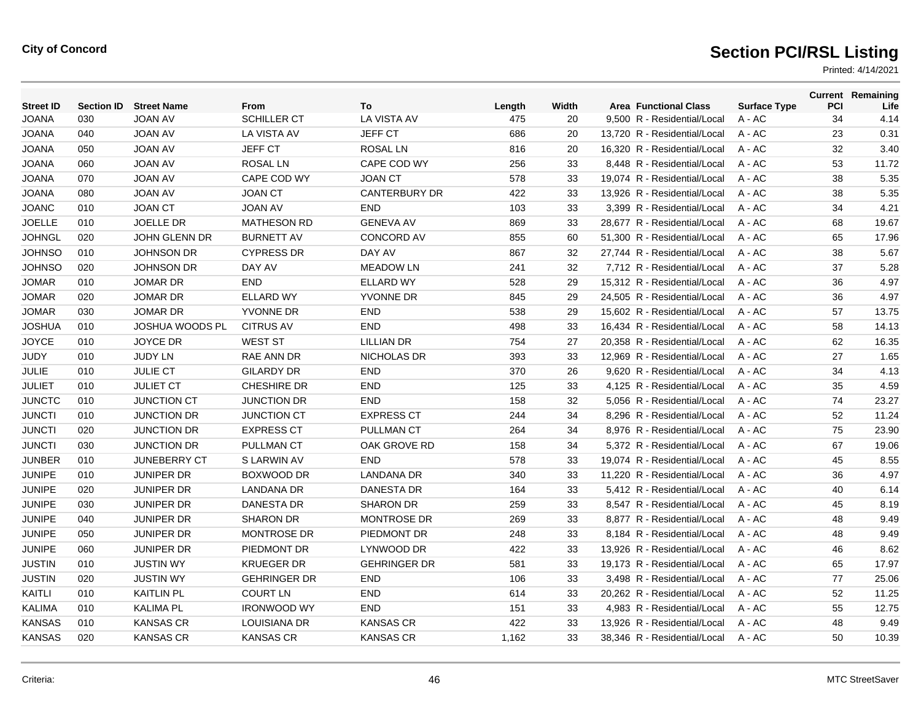**City of Concord**

# Section PCI/RSL Listing

Printed: 4/14/2021

| Street ID | Section ID | Street Name | From | To | Length | Width | Area | Functional Class | Surface Type | Current PCI | Remaining Life |
|---|---|---|---|---|---|---|---|---|---|---|---|
| JOANA | 030 | JOAN AV | SCHILLER CT | LA VISTA AV | 475 | 20 | 9,500 | R - Residential/Local | A - AC | 34 | 4.14 |
| JOANA | 040 | JOAN AV | LA VISTA AV | JEFF CT | 686 | 20 | 13,720 | R - Residential/Local | A - AC | 23 | 0.31 |
| JOANA | 050 | JOAN AV | JEFF CT | ROSAL LN | 816 | 20 | 16,320 | R - Residential/Local | A - AC | 32 | 3.40 |
| JOANA | 060 | JOAN AV | ROSAL LN | CAPE COD WY | 256 | 33 | 8,448 | R - Residential/Local | A - AC | 53 | 11.72 |
| JOANA | 070 | JOAN AV | CAPE COD WY | JOAN CT | 578 | 33 | 19,074 | R - Residential/Local | A - AC | 38 | 5.35 |
| JOANA | 080 | JOAN AV | JOAN CT | CANTERBURY DR | 422 | 33 | 13,926 | R - Residential/Local | A - AC | 38 | 5.35 |
| JOANC | 010 | JOAN CT | JOAN AV | END | 103 | 33 | 3,399 | R - Residential/Local | A - AC | 34 | 4.21 |
| JOELLE | 010 | JOELLE DR | MATHESON RD | GENEVA AV | 869 | 33 | 28,677 | R - Residential/Local | A - AC | 68 | 19.67 |
| JOHNGL | 020 | JOHN GLENN DR | BURNETT AV | CONCORD AV | 855 | 60 | 51,300 | R - Residential/Local | A - AC | 65 | 17.96 |
| JOHNSO | 010 | JOHNSON DR | CYPRESS DR | DAY AV | 867 | 32 | 27,744 | R - Residential/Local | A - AC | 38 | 5.67 |
| JOHNSO | 020 | JOHNSON DR | DAY AV | MEADOW LN | 241 | 32 | 7,712 | R - Residential/Local | A - AC | 37 | 5.28 |
| JOMAR | 010 | JOMAR DR | END | ELLARD WY | 528 | 29 | 15,312 | R - Residential/Local | A - AC | 36 | 4.97 |
| JOMAR | 020 | JOMAR DR | ELLARD WY | YVONNE DR | 845 | 29 | 24,505 | R - Residential/Local | A - AC | 36 | 4.97 |
| JOMAR | 030 | JOMAR DR | YVONNE DR | END | 538 | 29 | 15,602 | R - Residential/Local | A - AC | 57 | 13.75 |
| JOSHUA | 010 | JOSHUA WOODS PL | CITRUS AV | END | 498 | 33 | 16,434 | R - Residential/Local | A - AC | 58 | 14.13 |
| JOYCE | 010 | JOYCE DR | WEST ST | LILLIAN DR | 754 | 27 | 20,358 | R - Residential/Local | A - AC | 62 | 16.35 |
| JUDY | 010 | JUDY LN | RAE ANN DR | NICHOLAS DR | 393 | 33 | 12,969 | R - Residential/Local | A - AC | 27 | 1.65 |
| JULIE | 010 | JULIE CT | GILARDY DR | END | 370 | 26 | 9,620 | R - Residential/Local | A - AC | 34 | 4.13 |
| JULIET | 010 | JULIET CT | CHESHIRE DR | END | 125 | 33 | 4,125 | R - Residential/Local | A - AC | 35 | 4.59 |
| JUNCTC | 010 | JUNCTION CT | JUNCTION DR | END | 158 | 32 | 5,056 | R - Residential/Local | A - AC | 74 | 23.27 |
| JUNCTI | 010 | JUNCTION DR | JUNCTION CT | EXPRESS CT | 244 | 34 | 8,296 | R - Residential/Local | A - AC | 52 | 11.24 |
| JUNCTI | 020 | JUNCTION DR | EXPRESS CT | PULLMAN CT | 264 | 34 | 8,976 | R - Residential/Local | A - AC | 75 | 23.90 |
| JUNCTI | 030 | JUNCTION DR | PULLMAN CT | OAK GROVE RD | 158 | 34 | 5,372 | R - Residential/Local | A - AC | 67 | 19.06 |
| JUNBER | 010 | JUNEBERRY CT | S LARWIN AV | END | 578 | 33 | 19,074 | R - Residential/Local | A - AC | 45 | 8.55 |
| JUNIPE | 010 | JUNIPER DR | BOXWOOD DR | LANDANA DR | 340 | 33 | 11,220 | R - Residential/Local | A - AC | 36 | 4.97 |
| JUNIPE | 020 | JUNIPER DR | LANDANA DR | DANESTA DR | 164 | 33 | 5,412 | R - Residential/Local | A - AC | 40 | 6.14 |
| JUNIPE | 030 | JUNIPER DR | DANESTA DR | SHARON DR | 259 | 33 | 8,547 | R - Residential/Local | A - AC | 45 | 8.19 |
| JUNIPE | 040 | JUNIPER DR | SHARON DR | MONTROSE DR | 269 | 33 | 8,877 | R - Residential/Local | A - AC | 48 | 9.49 |
| JUNIPE | 050 | JUNIPER DR | MONTROSE DR | PIEDMONT DR | 248 | 33 | 8,184 | R - Residential/Local | A - AC | 48 | 9.49 |
| JUNIPE | 060 | JUNIPER DR | PIEDMONT DR | LYNWOOD DR | 422 | 33 | 13,926 | R - Residential/Local | A - AC | 46 | 8.62 |
| JUSTIN | 010 | JUSTIN WY | KRUEGER DR | GEHRINGER DR | 581 | 33 | 19,173 | R - Residential/Local | A - AC | 65 | 17.97 |
| JUSTIN | 020 | JUSTIN WY | GEHRINGER DR | END | 106 | 33 | 3,498 | R - Residential/Local | A - AC | 77 | 25.06 |
| KAITLI | 010 | KAITLIN PL | COURT LN | END | 614 | 33 | 20,262 | R - Residential/Local | A - AC | 52 | 11.25 |
| KALIMA | 010 | KALIMA PL | IRONWOOD WY | END | 151 | 33 | 4,983 | R - Residential/Local | A - AC | 55 | 12.75 |
| KANSAS | 010 | KANSAS CR | LOUISIANA DR | KANSAS CR | 422 | 33 | 13,926 | R - Residential/Local | A - AC | 48 | 9.49 |
| KANSAS | 020 | KANSAS CR | KANSAS CR | KANSAS CR | 1,162 | 33 | 38,346 | R - Residential/Local | A - AC | 50 | 10.39 |

Criteria:

MTC StreetSaver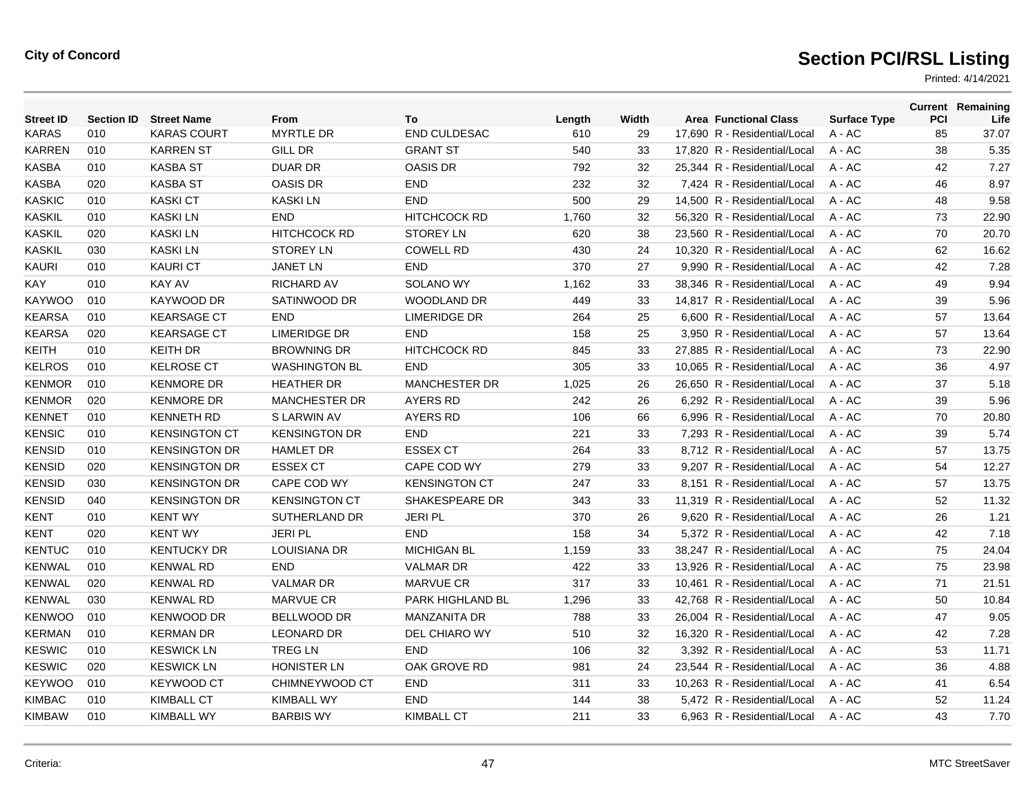**City of Concord**

# Section PCI/RSL Listing

Printed: 4/14/2021

| Street ID | Section ID | Street Name | From | To | Length | Width | Area | Functional Class | Surface Type | Current PCI | Remaining Life |
|---|---|---|---|---|---|---|---|---|---|---|---|
| KARAS | 010 | KARAS COURT | MYRTLE DR | END CULDESAC | 610 | 29 | 17,690 | R - Residential/Local | A - AC | 85 | 37.07 |
| KARREN | 010 | KARREN ST | GILL DR | GRANT ST | 540 | 33 | 17,820 | R - Residential/Local | A - AC | 38 | 5.35 |
| KASBA | 010 | KASBA ST | DUAR DR | OASIS DR | 792 | 32 | 25,344 | R - Residential/Local | A - AC | 42 | 7.27 |
| KASBA | 020 | KASBA ST | OASIS DR | END | 232 | 32 | 7,424 | R - Residential/Local | A - AC | 46 | 8.97 |
| KASKIC | 010 | KASKI CT | KASKI LN | END | 500 | 29 | 14,500 | R - Residential/Local | A - AC | 48 | 9.58 |
| KASKIL | 010 | KASKI LN | END | HITCHCOCK RD | 1,760 | 32 | 56,320 | R - Residential/Local | A - AC | 73 | 22.90 |
| KASKIL | 020 | KASKI LN | HITCHCOCK RD | STOREY LN | 620 | 38 | 23,560 | R - Residential/Local | A - AC | 70 | 20.70 |
| KASKIL | 030 | KASKI LN | STOREY LN | COWELL RD | 430 | 24 | 10,320 | R - Residential/Local | A - AC | 62 | 16.62 |
| KAURI | 010 | KAURI CT | JANET LN | END | 370 | 27 | 9,990 | R - Residential/Local | A - AC | 42 | 7.28 |
| KAY | 010 | KAY AV | RICHARD AV | SOLANO WY | 1,162 | 33 | 38,346 | R - Residential/Local | A - AC | 49 | 9.94 |
| KAYWOO | 010 | KAYWOOD DR | SATINWOOD DR | WOODLAND DR | 449 | 33 | 14,817 | R - Residential/Local | A - AC | 39 | 5.96 |
| KEARSA | 010 | KEARSAGE CT | END | LIMERIDGE DR | 264 | 25 | 6,600 | R - Residential/Local | A - AC | 57 | 13.64 |
| KEARSA | 020 | KEARSAGE CT | LIMERIDGE DR | END | 158 | 25 | 3,950 | R - Residential/Local | A - AC | 57 | 13.64 |
| KEITH | 010 | KEITH DR | BROWNING DR | HITCHCOCK RD | 845 | 33 | 27,885 | R - Residential/Local | A - AC | 73 | 22.90 |
| KELROS | 010 | KELROSE CT | WASHINGTON BL | END | 305 | 33 | 10,065 | R - Residential/Local | A - AC | 36 | 4.97 |
| KENMOR | 010 | KENMORE DR | HEATHER DR | MANCHESTER DR | 1,025 | 26 | 26,650 | R - Residential/Local | A - AC | 37 | 5.18 |
| KENMOR | 020 | KENMORE DR | MANCHESTER DR | AYERS RD | 242 | 26 | 6,292 | R - Residential/Local | A - AC | 39 | 5.96 |
| KENNET | 010 | KENNETH RD | S LARWIN AV | AYERS RD | 106 | 66 | 6,996 | R - Residential/Local | A - AC | 70 | 20.80 |
| KENSIC | 010 | KENSINGTON CT | KENSINGTON DR | END | 221 | 33 | 7,293 | R - Residential/Local | A - AC | 39 | 5.74 |
| KENSID | 010 | KENSINGTON DR | HAMLET DR | ESSEX CT | 264 | 33 | 8,712 | R - Residential/Local | A - AC | 57 | 13.75 |
| KENSID | 020 | KENSINGTON DR | ESSEX CT | CAPE COD WY | 279 | 33 | 9,207 | R - Residential/Local | A - AC | 54 | 12.27 |
| KENSID | 030 | KENSINGTON DR | CAPE COD WY | KENSINGTON CT | 247 | 33 | 8,151 | R - Residential/Local | A - AC | 57 | 13.75 |
| KENSID | 040 | KENSINGTON DR | KENSINGTON CT | SHAKESPEARE DR | 343 | 33 | 11,319 | R - Residential/Local | A - AC | 52 | 11.32 |
| KENT | 010 | KENT WY | SUTHERLAND DR | JERI PL | 370 | 26 | 9,620 | R - Residential/Local | A - AC | 26 | 1.21 |
| KENT | 020 | KENT WY | JERI PL | END | 158 | 34 | 5,372 | R - Residential/Local | A - AC | 42 | 7.18 |
| KENTUC | 010 | KENTUCKY DR | LOUISIANA DR | MICHIGAN BL | 1,159 | 33 | 38,247 | R - Residential/Local | A - AC | 75 | 24.04 |
| KENWAL | 010 | KENWAL RD | END | VALMAR DR | 422 | 33 | 13,926 | R - Residential/Local | A - AC | 75 | 23.98 |
| KENWAL | 020 | KENWAL RD | VALMAR DR | MARVUE CR | 317 | 33 | 10,461 | R - Residential/Local | A - AC | 71 | 21.51 |
| KENWAL | 030 | KENWAL RD | MARVUE CR | PARK HIGHLAND BL | 1,296 | 33 | 42,768 | R - Residential/Local | A - AC | 50 | 10.84 |
| KENWOO | 010 | KENWOOD DR | BELLWOOD DR | MANZANITA DR | 788 | 33 | 26,004 | R - Residential/Local | A - AC | 47 | 9.05 |
| KERMAN | 010 | KERMAN DR | LEONARD DR | DEL CHIARO WY | 510 | 32 | 16,320 | R - Residential/Local | A - AC | 42 | 7.28 |
| KESWIC | 010 | KESWICK LN | TREG LN | END | 106 | 32 | 3,392 | R - Residential/Local | A - AC | 53 | 11.71 |
| KESWIC | 020 | KESWICK LN | HONISTER LN | OAK GROVE RD | 981 | 24 | 23,544 | R - Residential/Local | A - AC | 36 | 4.88 |
| KEYWOO | 010 | KEYWOOD CT | CHIMNEYWOOD CT | END | 311 | 33 | 10,263 | R - Residential/Local | A - AC | 41 | 6.54 |
| KIMBAC | 010 | KIMBALL CT | KIMBALL WY | END | 144 | 38 | 5,472 | R - Residential/Local | A - AC | 52 | 11.24 |
| KIMBAW | 010 | KIMBALL WY | BARBIS WY | KIMBALL CT | 211 | 33 | 6,963 | R - Residential/Local | A - AC | 43 | 7.70 |

Criteria:

MTC StreetSaver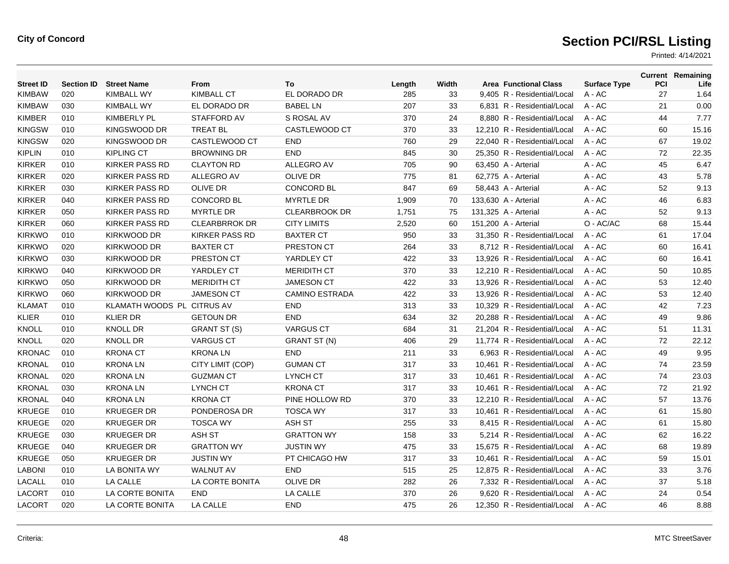**City of Concord**

# Section PCI/RSL Listing

Printed: 4/14/2021

| Street ID | Section ID | Street Name | From | To | Length | Width | Area | Functional Class | Surface Type | Current PCI | Remaining Life |
|---|---|---|---|---|---|---|---|---|---|---|---|
| KIMBAW | 020 | KIMBALL WY | KIMBALL CT | EL DORADO DR | 285 | 33 | 9,405 | R - Residential/Local | A - AC | 27 | 1.64 |
| KIMBAW | 030 | KIMBALL WY | EL DORADO DR | BABEL LN | 207 | 33 | 6,831 | R - Residential/Local | A - AC | 21 | 0.00 |
| KIMBER | 010 | KIMBERLY PL | STAFFORD AV | S ROSAL AV | 370 | 24 | 8,880 | R - Residential/Local | A - AC | 44 | 7.77 |
| KINGSW | 010 | KINGSWOOD DR | TREAT BL | CASTLEWOOD CT | 370 | 33 | 12,210 | R - Residential/Local | A - AC | 60 | 15.16 |
| KINGSW | 020 | KINGSWOOD DR | CASTLEWOOD CT | END | 760 | 29 | 22,040 | R - Residential/Local | A - AC | 67 | 19.02 |
| KIPLIN | 010 | KIPLING CT | BROWNING DR | END | 845 | 30 | 25,350 | R - Residential/Local | A - AC | 72 | 22.35 |
| KIRKER | 010 | KIRKER PASS RD | CLAYTON RD | ALLEGRO AV | 705 | 90 | 63,450 | A - Arterial | A - AC | 45 | 6.47 |
| KIRKER | 020 | KIRKER PASS RD | ALLEGRO AV | OLIVE DR | 775 | 81 | 62,775 | A - Arterial | A - AC | 43 | 5.78 |
| KIRKER | 030 | KIRKER PASS RD | OLIVE DR | CONCORD BL | 847 | 69 | 58,443 | A - Arterial | A - AC | 52 | 9.13 |
| KIRKER | 040 | KIRKER PASS RD | CONCORD BL | MYRTLE DR | 1,909 | 70 | 133,630 | A - Arterial | A - AC | 46 | 6.83 |
| KIRKER | 050 | KIRKER PASS RD | MYRTLE DR | CLEARBROOK DR | 1,751 | 75 | 131,325 | A - Arterial | A - AC | 52 | 9.13 |
| KIRKER | 060 | KIRKER PASS RD | CLEARBRROK DR | CITY LIMITS | 2,520 | 60 | 151,200 | A - Arterial | O - AC/AC | 68 | 15.44 |
| KIRKWO | 010 | KIRKWOOD DR | KIRKER PASS RD | BAXTER CT | 950 | 33 | 31,350 | R - Residential/Local | A - AC | 61 | 17.04 |
| KIRKWO | 020 | KIRKWOOD DR | BAXTER CT | PRESTON CT | 264 | 33 | 8,712 | R - Residential/Local | A - AC | 60 | 16.41 |
| KIRKWO | 030 | KIRKWOOD DR | PRESTON CT | YARDLEY CT | 422 | 33 | 13,926 | R - Residential/Local | A - AC | 60 | 16.41 |
| KIRKWO | 040 | KIRKWOOD DR | YARDLEY CT | MERIDITH CT | 370 | 33 | 12,210 | R - Residential/Local | A - AC | 50 | 10.85 |
| KIRKWO | 050 | KIRKWOOD DR | MERIDITH CT | JAMESON CT | 422 | 33 | 13,926 | R - Residential/Local | A - AC | 53 | 12.40 |
| KIRKWO | 060 | KIRKWOOD DR | JAMESON CT | CAMINO ESTRADA | 422 | 33 | 13,926 | R - Residential/Local | A - AC | 53 | 12.40 |
| KLAMAT | 010 | KLAMATH WOODS PL | CITRUS AV | END | 313 | 33 | 10,329 | R - Residential/Local | A - AC | 42 | 7.23 |
| KLIER | 010 | KLIER DR | GETOUN DR | END | 634 | 32 | 20,288 | R - Residential/Local | A - AC | 49 | 9.86 |
| KNOLL | 010 | KNOLL DR | GRANT ST (S) | VARGUS CT | 684 | 31 | 21,204 | R - Residential/Local | A - AC | 51 | 11.31 |
| KNOLL | 020 | KNOLL DR | VARGUS CT | GRANT ST (N) | 406 | 29 | 11,774 | R - Residential/Local | A - AC | 72 | 22.12 |
| KRONAC | 010 | KRONA CT | KRONA LN | END | 211 | 33 | 6,963 | R - Residential/Local | A - AC | 49 | 9.95 |
| KRONAL | 010 | KRONA LN | CITY LIMIT (COP) | GUMAN CT | 317 | 33 | 10,461 | R - Residential/Local | A - AC | 74 | 23.59 |
| KRONAL | 020 | KRONA LN | GUZMAN CT | LYNCH CT | 317 | 33 | 10,461 | R - Residential/Local | A - AC | 74 | 23.03 |
| KRONAL | 030 | KRONA LN | LYNCH CT | KRONA CT | 317 | 33 | 10,461 | R - Residential/Local | A - AC | 72 | 21.92 |
| KRONAL | 040 | KRONA LN | KRONA CT | PINE HOLLOW RD | 370 | 33 | 12,210 | R - Residential/Local | A - AC | 57 | 13.76 |
| KRUEGE | 010 | KRUEGER DR | PONDEROSA DR | TOSCA WY | 317 | 33 | 10,461 | R - Residential/Local | A - AC | 61 | 15.80 |
| KRUEGE | 020 | KRUEGER DR | TOSCA WY | ASH ST | 255 | 33 | 8,415 | R - Residential/Local | A - AC | 61 | 15.80 |
| KRUEGE | 030 | KRUEGER DR | ASH ST | GRATTON WY | 158 | 33 | 5,214 | R - Residential/Local | A - AC | 62 | 16.22 |
| KRUEGE | 040 | KRUEGER DR | GRATTON WY | JUSTIN WY | 475 | 33 | 15,675 | R - Residential/Local | A - AC | 68 | 19.89 |
| KRUEGE | 050 | KRUEGER DR | JUSTIN WY | PT CHICAGO HW | 317 | 33 | 10,461 | R - Residential/Local | A - AC | 59 | 15.01 |
| LABONI | 010 | LA BONITA WY | WALNUT AV | END | 515 | 25 | 12,875 | R - Residential/Local | A - AC | 33 | 3.76 |
| LACALL | 010 | LA CALLE | LA CORTE BONITA | OLIVE DR | 282 | 26 | 7,332 | R - Residential/Local | A - AC | 37 | 5.18 |
| LACORT | 010 | LA CORTE BONITA | END | LA CALLE | 370 | 26 | 9,620 | R - Residential/Local | A - AC | 24 | 0.54 |
| LACORT | 020 | LA CORTE BONITA | LA CALLE | END | 475 | 26 | 12,350 | R - Residential/Local | A - AC | 46 | 8.88 |

Criteria:

MTC StreetSaver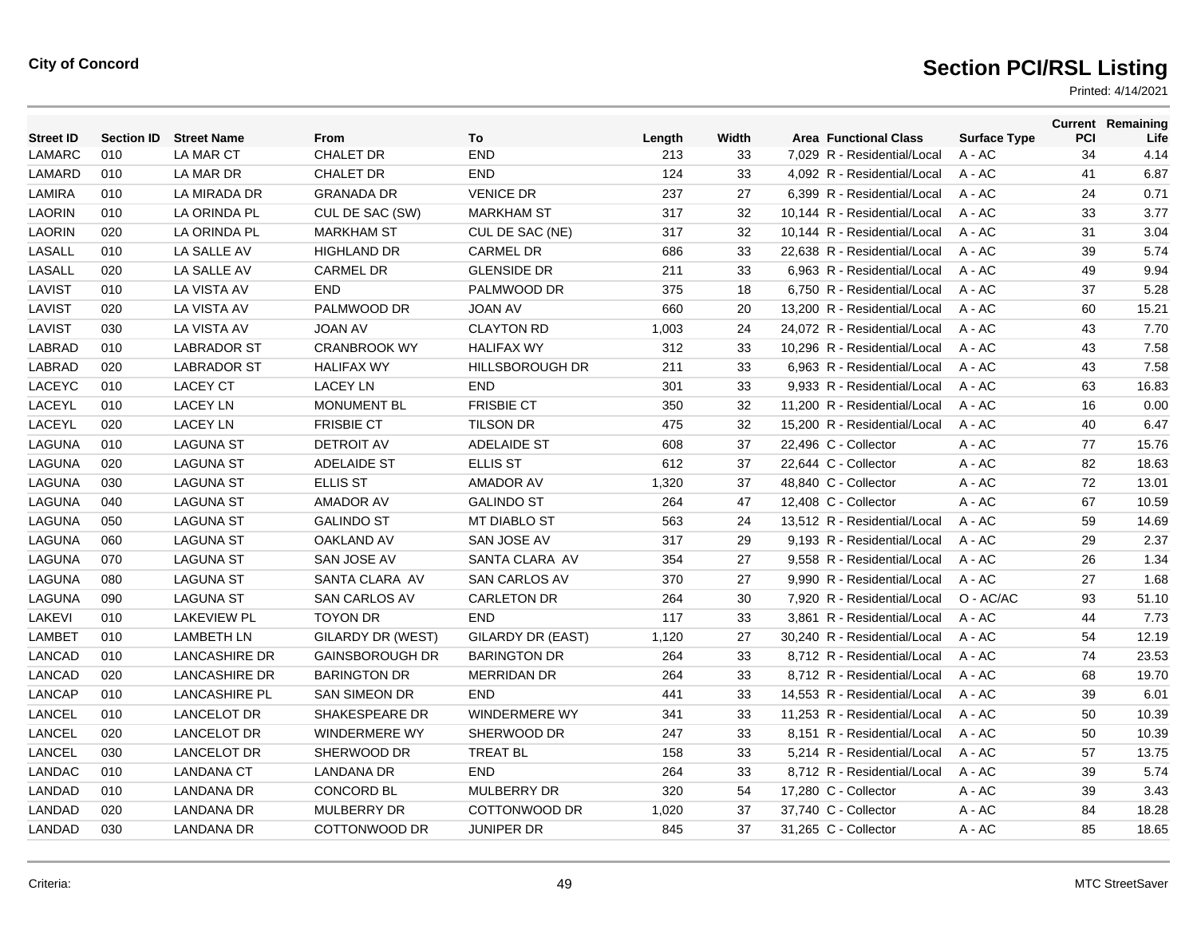**City of Concord**

# Section PCI/RSL Listing

Printed: 4/14/2021

| Street ID | Section ID | Street Name | From | To | Length | Width | Area | Functional Class | Surface Type | Current PCI | Remaining Life |
|---|---|---|---|---|---|---|---|---|---|---|---|
| LAMARC | 010 | LA MAR CT | CHALET DR | END | 213 | 33 | 7,029 | R - Residential/Local | A - AC | 34 | 4.14 |
| LAMARD | 010 | LA MAR DR | CHALET DR | END | 124 | 33 | 4,092 | R - Residential/Local | A - AC | 41 | 6.87 |
| LAMIRA | 010 | LA MIRADA DR | GRANADA DR | VENICE DR | 237 | 27 | 6,399 | R - Residential/Local | A - AC | 24 | 0.71 |
| LAORIN | 010 | LA ORINDA PL | CUL DE SAC (SW) | MARKHAM ST | 317 | 32 | 10,144 | R - Residential/Local | A - AC | 33 | 3.77 |
| LAORIN | 020 | LA ORINDA PL | MARKHAM ST | CUL DE SAC (NE) | 317 | 32 | 10,144 | R - Residential/Local | A - AC | 31 | 3.04 |
| LASALL | 010 | LA SALLE AV | HIGHLAND DR | CARMEL DR | 686 | 33 | 22,638 | R - Residential/Local | A - AC | 39 | 5.74 |
| LASALL | 020 | LA SALLE AV | CARMEL DR | GLENSIDE DR | 211 | 33 | 6,963 | R - Residential/Local | A - AC | 49 | 9.94 |
| LAVIST | 010 | LA VISTA AV | END | PALMWOOD DR | 375 | 18 | 6,750 | R - Residential/Local | A - AC | 37 | 5.28 |
| LAVIST | 020 | LA VISTA AV | PALMWOOD DR | JOAN AV | 660 | 20 | 13,200 | R - Residential/Local | A - AC | 60 | 15.21 |
| LAVIST | 030 | LA VISTA AV | JOAN AV | CLAYTON RD | 1,003 | 24 | 24,072 | R - Residential/Local | A - AC | 43 | 7.70 |
| LABRAD | 010 | LABRADOR ST | CRANBROOK WY | HALIFAX WY | 312 | 33 | 10,296 | R - Residential/Local | A - AC | 43 | 7.58 |
| LABRAD | 020 | LABRADOR ST | HALIFAX WY | HILLSBOROUGH DR | 211 | 33 | 6,963 | R - Residential/Local | A - AC | 43 | 7.58 |
| LACEYC | 010 | LACEY CT | LACEY LN | END | 301 | 33 | 9,933 | R - Residential/Local | A - AC | 63 | 16.83 |
| LACEYL | 010 | LACEY LN | MONUMENT BL | FRISBIE CT | 350 | 32 | 11,200 | R - Residential/Local | A - AC | 16 | 0.00 |
| LACEYL | 020 | LACEY LN | FRISBIE CT | TILSON DR | 475 | 32 | 15,200 | R - Residential/Local | A - AC | 40 | 6.47 |
| LAGUNA | 010 | LAGUNA ST | DETROIT AV | ADELAIDE ST | 608 | 37 | 22,496 | C - Collector | A - AC | 77 | 15.76 |
| LAGUNA | 020 | LAGUNA ST | ADELAIDE ST | ELLIS ST | 612 | 37 | 22,644 | C - Collector | A - AC | 82 | 18.63 |
| LAGUNA | 030 | LAGUNA ST | ELLIS ST | AMADOR AV | 1,320 | 37 | 48,840 | C - Collector | A - AC | 72 | 13.01 |
| LAGUNA | 040 | LAGUNA ST | AMADOR AV | GALINDO ST | 264 | 47 | 12,408 | C - Collector | A - AC | 67 | 10.59 |
| LAGUNA | 050 | LAGUNA ST | GALINDO ST | MT DIABLO ST | 563 | 24 | 13,512 | R - Residential/Local | A - AC | 59 | 14.69 |
| LAGUNA | 060 | LAGUNA ST | OAKLAND AV | SAN JOSE AV | 317 | 29 | 9,193 | R - Residential/Local | A - AC | 29 | 2.37 |
| LAGUNA | 070 | LAGUNA ST | SAN JOSE AV | SANTA CLARA AV | 354 | 27 | 9,558 | R - Residential/Local | A - AC | 26 | 1.34 |
| LAGUNA | 080 | LAGUNA ST | SANTA CLARA AV | SAN CARLOS AV | 370 | 27 | 9,990 | R - Residential/Local | A - AC | 27 | 1.68 |
| LAGUNA | 090 | LAGUNA ST | SAN CARLOS AV | CARLETON DR | 264 | 30 | 7,920 | R - Residential/Local | O - AC/AC | 93 | 51.10 |
| LAKEVI | 010 | LAKEVIEW PL | TOYON DR | END | 117 | 33 | 3,861 | R - Residential/Local | A - AC | 44 | 7.73 |
| LAMBET | 010 | LAMBETH LN | GILARDY DR (WEST) | GILARDY DR (EAST) | 1,120 | 27 | 30,240 | R - Residential/Local | A - AC | 54 | 12.19 |
| LANCAD | 010 | LANCASHIRE DR | GAINSBOROUGH DR | BARINGTON DR | 264 | 33 | 8,712 | R - Residential/Local | A - AC | 74 | 23.53 |
| LANCAD | 020 | LANCASHIRE DR | BARINGTON DR | MERRIDAN DR | 264 | 33 | 8,712 | R - Residential/Local | A - AC | 68 | 19.70 |
| LANCAP | 010 | LANCASHIRE PL | SAN SIMEON DR | END | 441 | 33 | 14,553 | R - Residential/Local | A - AC | 39 | 6.01 |
| LANCEL | 010 | LANCELOT DR | SHAKESPEARE DR | WINDERMERE WY | 341 | 33 | 11,253 | R - Residential/Local | A - AC | 50 | 10.39 |
| LANCEL | 020 | LANCELOT DR | WINDERMERE WY | SHERWOOD DR | 247 | 33 | 8,151 | R - Residential/Local | A - AC | 50 | 10.39 |
| LANCEL | 030 | LANCELOT DR | SHERWOOD DR | TREAT BL | 158 | 33 | 5,214 | R - Residential/Local | A - AC | 57 | 13.75 |
| LANDAC | 010 | LANDANA CT | LANDANA DR | END | 264 | 33 | 8,712 | R - Residential/Local | A - AC | 39 | 5.74 |
| LANDAD | 010 | LANDANA DR | CONCORD BL | MULBERRY DR | 320 | 54 | 17,280 | C - Collector | A - AC | 39 | 3.43 |
| LANDAD | 020 | LANDANA DR | MULBERRY DR | COTTONWOOD DR | 1,020 | 37 | 37,740 | C - Collector | A - AC | 84 | 18.28 |
| LANDAD | 030 | LANDANA DR | COTTONWOOD DR | JUNIPER DR | 845 | 37 | 31,265 | C - Collector | A - AC | 85 | 18.65 |

Criteria:

MTC StreetSaver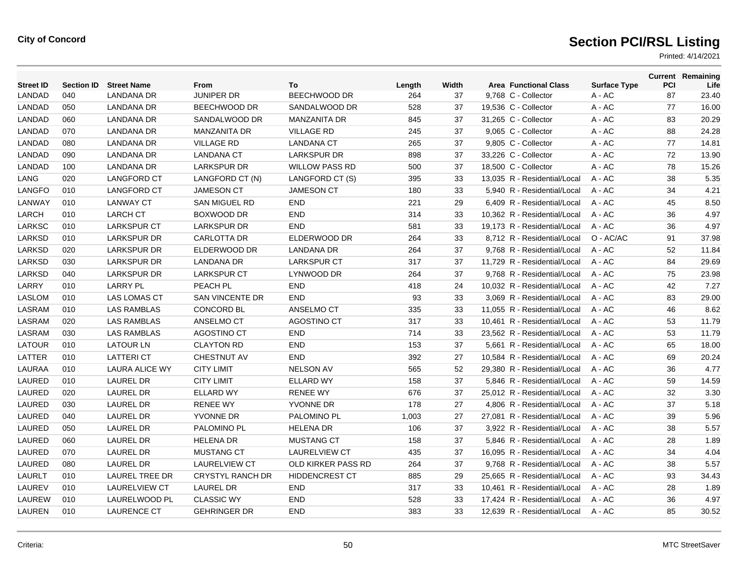**City of Concord**

# Section PCI/RSL Listing

Printed: 4/14/2021

| Street ID | Section ID | Street Name | From | To | Length | Width | Area | Functional Class | Surface Type | Current PCI | Remaining Life |
|---|---|---|---|---|---|---|---|---|---|---|---|
| LANDAD | 040 | LANDANA DR | JUNIPER DR | BEECHWOOD DR | 264 | 37 | 9,768 | C - Collector | A - AC | 87 | 23.40 |
| LANDAD | 050 | LANDANA DR | BEECHWOOD DR | SANDALWOOD DR | 528 | 37 | 19,536 | C - Collector | A - AC | 77 | 16.00 |
| LANDAD | 060 | LANDANA DR | SANDALWOOD DR | MANZANITA DR | 845 | 37 | 31,265 | C - Collector | A - AC | 83 | 20.29 |
| LANDAD | 070 | LANDANA DR | MANZANITA DR | VILLAGE RD | 245 | 37 | 9,065 | C - Collector | A - AC | 88 | 24.28 |
| LANDAD | 080 | LANDANA DR | VILLAGE RD | LANDANA CT | 265 | 37 | 9,805 | C - Collector | A - AC | 77 | 14.81 |
| LANDAD | 090 | LANDANA DR | LANDANA CT | LARKSPUR DR | 898 | 37 | 33,226 | C - Collector | A - AC | 72 | 13.90 |
| LANDAD | 100 | LANDANA DR | LARKSPUR DR | WILLOW PASS RD | 500 | 37 | 18,500 | C - Collector | A - AC | 78 | 15.26 |
| LANG | 020 | LANGFORD CT | LANGFORD CT (N) | LANGFORD CT (S) | 395 | 33 | 13,035 | R - Residential/Local | A - AC | 38 | 5.35 |
| LANGFO | 010 | LANGFORD CT | JAMESON CT | JAMESON CT | 180 | 33 | 5,940 | R - Residential/Local | A - AC | 34 | 4.21 |
| LANWAY | 010 | LANWAY CT | SAN MIGUEL RD | END | 221 | 29 | 6,409 | R - Residential/Local | A - AC | 45 | 8.50 |
| LARCH | 010 | LARCH CT | BOXWOOD DR | END | 314 | 33 | 10,362 | R - Residential/Local | A - AC | 36 | 4.97 |
| LARKSC | 010 | LARKSPUR CT | LARKSPUR DR | END | 581 | 33 | 19,173 | R - Residential/Local | A - AC | 36 | 4.97 |
| LARKSD | 010 | LARKSPUR DR | CARLOTTA DR | ELDERWOOD DR | 264 | 33 | 8,712 | R - Residential/Local | O - AC/AC | 91 | 37.98 |
| LARKSD | 020 | LARKSPUR DR | ELDERWOOD DR | LANDANA DR | 264 | 37 | 9,768 | R - Residential/Local | A - AC | 52 | 11.84 |
| LARKSD | 030 | LARKSPUR DR | LANDANA DR | LARKSPUR CT | 317 | 37 | 11,729 | R - Residential/Local | A - AC | 84 | 29.69 |
| LARKSD | 040 | LARKSPUR DR | LARKSPUR CT | LYNWOOD DR | 264 | 37 | 9,768 | R - Residential/Local | A - AC | 75 | 23.98 |
| LARRY | 010 | LARRY PL | PEACH PL | END | 418 | 24 | 10,032 | R - Residential/Local | A - AC | 42 | 7.27 |
| LASLOM | 010 | LAS LOMAS CT | SAN VINCENTE DR | END | 93 | 33 | 3,069 | R - Residential/Local | A - AC | 83 | 29.00 |
| LASRAM | 010 | LAS RAMBLAS | CONCORD BL | ANSELMO CT | 335 | 33 | 11,055 | R - Residential/Local | A - AC | 46 | 8.62 |
| LASRAM | 020 | LAS RAMBLAS | ANSELMO CT | AGOSTINO CT | 317 | 33 | 10,461 | R - Residential/Local | A - AC | 53 | 11.79 |
| LASRAM | 030 | LAS RAMBLAS | AGOSTINO CT | END | 714 | 33 | 23,562 | R - Residential/Local | A - AC | 53 | 11.79 |
| LATOUR | 010 | LATOUR LN | CLAYTON RD | END | 153 | 37 | 5,661 | R - Residential/Local | A - AC | 65 | 18.00 |
| LATTER | 010 | LATTERI CT | CHESTNUT AV | END | 392 | 27 | 10,584 | R - Residential/Local | A - AC | 69 | 20.24 |
| LAURAA | 010 | LAURA ALICE WY | CITY LIMIT | NELSON AV | 565 | 52 | 29,380 | R - Residential/Local | A - AC | 36 | 4.77 |
| LAURED | 010 | LAUREL DR | CITY LIMIT | ELLARD WY | 158 | 37 | 5,846 | R - Residential/Local | A - AC | 59 | 14.59 |
| LAURED | 020 | LAUREL DR | ELLARD WY | RENEE WY | 676 | 37 | 25,012 | R - Residential/Local | A - AC | 32 | 3.30 |
| LAURED | 030 | LAUREL DR | RENEE WY | YVONNE DR | 178 | 27 | 4,806 | R - Residential/Local | A - AC | 37 | 5.18 |
| LAURED | 040 | LAUREL DR | YVONNE DR | PALOMINO PL | 1,003 | 27 | 27,081 | R - Residential/Local | A - AC | 39 | 5.96 |
| LAURED | 050 | LAUREL DR | PALOMINO PL | HELENA DR | 106 | 37 | 3,922 | R - Residential/Local | A - AC | 38 | 5.57 |
| LAURED | 060 | LAUREL DR | HELENA DR | MUSTANG CT | 158 | 37 | 5,846 | R - Residential/Local | A - AC | 28 | 1.89 |
| LAURED | 070 | LAUREL DR | MUSTANG CT | LAURELVIEW CT | 435 | 37 | 16,095 | R - Residential/Local | A - AC | 34 | 4.04 |
| LAURED | 080 | LAUREL DR | LAURELVIEW CT | OLD KIRKER PASS RD | 264 | 37 | 9,768 | R - Residential/Local | A - AC | 38 | 5.57 |
| LAURLT | 010 | LAUREL TREE DR | CRYSTYL RANCH DR | HIDDENCREST CT | 885 | 29 | 25,665 | R - Residential/Local | A - AC | 93 | 34.43 |
| LAUREV | 010 | LAURELVIEW CT | LAUREL DR | END | 317 | 33 | 10,461 | R - Residential/Local | A - AC | 28 | 1.89 |
| LAUREW | 010 | LAURELWOOD PL | CLASSIC WY | END | 528 | 33 | 17,424 | R - Residential/Local | A - AC | 36 | 4.97 |
| LAUREN | 010 | LAURENCE CT | GEHRINGER DR | END | 383 | 33 | 12,639 | R - Residential/Local | A - AC | 85 | 30.52 |

Criteria:

MTC StreetSaver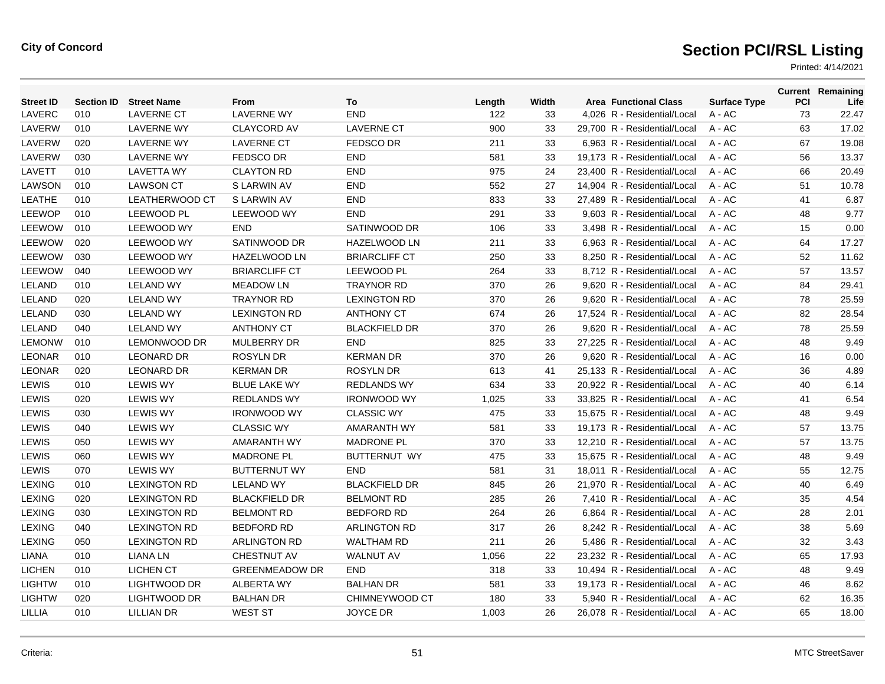**City of Concord**

# Section PCI/RSL Listing

Printed: 4/14/2021

| Street ID | Section ID | Street Name | From | To | Length | Width | Area | Functional Class | Surface Type | Current PCI | Remaining Life |
|---|---|---|---|---|---|---|---|---|---|---|---|
| LAVERC | 010 | LAVERNE CT | LAVERNE WY | END | 122 | 33 | 4,026 | R - Residential/Local | A - AC | 73 | 22.47 |
| LAVERW | 010 | LAVERNE WY | CLAYCORD AV | LAVERNE CT | 900 | 33 | 29,700 | R - Residential/Local | A - AC | 63 | 17.02 |
| LAVERW | 020 | LAVERNE WY | LAVERNE CT | FEDSCO DR | 211 | 33 | 6,963 | R - Residential/Local | A - AC | 67 | 19.08 |
| LAVERW | 030 | LAVERNE WY | FEDSCO DR | END | 581 | 33 | 19,173 | R - Residential/Local | A - AC | 56 | 13.37 |
| LAVETT | 010 | LAVETTA WY | CLAYTON RD | END | 975 | 24 | 23,400 | R - Residential/Local | A - AC | 66 | 20.49 |
| LAWSON | 010 | LAWSON CT | S LARWIN AV | END | 552 | 27 | 14,904 | R - Residential/Local | A - AC | 51 | 10.78 |
| LEATHE | 010 | LEATHERWOOD CT | S LARWIN AV | END | 833 | 33 | 27,489 | R - Residential/Local | A - AC | 41 | 6.87 |
| LEEWOP | 010 | LEEWOOD PL | LEEWOOD WY | END | 291 | 33 | 9,603 | R - Residential/Local | A - AC | 48 | 9.77 |
| LEEWOW | 010 | LEEWOOD WY | END | SATINWOOD DR | 106 | 33 | 3,498 | R - Residential/Local | A - AC | 15 | 0.00 |
| LEEWOW | 020 | LEEWOOD WY | SATINWOOD DR | HAZELWOOD LN | 211 | 33 | 6,963 | R - Residential/Local | A - AC | 64 | 17.27 |
| LEEWOW | 030 | LEEWOOD WY | HAZELWOOD LN | BRIARCLIFF CT | 250 | 33 | 8,250 | R - Residential/Local | A - AC | 52 | 11.62 |
| LEEWOW | 040 | LEEWOOD WY | BRIARCLIFF CT | LEEWOOD PL | 264 | 33 | 8,712 | R - Residential/Local | A - AC | 57 | 13.57 |
| LELAND | 010 | LELAND WY | MEADOW LN | TRAYNOR RD | 370 | 26 | 9,620 | R - Residential/Local | A - AC | 84 | 29.41 |
| LELAND | 020 | LELAND WY | TRAYNOR RD | LEXINGTON RD | 370 | 26 | 9,620 | R - Residential/Local | A - AC | 78 | 25.59 |
| LELAND | 030 | LELAND WY | LEXINGTON RD | ANTHONY CT | 674 | 26 | 17,524 | R - Residential/Local | A - AC | 82 | 28.54 |
| LELAND | 040 | LELAND WY | ANTHONY CT | BLACKFIELD DR | 370 | 26 | 9,620 | R - Residential/Local | A - AC | 78 | 25.59 |
| LEMONW | 010 | LEMONWOOD DR | MULBERRY DR | END | 825 | 33 | 27,225 | R - Residential/Local | A - AC | 48 | 9.49 |
| LEONAR | 010 | LEONARD DR | ROSYLN DR | KERMAN DR | 370 | 26 | 9,620 | R - Residential/Local | A - AC | 16 | 0.00 |
| LEONAR | 020 | LEONARD DR | KERMAN DR | ROSYLN DR | 613 | 41 | 25,133 | R - Residential/Local | A - AC | 36 | 4.89 |
| LEWIS | 010 | LEWIS WY | BLUE LAKE WY | REDLANDS WY | 634 | 33 | 20,922 | R - Residential/Local | A - AC | 40 | 6.14 |
| LEWIS | 020 | LEWIS WY | REDLANDS WY | IRONWOOD WY | 1,025 | 33 | 33,825 | R - Residential/Local | A - AC | 41 | 6.54 |
| LEWIS | 030 | LEWIS WY | IRONWOOD WY | CLASSIC WY | 475 | 33 | 15,675 | R - Residential/Local | A - AC | 48 | 9.49 |
| LEWIS | 040 | LEWIS WY | CLASSIC WY | AMARANTH WY | 581 | 33 | 19,173 | R - Residential/Local | A - AC | 57 | 13.75 |
| LEWIS | 050 | LEWIS WY | AMARANTH WY | MADRONE PL | 370 | 33 | 12,210 | R - Residential/Local | A - AC | 57 | 13.75 |
| LEWIS | 060 | LEWIS WY | MADRONE PL | BUTTERNUT WY | 475 | 33 | 15,675 | R - Residential/Local | A - AC | 48 | 9.49 |
| LEWIS | 070 | LEWIS WY | BUTTERNUT WY | END | 581 | 31 | 18,011 | R - Residential/Local | A - AC | 55 | 12.75 |
| LEXING | 010 | LEXINGTON RD | LELAND WY | BLACKFIELD DR | 845 | 26 | 21,970 | R - Residential/Local | A - AC | 40 | 6.49 |
| LEXING | 020 | LEXINGTON RD | BLACKFIELD DR | BELMONT RD | 285 | 26 | 7,410 | R - Residential/Local | A - AC | 35 | 4.54 |
| LEXING | 030 | LEXINGTON RD | BELMONT RD | BEDFORD RD | 264 | 26 | 6,864 | R - Residential/Local | A - AC | 28 | 2.01 |
| LEXING | 040 | LEXINGTON RD | BEDFORD RD | ARLINGTON RD | 317 | 26 | 8,242 | R - Residential/Local | A - AC | 38 | 5.69 |
| LEXING | 050 | LEXINGTON RD | ARLINGTON RD | WALTHAM RD | 211 | 26 | 5,486 | R - Residential/Local | A - AC | 32 | 3.43 |
| LIANA | 010 | LIANA LN | CHESTNUT AV | WALNUT AV | 1,056 | 22 | 23,232 | R - Residential/Local | A - AC | 65 | 17.93 |
| LICHEN | 010 | LICHEN CT | GREENMEADOW DR | END | 318 | 33 | 10,494 | R - Residential/Local | A - AC | 48 | 9.49 |
| LIGHTW | 010 | LIGHTWOOD DR | ALBERTA WY | BALHAN DR | 581 | 33 | 19,173 | R - Residential/Local | A - AC | 46 | 8.62 |
| LIGHTW | 020 | LIGHTWOOD DR | BALHAN DR | CHIMNEYWOOD CT | 180 | 33 | 5,940 | R - Residential/Local | A - AC | 62 | 16.35 |
| LILLIA | 010 | LILLIAN DR | WEST ST | JOYCE DR | 1,003 | 26 | 26,078 | R - Residential/Local | A - AC | 65 | 18.00 |

Criteria:

MTC StreetSaver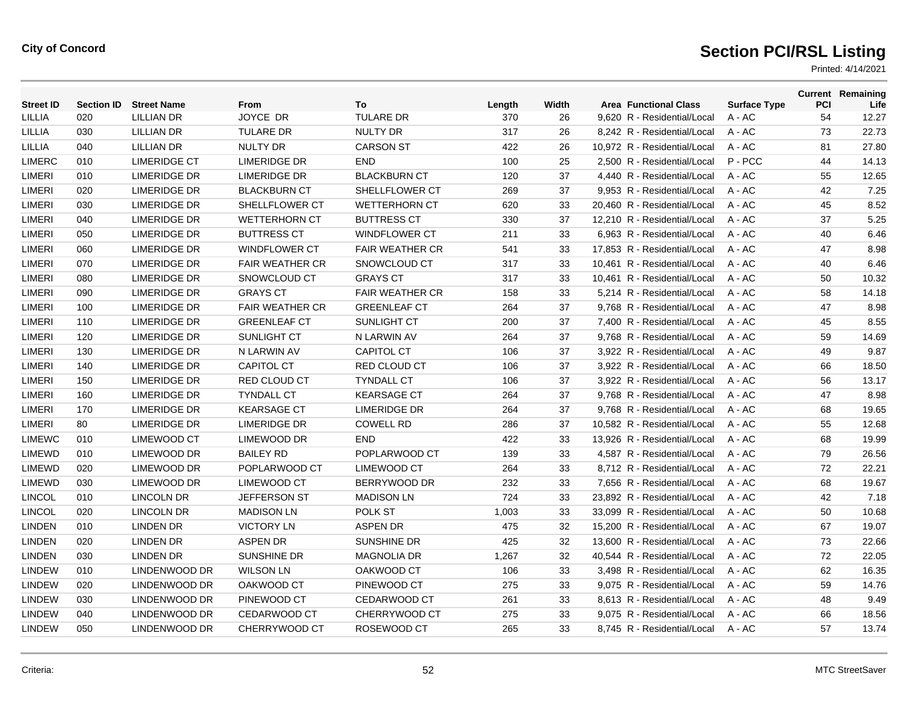**City of Concord**

# Section PCI/RSL Listing

Printed: 4/14/2021

| Street ID | Section ID | Street Name | From | To | Length | Width | Area | Functional Class | Surface Type | Current PCI | Remaining Life |
|---|---|---|---|---|---|---|---|---|---|---|---|
| LILLIA | 020 | LILLIAN DR | JOYCE DR | TULARE DR | 370 | 26 | 9,620 | R - Residential/Local | A - AC | 54 | 12.27 |
| LILLIA | 030 | LILLIAN DR | TULARE DR | NULTY DR | 317 | 26 | 8,242 | R - Residential/Local | A - AC | 73 | 22.73 |
| LILLIA | 040 | LILLIAN DR | NULTY DR | CARSON ST | 422 | 26 | 10,972 | R - Residential/Local | A - AC | 81 | 27.80 |
| LIMERC | 010 | LIMERIDGE CT | LIMERIDGE DR | END | 100 | 25 | 2,500 | R - Residential/Local | P - PCC | 44 | 14.13 |
| LIMERI | 010 | LIMERIDGE DR | LIMERIDGE DR | BLACKBURN CT | 120 | 37 | 4,440 | R - Residential/Local | A - AC | 55 | 12.65 |
| LIMERI | 020 | LIMERIDGE DR | BLACKBURN CT | SHELLFLOWER CT | 269 | 37 | 9,953 | R - Residential/Local | A - AC | 42 | 7.25 |
| LIMERI | 030 | LIMERIDGE DR | SHELLFLOWER CT | WETTERHORN CT | 620 | 33 | 20,460 | R - Residential/Local | A - AC | 45 | 8.52 |
| LIMERI | 040 | LIMERIDGE DR | WETTERHORN CT | BUTTRESS CT | 330 | 37 | 12,210 | R - Residential/Local | A - AC | 37 | 5.25 |
| LIMERI | 050 | LIMERIDGE DR | BUTTRESS CT | WINDFLOWER CT | 211 | 33 | 6,963 | R - Residential/Local | A - AC | 40 | 6.46 |
| LIMERI | 060 | LIMERIDGE DR | WINDFLOWER CT | FAIR WEATHER CR | 541 | 33 | 17,853 | R - Residential/Local | A - AC | 47 | 8.98 |
| LIMERI | 070 | LIMERIDGE DR | FAIR WEATHER CR | SNOWCLOUD CT | 317 | 33 | 10,461 | R - Residential/Local | A - AC | 40 | 6.46 |
| LIMERI | 080 | LIMERIDGE DR | SNOWCLOUD CT | GRAYS CT | 317 | 33 | 10,461 | R - Residential/Local | A - AC | 50 | 10.32 |
| LIMERI | 090 | LIMERIDGE DR | GRAYS CT | FAIR WEATHER CR | 158 | 33 | 5,214 | R - Residential/Local | A - AC | 58 | 14.18 |
| LIMERI | 100 | LIMERIDGE DR | FAIR WEATHER CR | GREENLEAF CT | 264 | 37 | 9,768 | R - Residential/Local | A - AC | 47 | 8.98 |
| LIMERI | 110 | LIMERIDGE DR | GREENLEAF CT | SUNLIGHT CT | 200 | 37 | 7,400 | R - Residential/Local | A - AC | 45 | 8.55 |
| LIMERI | 120 | LIMERIDGE DR | SUNLIGHT CT | N LARWIN AV | 264 | 37 | 9,768 | R - Residential/Local | A - AC | 59 | 14.69 |
| LIMERI | 130 | LIMERIDGE DR | N LARWIN AV | CAPITOL CT | 106 | 37 | 3,922 | R - Residential/Local | A - AC | 49 | 9.87 |
| LIMERI | 140 | LIMERIDGE DR | CAPITOL CT | RED CLOUD CT | 106 | 37 | 3,922 | R - Residential/Local | A - AC | 66 | 18.50 |
| LIMERI | 150 | LIMERIDGE DR | RED CLOUD CT | TYNDALL CT | 106 | 37 | 3,922 | R - Residential/Local | A - AC | 56 | 13.17 |
| LIMERI | 160 | LIMERIDGE DR | TYNDALL CT | KEARSAGE CT | 264 | 37 | 9,768 | R - Residential/Local | A - AC | 47 | 8.98 |
| LIMERI | 170 | LIMERIDGE DR | KEARSAGE CT | LIMERIDGE DR | 264 | 37 | 9,768 | R - Residential/Local | A - AC | 68 | 19.65 |
| LIMERI | 80 | LIMERIDGE DR | LIMERIDGE DR | COWELL RD | 286 | 37 | 10,582 | R - Residential/Local | A - AC | 55 | 12.68 |
| LIMEWC | 010 | LIMEWOOD CT | LIMEWOOD DR | END | 422 | 33 | 13,926 | R - Residential/Local | A - AC | 68 | 19.99 |
| LIMEWD | 010 | LIMEWOOD DR | BAILEY RD | POPLARWOOD CT | 139 | 33 | 4,587 | R - Residential/Local | A - AC | 79 | 26.56 |
| LIMEWD | 020 | LIMEWOOD DR | POPLARWOOD CT | LIMEWOOD CT | 264 | 33 | 8,712 | R - Residential/Local | A - AC | 72 | 22.21 |
| LIMEWD | 030 | LIMEWOOD DR | LIMEWOOD CT | BERRYWOOD DR | 232 | 33 | 7,656 | R - Residential/Local | A - AC | 68 | 19.67 |
| LINCOL | 010 | LINCOLN DR | JEFFERSON ST | MADISON LN | 724 | 33 | 23,892 | R - Residential/Local | A - AC | 42 | 7.18 |
| LINCOL | 020 | LINCOLN DR | MADISON LN | POLK ST | 1,003 | 33 | 33,099 | R - Residential/Local | A - AC | 50 | 10.68 |
| LINDEN | 010 | LINDEN DR | VICTORY LN | ASPEN DR | 475 | 32 | 15,200 | R - Residential/Local | A - AC | 67 | 19.07 |
| LINDEN | 020 | LINDEN DR | ASPEN DR | SUNSHINE DR | 425 | 32 | 13,600 | R - Residential/Local | A - AC | 73 | 22.66 |
| LINDEN | 030 | LINDEN DR | SUNSHINE DR | MAGNOLIA DR | 1,267 | 32 | 40,544 | R - Residential/Local | A - AC | 72 | 22.05 |
| LINDEW | 010 | LINDENWOOD DR | WILSON LN | OAKWOOD CT | 106 | 33 | 3,498 | R - Residential/Local | A - AC | 62 | 16.35 |
| LINDEW | 020 | LINDENWOOD DR | OAKWOOD CT | PINEWOOD CT | 275 | 33 | 9,075 | R - Residential/Local | A - AC | 59 | 14.76 |
| LINDEW | 030 | LINDENWOOD DR | PINEWOOD CT | CEDARWOOD CT | 261 | 33 | 8,613 | R - Residential/Local | A - AC | 48 | 9.49 |
| LINDEW | 040 | LINDENWOOD DR | CEDARWOOD CT | CHERRYWOOD CT | 275 | 33 | 9,075 | R - Residential/Local | A - AC | 66 | 18.56 |
| LINDEW | 050 | LINDENWOOD DR | CHERRYWOOD CT | ROSEWOOD CT | 265 | 33 | 8,745 | R - Residential/Local | A - AC | 57 | 13.74 |

Criteria:

MTC StreetSaver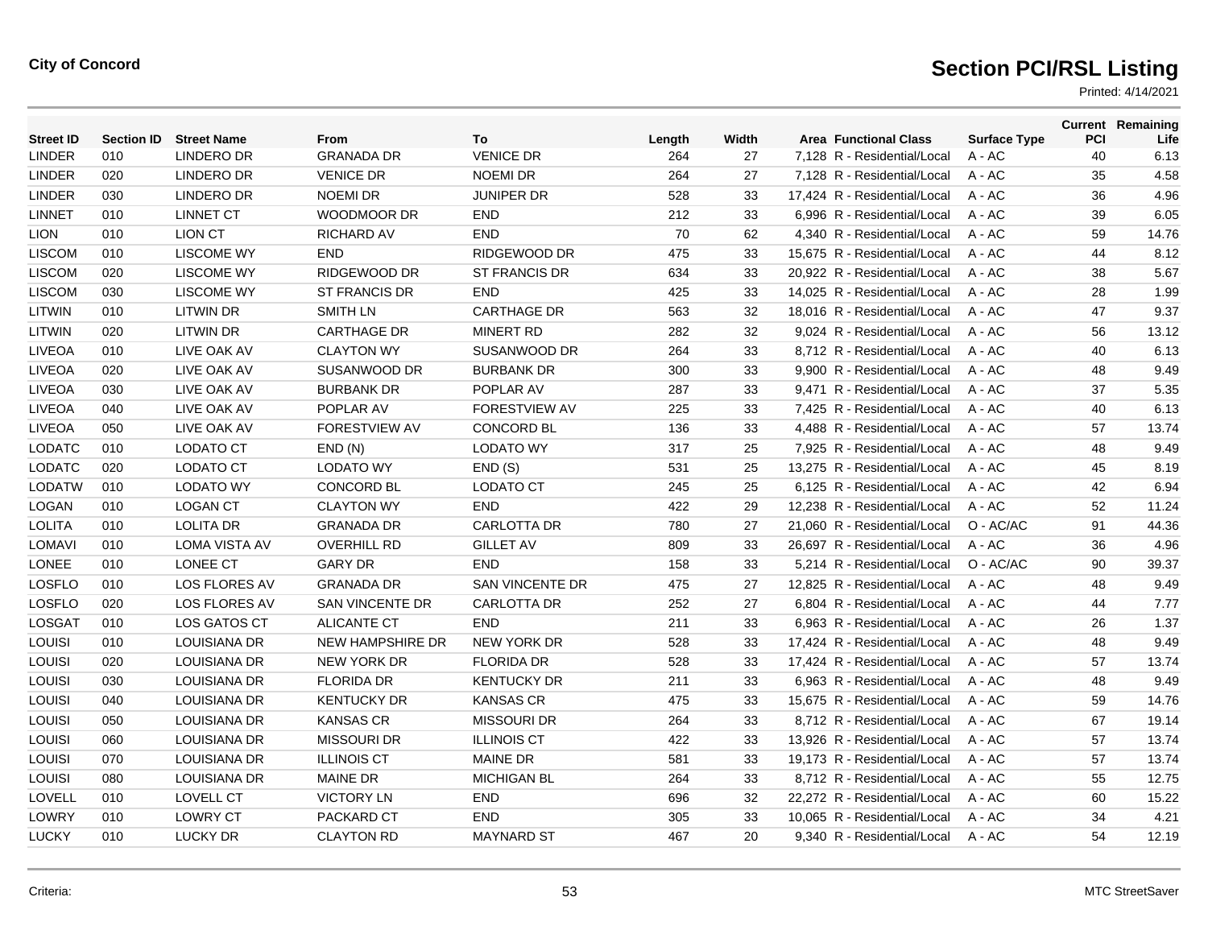**City of Concord**

# Section PCI/RSL Listing

Printed: 4/14/2021

| Street ID | Section ID | Street Name | From | To | Length | Width | Area | Functional Class | Surface Type | Current PCI | Remaining Life |
|---|---|---|---|---|---|---|---|---|---|---|---|
| LINDER | 010 | LINDERO DR | GRANADA DR | VENICE DR | 264 | 27 | 7,128 | R - Residential/Local | A - AC | 40 | 6.13 |
| LINDER | 020 | LINDERO DR | VENICE DR | NOEMI DR | 264 | 27 | 7,128 | R - Residential/Local | A - AC | 35 | 4.58 |
| LINDER | 030 | LINDERO DR | NOEMI DR | JUNIPER DR | 528 | 33 | 17,424 | R - Residential/Local | A - AC | 36 | 4.96 |
| LINNET | 010 | LINNET CT | WOODMOOR DR | END | 212 | 33 | 6,996 | R - Residential/Local | A - AC | 39 | 6.05 |
| LION | 010 | LION CT | RICHARD AV | END | 70 | 62 | 4,340 | R - Residential/Local | A - AC | 59 | 14.76 |
| LISCOM | 010 | LISCOME WY | END | RIDGEWOOD DR | 475 | 33 | 15,675 | R - Residential/Local | A - AC | 44 | 8.12 |
| LISCOM | 020 | LISCOME WY | RIDGEWOOD DR | ST FRANCIS DR | 634 | 33 | 20,922 | R - Residential/Local | A - AC | 38 | 5.67 |
| LISCOM | 030 | LISCOME WY | ST FRANCIS DR | END | 425 | 33 | 14,025 | R - Residential/Local | A - AC | 28 | 1.99 |
| LITWIN | 010 | LITWIN DR | SMITH LN | CARTHAGE DR | 563 | 32 | 18,016 | R - Residential/Local | A - AC | 47 | 9.37 |
| LITWIN | 020 | LITWIN DR | CARTHAGE DR | MINERT RD | 282 | 32 | 9,024 | R - Residential/Local | A - AC | 56 | 13.12 |
| LIVEOA | 010 | LIVE OAK AV | CLAYTON WY | SUSANWOOD DR | 264 | 33 | 8,712 | R - Residential/Local | A - AC | 40 | 6.13 |
| LIVEOA | 020 | LIVE OAK AV | SUSANWOOD DR | BURBANK DR | 300 | 33 | 9,900 | R - Residential/Local | A - AC | 48 | 9.49 |
| LIVEOA | 030 | LIVE OAK AV | BURBANK DR | POPLAR AV | 287 | 33 | 9,471 | R - Residential/Local | A - AC | 37 | 5.35 |
| LIVEOA | 040 | LIVE OAK AV | POPLAR AV | FORESTVIEW AV | 225 | 33 | 7,425 | R - Residential/Local | A - AC | 40 | 6.13 |
| LIVEOA | 050 | LIVE OAK AV | FORESTVIEW AV | CONCORD BL | 136 | 33 | 4,488 | R - Residential/Local | A - AC | 57 | 13.74 |
| LODATC | 010 | LODATO CT | END (N) | LODATO WY | 317 | 25 | 7,925 | R - Residential/Local | A - AC | 48 | 9.49 |
| LODATC | 020 | LODATO CT | LODATO WY | END (S) | 531 | 25 | 13,275 | R - Residential/Local | A - AC | 45 | 8.19 |
| LODATW | 010 | LODATO WY | CONCORD BL | LODATO CT | 245 | 25 | 6,125 | R - Residential/Local | A - AC | 42 | 6.94 |
| LOGAN | 010 | LOGAN CT | CLAYTON WY | END | 422 | 29 | 12,238 | R - Residential/Local | A - AC | 52 | 11.24 |
| LOLITA | 010 | LOLITA DR | GRANADA DR | CARLOTTA DR | 780 | 27 | 21,060 | R - Residential/Local | O - AC/AC | 91 | 44.36 |
| LOMAVI | 010 | LOMA VISTA AV | OVERHILL RD | GILLET AV | 809 | 33 | 26,697 | R - Residential/Local | A - AC | 36 | 4.96 |
| LONEE | 010 | LONEE CT | GARY DR | END | 158 | 33 | 5,214 | R - Residential/Local | O - AC/AC | 90 | 39.37 |
| LOSFLO | 010 | LOS FLORES AV | GRANADA DR | SAN VINCENTE DR | 475 | 27 | 12,825 | R - Residential/Local | A - AC | 48 | 9.49 |
| LOSFLO | 020 | LOS FLORES AV | SAN VINCENTE DR | CARLOTTA DR | 252 | 27 | 6,804 | R - Residential/Local | A - AC | 44 | 7.77 |
| LOSGAT | 010 | LOS GATOS CT | ALICANTE CT | END | 211 | 33 | 6,963 | R - Residential/Local | A - AC | 26 | 1.37 |
| LOUISI | 010 | LOUISIANA DR | NEW HAMPSHIRE DR | NEW YORK DR | 528 | 33 | 17,424 | R - Residential/Local | A - AC | 48 | 9.49 |
| LOUISI | 020 | LOUISIANA DR | NEW YORK DR | FLORIDA DR | 528 | 33 | 17,424 | R - Residential/Local | A - AC | 57 | 13.74 |
| LOUISI | 030 | LOUISIANA DR | FLORIDA DR | KENTUCKY DR | 211 | 33 | 6,963 | R - Residential/Local | A - AC | 48 | 9.49 |
| LOUISI | 040 | LOUISIANA DR | KENTUCKY DR | KANSAS CR | 475 | 33 | 15,675 | R - Residential/Local | A - AC | 59 | 14.76 |
| LOUISI | 050 | LOUISIANA DR | KANSAS CR | MISSOURI DR | 264 | 33 | 8,712 | R - Residential/Local | A - AC | 67 | 19.14 |
| LOUISI | 060 | LOUISIANA DR | MISSOURI DR | ILLINOIS CT | 422 | 33 | 13,926 | R - Residential/Local | A - AC | 57 | 13.74 |
| LOUISI | 070 | LOUISIANA DR | ILLINOIS CT | MAINE DR | 581 | 33 | 19,173 | R - Residential/Local | A - AC | 57 | 13.74 |
| LOUISI | 080 | LOUISIANA DR | MAINE DR | MICHIGAN BL | 264 | 33 | 8,712 | R - Residential/Local | A - AC | 55 | 12.75 |
| LOVELL | 010 | LOVELL CT | VICTORY LN | END | 696 | 32 | 22,272 | R - Residential/Local | A - AC | 60 | 15.22 |
| LOWRY | 010 | LOWRY CT | PACKARD CT | END | 305 | 33 | 10,065 | R - Residential/Local | A - AC | 34 | 4.21 |
| LUCKY | 010 | LUCKY DR | CLAYTON RD | MAYNARD ST | 467 | 20 | 9,340 | R - Residential/Local | A - AC | 54 | 12.19 |

Criteria:

MTC StreetSaver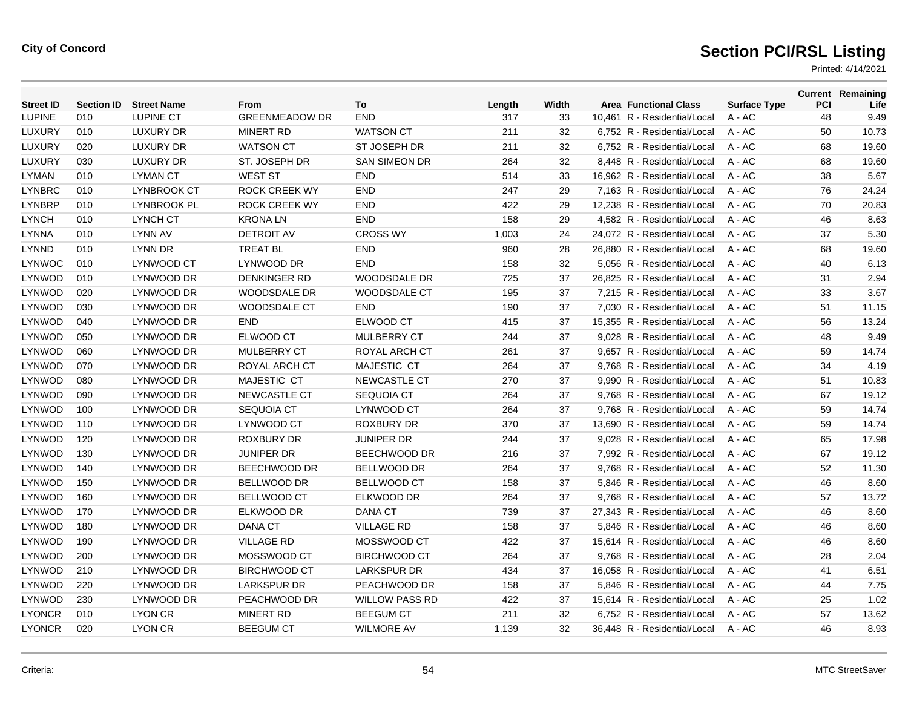City of Concord

# Section PCI/RSL Listing

Printed: 4/14/2021

| Street ID | Section ID | Street Name | From | To | Length | Width | Area | Functional Class | Surface Type | Current PCI | Remaining Life |
|---|---|---|---|---|---|---|---|---|---|---|---|
| LUPINE | 010 | LUPINE CT | GREENMEADOW DR | END | 317 | 33 | 10,461 | R - Residential/Local | A - AC | 48 | 9.49 |
| LUXURY | 010 | LUXURY DR | MINERT RD | WATSON CT | 211 | 32 | 6,752 | R - Residential/Local | A - AC | 50 | 10.73 |
| LUXURY | 020 | LUXURY DR | WATSON CT | ST JOSEPH DR | 211 | 32 | 6,752 | R - Residential/Local | A - AC | 68 | 19.60 |
| LUXURY | 030 | LUXURY DR | ST. JOSEPH DR | SAN SIMEON DR | 264 | 32 | 8,448 | R - Residential/Local | A - AC | 68 | 19.60 |
| LYMAN | 010 | LYMAN CT | WEST ST | END | 514 | 33 | 16,962 | R - Residential/Local | A - AC | 38 | 5.67 |
| LYNBRC | 010 | LYNBROOK CT | ROCK CREEK WY | END | 247 | 29 | 7,163 | R - Residential/Local | A - AC | 76 | 24.24 |
| LYNBRP | 010 | LYNBROOK PL | ROCK CREEK WY | END | 422 | 29 | 12,238 | R - Residential/Local | A - AC | 70 | 20.83 |
| LYNCH | 010 | LYNCH CT | KRONA LN | END | 158 | 29 | 4,582 | R - Residential/Local | A - AC | 46 | 8.63 |
| LYNNA | 010 | LYNN AV | DETROIT AV | CROSS WY | 1,003 | 24 | 24,072 | R - Residential/Local | A - AC | 37 | 5.30 |
| LYNND | 010 | LYNN DR | TREAT BL | END | 960 | 28 | 26,880 | R - Residential/Local | A - AC | 68 | 19.60 |
| LYNWOC | 010 | LYNWOOD CT | LYNWOOD DR | END | 158 | 32 | 5,056 | R - Residential/Local | A - AC | 40 | 6.13 |
| LYNWOD | 010 | LYNWOOD DR | DENKINGER RD | WOODSDALE DR | 725 | 37 | 26,825 | R - Residential/Local | A - AC | 31 | 2.94 |
| LYNWOD | 020 | LYNWOOD DR | WOODSDALE DR | WOODSDALE CT | 195 | 37 | 7,215 | R - Residential/Local | A - AC | 33 | 3.67 |
| LYNWOD | 030 | LYNWOOD DR | WOODSDALE CT | END | 190 | 37 | 7,030 | R - Residential/Local | A - AC | 51 | 11.15 |
| LYNWOD | 040 | LYNWOOD DR | END | ELWOOD CT | 415 | 37 | 15,355 | R - Residential/Local | A - AC | 56 | 13.24 |
| LYNWOD | 050 | LYNWOOD DR | ELWOOD CT | MULBERRY CT | 244 | 37 | 9,028 | R - Residential/Local | A - AC | 48 | 9.49 |
| LYNWOD | 060 | LYNWOOD DR | MULBERRY CT | ROYAL ARCH CT | 261 | 37 | 9,657 | R - Residential/Local | A - AC | 59 | 14.74 |
| LYNWOD | 070 | LYNWOOD DR | ROYAL ARCH CT | MAJESTIC CT | 264 | 37 | 9,768 | R - Residential/Local | A - AC | 34 | 4.19 |
| LYNWOD | 080 | LYNWOOD DR | MAJESTIC CT | NEWCASTLE CT | 270 | 37 | 9,990 | R - Residential/Local | A - AC | 51 | 10.83 |
| LYNWOD | 090 | LYNWOOD DR | NEWCASTLE CT | SEQUOIA CT | 264 | 37 | 9,768 | R - Residential/Local | A - AC | 67 | 19.12 |
| LYNWOD | 100 | LYNWOOD DR | SEQUOIA CT | LYNWOOD CT | 264 | 37 | 9,768 | R - Residential/Local | A - AC | 59 | 14.74 |
| LYNWOD | 110 | LYNWOOD DR | LYNWOOD CT | ROXBURY DR | 370 | 37 | 13,690 | R - Residential/Local | A - AC | 59 | 14.74 |
| LYNWOD | 120 | LYNWOOD DR | ROXBURY DR | JUNIPER DR | 244 | 37 | 9,028 | R - Residential/Local | A - AC | 65 | 17.98 |
| LYNWOD | 130 | LYNWOOD DR | JUNIPER DR | BEECHWOOD DR | 216 | 37 | 7,992 | R - Residential/Local | A - AC | 67 | 19.12 |
| LYNWOD | 140 | LYNWOOD DR | BEECHWOOD DR | BELLWOOD DR | 264 | 37 | 9,768 | R - Residential/Local | A - AC | 52 | 11.30 |
| LYNWOD | 150 | LYNWOOD DR | BELLWOOD DR | BELLWOOD CT | 158 | 37 | 5,846 | R - Residential/Local | A - AC | 46 | 8.60 |
| LYNWOD | 160 | LYNWOOD DR | BELLWOOD CT | ELKWOOD DR | 264 | 37 | 9,768 | R - Residential/Local | A - AC | 57 | 13.72 |
| LYNWOD | 170 | LYNWOOD DR | ELKWOOD DR | DANA CT | 739 | 37 | 27,343 | R - Residential/Local | A - AC | 46 | 8.60 |
| LYNWOD | 180 | LYNWOOD DR | DANA CT | VILLAGE RD | 158 | 37 | 5,846 | R - Residential/Local | A - AC | 46 | 8.60 |
| LYNWOD | 190 | LYNWOOD DR | VILLAGE RD | MOSSWOOD CT | 422 | 37 | 15,614 | R - Residential/Local | A - AC | 46 | 8.60 |
| LYNWOD | 200 | LYNWOOD DR | MOSSWOOD CT | BIRCHWOOD CT | 264 | 37 | 9,768 | R - Residential/Local | A - AC | 28 | 2.04 |
| LYNWOD | 210 | LYNWOOD DR | BIRCHWOOD CT | LARKSPUR DR | 434 | 37 | 16,058 | R - Residential/Local | A - AC | 41 | 6.51 |
| LYNWOD | 220 | LYNWOOD DR | LARKSPUR DR | PEACHWOOD DR | 158 | 37 | 5,846 | R - Residential/Local | A - AC | 44 | 7.75 |
| LYNWOD | 230 | LYNWOOD DR | PEACHWOOD DR | WILLOW PASS RD | 422 | 37 | 15,614 | R - Residential/Local | A - AC | 25 | 1.02 |
| LYONCR | 010 | LYON CR | MINERT RD | BEEGUM CT | 211 | 32 | 6,752 | R - Residential/Local | A - AC | 57 | 13.62 |
| LYONCR | 020 | LYON CR | BEEGUM CT | WILMORE AV | 1,139 | 32 | 36,448 | R - Residential/Local | A - AC | 46 | 8.93 |

Criteria:

MTC StreetSaver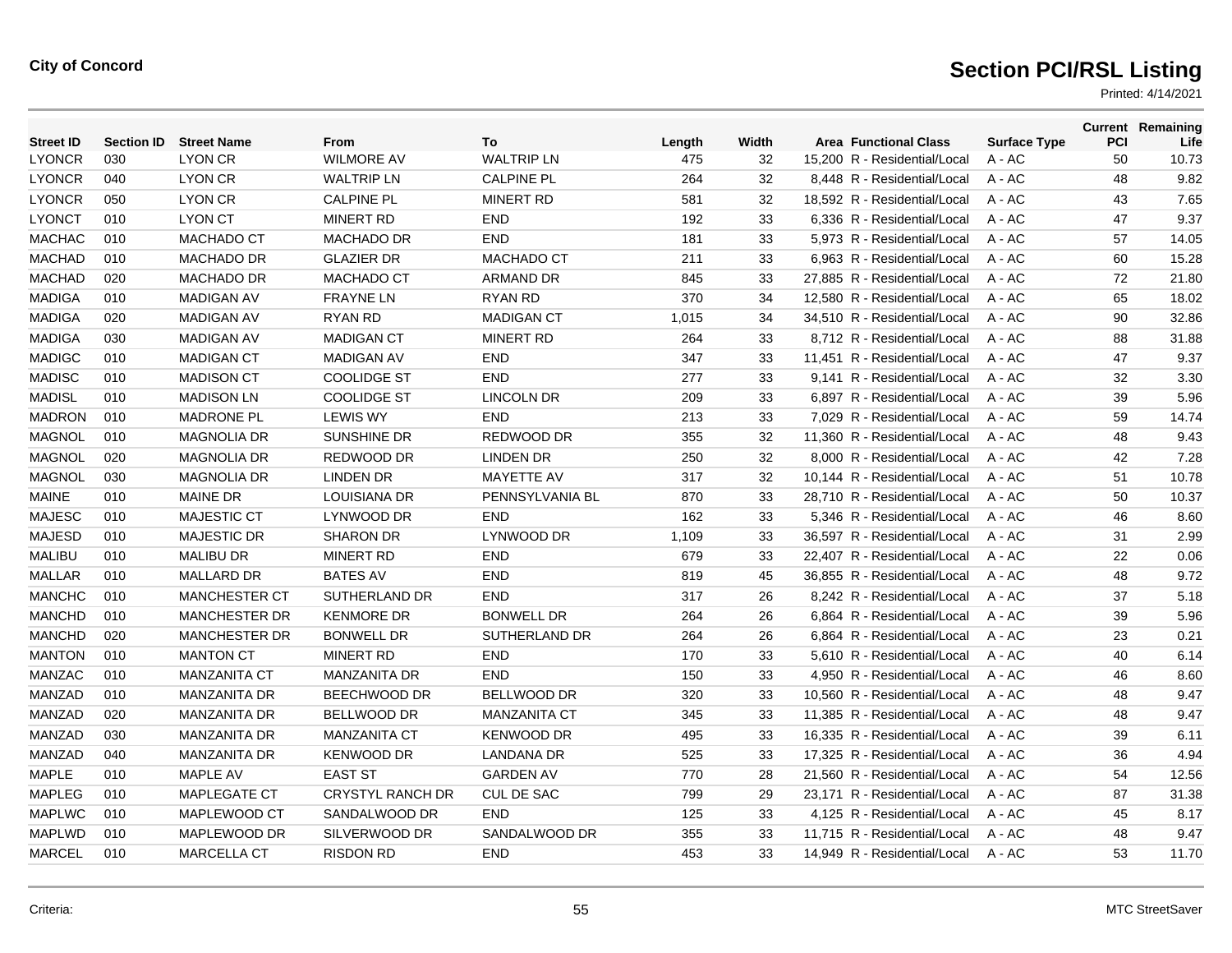**City of Concord**

# Section PCI/RSL Listing

Printed: 4/14/2021

| Street ID | Section ID | Street Name | From | To | Length | Width | Area | Functional Class | Surface Type | Current PCI | Remaining Life |
|---|---|---|---|---|---|---|---|---|---|---|---|
| LYONCR | 030 | LYON CR | WILMORE AV | WALTRIP LN | 475 | 32 | 15,200 | R - Residential/Local | A - AC | 50 | 10.73 |
| LYONCR | 040 | LYON CR | WALTRIP LN | CALPINE PL | 264 | 32 | 8,448 | R - Residential/Local | A - AC | 48 | 9.82 |
| LYONCR | 050 | LYON CR | CALPINE PL | MINERT RD | 581 | 32 | 18,592 | R - Residential/Local | A - AC | 43 | 7.65 |
| LYONCT | 010 | LYON CT | MINERT RD | END | 192 | 33 | 6,336 | R - Residential/Local | A - AC | 47 | 9.37 |
| MACHAC | 010 | MACHADO CT | MACHADO DR | END | 181 | 33 | 5,973 | R - Residential/Local | A - AC | 57 | 14.05 |
| MACHAD | 010 | MACHADO DR | GLAZIER DR | MACHADO CT | 211 | 33 | 6,963 | R - Residential/Local | A - AC | 60 | 15.28 |
| MACHAD | 020 | MACHADO DR | MACHADO CT | ARMAND DR | 845 | 33 | 27,885 | R - Residential/Local | A - AC | 72 | 21.80 |
| MADIGA | 010 | MADIGAN AV | FRAYNE LN | RYAN RD | 370 | 34 | 12,580 | R - Residential/Local | A - AC | 65 | 18.02 |
| MADIGA | 020 | MADIGAN AV | RYAN RD | MADIGAN CT | 1,015 | 34 | 34,510 | R - Residential/Local | A - AC | 90 | 32.86 |
| MADIGA | 030 | MADIGAN AV | MADIGAN CT | MINERT RD | 264 | 33 | 8,712 | R - Residential/Local | A - AC | 88 | 31.88 |
| MADIGC | 010 | MADIGAN CT | MADIGAN AV | END | 347 | 33 | 11,451 | R - Residential/Local | A - AC | 47 | 9.37 |
| MADISC | 010 | MADISON CT | COOLIDGE ST | END | 277 | 33 | 9,141 | R - Residential/Local | A - AC | 32 | 3.30 |
| MADISL | 010 | MADISON LN | COOLIDGE ST | LINCOLN DR | 209 | 33 | 6,897 | R - Residential/Local | A - AC | 39 | 5.96 |
| MADRON | 010 | MADRONE PL | LEWIS WY | END | 213 | 33 | 7,029 | R - Residential/Local | A - AC | 59 | 14.74 |
| MAGNOL | 010 | MAGNOLIA DR | SUNSHINE DR | REDWOOD DR | 355 | 32 | 11,360 | R - Residential/Local | A - AC | 48 | 9.43 |
| MAGNOL | 020 | MAGNOLIA DR | REDWOOD DR | LINDEN DR | 250 | 32 | 8,000 | R - Residential/Local | A - AC | 42 | 7.28 |
| MAGNOL | 030 | MAGNOLIA DR | LINDEN DR | MAYETTE AV | 317 | 32 | 10,144 | R - Residential/Local | A - AC | 51 | 10.78 |
| MAINE | 010 | MAINE DR | LOUISIANA DR | PENNSYLVANIA BL | 870 | 33 | 28,710 | R - Residential/Local | A - AC | 50 | 10.37 |
| MAJESC | 010 | MAJESTIC CT | LYNWOOD DR | END | 162 | 33 | 5,346 | R - Residential/Local | A - AC | 46 | 8.60 |
| MAJESD | 010 | MAJESTIC DR | SHARON DR | LYNWOOD DR | 1,109 | 33 | 36,597 | R - Residential/Local | A - AC | 31 | 2.99 |
| MALIBU | 010 | MALIBU DR | MINERT RD | END | 679 | 33 | 22,407 | R - Residential/Local | A - AC | 22 | 0.06 |
| MALLAR | 010 | MALLARD DR | BATES AV | END | 819 | 45 | 36,855 | R - Residential/Local | A - AC | 48 | 9.72 |
| MANCHC | 010 | MANCHESTER CT | SUTHERLAND DR | END | 317 | 26 | 8,242 | R - Residential/Local | A - AC | 37 | 5.18 |
| MANCHD | 010 | MANCHESTER DR | KENMORE DR | BONWELL DR | 264 | 26 | 6,864 | R - Residential/Local | A - AC | 39 | 5.96 |
| MANCHD | 020 | MANCHESTER DR | BONWELL DR | SUTHERLAND DR | 264 | 26 | 6,864 | R - Residential/Local | A - AC | 23 | 0.21 |
| MANTON | 010 | MANTON CT | MINERT RD | END | 170 | 33 | 5,610 | R - Residential/Local | A - AC | 40 | 6.14 |
| MANZAC | 010 | MANZANITA CT | MANZANITA DR | END | 150 | 33 | 4,950 | R - Residential/Local | A - AC | 46 | 8.60 |
| MANZAD | 010 | MANZANITA DR | BEECHWOOD DR | BELLWOOD DR | 320 | 33 | 10,560 | R - Residential/Local | A - AC | 48 | 9.47 |
| MANZAD | 020 | MANZANITA DR | BELLWOOD DR | MANZANITA CT | 345 | 33 | 11,385 | R - Residential/Local | A - AC | 48 | 9.47 |
| MANZAD | 030 | MANZANITA DR | MANZANITA CT | KENWOOD DR | 495 | 33 | 16,335 | R - Residential/Local | A - AC | 39 | 6.11 |
| MANZAD | 040 | MANZANITA DR | KENWOOD DR | LANDANA DR | 525 | 33 | 17,325 | R - Residential/Local | A - AC | 36 | 4.94 |
| MAPLE | 010 | MAPLE AV | EAST ST | GARDEN AV | 770 | 28 | 21,560 | R - Residential/Local | A - AC | 54 | 12.56 |
| MAPLEG | 010 | MAPLEGATE CT | CRYSTYL RANCH DR | CUL DE SAC | 799 | 29 | 23,171 | R - Residential/Local | A - AC | 87 | 31.38 |
| MAPLWC | 010 | MAPLEWOOD CT | SANDALWOOD DR | END | 125 | 33 | 4,125 | R - Residential/Local | A - AC | 45 | 8.17 |
| MAPLWD | 010 | MAPLEWOOD DR | SILVERWOOD DR | SANDALWOOD DR | 355 | 33 | 11,715 | R - Residential/Local | A - AC | 48 | 9.47 |
| MARCEL | 010 | MARCELLA CT | RISDON RD | END | 453 | 33 | 14,949 | R - Residential/Local | A - AC | 53 | 11.70 |

Criteria:

MTC StreetSaver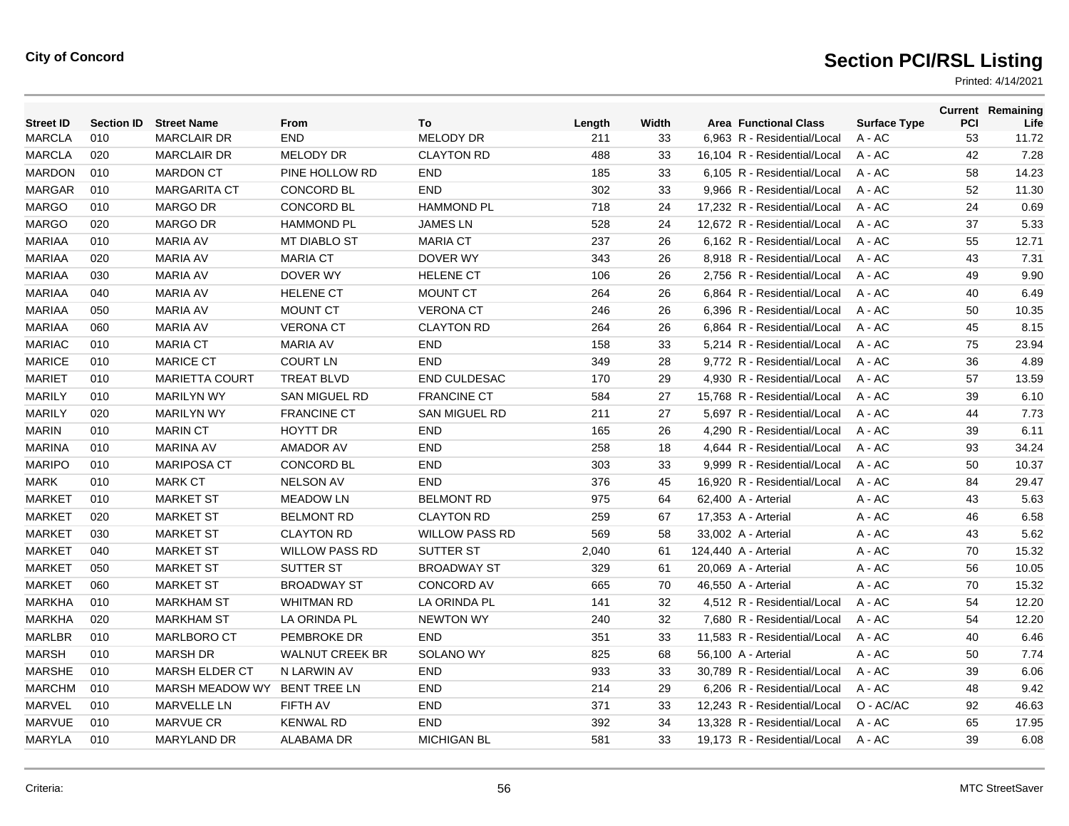**City of Concord**

# Section PCI/RSL Listing

Printed: 4/14/2021

| Street ID | Section ID | Street Name | From | To | Length | Width | Area | Functional Class | Surface Type | Current PCI | Remaining Life |
|---|---|---|---|---|---|---|---|---|---|---|---|
| MARCLA | 010 | MARCLAIR DR | END | MELODY DR | 211 | 33 | 6,963 | R - Residential/Local | A - AC | 53 | 11.72 |
| MARCLA | 020 | MARCLAIR DR | MELODY DR | CLAYTON RD | 488 | 33 | 16,104 | R - Residential/Local | A - AC | 42 | 7.28 |
| MARDON | 010 | MARDON CT | PINE HOLLOW RD | END | 185 | 33 | 6,105 | R - Residential/Local | A - AC | 58 | 14.23 |
| MARGAR | 010 | MARGARITA CT | CONCORD BL | END | 302 | 33 | 9,966 | R - Residential/Local | A - AC | 52 | 11.30 |
| MARGO | 010 | MARGO DR | CONCORD BL | HAMMOND PL | 718 | 24 | 17,232 | R - Residential/Local | A - AC | 24 | 0.69 |
| MARGO | 020 | MARGO DR | HAMMOND PL | JAMES LN | 528 | 24 | 12,672 | R - Residential/Local | A - AC | 37 | 5.33 |
| MARIAA | 010 | MARIA AV | MT DIABLO ST | MARIA CT | 237 | 26 | 6,162 | R - Residential/Local | A - AC | 55 | 12.71 |
| MARIAA | 020 | MARIA AV | MARIA CT | DOVER WY | 343 | 26 | 8,918 | R - Residential/Local | A - AC | 43 | 7.31 |
| MARIAA | 030 | MARIA AV | DOVER WY | HELENE CT | 106 | 26 | 2,756 | R - Residential/Local | A - AC | 49 | 9.90 |
| MARIAA | 040 | MARIA AV | HELENE CT | MOUNT CT | 264 | 26 | 6,864 | R - Residential/Local | A - AC | 40 | 6.49 |
| MARIAA | 050 | MARIA AV | MOUNT CT | VERONA CT | 246 | 26 | 6,396 | R - Residential/Local | A - AC | 50 | 10.35 |
| MARIAA | 060 | MARIA AV | VERONA CT | CLAYTON RD | 264 | 26 | 6,864 | R - Residential/Local | A - AC | 45 | 8.15 |
| MARIAC | 010 | MARIA CT | MARIA AV | END | 158 | 33 | 5,214 | R - Residential/Local | A - AC | 75 | 23.94 |
| MARICE | 010 | MARICE CT | COURT LN | END | 349 | 28 | 9,772 | R - Residential/Local | A - AC | 36 | 4.89 |
| MARIET | 010 | MARIETTA COURT | TREAT BLVD | END CULDESAC | 170 | 29 | 4,930 | R - Residential/Local | A - AC | 57 | 13.59 |
| MARILY | 010 | MARILYN WY | SAN MIGUEL RD | FRANCINE CT | 584 | 27 | 15,768 | R - Residential/Local | A - AC | 39 | 6.10 |
| MARILY | 020 | MARILYN WY | FRANCINE CT | SAN MIGUEL RD | 211 | 27 | 5,697 | R - Residential/Local | A - AC | 44 | 7.73 |
| MARIN | 010 | MARIN CT | HOYTT DR | END | 165 | 26 | 4,290 | R - Residential/Local | A - AC | 39 | 6.11 |
| MARINA | 010 | MARINA AV | AMADOR AV | END | 258 | 18 | 4,644 | R - Residential/Local | A - AC | 93 | 34.24 |
| MARIPO | 010 | MARIPOSA CT | CONCORD BL | END | 303 | 33 | 9,999 | R - Residential/Local | A - AC | 50 | 10.37 |
| MARK | 010 | MARK CT | NELSON AV | END | 376 | 45 | 16,920 | R - Residential/Local | A - AC | 84 | 29.47 |
| MARKET | 010 | MARKET ST | MEADOW LN | BELMONT RD | 975 | 64 | 62,400 | A - Arterial | A - AC | 43 | 5.63 |
| MARKET | 020 | MARKET ST | BELMONT RD | CLAYTON RD | 259 | 67 | 17,353 | A - Arterial | A - AC | 46 | 6.58 |
| MARKET | 030 | MARKET ST | CLAYTON RD | WILLOW PASS RD | 569 | 58 | 33,002 | A - Arterial | A - AC | 43 | 5.62 |
| MARKET | 040 | MARKET ST | WILLOW PASS RD | SUTTER ST | 2,040 | 61 | 124,440 | A - Arterial | A - AC | 70 | 15.32 |
| MARKET | 050 | MARKET ST | SUTTER ST | BROADWAY ST | 329 | 61 | 20,069 | A - Arterial | A - AC | 56 | 10.05 |
| MARKET | 060 | MARKET ST | BROADWAY ST | CONCORD AV | 665 | 70 | 46,550 | A - Arterial | A - AC | 70 | 15.32 |
| MARKHA | 010 | MARKHAM ST | WHITMAN RD | LA ORINDA PL | 141 | 32 | 4,512 | R - Residential/Local | A - AC | 54 | 12.20 |
| MARKHA | 020 | MARKHAM ST | LA ORINDA PL | NEWTON WY | 240 | 32 | 7,680 | R - Residential/Local | A - AC | 54 | 12.20 |
| MARLBR | 010 | MARLBORO CT | PEMBROKE DR | END | 351 | 33 | 11,583 | R - Residential/Local | A - AC | 40 | 6.46 |
| MARSH | 010 | MARSH DR | WALNUT CREEK BR | SOLANO WY | 825 | 68 | 56,100 | A - Arterial | A - AC | 50 | 7.74 |
| MARSHE | 010 | MARSH ELDER CT | N LARWIN AV | END | 933 | 33 | 30,789 | R - Residential/Local | A - AC | 39 | 6.06 |
| MARCHM | 010 | MARSH MEADOW WY | BENT TREE LN | END | 214 | 29 | 6,206 | R - Residential/Local | A - AC | 48 | 9.42 |
| MARVEL | 010 | MARVELLE LN | FIFTH AV | END | 371 | 33 | 12,243 | R - Residential/Local | O - AC/AC | 92 | 46.63 |
| MARVUE | 010 | MARVUE CR | KENWAL RD | END | 392 | 34 | 13,328 | R - Residential/Local | A - AC | 65 | 17.95 |
| MARYLA | 010 | MARYLAND DR | ALABAMA DR | MICHIGAN BL | 581 | 33 | 19,173 | R - Residential/Local | A - AC | 39 | 6.08 |

Criteria:

MTC StreetSaver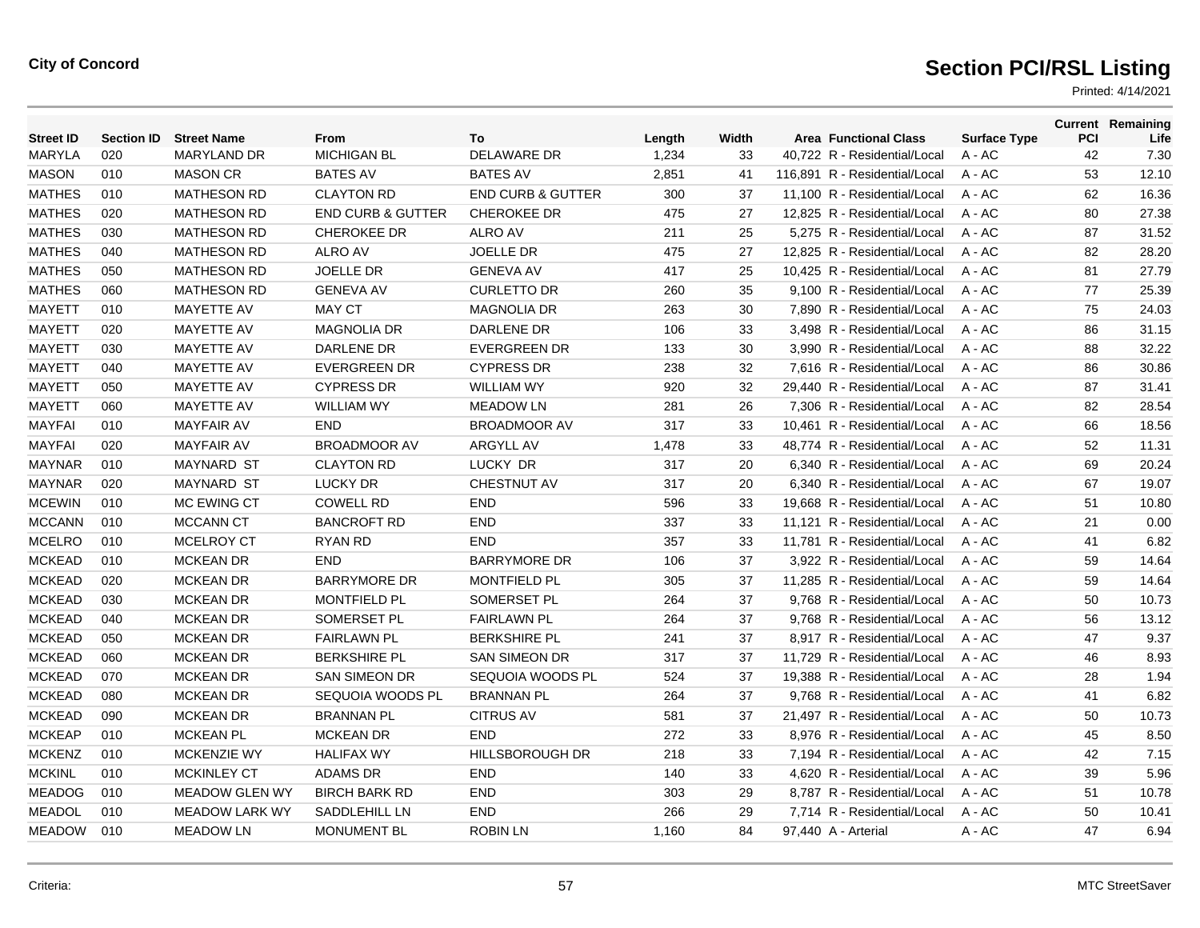**City of Concord**

# Section PCI/RSL Listing

Printed: 4/14/2021

| Street ID | Section ID | Street Name | From | To | Length | Width | Area | Functional Class | Surface Type | Current PCI | Remaining Life |
|---|---|---|---|---|---|---|---|---|---|---|---|
| MARYLA | 020 | MARYLAND DR | MICHIGAN BL | DELAWARE DR | 1,234 | 33 | 40,722 | R - Residential/Local | A - AC | 42 | 7.30 |
| MASON | 010 | MASON CR | BATES AV | BATES AV | 2,851 | 41 | 116,891 | R - Residential/Local | A - AC | 53 | 12.10 |
| MATHES | 010 | MATHESON RD | CLAYTON RD | END CURB & GUTTER | 300 | 37 | 11,100 | R - Residential/Local | A - AC | 62 | 16.36 |
| MATHES | 020 | MATHESON RD | END CURB & GUTTER | CHEROKEE DR | 475 | 27 | 12,825 | R - Residential/Local | A - AC | 80 | 27.38 |
| MATHES | 030 | MATHESON RD | CHEROKEE DR | ALRO AV | 211 | 25 | 5,275 | R - Residential/Local | A - AC | 87 | 31.52 |
| MATHES | 040 | MATHESON RD | ALRO AV | JOELLE DR | 475 | 27 | 12,825 | R - Residential/Local | A - AC | 82 | 28.20 |
| MATHES | 050 | MATHESON RD | JOELLE DR | GENEVA AV | 417 | 25 | 10,425 | R - Residential/Local | A - AC | 81 | 27.79 |
| MATHES | 060 | MATHESON RD | GENEVA AV | CURLETTO DR | 260 | 35 | 9,100 | R - Residential/Local | A - AC | 77 | 25.39 |
| MAYETT | 010 | MAYETTE AV | MAY CT | MAGNOLIA DR | 263 | 30 | 7,890 | R - Residential/Local | A - AC | 75 | 24.03 |
| MAYETT | 020 | MAYETTE AV | MAGNOLIA DR | DARLENE DR | 106 | 33 | 3,498 | R - Residential/Local | A - AC | 86 | 31.15 |
| MAYETT | 030 | MAYETTE AV | DARLENE DR | EVERGREEN DR | 133 | 30 | 3,990 | R - Residential/Local | A - AC | 88 | 32.22 |
| MAYETT | 040 | MAYETTE AV | EVERGREEN DR | CYPRESS DR | 238 | 32 | 7,616 | R - Residential/Local | A - AC | 86 | 30.86 |
| MAYETT | 050 | MAYETTE AV | CYPRESS DR | WILLIAM WY | 920 | 32 | 29,440 | R - Residential/Local | A - AC | 87 | 31.41 |
| MAYETT | 060 | MAYETTE AV | WILLIAM WY | MEADOW LN | 281 | 26 | 7,306 | R - Residential/Local | A - AC | 82 | 28.54 |
| MAYFAI | 010 | MAYFAIR AV | END | BROADMOOR AV | 317 | 33 | 10,461 | R - Residential/Local | A - AC | 66 | 18.56 |
| MAYFAI | 020 | MAYFAIR AV | BROADMOOR AV | ARGYLL AV | 1,478 | 33 | 48,774 | R - Residential/Local | A - AC | 52 | 11.31 |
| MAYNAR | 010 | MAYNARD ST | CLAYTON RD | LUCKY DR | 317 | 20 | 6,340 | R - Residential/Local | A - AC | 69 | 20.24 |
| MAYNAR | 020 | MAYNARD ST | LUCKY DR | CHESTNUT AV | 317 | 20 | 6,340 | R - Residential/Local | A - AC | 67 | 19.07 |
| MCEWIN | 010 | MC EWING CT | COWELL RD | END | 596 | 33 | 19,668 | R - Residential/Local | A - AC | 51 | 10.80 |
| MCCANN | 010 | MCCANN CT | BANCROFT RD | END | 337 | 33 | 11,121 | R - Residential/Local | A - AC | 21 | 0.00 |
| MCELRO | 010 | MCELROY CT | RYAN RD | END | 357 | 33 | 11,781 | R - Residential/Local | A - AC | 41 | 6.82 |
| MCKEAD | 010 | MCKEAN DR | END | BARRYMORE DR | 106 | 37 | 3,922 | R - Residential/Local | A - AC | 59 | 14.64 |
| MCKEAD | 020 | MCKEAN DR | BARRYMORE DR | MONTFIELD PL | 305 | 37 | 11,285 | R - Residential/Local | A - AC | 59 | 14.64 |
| MCKEAD | 030 | MCKEAN DR | MONTFIELD PL | SOMERSET PL | 264 | 37 | 9,768 | R - Residential/Local | A - AC | 50 | 10.73 |
| MCKEAD | 040 | MCKEAN DR | SOMERSET PL | FAIRLAWN PL | 264 | 37 | 9,768 | R - Residential/Local | A - AC | 56 | 13.12 |
| MCKEAD | 050 | MCKEAN DR | FAIRLAWN PL | BERKSHIRE PL | 241 | 37 | 8,917 | R - Residential/Local | A - AC | 47 | 9.37 |
| MCKEAD | 060 | MCKEAN DR | BERKSHIRE PL | SAN SIMEON DR | 317 | 37 | 11,729 | R - Residential/Local | A - AC | 46 | 8.93 |
| MCKEAD | 070 | MCKEAN DR | SAN SIMEON DR | SEQUOIA WOODS PL | 524 | 37 | 19,388 | R - Residential/Local | A - AC | 28 | 1.94 |
| MCKEAD | 080 | MCKEAN DR | SEQUOIA WOODS PL | BRANNAN PL | 264 | 37 | 9,768 | R - Residential/Local | A - AC | 41 | 6.82 |
| MCKEAD | 090 | MCKEAN DR | BRANNAN PL | CITRUS AV | 581 | 37 | 21,497 | R - Residential/Local | A - AC | 50 | 10.73 |
| MCKEAP | 010 | MCKEAN PL | MCKEAN DR | END | 272 | 33 | 8,976 | R - Residential/Local | A - AC | 45 | 8.50 |
| MCKENZ | 010 | MCKENZIE WY | HALIFAX WY | HILLSBOROUGH DR | 218 | 33 | 7,194 | R - Residential/Local | A - AC | 42 | 7.15 |
| MCKINL | 010 | MCKINLEY CT | ADAMS DR | END | 140 | 33 | 4,620 | R - Residential/Local | A - AC | 39 | 5.96 |
| MEADOG | 010 | MEADOW GLEN WY | BIRCH BARK RD | END | 303 | 29 | 8,787 | R - Residential/Local | A - AC | 51 | 10.78 |
| MEADOL | 010 | MEADOW LARK WY | SADDLEHILL LN | END | 266 | 29 | 7,714 | R - Residential/Local | A - AC | 50 | 10.41 |
| MEADOW | 010 | MEADOW LN | MONUMENT BL | ROBIN LN | 1,160 | 84 | 97,440 | A - Arterial | A - AC | 47 | 6.94 |

Criteria:

MTC StreetSaver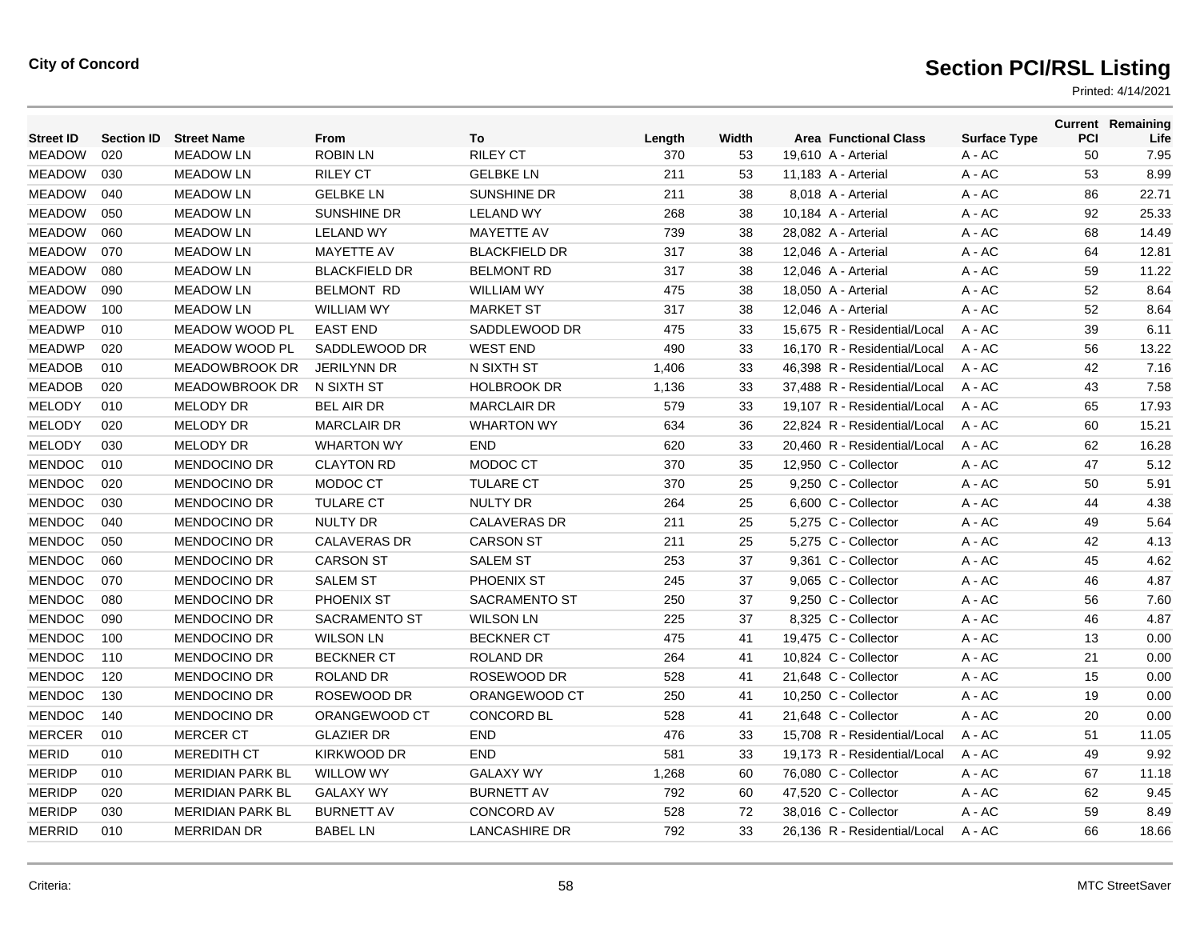**City of Concord**

# Section PCI/RSL Listing

Printed: 4/14/2021

| Street ID | Section ID | Street Name | From | To | Length | Width | Area | Functional Class | Surface Type | Current PCI | Remaining Life |
|---|---|---|---|---|---|---|---|---|---|---|---|
| MEADOW | 020 | MEADOW LN | ROBIN LN | RILEY CT | 370 | 53 | 19,610 | A - Arterial | A - AC | 50 | 7.95 |
| MEADOW | 030 | MEADOW LN | RILEY CT | GELBKE LN | 211 | 53 | 11,183 | A - Arterial | A - AC | 53 | 8.99 |
| MEADOW | 040 | MEADOW LN | GELBKE LN | SUNSHINE DR | 211 | 38 | 8,018 | A - Arterial | A - AC | 86 | 22.71 |
| MEADOW | 050 | MEADOW LN | SUNSHINE DR | LELAND WY | 268 | 38 | 10,184 | A - Arterial | A - AC | 92 | 25.33 |
| MEADOW | 060 | MEADOW LN | LELAND WY | MAYETTE AV | 739 | 38 | 28,082 | A - Arterial | A - AC | 68 | 14.49 |
| MEADOW | 070 | MEADOW LN | MAYETTE AV | BLACKFIELD DR | 317 | 38 | 12,046 | A - Arterial | A - AC | 64 | 12.81 |
| MEADOW | 080 | MEADOW LN | BLACKFIELD DR | BELMONT RD | 317 | 38 | 12,046 | A - Arterial | A - AC | 59 | 11.22 |
| MEADOW | 090 | MEADOW LN | BELMONT RD | WILLIAM WY | 475 | 38 | 18,050 | A - Arterial | A - AC | 52 | 8.64 |
| MEADOW | 100 | MEADOW LN | WILLIAM WY | MARKET ST | 317 | 38 | 12,046 | A - Arterial | A - AC | 52 | 8.64 |
| MEADWP | 010 | MEADOW WOOD PL | EAST END | SADDLEWOOD DR | 475 | 33 | 15,675 | R - Residential/Local | A - AC | 39 | 6.11 |
| MEADWP | 020 | MEADOW WOOD PL | SADDLEWOOD DR | WEST END | 490 | 33 | 16,170 | R - Residential/Local | A - AC | 56 | 13.22 |
| MEADOB | 010 | MEADOWBROOK DR | JERILYNN DR | N SIXTH ST | 1,406 | 33 | 46,398 | R - Residential/Local | A - AC | 42 | 7.16 |
| MEADOB | 020 | MEADOWBROOK DR | N SIXTH ST | HOLBROOK DR | 1,136 | 33 | 37,488 | R - Residential/Local | A - AC | 43 | 7.58 |
| MELODY | 010 | MELODY DR | BEL AIR DR | MARCLAIR DR | 579 | 33 | 19,107 | R - Residential/Local | A - AC | 65 | 17.93 |
| MELODY | 020 | MELODY DR | MARCLAIR DR | WHARTON WY | 634 | 36 | 22,824 | R - Residential/Local | A - AC | 60 | 15.21 |
| MELODY | 030 | MELODY DR | WHARTON WY | END | 620 | 33 | 20,460 | R - Residential/Local | A - AC | 62 | 16.28 |
| MENDOC | 010 | MENDOCINO DR | CLAYTON RD | MODOC CT | 370 | 35 | 12,950 | C - Collector | A - AC | 47 | 5.12 |
| MENDOC | 020 | MENDOCINO DR | MODOC CT | TULARE CT | 370 | 25 | 9,250 | C - Collector | A - AC | 50 | 5.91 |
| MENDOC | 030 | MENDOCINO DR | TULARE CT | NULTY DR | 264 | 25 | 6,600 | C - Collector | A - AC | 44 | 4.38 |
| MENDOC | 040 | MENDOCINO DR | NULTY DR | CALAVERAS DR | 211 | 25 | 5,275 | C - Collector | A - AC | 49 | 5.64 |
| MENDOC | 050 | MENDOCINO DR | CALAVERAS DR | CARSON ST | 211 | 25 | 5,275 | C - Collector | A - AC | 42 | 4.13 |
| MENDOC | 060 | MENDOCINO DR | CARSON ST | SALEM ST | 253 | 37 | 9,361 | C - Collector | A - AC | 45 | 4.62 |
| MENDOC | 070 | MENDOCINO DR | SALEM ST | PHOENIX ST | 245 | 37 | 9,065 | C - Collector | A - AC | 46 | 4.87 |
| MENDOC | 080 | MENDOCINO DR | PHOENIX ST | SACRAMENTO ST | 250 | 37 | 9,250 | C - Collector | A - AC | 56 | 7.60 |
| MENDOC | 090 | MENDOCINO DR | SACRAMENTO ST | WILSON LN | 225 | 37 | 8,325 | C - Collector | A - AC | 46 | 4.87 |
| MENDOC | 100 | MENDOCINO DR | WILSON LN | BECKNER CT | 475 | 41 | 19,475 | C - Collector | A - AC | 13 | 0.00 |
| MENDOC | 110 | MENDOCINO DR | BECKNER CT | ROLAND DR | 264 | 41 | 10,824 | C - Collector | A - AC | 21 | 0.00 |
| MENDOC | 120 | MENDOCINO DR | ROLAND DR | ROSEWOOD DR | 528 | 41 | 21,648 | C - Collector | A - AC | 15 | 0.00 |
| MENDOC | 130 | MENDOCINO DR | ROSEWOOD DR | ORANGEWOOD CT | 250 | 41 | 10,250 | C - Collector | A - AC | 19 | 0.00 |
| MENDOC | 140 | MENDOCINO DR | ORANGEWOOD CT | CONCORD BL | 528 | 41 | 21,648 | C - Collector | A - AC | 20 | 0.00 |
| MERCER | 010 | MERCER CT | GLAZIER DR | END | 476 | 33 | 15,708 | R - Residential/Local | A - AC | 51 | 11.05 |
| MERID | 010 | MEREDITH CT | KIRKWOOD DR | END | 581 | 33 | 19,173 | R - Residential/Local | A - AC | 49 | 9.92 |
| MERIDP | 010 | MERIDIAN PARK BL | WILLOW WY | GALAXY WY | 1,268 | 60 | 76,080 | C - Collector | A - AC | 67 | 11.18 |
| MERIDP | 020 | MERIDIAN PARK BL | GALAXY WY | BURNETT AV | 792 | 60 | 47,520 | C - Collector | A - AC | 62 | 9.45 |
| MERIDP | 030 | MERIDIAN PARK BL | BURNETT AV | CONCORD AV | 528 | 72 | 38,016 | C - Collector | A - AC | 59 | 8.49 |
| MERRID | 010 | MERRIDAN DR | BABEL LN | LANCASHIRE DR | 792 | 33 | 26,136 | R - Residential/Local | A - AC | 66 | 18.66 |

Criteria:

MTC StreetSaver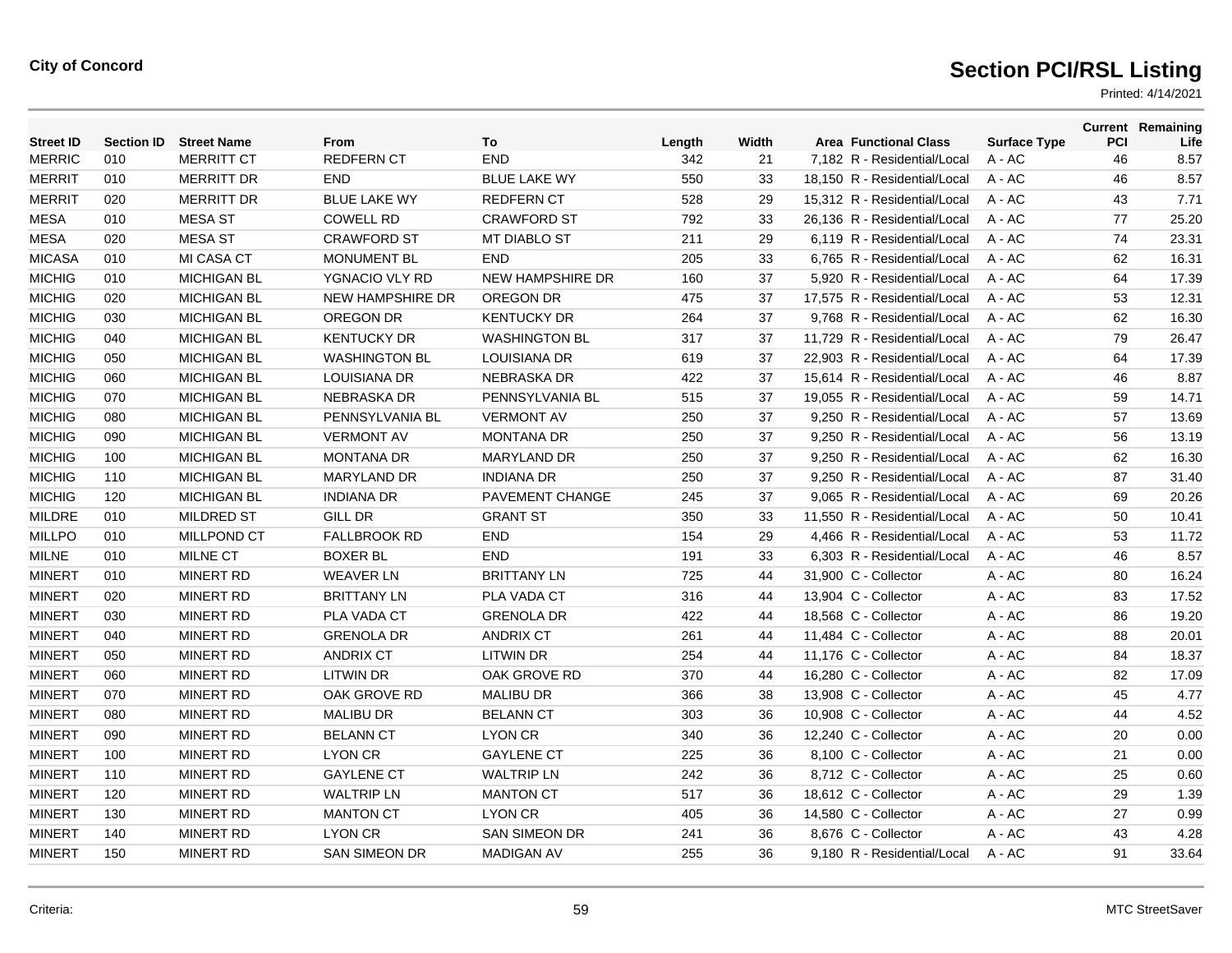**City of Concord**

# Section PCI/RSL Listing

Printed: 4/14/2021

| Street ID | Section ID | Street Name | From | To | Length | Width | Area | Functional Class | Surface Type | Current PCI | Remaining Life |
|---|---|---|---|---|---|---|---|---|---|---|---|
| MERRIC | 010 | MERRITT CT | REDFERN CT | END | 342 | 21 | 7,182 | R - Residential/Local | A - AC | 46 | 8.57 |
| MERRIT | 010 | MERRITT DR | END | BLUE LAKE WY | 550 | 33 | 18,150 | R - Residential/Local | A - AC | 46 | 8.57 |
| MERRIT | 020 | MERRITT DR | BLUE LAKE WY | REDFERN CT | 528 | 29 | 15,312 | R - Residential/Local | A - AC | 43 | 7.71 |
| MESA | 010 | MESA ST | COWELL RD | CRAWFORD ST | 792 | 33 | 26,136 | R - Residential/Local | A - AC | 77 | 25.20 |
| MESA | 020 | MESA ST | CRAWFORD ST | MT DIABLO ST | 211 | 29 | 6,119 | R - Residential/Local | A - AC | 74 | 23.31 |
| MICASA | 010 | MI CASA CT | MONUMENT BL | END | 205 | 33 | 6,765 | R - Residential/Local | A - AC | 62 | 16.31 |
| MICHIG | 010 | MICHIGAN BL | YGNACIO VLY RD | NEW HAMPSHIRE DR | 160 | 37 | 5,920 | R - Residential/Local | A - AC | 64 | 17.39 |
| MICHIG | 020 | MICHIGAN BL | NEW HAMPSHIRE DR | OREGON DR | 475 | 37 | 17,575 | R - Residential/Local | A - AC | 53 | 12.31 |
| MICHIG | 030 | MICHIGAN BL | OREGON DR | KENTUCKY DR | 264 | 37 | 9,768 | R - Residential/Local | A - AC | 62 | 16.30 |
| MICHIG | 040 | MICHIGAN BL | KENTUCKY DR | WASHINGTON BL | 317 | 37 | 11,729 | R - Residential/Local | A - AC | 79 | 26.47 |
| MICHIG | 050 | MICHIGAN BL | WASHINGTON BL | LOUISIANA DR | 619 | 37 | 22,903 | R - Residential/Local | A - AC | 64 | 17.39 |
| MICHIG | 060 | MICHIGAN BL | LOUISIANA DR | NEBRASKA DR | 422 | 37 | 15,614 | R - Residential/Local | A - AC | 46 | 8.87 |
| MICHIG | 070 | MICHIGAN BL | NEBRASKA DR | PENNSYLVANIA BL | 515 | 37 | 19,055 | R - Residential/Local | A - AC | 59 | 14.71 |
| MICHIG | 080 | MICHIGAN BL | PENNSYLVANIA BL | VERMONT AV | 250 | 37 | 9,250 | R - Residential/Local | A - AC | 57 | 13.69 |
| MICHIG | 090 | MICHIGAN BL | VERMONT AV | MONTANA DR | 250 | 37 | 9,250 | R - Residential/Local | A - AC | 56 | 13.19 |
| MICHIG | 100 | MICHIGAN BL | MONTANA DR | MARYLAND DR | 250 | 37 | 9,250 | R - Residential/Local | A - AC | 62 | 16.30 |
| MICHIG | 110 | MICHIGAN BL | MARYLAND DR | INDIANA DR | 250 | 37 | 9,250 | R - Residential/Local | A - AC | 87 | 31.40 |
| MICHIG | 120 | MICHIGAN BL | INDIANA DR | PAVEMENT CHANGE | 245 | 37 | 9,065 | R - Residential/Local | A - AC | 69 | 20.26 |
| MILDRE | 010 | MILDRED ST | GILL DR | GRANT ST | 350 | 33 | 11,550 | R - Residential/Local | A - AC | 50 | 10.41 |
| MILLPO | 010 | MILLPOND CT | FALLBROOK RD | END | 154 | 29 | 4,466 | R - Residential/Local | A - AC | 53 | 11.72 |
| MILNE | 010 | MILNE CT | BOXER BL | END | 191 | 33 | 6,303 | R - Residential/Local | A - AC | 46 | 8.57 |
| MINERT | 010 | MINERT RD | WEAVER LN | BRITTANY LN | 725 | 44 | 31,900 | C - Collector | A - AC | 80 | 16.24 |
| MINERT | 020 | MINERT RD | BRITTANY LN | PLA VADA CT | 316 | 44 | 13,904 | C - Collector | A - AC | 83 | 17.52 |
| MINERT | 030 | MINERT RD | PLA VADA CT | GRENOLA DR | 422 | 44 | 18,568 | C - Collector | A - AC | 86 | 19.20 |
| MINERT | 040 | MINERT RD | GRENOLA DR | ANDRIX CT | 261 | 44 | 11,484 | C - Collector | A - AC | 88 | 20.01 |
| MINERT | 050 | MINERT RD | ANDRIX CT | LITWIN DR | 254 | 44 | 11,176 | C - Collector | A - AC | 84 | 18.37 |
| MINERT | 060 | MINERT RD | LITWIN DR | OAK GROVE RD | 370 | 44 | 16,280 | C - Collector | A - AC | 82 | 17.09 |
| MINERT | 070 | MINERT RD | OAK GROVE RD | MALIBU DR | 366 | 38 | 13,908 | C - Collector | A - AC | 45 | 4.77 |
| MINERT | 080 | MINERT RD | MALIBU DR | BELANN CT | 303 | 36 | 10,908 | C - Collector | A - AC | 44 | 4.52 |
| MINERT | 090 | MINERT RD | BELANN CT | LYON CR | 340 | 36 | 12,240 | C - Collector | A - AC | 20 | 0.00 |
| MINERT | 100 | MINERT RD | LYON CR | GAYLENE CT | 225 | 36 | 8,100 | C - Collector | A - AC | 21 | 0.00 |
| MINERT | 110 | MINERT RD | GAYLENE CT | WALTRIP LN | 242 | 36 | 8,712 | C - Collector | A - AC | 25 | 0.60 |
| MINERT | 120 | MINERT RD | WALTRIP LN | MANTON CT | 517 | 36 | 18,612 | C - Collector | A - AC | 29 | 1.39 |
| MINERT | 130 | MINERT RD | MANTON CT | LYON CR | 405 | 36 | 14,580 | C - Collector | A - AC | 27 | 0.99 |
| MINERT | 140 | MINERT RD | LYON CR | SAN SIMEON DR | 241 | 36 | 8,676 | C - Collector | A - AC | 43 | 4.28 |
| MINERT | 150 | MINERT RD | SAN SIMEON DR | MADIGAN AV | 255 | 36 | 9,180 | R - Residential/Local | A - AC | 91 | 33.64 |

Criteria:

MTC StreetSaver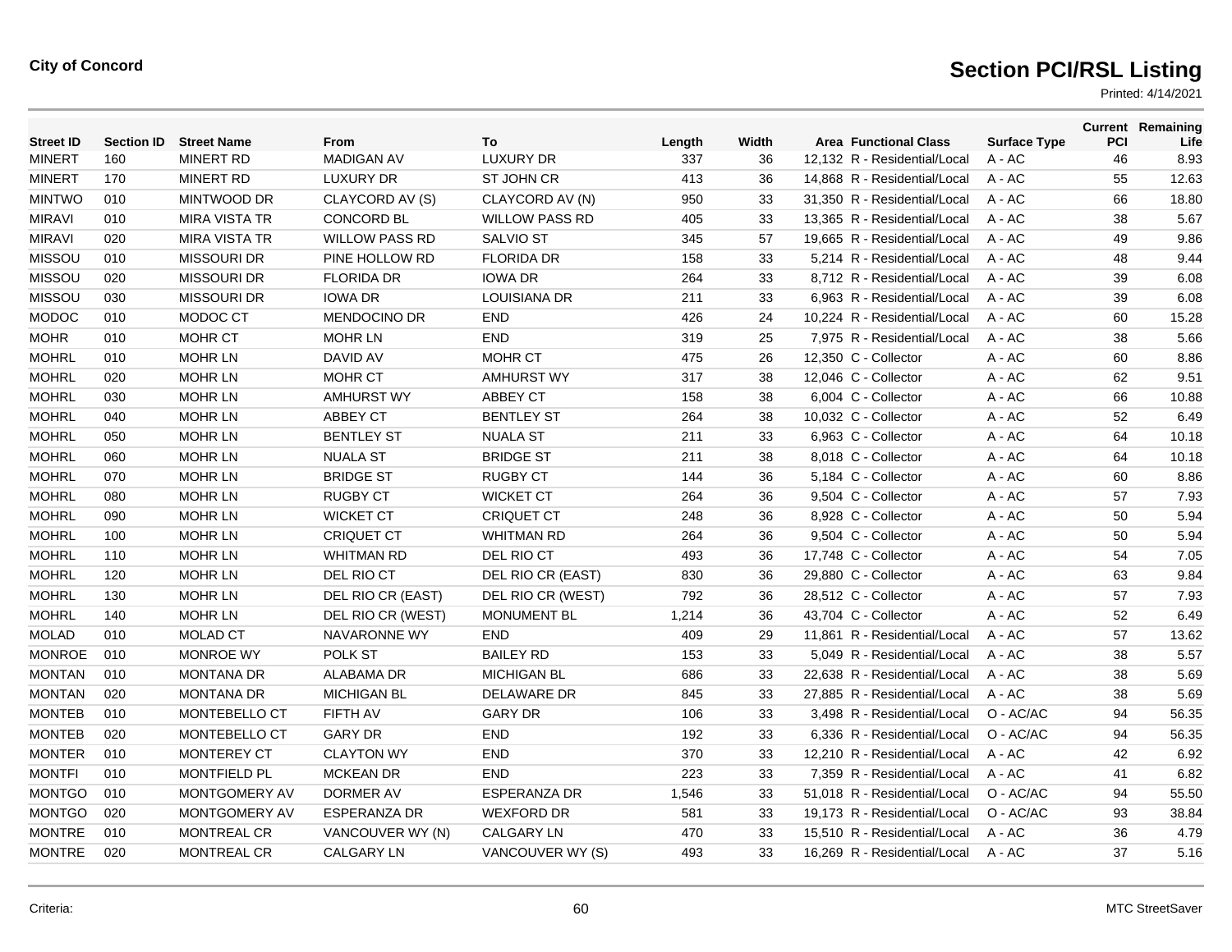**City of Concord**

# Section PCI/RSL Listing

Printed: 4/14/2021

| Street ID | Section ID | Street Name | From | To | Length | Width | Area | Functional Class | Surface Type | Current PCI | Remaining Life |
|---|---|---|---|---|---|---|---|---|---|---|---|
| MINERT | 160 | MINERT RD | MADIGAN AV | LUXURY DR | 337 | 36 | 12,132 | R - Residential/Local | A - AC | 46 | 8.93 |
| MINERT | 170 | MINERT RD | LUXURY DR | ST JOHN CR | 413 | 36 | 14,868 | R - Residential/Local | A - AC | 55 | 12.63 |
| MINTWO | 010 | MINTWOOD DR | CLAYCORD AV (S) | CLAYCORD AV (N) | 950 | 33 | 31,350 | R - Residential/Local | A - AC | 66 | 18.80 |
| MIRAVI | 010 | MIRA VISTA TR | CONCORD BL | WILLOW PASS RD | 405 | 33 | 13,365 | R - Residential/Local | A - AC | 38 | 5.67 |
| MIRAVI | 020 | MIRA VISTA TR | WILLOW PASS RD | SALVIO ST | 345 | 57 | 19,665 | R - Residential/Local | A - AC | 49 | 9.86 |
| MISSOU | 010 | MISSOURI DR | PINE HOLLOW RD | FLORIDA DR | 158 | 33 | 5,214 | R - Residential/Local | A - AC | 48 | 9.44 |
| MISSOU | 020 | MISSOURI DR | FLORIDA DR | IOWA DR | 264 | 33 | 8,712 | R - Residential/Local | A - AC | 39 | 6.08 |
| MISSOU | 030 | MISSOURI DR | IOWA DR | LOUISIANA DR | 211 | 33 | 6,963 | R - Residential/Local | A - AC | 39 | 6.08 |
| MODOC | 010 | MODOC CT | MENDOCINO DR | END | 426 | 24 | 10,224 | R - Residential/Local | A - AC | 60 | 15.28 |
| MOHR | 010 | MOHR CT | MOHR LN | END | 319 | 25 | 7,975 | R - Residential/Local | A - AC | 38 | 5.66 |
| MOHRL | 010 | MOHR LN | DAVID AV | MOHR CT | 475 | 26 | 12,350 | C - Collector | A - AC | 60 | 8.86 |
| MOHRL | 020 | MOHR LN | MOHR CT | AMHURST WY | 317 | 38 | 12,046 | C - Collector | A - AC | 62 | 9.51 |
| MOHRL | 030 | MOHR LN | AMHURST WY | ABBEY CT | 158 | 38 | 6,004 | C - Collector | A - AC | 66 | 10.88 |
| MOHRL | 040 | MOHR LN | ABBEY CT | BENTLEY ST | 264 | 38 | 10,032 | C - Collector | A - AC | 52 | 6.49 |
| MOHRL | 050 | MOHR LN | BENTLEY ST | NUALA ST | 211 | 33 | 6,963 | C - Collector | A - AC | 64 | 10.18 |
| MOHRL | 060 | MOHR LN | NUALA ST | BRIDGE ST | 211 | 38 | 8,018 | C - Collector | A - AC | 64 | 10.18 |
| MOHRL | 070 | MOHR LN | BRIDGE ST | RUGBY CT | 144 | 36 | 5,184 | C - Collector | A - AC | 60 | 8.86 |
| MOHRL | 080 | MOHR LN | RUGBY CT | WICKET CT | 264 | 36 | 9,504 | C - Collector | A - AC | 57 | 7.93 |
| MOHRL | 090 | MOHR LN | WICKET CT | CRIQUET CT | 248 | 36 | 8,928 | C - Collector | A - AC | 50 | 5.94 |
| MOHRL | 100 | MOHR LN | CRIQUET CT | WHITMAN RD | 264 | 36 | 9,504 | C - Collector | A - AC | 50 | 5.94 |
| MOHRL | 110 | MOHR LN | WHITMAN RD | DEL RIO CT | 493 | 36 | 17,748 | C - Collector | A - AC | 54 | 7.05 |
| MOHRL | 120 | MOHR LN | DEL RIO CT | DEL RIO CR (EAST) | 830 | 36 | 29,880 | C - Collector | A - AC | 63 | 9.84 |
| MOHRL | 130 | MOHR LN | DEL RIO CR (EAST) | DEL RIO CR (WEST) | 792 | 36 | 28,512 | C - Collector | A - AC | 57 | 7.93 |
| MOHRL | 140 | MOHR LN | DEL RIO CR (WEST) | MONUMENT BL | 1,214 | 36 | 43,704 | C - Collector | A - AC | 52 | 6.49 |
| MOLAD | 010 | MOLAD CT | NAVARONNE WY | END | 409 | 29 | 11,861 | R - Residential/Local | A - AC | 57 | 13.62 |
| MONROE | 010 | MONROE WY | POLK ST | BAILEY RD | 153 | 33 | 5,049 | R - Residential/Local | A - AC | 38 | 5.57 |
| MONTAN | 010 | MONTANA DR | ALABAMA DR | MICHIGAN BL | 686 | 33 | 22,638 | R - Residential/Local | A - AC | 38 | 5.69 |
| MONTAN | 020 | MONTANA DR | MICHIGAN BL | DELAWARE DR | 845 | 33 | 27,885 | R - Residential/Local | A - AC | 38 | 5.69 |
| MONTEB | 010 | MONTEBELLO CT | FIFTH AV | GARY DR | 106 | 33 | 3,498 | R - Residential/Local | O - AC/AC | 94 | 56.35 |
| MONTEB | 020 | MONTEBELLO CT | GARY DR | END | 192 | 33 | 6,336 | R - Residential/Local | O - AC/AC | 94 | 56.35 |
| MONTER | 010 | MONTEREY CT | CLAYTON WY | END | 370 | 33 | 12,210 | R - Residential/Local | A - AC | 42 | 6.92 |
| MONTFI | 010 | MONTFIELD PL | MCKEAN DR | END | 223 | 33 | 7,359 | R - Residential/Local | A - AC | 41 | 6.82 |
| MONTGO | 010 | MONTGOMERY AV | DORMER AV | ESPERANZA DR | 1,546 | 33 | 51,018 | R - Residential/Local | O - AC/AC | 94 | 55.50 |
| MONTGO | 020 | MONTGOMERY AV | ESPERANZA DR | WEXFORD DR | 581 | 33 | 19,173 | R - Residential/Local | O - AC/AC | 93 | 38.84 |
| MONTRE | 010 | MONTREAL CR | VANCOUVER WY (N) | CALGARY LN | 470 | 33 | 15,510 | R - Residential/Local | A - AC | 36 | 4.79 |
| MONTRE | 020 | MONTREAL CR | CALGARY LN | VANCOUVER WY (S) | 493 | 33 | 16,269 | R - Residential/Local | A - AC | 37 | 5.16 |

Criteria:

MTC StreetSaver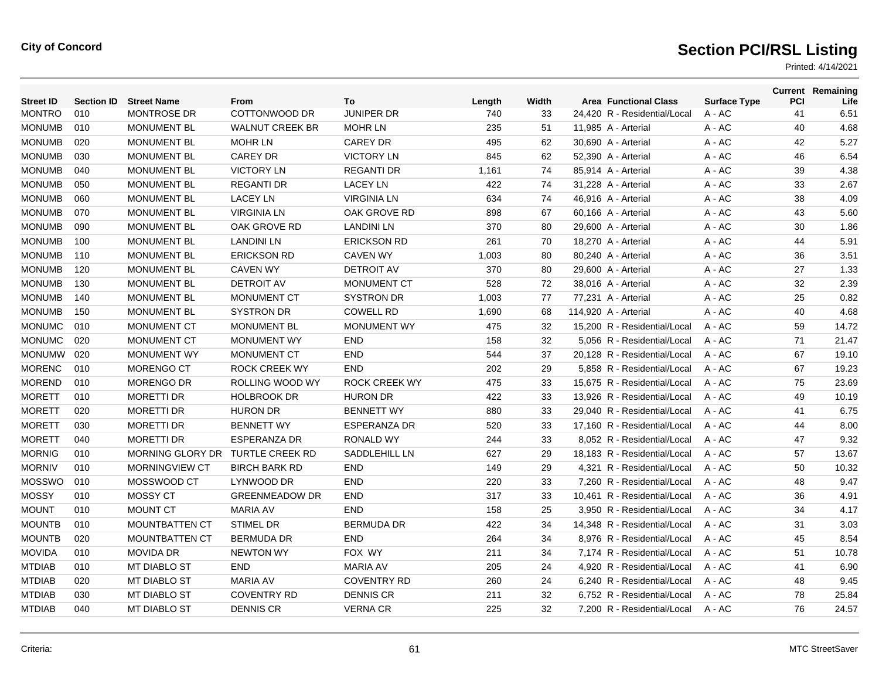**City of Concord**

# Section PCI/RSL Listing

Printed: 4/14/2021

| Street ID | Section ID | Street Name | From | To | Length | Width | Area | Functional Class | Surface Type | Current PCI | Remaining Life |
|---|---|---|---|---|---|---|---|---|---|---|---|
| MONTRO | 010 | MONTROSE DR | COTTONWOOD DR | JUNIPER DR | 740 | 33 | 24,420 | R - Residential/Local | A - AC | 41 | 6.51 |
| MONUMB | 010 | MONUMENT BL | WALNUT CREEK BR | MOHR LN | 235 | 51 | 11,985 | A - Arterial | A - AC | 40 | 4.68 |
| MONUMB | 020 | MONUMENT BL | MOHR LN | CAREY DR | 495 | 62 | 30,690 | A - Arterial | A - AC | 42 | 5.27 |
| MONUMB | 030 | MONUMENT BL | CAREY DR | VICTORY LN | 845 | 62 | 52,390 | A - Arterial | A - AC | 46 | 6.54 |
| MONUMB | 040 | MONUMENT BL | VICTORY LN | REGANTI DR | 1,161 | 74 | 85,914 | A - Arterial | A - AC | 39 | 4.38 |
| MONUMB | 050 | MONUMENT BL | REGANTI DR | LACEY LN | 422 | 74 | 31,228 | A - Arterial | A - AC | 33 | 2.67 |
| MONUMB | 060 | MONUMENT BL | LACEY LN | VIRGINIA LN | 634 | 74 | 46,916 | A - Arterial | A - AC | 38 | 4.09 |
| MONUMB | 070 | MONUMENT BL | VIRGINIA LN | OAK GROVE RD | 898 | 67 | 60,166 | A - Arterial | A - AC | 43 | 5.60 |
| MONUMB | 090 | MONUMENT BL | OAK GROVE RD | LANDINI LN | 370 | 80 | 29,600 | A - Arterial | A - AC | 30 | 1.86 |
| MONUMB | 100 | MONUMENT BL | LANDINI LN | ERICKSON RD | 261 | 70 | 18,270 | A - Arterial | A - AC | 44 | 5.91 |
| MONUMB | 110 | MONUMENT BL | ERICKSON RD | CAVEN WY | 1,003 | 80 | 80,240 | A - Arterial | A - AC | 36 | 3.51 |
| MONUMB | 120 | MONUMENT BL | CAVEN WY | DETROIT AV | 370 | 80 | 29,600 | A - Arterial | A - AC | 27 | 1.33 |
| MONUMB | 130 | MONUMENT BL | DETROIT AV | MONUMENT CT | 528 | 72 | 38,016 | A - Arterial | A - AC | 32 | 2.39 |
| MONUMB | 140 | MONUMENT BL | MONUMENT CT | SYSTRON DR | 1,003 | 77 | 77,231 | A - Arterial | A - AC | 25 | 0.82 |
| MONUMB | 150 | MONUMENT BL | SYSTRON DR | COWELL RD | 1,690 | 68 | 114,920 | A - Arterial | A - AC | 40 | 4.68 |
| MONUMC | 010 | MONUMENT CT | MONUMENT BL | MONUMENT WY | 475 | 32 | 15,200 | R - Residential/Local | A - AC | 59 | 14.72 |
| MONUMC | 020 | MONUMENT CT | MONUMENT WY | END | 158 | 32 | 5,056 | R - Residential/Local | A - AC | 71 | 21.47 |
| MONUMW | 020 | MONUMENT WY | MONUMENT CT | END | 544 | 37 | 20,128 | R - Residential/Local | A - AC | 67 | 19.10 |
| MORENC | 010 | MORENGO CT | ROCK CREEK WY | END | 202 | 29 | 5,858 | R - Residential/Local | A - AC | 67 | 19.23 |
| MOREND | 010 | MORENGO DR | ROLLING WOOD WY | ROCK CREEK WY | 475 | 33 | 15,675 | R - Residential/Local | A - AC | 75 | 23.69 |
| MORETT | 010 | MORETTI DR | HOLBROOK DR | HURON DR | 422 | 33 | 13,926 | R - Residential/Local | A - AC | 49 | 10.19 |
| MORETT | 020 | MORETTI DR | HURON DR | BENNETT WY | 880 | 33 | 29,040 | R - Residential/Local | A - AC | 41 | 6.75 |
| MORETT | 030 | MORETTI DR | BENNETT WY | ESPERANZA DR | 520 | 33 | 17,160 | R - Residential/Local | A - AC | 44 | 8.00 |
| MORETT | 040 | MORETTI DR | ESPERANZA DR | RONALD WY | 244 | 33 | 8,052 | R - Residential/Local | A - AC | 47 | 9.32 |
| MORNIG | 010 | MORNING GLORY DR | TURTLE CREEK RD | SADDLEHILL LN | 627 | 29 | 18,183 | R - Residential/Local | A - AC | 57 | 13.67 |
| MORNIV | 010 | MORNINGVIEW CT | BIRCH BARK RD | END | 149 | 29 | 4,321 | R - Residential/Local | A - AC | 50 | 10.32 |
| MOSSWO | 010 | MOSSWOOD CT | LYNWOOD DR | END | 220 | 33 | 7,260 | R - Residential/Local | A - AC | 48 | 9.47 |
| MOSSY | 010 | MOSSY CT | GREENMEADOW DR | END | 317 | 33 | 10,461 | R - Residential/Local | A - AC | 36 | 4.91 |
| MOUNT | 010 | MOUNT CT | MARIA AV | END | 158 | 25 | 3,950 | R - Residential/Local | A - AC | 34 | 4.17 |
| MOUNTB | 010 | MOUNTBATTEN CT | STIMEL DR | BERMUDA DR | 422 | 34 | 14,348 | R - Residential/Local | A - AC | 31 | 3.03 |
| MOUNTB | 020 | MOUNTBATTEN CT | BERMUDA DR | END | 264 | 34 | 8,976 | R - Residential/Local | A - AC | 45 | 8.54 |
| MOVIDA | 010 | MOVIDA DR | NEWTON WY | FOX WY | 211 | 34 | 7,174 | R - Residential/Local | A - AC | 51 | 10.78 |
| MTDIAB | 010 | MT DIABLO ST | END | MARIA AV | 205 | 24 | 4,920 | R - Residential/Local | A - AC | 41 | 6.90 |
| MTDIAB | 020 | MT DIABLO ST | MARIA AV | COVENTRY RD | 260 | 24 | 6,240 | R - Residential/Local | A - AC | 48 | 9.45 |
| MTDIAB | 030 | MT DIABLO ST | COVENTRY RD | DENNIS CR | 211 | 32 | 6,752 | R - Residential/Local | A - AC | 78 | 25.84 |
| MTDIAB | 040 | MT DIABLO ST | DENNIS CR | VERNA CR | 225 | 32 | 7,200 | R - Residential/Local | A - AC | 76 | 24.57 |

Criteria:

MTC StreetSaver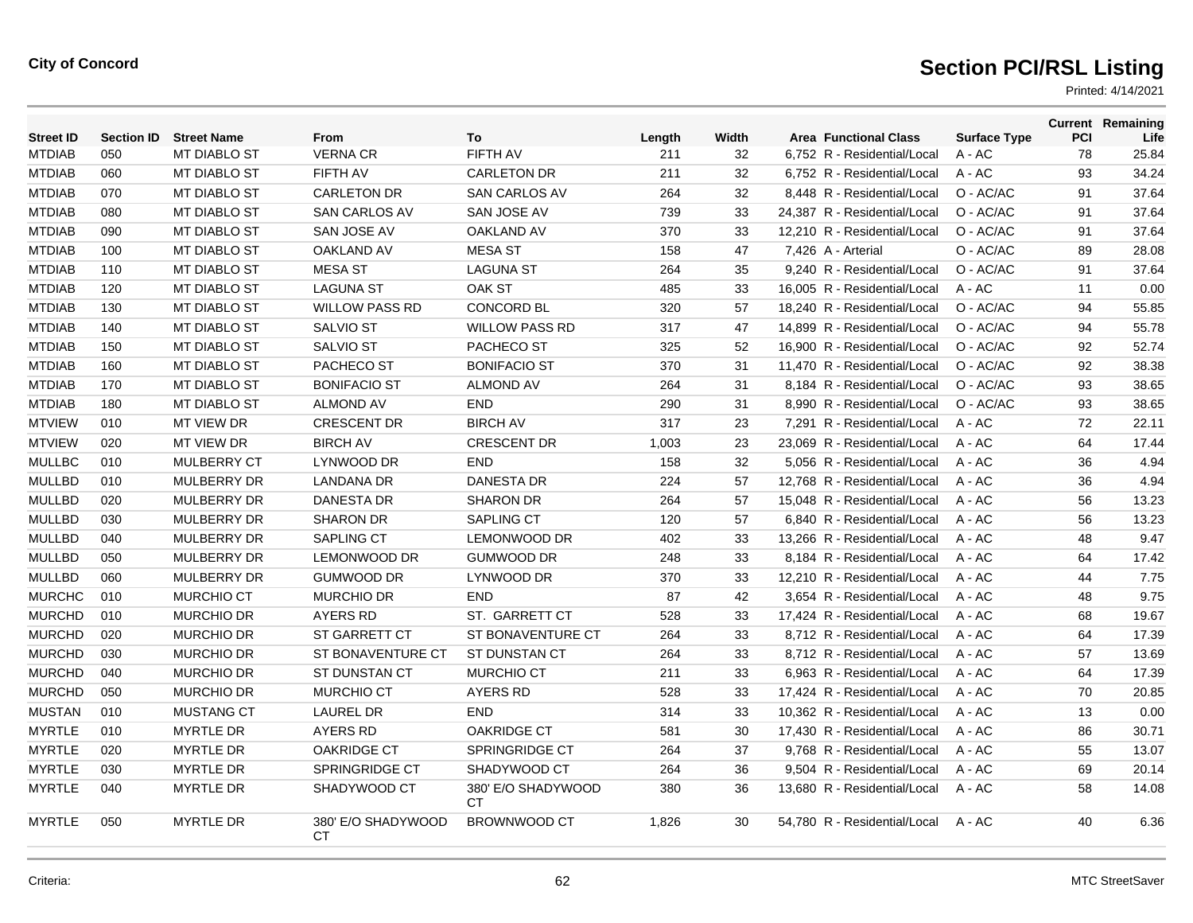City of Concord

# Section PCI/RSL Listing

Printed: 4/14/2021

| Street ID | Section ID | Street Name | From | To | Length | Width | Area | Functional Class | Surface Type | Current PCI | Remaining Life |
|---|---|---|---|---|---|---|---|---|---|---|---|
| MTDIAB | 050 | MT DIABLO ST | VERNA CR | FIFTH AV | 211 | 32 | 6,752 | R - Residential/Local | A - AC | 78 | 25.84 |
| MTDIAB | 060 | MT DIABLO ST | FIFTH AV | CARLETON DR | 211 | 32 | 6,752 | R - Residential/Local | A - AC | 93 | 34.24 |
| MTDIAB | 070 | MT DIABLO ST | CARLETON DR | SAN CARLOS AV | 264 | 32 | 8,448 | R - Residential/Local | O - AC/AC | 91 | 37.64 |
| MTDIAB | 080 | MT DIABLO ST | SAN CARLOS AV | SAN JOSE AV | 739 | 33 | 24,387 | R - Residential/Local | O - AC/AC | 91 | 37.64 |
| MTDIAB | 090 | MT DIABLO ST | SAN JOSE AV | OAKLAND AV | 370 | 33 | 12,210 | R - Residential/Local | O - AC/AC | 91 | 37.64 |
| MTDIAB | 100 | MT DIABLO ST | OAKLAND AV | MESA ST | 158 | 47 | 7,426 | A - Arterial | O - AC/AC | 89 | 28.08 |
| MTDIAB | 110 | MT DIABLO ST | MESA ST | LAGUNA ST | 264 | 35 | 9,240 | R - Residential/Local | O - AC/AC | 91 | 37.64 |
| MTDIAB | 120 | MT DIABLO ST | LAGUNA ST | OAK ST | 485 | 33 | 16,005 | R - Residential/Local | A - AC | 11 | 0.00 |
| MTDIAB | 130 | MT DIABLO ST | WILLOW PASS RD | CONCORD BL | 320 | 57 | 18,240 | R - Residential/Local | O - AC/AC | 94 | 55.85 |
| MTDIAB | 140 | MT DIABLO ST | SALVIO ST | WILLOW PASS RD | 317 | 47 | 14,899 | R - Residential/Local | O - AC/AC | 94 | 55.78 |
| MTDIAB | 150 | MT DIABLO ST | SALVIO ST | PACHECO ST | 325 | 52 | 16,900 | R - Residential/Local | O - AC/AC | 92 | 52.74 |
| MTDIAB | 160 | MT DIABLO ST | PACHECO ST | BONIFACIO ST | 370 | 31 | 11,470 | R - Residential/Local | O - AC/AC | 92 | 38.38 |
| MTDIAB | 170 | MT DIABLO ST | BONIFACIO ST | ALMOND AV | 264 | 31 | 8,184 | R - Residential/Local | O - AC/AC | 93 | 38.65 |
| MTDIAB | 180 | MT DIABLO ST | ALMOND AV | END | 290 | 31 | 8,990 | R - Residential/Local | O - AC/AC | 93 | 38.65 |
| MTVIEW | 010 | MT VIEW DR | CRESCENT DR | BIRCH AV | 317 | 23 | 7,291 | R - Residential/Local | A - AC | 72 | 22.11 |
| MTVIEW | 020 | MT VIEW DR | BIRCH AV | CRESCENT DR | 1,003 | 23 | 23,069 | R - Residential/Local | A - AC | 64 | 17.44 |
| MULLBC | 010 | MULBERRY CT | LYNWOOD DR | END | 158 | 32 | 5,056 | R - Residential/Local | A - AC | 36 | 4.94 |
| MULLBD | 010 | MULBERRY DR | LANDANA DR | DANESTA DR | 224 | 57 | 12,768 | R - Residential/Local | A - AC | 36 | 4.94 |
| MULLBD | 020 | MULBERRY DR | DANESTA DR | SHARON DR | 264 | 57 | 15,048 | R - Residential/Local | A - AC | 56 | 13.23 |
| MULLBD | 030 | MULBERRY DR | SHARON DR | SAPLING CT | 120 | 57 | 6,840 | R - Residential/Local | A - AC | 56 | 13.23 |
| MULLBD | 040 | MULBERRY DR | SAPLING CT | LEMONWOOD DR | 402 | 33 | 13,266 | R - Residential/Local | A - AC | 48 | 9.47 |
| MULLBD | 050 | MULBERRY DR | LEMONWOOD DR | GUMWOOD DR | 248 | 33 | 8,184 | R - Residential/Local | A - AC | 64 | 17.42 |
| MULLBD | 060 | MULBERRY DR | GUMWOOD DR | LYNWOOD DR | 370 | 33 | 12,210 | R - Residential/Local | A - AC | 44 | 7.75 |
| MURCHC | 010 | MURCHIO CT | MURCHIO DR | END | 87 | 42 | 3,654 | R - Residential/Local | A - AC | 48 | 9.75 |
| MURCHD | 010 | MURCHIO DR | AYERS RD | ST. GARRETT CT | 528 | 33 | 17,424 | R - Residential/Local | A - AC | 68 | 19.67 |
| MURCHD | 020 | MURCHIO DR | ST GARRETT CT | ST BONAVENTURE CT | 264 | 33 | 8,712 | R - Residential/Local | A - AC | 64 | 17.39 |
| MURCHD | 030 | MURCHIO DR | ST BONAVENTURE CT | ST DUNSTAN CT | 264 | 33 | 8,712 | R - Residential/Local | A - AC | 57 | 13.69 |
| MURCHD | 040 | MURCHIO DR | ST DUNSTAN CT | MURCHIO CT | 211 | 33 | 6,963 | R - Residential/Local | A - AC | 64 | 17.39 |
| MURCHD | 050 | MURCHIO DR | MURCHIO CT | AYERS RD | 528 | 33 | 17,424 | R - Residential/Local | A - AC | 70 | 20.85 |
| MUSTAN | 010 | MUSTANG CT | LAUREL DR | END | 314 | 33 | 10,362 | R - Residential/Local | A - AC | 13 | 0.00 |
| MYRTLE | 010 | MYRTLE DR | AYERS RD | OAKRIDGE CT | 581 | 30 | 17,430 | R - Residential/Local | A - AC | 86 | 30.71 |
| MYRTLE | 020 | MYRTLE DR | OAKRIDGE CT | SPRINGRIDGE CT | 264 | 37 | 9,768 | R - Residential/Local | A - AC | 55 | 13.07 |
| MYRTLE | 030 | MYRTLE DR | SPRINGRIDGE CT | SHADYWOOD CT | 264 | 36 | 9,504 | R - Residential/Local | A - AC | 69 | 20.14 |
| MYRTLE | 040 | MYRTLE DR | SHADYWOOD CT | 380' E/O SHADYWOOD CT | 380 | 36 | 13,680 | R - Residential/Local | A - AC | 58 | 14.08 |
| MYRTLE | 050 | MYRTLE DR | 380' E/O SHADYWOOD CT | BROWNWOOD CT | 1,826 | 30 | 54,780 | R - Residential/Local | A - AC | 40 | 6.36 |

Criteria:

MTC StreetSaver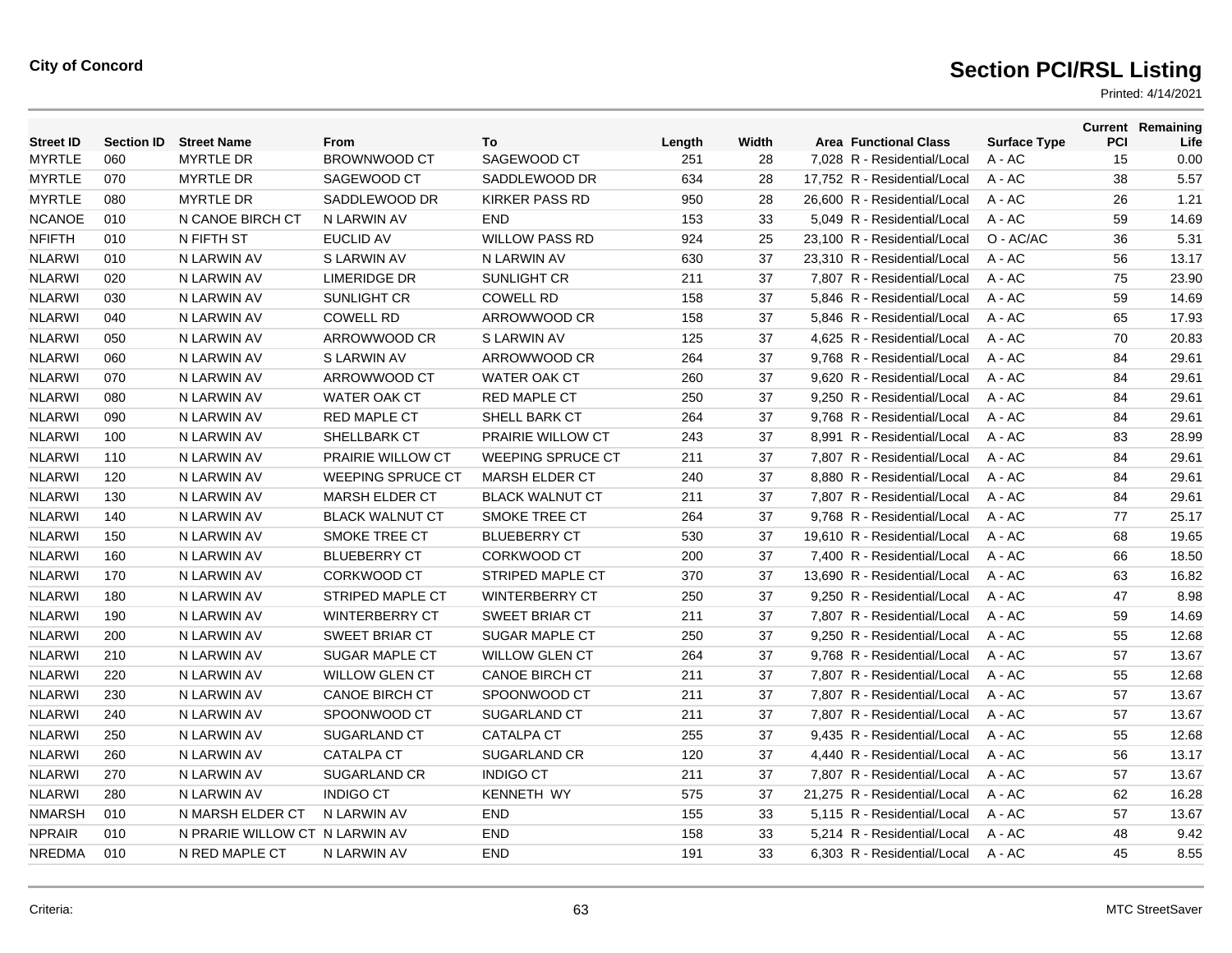**City of Concord**

# Section PCI/RSL Listing

Printed: 4/14/2021

| Street ID | Section ID | Street Name | From | To | Length | Width | Area | Functional Class | Surface Type | Current PCI | Remaining Life |
|---|---|---|---|---|---|---|---|---|---|---|---|
| MYRTLE | 060 | MYRTLE DR | BROWNWOOD CT | SAGEWOOD CT | 251 | 28 | 7,028 | R - Residential/Local | A - AC | 15 | 0.00 |
| MYRTLE | 070 | MYRTLE DR | SAGEWOOD CT | SADDLEWOOD DR | 634 | 28 | 17,752 | R - Residential/Local | A - AC | 38 | 5.57 |
| MYRTLE | 080 | MYRTLE DR | SADDLEWOOD DR | KIRKER PASS RD | 950 | 28 | 26,600 | R - Residential/Local | A - AC | 26 | 1.21 |
| NCANOE | 010 | N CANOE BIRCH CT | N LARWIN AV | END | 153 | 33 | 5,049 | R - Residential/Local | A - AC | 59 | 14.69 |
| NFIFTH | 010 | N FIFTH ST | EUCLID AV | WILLOW PASS RD | 924 | 25 | 23,100 | R - Residential/Local | O - AC/AC | 36 | 5.31 |
| NLARWI | 010 | N LARWIN AV | S LARWIN AV | N LARWIN AV | 630 | 37 | 23,310 | R - Residential/Local | A - AC | 56 | 13.17 |
| NLARWI | 020 | N LARWIN AV | LIMERIDGE DR | SUNLIGHT CR | 211 | 37 | 7,807 | R - Residential/Local | A - AC | 75 | 23.90 |
| NLARWI | 030 | N LARWIN AV | SUNLIGHT CR | COWELL RD | 158 | 37 | 5,846 | R - Residential/Local | A - AC | 59 | 14.69 |
| NLARWI | 040 | N LARWIN AV | COWELL RD | ARROWWOOD CR | 158 | 37 | 5,846 | R - Residential/Local | A - AC | 65 | 17.93 |
| NLARWI | 050 | N LARWIN AV | ARROWWOOD CR | S LARWIN AV | 125 | 37 | 4,625 | R - Residential/Local | A - AC | 70 | 20.83 |
| NLARWI | 060 | N LARWIN AV | S LARWIN AV | ARROWWOOD CR | 264 | 37 | 9,768 | R - Residential/Local | A - AC | 84 | 29.61 |
| NLARWI | 070 | N LARWIN AV | ARROWWOOD CT | WATER OAK CT | 260 | 37 | 9,620 | R - Residential/Local | A - AC | 84 | 29.61 |
| NLARWI | 080 | N LARWIN AV | WATER OAK CT | RED MAPLE CT | 250 | 37 | 9,250 | R - Residential/Local | A - AC | 84 | 29.61 |
| NLARWI | 090 | N LARWIN AV | RED MAPLE CT | SHELL BARK CT | 264 | 37 | 9,768 | R - Residential/Local | A - AC | 84 | 29.61 |
| NLARWI | 100 | N LARWIN AV | SHELLBARK CT | PRAIRIE WILLOW CT | 243 | 37 | 8,991 | R - Residential/Local | A - AC | 83 | 28.99 |
| NLARWI | 110 | N LARWIN AV | PRAIRIE WILLOW CT | WEEPING SPRUCE CT | 211 | 37 | 7,807 | R - Residential/Local | A - AC | 84 | 29.61 |
| NLARWI | 120 | N LARWIN AV | WEEPING SPRUCE CT | MARSH ELDER CT | 240 | 37 | 8,880 | R - Residential/Local | A - AC | 84 | 29.61 |
| NLARWI | 130 | N LARWIN AV | MARSH ELDER CT | BLACK WALNUT CT | 211 | 37 | 7,807 | R - Residential/Local | A - AC | 84 | 29.61 |
| NLARWI | 140 | N LARWIN AV | BLACK WALNUT CT | SMOKE TREE CT | 264 | 37 | 9,768 | R - Residential/Local | A - AC | 77 | 25.17 |
| NLARWI | 150 | N LARWIN AV | SMOKE TREE CT | BLUEBERRY CT | 530 | 37 | 19,610 | R - Residential/Local | A - AC | 68 | 19.65 |
| NLARWI | 160 | N LARWIN AV | BLUEBERRY CT | CORKWOOD CT | 200 | 37 | 7,400 | R - Residential/Local | A - AC | 66 | 18.50 |
| NLARWI | 170 | N LARWIN AV | CORKWOOD CT | STRIPED MAPLE CT | 370 | 37 | 13,690 | R - Residential/Local | A - AC | 63 | 16.82 |
| NLARWI | 180 | N LARWIN AV | STRIPED MAPLE CT | WINTERBERRY CT | 250 | 37 | 9,250 | R - Residential/Local | A - AC | 47 | 8.98 |
| NLARWI | 190 | N LARWIN AV | WINTERBERRY CT | SWEET BRIAR CT | 211 | 37 | 7,807 | R - Residential/Local | A - AC | 59 | 14.69 |
| NLARWI | 200 | N LARWIN AV | SWEET BRIAR CT | SUGAR MAPLE CT | 250 | 37 | 9,250 | R - Residential/Local | A - AC | 55 | 12.68 |
| NLARWI | 210 | N LARWIN AV | SUGAR MAPLE CT | WILLOW GLEN CT | 264 | 37 | 9,768 | R - Residential/Local | A - AC | 57 | 13.67 |
| NLARWI | 220 | N LARWIN AV | WILLOW GLEN CT | CANOE BIRCH CT | 211 | 37 | 7,807 | R - Residential/Local | A - AC | 55 | 12.68 |
| NLARWI | 230 | N LARWIN AV | CANOE BIRCH CT | SPOONWOOD CT | 211 | 37 | 7,807 | R - Residential/Local | A - AC | 57 | 13.67 |
| NLARWI | 240 | N LARWIN AV | SPOONWOOD CT | SUGARLAND CT | 211 | 37 | 7,807 | R - Residential/Local | A - AC | 57 | 13.67 |
| NLARWI | 250 | N LARWIN AV | SUGARLAND CT | CATALPA CT | 255 | 37 | 9,435 | R - Residential/Local | A - AC | 55 | 12.68 |
| NLARWI | 260 | N LARWIN AV | CATALPA CT | SUGARLAND CR | 120 | 37 | 4,440 | R - Residential/Local | A - AC | 56 | 13.17 |
| NLARWI | 270 | N LARWIN AV | SUGARLAND CR | INDIGO CT | 211 | 37 | 7,807 | R - Residential/Local | A - AC | 57 | 13.67 |
| NLARWI | 280 | N LARWIN AV | INDIGO CT | KENNETH WY | 575 | 37 | 21,275 | R - Residential/Local | A - AC | 62 | 16.28 |
| NMARSH | 010 | N MARSH ELDER CT | N LARWIN AV | END | 155 | 33 | 5,115 | R - Residential/Local | A - AC | 57 | 13.67 |
| NPRAIR | 010 | N PRARIE WILLOW CT | N LARWIN AV | END | 158 | 33 | 5,214 | R - Residential/Local | A - AC | 48 | 9.42 |
| NREDMA | 010 | N RED MAPLE CT | N LARWIN AV | END | 191 | 33 | 6,303 | R - Residential/Local | A - AC | 45 | 8.55 |

Criteria:

MTC StreetSaver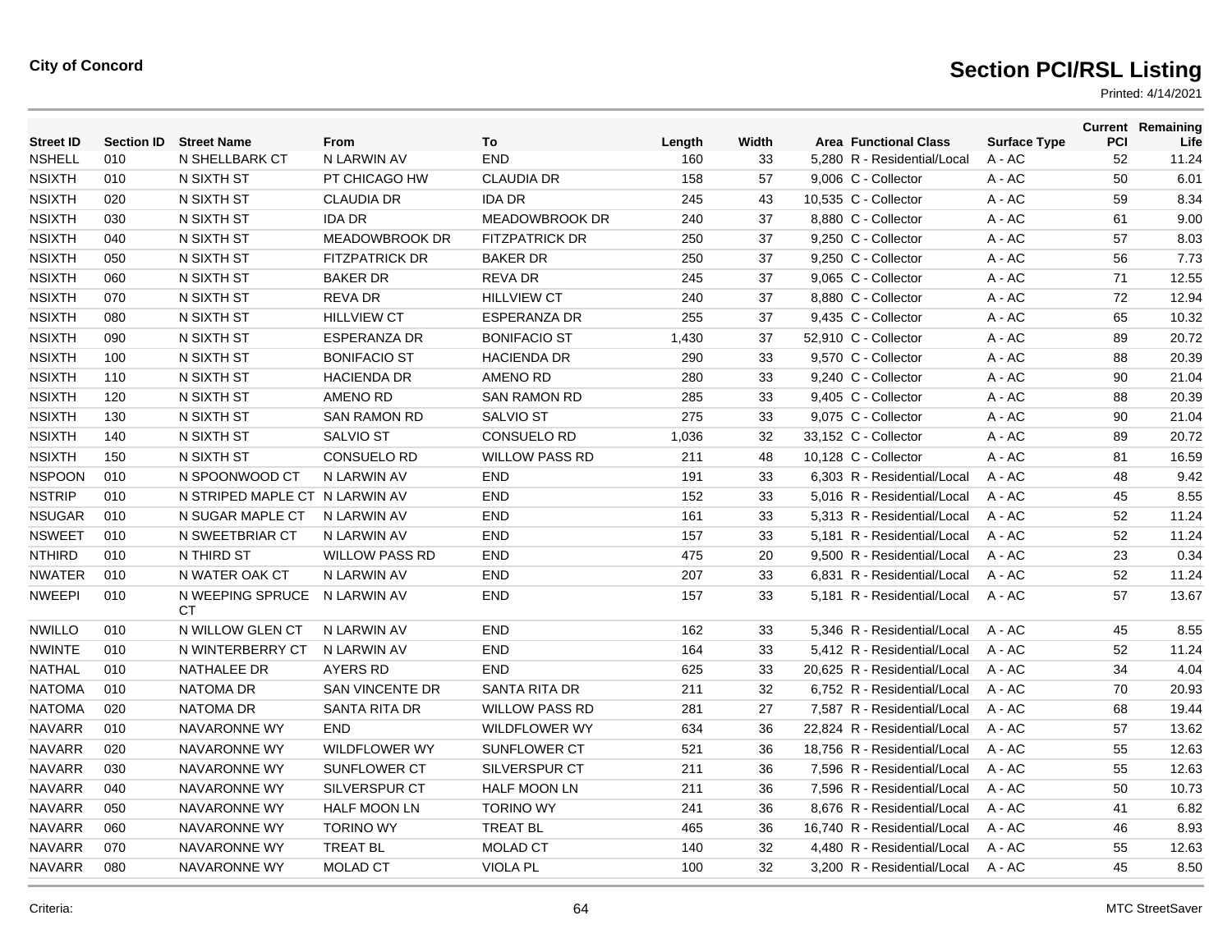**City of Concord**

# Section PCI/RSL Listing

Printed: 4/14/2021

| Street ID | Section ID | Street Name | From | To | Length | Width | Area | Functional Class | Surface Type | Current PCI | Remaining Life |
|---|---|---|---|---|---|---|---|---|---|---|---|
| NSHELL | 010 | N SHELLBARK CT | N LARWIN AV | END | 160 | 33 | 5,280 | R - Residential/Local | A - AC | 52 | 11.24 |
| NSIXTH | 010 | N SIXTH ST | PT CHICAGO HW | CLAUDIA DR | 158 | 57 | 9,006 | C - Collector | A - AC | 50 | 6.01 |
| NSIXTH | 020 | N SIXTH ST | CLAUDIA DR | IDA DR | 245 | 43 | 10,535 | C - Collector | A - AC | 59 | 8.34 |
| NSIXTH | 030 | N SIXTH ST | IDA DR | MEADOWBROOK DR | 240 | 37 | 8,880 | C - Collector | A - AC | 61 | 9.00 |
| NSIXTH | 040 | N SIXTH ST | MEADOWBROOK DR | FITZPATRICK DR | 250 | 37 | 9,250 | C - Collector | A - AC | 57 | 8.03 |
| NSIXTH | 050 | N SIXTH ST | FITZPATRICK DR | BAKER DR | 250 | 37 | 9,250 | C - Collector | A - AC | 56 | 7.73 |
| NSIXTH | 060 | N SIXTH ST | BAKER DR | REVA DR | 245 | 37 | 9,065 | C - Collector | A - AC | 71 | 12.55 |
| NSIXTH | 070 | N SIXTH ST | REVA DR | HILLVIEW CT | 240 | 37 | 8,880 | C - Collector | A - AC | 72 | 12.94 |
| NSIXTH | 080 | N SIXTH ST | HILLVIEW CT | ESPERANZA DR | 255 | 37 | 9,435 | C - Collector | A - AC | 65 | 10.32 |
| NSIXTH | 090 | N SIXTH ST | ESPERANZA DR | BONIFACIO ST | 1,430 | 37 | 52,910 | C - Collector | A - AC | 89 | 20.72 |
| NSIXTH | 100 | N SIXTH ST | BONIFACIO ST | HACIENDA DR | 290 | 33 | 9,570 | C - Collector | A - AC | 88 | 20.39 |
| NSIXTH | 110 | N SIXTH ST | HACIENDA DR | AMENO RD | 280 | 33 | 9,240 | C - Collector | A - AC | 90 | 21.04 |
| NSIXTH | 120 | N SIXTH ST | AMENO RD | SAN RAMON RD | 285 | 33 | 9,405 | C - Collector | A - AC | 88 | 20.39 |
| NSIXTH | 130 | N SIXTH ST | SAN RAMON RD | SALVIO ST | 275 | 33 | 9,075 | C - Collector | A - AC | 90 | 21.04 |
| NSIXTH | 140 | N SIXTH ST | SALVIO ST | CONSUELO RD | 1,036 | 32 | 33,152 | C - Collector | A - AC | 89 | 20.72 |
| NSIXTH | 150 | N SIXTH ST | CONSUELO RD | WILLOW PASS RD | 211 | 48 | 10,128 | C - Collector | A - AC | 81 | 16.59 |
| NSPOON | 010 | N SPOONWOOD CT | N LARWIN AV | END | 191 | 33 | 6,303 | R - Residential/Local | A - AC | 48 | 9.42 |
| NSTRIP | 010 | N STRIPED MAPLE CT | N LARWIN AV | END | 152 | 33 | 5,016 | R - Residential/Local | A - AC | 45 | 8.55 |
| NSUGAR | 010 | N SUGAR MAPLE CT | N LARWIN AV | END | 161 | 33 | 5,313 | R - Residential/Local | A - AC | 52 | 11.24 |
| NSWEET | 010 | N SWEETBRIAR CT | N LARWIN AV | END | 157 | 33 | 5,181 | R - Residential/Local | A - AC | 52 | 11.24 |
| NTHIRD | 010 | N THIRD ST | WILLOW PASS RD | END | 475 | 20 | 9,500 | R - Residential/Local | A - AC | 23 | 0.34 |
| NWATER | 010 | N WATER OAK CT | N LARWIN AV | END | 207 | 33 | 6,831 | R - Residential/Local | A - AC | 52 | 11.24 |
| NWEEPI | 010 | N WEEPING SPRUCE CT | N LARWIN AV | END | 157 | 33 | 5,181 | R - Residential/Local | A - AC | 57 | 13.67 |
| NWILLO | 010 | N WILLOW GLEN CT | N LARWIN AV | END | 162 | 33 | 5,346 | R - Residential/Local | A - AC | 45 | 8.55 |
| NWINTE | 010 | N WINTERBERRY CT | N LARWIN AV | END | 164 | 33 | 5,412 | R - Residential/Local | A - AC | 52 | 11.24 |
| NATHAL | 010 | NATHALEE DR | AYERS RD | END | 625 | 33 | 20,625 | R - Residential/Local | A - AC | 34 | 4.04 |
| NATOMA | 010 | NATOMA DR | SAN VINCENTE DR | SANTA RITA DR | 211 | 32 | 6,752 | R - Residential/Local | A - AC | 70 | 20.93 |
| NATOMA | 020 | NATOMA DR | SANTA RITA DR | WILLOW PASS RD | 281 | 27 | 7,587 | R - Residential/Local | A - AC | 68 | 19.44 |
| NAVARR | 010 | NAVARONNE WY | END | WILDFLOWER WY | 634 | 36 | 22,824 | R - Residential/Local | A - AC | 57 | 13.62 |
| NAVARR | 020 | NAVARONNE WY | WILDFLOWER WY | SUNFLOWER CT | 521 | 36 | 18,756 | R - Residential/Local | A - AC | 55 | 12.63 |
| NAVARR | 030 | NAVARONNE WY | SUNFLOWER CT | SILVERSPUR CT | 211 | 36 | 7,596 | R - Residential/Local | A - AC | 55 | 12.63 |
| NAVARR | 040 | NAVARONNE WY | SILVERSPUR CT | HALF MOON LN | 211 | 36 | 7,596 | R - Residential/Local | A - AC | 50 | 10.73 |
| NAVARR | 050 | NAVARONNE WY | HALF MOON LN | TORINO WY | 241 | 36 | 8,676 | R - Residential/Local | A - AC | 41 | 6.82 |
| NAVARR | 060 | NAVARONNE WY | TORINO WY | TREAT BL | 465 | 36 | 16,740 | R - Residential/Local | A - AC | 46 | 8.93 |
| NAVARR | 070 | NAVARONNE WY | TREAT BL | MOLAD CT | 140 | 32 | 4,480 | R - Residential/Local | A - AC | 55 | 12.63 |
| NAVARR | 080 | NAVARONNE WY | MOLAD CT | VIOLA PL | 100 | 32 | 3,200 | R - Residential/Local | A - AC | 45 | 8.50 |

Criteria:

MTC StreetSaver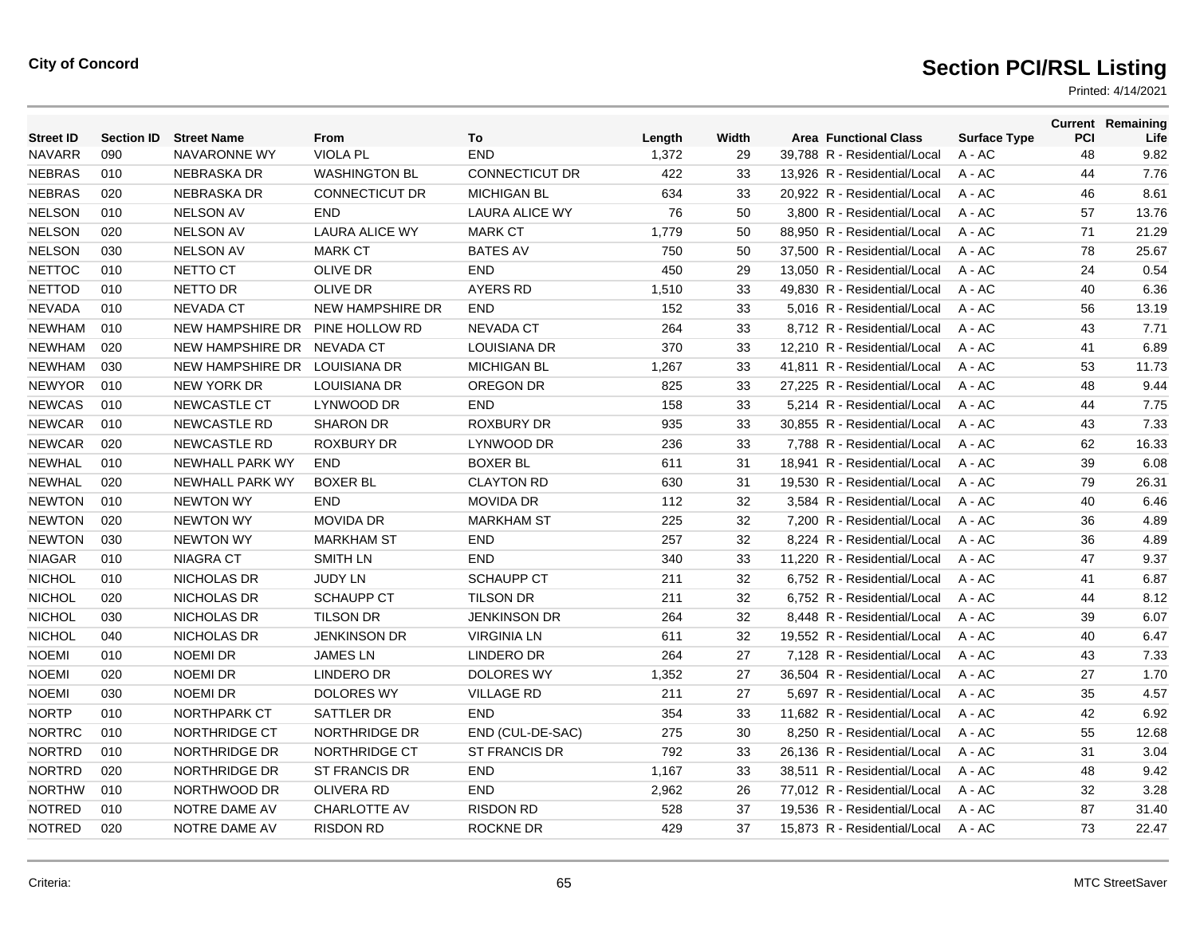City of Concord

# Section PCI/RSL Listing

Printed: 4/14/2021

| Street ID | Section ID | Street Name | From | To | Length | Width | Area | Functional Class | Surface Type | Current PCI | Remaining Life |
|---|---|---|---|---|---|---|---|---|---|---|---|
| NAVARR | 090 | NAVARONNE WY | VIOLA PL | END | 1,372 | 29 | 39,788 | R - Residential/Local | A - AC | 48 | 9.82 |
| NEBRAS | 010 | NEBRASKA DR | WASHINGTON BL | CONNECTICUT DR | 422 | 33 | 13,926 | R - Residential/Local | A - AC | 44 | 7.76 |
| NEBRAS | 020 | NEBRASKA DR | CONNECTICUT DR | MICHIGAN BL | 634 | 33 | 20,922 | R - Residential/Local | A - AC | 46 | 8.61 |
| NELSON | 010 | NELSON AV | END | LAURA ALICE WY | 76 | 50 | 3,800 | R - Residential/Local | A - AC | 57 | 13.76 |
| NELSON | 020 | NELSON AV | LAURA ALICE WY | MARK CT | 1,779 | 50 | 88,950 | R - Residential/Local | A - AC | 71 | 21.29 |
| NELSON | 030 | NELSON AV | MARK CT | BATES AV | 750 | 50 | 37,500 | R - Residential/Local | A - AC | 78 | 25.67 |
| NETTOC | 010 | NETTO CT | OLIVE DR | END | 450 | 29 | 13,050 | R - Residential/Local | A - AC | 24 | 0.54 |
| NETTOD | 010 | NETTO DR | OLIVE DR | AYERS RD | 1,510 | 33 | 49,830 | R - Residential/Local | A - AC | 40 | 6.36 |
| NEVADA | 010 | NEVADA CT | NEW HAMPSHIRE DR | END | 152 | 33 | 5,016 | R - Residential/Local | A - AC | 56 | 13.19 |
| NEWHAM | 010 | NEW HAMPSHIRE DR | PINE HOLLOW RD | NEVADA CT | 264 | 33 | 8,712 | R - Residential/Local | A - AC | 43 | 7.71 |
| NEWHAM | 020 | NEW HAMPSHIRE DR | NEVADA CT | LOUISIANA DR | 370 | 33 | 12,210 | R - Residential/Local | A - AC | 41 | 6.89 |
| NEWHAM | 030 | NEW HAMPSHIRE DR | LOUISIANA DR | MICHIGAN BL | 1,267 | 33 | 41,811 | R - Residential/Local | A - AC | 53 | 11.73 |
| NEWYOR | 010 | NEW YORK DR | LOUISIANA DR | OREGON DR | 825 | 33 | 27,225 | R - Residential/Local | A - AC | 48 | 9.44 |
| NEWCAS | 010 | NEWCASTLE CT | LYNWOOD DR | END | 158 | 33 | 5,214 | R - Residential/Local | A - AC | 44 | 7.75 |
| NEWCAR | 010 | NEWCASTLE RD | SHARON DR | ROXBURY DR | 935 | 33 | 30,855 | R - Residential/Local | A - AC | 43 | 7.33 |
| NEWCAR | 020 | NEWCASTLE RD | ROXBURY DR | LYNWOOD DR | 236 | 33 | 7,788 | R - Residential/Local | A - AC | 62 | 16.33 |
| NEWHAL | 010 | NEWHALL PARK WY | END | BOXER BL | 611 | 31 | 18,941 | R - Residential/Local | A - AC | 39 | 6.08 |
| NEWHAL | 020 | NEWHALL PARK WY | BOXER BL | CLAYTON RD | 630 | 31 | 19,530 | R - Residential/Local | A - AC | 79 | 26.31 |
| NEWTON | 010 | NEWTON WY | END | MOVIDA DR | 112 | 32 | 3,584 | R - Residential/Local | A - AC | 40 | 6.46 |
| NEWTON | 020 | NEWTON WY | MOVIDA DR | MARKHAM ST | 225 | 32 | 7,200 | R - Residential/Local | A - AC | 36 | 4.89 |
| NEWTON | 030 | NEWTON WY | MARKHAM ST | END | 257 | 32 | 8,224 | R - Residential/Local | A - AC | 36 | 4.89 |
| NIAGAR | 010 | NIAGRA CT | SMITH LN | END | 340 | 33 | 11,220 | R - Residential/Local | A - AC | 47 | 9.37 |
| NICHOL | 010 | NICHOLAS DR | JUDY LN | SCHAUPP CT | 211 | 32 | 6,752 | R - Residential/Local | A - AC | 41 | 6.87 |
| NICHOL | 020 | NICHOLAS DR | SCHAUPP CT | TILSON DR | 211 | 32 | 6,752 | R - Residential/Local | A - AC | 44 | 8.12 |
| NICHOL | 030 | NICHOLAS DR | TILSON DR | JENKINSON DR | 264 | 32 | 8,448 | R - Residential/Local | A - AC | 39 | 6.07 |
| NICHOL | 040 | NICHOLAS DR | JENKINSON DR | VIRGINIA LN | 611 | 32 | 19,552 | R - Residential/Local | A - AC | 40 | 6.47 |
| NOEMI | 010 | NOEMI DR | JAMES LN | LINDERO DR | 264 | 27 | 7,128 | R - Residential/Local | A - AC | 43 | 7.33 |
| NOEMI | 020 | NOEMI DR | LINDERO DR | DOLORES WY | 1,352 | 27 | 36,504 | R - Residential/Local | A - AC | 27 | 1.70 |
| NOEMI | 030 | NOEMI DR | DOLORES WY | VILLAGE RD | 211 | 27 | 5,697 | R - Residential/Local | A - AC | 35 | 4.57 |
| NORTP | 010 | NORTHPARK CT | SATTLER DR | END | 354 | 33 | 11,682 | R - Residential/Local | A - AC | 42 | 6.92 |
| NORTRC | 010 | NORTHRIDGE CT | NORTHRIDGE DR | END (CUL-DE-SAC) | 275 | 30 | 8,250 | R - Residential/Local | A - AC | 55 | 12.68 |
| NORTRD | 010 | NORTHRIDGE DR | NORTHRIDGE CT | ST FRANCIS DR | 792 | 33 | 26,136 | R - Residential/Local | A - AC | 31 | 3.04 |
| NORTRD | 020 | NORTHRIDGE DR | ST FRANCIS DR | END | 1,167 | 33 | 38,511 | R - Residential/Local | A - AC | 48 | 9.42 |
| NORTHW | 010 | NORTHWOOD DR | OLIVERA RD | END | 2,962 | 26 | 77,012 | R - Residential/Local | A - AC | 32 | 3.28 |
| NOTRED | 010 | NOTRE DAME AV | CHARLOTTE AV | RISDON RD | 528 | 37 | 19,536 | R - Residential/Local | A - AC | 87 | 31.40 |
| NOTRED | 020 | NOTRE DAME AV | RISDON RD | ROCKNE DR | 429 | 37 | 15,873 | R - Residential/Local | A - AC | 73 | 22.47 |

Criteria:

MTC StreetSaver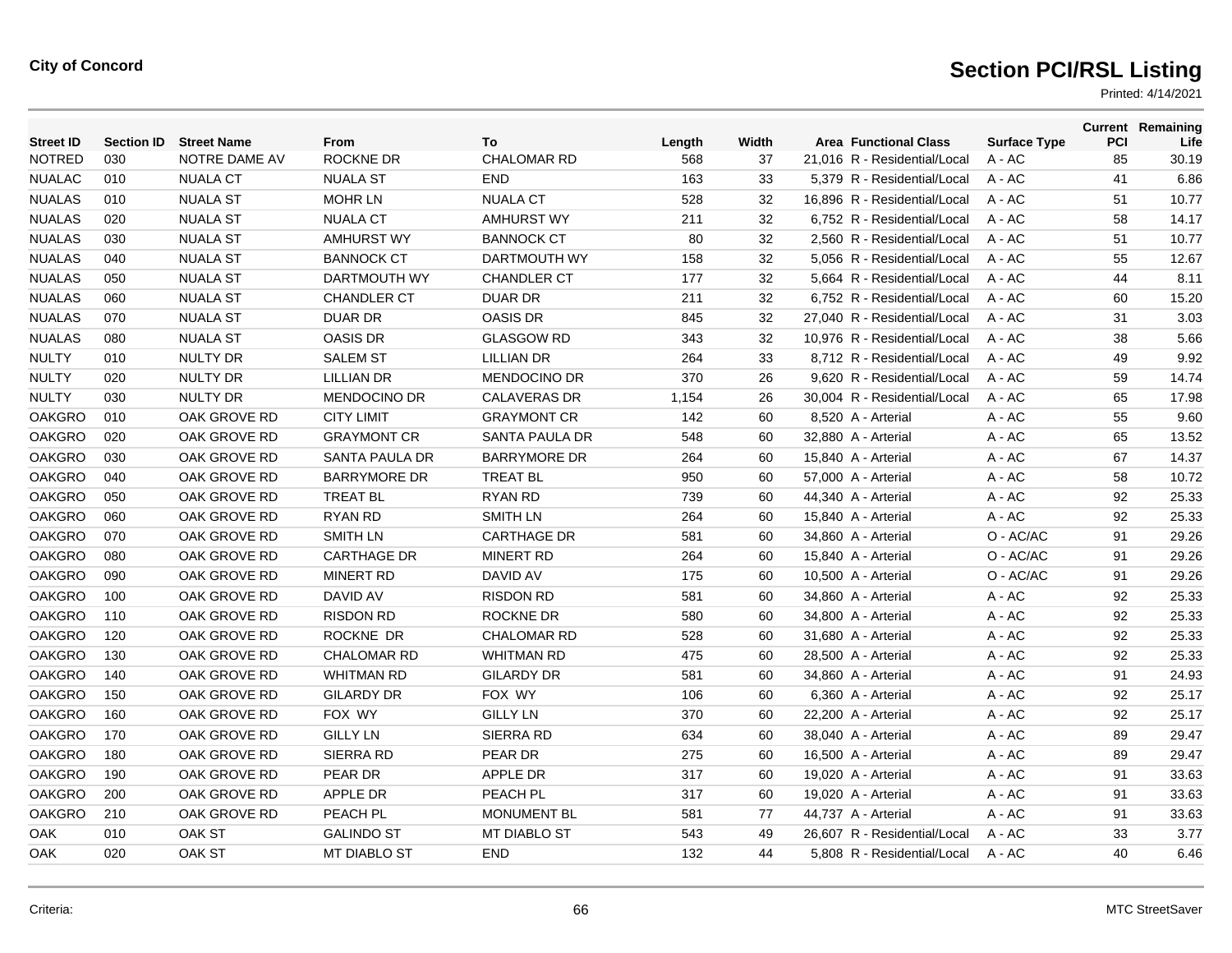**City of Concord**

# Section PCI/RSL Listing

Printed: 4/14/2021

| Street ID | Section ID | Street Name | From | To | Length | Width | Area | Functional Class | Surface Type | Current PCI | Remaining Life |
|---|---|---|---|---|---|---|---|---|---|---|---|
| NOTRED | 030 | NOTRE DAME AV | ROCKNE DR | CHALOMAR RD | 568 | 37 | 21,016 | R - Residential/Local | A - AC | 85 | 30.19 |
| NUALAC | 010 | NUALA CT | NUALA ST | END | 163 | 33 | 5,379 | R - Residential/Local | A - AC | 41 | 6.86 |
| NUALAS | 010 | NUALA ST | MOHR LN | NUALA CT | 528 | 32 | 16,896 | R - Residential/Local | A - AC | 51 | 10.77 |
| NUALAS | 020 | NUALA ST | NUALA CT | AMHURST WY | 211 | 32 | 6,752 | R - Residential/Local | A - AC | 58 | 14.17 |
| NUALAS | 030 | NUALA ST | AMHURST WY | BANNOCK CT | 80 | 32 | 2,560 | R - Residential/Local | A - AC | 51 | 10.77 |
| NUALAS | 040 | NUALA ST | BANNOCK CT | DARTMOUTH WY | 158 | 32 | 5,056 | R - Residential/Local | A - AC | 55 | 12.67 |
| NUALAS | 050 | NUALA ST | DARTMOUTH WY | CHANDLER CT | 177 | 32 | 5,664 | R - Residential/Local | A - AC | 44 | 8.11 |
| NUALAS | 060 | NUALA ST | CHANDLER CT | DUAR DR | 211 | 32 | 6,752 | R - Residential/Local | A - AC | 60 | 15.20 |
| NUALAS | 070 | NUALA ST | DUAR DR | OASIS DR | 845 | 32 | 27,040 | R - Residential/Local | A - AC | 31 | 3.03 |
| NUALAS | 080 | NUALA ST | OASIS DR | GLASGOW RD | 343 | 32 | 10,976 | R - Residential/Local | A - AC | 38 | 5.66 |
| NULTY | 010 | NULTY DR | SALEM ST | LILLIAN DR | 264 | 33 | 8,712 | R - Residential/Local | A - AC | 49 | 9.92 |
| NULTY | 020 | NULTY DR | LILLIAN DR | MENDOCINO DR | 370 | 26 | 9,620 | R - Residential/Local | A - AC | 59 | 14.74 |
| NULTY | 030 | NULTY DR | MENDOCINO DR | CALAVERAS DR | 1,154 | 26 | 30,004 | R - Residential/Local | A - AC | 65 | 17.98 |
| OAKGRO | 010 | OAK GROVE RD | CITY LIMIT | GRAYMONT CR | 142 | 60 | 8,520 | A - Arterial | A - AC | 55 | 9.60 |
| OAKGRO | 020 | OAK GROVE RD | GRAYMONT CR | SANTA PAULA DR | 548 | 60 | 32,880 | A - Arterial | A - AC | 65 | 13.52 |
| OAKGRO | 030 | OAK GROVE RD | SANTA PAULA DR | BARRYMORE DR | 264 | 60 | 15,840 | A - Arterial | A - AC | 67 | 14.37 |
| OAKGRO | 040 | OAK GROVE RD | BARRYMORE DR | TREAT BL | 950 | 60 | 57,000 | A - Arterial | A - AC | 58 | 10.72 |
| OAKGRO | 050 | OAK GROVE RD | TREAT BL | RYAN RD | 739 | 60 | 44,340 | A - Arterial | A - AC | 92 | 25.33 |
| OAKGRO | 060 | OAK GROVE RD | RYAN RD | SMITH LN | 264 | 60 | 15,840 | A - Arterial | A - AC | 92 | 25.33 |
| OAKGRO | 070 | OAK GROVE RD | SMITH LN | CARTHAGE DR | 581 | 60 | 34,860 | A - Arterial | O - AC/AC | 91 | 29.26 |
| OAKGRO | 080 | OAK GROVE RD | CARTHAGE DR | MINERT RD | 264 | 60 | 15,840 | A - Arterial | O - AC/AC | 91 | 29.26 |
| OAKGRO | 090 | OAK GROVE RD | MINERT RD | DAVID AV | 175 | 60 | 10,500 | A - Arterial | O - AC/AC | 91 | 29.26 |
| OAKGRO | 100 | OAK GROVE RD | DAVID AV | RISDON RD | 581 | 60 | 34,860 | A - Arterial | A - AC | 92 | 25.33 |
| OAKGRO | 110 | OAK GROVE RD | RISDON RD | ROCKNE DR | 580 | 60 | 34,800 | A - Arterial | A - AC | 92 | 25.33 |
| OAKGRO | 120 | OAK GROVE RD | ROCKNE DR | CHALOMAR RD | 528 | 60 | 31,680 | A - Arterial | A - AC | 92 | 25.33 |
| OAKGRO | 130 | OAK GROVE RD | CHALOMAR RD | WHITMAN RD | 475 | 60 | 28,500 | A - Arterial | A - AC | 92 | 25.33 |
| OAKGRO | 140 | OAK GROVE RD | WHITMAN RD | GILARDY DR | 581 | 60 | 34,860 | A - Arterial | A - AC | 91 | 24.93 |
| OAKGRO | 150 | OAK GROVE RD | GILARDY DR | FOX WY | 106 | 60 | 6,360 | A - Arterial | A - AC | 92 | 25.17 |
| OAKGRO | 160 | OAK GROVE RD | FOX WY | GILLY LN | 370 | 60 | 22,200 | A - Arterial | A - AC | 92 | 25.17 |
| OAKGRO | 170 | OAK GROVE RD | GILLY LN | SIERRA RD | 634 | 60 | 38,040 | A - Arterial | A - AC | 89 | 29.47 |
| OAKGRO | 180 | OAK GROVE RD | SIERRA RD | PEAR DR | 275 | 60 | 16,500 | A - Arterial | A - AC | 89 | 29.47 |
| OAKGRO | 190 | OAK GROVE RD | PEAR DR | APPLE DR | 317 | 60 | 19,020 | A - Arterial | A - AC | 91 | 33.63 |
| OAKGRO | 200 | OAK GROVE RD | APPLE DR | PEACH PL | 317 | 60 | 19,020 | A - Arterial | A - AC | 91 | 33.63 |
| OAKGRO | 210 | OAK GROVE RD | PEACH PL | MONUMENT BL | 581 | 77 | 44,737 | A - Arterial | A - AC | 91 | 33.63 |
| OAK | 010 | OAK ST | GALINDO ST | MT DIABLO ST | 543 | 49 | 26,607 | R - Residential/Local | A - AC | 33 | 3.77 |
| OAK | 020 | OAK ST | MT DIABLO ST | END | 132 | 44 | 5,808 | R - Residential/Local | A - AC | 40 | 6.46 |

Criteria:

MTC StreetSaver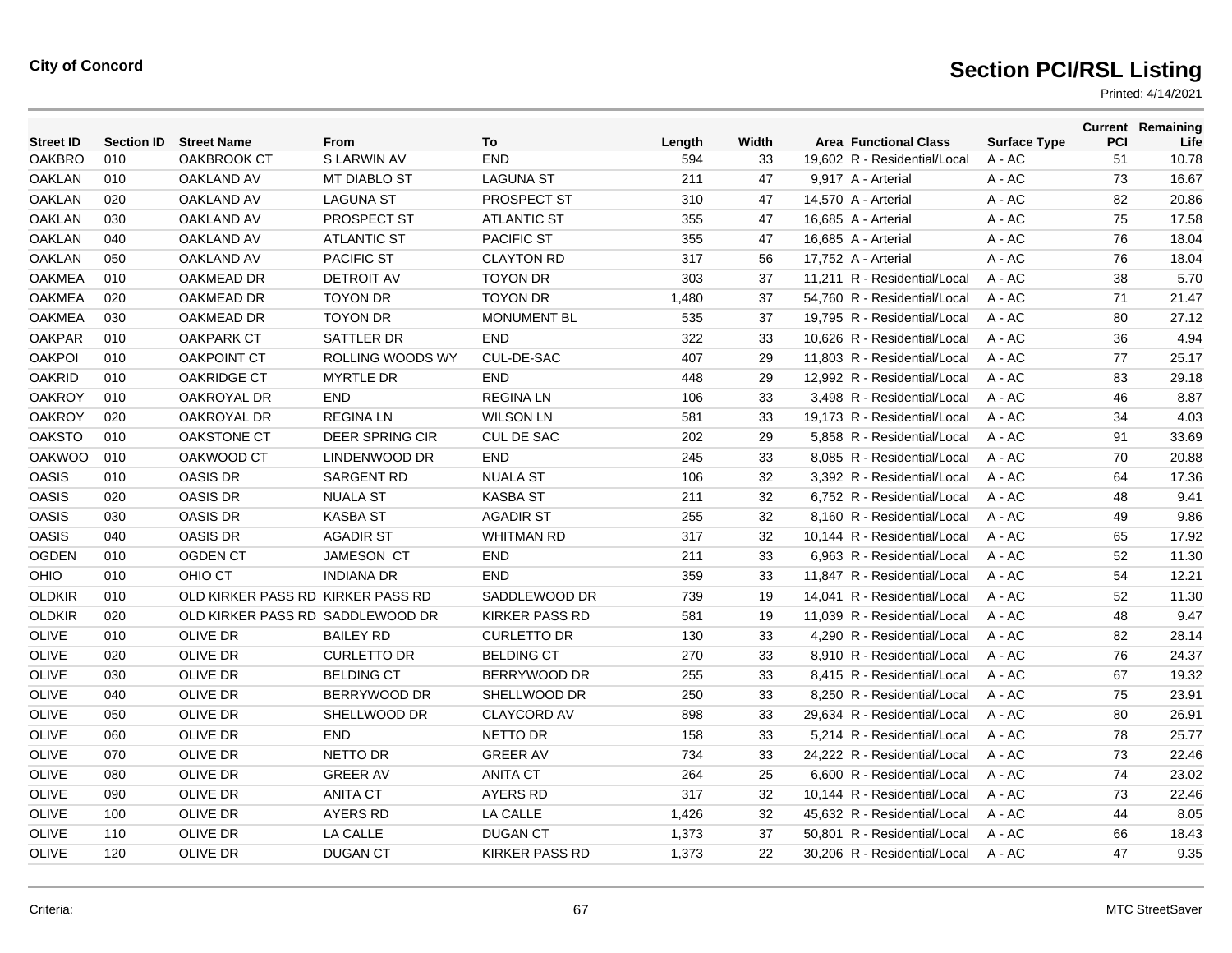**City of Concord**

# Section PCI/RSL Listing

Printed: 4/14/2021

| Street ID | Section ID | Street Name | From | To | Length | Width | Area | Functional Class | Surface Type | Current PCI | Remaining Life |
|---|---|---|---|---|---|---|---|---|---|---|---|
| OAKBRO | 010 | OAKBROOK CT | S LARWIN AV | END | 594 | 33 | 19,602 | R - Residential/Local | A - AC | 51 | 10.78 |
| OAKLAN | 010 | OAKLAND AV | MT DIABLO ST | LAGUNA ST | 211 | 47 | 9,917 | A - Arterial | A - AC | 73 | 16.67 |
| OAKLAN | 020 | OAKLAND AV | LAGUNA ST | PROSPECT ST | 310 | 47 | 14,570 | A - Arterial | A - AC | 82 | 20.86 |
| OAKLAN | 030 | OAKLAND AV | PROSPECT ST | ATLANTIC ST | 355 | 47 | 16,685 | A - Arterial | A - AC | 75 | 17.58 |
| OAKLAN | 040 | OAKLAND AV | ATLANTIC ST | PACIFIC ST | 355 | 47 | 16,685 | A - Arterial | A - AC | 76 | 18.04 |
| OAKLAN | 050 | OAKLAND AV | PACIFIC ST | CLAYTON RD | 317 | 56 | 17,752 | A - Arterial | A - AC | 76 | 18.04 |
| OAKMEA | 010 | OAKMEAD DR | DETROIT AV | TOYON DR | 303 | 37 | 11,211 | R - Residential/Local | A - AC | 38 | 5.70 |
| OAKMEA | 020 | OAKMEAD DR | TOYON DR | TOYON DR | 1,480 | 37 | 54,760 | R - Residential/Local | A - AC | 71 | 21.47 |
| OAKMEA | 030 | OAKMEAD DR | TOYON DR | MONUMENT BL | 535 | 37 | 19,795 | R - Residential/Local | A - AC | 80 | 27.12 |
| OAKPAR | 010 | OAKPARK CT | SATTLER DR | END | 322 | 33 | 10,626 | R - Residential/Local | A - AC | 36 | 4.94 |
| OAKPOI | 010 | OAKPOINT CT | ROLLING WOODS WY | CUL-DE-SAC | 407 | 29 | 11,803 | R - Residential/Local | A - AC | 77 | 25.17 |
| OAKRID | 010 | OAKRIDGE CT | MYRTLE DR | END | 448 | 29 | 12,992 | R - Residential/Local | A - AC | 83 | 29.18 |
| OAKROY | 010 | OAKROYAL DR | END | REGINA LN | 106 | 33 | 3,498 | R - Residential/Local | A - AC | 46 | 8.87 |
| OAKROY | 020 | OAKROYAL DR | REGINA LN | WILSON LN | 581 | 33 | 19,173 | R - Residential/Local | A - AC | 34 | 4.03 |
| OAKSTO | 010 | OAKSTONE CT | DEER SPRING CIR | CUL DE SAC | 202 | 29 | 5,858 | R - Residential/Local | A - AC | 91 | 33.69 |
| OAKWOO | 010 | OAKWOOD CT | LINDENWOOD DR | END | 245 | 33 | 8,085 | R - Residential/Local | A - AC | 70 | 20.88 |
| OASIS | 010 | OASIS DR | SARGENT RD | NUALA ST | 106 | 32 | 3,392 | R - Residential/Local | A - AC | 64 | 17.36 |
| OASIS | 020 | OASIS DR | NUALA ST | KASBA ST | 211 | 32 | 6,752 | R - Residential/Local | A - AC | 48 | 9.41 |
| OASIS | 030 | OASIS DR | KASBA ST | AGADIR ST | 255 | 32 | 8,160 | R - Residential/Local | A - AC | 49 | 9.86 |
| OASIS | 040 | OASIS DR | AGADIR ST | WHITMAN RD | 317 | 32 | 10,144 | R - Residential/Local | A - AC | 65 | 17.92 |
| OGDEN | 010 | OGDEN CT | JAMESON CT | END | 211 | 33 | 6,963 | R - Residential/Local | A - AC | 52 | 11.30 |
| OHIO | 010 | OHIO CT | INDIANA DR | END | 359 | 33 | 11,847 | R - Residential/Local | A - AC | 54 | 12.21 |
| OLDKIR | 010 | OLD KIRKER PASS RD | KIRKER PASS RD | SADDLEWOOD DR | 739 | 19 | 14,041 | R - Residential/Local | A - AC | 52 | 11.30 |
| OLDKIR | 020 | OLD KIRKER PASS RD | SADDLEWOOD DR | KIRKER PASS RD | 581 | 19 | 11,039 | R - Residential/Local | A - AC | 48 | 9.47 |
| OLIVE | 010 | OLIVE DR | BAILEY RD | CURLETTO DR | 130 | 33 | 4,290 | R - Residential/Local | A - AC | 82 | 28.14 |
| OLIVE | 020 | OLIVE DR | CURLETTO DR | BELDING CT | 270 | 33 | 8,910 | R - Residential/Local | A - AC | 76 | 24.37 |
| OLIVE | 030 | OLIVE DR | BELDING CT | BERRYWOOD DR | 255 | 33 | 8,415 | R - Residential/Local | A - AC | 67 | 19.32 |
| OLIVE | 040 | OLIVE DR | BERRYWOOD DR | SHELLWOOD DR | 250 | 33 | 8,250 | R - Residential/Local | A - AC | 75 | 23.91 |
| OLIVE | 050 | OLIVE DR | SHELLWOOD DR | CLAYCORD AV | 898 | 33 | 29,634 | R - Residential/Local | A - AC | 80 | 26.91 |
| OLIVE | 060 | OLIVE DR | END | NETTO DR | 158 | 33 | 5,214 | R - Residential/Local | A - AC | 78 | 25.77 |
| OLIVE | 070 | OLIVE DR | NETTO DR | GREER AV | 734 | 33 | 24,222 | R - Residential/Local | A - AC | 73 | 22.46 |
| OLIVE | 080 | OLIVE DR | GREER AV | ANITA CT | 264 | 25 | 6,600 | R - Residential/Local | A - AC | 74 | 23.02 |
| OLIVE | 090 | OLIVE DR | ANITA CT | AYERS RD | 317 | 32 | 10,144 | R - Residential/Local | A - AC | 73 | 22.46 |
| OLIVE | 100 | OLIVE DR | AYERS RD | LA CALLE | 1,426 | 32 | 45,632 | R - Residential/Local | A - AC | 44 | 8.05 |
| OLIVE | 110 | OLIVE DR | LA CALLE | DUGAN CT | 1,373 | 37 | 50,801 | R - Residential/Local | A - AC | 66 | 18.43 |
| OLIVE | 120 | OLIVE DR | DUGAN CT | KIRKER PASS RD | 1,373 | 22 | 30,206 | R - Residential/Local | A - AC | 47 | 9.35 |

Criteria:

MTC StreetSaver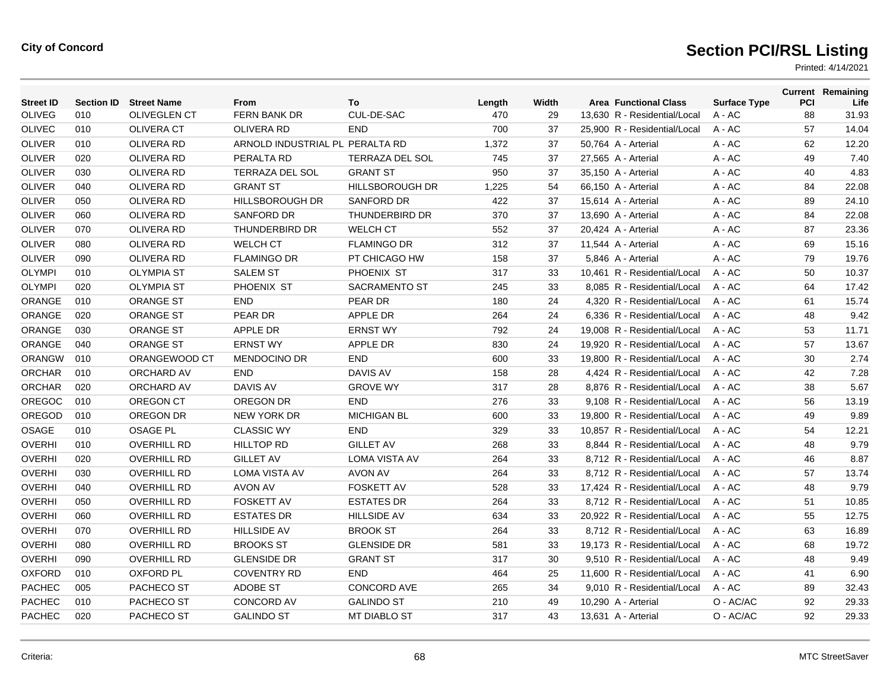**City of Concord**

# Section PCI/RSL Listing

Printed: 4/14/2021

| Street ID | Section ID | Street Name | From | To | Length | Width | Area | Functional Class | Surface Type | Current PCI | Remaining Life |
|---|---|---|---|---|---|---|---|---|---|---|---|
| OLIVEG | 010 | OLIVEGLEN CT | FERN BANK DR | CUL-DE-SAC | 470 | 29 | 13,630 | R - Residential/Local | A - AC | 88 | 31.93 |
| OLIVEC | 010 | OLIVERA CT | OLIVERA RD | END | 700 | 37 | 25,900 | R - Residential/Local | A - AC | 57 | 14.04 |
| OLIVER | 010 | OLIVERA RD | ARNOLD INDUSTRIAL PL | PERALTA RD | 1,372 | 37 | 50,764 | A - Arterial | A - AC | 62 | 12.20 |
| OLIVER | 020 | OLIVERA RD | PERALTA RD | TERRAZA DEL SOL | 745 | 37 | 27,565 | A - Arterial | A - AC | 49 | 7.40 |
| OLIVER | 030 | OLIVERA RD | TERRAZA DEL SOL | GRANT ST | 950 | 37 | 35,150 | A - Arterial | A - AC | 40 | 4.83 |
| OLIVER | 040 | OLIVERA RD | GRANT ST | HILLSBOROUGH DR | 1,225 | 54 | 66,150 | A - Arterial | A - AC | 84 | 22.08 |
| OLIVER | 050 | OLIVERA RD | HILLSBOROUGH DR | SANFORD DR | 422 | 37 | 15,614 | A - Arterial | A - AC | 89 | 24.10 |
| OLIVER | 060 | OLIVERA RD | SANFORD DR | THUNDERBIRD DR | 370 | 37 | 13,690 | A - Arterial | A - AC | 84 | 22.08 |
| OLIVER | 070 | OLIVERA RD | THUNDERBIRD DR | WELCH CT | 552 | 37 | 20,424 | A - Arterial | A - AC | 87 | 23.36 |
| OLIVER | 080 | OLIVERA RD | WELCH CT | FLAMINGO DR | 312 | 37 | 11,544 | A - Arterial | A - AC | 69 | 15.16 |
| OLIVER | 090 | OLIVERA RD | FLAMINGO DR | PT CHICAGO HW | 158 | 37 | 5,846 | A - Arterial | A - AC | 79 | 19.76 |
| OLYMPI | 010 | OLYMPIA ST | SALEM ST | PHOENIX ST | 317 | 33 | 10,461 | R - Residential/Local | A - AC | 50 | 10.37 |
| OLYMPI | 020 | OLYMPIA ST | PHOENIX ST | SACRAMENTO ST | 245 | 33 | 8,085 | R - Residential/Local | A - AC | 64 | 17.42 |
| ORANGE | 010 | ORANGE ST | END | PEAR DR | 180 | 24 | 4,320 | R - Residential/Local | A - AC | 61 | 15.74 |
| ORANGE | 020 | ORANGE ST | PEAR DR | APPLE DR | 264 | 24 | 6,336 | R - Residential/Local | A - AC | 48 | 9.42 |
| ORANGE | 030 | ORANGE ST | APPLE DR | ERNST WY | 792 | 24 | 19,008 | R - Residential/Local | A - AC | 53 | 11.71 |
| ORANGE | 040 | ORANGE ST | ERNST WY | APPLE DR | 830 | 24 | 19,920 | R - Residential/Local | A - AC | 57 | 13.67 |
| ORANGW | 010 | ORANGEWOOD CT | MENDOCINO DR | END | 600 | 33 | 19,800 | R - Residential/Local | A - AC | 30 | 2.74 |
| ORCHAR | 010 | ORCHARD AV | END | DAVIS AV | 158 | 28 | 4,424 | R - Residential/Local | A - AC | 42 | 7.28 |
| ORCHAR | 020 | ORCHARD AV | DAVIS AV | GROVE WY | 317 | 28 | 8,876 | R - Residential/Local | A - AC | 38 | 5.67 |
| OREGOC | 010 | OREGON CT | OREGON DR | END | 276 | 33 | 9,108 | R - Residential/Local | A - AC | 56 | 13.19 |
| OREGOD | 010 | OREGON DR | NEW YORK DR | MICHIGAN BL | 600 | 33 | 19,800 | R - Residential/Local | A - AC | 49 | 9.89 |
| OSAGE | 010 | OSAGE PL | CLASSIC WY | END | 329 | 33 | 10,857 | R - Residential/Local | A - AC | 54 | 12.21 |
| OVERHI | 010 | OVERHILL RD | HILLTOP RD | GILLET AV | 268 | 33 | 8,844 | R - Residential/Local | A - AC | 48 | 9.79 |
| OVERHI | 020 | OVERHILL RD | GILLET AV | LOMA VISTA AV | 264 | 33 | 8,712 | R - Residential/Local | A - AC | 46 | 8.87 |
| OVERHI | 030 | OVERHILL RD | LOMA VISTA AV | AVON AV | 264 | 33 | 8,712 | R - Residential/Local | A - AC | 57 | 13.74 |
| OVERHI | 040 | OVERHILL RD | AVON AV | FOSKETT AV | 528 | 33 | 17,424 | R - Residential/Local | A - AC | 48 | 9.79 |
| OVERHI | 050 | OVERHILL RD | FOSKETT AV | ESTATES DR | 264 | 33 | 8,712 | R - Residential/Local | A - AC | 51 | 10.85 |
| OVERHI | 060 | OVERHILL RD | ESTATES DR | HILLSIDE AV | 634 | 33 | 20,922 | R - Residential/Local | A - AC | 55 | 12.75 |
| OVERHI | 070 | OVERHILL RD | HILLSIDE AV | BROOK ST | 264 | 33 | 8,712 | R - Residential/Local | A - AC | 63 | 16.89 |
| OVERHI | 080 | OVERHILL RD | BROOKS ST | GLENSIDE DR | 581 | 33 | 19,173 | R - Residential/Local | A - AC | 68 | 19.72 |
| OVERHI | 090 | OVERHILL RD | GLENSIDE DR | GRANT ST | 317 | 30 | 9,510 | R - Residential/Local | A - AC | 48 | 9.49 |
| OXFORD | 010 | OXFORD PL | COVENTRY RD | END | 464 | 25 | 11,600 | R - Residential/Local | A - AC | 41 | 6.90 |
| PACHEC | 005 | PACHECO ST | ADOBE ST | CONCORD AVE | 265 | 34 | 9,010 | R - Residential/Local | A - AC | 89 | 32.43 |
| PACHEC | 010 | PACHECO ST | CONCORD AV | GALINDO ST | 210 | 49 | 10,290 | A - Arterial | O - AC/AC | 92 | 29.33 |
| PACHEC | 020 | PACHECO ST | GALINDO ST | MT DIABLO ST | 317 | 43 | 13,631 | A - Arterial | O - AC/AC | 92 | 29.33 |

Criteria:

MTC StreetSaver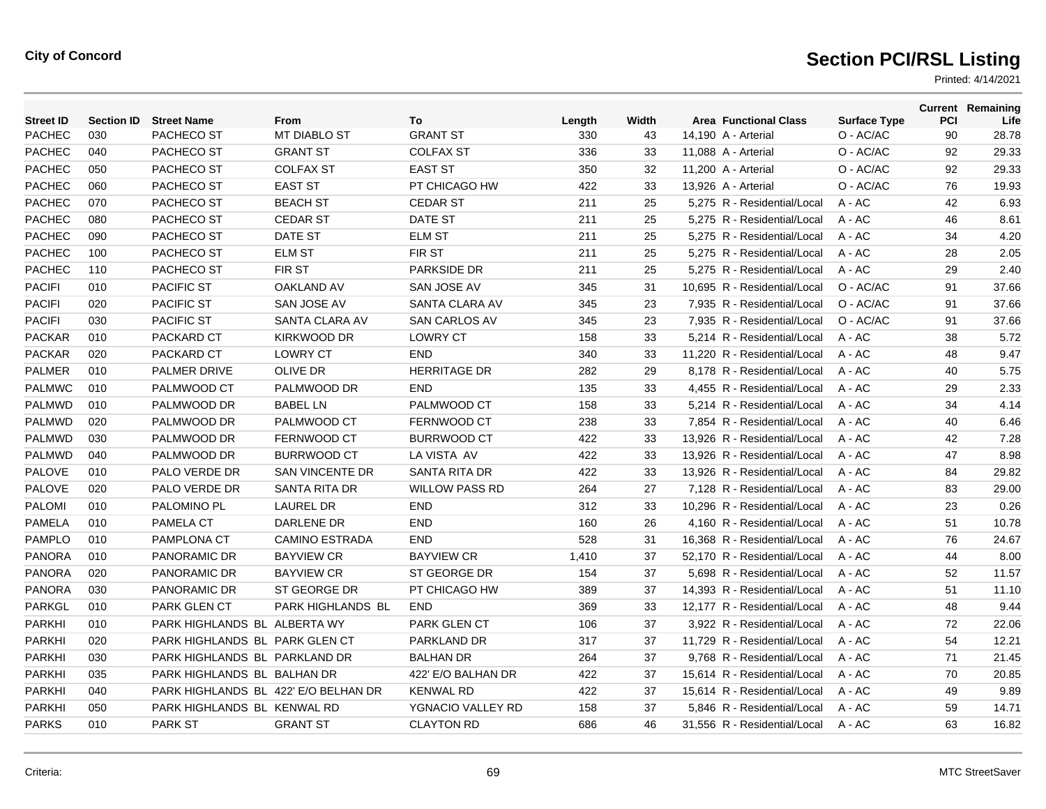**City of Concord**

# Section PCI/RSL Listing

Printed: 4/14/2021

| Street ID | Section ID | Street Name | From | To | Length | Width | Area | Functional Class | Surface Type | Current PCI | Remaining Life |
|---|---|---|---|---|---|---|---|---|---|---|---|
| PACHEC | 030 | PACHECO ST | MT DIABLO ST | GRANT ST | 330 | 43 | 14,190 | A - Arterial | O - AC/AC | 90 | 28.78 |
| PACHEC | 040 | PACHECO ST | GRANT ST | COLFAX ST | 336 | 33 | 11,088 | A - Arterial | O - AC/AC | 92 | 29.33 |
| PACHEC | 050 | PACHECO ST | COLFAX ST | EAST ST | 350 | 32 | 11,200 | A - Arterial | O - AC/AC | 92 | 29.33 |
| PACHEC | 060 | PACHECO ST | EAST ST | PT CHICAGO HW | 422 | 33 | 13,926 | A - Arterial | O - AC/AC | 76 | 19.93 |
| PACHEC | 070 | PACHECO ST | BEACH ST | CEDAR ST | 211 | 25 | 5,275 | R - Residential/Local | A - AC | 42 | 6.93 |
| PACHEC | 080 | PACHECO ST | CEDAR ST | DATE ST | 211 | 25 | 5,275 | R - Residential/Local | A - AC | 46 | 8.61 |
| PACHEC | 090 | PACHECO ST | DATE ST | ELM ST | 211 | 25 | 5,275 | R - Residential/Local | A - AC | 34 | 4.20 |
| PACHEC | 100 | PACHECO ST | ELM ST | FIR ST | 211 | 25 | 5,275 | R - Residential/Local | A - AC | 28 | 2.05 |
| PACHEC | 110 | PACHECO ST | FIR ST | PARKSIDE DR | 211 | 25 | 5,275 | R - Residential/Local | A - AC | 29 | 2.40 |
| PACIFI | 010 | PACIFIC ST | OAKLAND AV | SAN JOSE AV | 345 | 31 | 10,695 | R - Residential/Local | O - AC/AC | 91 | 37.66 |
| PACIFI | 020 | PACIFIC ST | SAN JOSE AV | SANTA CLARA AV | 345 | 23 | 7,935 | R - Residential/Local | O - AC/AC | 91 | 37.66 |
| PACIFI | 030 | PACIFIC ST | SANTA CLARA AV | SAN CARLOS AV | 345 | 23 | 7,935 | R - Residential/Local | O - AC/AC | 91 | 37.66 |
| PACKAR | 010 | PACKARD CT | KIRKWOOD DR | LOWRY CT | 158 | 33 | 5,214 | R - Residential/Local | A - AC | 38 | 5.72 |
| PACKAR | 020 | PACKARD CT | LOWRY CT | END | 340 | 33 | 11,220 | R - Residential/Local | A - AC | 48 | 9.47 |
| PALMER | 010 | PALMER DRIVE | OLIVE DR | HERRITAGE DR | 282 | 29 | 8,178 | R - Residential/Local | A - AC | 40 | 5.75 |
| PALMWC | 010 | PALMWOOD CT | PALMWOOD DR | END | 135 | 33 | 4,455 | R - Residential/Local | A - AC | 29 | 2.33 |
| PALMWD | 010 | PALMWOOD DR | BABEL LN | PALMWOOD CT | 158 | 33 | 5,214 | R - Residential/Local | A - AC | 34 | 4.14 |
| PALMWD | 020 | PALMWOOD DR | PALMWOOD CT | FERNWOOD CT | 238 | 33 | 7,854 | R - Residential/Local | A - AC | 40 | 6.46 |
| PALMWD | 030 | PALMWOOD DR | FERNWOOD CT | BURRWOOD CT | 422 | 33 | 13,926 | R - Residential/Local | A - AC | 42 | 7.28 |
| PALMWD | 040 | PALMWOOD DR | BURRWOOD CT | LA VISTA AV | 422 | 33 | 13,926 | R - Residential/Local | A - AC | 47 | 8.98 |
| PALOVE | 010 | PALO VERDE DR | SAN VINCENTE DR | SANTA RITA DR | 422 | 33 | 13,926 | R - Residential/Local | A - AC | 84 | 29.82 |
| PALOVE | 020 | PALO VERDE DR | SANTA RITA DR | WILLOW PASS RD | 264 | 27 | 7,128 | R - Residential/Local | A - AC | 83 | 29.00 |
| PALOMI | 010 | PALOMINO PL | LAUREL DR | END | 312 | 33 | 10,296 | R - Residential/Local | A - AC | 23 | 0.26 |
| PAMELA | 010 | PAMELA CT | DARLENE DR | END | 160 | 26 | 4,160 | R - Residential/Local | A - AC | 51 | 10.78 |
| PAMPLO | 010 | PAMPLONA CT | CAMINO ESTRADA | END | 528 | 31 | 16,368 | R - Residential/Local | A - AC | 76 | 24.67 |
| PANORA | 010 | PANORAMIC DR | BAYVIEW CR | BAYVIEW CR | 1,410 | 37 | 52,170 | R - Residential/Local | A - AC | 44 | 8.00 |
| PANORA | 020 | PANORAMIC DR | BAYVIEW CR | ST GEORGE DR | 154 | 37 | 5,698 | R - Residential/Local | A - AC | 52 | 11.57 |
| PANORA | 030 | PANORAMIC DR | ST GEORGE DR | PT CHICAGO HW | 389 | 37 | 14,393 | R - Residential/Local | A - AC | 51 | 11.10 |
| PARKGL | 010 | PARK GLEN CT | PARK HIGHLANDS BL | END | 369 | 33 | 12,177 | R - Residential/Local | A - AC | 48 | 9.44 |
| PARKHI | 010 | PARK HIGHLANDS BL | ALBERTA WY | PARK GLEN CT | 106 | 37 | 3,922 | R - Residential/Local | A - AC | 72 | 22.06 |
| PARKHI | 020 | PARK HIGHLANDS BL | PARK GLEN CT | PARKLAND DR | 317 | 37 | 11,729 | R - Residential/Local | A - AC | 54 | 12.21 |
| PARKHI | 030 | PARK HIGHLANDS BL | PARKLAND DR | BALHAN DR | 264 | 37 | 9,768 | R - Residential/Local | A - AC | 71 | 21.45 |
| PARKHI | 035 | PARK HIGHLANDS BL | BALHAN DR | 422' E/O BALHAN DR | 422 | 37 | 15,614 | R - Residential/Local | A - AC | 70 | 20.85 |
| PARKHI | 040 | PARK HIGHLANDS BL | 422' E/O BELHAN DR | KENWAL RD | 422 | 37 | 15,614 | R - Residential/Local | A - AC | 49 | 9.89 |
| PARKHI | 050 | PARK HIGHLANDS BL | KENWAL RD | YGNACIO VALLEY RD | 158 | 37 | 5,846 | R - Residential/Local | A - AC | 59 | 14.71 |
| PARKS | 010 | PARK ST | GRANT ST | CLAYTON RD | 686 | 46 | 31,556 | R - Residential/Local | A - AC | 63 | 16.82 |

Criteria:

MTC StreetSaver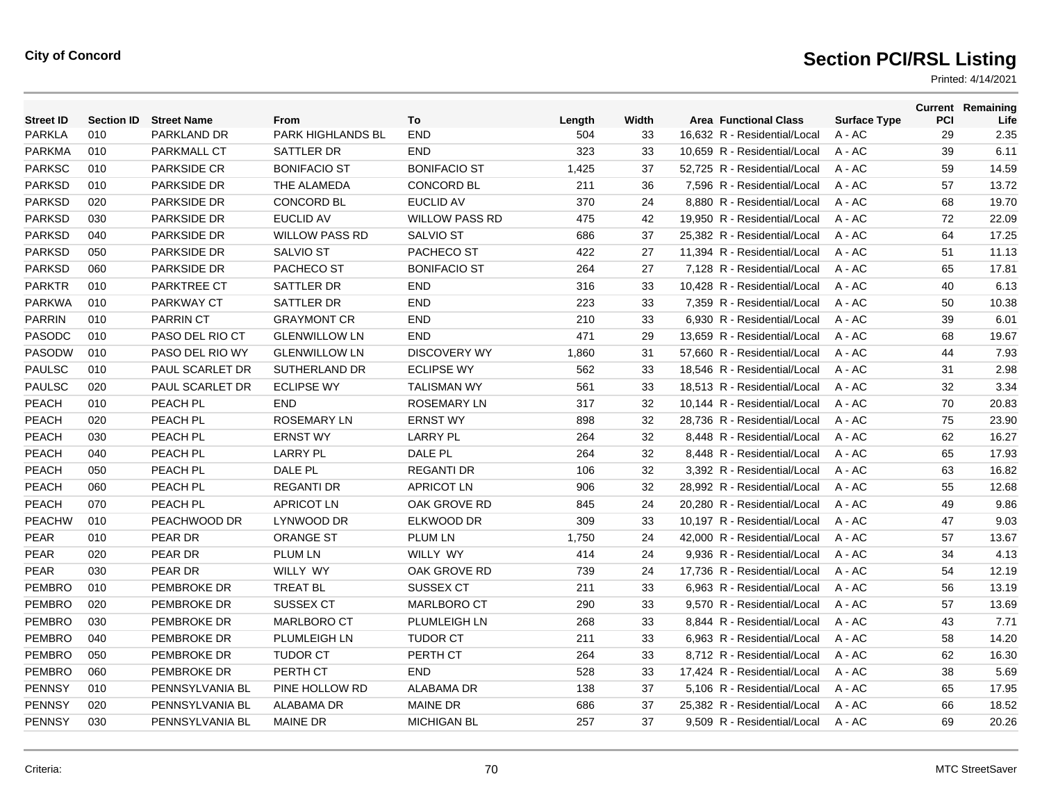**City of Concord**

# Section PCI/RSL Listing

Printed: 4/14/2021

| Street ID | Section ID | Street Name | From | To | Length | Width | Area | Functional Class | Surface Type | Current PCI | Remaining Life |
|---|---|---|---|---|---|---|---|---|---|---|---|
| PARKLA | 010 | PARKLAND DR | PARK HIGHLANDS BL | END | 504 | 33 | 16,632 | R - Residential/Local | A - AC | 29 | 2.35 |
| PARKMA | 010 | PARKMALL CT | SATTLER DR | END | 323 | 33 | 10,659 | R - Residential/Local | A - AC | 39 | 6.11 |
| PARKSC | 010 | PARKSIDE CR | BONIFACIO ST | BONIFACIO ST | 1,425 | 37 | 52,725 | R - Residential/Local | A - AC | 59 | 14.59 |
| PARKSD | 010 | PARKSIDE DR | THE ALAMEDA | CONCORD BL | 211 | 36 | 7,596 | R - Residential/Local | A - AC | 57 | 13.72 |
| PARKSD | 020 | PARKSIDE DR | CONCORD BL | EUCLID AV | 370 | 24 | 8,880 | R - Residential/Local | A - AC | 68 | 19.70 |
| PARKSD | 030 | PARKSIDE DR | EUCLID AV | WILLOW PASS RD | 475 | 42 | 19,950 | R - Residential/Local | A - AC | 72 | 22.09 |
| PARKSD | 040 | PARKSIDE DR | WILLOW PASS RD | SALVIO ST | 686 | 37 | 25,382 | R - Residential/Local | A - AC | 64 | 17.25 |
| PARKSD | 050 | PARKSIDE DR | SALVIO ST | PACHECO ST | 422 | 27 | 11,394 | R - Residential/Local | A - AC | 51 | 11.13 |
| PARKSD | 060 | PARKSIDE DR | PACHECO ST | BONIFACIO ST | 264 | 27 | 7,128 | R - Residential/Local | A - AC | 65 | 17.81 |
| PARKTR | 010 | PARKTREE CT | SATTLER DR | END | 316 | 33 | 10,428 | R - Residential/Local | A - AC | 40 | 6.13 |
| PARKWA | 010 | PARKWAY CT | SATTLER DR | END | 223 | 33 | 7,359 | R - Residential/Local | A - AC | 50 | 10.38 |
| PARRIN | 010 | PARRIN CT | GRAYMONT CR | END | 210 | 33 | 6,930 | R - Residential/Local | A - AC | 39 | 6.01 |
| PASODC | 010 | PASO DEL RIO CT | GLENWILLOW LN | END | 471 | 29 | 13,659 | R - Residential/Local | A - AC | 68 | 19.67 |
| PASODW | 010 | PASO DEL RIO WY | GLENWILLOW LN | DISCOVERY WY | 1,860 | 31 | 57,660 | R - Residential/Local | A - AC | 44 | 7.93 |
| PAULSC | 010 | PAUL SCARLET DR | SUTHERLAND DR | ECLIPSE WY | 562 | 33 | 18,546 | R - Residential/Local | A - AC | 31 | 2.98 |
| PAULSC | 020 | PAUL SCARLET DR | ECLIPSE WY | TALISMAN WY | 561 | 33 | 18,513 | R - Residential/Local | A - AC | 32 | 3.34 |
| PEACH | 010 | PEACH PL | END | ROSEMARY LN | 317 | 32 | 10,144 | R - Residential/Local | A - AC | 70 | 20.83 |
| PEACH | 020 | PEACH PL | ROSEMARY LN | ERNST WY | 898 | 32 | 28,736 | R - Residential/Local | A - AC | 75 | 23.90 |
| PEACH | 030 | PEACH PL | ERNST WY | LARRY PL | 264 | 32 | 8,448 | R - Residential/Local | A - AC | 62 | 16.27 |
| PEACH | 040 | PEACH PL | LARRY PL | DALE PL | 264 | 32 | 8,448 | R - Residential/Local | A - AC | 65 | 17.93 |
| PEACH | 050 | PEACH PL | DALE PL | REGANTI DR | 106 | 32 | 3,392 | R - Residential/Local | A - AC | 63 | 16.82 |
| PEACH | 060 | PEACH PL | REGANTI DR | APRICOT LN | 906 | 32 | 28,992 | R - Residential/Local | A - AC | 55 | 12.68 |
| PEACH | 070 | PEACH PL | APRICOT LN | OAK GROVE RD | 845 | 24 | 20,280 | R - Residential/Local | A - AC | 49 | 9.86 |
| PEACHW | 010 | PEACHWOOD DR | LYNWOOD DR | ELKWOOD DR | 309 | 33 | 10,197 | R - Residential/Local | A - AC | 47 | 9.03 |
| PEAR | 010 | PEAR DR | ORANGE ST | PLUM LN | 1,750 | 24 | 42,000 | R - Residential/Local | A - AC | 57 | 13.67 |
| PEAR | 020 | PEAR DR | PLUM LN | WILLY WY | 414 | 24 | 9,936 | R - Residential/Local | A - AC | 34 | 4.13 |
| PEAR | 030 | PEAR DR | WILLY WY | OAK GROVE RD | 739 | 24 | 17,736 | R - Residential/Local | A - AC | 54 | 12.19 |
| PEMBRO | 010 | PEMBROKE DR | TREAT BL | SUSSEX CT | 211 | 33 | 6,963 | R - Residential/Local | A - AC | 56 | 13.19 |
| PEMBRO | 020 | PEMBROKE DR | SUSSEX CT | MARLBORO CT | 290 | 33 | 9,570 | R - Residential/Local | A - AC | 57 | 13.69 |
| PEMBRO | 030 | PEMBROKE DR | MARLBORO CT | PLUMLEIGH LN | 268 | 33 | 8,844 | R - Residential/Local | A - AC | 43 | 7.71 |
| PEMBRO | 040 | PEMBROKE DR | PLUMLEIGH LN | TUDOR CT | 211 | 33 | 6,963 | R - Residential/Local | A - AC | 58 | 14.20 |
| PEMBRO | 050 | PEMBROKE DR | TUDOR CT | PERTH CT | 264 | 33 | 8,712 | R - Residential/Local | A - AC | 62 | 16.30 |
| PEMBRO | 060 | PEMBROKE DR | PERTH CT | END | 528 | 33 | 17,424 | R - Residential/Local | A - AC | 38 | 5.69 |
| PENNSY | 010 | PENNSYLVANIA BL | PINE HOLLOW RD | ALABAMA DR | 138 | 37 | 5,106 | R - Residential/Local | A - AC | 65 | 17.95 |
| PENNSY | 020 | PENNSYLVANIA BL | ALABAMA DR | MAINE DR | 686 | 37 | 25,382 | R - Residential/Local | A - AC | 66 | 18.52 |
| PENNSY | 030 | PENNSYLVANIA BL | MAINE DR | MICHIGAN BL | 257 | 37 | 9,509 | R - Residential/Local | A - AC | 69 | 20.26 |

Criteria: MTC StreetSaver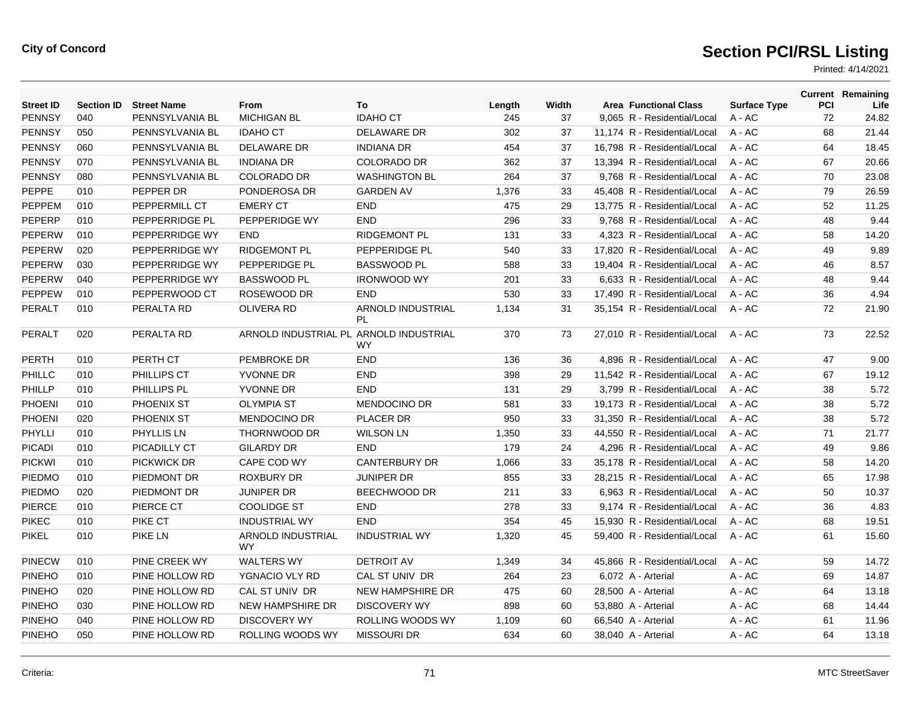**City of Concord**

# Section PCI/RSL Listing

Printed: 4/14/2021

| Street ID | Section ID | Street Name | From | To | Length | Width | Area | Functional Class | Surface Type | Current PCI | Remaining Life |
|---|---|---|---|---|---|---|---|---|---|---|---|
| PENNSY | 040 | PENNSYLVANIA BL | MICHIGAN BL | IDAHO CT | 245 | 37 | 9,065 | R - Residential/Local | A - AC | 72 | 24.82 |
| PENNSY | 050 | PENNSYLVANIA BL | IDAHO CT | DELAWARE DR | 302 | 37 | 11,174 | R - Residential/Local | A - AC | 68 | 21.44 |
| PENNSY | 060 | PENNSYLVANIA BL | DELAWARE DR | INDIANA DR | 454 | 37 | 16,798 | R - Residential/Local | A - AC | 64 | 18.45 |
| PENNSY | 070 | PENNSYLVANIA BL | INDIANA DR | COLORADO DR | 362 | 37 | 13,394 | R - Residential/Local | A - AC | 67 | 20.66 |
| PENNSY | 080 | PENNSYLVANIA BL | COLORADO DR | WASHINGTON BL | 264 | 37 | 9,768 | R - Residential/Local | A - AC | 70 | 23.08 |
| PEPPE | 010 | PEPPER DR | PONDEROSA DR | GARDEN AV | 1,376 | 33 | 45,408 | R - Residential/Local | A - AC | 79 | 26.59 |
| PEPPEM | 010 | PEPPERMILL CT | EMERY CT | END | 475 | 29 | 13,775 | R - Residential/Local | A - AC | 52 | 11.25 |
| PEPERP | 010 | PEPPERRIDGE PL | PEPPERIDGE WY | END | 296 | 33 | 9,768 | R - Residential/Local | A - AC | 48 | 9.44 |
| PEPERW | 010 | PEPPERRIDGE WY | END | RIDGEMONT PL | 131 | 33 | 4,323 | R - Residential/Local | A - AC | 58 | 14.20 |
| PEPERW | 020 | PEPPERRIDGE WY | RIDGEMONT PL | PEPPERIDGE PL | 540 | 33 | 17,820 | R - Residential/Local | A - AC | 49 | 9.89 |
| PEPERW | 030 | PEPPERRIDGE WY | PEPPERIDGE PL | BASSWOOD PL | 588 | 33 | 19,404 | R - Residential/Local | A - AC | 46 | 8.57 |
| PEPERW | 040 | PEPPERRIDGE WY | BASSWOOD PL | IRONWOOD WY | 201 | 33 | 6,633 | R - Residential/Local | A - AC | 48 | 9.44 |
| PEPPEW | 010 | PEPPERWOOD CT | ROSEWOOD DR | END | 530 | 33 | 17,490 | R - Residential/Local | A - AC | 36 | 4.94 |
| PERALT | 010 | PERALTA RD | OLIVERA RD | ARNOLD INDUSTRIAL PL | 1,134 | 31 | 35,154 | R - Residential/Local | A - AC | 72 | 21.90 |
| PERALT | 020 | PERALTA RD | ARNOLD INDUSTRIAL PL | ARNOLD INDUSTRIAL WY | 370 | 73 | 27,010 | R - Residential/Local | A - AC | 73 | 22.52 |
| PERTH | 010 | PERTH CT | PEMBROKE DR | END | 136 | 36 | 4,896 | R - Residential/Local | A - AC | 47 | 9.00 |
| PHILLC | 010 | PHILLIPS CT | YVONNE DR | END | 398 | 29 | 11,542 | R - Residential/Local | A - AC | 67 | 19.12 |
| PHILLP | 010 | PHILLIPS PL | YVONNE DR | END | 131 | 29 | 3,799 | R - Residential/Local | A - AC | 38 | 5.72 |
| PHOENI | 010 | PHOENIX ST | OLYMPIA ST | MENDOCINO DR | 581 | 33 | 19,173 | R - Residential/Local | A - AC | 38 | 5.72 |
| PHOENI | 020 | PHOENIX ST | MENDOCINO DR | PLACER DR | 950 | 33 | 31,350 | R - Residential/Local | A - AC | 38 | 5.72 |
| PHYLLI | 010 | PHYLLIS LN | THORNWOOD DR | WILSON LN | 1,350 | 33 | 44,550 | R - Residential/Local | A - AC | 71 | 21.77 |
| PICADI | 010 | PICADILLY CT | GILARDY DR | END | 179 | 24 | 4,296 | R - Residential/Local | A - AC | 49 | 9.86 |
| PICKWI | 010 | PICKWICK DR | CAPE COD WY | CANTERBURY DR | 1,066 | 33 | 35,178 | R - Residential/Local | A - AC | 58 | 14.20 |
| PIEDMO | 010 | PIEDMONT DR | ROXBURY DR | JUNIPER DR | 855 | 33 | 28,215 | R - Residential/Local | A - AC | 65 | 17.98 |
| PIEDMO | 020 | PIEDMONT DR | JUNIPER DR | BEECHWOOD DR | 211 | 33 | 6,963 | R - Residential/Local | A - AC | 50 | 10.37 |
| PIERCE | 010 | PIERCE CT | COOLIDGE ST | END | 278 | 33 | 9,174 | R - Residential/Local | A - AC | 36 | 4.83 |
| PIKEC | 010 | PIKE CT | INDUSTRIAL WY | END | 354 | 45 | 15,930 | R - Residential/Local | A - AC | 68 | 19.51 |
| PIKEL | 010 | PIKE LN | ARNOLD INDUSTRIAL WY | INDUSTRIAL WY | 1,320 | 45 | 59,400 | R - Residential/Local | A - AC | 61 | 15.60 |
| PINECW | 010 | PINE CREEK WY | WALTERS WY | DETROIT AV | 1,349 | 34 | 45,866 | R - Residential/Local | A - AC | 59 | 14.72 |
| PINEHO | 010 | PINE HOLLOW RD | YGNACIO VLY RD | CAL ST UNIV DR | 264 | 23 | 6,072 | A - Arterial | A - AC | 69 | 14.87 |
| PINEHO | 020 | PINE HOLLOW RD | CAL ST UNIV DR | NEW HAMPSHIRE DR | 475 | 60 | 28,500 | A - Arterial | A - AC | 64 | 13.18 |
| PINEHO | 030 | PINE HOLLOW RD | NEW HAMPSHIRE DR | DISCOVERY WY | 898 | 60 | 53,880 | A - Arterial | A - AC | 68 | 14.44 |
| PINEHO | 040 | PINE HOLLOW RD | DISCOVERY WY | ROLLING WOODS WY | 1,109 | 60 | 66,540 | A - Arterial | A - AC | 61 | 11.96 |
| PINEHO | 050 | PINE HOLLOW RD | ROLLING WOODS WY | MISSOURI DR | 634 | 60 | 38,040 | A - Arterial | A - AC | 64 | 13.18 |

Criteria:

MTC StreetSaver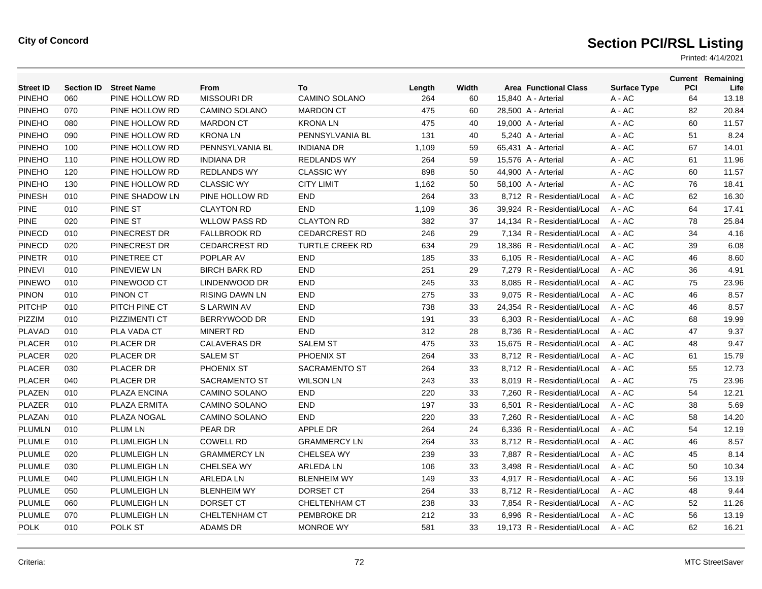**City of Concord**

# Section PCI/RSL Listing

Printed: 4/14/2021

| Street ID | Section ID | Street Name | From | To | Length | Width | Area | Functional Class | Surface Type | Current PCI | Remaining Life |
|---|---|---|---|---|---|---|---|---|---|---|---|
| PINEHO | 060 | PINE HOLLOW RD | MISSOURI DR | CAMINO SOLANO | 264 | 60 | 15,840 | A - Arterial | A - AC | 64 | 13.18 |
| PINEHO | 070 | PINE HOLLOW RD | CAMINO SOLANO | MARDON CT | 475 | 60 | 28,500 | A - Arterial | A - AC | 82 | 20.84 |
| PINEHO | 080 | PINE HOLLOW RD | MARDON CT | KRONA LN | 475 | 40 | 19,000 | A - Arterial | A - AC | 60 | 11.57 |
| PINEHO | 090 | PINE HOLLOW RD | KRONA LN | PENNSYLVANIA BL | 131 | 40 | 5,240 | A - Arterial | A - AC | 51 | 8.24 |
| PINEHO | 100 | PINE HOLLOW RD | PENNSYLVANIA BL | INDIANA DR | 1,109 | 59 | 65,431 | A - Arterial | A - AC | 67 | 14.01 |
| PINEHO | 110 | PINE HOLLOW RD | INDIANA DR | REDLANDS WY | 264 | 59 | 15,576 | A - Arterial | A - AC | 61 | 11.96 |
| PINEHO | 120 | PINE HOLLOW RD | REDLANDS WY | CLASSIC WY | 898 | 50 | 44,900 | A - Arterial | A - AC | 60 | 11.57 |
| PINEHO | 130 | PINE HOLLOW RD | CLASSIC WY | CITY LIMIT | 1,162 | 50 | 58,100 | A - Arterial | A - AC | 76 | 18.41 |
| PINESH | 010 | PINE SHADOW LN | PINE HOLLOW RD | END | 264 | 33 | 8,712 | R - Residential/Local | A - AC | 62 | 16.30 |
| PINE | 010 | PINE ST | CLAYTON RD | END | 1,109 | 36 | 39,924 | R - Residential/Local | A - AC | 64 | 17.41 |
| PINE | 020 | PINE ST | WLLOW PASS RD | CLAYTON RD | 382 | 37 | 14,134 | R - Residential/Local | A - AC | 78 | 25.84 |
| PINECD | 010 | PINECREST DR | FALLBROOK RD | CEDARCREST RD | 246 | 29 | 7,134 | R - Residential/Local | A - AC | 34 | 4.16 |
| PINECD | 020 | PINECREST DR | CEDARCREST RD | TURTLE CREEK RD | 634 | 29 | 18,386 | R - Residential/Local | A - AC | 39 | 6.08 |
| PINETR | 010 | PINETREE CT | POPLAR AV | END | 185 | 33 | 6,105 | R - Residential/Local | A - AC | 46 | 8.60 |
| PINEVI | 010 | PINEVIEW LN | BIRCH BARK RD | END | 251 | 29 | 7,279 | R - Residential/Local | A - AC | 36 | 4.91 |
| PINEWO | 010 | PINEWOOD CT | LINDENWOOD DR | END | 245 | 33 | 8,085 | R - Residential/Local | A - AC | 75 | 23.96 |
| PINON | 010 | PINON CT | RISING DAWN LN | END | 275 | 33 | 9,075 | R - Residential/Local | A - AC | 46 | 8.57 |
| PITCHP | 010 | PITCH PINE CT | S LARWIN AV | END | 738 | 33 | 24,354 | R - Residential/Local | A - AC | 46 | 8.57 |
| PIZZIM | 010 | PIZZIMENTI CT | BERRYWOOD DR | END | 191 | 33 | 6,303 | R - Residential/Local | A - AC | 68 | 19.99 |
| PLAVAD | 010 | PLA VADA CT | MINERT RD | END | 312 | 28 | 8,736 | R - Residential/Local | A - AC | 47 | 9.37 |
| PLACER | 010 | PLACER DR | CALAVERAS DR | SALEM ST | 475 | 33 | 15,675 | R - Residential/Local | A - AC | 48 | 9.47 |
| PLACER | 020 | PLACER DR | SALEM ST | PHOENIX ST | 264 | 33 | 8,712 | R - Residential/Local | A - AC | 61 | 15.79 |
| PLACER | 030 | PLACER DR | PHOENIX ST | SACRAMENTO ST | 264 | 33 | 8,712 | R - Residential/Local | A - AC | 55 | 12.73 |
| PLACER | 040 | PLACER DR | SACRAMENTO ST | WILSON LN | 243 | 33 | 8,019 | R - Residential/Local | A - AC | 75 | 23.96 |
| PLAZEN | 010 | PLAZA ENCINA | CAMINO SOLANO | END | 220 | 33 | 7,260 | R - Residential/Local | A - AC | 54 | 12.21 |
| PLAZER | 010 | PLAZA ERMITA | CAMINO SOLANO | END | 197 | 33 | 6,501 | R - Residential/Local | A - AC | 38 | 5.69 |
| PLAZAN | 010 | PLAZA NOGAL | CAMINO SOLANO | END | 220 | 33 | 7,260 | R - Residential/Local | A - AC | 58 | 14.20 |
| PLUMLN | 010 | PLUM LN | PEAR DR | APPLE DR | 264 | 24 | 6,336 | R - Residential/Local | A - AC | 54 | 12.19 |
| PLUMLE | 010 | PLUMLEIGH LN | COWELL RD | GRAMMERCY LN | 264 | 33 | 8,712 | R - Residential/Local | A - AC | 46 | 8.57 |
| PLUMLE | 020 | PLUMLEIGH LN | GRAMMERCY LN | CHELSEA WY | 239 | 33 | 7,887 | R - Residential/Local | A - AC | 45 | 8.14 |
| PLUMLE | 030 | PLUMLEIGH LN | CHELSEA WY | ARLEDA LN | 106 | 33 | 3,498 | R - Residential/Local | A - AC | 50 | 10.34 |
| PLUMLE | 040 | PLUMLEIGH LN | ARLEDA LN | BLENHEIM WY | 149 | 33 | 4,917 | R - Residential/Local | A - AC | 56 | 13.19 |
| PLUMLE | 050 | PLUMLEIGH LN | BLENHEIM WY | DORSET CT | 264 | 33 | 8,712 | R - Residential/Local | A - AC | 48 | 9.44 |
| PLUMLE | 060 | PLUMLEIGH LN | DORSET CT | CHELTENHAM CT | 238 | 33 | 7,854 | R - Residential/Local | A - AC | 52 | 11.26 |
| PLUMLE | 070 | PLUMLEIGH LN | CHELTENHAM CT | PEMBROKE DR | 212 | 33 | 6,996 | R - Residential/Local | A - AC | 56 | 13.19 |
| POLK | 010 | POLK ST | ADAMS DR | MONROE WY | 581 | 33 | 19,173 | R - Residential/Local | A - AC | 62 | 16.21 |

Criteria:

MTC StreetSaver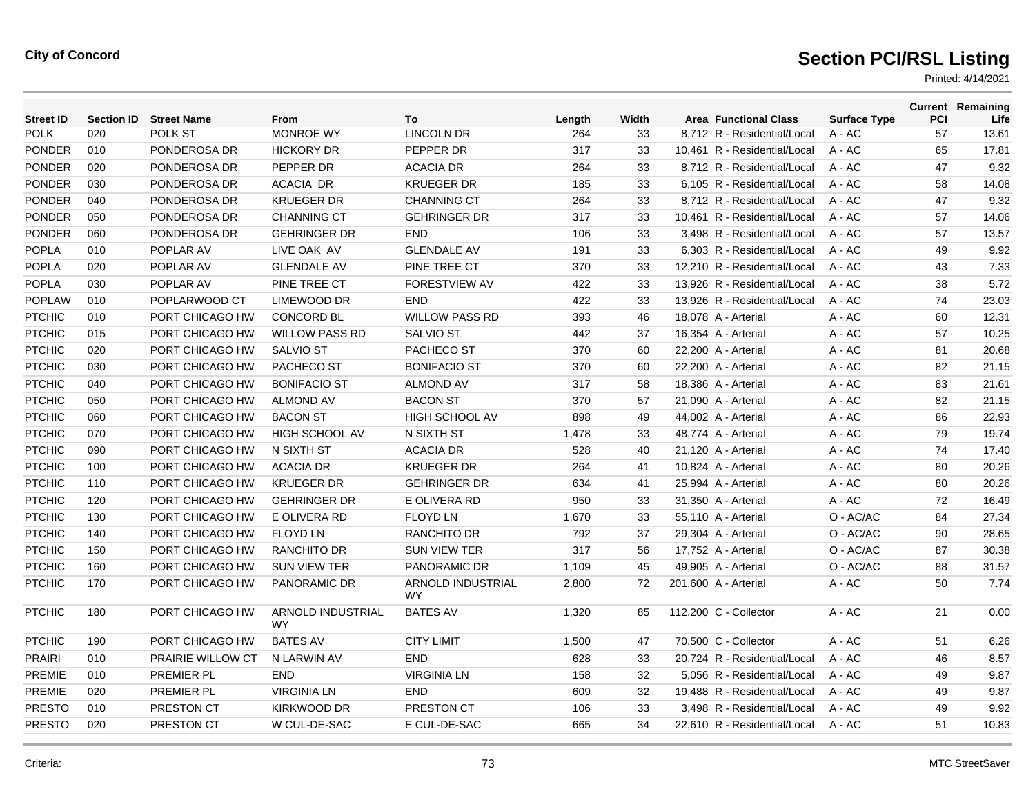**City of Concord**

# Section PCI/RSL Listing

Printed: 4/14/2021

| Street ID | Section ID | Street Name | From | To | Length | Width | Area | Functional Class | Surface Type | Current PCI | Remaining Life |
|---|---|---|---|---|---|---|---|---|---|---|---|
| POLK | 020 | POLK ST | MONROE WY | LINCOLN DR | 264 | 33 | 8,712 | R - Residential/Local | A - AC | 57 | 13.61 |
| PONDER | 010 | PONDEROSA DR | HICKORY DR | PEPPER DR | 317 | 33 | 10,461 | R - Residential/Local | A - AC | 65 | 17.81 |
| PONDER | 020 | PONDEROSA DR | PEPPER DR | ACACIA DR | 264 | 33 | 8,712 | R - Residential/Local | A - AC | 47 | 9.32 |
| PONDER | 030 | PONDEROSA DR | ACACIA DR | KRUEGER DR | 185 | 33 | 6,105 | R - Residential/Local | A - AC | 58 | 14.08 |
| PONDER | 040 | PONDEROSA DR | KRUEGER DR | CHANNING CT | 264 | 33 | 8,712 | R - Residential/Local | A - AC | 47 | 9.32 |
| PONDER | 050 | PONDEROSA DR | CHANNING CT | GEHRINGER DR | 317 | 33 | 10,461 | R - Residential/Local | A - AC | 57 | 14.06 |
| PONDER | 060 | PONDEROSA DR | GEHRINGER DR | END | 106 | 33 | 3,498 | R - Residential/Local | A - AC | 57 | 13.57 |
| POPLA | 010 | POPLAR AV | LIVE OAK AV | GLENDALE AV | 191 | 33 | 6,303 | R - Residential/Local | A - AC | 49 | 9.92 |
| POPLA | 020 | POPLAR AV | GLENDALE AV | PINE TREE CT | 370 | 33 | 12,210 | R - Residential/Local | A - AC | 43 | 7.33 |
| POPLA | 030 | POPLAR AV | PINE TREE CT | FORESTVIEW AV | 422 | 33 | 13,926 | R - Residential/Local | A - AC | 38 | 5.72 |
| POPLAW | 010 | POPLARWOOD CT | LIMEWOOD DR | END | 422 | 33 | 13,926 | R - Residential/Local | A - AC | 74 | 23.03 |
| PTCHIC | 010 | PORT CHICAGO HW | CONCORD BL | WILLOW PASS RD | 393 | 46 | 18,078 | A - Arterial | A - AC | 60 | 12.31 |
| PTCHIC | 015 | PORT CHICAGO HW | WILLOW PASS RD | SALVIO ST | 442 | 37 | 16,354 | A - Arterial | A - AC | 57 | 10.25 |
| PTCHIC | 020 | PORT CHICAGO HW | SALVIO ST | PACHECO ST | 370 | 60 | 22,200 | A - Arterial | A - AC | 81 | 20.68 |
| PTCHIC | 030 | PORT CHICAGO HW | PACHECO ST | BONIFACIO ST | 370 | 60 | 22,200 | A - Arterial | A - AC | 82 | 21.15 |
| PTCHIC | 040 | PORT CHICAGO HW | BONIFACIO ST | ALMOND AV | 317 | 58 | 18,386 | A - Arterial | A - AC | 83 | 21.61 |
| PTCHIC | 050 | PORT CHICAGO HW | ALMOND AV | BACON ST | 370 | 57 | 21,090 | A - Arterial | A - AC | 82 | 21.15 |
| PTCHIC | 060 | PORT CHICAGO HW | BACON ST | HIGH SCHOOL AV | 898 | 49 | 44,002 | A - Arterial | A - AC | 86 | 22.93 |
| PTCHIC | 070 | PORT CHICAGO HW | HIGH SCHOOL AV | N SIXTH ST | 1,478 | 33 | 48,774 | A - Arterial | A - AC | 79 | 19.74 |
| PTCHIC | 090 | PORT CHICAGO HW | N SIXTH ST | ACACIA DR | 528 | 40 | 21,120 | A - Arterial | A - AC | 74 | 17.40 |
| PTCHIC | 100 | PORT CHICAGO HW | ACACIA DR | KRUEGER DR | 264 | 41 | 10,824 | A - Arterial | A - AC | 80 | 20.26 |
| PTCHIC | 110 | PORT CHICAGO HW | KRUEGER DR | GEHRINGER DR | 634 | 41 | 25,994 | A - Arterial | A - AC | 80 | 20.26 |
| PTCHIC | 120 | PORT CHICAGO HW | GEHRINGER DR | E OLIVERA RD | 950 | 33 | 31,350 | A - Arterial | A - AC | 72 | 16.49 |
| PTCHIC | 130 | PORT CHICAGO HW | E OLIVERA RD | FLOYD LN | 1,670 | 33 | 55,110 | A - Arterial | O - AC/AC | 84 | 27.34 |
| PTCHIC | 140 | PORT CHICAGO HW | FLOYD LN | RANCHITO DR | 792 | 37 | 29,304 | A - Arterial | O - AC/AC | 90 | 28.65 |
| PTCHIC | 150 | PORT CHICAGO HW | RANCHITO DR | SUN VIEW TER | 317 | 56 | 17,752 | A - Arterial | O - AC/AC | 87 | 30.38 |
| PTCHIC | 160 | PORT CHICAGO HW | SUN VIEW TER | PANORAMIC DR | 1,109 | 45 | 49,905 | A - Arterial | O - AC/AC | 88 | 31.57 |
| PTCHIC | 170 | PORT CHICAGO HW | PANORAMIC DR | ARNOLD INDUSTRIAL WY | 2,800 | 72 | 201,600 | A - Arterial | A - AC | 50 | 7.74 |
| PTCHIC | 180 | PORT CHICAGO HW | ARNOLD INDUSTRIAL WY | BATES AV | 1,320 | 85 | 112,200 | C - Collector | A - AC | 21 | 0.00 |
| PTCHIC | 190 | PORT CHICAGO HW | BATES AV | CITY LIMIT | 1,500 | 47 | 70,500 | C - Collector | A - AC | 51 | 6.26 |
| PRAIRI | 010 | PRAIRIE WILLOW CT | N LARWIN AV | END | 628 | 33 | 20,724 | R - Residential/Local | A - AC | 46 | 8.57 |
| PREMIE | 010 | PREMIER PL | END | VIRGINIA LN | 158 | 32 | 5,056 | R - Residential/Local | A - AC | 49 | 9.87 |
| PREMIE | 020 | PREMIER PL | VIRGINIA LN | END | 609 | 32 | 19,488 | R - Residential/Local | A - AC | 49 | 9.87 |
| PRESTO | 010 | PRESTON CT | KIRKWOOD DR | PRESTON CT | 106 | 33 | 3,498 | R - Residential/Local | A - AC | 49 | 9.92 |
| PRESTO | 020 | PRESTON CT | W CUL-DE-SAC | E CUL-DE-SAC | 665 | 34 | 22,610 | R - Residential/Local | A - AC | 51 | 10.83 |

Criteria:

MTC StreetSaver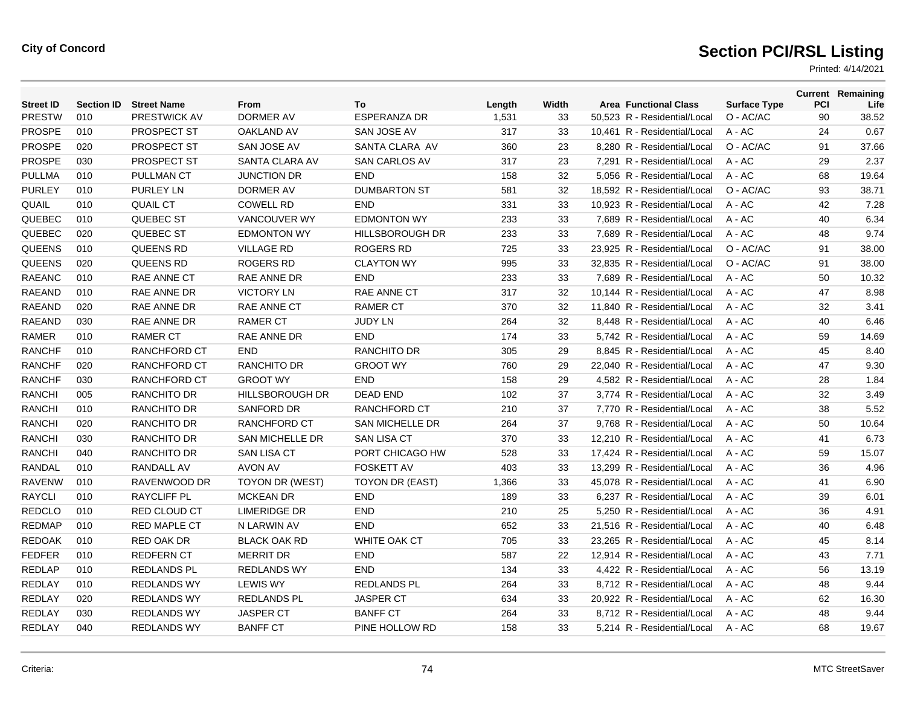**City of Concord**

# Section PCI/RSL Listing

Printed: 4/14/2021

| Street ID | Section ID | Street Name | From | To | Length | Width | Area | Functional Class | Surface Type | Current PCI | Remaining Life |
|---|---|---|---|---|---|---|---|---|---|---|---|
| PRESTW | 010 | PRESTWICK AV | DORMER AV | ESPERANZA DR | 1,531 | 33 | 50,523 | R - Residential/Local | O - AC/AC | 90 | 38.52 |
| PROSPE | 010 | PROSPECT ST | OAKLAND AV | SAN JOSE AV | 317 | 33 | 10,461 | R - Residential/Local | A - AC | 24 | 0.67 |
| PROSPE | 020 | PROSPECT ST | SAN JOSE AV | SANTA CLARA AV | 360 | 23 | 8,280 | R - Residential/Local | O - AC/AC | 91 | 37.66 |
| PROSPE | 030 | PROSPECT ST | SANTA CLARA AV | SAN CARLOS AV | 317 | 23 | 7,291 | R - Residential/Local | A - AC | 29 | 2.37 |
| PULLMA | 010 | PULLMAN CT | JUNCTION DR | END | 158 | 32 | 5,056 | R - Residential/Local | A - AC | 68 | 19.64 |
| PURLEY | 010 | PURLEY LN | DORMER AV | DUMBARTON ST | 581 | 32 | 18,592 | R - Residential/Local | O - AC/AC | 93 | 38.71 |
| QUAIL | 010 | QUAIL CT | COWELL RD | END | 331 | 33 | 10,923 | R - Residential/Local | A - AC | 42 | 7.28 |
| QUEBEC | 010 | QUEBEC ST | VANCOUVER WY | EDMONTON WY | 233 | 33 | 7,689 | R - Residential/Local | A - AC | 40 | 6.34 |
| QUEBEC | 020 | QUEBEC ST | EDMONTON WY | HILLSBOROUGH DR | 233 | 33 | 7,689 | R - Residential/Local | A - AC | 48 | 9.74 |
| QUEENS | 010 | QUEENS RD | VILLAGE RD | ROGERS RD | 725 | 33 | 23,925 | R - Residential/Local | O - AC/AC | 91 | 38.00 |
| QUEENS | 020 | QUEENS RD | ROGERS RD | CLAYTON WY | 995 | 33 | 32,835 | R - Residential/Local | O - AC/AC | 91 | 38.00 |
| RAEANC | 010 | RAE ANNE CT | RAE ANNE DR | END | 233 | 33 | 7,689 | R - Residential/Local | A - AC | 50 | 10.32 |
| RAEAND | 010 | RAE ANNE DR | VICTORY LN | RAE ANNE CT | 317 | 32 | 10,144 | R - Residential/Local | A - AC | 47 | 8.98 |
| RAEAND | 020 | RAE ANNE DR | RAE ANNE CT | RAMER CT | 370 | 32 | 11,840 | R - Residential/Local | A - AC | 32 | 3.41 |
| RAEAND | 030 | RAE ANNE DR | RAMER CT | JUDY LN | 264 | 32 | 8,448 | R - Residential/Local | A - AC | 40 | 6.46 |
| RAMER | 010 | RAMER CT | RAE ANNE DR | END | 174 | 33 | 5,742 | R - Residential/Local | A - AC | 59 | 14.69 |
| RANCHF | 010 | RANCHFORD CT | END | RANCHITO DR | 305 | 29 | 8,845 | R - Residential/Local | A - AC | 45 | 8.40 |
| RANCHF | 020 | RANCHFORD CT | RANCHITO DR | GROOT WY | 760 | 29 | 22,040 | R - Residential/Local | A - AC | 47 | 9.30 |
| RANCHF | 030 | RANCHFORD CT | GROOT WY | END | 158 | 29 | 4,582 | R - Residential/Local | A - AC | 28 | 1.84 |
| RANCHI | 005 | RANCHITO DR | HILLSBOROUGH DR | DEAD END | 102 | 37 | 3,774 | R - Residential/Local | A - AC | 32 | 3.49 |
| RANCHI | 010 | RANCHITO DR | SANFORD DR | RANCHFORD CT | 210 | 37 | 7,770 | R - Residential/Local | A - AC | 38 | 5.52 |
| RANCHI | 020 | RANCHITO DR | RANCHFORD CT | SAN MICHELLE DR | 264 | 37 | 9,768 | R - Residential/Local | A - AC | 50 | 10.64 |
| RANCHI | 030 | RANCHITO DR | SAN MICHELLE DR | SAN LISA CT | 370 | 33 | 12,210 | R - Residential/Local | A - AC | 41 | 6.73 |
| RANCHI | 040 | RANCHITO DR | SAN LISA CT | PORT CHICAGO HW | 528 | 33 | 17,424 | R - Residential/Local | A - AC | 59 | 15.07 |
| RANDAL | 010 | RANDALL AV | AVON AV | FOSKETT AV | 403 | 33 | 13,299 | R - Residential/Local | A - AC | 36 | 4.96 |
| RAVENW | 010 | RAVENWOOD DR | TOYON DR (WEST) | TOYON DR (EAST) | 1,366 | 33 | 45,078 | R - Residential/Local | A - AC | 41 | 6.90 |
| RAYCLI | 010 | RAYCLIFF PL | MCKEAN DR | END | 189 | 33 | 6,237 | R - Residential/Local | A - AC | 39 | 6.01 |
| REDCLO | 010 | RED CLOUD CT | LIMERIDGE DR | END | 210 | 25 | 5,250 | R - Residential/Local | A - AC | 36 | 4.91 |
| REDMAP | 010 | RED MAPLE CT | N LARWIN AV | END | 652 | 33 | 21,516 | R - Residential/Local | A - AC | 40 | 6.48 |
| REDOAK | 010 | RED OAK DR | BLACK OAK RD | WHITE OAK CT | 705 | 33 | 23,265 | R - Residential/Local | A - AC | 45 | 8.14 |
| FEDFER | 010 | REDFERN CT | MERRIT DR | END | 587 | 22 | 12,914 | R - Residential/Local | A - AC | 43 | 7.71 |
| REDLAP | 010 | REDLANDS PL | REDLANDS WY | END | 134 | 33 | 4,422 | R - Residential/Local | A - AC | 56 | 13.19 |
| REDLAY | 010 | REDLANDS WY | LEWIS WY | REDLANDS PL | 264 | 33 | 8,712 | R - Residential/Local | A - AC | 48 | 9.44 |
| REDLAY | 020 | REDLANDS WY | REDLANDS PL | JASPER CT | 634 | 33 | 20,922 | R - Residential/Local | A - AC | 62 | 16.30 |
| REDLAY | 030 | REDLANDS WY | JASPER CT | BANFF CT | 264 | 33 | 8,712 | R - Residential/Local | A - AC | 48 | 9.44 |
| REDLAY | 040 | REDLANDS WY | BANFF CT | PINE HOLLOW RD | 158 | 33 | 5,214 | R - Residential/Local | A - AC | 68 | 19.67 |

Criteria:

MTC StreetSaver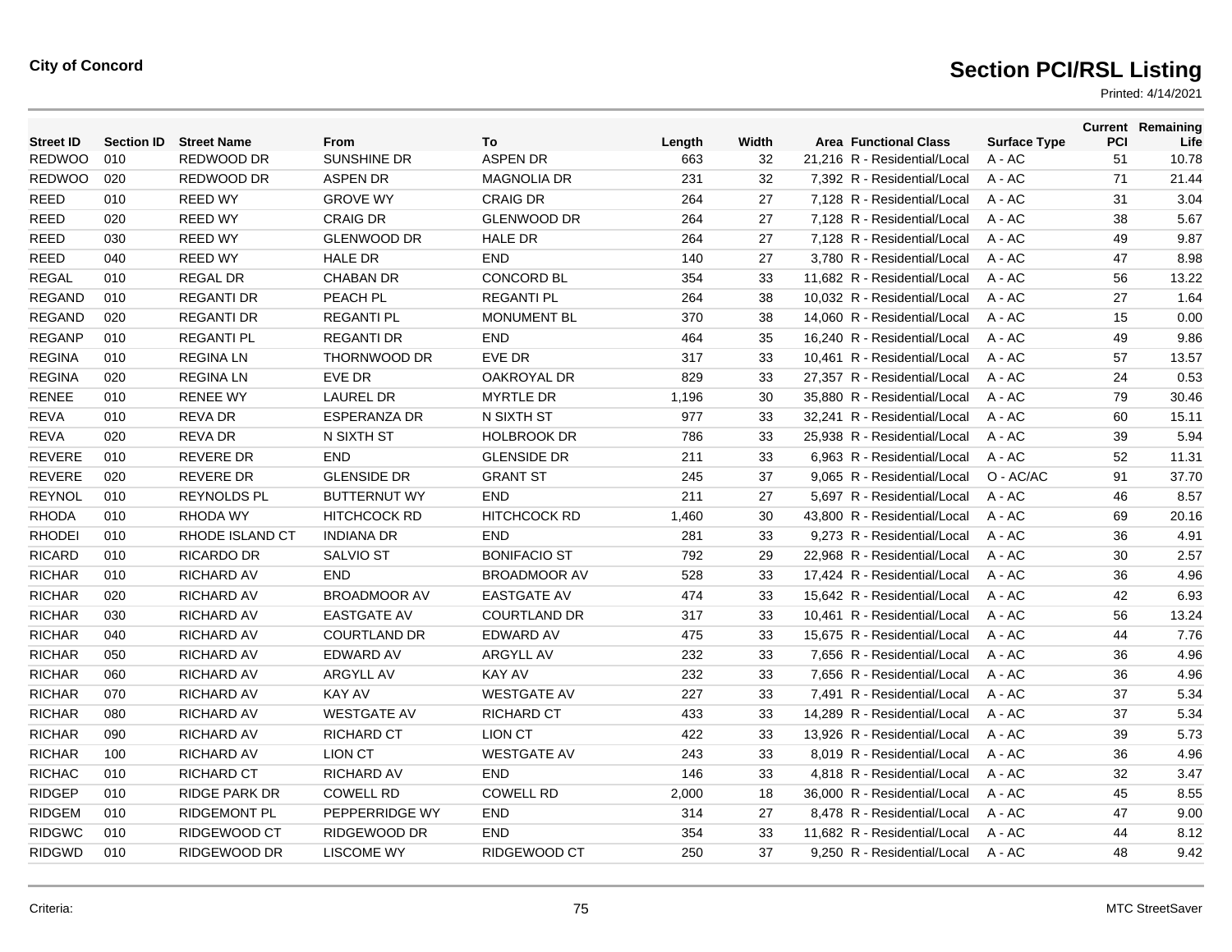# City of Concord

## Section PCI/RSL Listing

Printed: 4/14/2021

| Street ID | Section ID | Street Name | From | To | Length | Width | Area | Functional Class | Surface Type | Current PCI | Remaining Life |
|---|---|---|---|---|---|---|---|---|---|---|---|
| REDWOO | 010 | REDWOOD DR | SUNSHINE DR | ASPEN DR | 663 | 32 | 21,216 | R - Residential/Local | A - AC | 51 | 10.78 |
| REDWOO | 020 | REDWOOD DR | ASPEN DR | MAGNOLIA DR | 231 | 32 | 7,392 | R - Residential/Local | A - AC | 71 | 21.44 |
| REED | 010 | REED WY | GROVE WY | CRAIG DR | 264 | 27 | 7,128 | R - Residential/Local | A - AC | 31 | 3.04 |
| REED | 020 | REED WY | CRAIG DR | GLENWOOD DR | 264 | 27 | 7,128 | R - Residential/Local | A - AC | 38 | 5.67 |
| REED | 030 | REED WY | GLENWOOD DR | HALE DR | 264 | 27 | 7,128 | R - Residential/Local | A - AC | 49 | 9.87 |
| REED | 040 | REED WY | HALE DR | END | 140 | 27 | 3,780 | R - Residential/Local | A - AC | 47 | 8.98 |
| REGAL | 010 | REGAL DR | CHABAN DR | CONCORD BL | 354 | 33 | 11,682 | R - Residential/Local | A - AC | 56 | 13.22 |
| REGAND | 010 | REGANTI DR | PEACH PL | REGANTI PL | 264 | 38 | 10,032 | R - Residential/Local | A - AC | 27 | 1.64 |
| REGAND | 020 | REGANTI DR | REGANTI PL | MONUMENT BL | 370 | 38 | 14,060 | R - Residential/Local | A - AC | 15 | 0.00 |
| REGANP | 010 | REGANTI PL | REGANTI DR | END | 464 | 35 | 16,240 | R - Residential/Local | A - AC | 49 | 9.86 |
| REGINA | 010 | REGINA LN | THORNWOOD DR | EVE DR | 317 | 33 | 10,461 | R - Residential/Local | A - AC | 57 | 13.57 |
| REGINA | 020 | REGINA LN | EVE DR | OAKROYAL DR | 829 | 33 | 27,357 | R - Residential/Local | A - AC | 24 | 0.53 |
| RENEE | 010 | RENEE WY | LAUREL DR | MYRTLE DR | 1,196 | 30 | 35,880 | R - Residential/Local | A - AC | 79 | 30.46 |
| REVA | 010 | REVA DR | ESPERANZA DR | N SIXTH ST | 977 | 33 | 32,241 | R - Residential/Local | A - AC | 60 | 15.11 |
| REVA | 020 | REVA DR | N SIXTH ST | HOLBROOK DR | 786 | 33 | 25,938 | R - Residential/Local | A - AC | 39 | 5.94 |
| REVERE | 010 | REVERE DR | END | GLENSIDE DR | 211 | 33 | 6,963 | R - Residential/Local | A - AC | 52 | 11.31 |
| REVERE | 020 | REVERE DR | GLENSIDE DR | GRANT ST | 245 | 37 | 9,065 | R - Residential/Local | O - AC/AC | 91 | 37.70 |
| REYNOL | 010 | REYNOLDS PL | BUTTERNUT WY | END | 211 | 27 | 5,697 | R - Residential/Local | A - AC | 46 | 8.57 |
| RHODA | 010 | RHODA WY | HITCHCOCK RD | HITCHCOCK RD | 1,460 | 30 | 43,800 | R - Residential/Local | A - AC | 69 | 20.16 |
| RHODEI | 010 | RHODE ISLAND CT | INDIANA DR | END | 281 | 33 | 9,273 | R - Residential/Local | A - AC | 36 | 4.91 |
| RICARD | 010 | RICARDO DR | SALVIO ST | BONIFACIO ST | 792 | 29 | 22,968 | R - Residential/Local | A - AC | 30 | 2.57 |
| RICHAR | 010 | RICHARD AV | END | BROADMOOR AV | 528 | 33 | 17,424 | R - Residential/Local | A - AC | 36 | 4.96 |
| RICHAR | 020 | RICHARD AV | BROADMOOR AV | EASTGATE AV | 474 | 33 | 15,642 | R - Residential/Local | A - AC | 42 | 6.93 |
| RICHAR | 030 | RICHARD AV | EASTGATE AV | COURTLAND DR | 317 | 33 | 10,461 | R - Residential/Local | A - AC | 56 | 13.24 |
| RICHAR | 040 | RICHARD AV | COURTLAND DR | EDWARD AV | 475 | 33 | 15,675 | R - Residential/Local | A - AC | 44 | 7.76 |
| RICHAR | 050 | RICHARD AV | EDWARD AV | ARGYLL AV | 232 | 33 | 7,656 | R - Residential/Local | A - AC | 36 | 4.96 |
| RICHAR | 060 | RICHARD AV | ARGYLL AV | KAY AV | 232 | 33 | 7,656 | R - Residential/Local | A - AC | 36 | 4.96 |
| RICHAR | 070 | RICHARD AV | KAY AV | WESTGATE AV | 227 | 33 | 7,491 | R - Residential/Local | A - AC | 37 | 5.34 |
| RICHAR | 080 | RICHARD AV | WESTGATE AV | RICHARD CT | 433 | 33 | 14,289 | R - Residential/Local | A - AC | 37 | 5.34 |
| RICHAR | 090 | RICHARD AV | RICHARD CT | LION CT | 422 | 33 | 13,926 | R - Residential/Local | A - AC | 39 | 5.73 |
| RICHAR | 100 | RICHARD AV | LION CT | WESTGATE AV | 243 | 33 | 8,019 | R - Residential/Local | A - AC | 36 | 4.96 |
| RICHAC | 010 | RICHARD CT | RICHARD AV | END | 146 | 33 | 4,818 | R - Residential/Local | A - AC | 32 | 3.47 |
| RIDGEP | 010 | RIDGE PARK DR | COWELL RD | COWELL RD | 2,000 | 18 | 36,000 | R - Residential/Local | A - AC | 45 | 8.55 |
| RIDGEM | 010 | RIDGEMONT PL | PEPPERRIDGE WY | END | 314 | 27 | 8,478 | R - Residential/Local | A - AC | 47 | 9.00 |
| RIDGWC | 010 | RIDGEWOOD CT | RIDGEWOOD DR | END | 354 | 33 | 11,682 | R - Residential/Local | A - AC | 44 | 8.12 |
| RIDGWD | 010 | RIDGEWOOD DR | LISCOME WY | RIDGEWOOD CT | 250 | 37 | 9,250 | R - Residential/Local | A - AC | 48 | 9.42 |

Criteria:

MTC StreetSaver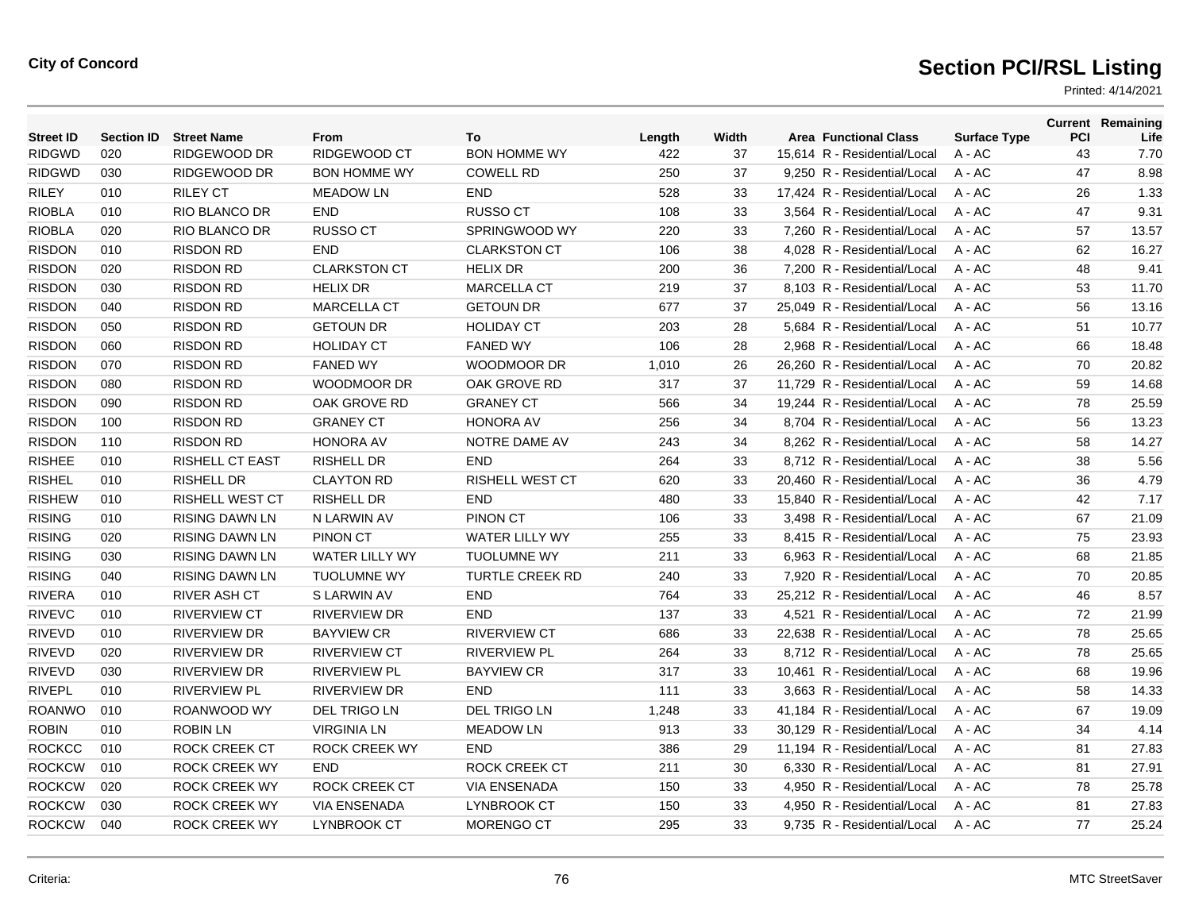**City of Concord**

# Section PCI/RSL Listing

Printed: 4/14/2021

| Street ID | Section ID | Street Name | From | To | Length | Width | Area | Functional Class | Surface Type | Current PCI | Remaining Life |
|---|---|---|---|---|---|---|---|---|---|---|---|
| RIDGWD | 020 | RIDGEWOOD DR | RIDGEWOOD CT | BON HOMME WY | 422 | 37 | 15,614 | R - Residential/Local | A - AC | 43 | 7.70 |
| RIDGWD | 030 | RIDGEWOOD DR | BON HOMME WY | COWELL RD | 250 | 37 | 9,250 | R - Residential/Local | A - AC | 47 | 8.98 |
| RILEY | 010 | RILEY CT | MEADOW LN | END | 528 | 33 | 17,424 | R - Residential/Local | A - AC | 26 | 1.33 |
| RIOBLA | 010 | RIO BLANCO DR | END | RUSSO CT | 108 | 33 | 3,564 | R - Residential/Local | A - AC | 47 | 9.31 |
| RIOBLA | 020 | RIO BLANCO DR | RUSSO CT | SPRINGWOOD WY | 220 | 33 | 7,260 | R - Residential/Local | A - AC | 57 | 13.57 |
| RISDON | 010 | RISDON RD | END | CLARKSTON CT | 106 | 38 | 4,028 | R - Residential/Local | A - AC | 62 | 16.27 |
| RISDON | 020 | RISDON RD | CLARKSTON CT | HELIX DR | 200 | 36 | 7,200 | R - Residential/Local | A - AC | 48 | 9.41 |
| RISDON | 030 | RISDON RD | HELIX DR | MARCELLA CT | 219 | 37 | 8,103 | R - Residential/Local | A - AC | 53 | 11.70 |
| RISDON | 040 | RISDON RD | MARCELLA CT | GETOUN DR | 677 | 37 | 25,049 | R - Residential/Local | A - AC | 56 | 13.16 |
| RISDON | 050 | RISDON RD | GETOUN DR | HOLIDAY CT | 203 | 28 | 5,684 | R - Residential/Local | A - AC | 51 | 10.77 |
| RISDON | 060 | RISDON RD | HOLIDAY CT | FANED WY | 106 | 28 | 2,968 | R - Residential/Local | A - AC | 66 | 18.48 |
| RISDON | 070 | RISDON RD | FANED WY | WOODMOOR DR | 1,010 | 26 | 26,260 | R - Residential/Local | A - AC | 70 | 20.82 |
| RISDON | 080 | RISDON RD | WOODMOOR DR | OAK GROVE RD | 317 | 37 | 11,729 | R - Residential/Local | A - AC | 59 | 14.68 |
| RISDON | 090 | RISDON RD | OAK GROVE RD | GRANEY CT | 566 | 34 | 19,244 | R - Residential/Local | A - AC | 78 | 25.59 |
| RISDON | 100 | RISDON RD | GRANEY CT | HONORA AV | 256 | 34 | 8,704 | R - Residential/Local | A - AC | 56 | 13.23 |
| RISDON | 110 | RISDON RD | HONORA AV | NOTRE DAME AV | 243 | 34 | 8,262 | R - Residential/Local | A - AC | 58 | 14.27 |
| RISHEE | 010 | RISHELL CT EAST | RISHELL DR | END | 264 | 33 | 8,712 | R - Residential/Local | A - AC | 38 | 5.56 |
| RISHEL | 010 | RISHELL DR | CLAYTON RD | RISHELL WEST CT | 620 | 33 | 20,460 | R - Residential/Local | A - AC | 36 | 4.79 |
| RISHEW | 010 | RISHELL WEST CT | RISHELL DR | END | 480 | 33 | 15,840 | R - Residential/Local | A - AC | 42 | 7.17 |
| RISING | 010 | RISING DAWN LN | N LARWIN AV | PINON CT | 106 | 33 | 3,498 | R - Residential/Local | A - AC | 67 | 21.09 |
| RISING | 020 | RISING DAWN LN | PINON CT | WATER LILLY WY | 255 | 33 | 8,415 | R - Residential/Local | A - AC | 75 | 23.93 |
| RISING | 030 | RISING DAWN LN | WATER LILLY WY | TUOLUMNE WY | 211 | 33 | 6,963 | R - Residential/Local | A - AC | 68 | 21.85 |
| RISING | 040 | RISING DAWN LN | TUOLUMNE WY | TURTLE CREEK RD | 240 | 33 | 7,920 | R - Residential/Local | A - AC | 70 | 20.85 |
| RIVERA | 010 | RIVER ASH CT | S LARWIN AV | END | 764 | 33 | 25,212 | R - Residential/Local | A - AC | 46 | 8.57 |
| RIVEVC | 010 | RIVERVIEW CT | RIVERVIEW DR | END | 137 | 33 | 4,521 | R - Residential/Local | A - AC | 72 | 21.99 |
| RIVEVD | 010 | RIVERVIEW DR | BAYVIEW CR | RIVERVIEW CT | 686 | 33 | 22,638 | R - Residential/Local | A - AC | 78 | 25.65 |
| RIVEVD | 020 | RIVERVIEW DR | RIVERVIEW CT | RIVERVIEW PL | 264 | 33 | 8,712 | R - Residential/Local | A - AC | 78 | 25.65 |
| RIVEVD | 030 | RIVERVIEW DR | RIVERVIEW PL | BAYVIEW CR | 317 | 33 | 10,461 | R - Residential/Local | A - AC | 68 | 19.96 |
| RIVEPL | 010 | RIVERVIEW PL | RIVERVIEW DR | END | 111 | 33 | 3,663 | R - Residential/Local | A - AC | 58 | 14.33 |
| ROANWO | 010 | ROANWOOD WY | DEL TRIGO LN | DEL TRIGO LN | 1,248 | 33 | 41,184 | R - Residential/Local | A - AC | 67 | 19.09 |
| ROBIN | 010 | ROBIN LN | VIRGINIA LN | MEADOW LN | 913 | 33 | 30,129 | R - Residential/Local | A - AC | 34 | 4.14 |
| ROCKCC | 010 | ROCK CREEK CT | ROCK CREEK WY | END | 386 | 29 | 11,194 | R - Residential/Local | A - AC | 81 | 27.83 |
| ROCKCW | 010 | ROCK CREEK WY | END | ROCK CREEK CT | 211 | 30 | 6,330 | R - Residential/Local | A - AC | 81 | 27.91 |
| ROCKCW | 020 | ROCK CREEK WY | ROCK CREEK CT | VIA ENSENADA | 150 | 33 | 4,950 | R - Residential/Local | A - AC | 78 | 25.78 |
| ROCKCW | 030 | ROCK CREEK WY | VIA ENSENADA | LYNBROOK CT | 150 | 33 | 4,950 | R - Residential/Local | A - AC | 81 | 27.83 |
| ROCKCW | 040 | ROCK CREEK WY | LYNBROOK CT | MORENGO CT | 295 | 33 | 9,735 | R - Residential/Local | A - AC | 77 | 25.24 |

Criteria:

MTC StreetSaver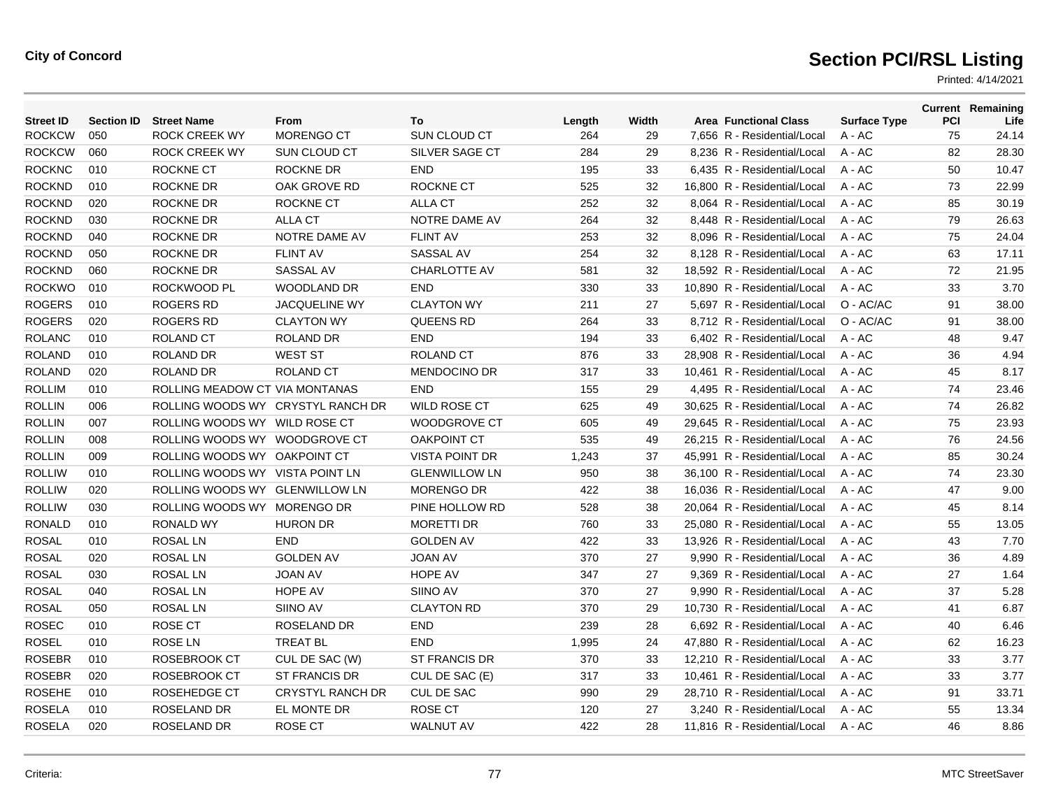**City of Concord**

# Section PCI/RSL Listing

Printed: 4/14/2021

| Street ID | Section ID | Street Name | From | To | Length | Width | Area | Functional Class | Surface Type | Current PCI | Remaining Life |
|---|---|---|---|---|---|---|---|---|---|---|---|
| ROCKCW | 050 | ROCK CREEK WY | MORENGO CT | SUN CLOUD CT | 264 | 29 | 7,656 | R - Residential/Local | A - AC | 75 | 24.14 |
| ROCKCW | 060 | ROCK CREEK WY | SUN CLOUD CT | SILVER SAGE CT | 284 | 29 | 8,236 | R - Residential/Local | A - AC | 82 | 28.30 |
| ROCKNC | 010 | ROCKNE CT | ROCKNE DR | END | 195 | 33 | 6,435 | R - Residential/Local | A - AC | 50 | 10.47 |
| ROCKND | 010 | ROCKNE DR | OAK GROVE RD | ROCKNE CT | 525 | 32 | 16,800 | R - Residential/Local | A - AC | 73 | 22.99 |
| ROCKND | 020 | ROCKNE DR | ROCKNE CT | ALLA CT | 252 | 32 | 8,064 | R - Residential/Local | A - AC | 85 | 30.19 |
| ROCKND | 030 | ROCKNE DR | ALLA CT | NOTRE DAME AV | 264 | 32 | 8,448 | R - Residential/Local | A - AC | 79 | 26.63 |
| ROCKND | 040 | ROCKNE DR | NOTRE DAME AV | FLINT AV | 253 | 32 | 8,096 | R - Residential/Local | A - AC | 75 | 24.04 |
| ROCKND | 050 | ROCKNE DR | FLINT AV | SASSAL AV | 254 | 32 | 8,128 | R - Residential/Local | A - AC | 63 | 17.11 |
| ROCKND | 060 | ROCKNE DR | SASSAL AV | CHARLOTTE AV | 581 | 32 | 18,592 | R - Residential/Local | A - AC | 72 | 21.95 |
| ROCKWO | 010 | ROCKWOOD PL | WOODLAND DR | END | 330 | 33 | 10,890 | R - Residential/Local | A - AC | 33 | 3.70 |
| ROGERS | 010 | ROGERS RD | JACQUELINE WY | CLAYTON WY | 211 | 27 | 5,697 | R - Residential/Local | O - AC/AC | 91 | 38.00 |
| ROGERS | 020 | ROGERS RD | CLAYTON WY | QUEENS RD | 264 | 33 | 8,712 | R - Residential/Local | O - AC/AC | 91 | 38.00 |
| ROLANC | 010 | ROLAND CT | ROLAND DR | END | 194 | 33 | 6,402 | R - Residential/Local | A - AC | 48 | 9.47 |
| ROLAND | 010 | ROLAND DR | WEST ST | ROLAND CT | 876 | 33 | 28,908 | R - Residential/Local | A - AC | 36 | 4.94 |
| ROLAND | 020 | ROLAND DR | ROLAND CT | MENDOCINO DR | 317 | 33 | 10,461 | R - Residential/Local | A - AC | 45 | 8.17 |
| ROLLIM | 010 | ROLLING MEADOW CT | VIA MONTANAS | END | 155 | 29 | 4,495 | R - Residential/Local | A - AC | 74 | 23.46 |
| ROLLIN | 006 | ROLLING WOODS WY | CRYSTYL RANCH DR | WILD ROSE CT | 625 | 49 | 30,625 | R - Residential/Local | A - AC | 74 | 26.82 |
| ROLLIN | 007 | ROLLING WOODS WY | WILD ROSE CT | WOODGROVE CT | 605 | 49 | 29,645 | R - Residential/Local | A - AC | 75 | 23.93 |
| ROLLIN | 008 | ROLLING WOODS WY | WOODGROVE CT | OAKPOINT CT | 535 | 49 | 26,215 | R - Residential/Local | A - AC | 76 | 24.56 |
| ROLLIN | 009 | ROLLING WOODS WY | OAKPOINT CT | VISTA POINT DR | 1,243 | 37 | 45,991 | R - Residential/Local | A - AC | 85 | 30.24 |
| ROLLIW | 010 | ROLLING WOODS WY | VISTA POINT LN | GLENWILLOW LN | 950 | 38 | 36,100 | R - Residential/Local | A - AC | 74 | 23.30 |
| ROLLIW | 020 | ROLLING WOODS WY | GLENWILLOW LN | MORENGO DR | 422 | 38 | 16,036 | R - Residential/Local | A - AC | 47 | 9.00 |
| ROLLIW | 030 | ROLLING WOODS WY | MORENGO DR | PINE HOLLOW RD | 528 | 38 | 20,064 | R - Residential/Local | A - AC | 45 | 8.14 |
| RONALD | 010 | RONALD WY | HURON DR | MORETTI DR | 760 | 33 | 25,080 | R - Residential/Local | A - AC | 55 | 13.05 |
| ROSAL | 010 | ROSAL LN | END | GOLDEN AV | 422 | 33 | 13,926 | R - Residential/Local | A - AC | 43 | 7.70 |
| ROSAL | 020 | ROSAL LN | GOLDEN AV | JOAN AV | 370 | 27 | 9,990 | R - Residential/Local | A - AC | 36 | 4.89 |
| ROSAL | 030 | ROSAL LN | JOAN AV | HOPE AV | 347 | 27 | 9,369 | R - Residential/Local | A - AC | 27 | 1.64 |
| ROSAL | 040 | ROSAL LN | HOPE AV | SIINO AV | 370 | 27 | 9,990 | R - Residential/Local | A - AC | 37 | 5.28 |
| ROSAL | 050 | ROSAL LN | SIINO AV | CLAYTON RD | 370 | 29 | 10,730 | R - Residential/Local | A - AC | 41 | 6.87 |
| ROSEC | 010 | ROSE CT | ROSELAND DR | END | 239 | 28 | 6,692 | R - Residential/Local | A - AC | 40 | 6.46 |
| ROSEL | 010 | ROSE LN | TREAT BL | END | 1,995 | 24 | 47,880 | R - Residential/Local | A - AC | 62 | 16.23 |
| ROSEBR | 010 | ROSEBROOK CT | CUL DE SAC (W) | ST FRANCIS DR | 370 | 33 | 12,210 | R - Residential/Local | A - AC | 33 | 3.77 |
| ROSEBR | 020 | ROSEBROOK CT | ST FRANCIS DR | CUL DE SAC (E) | 317 | 33 | 10,461 | R - Residential/Local | A - AC | 33 | 3.77 |
| ROSEHE | 010 | ROSEHEDGE CT | CRYSTYL RANCH DR | CUL DE SAC | 990 | 29 | 28,710 | R - Residential/Local | A - AC | 91 | 33.71 |
| ROSELA | 010 | ROSELAND DR | EL MONTE DR | ROSE CT | 120 | 27 | 3,240 | R - Residential/Local | A - AC | 55 | 13.34 |
| ROSELA | 020 | ROSELAND DR | ROSE CT | WALNUT AV | 422 | 28 | 11,816 | R - Residential/Local | A - AC | 46 | 8.86 |

Criteria:

MTC StreetSaver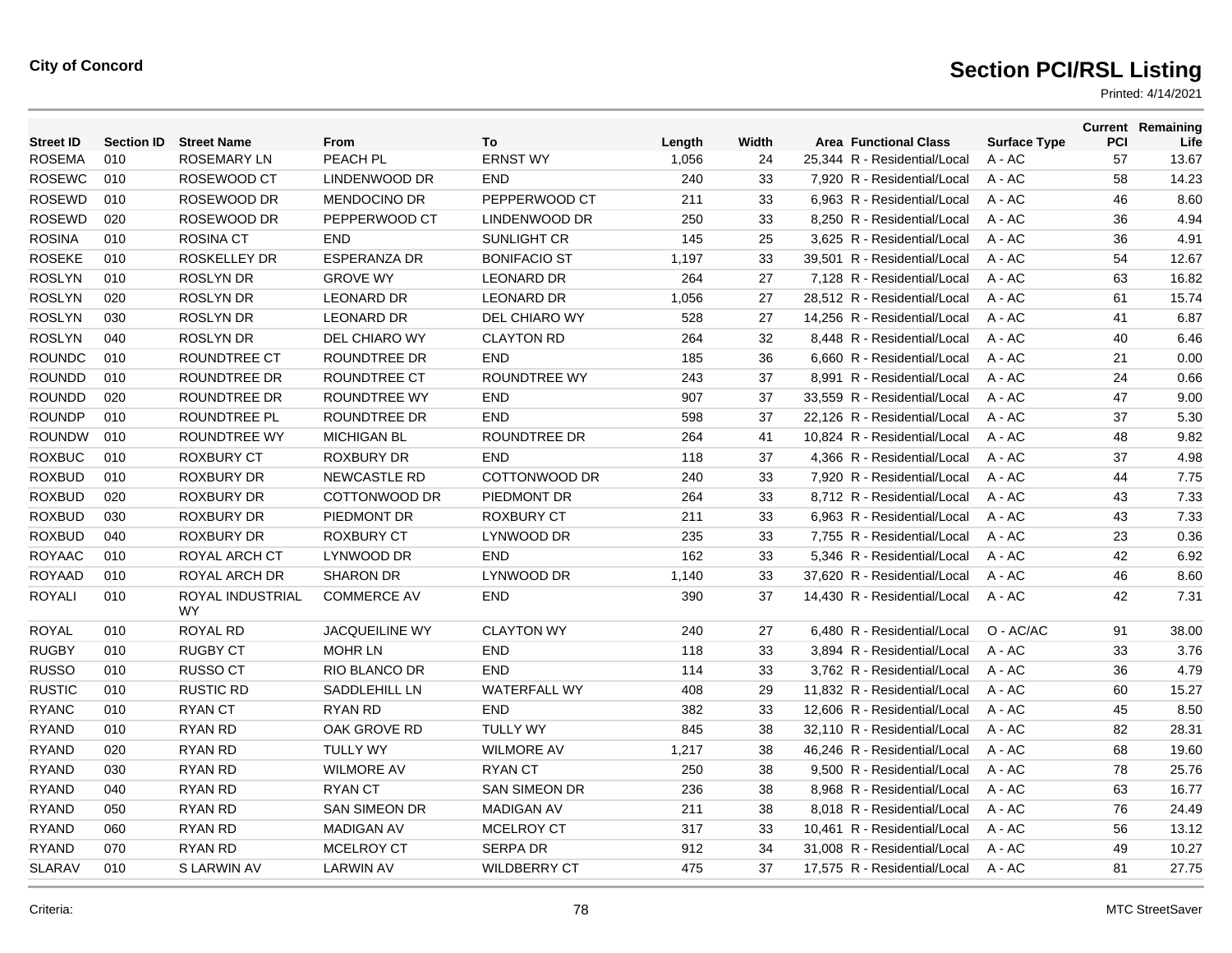**City of Concord**

# Section PCI/RSL Listing

Printed: 4/14/2021

| Street ID | Section ID | Street Name | From | To | Length | Width | Area | Functional Class | Surface Type | Current PCI | Remaining Life |
|---|---|---|---|---|---|---|---|---|---|---|---|
| ROSEMA | 010 | ROSEMARY LN | PEACH PL | ERNST WY | 1,056 | 24 | 25,344 | R - Residential/Local | A - AC | 57 | 13.67 |
| ROSEWC | 010 | ROSEWOOD CT | LINDENWOOD DR | END | 240 | 33 | 7,920 | R - Residential/Local | A - AC | 58 | 14.23 |
| ROSEWD | 010 | ROSEWOOD DR | MENDOCINO DR | PEPPERWOOD CT | 211 | 33 | 6,963 | R - Residential/Local | A - AC | 46 | 8.60 |
| ROSEWD | 020 | ROSEWOOD DR | PEPPERWOOD CT | LINDENWOOD DR | 250 | 33 | 8,250 | R - Residential/Local | A - AC | 36 | 4.94 |
| ROSINA | 010 | ROSINA CT | END | SUNLIGHT CR | 145 | 25 | 3,625 | R - Residential/Local | A - AC | 36 | 4.91 |
| ROSEKE | 010 | ROSKELLEY DR | ESPERANZA DR | BONIFACIO ST | 1,197 | 33 | 39,501 | R - Residential/Local | A - AC | 54 | 12.67 |
| ROSLYN | 010 | ROSLYN DR | GROVE WY | LEONARD DR | 264 | 27 | 7,128 | R - Residential/Local | A - AC | 63 | 16.82 |
| ROSLYN | 020 | ROSLYN DR | LEONARD DR | LEONARD DR | 1,056 | 27 | 28,512 | R - Residential/Local | A - AC | 61 | 15.74 |
| ROSLYN | 030 | ROSLYN DR | LEONARD DR | DEL CHIARO WY | 528 | 27 | 14,256 | R - Residential/Local | A - AC | 41 | 6.87 |
| ROSLYN | 040 | ROSLYN DR | DEL CHIARO WY | CLAYTON RD | 264 | 32 | 8,448 | R - Residential/Local | A - AC | 40 | 6.46 |
| ROUNDC | 010 | ROUNDTREE CT | ROUNDTREE DR | END | 185 | 36 | 6,660 | R - Residential/Local | A - AC | 21 | 0.00 |
| ROUNDD | 010 | ROUNDTREE DR | ROUNDTREE CT | ROUNDTREE WY | 243 | 37 | 8,991 | R - Residential/Local | A - AC | 24 | 0.66 |
| ROUNDD | 020 | ROUNDTREE DR | ROUNDTREE WY | END | 907 | 37 | 33,559 | R - Residential/Local | A - AC | 47 | 9.00 |
| ROUNDP | 010 | ROUNDTREE PL | ROUNDTREE DR | END | 598 | 37 | 22,126 | R - Residential/Local | A - AC | 37 | 5.30 |
| ROUNDW | 010 | ROUNDTREE WY | MICHIGAN BL | ROUNDTREE DR | 264 | 41 | 10,824 | R - Residential/Local | A - AC | 48 | 9.82 |
| ROXBUC | 010 | ROXBURY CT | ROXBURY DR | END | 118 | 37 | 4,366 | R - Residential/Local | A - AC | 37 | 4.98 |
| ROXBUD | 010 | ROXBURY DR | NEWCASTLE RD | COTTONWOOD DR | 240 | 33 | 7,920 | R - Residential/Local | A - AC | 44 | 7.75 |
| ROXBUD | 020 | ROXBURY DR | COTTONWOOD DR | PIEDMONT DR | 264 | 33 | 8,712 | R - Residential/Local | A - AC | 43 | 7.33 |
| ROXBUD | 030 | ROXBURY DR | PIEDMONT DR | ROXBURY CT | 211 | 33 | 6,963 | R - Residential/Local | A - AC | 43 | 7.33 |
| ROXBUD | 040 | ROXBURY DR | ROXBURY CT | LYNWOOD DR | 235 | 33 | 7,755 | R - Residential/Local | A - AC | 23 | 0.36 |
| ROYAAC | 010 | ROYAL ARCH CT | LYNWOOD DR | END | 162 | 33 | 5,346 | R - Residential/Local | A - AC | 42 | 6.92 |
| ROYAAD | 010 | ROYAL ARCH DR | SHARON DR | LYNWOOD DR | 1,140 | 33 | 37,620 | R - Residential/Local | A - AC | 46 | 8.60 |
| ROYALI | 010 | ROYAL INDUSTRIAL WY | COMMERCE AV | END | 390 | 37 | 14,430 | R - Residential/Local | A - AC | 42 | 7.31 |
| ROYAL | 010 | ROYAL RD | JACQUEILINE WY | CLAYTON WY | 240 | 27 | 6,480 | R - Residential/Local | O - AC/AC | 91 | 38.00 |
| RUGBY | 010 | RUGBY CT | MOHR LN | END | 118 | 33 | 3,894 | R - Residential/Local | A - AC | 33 | 3.76 |
| RUSSO | 010 | RUSSO CT | RIO BLANCO DR | END | 114 | 33 | 3,762 | R - Residential/Local | A - AC | 36 | 4.79 |
| RUSTIC | 010 | RUSTIC RD | SADDLEHILL LN | WATERFALL WY | 408 | 29 | 11,832 | R - Residential/Local | A - AC | 60 | 15.27 |
| RYANC | 010 | RYAN CT | RYAN RD | END | 382 | 33 | 12,606 | R - Residential/Local | A - AC | 45 | 8.50 |
| RYAND | 010 | RYAN RD | OAK GROVE RD | TULLY WY | 845 | 38 | 32,110 | R - Residential/Local | A - AC | 82 | 28.31 |
| RYAND | 020 | RYAN RD | TULLY WY | WILMORE AV | 1,217 | 38 | 46,246 | R - Residential/Local | A - AC | 68 | 19.60 |
| RYAND | 030 | RYAN RD | WILMORE AV | RYAN CT | 250 | 38 | 9,500 | R - Residential/Local | A - AC | 78 | 25.76 |
| RYAND | 040 | RYAN RD | RYAN CT | SAN SIMEON DR | 236 | 38 | 8,968 | R - Residential/Local | A - AC | 63 | 16.77 |
| RYAND | 050 | RYAN RD | SAN SIMEON DR | MADIGAN AV | 211 | 38 | 8,018 | R - Residential/Local | A - AC | 76 | 24.49 |
| RYAND | 060 | RYAN RD | MADIGAN AV | MCELROY CT | 317 | 33 | 10,461 | R - Residential/Local | A - AC | 56 | 13.12 |
| RYAND | 070 | RYAN RD | MCELROY CT | SERPA DR | 912 | 34 | 31,008 | R - Residential/Local | A - AC | 49 | 10.27 |
| SLARAV | 010 | S LARWIN AV | LARWIN AV | WILDBERRY CT | 475 | 37 | 17,575 | R - Residential/Local | A - AC | 81 | 27.75 |

Criteria:

MTC StreetSaver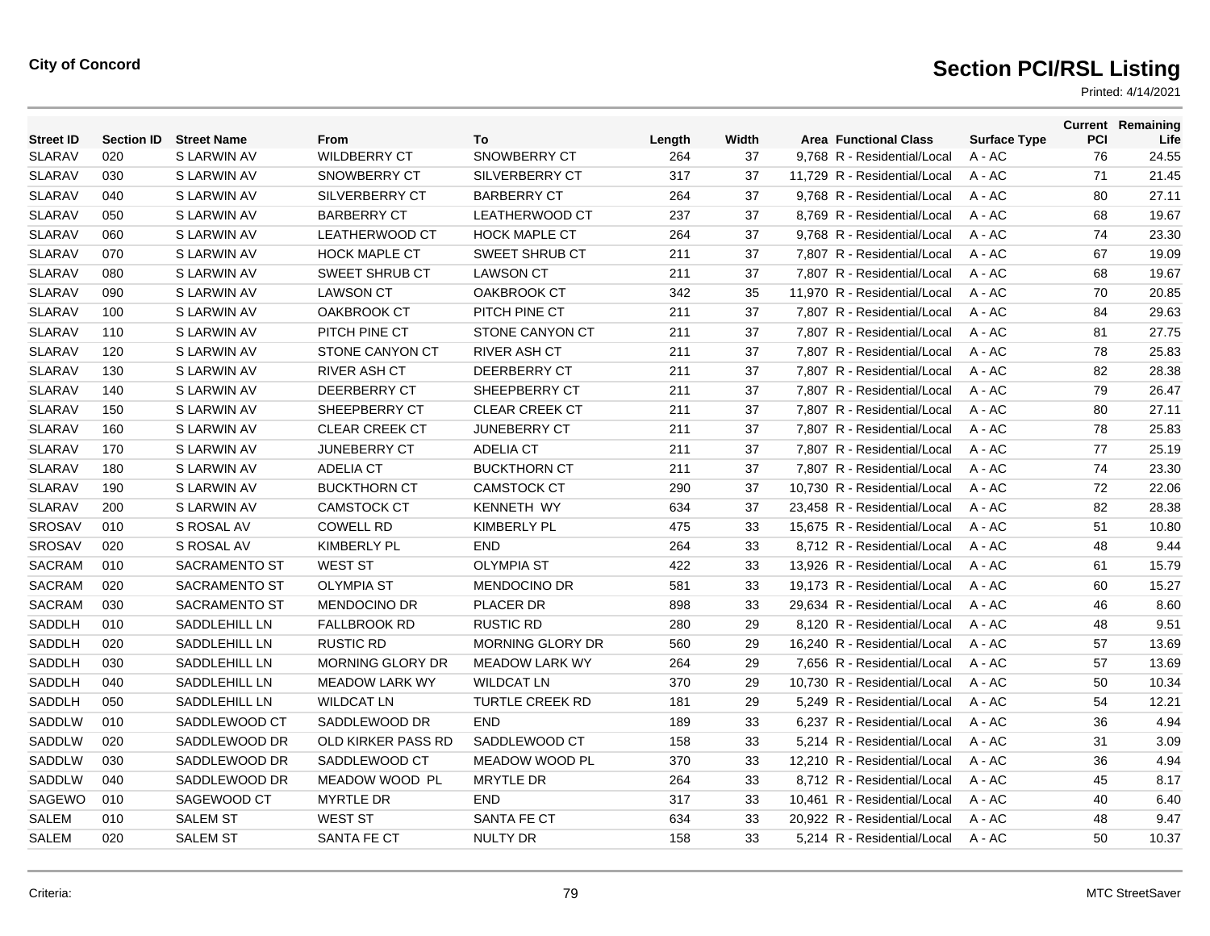**City of Concord**

# Section PCI/RSL Listing

Printed: 4/14/2021

| Street ID | Section ID | Street Name | From | To | Length | Width | Area | Functional Class | Surface Type | Current PCI | Remaining Life |
|---|---|---|---|---|---|---|---|---|---|---|---|
| SLARAV | 020 | S LARWIN AV | WILDBERRY CT | SNOWBERRY CT | 264 | 37 | 9,768 | R - Residential/Local | A - AC | 76 | 24.55 |
| SLARAV | 030 | S LARWIN AV | SNOWBERRY CT | SILVERBERRY CT | 317 | 37 | 11,729 | R - Residential/Local | A - AC | 71 | 21.45 |
| SLARAV | 040 | S LARWIN AV | SILVERBERRY CT | BARBERRY CT | 264 | 37 | 9,768 | R - Residential/Local | A - AC | 80 | 27.11 |
| SLARAV | 050 | S LARWIN AV | BARBERRY CT | LEATHERWOOD CT | 237 | 37 | 8,769 | R - Residential/Local | A - AC | 68 | 19.67 |
| SLARAV | 060 | S LARWIN AV | LEATHERWOOD CT | HOCK MAPLE CT | 264 | 37 | 9,768 | R - Residential/Local | A - AC | 74 | 23.30 |
| SLARAV | 070 | S LARWIN AV | HOCK MAPLE CT | SWEET SHRUB CT | 211 | 37 | 7,807 | R - Residential/Local | A - AC | 67 | 19.09 |
| SLARAV | 080 | S LARWIN AV | SWEET SHRUB CT | LAWSON CT | 211 | 37 | 7,807 | R - Residential/Local | A - AC | 68 | 19.67 |
| SLARAV | 090 | S LARWIN AV | LAWSON CT | OAKBROOK CT | 342 | 35 | 11,970 | R - Residential/Local | A - AC | 70 | 20.85 |
| SLARAV | 100 | S LARWIN AV | OAKBROOK CT | PITCH PINE CT | 211 | 37 | 7,807 | R - Residential/Local | A - AC | 84 | 29.63 |
| SLARAV | 110 | S LARWIN AV | PITCH PINE CT | STONE CANYON CT | 211 | 37 | 7,807 | R - Residential/Local | A - AC | 81 | 27.75 |
| SLARAV | 120 | S LARWIN AV | STONE CANYON CT | RIVER ASH CT | 211 | 37 | 7,807 | R - Residential/Local | A - AC | 78 | 25.83 |
| SLARAV | 130 | S LARWIN AV | RIVER ASH CT | DEERBERRY CT | 211 | 37 | 7,807 | R - Residential/Local | A - AC | 82 | 28.38 |
| SLARAV | 140 | S LARWIN AV | DEERBERRY CT | SHEEPBERRY CT | 211 | 37 | 7,807 | R - Residential/Local | A - AC | 79 | 26.47 |
| SLARAV | 150 | S LARWIN AV | SHEEPBERRY CT | CLEAR CREEK CT | 211 | 37 | 7,807 | R - Residential/Local | A - AC | 80 | 27.11 |
| SLARAV | 160 | S LARWIN AV | CLEAR CREEK CT | JUNEBERRY CT | 211 | 37 | 7,807 | R - Residential/Local | A - AC | 78 | 25.83 |
| SLARAV | 170 | S LARWIN AV | JUNEBERRY CT | ADELIA CT | 211 | 37 | 7,807 | R - Residential/Local | A - AC | 77 | 25.19 |
| SLARAV | 180 | S LARWIN AV | ADELIA CT | BUCKTHORN CT | 211 | 37 | 7,807 | R - Residential/Local | A - AC | 74 | 23.30 |
| SLARAV | 190 | S LARWIN AV | BUCKTHORN CT | CAMSTOCK CT | 290 | 37 | 10,730 | R - Residential/Local | A - AC | 72 | 22.06 |
| SLARAV | 200 | S LARWIN AV | CAMSTOCK CT | KENNETH WY | 634 | 37 | 23,458 | R - Residential/Local | A - AC | 82 | 28.38 |
| SROSAV | 010 | S ROSAL AV | COWELL RD | KIMBERLY PL | 475 | 33 | 15,675 | R - Residential/Local | A - AC | 51 | 10.80 |
| SROSAV | 020 | S ROSAL AV | KIMBERLY PL | END | 264 | 33 | 8,712 | R - Residential/Local | A - AC | 48 | 9.44 |
| SACRAM | 010 | SACRAMENTO ST | WEST ST | OLYMPIA ST | 422 | 33 | 13,926 | R - Residential/Local | A - AC | 61 | 15.79 |
| SACRAM | 020 | SACRAMENTO ST | OLYMPIA ST | MENDOCINO DR | 581 | 33 | 19,173 | R - Residential/Local | A - AC | 60 | 15.27 |
| SACRAM | 030 | SACRAMENTO ST | MENDOCINO DR | PLACER DR | 898 | 33 | 29,634 | R - Residential/Local | A - AC | 46 | 8.60 |
| SADDLH | 010 | SADDLEHILL LN | FALLBROOK RD | RUSTIC RD | 280 | 29 | 8,120 | R - Residential/Local | A - AC | 48 | 9.51 |
| SADDLH | 020 | SADDLEHILL LN | RUSTIC RD | MORNING GLORY DR | 560 | 29 | 16,240 | R - Residential/Local | A - AC | 57 | 13.69 |
| SADDLH | 030 | SADDLEHILL LN | MORNING GLORY DR | MEADOW LARK WY | 264 | 29 | 7,656 | R - Residential/Local | A - AC | 57 | 13.69 |
| SADDLH | 040 | SADDLEHILL LN | MEADOW LARK WY | WILDCAT LN | 370 | 29 | 10,730 | R - Residential/Local | A - AC | 50 | 10.34 |
| SADDLH | 050 | SADDLEHILL LN | WILDCAT LN | TURTLE CREEK RD | 181 | 29 | 5,249 | R - Residential/Local | A - AC | 54 | 12.21 |
| SADDLW | 010 | SADDLEWOOD CT | SADDLEWOOD DR | END | 189 | 33 | 6,237 | R - Residential/Local | A - AC | 36 | 4.94 |
| SADDLW | 020 | SADDLEWOOD DR | OLD KIRKER PASS RD | SADDLEWOOD CT | 158 | 33 | 5,214 | R - Residential/Local | A - AC | 31 | 3.09 |
| SADDLW | 030 | SADDLEWOOD DR | SADDLEWOOD CT | MEADOW WOOD PL | 370 | 33 | 12,210 | R - Residential/Local | A - AC | 36 | 4.94 |
| SADDLW | 040 | SADDLEWOOD DR | MEADOW WOOD PL | MRYTLE DR | 264 | 33 | 8,712 | R - Residential/Local | A - AC | 45 | 8.17 |
| SAGEWO | 010 | SAGEWOOD CT | MYRTLE DR | END | 317 | 33 | 10,461 | R - Residential/Local | A - AC | 40 | 6.40 |
| SALEM | 010 | SALEM ST | WEST ST | SANTA FE CT | 634 | 33 | 20,922 | R - Residential/Local | A - AC | 48 | 9.47 |
| SALEM | 020 | SALEM ST | SANTA FE CT | NULTY DR | 158 | 33 | 5,214 | R - Residential/Local | A - AC | 50 | 10.37 |

Criteria:

MTC StreetSaver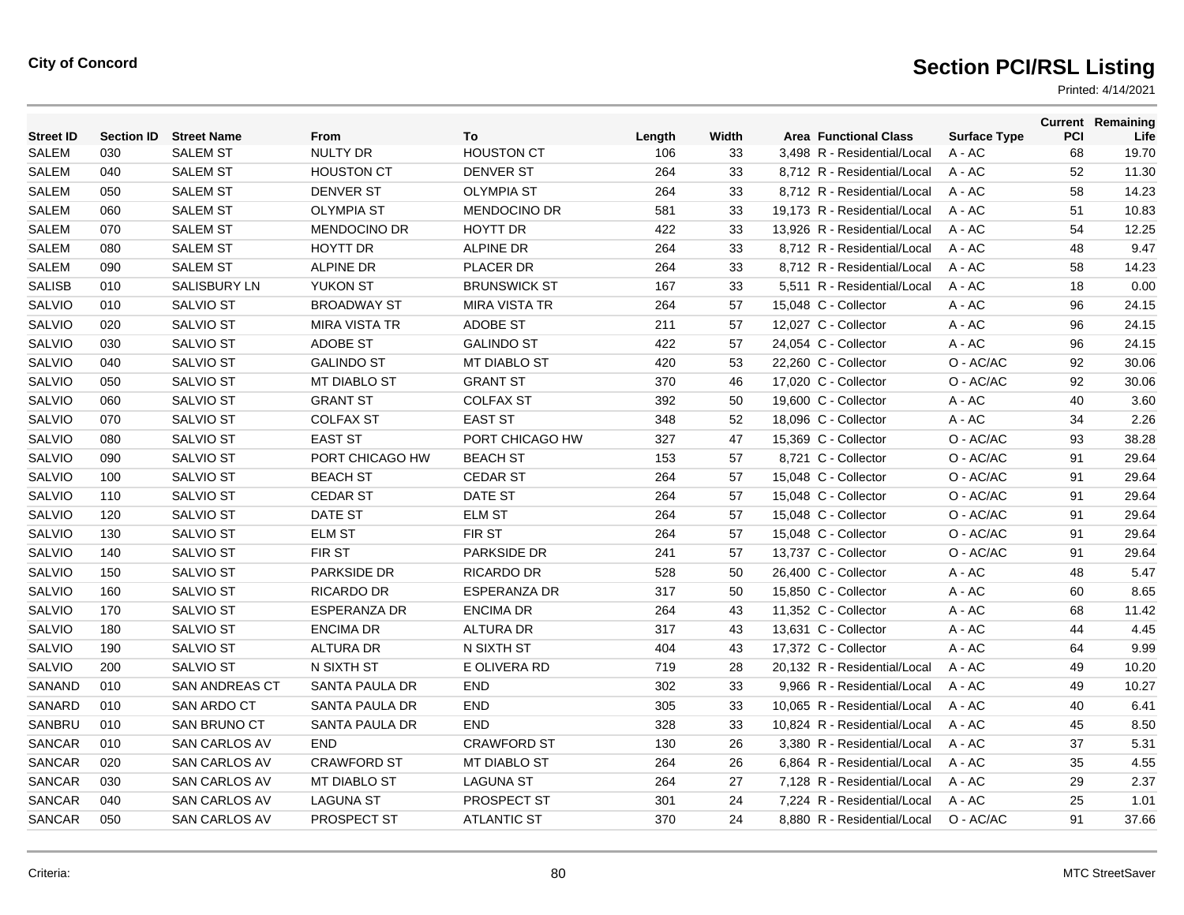# Section PCI/RSL Listing

| Street ID | Section ID | Street Name | From | To | Length | Width | Area | Functional Class | Surface Type | Current PCI | Remaining Life |
|---|---|---|---|---|---|---|---|---|---|---|---|
| SALEM | 030 | SALEM ST | NULTY DR | HOUSTON CT | 106 | 33 | 3,498 | R - Residential/Local | A - AC | 68 | 19.70 |
| SALEM | 040 | SALEM ST | HOUSTON CT | DENVER ST | 264 | 33 | 8,712 | R - Residential/Local | A - AC | 52 | 11.30 |
| SALEM | 050 | SALEM ST | DENVER ST | OLYMPIA ST | 264 | 33 | 8,712 | R - Residential/Local | A - AC | 58 | 14.23 |
| SALEM | 060 | SALEM ST | OLYMPIA ST | MENDOCINO DR | 581 | 33 | 19,173 | R - Residential/Local | A - AC | 51 | 10.83 |
| SALEM | 070 | SALEM ST | MENDOCINO DR | HOYTT DR | 422 | 33 | 13,926 | R - Residential/Local | A - AC | 54 | 12.25 |
| SALEM | 080 | SALEM ST | HOYTT DR | ALPINE DR | 264 | 33 | 8,712 | R - Residential/Local | A - AC | 48 | 9.47 |
| SALEM | 090 | SALEM ST | ALPINE DR | PLACER DR | 264 | 33 | 8,712 | R - Residential/Local | A - AC | 58 | 14.23 |
| SALISB | 010 | SALISBURY LN | YUKON ST | BRUNSWICK ST | 167 | 33 | 5,511 | R - Residential/Local | A - AC | 18 | 0.00 |
| SALVIO | 010 | SALVIO ST | BROADWAY ST | MIRA VISTA TR | 264 | 57 | 15,048 | C - Collector | A - AC | 96 | 24.15 |
| SALVIO | 020 | SALVIO ST | MIRA VISTA TR | ADOBE ST | 211 | 57 | 12,027 | C - Collector | A - AC | 96 | 24.15 |
| SALVIO | 030 | SALVIO ST | ADOBE ST | GALINDO ST | 422 | 57 | 24,054 | C - Collector | A - AC | 96 | 24.15 |
| SALVIO | 040 | SALVIO ST | GALINDO ST | MT DIABLO ST | 420 | 53 | 22,260 | C - Collector | O - AC/AC | 92 | 30.06 |
| SALVIO | 050 | SALVIO ST | MT DIABLO ST | GRANT ST | 370 | 46 | 17,020 | C - Collector | O - AC/AC | 92 | 30.06 |
| SALVIO | 060 | SALVIO ST | GRANT ST | COLFAX ST | 392 | 50 | 19,600 | C - Collector | A - AC | 40 | 3.60 |
| SALVIO | 070 | SALVIO ST | COLFAX ST | EAST ST | 348 | 52 | 18,096 | C - Collector | A - AC | 34 | 2.26 |
| SALVIO | 080 | SALVIO ST | EAST ST | PORT CHICAGO HW | 327 | 47 | 15,369 | C - Collector | O - AC/AC | 93 | 38.28 |
| SALVIO | 090 | SALVIO ST | PORT CHICAGO HW | BEACH ST | 153 | 57 | 8,721 | C - Collector | O - AC/AC | 91 | 29.64 |
| SALVIO | 100 | SALVIO ST | BEACH ST | CEDAR ST | 264 | 57 | 15,048 | C - Collector | O - AC/AC | 91 | 29.64 |
| SALVIO | 110 | SALVIO ST | CEDAR ST | DATE ST | 264 | 57 | 15,048 | C - Collector | O - AC/AC | 91 | 29.64 |
| SALVIO | 120 | SALVIO ST | DATE ST | ELM ST | 264 | 57 | 15,048 | C - Collector | O - AC/AC | 91 | 29.64 |
| SALVIO | 130 | SALVIO ST | ELM ST | FIR ST | 264 | 57 | 15,048 | C - Collector | O - AC/AC | 91 | 29.64 |
| SALVIO | 140 | SALVIO ST | FIR ST | PARKSIDE DR | 241 | 57 | 13,737 | C - Collector | O - AC/AC | 91 | 29.64 |
| SALVIO | 150 | SALVIO ST | PARKSIDE DR | RICARDO DR | 528 | 50 | 26,400 | C - Collector | A - AC | 48 | 5.47 |
| SALVIO | 160 | SALVIO ST | RICARDO DR | ESPERANZA DR | 317 | 50 | 15,850 | C - Collector | A - AC | 60 | 8.65 |
| SALVIO | 170 | SALVIO ST | ESPERANZA DR | ENCIMA DR | 264 | 43 | 11,352 | C - Collector | A - AC | 68 | 11.42 |
| SALVIO | 180 | SALVIO ST | ENCIMA DR | ALTURA DR | 317 | 43 | 13,631 | C - Collector | A - AC | 44 | 4.45 |
| SALVIO | 190 | SALVIO ST | ALTURA DR | N SIXTH ST | 404 | 43 | 17,372 | C - Collector | A - AC | 64 | 9.99 |
| SALVIO | 200 | SALVIO ST | N SIXTH ST | E OLIVERA RD | 719 | 28 | 20,132 | R - Residential/Local | A - AC | 49 | 10.20 |
| SANAND | 010 | SAN ANDREAS CT | SANTA PAULA DR | END | 302 | 33 | 9,966 | R - Residential/Local | A - AC | 49 | 10.27 |
| SANARD | 010 | SAN ARDO CT | SANTA PAULA DR | END | 305 | 33 | 10,065 | R - Residential/Local | A - AC | 40 | 6.41 |
| SANBRU | 010 | SAN BRUNO CT | SANTA PAULA DR | END | 328 | 33 | 10,824 | R - Residential/Local | A - AC | 45 | 8.50 |
| SANCAR | 010 | SAN CARLOS AV | END | CRAWFORD ST | 130 | 26 | 3,380 | R - Residential/Local | A - AC | 37 | 5.31 |
| SANCAR | 020 | SAN CARLOS AV | CRAWFORD ST | MT DIABLO ST | 264 | 26 | 6,864 | R - Residential/Local | A - AC | 35 | 4.55 |
| SANCAR | 030 | SAN CARLOS AV | MT DIABLO ST | LAGUNA ST | 264 | 27 | 7,128 | R - Residential/Local | A - AC | 29 | 2.37 |
| SANCAR | 040 | SAN CARLOS AV | LAGUNA ST | PROSPECT ST | 301 | 24 | 7,224 | R - Residential/Local | A - AC | 25 | 1.01 |
| SANCAR | 050 | SAN CARLOS AV | PROSPECT ST | ATLANTIC ST | 370 | 24 | 8,880 | R - Residential/Local | O - AC/AC | 91 | 37.66 |

Criteria: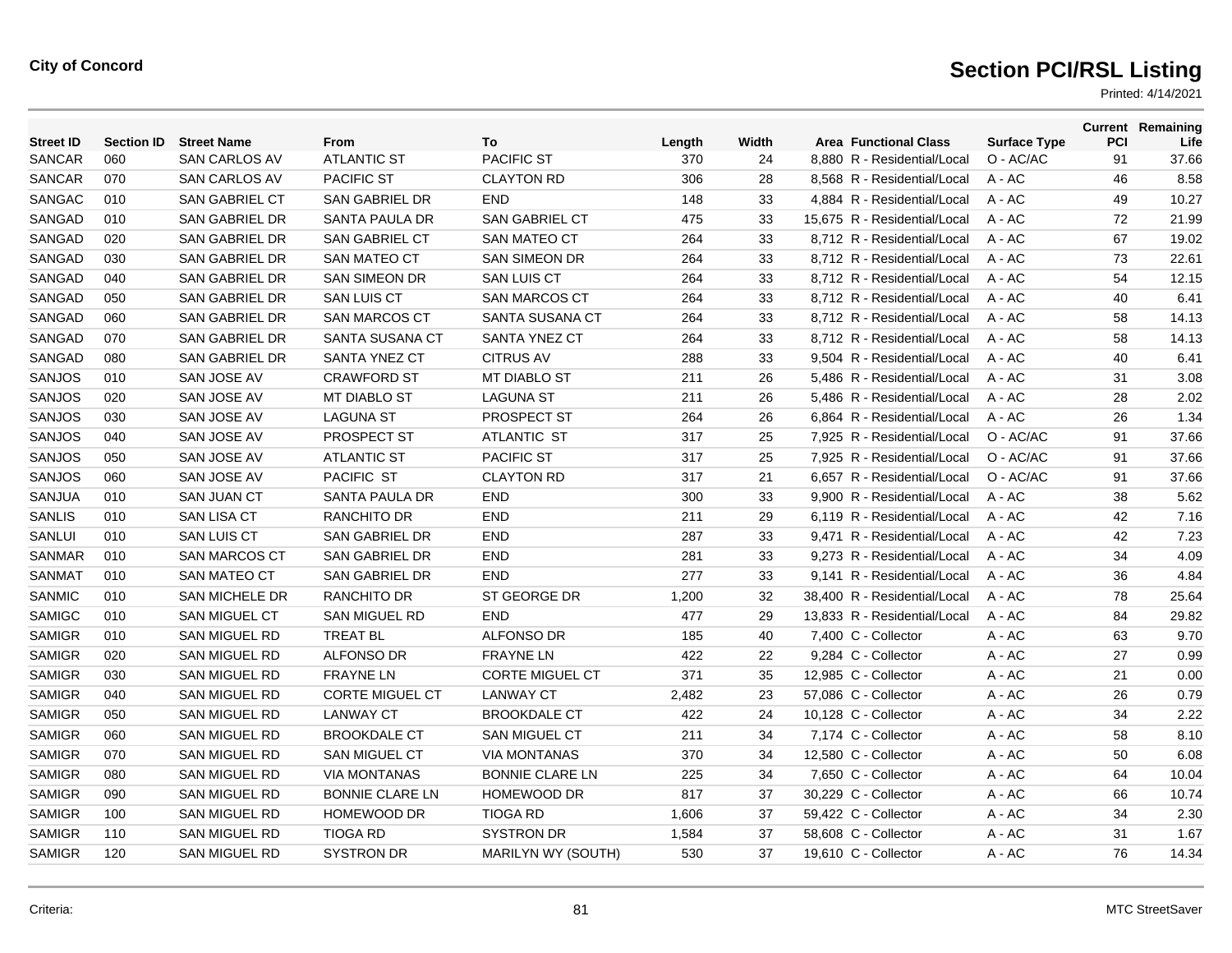**City of Concord**

# Section PCI/RSL Listing

Printed: 4/14/2021

| Street ID | Section ID | Street Name | From | To | Length | Width | Area | Functional Class | Surface Type | Current PCI | Remaining Life |
|---|---|---|---|---|---|---|---|---|---|---|---|
| SANCAR | 060 | SAN CARLOS AV | ATLANTIC ST | PACIFIC ST | 370 | 24 | 8,880 | R - Residential/Local | O - AC/AC | 91 | 37.66 |
| SANCAR | 070 | SAN CARLOS AV | PACIFIC ST | CLAYTON RD | 306 | 28 | 8,568 | R - Residential/Local | A - AC | 46 | 8.58 |
| SANGAC | 010 | SAN GABRIEL CT | SAN GABRIEL DR | END | 148 | 33 | 4,884 | R - Residential/Local | A - AC | 49 | 10.27 |
| SANGAD | 010 | SAN GABRIEL DR | SANTA PAULA DR | SAN GABRIEL CT | 475 | 33 | 15,675 | R - Residential/Local | A - AC | 72 | 21.99 |
| SANGAD | 020 | SAN GABRIEL DR | SAN GABRIEL CT | SAN MATEO CT | 264 | 33 | 8,712 | R - Residential/Local | A - AC | 67 | 19.02 |
| SANGAD | 030 | SAN GABRIEL DR | SAN MATEO CT | SAN SIMEON DR | 264 | 33 | 8,712 | R - Residential/Local | A - AC | 73 | 22.61 |
| SANGAD | 040 | SAN GABRIEL DR | SAN SIMEON DR | SAN LUIS CT | 264 | 33 | 8,712 | R - Residential/Local | A - AC | 54 | 12.15 |
| SANGAD | 050 | SAN GABRIEL DR | SAN LUIS CT | SAN MARCOS CT | 264 | 33 | 8,712 | R - Residential/Local | A - AC | 40 | 6.41 |
| SANGAD | 060 | SAN GABRIEL DR | SAN MARCOS CT | SANTA SUSANA CT | 264 | 33 | 8,712 | R - Residential/Local | A - AC | 58 | 14.13 |
| SANGAD | 070 | SAN GABRIEL DR | SANTA SUSANA CT | SANTA YNEZ CT | 264 | 33 | 8,712 | R - Residential/Local | A - AC | 58 | 14.13 |
| SANGAD | 080 | SAN GABRIEL DR | SANTA YNEZ CT | CITRUS AV | 288 | 33 | 9,504 | R - Residential/Local | A - AC | 40 | 6.41 |
| SANJOS | 010 | SAN JOSE AV | CRAWFORD ST | MT DIABLO ST | 211 | 26 | 5,486 | R - Residential/Local | A - AC | 31 | 3.08 |
| SANJOS | 020 | SAN JOSE AV | MT DIABLO ST | LAGUNA ST | 211 | 26 | 5,486 | R - Residential/Local | A - AC | 28 | 2.02 |
| SANJOS | 030 | SAN JOSE AV | LAGUNA ST | PROSPECT ST | 264 | 26 | 6,864 | R - Residential/Local | A - AC | 26 | 1.34 |
| SANJOS | 040 | SAN JOSE AV | PROSPECT ST | ATLANTIC ST | 317 | 25 | 7,925 | R - Residential/Local | O - AC/AC | 91 | 37.66 |
| SANJOS | 050 | SAN JOSE AV | ATLANTIC ST | PACIFIC ST | 317 | 25 | 7,925 | R - Residential/Local | O - AC/AC | 91 | 37.66 |
| SANJOS | 060 | SAN JOSE AV | PACIFIC ST | CLAYTON RD | 317 | 21 | 6,657 | R - Residential/Local | O - AC/AC | 91 | 37.66 |
| SANJUA | 010 | SAN JUAN CT | SANTA PAULA DR | END | 300 | 33 | 9,900 | R - Residential/Local | A - AC | 38 | 5.62 |
| SANLIS | 010 | SAN LISA CT | RANCHITO DR | END | 211 | 29 | 6,119 | R - Residential/Local | A - AC | 42 | 7.16 |
| SANLUI | 010 | SAN LUIS CT | SAN GABRIEL DR | END | 287 | 33 | 9,471 | R - Residential/Local | A - AC | 42 | 7.23 |
| SANMAR | 010 | SAN MARCOS CT | SAN GABRIEL DR | END | 281 | 33 | 9,273 | R - Residential/Local | A - AC | 34 | 4.09 |
| SANMAT | 010 | SAN MATEO CT | SAN GABRIEL DR | END | 277 | 33 | 9,141 | R - Residential/Local | A - AC | 36 | 4.84 |
| SANMIC | 010 | SAN MICHELE DR | RANCHITO DR | ST GEORGE DR | 1,200 | 32 | 38,400 | R - Residential/Local | A - AC | 78 | 25.64 |
| SAMIGC | 010 | SAN MIGUEL CT | SAN MIGUEL RD | END | 477 | 29 | 13,833 | R - Residential/Local | A - AC | 84 | 29.82 |
| SAMIGR | 010 | SAN MIGUEL RD | TREAT BL | ALFONSO DR | 185 | 40 | 7,400 | C - Collector | A - AC | 63 | 9.70 |
| SAMIGR | 020 | SAN MIGUEL RD | ALFONSO DR | FRAYNE LN | 422 | 22 | 9,284 | C - Collector | A - AC | 27 | 0.99 |
| SAMIGR | 030 | SAN MIGUEL RD | FRAYNE LN | CORTE MIGUEL CT | 371 | 35 | 12,985 | C - Collector | A - AC | 21 | 0.00 |
| SAMIGR | 040 | SAN MIGUEL RD | CORTE MIGUEL CT | LANWAY CT | 2,482 | 23 | 57,086 | C - Collector | A - AC | 26 | 0.79 |
| SAMIGR | 050 | SAN MIGUEL RD | LANWAY CT | BROOKDALE CT | 422 | 24 | 10,128 | C - Collector | A - AC | 34 | 2.22 |
| SAMIGR | 060 | SAN MIGUEL RD | BROOKDALE CT | SAN MIGUEL CT | 211 | 34 | 7,174 | C - Collector | A - AC | 58 | 8.10 |
| SAMIGR | 070 | SAN MIGUEL RD | SAN MIGUEL CT | VIA MONTANAS | 370 | 34 | 12,580 | C - Collector | A - AC | 50 | 6.08 |
| SAMIGR | 080 | SAN MIGUEL RD | VIA MONTANAS | BONNIE CLARE LN | 225 | 34 | 7,650 | C - Collector | A - AC | 64 | 10.04 |
| SAMIGR | 090 | SAN MIGUEL RD | BONNIE CLARE LN | HOMEWOOD DR | 817 | 37 | 30,229 | C - Collector | A - AC | 66 | 10.74 |
| SAMIGR | 100 | SAN MIGUEL RD | HOMEWOOD DR | TIOGA RD | 1,606 | 37 | 59,422 | C - Collector | A - AC | 34 | 2.30 |
| SAMIGR | 110 | SAN MIGUEL RD | TIOGA RD | SYSTRON DR | 1,584 | 37 | 58,608 | C - Collector | A - AC | 31 | 1.67 |
| SAMIGR | 120 | SAN MIGUEL RD | SYSTRON DR | MARILYN WY (SOUTH) | 530 | 37 | 19,610 | C - Collector | A - AC | 76 | 14.34 |

Criteria:

MTC StreetSaver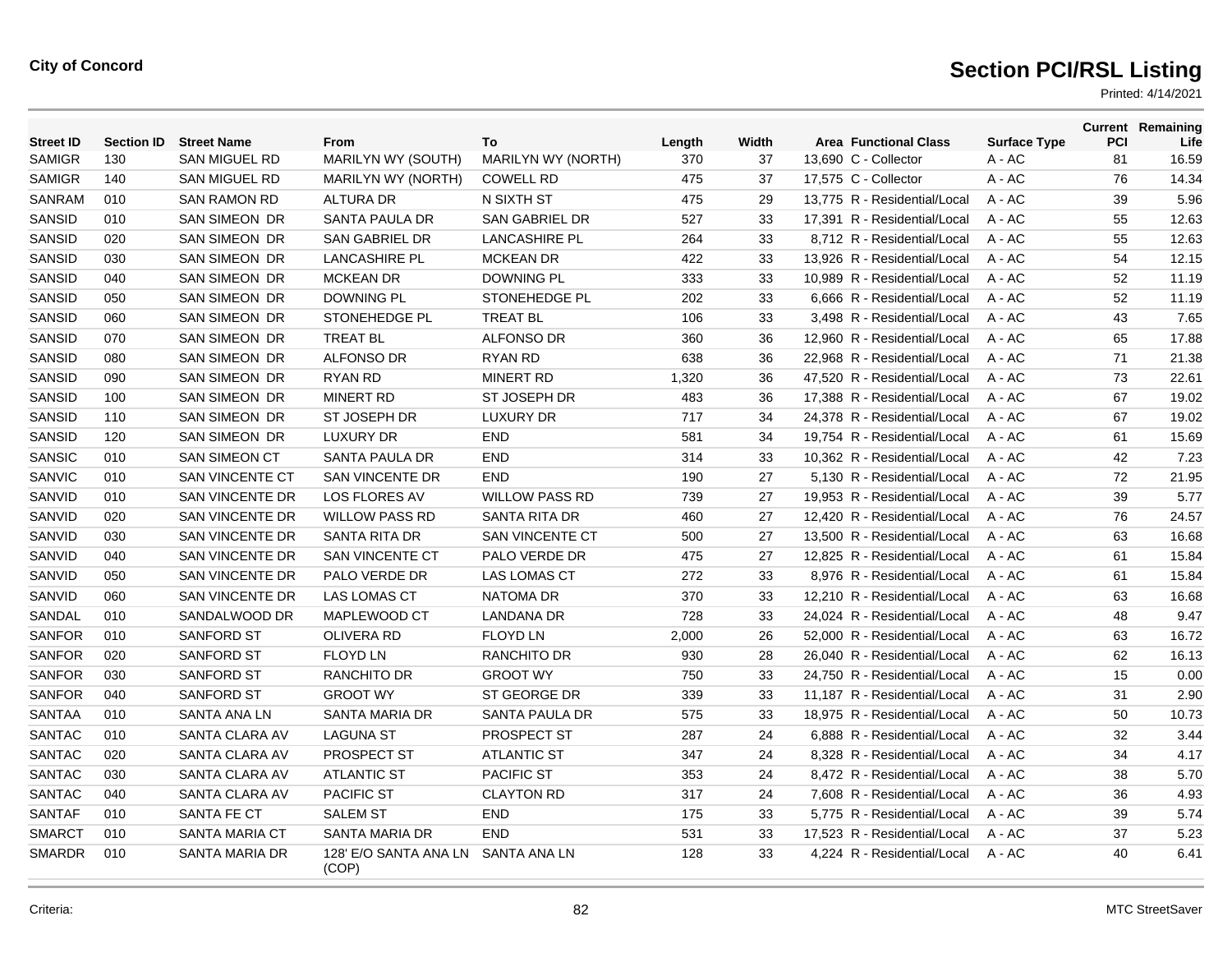**City of Concord**

# Section PCI/RSL Listing

Printed: 4/14/2021

| Street ID | Section ID | Street Name | From | To | Length | Width | Area | Functional Class | Surface Type | Current PCI | Remaining Life |
|---|---|---|---|---|---|---|---|---|---|---|---|
| SAMIGR | 130 | SAN MIGUEL RD | MARILYN WY (SOUTH) | MARILYN WY (NORTH) | 370 | 37 | 13,690 | C - Collector | A - AC | 81 | 16.59 |
| SAMIGR | 140 | SAN MIGUEL RD | MARILYN WY (NORTH) | COWELL RD | 475 | 37 | 17,575 | C - Collector | A - AC | 76 | 14.34 |
| SANRAM | 010 | SAN RAMON RD | ALTURA DR | N SIXTH ST | 475 | 29 | 13,775 | R - Residential/Local | A - AC | 39 | 5.96 |
| SANSID | 010 | SAN SIMEON DR | SANTA PAULA DR | SAN GABRIEL DR | 527 | 33 | 17,391 | R - Residential/Local | A - AC | 55 | 12.63 |
| SANSID | 020 | SAN SIMEON DR | SAN GABRIEL DR | LANCASHIRE PL | 264 | 33 | 8,712 | R - Residential/Local | A - AC | 55 | 12.63 |
| SANSID | 030 | SAN SIMEON DR | LANCASHIRE PL | MCKEAN DR | 422 | 33 | 13,926 | R - Residential/Local | A - AC | 54 | 12.15 |
| SANSID | 040 | SAN SIMEON DR | MCKEAN DR | DOWNING PL | 333 | 33 | 10,989 | R - Residential/Local | A - AC | 52 | 11.19 |
| SANSID | 050 | SAN SIMEON DR | DOWNING PL | STONEHEDGE PL | 202 | 33 | 6,666 | R - Residential/Local | A - AC | 52 | 11.19 |
| SANSID | 060 | SAN SIMEON DR | STONEHEDGE PL | TREAT BL | 106 | 33 | 3,498 | R - Residential/Local | A - AC | 43 | 7.65 |
| SANSID | 070 | SAN SIMEON DR | TREAT BL | ALFONSO DR | 360 | 36 | 12,960 | R - Residential/Local | A - AC | 65 | 17.88 |
| SANSID | 080 | SAN SIMEON DR | ALFONSO DR | RYAN RD | 638 | 36 | 22,968 | R - Residential/Local | A - AC | 71 | 21.38 |
| SANSID | 090 | SAN SIMEON DR | RYAN RD | MINERT RD | 1,320 | 36 | 47,520 | R - Residential/Local | A - AC | 73 | 22.61 |
| SANSID | 100 | SAN SIMEON DR | MINERT RD | ST JOSEPH DR | 483 | 36 | 17,388 | R - Residential/Local | A - AC | 67 | 19.02 |
| SANSID | 110 | SAN SIMEON DR | ST JOSEPH DR | LUXURY DR | 717 | 34 | 24,378 | R - Residential/Local | A - AC | 67 | 19.02 |
| SANSID | 120 | SAN SIMEON DR | LUXURY DR | END | 581 | 34 | 19,754 | R - Residential/Local | A - AC | 61 | 15.69 |
| SANSIC | 010 | SAN SIMEON CT | SANTA PAULA DR | END | 314 | 33 | 10,362 | R - Residential/Local | A - AC | 42 | 7.23 |
| SANVIC | 010 | SAN VINCENTE CT | SAN VINCENTE DR | END | 190 | 27 | 5,130 | R - Residential/Local | A - AC | 72 | 21.95 |
| SANVID | 010 | SAN VINCENTE DR | LOS FLORES AV | WILLOW PASS RD | 739 | 27 | 19,953 | R - Residential/Local | A - AC | 39 | 5.77 |
| SANVID | 020 | SAN VINCENTE DR | WILLOW PASS RD | SANTA RITA DR | 460 | 27 | 12,420 | R - Residential/Local | A - AC | 76 | 24.57 |
| SANVID | 030 | SAN VINCENTE DR | SANTA RITA DR | SAN VINCENTE CT | 500 | 27 | 13,500 | R - Residential/Local | A - AC | 63 | 16.68 |
| SANVID | 040 | SAN VINCENTE DR | SAN VINCENTE CT | PALO VERDE DR | 475 | 27 | 12,825 | R - Residential/Local | A - AC | 61 | 15.84 |
| SANVID | 050 | SAN VINCENTE DR | PALO VERDE DR | LAS LOMAS CT | 272 | 33 | 8,976 | R - Residential/Local | A - AC | 61 | 15.84 |
| SANVID | 060 | SAN VINCENTE DR | LAS LOMAS CT | NATOMA DR | 370 | 33 | 12,210 | R - Residential/Local | A - AC | 63 | 16.68 |
| SANDAL | 010 | SANDALWOOD DR | MAPLEWOOD CT | LANDANA DR | 728 | 33 | 24,024 | R - Residential/Local | A - AC | 48 | 9.47 |
| SANFOR | 010 | SANFORD ST | OLIVERA RD | FLOYD LN | 2,000 | 26 | 52,000 | R - Residential/Local | A - AC | 63 | 16.72 |
| SANFOR | 020 | SANFORD ST | FLOYD LN | RANCHITO DR | 930 | 28 | 26,040 | R - Residential/Local | A - AC | 62 | 16.13 |
| SANFOR | 030 | SANFORD ST | RANCHITO DR | GROOT WY | 750 | 33 | 24,750 | R - Residential/Local | A - AC | 15 | 0.00 |
| SANFOR | 040 | SANFORD ST | GROOT WY | ST GEORGE DR | 339 | 33 | 11,187 | R - Residential/Local | A - AC | 31 | 2.90 |
| SANTAA | 010 | SANTA ANA LN | SANTA MARIA DR | SANTA PAULA DR | 575 | 33 | 18,975 | R - Residential/Local | A - AC | 50 | 10.73 |
| SANTAC | 010 | SANTA CLARA AV | LAGUNA ST | PROSPECT ST | 287 | 24 | 6,888 | R - Residential/Local | A - AC | 32 | 3.44 |
| SANTAC | 020 | SANTA CLARA AV | PROSPECT ST | ATLANTIC ST | 347 | 24 | 8,328 | R - Residential/Local | A - AC | 34 | 4.17 |
| SANTAC | 030 | SANTA CLARA AV | ATLANTIC ST | PACIFIC ST | 353 | 24 | 8,472 | R - Residential/Local | A - AC | 38 | 5.70 |
| SANTAC | 040 | SANTA CLARA AV | PACIFIC ST | CLAYTON RD | 317 | 24 | 7,608 | R - Residential/Local | A - AC | 36 | 4.93 |
| SANTAF | 010 | SANTA FE CT | SALEM ST | END | 175 | 33 | 5,775 | R - Residential/Local | A - AC | 39 | 5.74 |
| SMARCT | 010 | SANTA MARIA CT | SANTA MARIA DR | END | 531 | 33 | 17,523 | R - Residential/Local | A - AC | 37 | 5.23 |
| SMARDR | 010 | SANTA MARIA DR | 128' E/O SANTA ANA LN (COP) | SANTA ANA LN | 128 | 33 | 4,224 | R - Residential/Local | A - AC | 40 | 6.41 |

Criteria:

MTC StreetSaver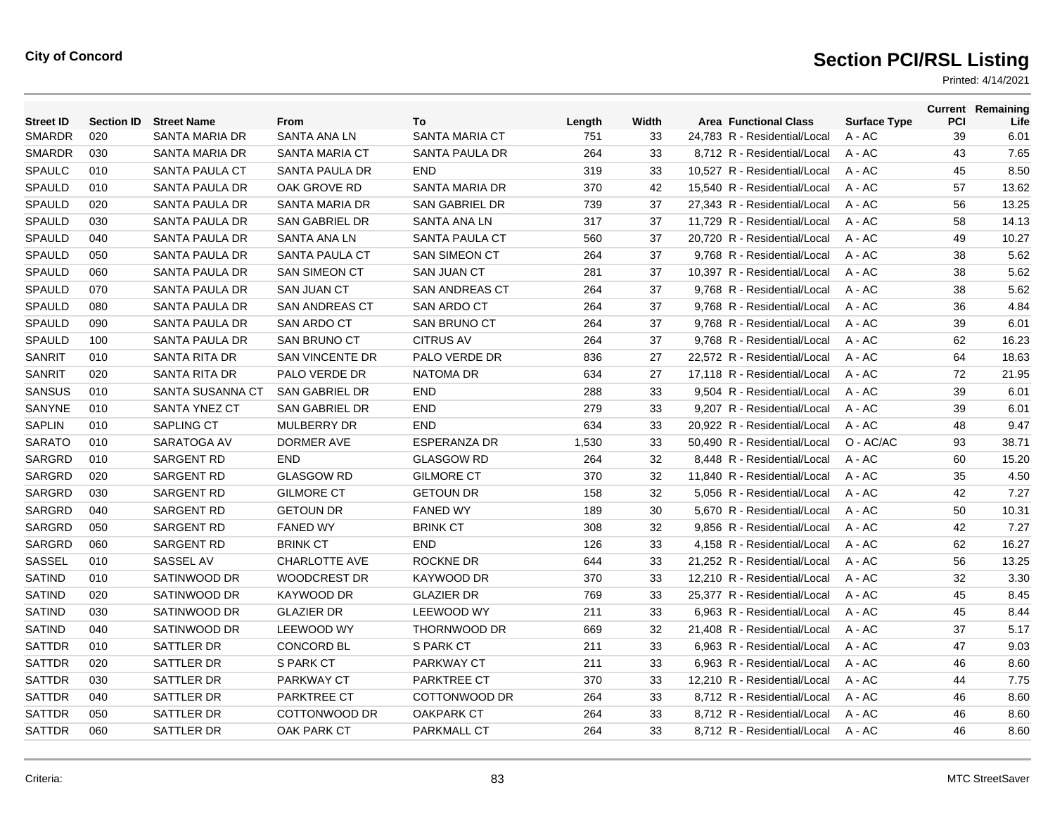City of Concord

# Section PCI/RSL Listing

Printed: 4/14/2021

| Street ID | Section ID | Street Name | From | To | Length | Width | Area | Functional Class | Surface Type | Current PCI | Remaining Life |
|---|---|---|---|---|---|---|---|---|---|---|---|
| SMARDR | 020 | SANTA MARIA DR | SANTA ANA LN | SANTA MARIA CT | 751 | 33 | 24,783 | R - Residential/Local | A - AC | 39 | 6.01 |
| SMARDR | 030 | SANTA MARIA DR | SANTA MARIA CT | SANTA PAULA DR | 264 | 33 | 8,712 | R - Residential/Local | A - AC | 43 | 7.65 |
| SPAULC | 010 | SANTA PAULA CT | SANTA PAULA DR | END | 319 | 33 | 10,527 | R - Residential/Local | A - AC | 45 | 8.50 |
| SPAULD | 010 | SANTA PAULA DR | OAK GROVE RD | SANTA MARIA DR | 370 | 42 | 15,540 | R - Residential/Local | A - AC | 57 | 13.62 |
| SPAULD | 020 | SANTA PAULA DR | SANTA MARIA DR | SAN GABRIEL DR | 739 | 37 | 27,343 | R - Residential/Local | A - AC | 56 | 13.25 |
| SPAULD | 030 | SANTA PAULA DR | SAN GABRIEL DR | SANTA ANA LN | 317 | 37 | 11,729 | R - Residential/Local | A - AC | 58 | 14.13 |
| SPAULD | 040 | SANTA PAULA DR | SANTA ANA LN | SANTA PAULA CT | 560 | 37 | 20,720 | R - Residential/Local | A - AC | 49 | 10.27 |
| SPAULD | 050 | SANTA PAULA DR | SANTA PAULA CT | SAN SIMEON CT | 264 | 37 | 9,768 | R - Residential/Local | A - AC | 38 | 5.62 |
| SPAULD | 060 | SANTA PAULA DR | SAN SIMEON CT | SAN JUAN CT | 281 | 37 | 10,397 | R - Residential/Local | A - AC | 38 | 5.62 |
| SPAULD | 070 | SANTA PAULA DR | SAN JUAN CT | SAN ANDREAS CT | 264 | 37 | 9,768 | R - Residential/Local | A - AC | 38 | 5.62 |
| SPAULD | 080 | SANTA PAULA DR | SAN ANDREAS CT | SAN ARDO CT | 264 | 37 | 9,768 | R - Residential/Local | A - AC | 36 | 4.84 |
| SPAULD | 090 | SANTA PAULA DR | SAN ARDO CT | SAN BRUNO CT | 264 | 37 | 9,768 | R - Residential/Local | A - AC | 39 | 6.01 |
| SPAULD | 100 | SANTA PAULA DR | SAN BRUNO CT | CITRUS AV | 264 | 37 | 9,768 | R - Residential/Local | A - AC | 62 | 16.23 |
| SANRIT | 010 | SANTA RITA DR | SAN VINCENTE DR | PALO VERDE DR | 836 | 27 | 22,572 | R - Residential/Local | A - AC | 64 | 18.63 |
| SANRIT | 020 | SANTA RITA DR | PALO VERDE DR | NATOMA DR | 634 | 27 | 17,118 | R - Residential/Local | A - AC | 72 | 21.95 |
| SANSUS | 010 | SANTA SUSANNA CT | SAN GABRIEL DR | END | 288 | 33 | 9,504 | R - Residential/Local | A - AC | 39 | 6.01 |
| SANYNE | 010 | SANTA YNEZ CT | SAN GABRIEL DR | END | 279 | 33 | 9,207 | R - Residential/Local | A - AC | 39 | 6.01 |
| SAPLIN | 010 | SAPLING CT | MULBERRY DR | END | 634 | 33 | 20,922 | R - Residential/Local | A - AC | 48 | 9.47 |
| SARATO | 010 | SARATOGA AV | DORMER AVE | ESPERANZA DR | 1,530 | 33 | 50,490 | R - Residential/Local | O - AC/AC | 93 | 38.71 |
| SARGRD | 010 | SARGENT RD | END | GLASGOW RD | 264 | 32 | 8,448 | R - Residential/Local | A - AC | 60 | 15.20 |
| SARGRD | 020 | SARGENT RD | GLASGOW RD | GILMORE CT | 370 | 32 | 11,840 | R - Residential/Local | A - AC | 35 | 4.50 |
| SARGRD | 030 | SARGENT RD | GILMORE CT | GETOUN DR | 158 | 32 | 5,056 | R - Residential/Local | A - AC | 42 | 7.27 |
| SARGRD | 040 | SARGENT RD | GETOUN DR | FANED WY | 189 | 30 | 5,670 | R - Residential/Local | A - AC | 50 | 10.31 |
| SARGRD | 050 | SARGENT RD | FANED WY | BRINK CT | 308 | 32 | 9,856 | R - Residential/Local | A - AC | 42 | 7.27 |
| SARGRD | 060 | SARGENT RD | BRINK CT | END | 126 | 33 | 4,158 | R - Residential/Local | A - AC | 62 | 16.27 |
| SASSEL | 010 | SASSEL AV | CHARLOTTE AVE | ROCKNE DR | 644 | 33 | 21,252 | R - Residential/Local | A - AC | 56 | 13.25 |
| SATIND | 010 | SATINWOOD DR | WOODCREST DR | KAYWOOD DR | 370 | 33 | 12,210 | R - Residential/Local | A - AC | 32 | 3.30 |
| SATIND | 020 | SATINWOOD DR | KAYWOOD DR | GLAZIER DR | 769 | 33 | 25,377 | R - Residential/Local | A - AC | 45 | 8.45 |
| SATIND | 030 | SATINWOOD DR | GLAZIER DR | LEEWOOD WY | 211 | 33 | 6,963 | R - Residential/Local | A - AC | 45 | 8.44 |
| SATIND | 040 | SATINWOOD DR | LEEWOOD WY | THORNWOOD DR | 669 | 32 | 21,408 | R - Residential/Local | A - AC | 37 | 5.17 |
| SATTDR | 010 | SATTLER DR | CONCORD BL | S PARK CT | 211 | 33 | 6,963 | R - Residential/Local | A - AC | 47 | 9.03 |
| SATTDR | 020 | SATTLER DR | S PARK CT | PARKWAY CT | 211 | 33 | 6,963 | R - Residential/Local | A - AC | 46 | 8.60 |
| SATTDR | 030 | SATTLER DR | PARKWAY CT | PARKTREE CT | 370 | 33 | 12,210 | R - Residential/Local | A - AC | 44 | 7.75 |
| SATTDR | 040 | SATTLER DR | PARKTREE CT | COTTONWOOD DR | 264 | 33 | 8,712 | R - Residential/Local | A - AC | 46 | 8.60 |
| SATTDR | 050 | SATTLER DR | COTTONWOOD DR | OAKPARK CT | 264 | 33 | 8,712 | R - Residential/Local | A - AC | 46 | 8.60 |
| SATTDR | 060 | SATTLER DR | OAK PARK CT | PARKMALL CT | 264 | 33 | 8,712 | R - Residential/Local | A - AC | 46 | 8.60 |

Criteria:

MTC StreetSaver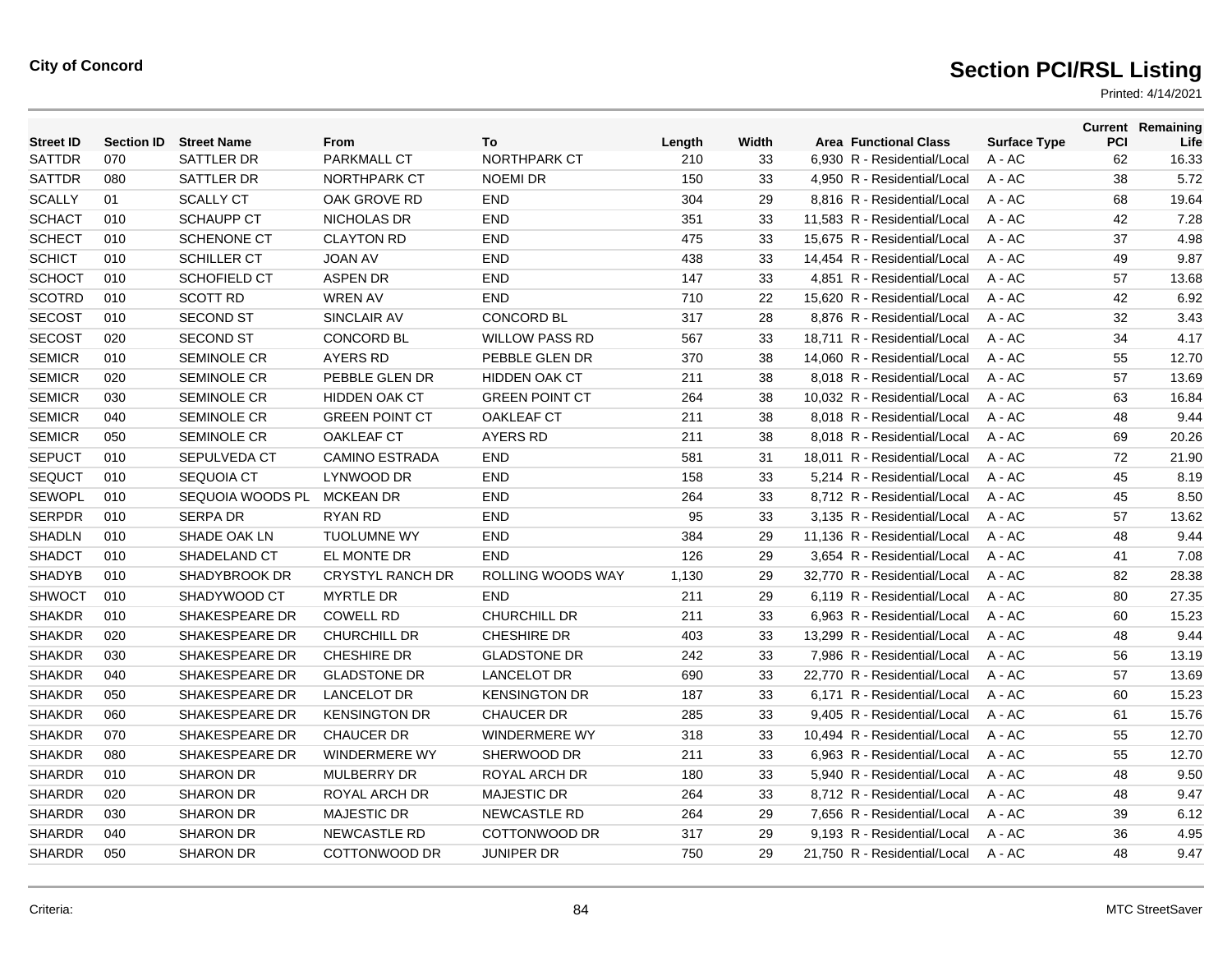**City of Concord**

# Section PCI/RSL Listing

Printed: 4/14/2021

| Street ID | Section ID | Street Name | From | To | Length | Width | Area | Functional Class | Surface Type | Current PCI | Remaining Life |
|---|---|---|---|---|---|---|---|---|---|---|---|
| SATTDR | 070 | SATTLER DR | PARKMALL CT | NORTHPARK CT | 210 | 33 | 6,930 | R - Residential/Local | A - AC | 62 | 16.33 |
| SATTDR | 080 | SATTLER DR | NORTHPARK CT | NOEMI DR | 150 | 33 | 4,950 | R - Residential/Local | A - AC | 38 | 5.72 |
| SCALLY | 01 | SCALLY CT | OAK GROVE RD | END | 304 | 29 | 8,816 | R - Residential/Local | A - AC | 68 | 19.64 |
| SCHACT | 010 | SCHAUPP CT | NICHOLAS DR | END | 351 | 33 | 11,583 | R - Residential/Local | A - AC | 42 | 7.28 |
| SCHECT | 010 | SCHENONE CT | CLAYTON RD | END | 475 | 33 | 15,675 | R - Residential/Local | A - AC | 37 | 4.98 |
| SCHICT | 010 | SCHILLER CT | JOAN AV | END | 438 | 33 | 14,454 | R - Residential/Local | A - AC | 49 | 9.87 |
| SCHOCT | 010 | SCHOFIELD CT | ASPEN DR | END | 147 | 33 | 4,851 | R - Residential/Local | A - AC | 57 | 13.68 |
| SCOTRD | 010 | SCOTT RD | WREN AV | END | 710 | 22 | 15,620 | R - Residential/Local | A - AC | 42 | 6.92 |
| SECOST | 010 | SECOND ST | SINCLAIR AV | CONCORD BL | 317 | 28 | 8,876 | R - Residential/Local | A - AC | 32 | 3.43 |
| SECOST | 020 | SECOND ST | CONCORD BL | WILLOW PASS RD | 567 | 33 | 18,711 | R - Residential/Local | A - AC | 34 | 4.17 |
| SEMICR | 010 | SEMINOLE CR | AYERS RD | PEBBLE GLEN DR | 370 | 38 | 14,060 | R - Residential/Local | A - AC | 55 | 12.70 |
| SEMICR | 020 | SEMINOLE CR | PEBBLE GLEN DR | HIDDEN OAK CT | 211 | 38 | 8,018 | R - Residential/Local | A - AC | 57 | 13.69 |
| SEMICR | 030 | SEMINOLE CR | HIDDEN OAK CT | GREEN POINT CT | 264 | 38 | 10,032 | R - Residential/Local | A - AC | 63 | 16.84 |
| SEMICR | 040 | SEMINOLE CR | GREEN POINT CT | OAKLEAF CT | 211 | 38 | 8,018 | R - Residential/Local | A - AC | 48 | 9.44 |
| SEMICR | 050 | SEMINOLE CR | OAKLEAF CT | AYERS RD | 211 | 38 | 8,018 | R - Residential/Local | A - AC | 69 | 20.26 |
| SEPUCT | 010 | SEPULVEDA CT | CAMINO ESTRADA | END | 581 | 31 | 18,011 | R - Residential/Local | A - AC | 72 | 21.90 |
| SEQUCT | 010 | SEQUOIA CT | LYNWOOD DR | END | 158 | 33 | 5,214 | R - Residential/Local | A - AC | 45 | 8.19 |
| SEWOPL | 010 | SEQUOIA WOODS PL | MCKEAN DR | END | 264 | 33 | 8,712 | R - Residential/Local | A - AC | 45 | 8.50 |
| SERPDR | 010 | SERPA DR | RYAN RD | END | 95 | 33 | 3,135 | R - Residential/Local | A - AC | 57 | 13.62 |
| SHADLN | 010 | SHADE OAK LN | TUOLUMNE WY | END | 384 | 29 | 11,136 | R - Residential/Local | A - AC | 48 | 9.44 |
| SHADCT | 010 | SHADELAND CT | EL MONTE DR | END | 126 | 29 | 3,654 | R - Residential/Local | A - AC | 41 | 7.08 |
| SHADYB | 010 | SHADYBROOK DR | CRYSTYL RANCH DR | ROLLING WOODS WAY | 1,130 | 29 | 32,770 | R - Residential/Local | A - AC | 82 | 28.38 |
| SHWOCT | 010 | SHADYWOOD CT | MYRTLE DR | END | 211 | 29 | 6,119 | R - Residential/Local | A - AC | 80 | 27.35 |
| SHAKDR | 010 | SHAKESPEARE DR | COWELL RD | CHURCHILL DR | 211 | 33 | 6,963 | R - Residential/Local | A - AC | 60 | 15.23 |
| SHAKDR | 020 | SHAKESPEARE DR | CHURCHILL DR | CHESHIRE DR | 403 | 33 | 13,299 | R - Residential/Local | A - AC | 48 | 9.44 |
| SHAKDR | 030 | SHAKESPEARE DR | CHESHIRE DR | GLADSTONE DR | 242 | 33 | 7,986 | R - Residential/Local | A - AC | 56 | 13.19 |
| SHAKDR | 040 | SHAKESPEARE DR | GLADSTONE DR | LANCELOT DR | 690 | 33 | 22,770 | R - Residential/Local | A - AC | 57 | 13.69 |
| SHAKDR | 050 | SHAKESPEARE DR | LANCELOT DR | KENSINGTON DR | 187 | 33 | 6,171 | R - Residential/Local | A - AC | 60 | 15.23 |
| SHAKDR | 060 | SHAKESPEARE DR | KENSINGTON DR | CHAUCER DR | 285 | 33 | 9,405 | R - Residential/Local | A - AC | 61 | 15.76 |
| SHAKDR | 070 | SHAKESPEARE DR | CHAUCER DR | WINDERMERE WY | 318 | 33 | 10,494 | R - Residential/Local | A - AC | 55 | 12.70 |
| SHAKDR | 080 | SHAKESPEARE DR | WINDERMERE WY | SHERWOOD DR | 211 | 33 | 6,963 | R - Residential/Local | A - AC | 55 | 12.70 |
| SHARDR | 010 | SHARON DR | MULBERRY DR | ROYAL ARCH DR | 180 | 33 | 5,940 | R - Residential/Local | A - AC | 48 | 9.50 |
| SHARDR | 020 | SHARON DR | ROYAL ARCH DR | MAJESTIC DR | 264 | 33 | 8,712 | R - Residential/Local | A - AC | 48 | 9.47 |
| SHARDR | 030 | SHARON DR | MAJESTIC DR | NEWCASTLE RD | 264 | 29 | 7,656 | R - Residential/Local | A - AC | 39 | 6.12 |
| SHARDR | 040 | SHARON DR | NEWCASTLE RD | COTTONWOOD DR | 317 | 29 | 9,193 | R - Residential/Local | A - AC | 36 | 4.95 |
| SHARDR | 050 | SHARON DR | COTTONWOOD DR | JUNIPER DR | 750 | 29 | 21,750 | R - Residential/Local | A - AC | 48 | 9.47 |

Criteria:

MTC StreetSaver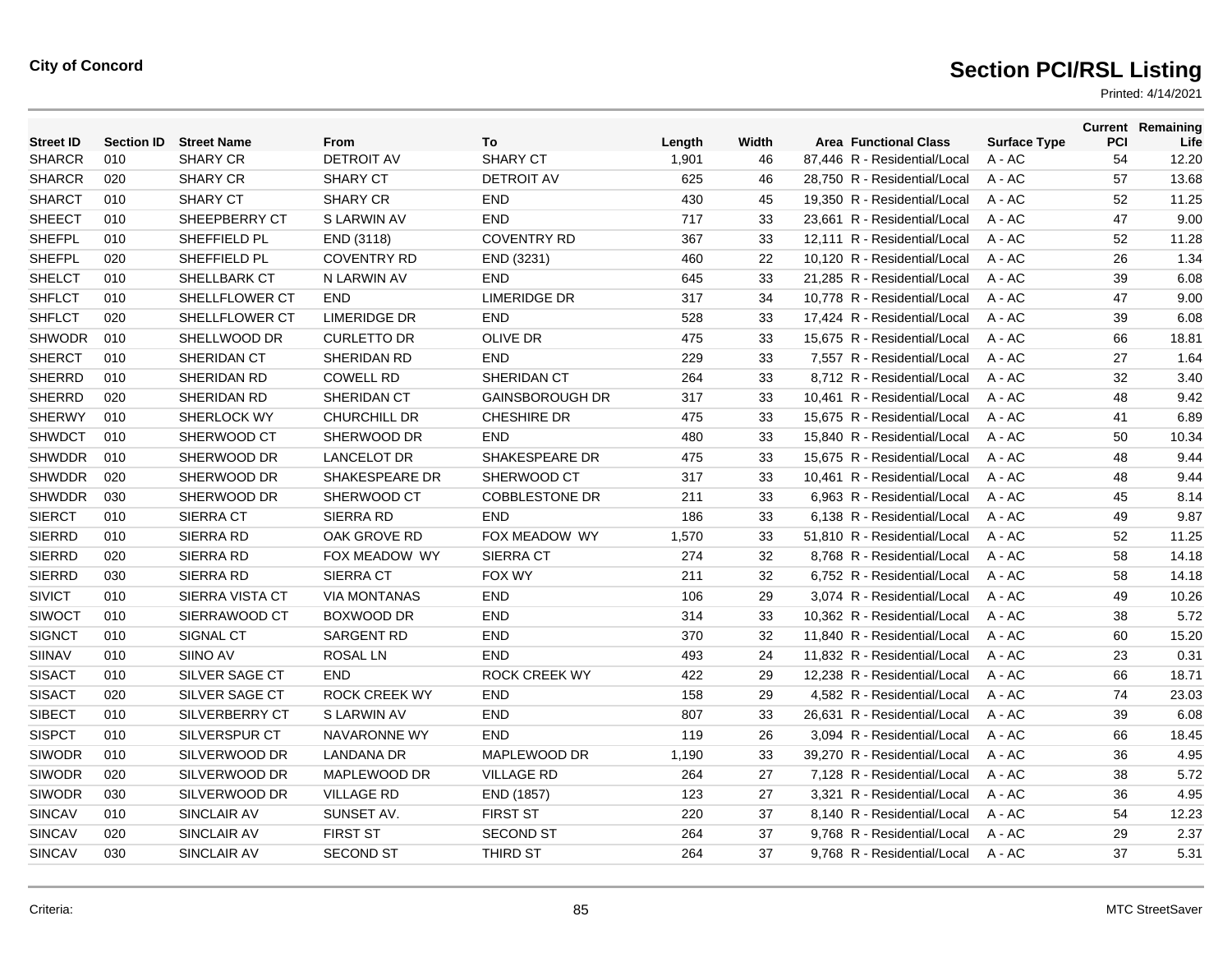**City of Concord**

# Section PCI/RSL Listing

Printed: 4/14/2021

| Street ID | Section ID | Street Name | From | To | Length | Width | Area | Functional Class | Surface Type | Current PCI | Remaining Life |
|---|---|---|---|---|---|---|---|---|---|---|---|
| SHARCR | 010 | SHARY CR | DETROIT AV | SHARY CT | 1,901 | 46 | 87,446 | R - Residential/Local | A - AC | 54 | 12.20 |
| SHARCR | 020 | SHARY CR | SHARY CT | DETROIT AV | 625 | 46 | 28,750 | R - Residential/Local | A - AC | 57 | 13.68 |
| SHARCT | 010 | SHARY CT | SHARY CR | END | 430 | 45 | 19,350 | R - Residential/Local | A - AC | 52 | 11.25 |
| SHEECT | 010 | SHEEPBERRY CT | S LARWIN AV | END | 717 | 33 | 23,661 | R - Residential/Local | A - AC | 47 | 9.00 |
| SHEFPL | 010 | SHEFFIELD PL | END (3118) | COVENTRY RD | 367 | 33 | 12,111 | R - Residential/Local | A - AC | 52 | 11.28 |
| SHEFPL | 020 | SHEFFIELD PL | COVENTRY RD | END (3231) | 460 | 22 | 10,120 | R - Residential/Local | A - AC | 26 | 1.34 |
| SHELCT | 010 | SHELLBARK CT | N LARWIN AV | END | 645 | 33 | 21,285 | R - Residential/Local | A - AC | 39 | 6.08 |
| SHFLCT | 010 | SHELLFLOWER CT | END | LIMERIDGE DR | 317 | 34 | 10,778 | R - Residential/Local | A - AC | 47 | 9.00 |
| SHFLCT | 020 | SHELLFLOWER CT | LIMERIDGE DR | END | 528 | 33 | 17,424 | R - Residential/Local | A - AC | 39 | 6.08 |
| SHWODR | 010 | SHELLWOOD DR | CURLETTO DR | OLIVE DR | 475 | 33 | 15,675 | R - Residential/Local | A - AC | 66 | 18.81 |
| SHERCT | 010 | SHERIDAN CT | SHERIDAN RD | END | 229 | 33 | 7,557 | R - Residential/Local | A - AC | 27 | 1.64 |
| SHERRD | 010 | SHERIDAN RD | COWELL RD | SHERIDAN CT | 264 | 33 | 8,712 | R - Residential/Local | A - AC | 32 | 3.40 |
| SHERRD | 020 | SHERIDAN RD | SHERIDAN CT | GAINSBOROUGH DR | 317 | 33 | 10,461 | R - Residential/Local | A - AC | 48 | 9.42 |
| SHERWY | 010 | SHERLOCK WY | CHURCHILL DR | CHESHIRE DR | 475 | 33 | 15,675 | R - Residential/Local | A - AC | 41 | 6.89 |
| SHWDCT | 010 | SHERWOOD CT | SHERWOOD DR | END | 480 | 33 | 15,840 | R - Residential/Local | A - AC | 50 | 10.34 |
| SHWDDR | 010 | SHERWOOD DR | LANCELOT DR | SHAKESPEARE DR | 475 | 33 | 15,675 | R - Residential/Local | A - AC | 48 | 9.44 |
| SHWDDR | 020 | SHERWOOD DR | SHAKESPEARE DR | SHERWOOD CT | 317 | 33 | 10,461 | R - Residential/Local | A - AC | 48 | 9.44 |
| SHWDDR | 030 | SHERWOOD DR | SHERWOOD CT | COBBLESTONE DR | 211 | 33 | 6,963 | R - Residential/Local | A - AC | 45 | 8.14 |
| SIERCT | 010 | SIERRA CT | SIERRA RD | END | 186 | 33 | 6,138 | R - Residential/Local | A - AC | 49 | 9.87 |
| SIERRD | 010 | SIERRA RD | OAK GROVE RD | FOX MEADOW WY | 1,570 | 33 | 51,810 | R - Residential/Local | A - AC | 52 | 11.25 |
| SIERRD | 020 | SIERRA RD | FOX MEADOW WY | SIERRA CT | 274 | 32 | 8,768 | R - Residential/Local | A - AC | 58 | 14.18 |
| SIERRD | 030 | SIERRA RD | SIERRA CT | FOX WY | 211 | 32 | 6,752 | R - Residential/Local | A - AC | 58 | 14.18 |
| SIVICT | 010 | SIERRA VISTA CT | VIA MONTANAS | END | 106 | 29 | 3,074 | R - Residential/Local | A - AC | 49 | 10.26 |
| SIWOCT | 010 | SIERRAWOOD CT | BOXWOOD DR | END | 314 | 33 | 10,362 | R - Residential/Local | A - AC | 38 | 5.72 |
| SIGNCT | 010 | SIGNAL CT | SARGENT RD | END | 370 | 32 | 11,840 | R - Residential/Local | A - AC | 60 | 15.20 |
| SIINAV | 010 | SIINO AV | ROSAL LN | END | 493 | 24 | 11,832 | R - Residential/Local | A - AC | 23 | 0.31 |
| SISACT | 010 | SILVER SAGE CT | END | ROCK CREEK WY | 422 | 29 | 12,238 | R - Residential/Local | A - AC | 66 | 18.71 |
| SISACT | 020 | SILVER SAGE CT | ROCK CREEK WY | END | 158 | 29 | 4,582 | R - Residential/Local | A - AC | 74 | 23.03 |
| SIBECT | 010 | SILVERBERRY CT | S LARWIN AV | END | 807 | 33 | 26,631 | R - Residential/Local | A - AC | 39 | 6.08 |
| SISPCT | 010 | SILVERSPUR CT | NAVARONNE WY | END | 119 | 26 | 3,094 | R - Residential/Local | A - AC | 66 | 18.45 |
| SIWODR | 010 | SILVERWOOD DR | LANDANA DR | MAPLEWOOD DR | 1,190 | 33 | 39,270 | R - Residential/Local | A - AC | 36 | 4.95 |
| SIWODR | 020 | SILVERWOOD DR | MAPLEWOOD DR | VILLAGE RD | 264 | 27 | 7,128 | R - Residential/Local | A - AC | 38 | 5.72 |
| SIWODR | 030 | SILVERWOOD DR | VILLAGE RD | END (1857) | 123 | 27 | 3,321 | R - Residential/Local | A - AC | 36 | 4.95 |
| SINCAV | 010 | SINCLAIR AV | SUNSET AV. | FIRST ST | 220 | 37 | 8,140 | R - Residential/Local | A - AC | 54 | 12.23 |
| SINCAV | 020 | SINCLAIR AV | FIRST ST | SECOND ST | 264 | 37 | 9,768 | R - Residential/Local | A - AC | 29 | 2.37 |
| SINCAV | 030 | SINCLAIR AV | SECOND ST | THIRD ST | 264 | 37 | 9,768 | R - Residential/Local | A - AC | 37 | 5.31 |

Criteria:

MTC StreetSaver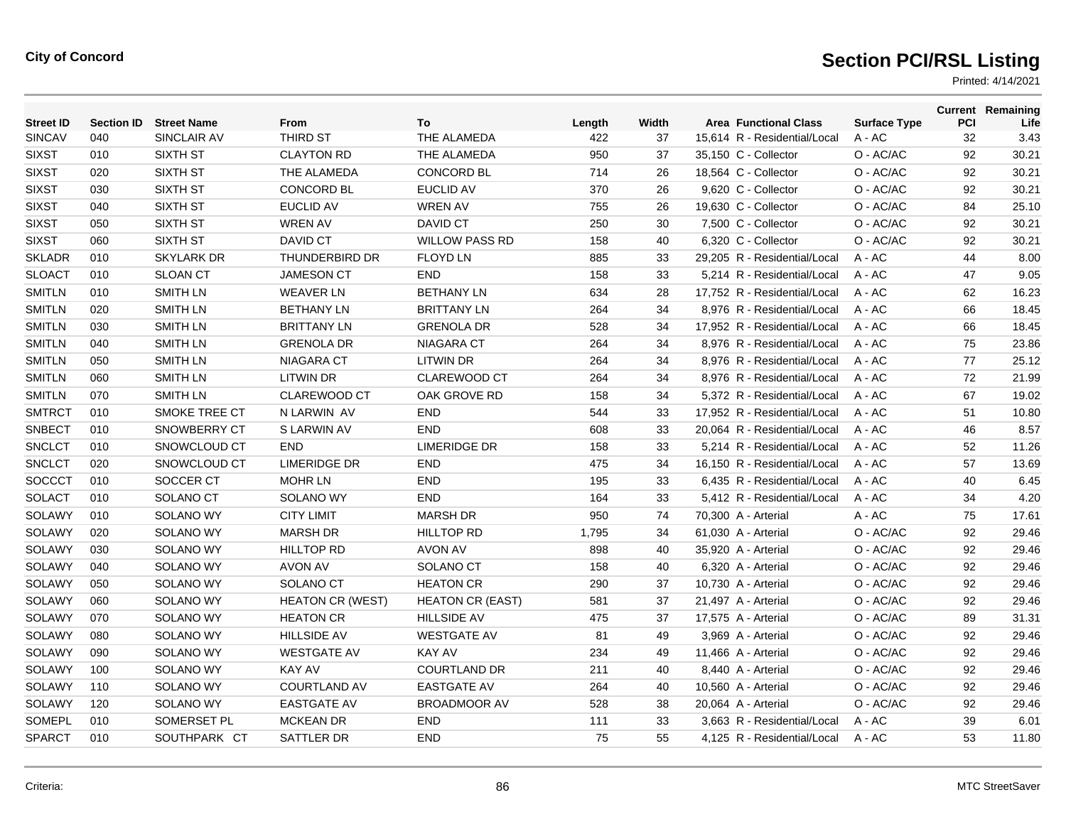**City of Concord**

# Section PCI/RSL Listing

Printed: 4/14/2021

| Street ID | Section ID | Street Name | From | To | Length | Width | Area | Functional Class | Surface Type | Current PCI | Remaining Life |
|---|---|---|---|---|---|---|---|---|---|---|---|
| SINCAV | 040 | SINCLAIR AV | THIRD ST | THE ALAMEDA | 422 | 37 | 15,614 | R - Residential/Local | A - AC | 32 | 3.43 |
| SIXST | 010 | SIXTH ST | CLAYTON RD | THE ALAMEDA | 950 | 37 | 35,150 | C - Collector | O - AC/AC | 92 | 30.21 |
| SIXST | 020 | SIXTH ST | THE ALAMEDA | CONCORD BL | 714 | 26 | 18,564 | C - Collector | O - AC/AC | 92 | 30.21 |
| SIXST | 030 | SIXTH ST | CONCORD BL | EUCLID AV | 370 | 26 | 9,620 | C - Collector | O - AC/AC | 92 | 30.21 |
| SIXST | 040 | SIXTH ST | EUCLID AV | WREN AV | 755 | 26 | 19,630 | C - Collector | O - AC/AC | 84 | 25.10 |
| SIXST | 050 | SIXTH ST | WREN AV | DAVID CT | 250 | 30 | 7,500 | C - Collector | O - AC/AC | 92 | 30.21 |
| SIXST | 060 | SIXTH ST | DAVID CT | WILLOW PASS RD | 158 | 40 | 6,320 | C - Collector | O - AC/AC | 92 | 30.21 |
| SKLADR | 010 | SKYLARK DR | THUNDERBIRD DR | FLOYD LN | 885 | 33 | 29,205 | R - Residential/Local | A - AC | 44 | 8.00 |
| SLOACT | 010 | SLOAN CT | JAMESON CT | END | 158 | 33 | 5,214 | R - Residential/Local | A - AC | 47 | 9.05 |
| SMITLN | 010 | SMITH LN | WEAVER LN | BETHANY LN | 634 | 28 | 17,752 | R - Residential/Local | A - AC | 62 | 16.23 |
| SMITLN | 020 | SMITH LN | BETHANY LN | BRITTANY LN | 264 | 34 | 8,976 | R - Residential/Local | A - AC | 66 | 18.45 |
| SMITLN | 030 | SMITH LN | BRITTANY LN | GRENOLA DR | 528 | 34 | 17,952 | R - Residential/Local | A - AC | 66 | 18.45 |
| SMITLN | 040 | SMITH LN | GRENOLA DR | NIAGARA CT | 264 | 34 | 8,976 | R - Residential/Local | A - AC | 75 | 23.86 |
| SMITLN | 050 | SMITH LN | NIAGARA CT | LITWIN DR | 264 | 34 | 8,976 | R - Residential/Local | A - AC | 77 | 25.12 |
| SMITLN | 060 | SMITH LN | LITWIN DR | CLAREWOOD CT | 264 | 34 | 8,976 | R - Residential/Local | A - AC | 72 | 21.99 |
| SMITLN | 070 | SMITH LN | CLAREWOOD CT | OAK GROVE RD | 158 | 34 | 5,372 | R - Residential/Local | A - AC | 67 | 19.02 |
| SMTRCT | 010 | SMOKE TREE CT | N LARWIN AV | END | 544 | 33 | 17,952 | R - Residential/Local | A - AC | 51 | 10.80 |
| SNBECT | 010 | SNOWBERRY CT | S LARWIN AV | END | 608 | 33 | 20,064 | R - Residential/Local | A - AC | 46 | 8.57 |
| SNCLCT | 010 | SNOWCLOUD CT | END | LIMERIDGE DR | 158 | 33 | 5,214 | R - Residential/Local | A - AC | 52 | 11.26 |
| SNCLCT | 020 | SNOWCLOUD CT | LIMERIDGE DR | END | 475 | 34 | 16,150 | R - Residential/Local | A - AC | 57 | 13.69 |
| SOCCCT | 010 | SOCCER CT | MOHR LN | END | 195 | 33 | 6,435 | R - Residential/Local | A - AC | 40 | 6.45 |
| SOLACT | 010 | SOLANO CT | SOLANO WY | END | 164 | 33 | 5,412 | R - Residential/Local | A - AC | 34 | 4.20 |
| SOLAWY | 010 | SOLANO WY | CITY LIMIT | MARSH DR | 950 | 74 | 70,300 | A - Arterial | A - AC | 75 | 17.61 |
| SOLAWY | 020 | SOLANO WY | MARSH DR | HILLTOP RD | 1,795 | 34 | 61,030 | A - Arterial | O - AC/AC | 92 | 29.46 |
| SOLAWY | 030 | SOLANO WY | HILLTOP RD | AVON AV | 898 | 40 | 35,920 | A - Arterial | O - AC/AC | 92 | 29.46 |
| SOLAWY | 040 | SOLANO WY | AVON AV | SOLANO CT | 158 | 40 | 6,320 | A - Arterial | O - AC/AC | 92 | 29.46 |
| SOLAWY | 050 | SOLANO WY | SOLANO CT | HEATON CR | 290 | 37 | 10,730 | A - Arterial | O - AC/AC | 92 | 29.46 |
| SOLAWY | 060 | SOLANO WY | HEATON CR (WEST) | HEATON CR (EAST) | 581 | 37 | 21,497 | A - Arterial | O - AC/AC | 92 | 29.46 |
| SOLAWY | 070 | SOLANO WY | HEATON CR | HILLSIDE AV | 475 | 37 | 17,575 | A - Arterial | O - AC/AC | 89 | 31.31 |
| SOLAWY | 080 | SOLANO WY | HILLSIDE AV | WESTGATE AV | 81 | 49 | 3,969 | A - Arterial | O - AC/AC | 92 | 29.46 |
| SOLAWY | 090 | SOLANO WY | WESTGATE AV | KAY AV | 234 | 49 | 11,466 | A - Arterial | O - AC/AC | 92 | 29.46 |
| SOLAWY | 100 | SOLANO WY | KAY AV | COURTLAND DR | 211 | 40 | 8,440 | A - Arterial | O - AC/AC | 92 | 29.46 |
| SOLAWY | 110 | SOLANO WY | COURTLAND AV | EASTGATE AV | 264 | 40 | 10,560 | A - Arterial | O - AC/AC | 92 | 29.46 |
| SOLAWY | 120 | SOLANO WY | EASTGATE AV | BROADMOOR AV | 528 | 38 | 20,064 | A - Arterial | O - AC/AC | 92 | 29.46 |
| SOMEPL | 010 | SOMERSET PL | MCKEAN DR | END | 111 | 33 | 3,663 | R - Residential/Local | A - AC | 39 | 6.01 |
| SPARCT | 010 | SOUTHPARK CT | SATTLER DR | END | 75 | 55 | 4,125 | R - Residential/Local | A - AC | 53 | 11.80 |

Criteria:

MTC StreetSaver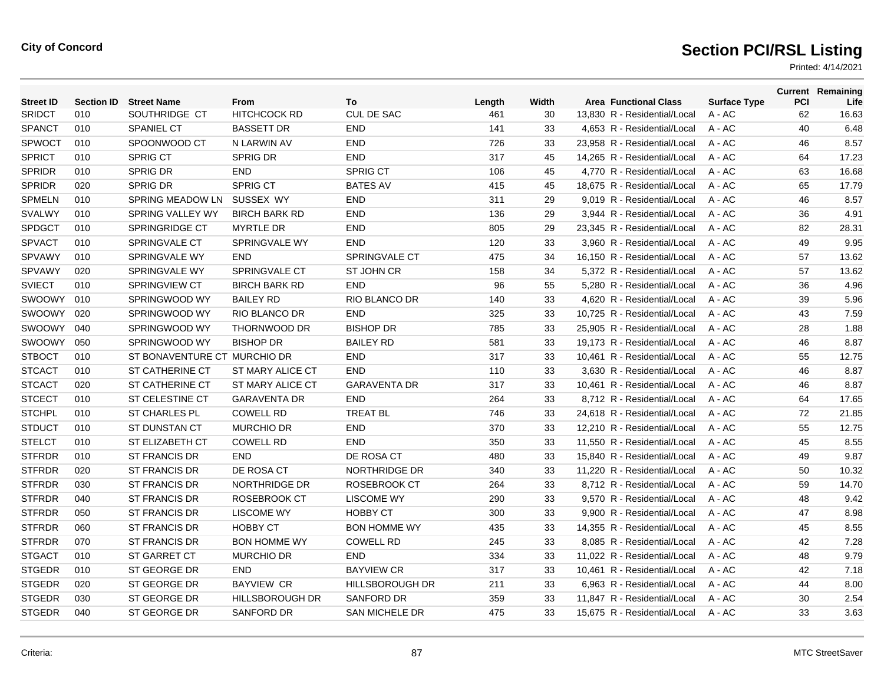**City of Concord**

# Section PCI/RSL Listing

Printed: 4/14/2021

| Street ID | Section ID | Street Name | From | To | Length | Width | Area | Functional Class | Surface Type | Current PCI | Remaining Life |
|---|---|---|---|---|---|---|---|---|---|---|---|
| SRIDCT | 010 | SOUTHRIDGE CT | HITCHCOCK RD | CUL DE SAC | 461 | 30 | 13,830 | R - Residential/Local | A - AC | 62 | 16.63 |
| SPANCT | 010 | SPANIEL CT | BASSETT DR | END | 141 | 33 | 4,653 | R - Residential/Local | A - AC | 40 | 6.48 |
| SPWOCT | 010 | SPOONWOOD CT | N LARWIN AV | END | 726 | 33 | 23,958 | R - Residential/Local | A - AC | 46 | 8.57 |
| SPRICT | 010 | SPRIG CT | SPRIG DR | END | 317 | 45 | 14,265 | R - Residential/Local | A - AC | 64 | 17.23 |
| SPRIDR | 010 | SPRIG DR | END | SPRIG CT | 106 | 45 | 4,770 | R - Residential/Local | A - AC | 63 | 16.68 |
| SPRIDR | 020 | SPRIG DR | SPRIG CT | BATES AV | 415 | 45 | 18,675 | R - Residential/Local | A - AC | 65 | 17.79 |
| SPMELN | 010 | SPRING MEADOW LN | SUSSEX WY | END | 311 | 29 | 9,019 | R - Residential/Local | A - AC | 46 | 8.57 |
| SVALWY | 010 | SPRING VALLEY WY | BIRCH BARK RD | END | 136 | 29 | 3,944 | R - Residential/Local | A - AC | 36 | 4.91 |
| SPDGCT | 010 | SPRINGRIDGE CT | MYRTLE DR | END | 805 | 29 | 23,345 | R - Residential/Local | A - AC | 82 | 28.31 |
| SPVACT | 010 | SPRINGVALE CT | SPRINGVALE WY | END | 120 | 33 | 3,960 | R - Residential/Local | A - AC | 49 | 9.95 |
| SPVAWY | 010 | SPRINGVALE WY | END | SPRINGVALE CT | 475 | 34 | 16,150 | R - Residential/Local | A - AC | 57 | 13.62 |
| SPVAWY | 020 | SPRINGVALE WY | SPRINGVALE CT | ST JOHN CR | 158 | 34 | 5,372 | R - Residential/Local | A - AC | 57 | 13.62 |
| SVIECT | 010 | SPRINGVIEW CT | BIRCH BARK RD | END | 96 | 55 | 5,280 | R - Residential/Local | A - AC | 36 | 4.96 |
| SWOOWY | 010 | SPRINGWOOD WY | BAILEY RD | RIO BLANCO DR | 140 | 33 | 4,620 | R - Residential/Local | A - AC | 39 | 5.96 |
| SWOOWY | 020 | SPRINGWOOD WY | RIO BLANCO DR | END | 325 | 33 | 10,725 | R - Residential/Local | A - AC | 43 | 7.59 |
| SWOOWY | 040 | SPRINGWOOD WY | THORNWOOD DR | BISHOP DR | 785 | 33 | 25,905 | R - Residential/Local | A - AC | 28 | 1.88 |
| SWOOWY | 050 | SPRINGWOOD WY | BISHOP DR | BAILEY RD | 581 | 33 | 19,173 | R - Residential/Local | A - AC | 46 | 8.87 |
| STBOCT | 010 | ST BONAVENTURE CT | MURCHIO DR | END | 317 | 33 | 10,461 | R - Residential/Local | A - AC | 55 | 12.75 |
| STCACT | 010 | ST CATHERINE CT | ST MARY ALICE CT | END | 110 | 33 | 3,630 | R - Residential/Local | A - AC | 46 | 8.87 |
| STCACT | 020 | ST CATHERINE CT | ST MARY ALICE CT | GARAVENTA DR | 317 | 33 | 10,461 | R - Residential/Local | A - AC | 46 | 8.87 |
| STCECT | 010 | ST CELESTINE CT | GARAVENTA DR | END | 264 | 33 | 8,712 | R - Residential/Local | A - AC | 64 | 17.65 |
| STCHPL | 010 | ST CHARLES PL | COWELL RD | TREAT BL | 746 | 33 | 24,618 | R - Residential/Local | A - AC | 72 | 21.85 |
| STDUCT | 010 | ST DUNSTAN CT | MURCHIO DR | END | 370 | 33 | 12,210 | R - Residential/Local | A - AC | 55 | 12.75 |
| STELCT | 010 | ST ELIZABETH CT | COWELL RD | END | 350 | 33 | 11,550 | R - Residential/Local | A - AC | 45 | 8.55 |
| STFRDR | 010 | ST FRANCIS DR | END | DE ROSA CT | 480 | 33 | 15,840 | R - Residential/Local | A - AC | 49 | 9.87 |
| STFRDR | 020 | ST FRANCIS DR | DE ROSA CT | NORTHRIDGE DR | 340 | 33 | 11,220 | R - Residential/Local | A - AC | 50 | 10.32 |
| STFRDR | 030 | ST FRANCIS DR | NORTHRIDGE DR | ROSEBROOK CT | 264 | 33 | 8,712 | R - Residential/Local | A - AC | 59 | 14.70 |
| STFRDR | 040 | ST FRANCIS DR | ROSEBROOK CT | LISCOME WY | 290 | 33 | 9,570 | R - Residential/Local | A - AC | 48 | 9.42 |
| STFRDR | 050 | ST FRANCIS DR | LISCOME WY | HOBBY CT | 300 | 33 | 9,900 | R - Residential/Local | A - AC | 47 | 8.98 |
| STFRDR | 060 | ST FRANCIS DR | HOBBY CT | BON HOMME WY | 435 | 33 | 14,355 | R - Residential/Local | A - AC | 45 | 8.55 |
| STFRDR | 070 | ST FRANCIS DR | BON HOMME WY | COWELL RD | 245 | 33 | 8,085 | R - Residential/Local | A - AC | 42 | 7.28 |
| STGACT | 010 | ST GARRET CT | MURCHIO DR | END | 334 | 33 | 11,022 | R - Residential/Local | A - AC | 48 | 9.79 |
| STGEDR | 010 | ST GEORGE DR | END | BAYVIEW CR | 317 | 33 | 10,461 | R - Residential/Local | A - AC | 42 | 7.18 |
| STGEDR | 020 | ST GEORGE DR | BAYVIEW CR | HILLSBOROUGH DR | 211 | 33 | 6,963 | R - Residential/Local | A - AC | 44 | 8.00 |
| STGEDR | 030 | ST GEORGE DR | HILLSBOROUGH DR | SANFORD DR | 359 | 33 | 11,847 | R - Residential/Local | A - AC | 30 | 2.54 |
| STGEDR | 040 | ST GEORGE DR | SANFORD DR | SAN MICHELE DR | 475 | 33 | 15,675 | R - Residential/Local | A - AC | 33 | 3.63 |

Criteria:

MTC StreetSaver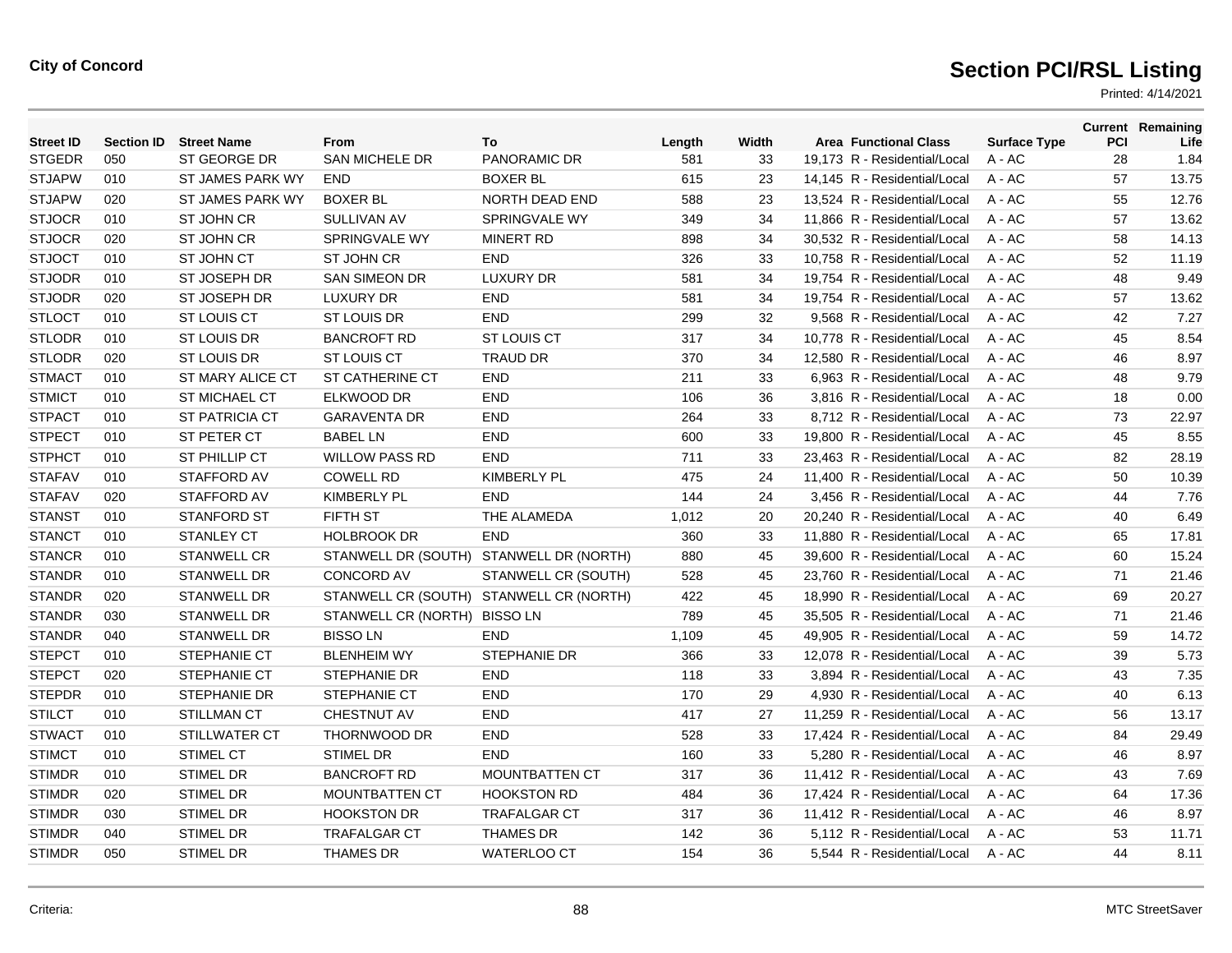**City of Concord**

# Section PCI/RSL Listing

Printed: 4/14/2021

| Street ID | Section ID | Street Name | From | To | Length | Width | Area | Functional Class | Surface Type | Current PCI | Remaining Life |
|---|---|---|---|---|---|---|---|---|---|---|---|
| STGEDR | 050 | ST GEORGE DR | SAN MICHELE DR | PANORAMIC DR | 581 | 33 | 19,173 | R - Residential/Local | A - AC | 28 | 1.84 |
| STJAPW | 010 | ST JAMES PARK WY | END | BOXER BL | 615 | 23 | 14,145 | R - Residential/Local | A - AC | 57 | 13.75 |
| STJAPW | 020 | ST JAMES PARK WY | BOXER BL | NORTH DEAD END | 588 | 23 | 13,524 | R - Residential/Local | A - AC | 55 | 12.76 |
| STJOCR | 010 | ST JOHN CR | SULLIVAN AV | SPRINGVALE WY | 349 | 34 | 11,866 | R - Residential/Local | A - AC | 57 | 13.62 |
| STJOCR | 020 | ST JOHN CR | SPRINGVALE WY | MINERT RD | 898 | 34 | 30,532 | R - Residential/Local | A - AC | 58 | 14.13 |
| STJOCT | 010 | ST JOHN CT | ST JOHN CR | END | 326 | 33 | 10,758 | R - Residential/Local | A - AC | 52 | 11.19 |
| STJODR | 010 | ST JOSEPH DR | SAN SIMEON DR | LUXURY DR | 581 | 34 | 19,754 | R - Residential/Local | A - AC | 48 | 9.49 |
| STJODR | 020 | ST JOSEPH DR | LUXURY DR | END | 581 | 34 | 19,754 | R - Residential/Local | A - AC | 57 | 13.62 |
| STLOCT | 010 | ST LOUIS CT | ST LOUIS DR | END | 299 | 32 | 9,568 | R - Residential/Local | A - AC | 42 | 7.27 |
| STLODR | 010 | ST LOUIS DR | BANCROFT RD | ST LOUIS CT | 317 | 34 | 10,778 | R - Residential/Local | A - AC | 45 | 8.54 |
| STLODR | 020 | ST LOUIS DR | ST LOUIS CT | TRAUD DR | 370 | 34 | 12,580 | R - Residential/Local | A - AC | 46 | 8.97 |
| STMACT | 010 | ST MARY ALICE CT | ST CATHERINE CT | END | 211 | 33 | 6,963 | R - Residential/Local | A - AC | 48 | 9.79 |
| STMICT | 010 | ST MICHAEL CT | ELKWOOD DR | END | 106 | 36 | 3,816 | R - Residential/Local | A - AC | 18 | 0.00 |
| STPACT | 010 | ST PATRICIA CT | GARAVENTA DR | END | 264 | 33 | 8,712 | R - Residential/Local | A - AC | 73 | 22.97 |
| STPECT | 010 | ST PETER CT | BABEL LN | END | 600 | 33 | 19,800 | R - Residential/Local | A - AC | 45 | 8.55 |
| STPHCT | 010 | ST PHILLIP CT | WILLOW PASS RD | END | 711 | 33 | 23,463 | R - Residential/Local | A - AC | 82 | 28.19 |
| STAFAV | 010 | STAFFORD AV | COWELL RD | KIMBERLY PL | 475 | 24 | 11,400 | R - Residential/Local | A - AC | 50 | 10.39 |
| STAFAV | 020 | STAFFORD AV | KIMBERLY PL | END | 144 | 24 | 3,456 | R - Residential/Local | A - AC | 44 | 7.76 |
| STANST | 010 | STANFORD ST | FIFTH ST | THE ALAMEDA | 1,012 | 20 | 20,240 | R - Residential/Local | A - AC | 40 | 6.49 |
| STANCT | 010 | STANLEY CT | HOLBROOK DR | END | 360 | 33 | 11,880 | R - Residential/Local | A - AC | 65 | 17.81 |
| STANCR | 010 | STANWELL CR | STANWELL DR (SOUTH) | STANWELL DR (NORTH) | 880 | 45 | 39,600 | R - Residential/Local | A - AC | 60 | 15.24 |
| STANDR | 010 | STANWELL DR | CONCORD AV | STANWELL CR (SOUTH) | 528 | 45 | 23,760 | R - Residential/Local | A - AC | 71 | 21.46 |
| STANDR | 020 | STANWELL DR | STANWELL CR (SOUTH) | STANWELL CR (NORTH) | 422 | 45 | 18,990 | R - Residential/Local | A - AC | 69 | 20.27 |
| STANDR | 030 | STANWELL DR | STANWELL CR (NORTH) | BISSO LN | 789 | 45 | 35,505 | R - Residential/Local | A - AC | 71 | 21.46 |
| STANDR | 040 | STANWELL DR | BISSO LN | END | 1,109 | 45 | 49,905 | R - Residential/Local | A - AC | 59 | 14.72 |
| STEPCT | 010 | STEPHANIE CT | BLENHEIM WY | STEPHANIE DR | 366 | 33 | 12,078 | R - Residential/Local | A - AC | 39 | 5.73 |
| STEPCT | 020 | STEPHANIE CT | STEPHANIE DR | END | 118 | 33 | 3,894 | R - Residential/Local | A - AC | 43 | 7.35 |
| STEPDR | 010 | STEPHANIE DR | STEPHANIE CT | END | 170 | 29 | 4,930 | R - Residential/Local | A - AC | 40 | 6.13 |
| STILCT | 010 | STILLMAN CT | CHESTNUT AV | END | 417 | 27 | 11,259 | R - Residential/Local | A - AC | 56 | 13.17 |
| STWACT | 010 | STILLWATER CT | THORNWOOD DR | END | 528 | 33 | 17,424 | R - Residential/Local | A - AC | 84 | 29.49 |
| STIMCT | 010 | STIMEL CT | STIMEL DR | END | 160 | 33 | 5,280 | R - Residential/Local | A - AC | 46 | 8.97 |
| STIMDR | 010 | STIMEL DR | BANCROFT RD | MOUNTBATTEN CT | 317 | 36 | 11,412 | R - Residential/Local | A - AC | 43 | 7.69 |
| STIMDR | 020 | STIMEL DR | MOUNTBATTEN CT | HOOKSTON RD | 484 | 36 | 17,424 | R - Residential/Local | A - AC | 64 | 17.36 |
| STIMDR | 030 | STIMEL DR | HOOKSTON DR | TRAFALGAR CT | 317 | 36 | 11,412 | R - Residential/Local | A - AC | 46 | 8.97 |
| STIMDR | 040 | STIMEL DR | TRAFALGAR CT | THAMES DR | 142 | 36 | 5,112 | R - Residential/Local | A - AC | 53 | 11.71 |
| STIMDR | 050 | STIMEL DR | THAMES DR | WATERLOO CT | 154 | 36 | 5,544 | R - Residential/Local | A - AC | 44 | 8.11 |

Criteria:

MTC StreetSaver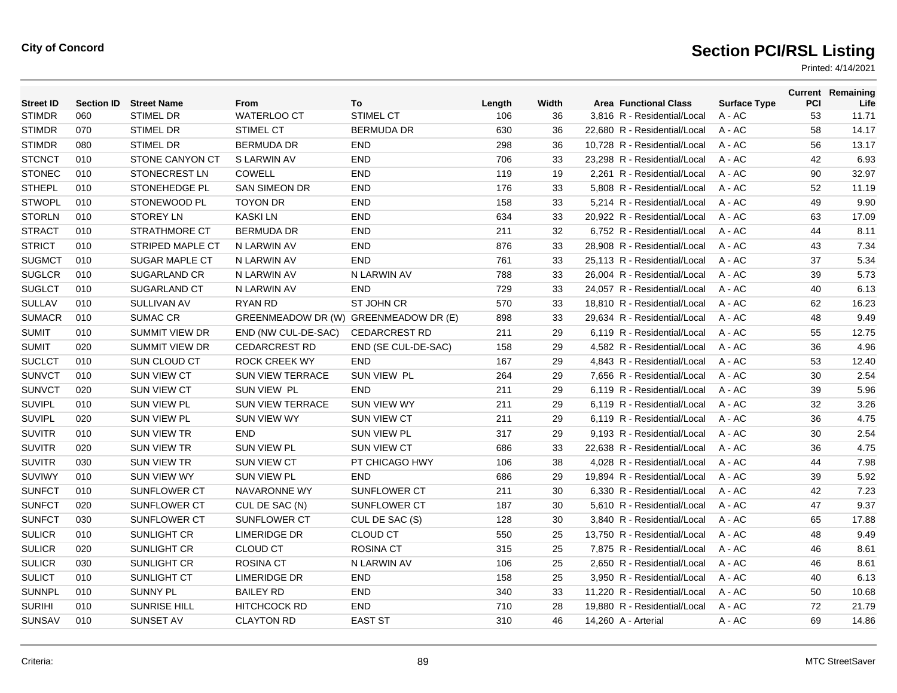**City of Concord**

# Section PCI/RSL Listing

Printed: 4/14/2021

| Street ID | Section ID | Street Name | From | To | Length | Width | Area | Functional Class | Surface Type | Current PCI | Remaining Life |
|---|---|---|---|---|---|---|---|---|---|---|---|
| STIMDR | 060 | STIMEL DR | WATERLOO CT | STIMEL CT | 106 | 36 | 3,816 | R - Residential/Local | A - AC | 53 | 11.71 |
| STIMDR | 070 | STIMEL DR | STIMEL CT | BERMUDA DR | 630 | 36 | 22,680 | R - Residential/Local | A - AC | 58 | 14.17 |
| STIMDR | 080 | STIMEL DR | BERMUDA DR | END | 298 | 36 | 10,728 | R - Residential/Local | A - AC | 56 | 13.17 |
| STCNCT | 010 | STONE CANYON CT | S LARWIN AV | END | 706 | 33 | 23,298 | R - Residential/Local | A - AC | 42 | 6.93 |
| STONEC | 010 | STONECREST LN | COWELL | END | 119 | 19 | 2,261 | R - Residential/Local | A - AC | 90 | 32.97 |
| STHEPL | 010 | STONEHEDGE PL | SAN SIMEON DR | END | 176 | 33 | 5,808 | R - Residential/Local | A - AC | 52 | 11.19 |
| STWOPL | 010 | STONEWOOD PL | TOYON DR | END | 158 | 33 | 5,214 | R - Residential/Local | A - AC | 49 | 9.90 |
| STORLN | 010 | STOREY LN | KASKI LN | END | 634 | 33 | 20,922 | R - Residential/Local | A - AC | 63 | 17.09 |
| STRACT | 010 | STRATHMORE CT | BERMUDA DR | END | 211 | 32 | 6,752 | R - Residential/Local | A - AC | 44 | 8.11 |
| STRICT | 010 | STRIPED MAPLE CT | N LARWIN AV | END | 876 | 33 | 28,908 | R - Residential/Local | A - AC | 43 | 7.34 |
| SUGMCT | 010 | SUGAR MAPLE CT | N LARWIN AV | END | 761 | 33 | 25,113 | R - Residential/Local | A - AC | 37 | 5.34 |
| SUGLCR | 010 | SUGARLAND CR | N LARWIN AV | N LARWIN AV | 788 | 33 | 26,004 | R - Residential/Local | A - AC | 39 | 5.73 |
| SUGLCT | 010 | SUGARLAND CT | N LARWIN AV | END | 729 | 33 | 24,057 | R - Residential/Local | A - AC | 40 | 6.13 |
| SULLAV | 010 | SULLIVAN AV | RYAN RD | ST JOHN CR | 570 | 33 | 18,810 | R - Residential/Local | A - AC | 62 | 16.23 |
| SUMACR | 010 | SUMAC CR | GREENMEADOW DR (W) | GREENMEADOW DR (E) | 898 | 33 | 29,634 | R - Residential/Local | A - AC | 48 | 9.49 |
| SUMIT | 010 | SUMMIT VIEW DR | END (NW CUL-DE-SAC) | CEDARCREST RD | 211 | 29 | 6,119 | R - Residential/Local | A - AC | 55 | 12.75 |
| SUMIT | 020 | SUMMIT VIEW DR | CEDARCREST RD | END (SE CUL-DE-SAC) | 158 | 29 | 4,582 | R - Residential/Local | A - AC | 36 | 4.96 |
| SUCLCT | 010 | SUN CLOUD CT | ROCK CREEK WY | END | 167 | 29 | 4,843 | R - Residential/Local | A - AC | 53 | 12.40 |
| SUNVCT | 010 | SUN VIEW CT | SUN VIEW TERRACE | SUN VIEW PL | 264 | 29 | 7,656 | R - Residential/Local | A - AC | 30 | 2.54 |
| SUNVCT | 020 | SUN VIEW CT | SUN VIEW PL | END | 211 | 29 | 6,119 | R - Residential/Local | A - AC | 39 | 5.96 |
| SUVIPL | 010 | SUN VIEW PL | SUN VIEW TERRACE | SUN VIEW WY | 211 | 29 | 6,119 | R - Residential/Local | A - AC | 32 | 3.26 |
| SUVIPL | 020 | SUN VIEW PL | SUN VIEW WY | SUN VIEW CT | 211 | 29 | 6,119 | R - Residential/Local | A - AC | 36 | 4.75 |
| SUVITR | 010 | SUN VIEW TR | END | SUN VIEW PL | 317 | 29 | 9,193 | R - Residential/Local | A - AC | 30 | 2.54 |
| SUVITR | 020 | SUN VIEW TR | SUN VIEW PL | SUN VIEW CT | 686 | 33 | 22,638 | R - Residential/Local | A - AC | 36 | 4.75 |
| SUVITR | 030 | SUN VIEW TR | SUN VIEW CT | PT CHICAGO HWY | 106 | 38 | 4,028 | R - Residential/Local | A - AC | 44 | 7.98 |
| SUVIWY | 010 | SUN VIEW WY | SUN VIEW PL | END | 686 | 29 | 19,894 | R - Residential/Local | A - AC | 39 | 5.92 |
| SUNFCT | 010 | SUNFLOWER CT | NAVARONNE WY | SUNFLOWER CT | 211 | 30 | 6,330 | R - Residential/Local | A - AC | 42 | 7.23 |
| SUNFCT | 020 | SUNFLOWER CT | CUL DE SAC (N) | SUNFLOWER CT | 187 | 30 | 5,610 | R - Residential/Local | A - AC | 47 | 9.37 |
| SUNFCT | 030 | SUNFLOWER CT | SUNFLOWER CT | CUL DE SAC (S) | 128 | 30 | 3,840 | R - Residential/Local | A - AC | 65 | 17.88 |
| SULICR | 010 | SUNLIGHT CR | LIMERIDGE DR | CLOUD CT | 550 | 25 | 13,750 | R - Residential/Local | A - AC | 48 | 9.49 |
| SULICR | 020 | SUNLIGHT CR | CLOUD CT | ROSINA CT | 315 | 25 | 7,875 | R - Residential/Local | A - AC | 46 | 8.61 |
| SULICR | 030 | SUNLIGHT CR | ROSINA CT | N LARWIN AV | 106 | 25 | 2,650 | R - Residential/Local | A - AC | 46 | 8.61 |
| SULICT | 010 | SUNLIGHT CT | LIMERIDGE DR | END | 158 | 25 | 3,950 | R - Residential/Local | A - AC | 40 | 6.13 |
| SUNNPL | 010 | SUNNY PL | BAILEY RD | END | 340 | 33 | 11,220 | R - Residential/Local | A - AC | 50 | 10.68 |
| SURIHI | 010 | SUNRISE HILL | HITCHCOCK RD | END | 710 | 28 | 19,880 | R - Residential/Local | A - AC | 72 | 21.79 |
| SUNSAV | 010 | SUNSET AV | CLAYTON RD | EAST ST | 310 | 46 | 14,260 | A - Arterial | A - AC | 69 | 14.86 |

Criteria:

MTC StreetSaver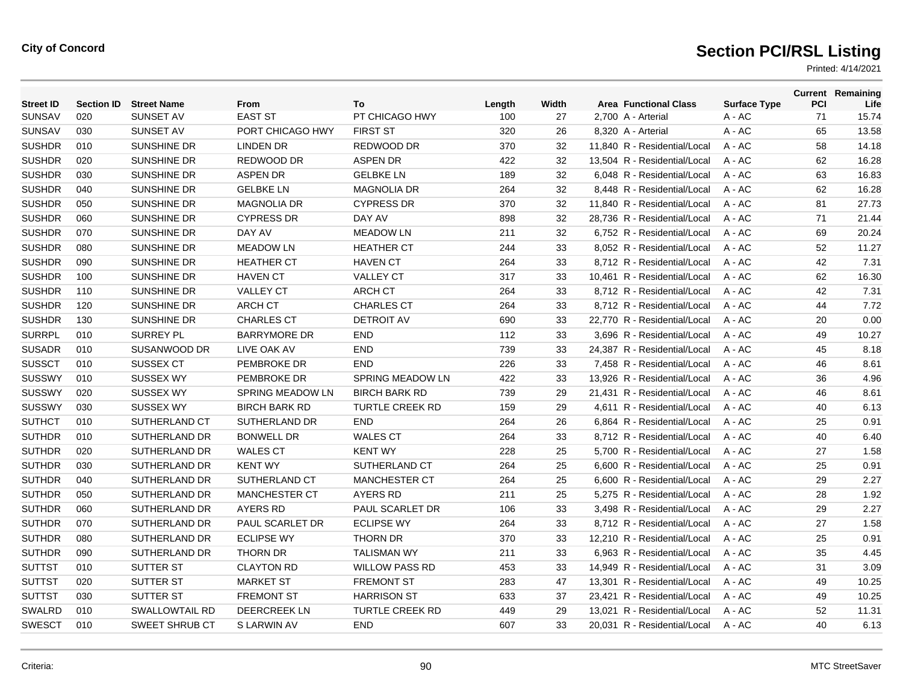**City of Concord**

# Section PCI/RSL Listing

Printed: 4/14/2021

| Street ID | Section ID | Street Name | From | To | Length | Width | Area | Functional Class | Surface Type | Current PCI | Remaining Life |
|---|---|---|---|---|---|---|---|---|---|---|---|
| SUNSAV | 020 | SUNSET AV | EAST ST | PT CHICAGO HWY | 100 | 27 | 2,700 | A - Arterial | A - AC | 71 | 15.74 |
| SUNSAV | 030 | SUNSET AV | PORT CHICAGO HWY | FIRST ST | 320 | 26 | 8,320 | A - Arterial | A - AC | 65 | 13.58 |
| SUSHDR | 010 | SUNSHINE DR | LINDEN DR | REDWOOD DR | 370 | 32 | 11,840 | R - Residential/Local | A - AC | 58 | 14.18 |
| SUSHDR | 020 | SUNSHINE DR | REDWOOD DR | ASPEN DR | 422 | 32 | 13,504 | R - Residential/Local | A - AC | 62 | 16.28 |
| SUSHDR | 030 | SUNSHINE DR | ASPEN DR | GELBKE LN | 189 | 32 | 6,048 | R - Residential/Local | A - AC | 63 | 16.83 |
| SUSHDR | 040 | SUNSHINE DR | GELBKE LN | MAGNOLIA DR | 264 | 32 | 8,448 | R - Residential/Local | A - AC | 62 | 16.28 |
| SUSHDR | 050 | SUNSHINE DR | MAGNOLIA DR | CYPRESS DR | 370 | 32 | 11,840 | R - Residential/Local | A - AC | 81 | 27.73 |
| SUSHDR | 060 | SUNSHINE DR | CYPRESS DR | DAY AV | 898 | 32 | 28,736 | R - Residential/Local | A - AC | 71 | 21.44 |
| SUSHDR | 070 | SUNSHINE DR | DAY AV | MEADOW LN | 211 | 32 | 6,752 | R - Residential/Local | A - AC | 69 | 20.24 |
| SUSHDR | 080 | SUNSHINE DR | MEADOW LN | HEATHER CT | 244 | 33 | 8,052 | R - Residential/Local | A - AC | 52 | 11.27 |
| SUSHDR | 090 | SUNSHINE DR | HEATHER CT | HAVEN CT | 264 | 33 | 8,712 | R - Residential/Local | A - AC | 42 | 7.31 |
| SUSHDR | 100 | SUNSHINE DR | HAVEN CT | VALLEY CT | 317 | 33 | 10,461 | R - Residential/Local | A - AC | 62 | 16.30 |
| SUSHDR | 110 | SUNSHINE DR | VALLEY CT | ARCH CT | 264 | 33 | 8,712 | R - Residential/Local | A - AC | 42 | 7.31 |
| SUSHDR | 120 | SUNSHINE DR | ARCH CT | CHARLES CT | 264 | 33 | 8,712 | R - Residential/Local | A - AC | 44 | 7.72 |
| SUSHDR | 130 | SUNSHINE DR | CHARLES CT | DETROIT AV | 690 | 33 | 22,770 | R - Residential/Local | A - AC | 20 | 0.00 |
| SURRPL | 010 | SURREY PL | BARRYMORE DR | END | 112 | 33 | 3,696 | R - Residential/Local | A - AC | 49 | 10.27 |
| SUSADR | 010 | SUSANWOOD DR | LIVE OAK AV | END | 739 | 33 | 24,387 | R - Residential/Local | A - AC | 45 | 8.18 |
| SUSSCT | 010 | SUSSEX CT | PEMBROKE DR | END | 226 | 33 | 7,458 | R - Residential/Local | A - AC | 46 | 8.61 |
| SUSSWY | 010 | SUSSEX WY | PEMBROKE DR | SPRING MEADOW LN | 422 | 33 | 13,926 | R - Residential/Local | A - AC | 36 | 4.96 |
| SUSSWY | 020 | SUSSEX WY | SPRING MEADOW LN | BIRCH BARK RD | 739 | 29 | 21,431 | R - Residential/Local | A - AC | 46 | 8.61 |
| SUSSWY | 030 | SUSSEX WY | BIRCH BARK RD | TURTLE CREEK RD | 159 | 29 | 4,611 | R - Residential/Local | A - AC | 40 | 6.13 |
| SUTHCT | 010 | SUTHERLAND CT | SUTHERLAND DR | END | 264 | 26 | 6,864 | R - Residential/Local | A - AC | 25 | 0.91 |
| SUTHDR | 010 | SUTHERLAND DR | BONWELL DR | WALES CT | 264 | 33 | 8,712 | R - Residential/Local | A - AC | 40 | 6.40 |
| SUTHDR | 020 | SUTHERLAND DR | WALES CT | KENT WY | 228 | 25 | 5,700 | R - Residential/Local | A - AC | 27 | 1.58 |
| SUTHDR | 030 | SUTHERLAND DR | KENT WY | SUTHERLAND CT | 264 | 25 | 6,600 | R - Residential/Local | A - AC | 25 | 0.91 |
| SUTHDR | 040 | SUTHERLAND DR | SUTHERLAND CT | MANCHESTER CT | 264 | 25 | 6,600 | R - Residential/Local | A - AC | 29 | 2.27 |
| SUTHDR | 050 | SUTHERLAND DR | MANCHESTER CT | AYERS RD | 211 | 25 | 5,275 | R - Residential/Local | A - AC | 28 | 1.92 |
| SUTHDR | 060 | SUTHERLAND DR | AYERS RD | PAUL SCARLET DR | 106 | 33 | 3,498 | R - Residential/Local | A - AC | 29 | 2.27 |
| SUTHDR | 070 | SUTHERLAND DR | PAUL SCARLET DR | ECLIPSE WY | 264 | 33 | 8,712 | R - Residential/Local | A - AC | 27 | 1.58 |
| SUTHDR | 080 | SUTHERLAND DR | ECLIPSE WY | THORN DR | 370 | 33 | 12,210 | R - Residential/Local | A - AC | 25 | 0.91 |
| SUTHDR | 090 | SUTHERLAND DR | THORN DR | TALISMAN WY | 211 | 33 | 6,963 | R - Residential/Local | A - AC | 35 | 4.45 |
| SUTTST | 010 | SUTTER ST | CLAYTON RD | WILLOW PASS RD | 453 | 33 | 14,949 | R - Residential/Local | A - AC | 31 | 3.09 |
| SUTTST | 020 | SUTTER ST | MARKET ST | FREMONT ST | 283 | 47 | 13,301 | R - Residential/Local | A - AC | 49 | 10.25 |
| SUTTST | 030 | SUTTER ST | FREMONT ST | HARRISON ST | 633 | 37 | 23,421 | R - Residential/Local | A - AC | 49 | 10.25 |
| SWALRD | 010 | SWALLOWTAIL RD | DEERCREEK LN | TURTLE CREEK RD | 449 | 29 | 13,021 | R - Residential/Local | A - AC | 52 | 11.31 |
| SWESCT | 010 | SWEET SHRUB CT | S LARWIN AV | END | 607 | 33 | 20,031 | R - Residential/Local | A - AC | 40 | 6.13 |

Criteria:

MTC StreetSaver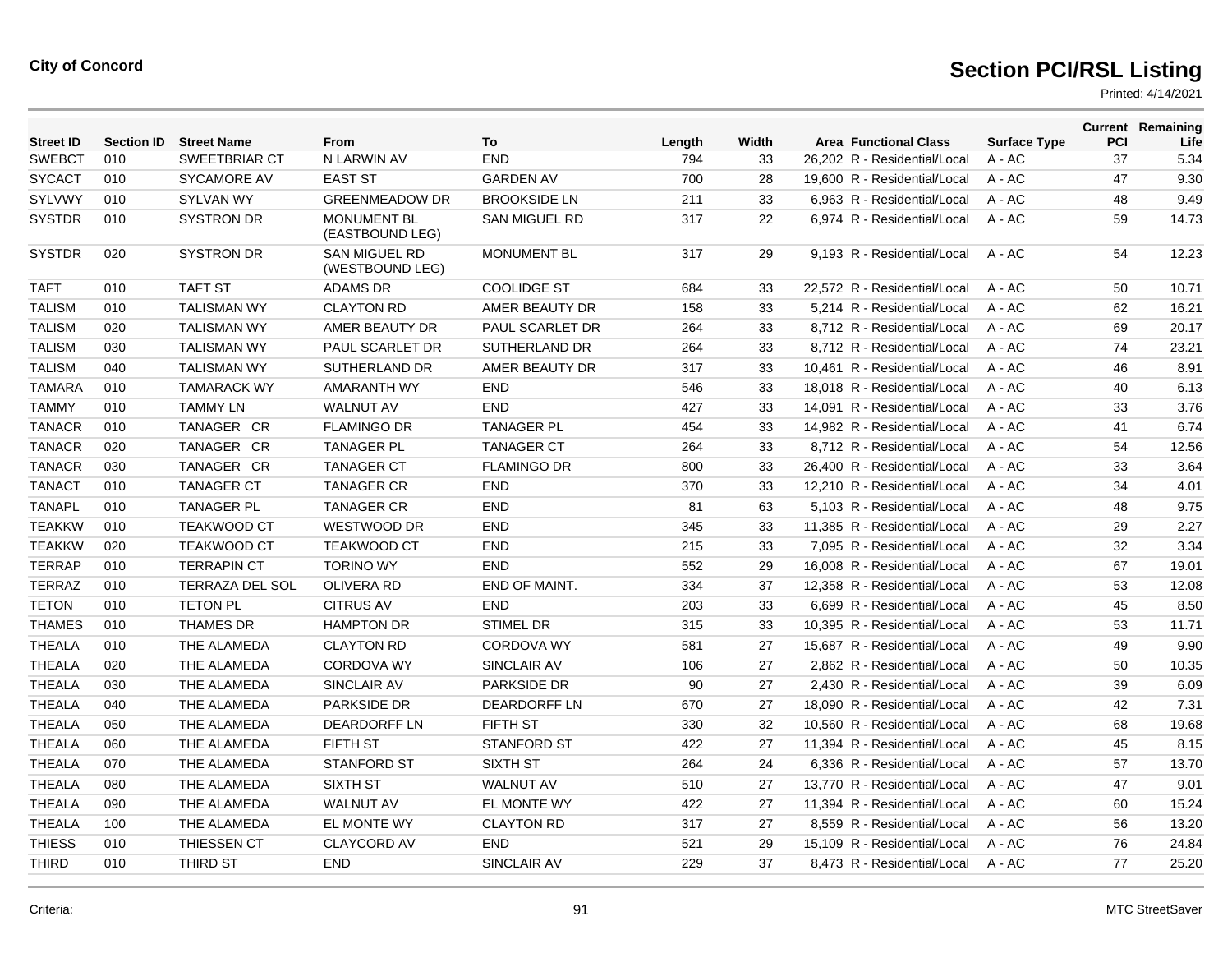**City of Concord**

# Section PCI/RSL Listing

Printed: 4/14/2021

| Street ID | Section ID | Street Name | From | To | Length | Width | Area | Functional Class | Surface Type | Current PCI | Remaining Life |
|---|---|---|---|---|---|---|---|---|---|---|---|
| SWEBCT | 010 | SWEETBRIAR CT | N LARWIN AV | END | 794 | 33 | 26,202 | R - Residential/Local | A - AC | 37 | 5.34 |
| SYCACT | 010 | SYCAMORE AV | EAST ST | GARDEN AV | 700 | 28 | 19,600 | R - Residential/Local | A - AC | 47 | 9.30 |
| SYLVWY | 010 | SYLVAN WY | GREENMEADOW DR | BROOKSIDE LN | 211 | 33 | 6,963 | R - Residential/Local | A - AC | 48 | 9.49 |
| SYSTDR | 010 | SYSTRON DR | MONUMENT BL (EASTBOUND LEG) | SAN MIGUEL RD | 317 | 22 | 6,974 | R - Residential/Local | A - AC | 59 | 14.73 |
| SYSTDR | 020 | SYSTRON DR | SAN MIGUEL RD (WESTBOUND LEG) | MONUMENT BL | 317 | 29 | 9,193 | R - Residential/Local | A - AC | 54 | 12.23 |
| TAFT | 010 | TAFT ST | ADAMS DR | COOLIDGE ST | 684 | 33 | 22,572 | R - Residential/Local | A - AC | 50 | 10.71 |
| TALISM | 010 | TALISMAN WY | CLAYTON RD | AMER BEAUTY DR | 158 | 33 | 5,214 | R - Residential/Local | A - AC | 62 | 16.21 |
| TALISM | 020 | TALISMAN WY | AMER BEAUTY DR | PAUL SCARLET DR | 264 | 33 | 8,712 | R - Residential/Local | A - AC | 69 | 20.17 |
| TALISM | 030 | TALISMAN WY | PAUL SCARLET DR | SUTHERLAND DR | 264 | 33 | 8,712 | R - Residential/Local | A - AC | 74 | 23.21 |
| TALISM | 040 | TALISMAN WY | SUTHERLAND DR | AMER BEAUTY DR | 317 | 33 | 10,461 | R - Residential/Local | A - AC | 46 | 8.91 |
| TAMARA | 010 | TAMARACK WY | AMARANTH WY | END | 546 | 33 | 18,018 | R - Residential/Local | A - AC | 40 | 6.13 |
| TAMMY | 010 | TAMMY LN | WALNUT AV | END | 427 | 33 | 14,091 | R - Residential/Local | A - AC | 33 | 3.76 |
| TANACR | 010 | TANAGER CR | FLAMINGO DR | TANAGER PL | 454 | 33 | 14,982 | R - Residential/Local | A - AC | 41 | 6.74 |
| TANACR | 020 | TANAGER CR | TANAGER PL | TANAGER CT | 264 | 33 | 8,712 | R - Residential/Local | A - AC | 54 | 12.56 |
| TANACR | 030 | TANAGER CR | TANAGER CT | FLAMINGO DR | 800 | 33 | 26,400 | R - Residential/Local | A - AC | 33 | 3.64 |
| TANACT | 010 | TANAGER CT | TANAGER CR | END | 370 | 33 | 12,210 | R - Residential/Local | A - AC | 34 | 4.01 |
| TANAPL | 010 | TANAGER PL | TANAGER CR | END | 81 | 63 | 5,103 | R - Residential/Local | A - AC | 48 | 9.75 |
| TEAKKW | 010 | TEAKWOOD CT | WESTWOOD DR | END | 345 | 33 | 11,385 | R - Residential/Local | A - AC | 29 | 2.27 |
| TEAKKW | 020 | TEAKWOOD CT | TEAKWOOD CT | END | 215 | 33 | 7,095 | R - Residential/Local | A - AC | 32 | 3.34 |
| TERRAP | 010 | TERRAPIN CT | TORINO WY | END | 552 | 29 | 16,008 | R - Residential/Local | A - AC | 67 | 19.01 |
| TERRAZ | 010 | TERRAZA DEL SOL | OLIVERA RD | END OF MAINT. | 334 | 37 | 12,358 | R - Residential/Local | A - AC | 53 | 12.08 |
| TETON | 010 | TETON PL | CITRUS AV | END | 203 | 33 | 6,699 | R - Residential/Local | A - AC | 45 | 8.50 |
| THAMES | 010 | THAMES DR | HAMPTON DR | STIMEL DR | 315 | 33 | 10,395 | R - Residential/Local | A - AC | 53 | 11.71 |
| THEALA | 010 | THE ALAMEDA | CLAYTON RD | CORDOVA WY | 581 | 27 | 15,687 | R - Residential/Local | A - AC | 49 | 9.90 |
| THEALA | 020 | THE ALAMEDA | CORDOVA WY | SINCLAIR AV | 106 | 27 | 2,862 | R - Residential/Local | A - AC | 50 | 10.35 |
| THEALA | 030 | THE ALAMEDA | SINCLAIR AV | PARKSIDE DR | 90 | 27 | 2,430 | R - Residential/Local | A - AC | 39 | 6.09 |
| THEALA | 040 | THE ALAMEDA | PARKSIDE DR | DEARDORFF LN | 670 | 27 | 18,090 | R - Residential/Local | A - AC | 42 | 7.31 |
| THEALA | 050 | THE ALAMEDA | DEARDORFF LN | FIFTH ST | 330 | 32 | 10,560 | R - Residential/Local | A - AC | 68 | 19.68 |
| THEALA | 060 | THE ALAMEDA | FIFTH ST | STANFORD ST | 422 | 27 | 11,394 | R - Residential/Local | A - AC | 45 | 8.15 |
| THEALA | 070 | THE ALAMEDA | STANFORD ST | SIXTH ST | 264 | 24 | 6,336 | R - Residential/Local | A - AC | 57 | 13.70 |
| THEALA | 080 | THE ALAMEDA | SIXTH ST | WALNUT AV | 510 | 27 | 13,770 | R - Residential/Local | A - AC | 47 | 9.01 |
| THEALA | 090 | THE ALAMEDA | WALNUT AV | EL MONTE WY | 422 | 27 | 11,394 | R - Residential/Local | A - AC | 60 | 15.24 |
| THEALA | 100 | THE ALAMEDA | EL MONTE WY | CLAYTON RD | 317 | 27 | 8,559 | R - Residential/Local | A - AC | 56 | 13.20 |
| THIESS | 010 | THIESSEN CT | CLAYCORD AV | END | 521 | 29 | 15,109 | R - Residential/Local | A - AC | 76 | 24.84 |
| THIRD | 010 | THIRD ST | END | SINCLAIR AV | 229 | 37 | 8,473 | R - Residential/Local | A - AC | 77 | 25.20 |

Criteria:

MTC StreetSaver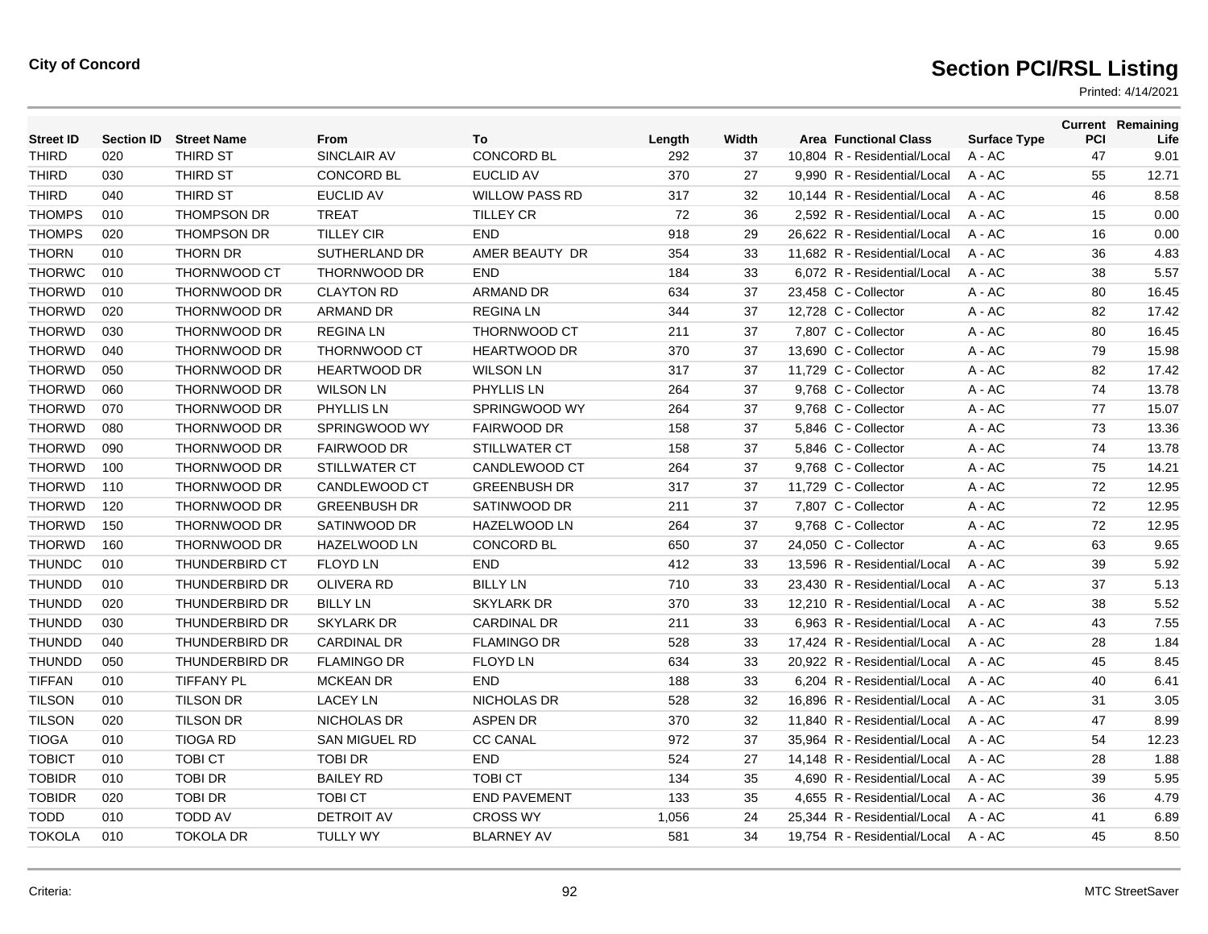**City of Concord**

# Section PCI/RSL Listing

Printed: 4/14/2021

| Street ID | Section ID | Street Name | From | To | Length | Width | Area | Functional Class | Surface Type | Current PCI | Remaining Life |
|---|---|---|---|---|---|---|---|---|---|---|---|
| THIRD | 020 | THIRD ST | SINCLAIR AV | CONCORD BL | 292 | 37 | 10,804 | R - Residential/Local | A - AC | 47 | 9.01 |
| THIRD | 030 | THIRD ST | CONCORD BL | EUCLID AV | 370 | 27 | 9,990 | R - Residential/Local | A - AC | 55 | 12.71 |
| THIRD | 040 | THIRD ST | EUCLID AV | WILLOW PASS RD | 317 | 32 | 10,144 | R - Residential/Local | A - AC | 46 | 8.58 |
| THOMPS | 010 | THOMPSON DR | TREAT | TILLEY CR | 72 | 36 | 2,592 | R - Residential/Local | A - AC | 15 | 0.00 |
| THOMPS | 020 | THOMPSON DR | TILLEY CIR | END | 918 | 29 | 26,622 | R - Residential/Local | A - AC | 16 | 0.00 |
| THORN | 010 | THORN DR | SUTHERLAND DR | AMER BEAUTY DR | 354 | 33 | 11,682 | R - Residential/Local | A - AC | 36 | 4.83 |
| THORWC | 010 | THORNWOOD CT | THORNWOOD DR | END | 184 | 33 | 6,072 | R - Residential/Local | A - AC | 38 | 5.57 |
| THORWD | 010 | THORNWOOD DR | CLAYTON RD | ARMAND DR | 634 | 37 | 23,458 | C - Collector | A - AC | 80 | 16.45 |
| THORWD | 020 | THORNWOOD DR | ARMAND DR | REGINA LN | 344 | 37 | 12,728 | C - Collector | A - AC | 82 | 17.42 |
| THORWD | 030 | THORNWOOD DR | REGINA LN | THORNWOOD CT | 211 | 37 | 7,807 | C - Collector | A - AC | 80 | 16.45 |
| THORWD | 040 | THORNWOOD DR | THORNWOOD CT | HEARTWOOD DR | 370 | 37 | 13,690 | C - Collector | A - AC | 79 | 15.98 |
| THORWD | 050 | THORNWOOD DR | HEARTWOOD DR | WILSON LN | 317 | 37 | 11,729 | C - Collector | A - AC | 82 | 17.42 |
| THORWD | 060 | THORNWOOD DR | WILSON LN | PHYLLIS LN | 264 | 37 | 9,768 | C - Collector | A - AC | 74 | 13.78 |
| THORWD | 070 | THORNWOOD DR | PHYLLIS LN | SPRINGWOOD WY | 264 | 37 | 9,768 | C - Collector | A - AC | 77 | 15.07 |
| THORWD | 080 | THORNWOOD DR | SPRINGWOOD WY | FAIRWOOD DR | 158 | 37 | 5,846 | C - Collector | A - AC | 73 | 13.36 |
| THORWD | 090 | THORNWOOD DR | FAIRWOOD DR | STILLWATER CT | 158 | 37 | 5,846 | C - Collector | A - AC | 74 | 13.78 |
| THORWD | 100 | THORNWOOD DR | STILLWATER CT | CANDLEWOOD CT | 264 | 37 | 9,768 | C - Collector | A - AC | 75 | 14.21 |
| THORWD | 110 | THORNWOOD DR | CANDLEWOOD CT | GREENBUSH DR | 317 | 37 | 11,729 | C - Collector | A - AC | 72 | 12.95 |
| THORWD | 120 | THORNWOOD DR | GREENBUSH DR | SATINWOOD DR | 211 | 37 | 7,807 | C - Collector | A - AC | 72 | 12.95 |
| THORWD | 150 | THORNWOOD DR | SATINWOOD DR | HAZELWOOD LN | 264 | 37 | 9,768 | C - Collector | A - AC | 72 | 12.95 |
| THORWD | 160 | THORNWOOD DR | HAZELWOOD LN | CONCORD BL | 650 | 37 | 24,050 | C - Collector | A - AC | 63 | 9.65 |
| THUNDC | 010 | THUNDERBIRD CT | FLOYD LN | END | 412 | 33 | 13,596 | R - Residential/Local | A - AC | 39 | 5.92 |
| THUNDD | 010 | THUNDERBIRD DR | OLIVERA RD | BILLY LN | 710 | 33 | 23,430 | R - Residential/Local | A - AC | 37 | 5.13 |
| THUNDD | 020 | THUNDERBIRD DR | BILLY LN | SKYLARK DR | 370 | 33 | 12,210 | R - Residential/Local | A - AC | 38 | 5.52 |
| THUNDD | 030 | THUNDERBIRD DR | SKYLARK DR | CARDINAL DR | 211 | 33 | 6,963 | R - Residential/Local | A - AC | 43 | 7.55 |
| THUNDD | 040 | THUNDERBIRD DR | CARDINAL DR | FLAMINGO DR | 528 | 33 | 17,424 | R - Residential/Local | A - AC | 28 | 1.84 |
| THUNDD | 050 | THUNDERBIRD DR | FLAMINGO DR | FLOYD LN | 634 | 33 | 20,922 | R - Residential/Local | A - AC | 45 | 8.45 |
| TIFFAN | 010 | TIFFANY PL | MCKEAN DR | END | 188 | 33 | 6,204 | R - Residential/Local | A - AC | 40 | 6.41 |
| TILSON | 010 | TILSON DR | LACEY LN | NICHOLAS DR | 528 | 32 | 16,896 | R - Residential/Local | A - AC | 31 | 3.05 |
| TILSON | 020 | TILSON DR | NICHOLAS DR | ASPEN DR | 370 | 32 | 11,840 | R - Residential/Local | A - AC | 47 | 8.99 |
| TIOGA | 010 | TIOGA RD | SAN MIGUEL RD | CC CANAL | 972 | 37 | 35,964 | R - Residential/Local | A - AC | 54 | 12.23 |
| TOBICT | 010 | TOBI CT | TOBI DR | END | 524 | 27 | 14,148 | R - Residential/Local | A - AC | 28 | 1.88 |
| TOBIDR | 010 | TOBI DR | BAILEY RD | TOBI CT | 134 | 35 | 4,690 | R - Residential/Local | A - AC | 39 | 5.95 |
| TOBIDR | 020 | TOBI DR | TOBI CT | END PAVEMENT | 133 | 35 | 4,655 | R - Residential/Local | A - AC | 36 | 4.79 |
| TODD | 010 | TODD AV | DETROIT AV | CROSS WY | 1,056 | 24 | 25,344 | R - Residential/Local | A - AC | 41 | 6.89 |
| TOKOLA | 010 | TOKOLA DR | TULLY WY | BLARNEY AV | 581 | 34 | 19,754 | R - Residential/Local | A - AC | 45 | 8.50 |

Criteria:

MTC StreetSaver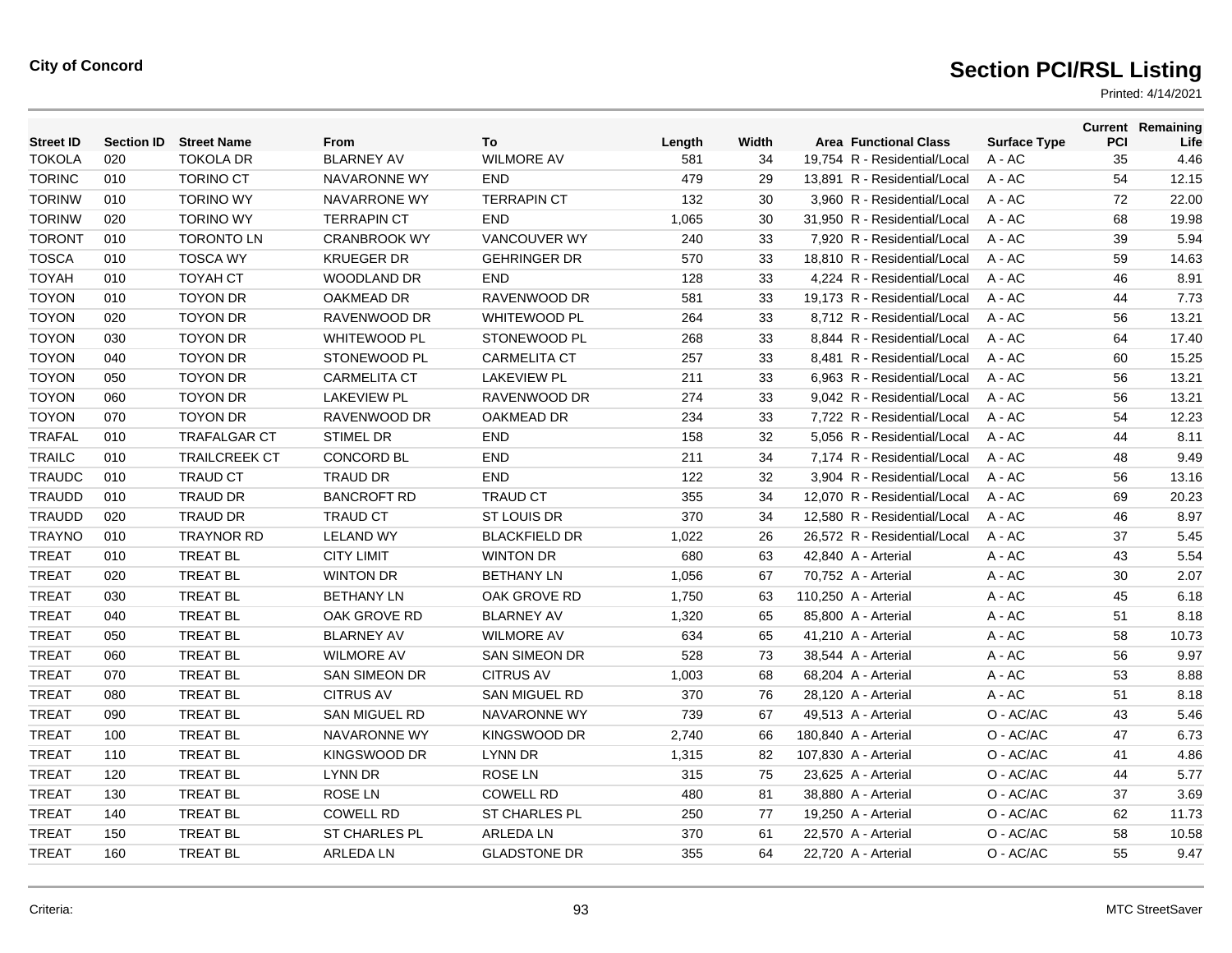**City of Concord**

# Section PCI/RSL Listing

Printed: 4/14/2021

| Street ID | Section ID | Street Name | From | To | Length | Width | Area | Functional Class | Surface Type | Current PCI | Remaining Life |
|---|---|---|---|---|---|---|---|---|---|---|---|
| TOKOLA | 020 | TOKOLA DR | BLARNEY AV | WILMORE AV | 581 | 34 | 19,754 | R - Residential/Local | A - AC | 35 | 4.46 |
| TORINC | 010 | TORINO CT | NAVARONNE WY | END | 479 | 29 | 13,891 | R - Residential/Local | A - AC | 54 | 12.15 |
| TORINW | 010 | TORINO WY | NAVARRONE WY | TERRAPIN CT | 132 | 30 | 3,960 | R - Residential/Local | A - AC | 72 | 22.00 |
| TORINW | 020 | TORINO WY | TERRAPIN CT | END | 1,065 | 30 | 31,950 | R - Residential/Local | A - AC | 68 | 19.98 |
| TORONT | 010 | TORONTO LN | CRANBROOK WY | VANCOUVER WY | 240 | 33 | 7,920 | R - Residential/Local | A - AC | 39 | 5.94 |
| TOSCA | 010 | TOSCA WY | KRUEGER DR | GEHRINGER DR | 570 | 33 | 18,810 | R - Residential/Local | A - AC | 59 | 14.63 |
| TOYAH | 010 | TOYAH CT | WOODLAND DR | END | 128 | 33 | 4,224 | R - Residential/Local | A - AC | 46 | 8.91 |
| TOYON | 010 | TOYON DR | OAKMEAD DR | RAVENWOOD DR | 581 | 33 | 19,173 | R - Residential/Local | A - AC | 44 | 7.73 |
| TOYON | 020 | TOYON DR | RAVENWOOD DR | WHITEWOOD PL | 264 | 33 | 8,712 | R - Residential/Local | A - AC | 56 | 13.21 |
| TOYON | 030 | TOYON DR | WHITEWOOD PL | STONEWOOD PL | 268 | 33 | 8,844 | R - Residential/Local | A - AC | 64 | 17.40 |
| TOYON | 040 | TOYON DR | STONEWOOD PL | CARMELITA CT | 257 | 33 | 8,481 | R - Residential/Local | A - AC | 60 | 15.25 |
| TOYON | 050 | TOYON DR | CARMELITA CT | LAKEVIEW PL | 211 | 33 | 6,963 | R - Residential/Local | A - AC | 56 | 13.21 |
| TOYON | 060 | TOYON DR | LAKEVIEW PL | RAVENWOOD DR | 274 | 33 | 9,042 | R - Residential/Local | A - AC | 56 | 13.21 |
| TOYON | 070 | TOYON DR | RAVENWOOD DR | OAKMEAD DR | 234 | 33 | 7,722 | R - Residential/Local | A - AC | 54 | 12.23 |
| TRAFAL | 010 | TRAFALGAR CT | STIMEL DR | END | 158 | 32 | 5,056 | R - Residential/Local | A - AC | 44 | 8.11 |
| TRAILC | 010 | TRAILCREEK CT | CONCORD BL | END | 211 | 34 | 7,174 | R - Residential/Local | A - AC | 48 | 9.49 |
| TRAUDC | 010 | TRAUD CT | TRAUD DR | END | 122 | 32 | 3,904 | R - Residential/Local | A - AC | 56 | 13.16 |
| TRAUDD | 010 | TRAUD DR | BANCROFT RD | TRAUD CT | 355 | 34 | 12,070 | R - Residential/Local | A - AC | 69 | 20.23 |
| TRAUDD | 020 | TRAUD DR | TRAUD CT | ST LOUIS DR | 370 | 34 | 12,580 | R - Residential/Local | A - AC | 46 | 8.97 |
| TRAYNO | 010 | TRAYNOR RD | LELAND WY | BLACKFIELD DR | 1,022 | 26 | 26,572 | R - Residential/Local | A - AC | 37 | 5.45 |
| TREAT | 010 | TREAT BL | CITY LIMIT | WINTON DR | 680 | 63 | 42,840 | A - Arterial | A - AC | 43 | 5.54 |
| TREAT | 020 | TREAT BL | WINTON DR | BETHANY LN | 1,056 | 67 | 70,752 | A - Arterial | A - AC | 30 | 2.07 |
| TREAT | 030 | TREAT BL | BETHANY LN | OAK GROVE RD | 1,750 | 63 | 110,250 | A - Arterial | A - AC | 45 | 6.18 |
| TREAT | 040 | TREAT BL | OAK GROVE RD | BLARNEY AV | 1,320 | 65 | 85,800 | A - Arterial | A - AC | 51 | 8.18 |
| TREAT | 050 | TREAT BL | BLARNEY AV | WILMORE AV | 634 | 65 | 41,210 | A - Arterial | A - AC | 58 | 10.73 |
| TREAT | 060 | TREAT BL | WILMORE AV | SAN SIMEON DR | 528 | 73 | 38,544 | A - Arterial | A - AC | 56 | 9.97 |
| TREAT | 070 | TREAT BL | SAN SIMEON DR | CITRUS AV | 1,003 | 68 | 68,204 | A - Arterial | A - AC | 53 | 8.88 |
| TREAT | 080 | TREAT BL | CITRUS AV | SAN MIGUEL RD | 370 | 76 | 28,120 | A - Arterial | A - AC | 51 | 8.18 |
| TREAT | 090 | TREAT BL | SAN MIGUEL RD | NAVARONNE WY | 739 | 67 | 49,513 | A - Arterial | O - AC/AC | 43 | 5.46 |
| TREAT | 100 | TREAT BL | NAVARONNE WY | KINGSWOOD DR | 2,740 | 66 | 180,840 | A - Arterial | O - AC/AC | 47 | 6.73 |
| TREAT | 110 | TREAT BL | KINGSWOOD DR | LYNN DR | 1,315 | 82 | 107,830 | A - Arterial | O - AC/AC | 41 | 4.86 |
| TREAT | 120 | TREAT BL | LYNN DR | ROSE LN | 315 | 75 | 23,625 | A - Arterial | O - AC/AC | 44 | 5.77 |
| TREAT | 130 | TREAT BL | ROSE LN | COWELL RD | 480 | 81 | 38,880 | A - Arterial | O - AC/AC | 37 | 3.69 |
| TREAT | 140 | TREAT BL | COWELL RD | ST CHARLES PL | 250 | 77 | 19,250 | A - Arterial | O - AC/AC | 62 | 11.73 |
| TREAT | 150 | TREAT BL | ST CHARLES PL | ARLEDA LN | 370 | 61 | 22,570 | A - Arterial | O - AC/AC | 58 | 10.58 |
| TREAT | 160 | TREAT BL | ARLEDA LN | GLADSTONE DR | 355 | 64 | 22,720 | A - Arterial | O - AC/AC | 55 | 9.47 |

Criteria:

MTC StreetSaver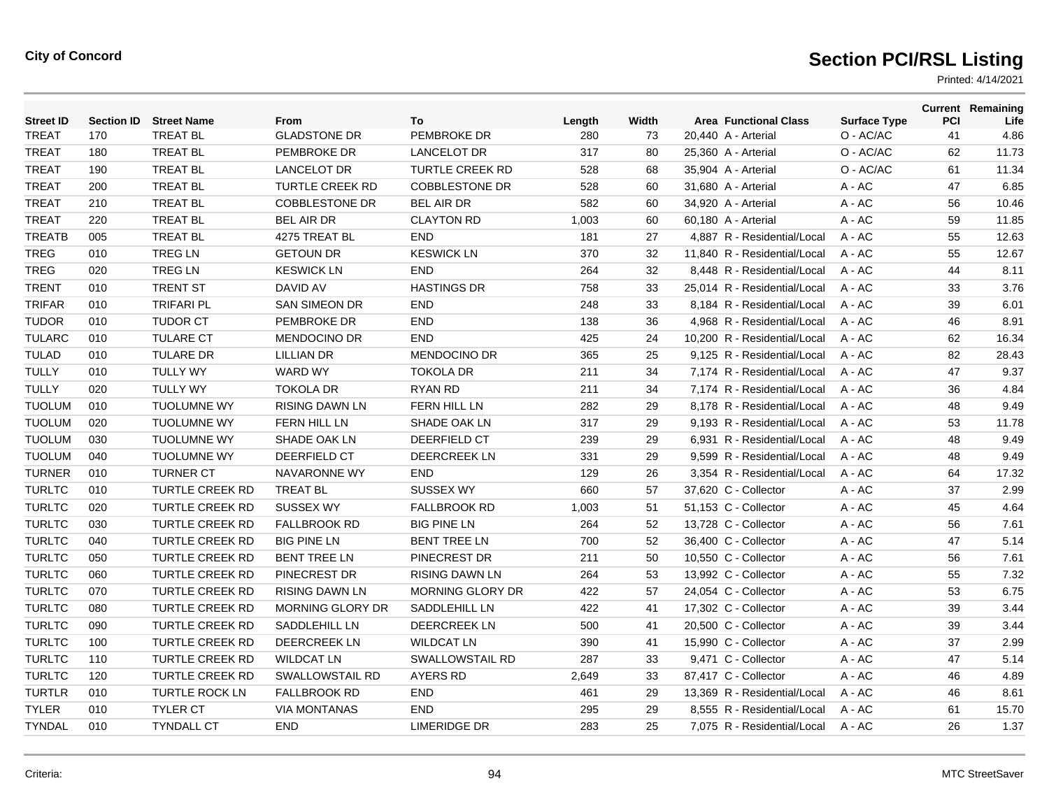**City of Concord**

# Section PCI/RSL Listing

Printed: 4/14/2021

| Street ID | Section ID | Street Name | From | To | Length | Width | Area | Functional Class | Surface Type | Current PCI | Remaining Life |
|---|---|---|---|---|---|---|---|---|---|---|---|
| TREAT | 170 | TREAT BL | GLADSTONE DR | PEMBROKE DR | 280 | 73 | 20,440 | A - Arterial | O - AC/AC | 41 | 4.86 |
| TREAT | 180 | TREAT BL | PEMBROKE DR | LANCELOT DR | 317 | 80 | 25,360 | A - Arterial | O - AC/AC | 62 | 11.73 |
| TREAT | 190 | TREAT BL | LANCELOT DR | TURTLE CREEK RD | 528 | 68 | 35,904 | A - Arterial | O - AC/AC | 61 | 11.34 |
| TREAT | 200 | TREAT BL | TURTLE CREEK RD | COBBLESTONE DR | 528 | 60 | 31,680 | A - Arterial | A - AC | 47 | 6.85 |
| TREAT | 210 | TREAT BL | COBBLESTONE DR | BEL AIR DR | 582 | 60 | 34,920 | A - Arterial | A - AC | 56 | 10.46 |
| TREAT | 220 | TREAT BL | BEL AIR DR | CLAYTON RD | 1,003 | 60 | 60,180 | A - Arterial | A - AC | 59 | 11.85 |
| TREATB | 005 | TREAT BL | 4275 TREAT BL | END | 181 | 27 | 4,887 | R - Residential/Local | A - AC | 55 | 12.63 |
| TREG | 010 | TREG LN | GETOUN DR | KESWICK LN | 370 | 32 | 11,840 | R - Residential/Local | A - AC | 55 | 12.67 |
| TREG | 020 | TREG LN | KESWICK LN | END | 264 | 32 | 8,448 | R - Residential/Local | A - AC | 44 | 8.11 |
| TRENT | 010 | TRENT ST | DAVID AV | HASTINGS DR | 758 | 33 | 25,014 | R - Residential/Local | A - AC | 33 | 3.76 |
| TRIFAR | 010 | TRIFARI PL | SAN SIMEON DR | END | 248 | 33 | 8,184 | R - Residential/Local | A - AC | 39 | 6.01 |
| TUDOR | 010 | TUDOR CT | PEMBROKE DR | END | 138 | 36 | 4,968 | R - Residential/Local | A - AC | 46 | 8.91 |
| TULARC | 010 | TULARE CT | MENDOCINO DR | END | 425 | 24 | 10,200 | R - Residential/Local | A - AC | 62 | 16.34 |
| TULAD | 010 | TULARE DR | LILLIAN DR | MENDOCINO DR | 365 | 25 | 9,125 | R - Residential/Local | A - AC | 82 | 28.43 |
| TULLY | 010 | TULLY WY | WARD WY | TOKOLA DR | 211 | 34 | 7,174 | R - Residential/Local | A - AC | 47 | 9.37 |
| TULLY | 020 | TULLY WY | TOKOLA DR | RYAN RD | 211 | 34 | 7,174 | R - Residential/Local | A - AC | 36 | 4.84 |
| TUOLUM | 010 | TUOLUMNE WY | RISING DAWN LN | FERN HILL LN | 282 | 29 | 8,178 | R - Residential/Local | A - AC | 48 | 9.49 |
| TUOLUM | 020 | TUOLUMNE WY | FERN HILL LN | SHADE OAK LN | 317 | 29 | 9,193 | R - Residential/Local | A - AC | 53 | 11.78 |
| TUOLUM | 030 | TUOLUMNE WY | SHADE OAK LN | DEERFIELD CT | 239 | 29 | 6,931 | R - Residential/Local | A - AC | 48 | 9.49 |
| TUOLUM | 040 | TUOLUMNE WY | DEERFIELD CT | DEERCREEK LN | 331 | 29 | 9,599 | R - Residential/Local | A - AC | 48 | 9.49 |
| TURNER | 010 | TURNER CT | NAVARONNE WY | END | 129 | 26 | 3,354 | R - Residential/Local | A - AC | 64 | 17.32 |
| TURLTC | 010 | TURTLE CREEK RD | TREAT BL | SUSSEX WY | 660 | 57 | 37,620 | C - Collector | A - AC | 37 | 2.99 |
| TURLTC | 020 | TURTLE CREEK RD | SUSSEX WY | FALLBROOK RD | 1,003 | 51 | 51,153 | C - Collector | A - AC | 45 | 4.64 |
| TURLTC | 030 | TURTLE CREEK RD | FALLBROOK RD | BIG PINE LN | 264 | 52 | 13,728 | C - Collector | A - AC | 56 | 7.61 |
| TURLTC | 040 | TURTLE CREEK RD | BIG PINE LN | BENT TREE LN | 700 | 52 | 36,400 | C - Collector | A - AC | 47 | 5.14 |
| TURLTC | 050 | TURTLE CREEK RD | BENT TREE LN | PINECREST DR | 211 | 50 | 10,550 | C - Collector | A - AC | 56 | 7.61 |
| TURLTC | 060 | TURTLE CREEK RD | PINECREST DR | RISING DAWN LN | 264 | 53 | 13,992 | C - Collector | A - AC | 55 | 7.32 |
| TURLTC | 070 | TURTLE CREEK RD | RISING DAWN LN | MORNING GLORY DR | 422 | 57 | 24,054 | C - Collector | A - AC | 53 | 6.75 |
| TURLTC | 080 | TURTLE CREEK RD | MORNING GLORY DR | SADDLEHILL LN | 422 | 41 | 17,302 | C - Collector | A - AC | 39 | 3.44 |
| TURLTC | 090 | TURTLE CREEK RD | SADDLEHILL LN | DEERCREEK LN | 500 | 41 | 20,500 | C - Collector | A - AC | 39 | 3.44 |
| TURLTC | 100 | TURTLE CREEK RD | DEERCREEK LN | WILDCAT LN | 390 | 41 | 15,990 | C - Collector | A - AC | 37 | 2.99 |
| TURLTC | 110 | TURTLE CREEK RD | WILDCAT LN | SWALLOWSTAIL RD | 287 | 33 | 9,471 | C - Collector | A - AC | 47 | 5.14 |
| TURLTC | 120 | TURTLE CREEK RD | SWALLOWSTAIL RD | AYERS RD | 2,649 | 33 | 87,417 | C - Collector | A - AC | 46 | 4.89 |
| TURTLR | 010 | TURTLE ROCK LN | FALLBROOK RD | END | 461 | 29 | 13,369 | R - Residential/Local | A - AC | 46 | 8.61 |
| TYLER | 010 | TYLER CT | VIA MONTANAS | END | 295 | 29 | 8,555 | R - Residential/Local | A - AC | 61 | 15.70 |
| TYNDAL | 010 | TYNDALL CT | END | LIMERIDGE DR | 283 | 25 | 7,075 | R - Residential/Local | A - AC | 26 | 1.37 |

Criteria:

MTC StreetSaver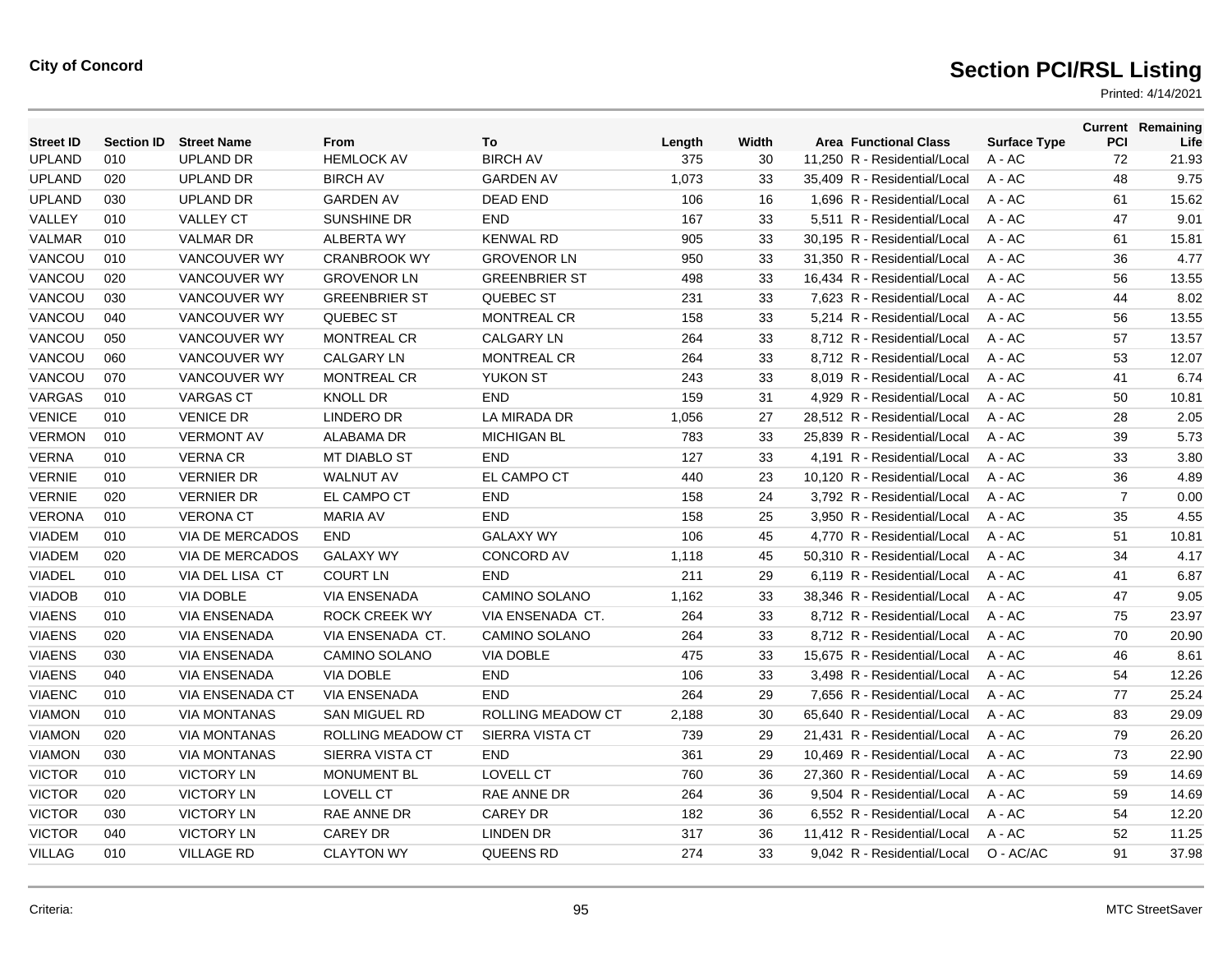**City of Concord**

# Section PCI/RSL Listing

Printed: 4/14/2021

| Street ID | Section ID | Street Name | From | To | Length | Width | Area | Functional Class | Surface Type | Current PCI | Remaining Life |
|---|---|---|---|---|---|---|---|---|---|---|---|
| UPLAND | 010 | UPLAND DR | HEMLOCK AV | BIRCH AV | 375 | 30 | 11,250 | R - Residential/Local | A - AC | 72 | 21.93 |
| UPLAND | 020 | UPLAND DR | BIRCH AV | GARDEN AV | 1,073 | 33 | 35,409 | R - Residential/Local | A - AC | 48 | 9.75 |
| UPLAND | 030 | UPLAND DR | GARDEN AV | DEAD END | 106 | 16 | 1,696 | R - Residential/Local | A - AC | 61 | 15.62 |
| VALLEY | 010 | VALLEY CT | SUNSHINE DR | END | 167 | 33 | 5,511 | R - Residential/Local | A - AC | 47 | 9.01 |
| VALMAR | 010 | VALMAR DR | ALBERTA WY | KENWAL RD | 905 | 33 | 30,195 | R - Residential/Local | A - AC | 61 | 15.81 |
| VANCOU | 010 | VANCOUVER WY | CRANBROOK WY | GROVENOR LN | 950 | 33 | 31,350 | R - Residential/Local | A - AC | 36 | 4.77 |
| VANCOU | 020 | VANCOUVER WY | GROVENOR LN | GREENBRIER ST | 498 | 33 | 16,434 | R - Residential/Local | A - AC | 56 | 13.55 |
| VANCOU | 030 | VANCOUVER WY | GREENBRIER ST | QUEBEC ST | 231 | 33 | 7,623 | R - Residential/Local | A - AC | 44 | 8.02 |
| VANCOU | 040 | VANCOUVER WY | QUEBEC ST | MONTREAL CR | 158 | 33 | 5,214 | R - Residential/Local | A - AC | 56 | 13.55 |
| VANCOU | 050 | VANCOUVER WY | MONTREAL CR | CALGARY LN | 264 | 33 | 8,712 | R - Residential/Local | A - AC | 57 | 13.57 |
| VANCOU | 060 | VANCOUVER WY | CALGARY LN | MONTREAL CR | 264 | 33 | 8,712 | R - Residential/Local | A - AC | 53 | 12.07 |
| VANCOU | 070 | VANCOUVER WY | MONTREAL CR | YUKON ST | 243 | 33 | 8,019 | R - Residential/Local | A - AC | 41 | 6.74 |
| VARGAS | 010 | VARGAS CT | KNOLL DR | END | 159 | 31 | 4,929 | R - Residential/Local | A - AC | 50 | 10.81 |
| VENICE | 010 | VENICE DR | LINDERO DR | LA MIRADA DR | 1,056 | 27 | 28,512 | R - Residential/Local | A - AC | 28 | 2.05 |
| VERMON | 010 | VERMONT AV | ALABAMA DR | MICHIGAN BL | 783 | 33 | 25,839 | R - Residential/Local | A - AC | 39 | 5.73 |
| VERNA | 010 | VERNA CR | MT DIABLO ST | END | 127 | 33 | 4,191 | R - Residential/Local | A - AC | 33 | 3.80 |
| VERNIE | 010 | VERNIER DR | WALNUT AV | EL CAMPO CT | 440 | 23 | 10,120 | R - Residential/Local | A - AC | 36 | 4.89 |
| VERNIE | 020 | VERNIER DR | EL CAMPO CT | END | 158 | 24 | 3,792 | R - Residential/Local | A - AC | 7 | 0.00 |
| VERONA | 010 | VERONA CT | MARIA AV | END | 158 | 25 | 3,950 | R - Residential/Local | A - AC | 35 | 4.55 |
| VIADEM | 010 | VIA DE MERCADOS | END | GALAXY WY | 106 | 45 | 4,770 | R - Residential/Local | A - AC | 51 | 10.81 |
| VIADEM | 020 | VIA DE MERCADOS | GALAXY WY | CONCORD AV | 1,118 | 45 | 50,310 | R - Residential/Local | A - AC | 34 | 4.17 |
| VIADEL | 010 | VIA DEL LISA CT | COURT LN | END | 211 | 29 | 6,119 | R - Residential/Local | A - AC | 41 | 6.87 |
| VIADOB | 010 | VIA DOBLE | VIA ENSENADA | CAMINO SOLANO | 1,162 | 33 | 38,346 | R - Residential/Local | A - AC | 47 | 9.05 |
| VIAENS | 010 | VIA ENSENADA | ROCK CREEK WY | VIA ENSENADA CT. | 264 | 33 | 8,712 | R - Residential/Local | A - AC | 75 | 23.97 |
| VIAENS | 020 | VIA ENSENADA | VIA ENSENADA CT. | CAMINO SOLANO | 264 | 33 | 8,712 | R - Residential/Local | A - AC | 70 | 20.90 |
| VIAENS | 030 | VIA ENSENADA | CAMINO SOLANO | VIA DOBLE | 475 | 33 | 15,675 | R - Residential/Local | A - AC | 46 | 8.61 |
| VIAENS | 040 | VIA ENSENADA | VIA DOBLE | END | 106 | 33 | 3,498 | R - Residential/Local | A - AC | 54 | 12.26 |
| VIAENC | 010 | VIA ENSENADA CT | VIA ENSENADA | END | 264 | 29 | 7,656 | R - Residential/Local | A - AC | 77 | 25.24 |
| VIAMON | 010 | VIA MONTANAS | SAN MIGUEL RD | ROLLING MEADOW CT | 2,188 | 30 | 65,640 | R - Residential/Local | A - AC | 83 | 29.09 |
| VIAMON | 020 | VIA MONTANAS | ROLLING MEADOW CT | SIERRA VISTA CT | 739 | 29 | 21,431 | R - Residential/Local | A - AC | 79 | 26.20 |
| VIAMON | 030 | VIA MONTANAS | SIERRA VISTA CT | END | 361 | 29 | 10,469 | R - Residential/Local | A - AC | 73 | 22.90 |
| VICTOR | 010 | VICTORY LN | MONUMENT BL | LOVELL CT | 760 | 36 | 27,360 | R - Residential/Local | A - AC | 59 | 14.69 |
| VICTOR | 020 | VICTORY LN | LOVELL CT | RAE ANNE DR | 264 | 36 | 9,504 | R - Residential/Local | A - AC | 59 | 14.69 |
| VICTOR | 030 | VICTORY LN | RAE ANNE DR | CAREY DR | 182 | 36 | 6,552 | R - Residential/Local | A - AC | 54 | 12.20 |
| VICTOR | 040 | VICTORY LN | CAREY DR | LINDEN DR | 317 | 36 | 11,412 | R - Residential/Local | A - AC | 52 | 11.25 |
| VILLAG | 010 | VILLAGE RD | CLAYTON WY | QUEENS RD | 274 | 33 | 9,042 | R - Residential/Local | O - AC/AC | 91 | 37.98 |

Criteria:

MTC StreetSaver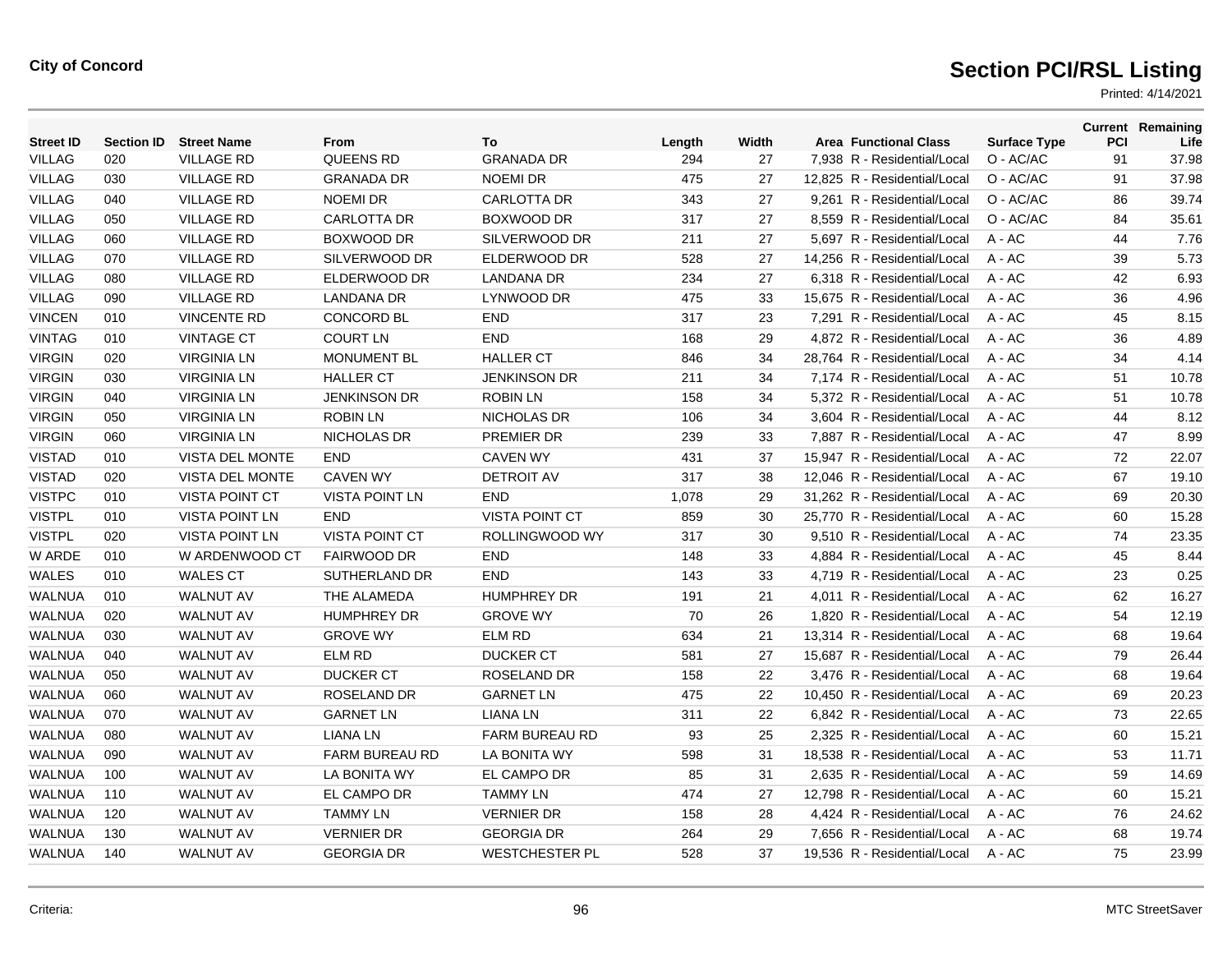City of Concord

# Section PCI/RSL Listing

Printed: 4/14/2021

| Street ID | Section ID | Street Name | From | To | Length | Width | Area | Functional Class | Surface Type | Current PCI | Remaining Life |
|---|---|---|---|---|---|---|---|---|---|---|---|
| VILLAG | 020 | VILLAGE RD | QUEENS RD | GRANADA DR | 294 | 27 | 7,938 | R - Residential/Local | O - AC/AC | 91 | 37.98 |
| VILLAG | 030 | VILLAGE RD | GRANADA DR | NOEMI DR | 475 | 27 | 12,825 | R - Residential/Local | O - AC/AC | 91 | 37.98 |
| VILLAG | 040 | VILLAGE RD | NOEMI DR | CARLOTTA DR | 343 | 27 | 9,261 | R - Residential/Local | O - AC/AC | 86 | 39.74 |
| VILLAG | 050 | VILLAGE RD | CARLOTTA DR | BOXWOOD DR | 317 | 27 | 8,559 | R - Residential/Local | O - AC/AC | 84 | 35.61 |
| VILLAG | 060 | VILLAGE RD | BOXWOOD DR | SILVERWOOD DR | 211 | 27 | 5,697 | R - Residential/Local | A - AC | 44 | 7.76 |
| VILLAG | 070 | VILLAGE RD | SILVERWOOD DR | ELDERWOOD DR | 528 | 27 | 14,256 | R - Residential/Local | A - AC | 39 | 5.73 |
| VILLAG | 080 | VILLAGE RD | ELDERWOOD DR | LANDANA DR | 234 | 27 | 6,318 | R - Residential/Local | A - AC | 42 | 6.93 |
| VILLAG | 090 | VILLAGE RD | LANDANA DR | LYNWOOD DR | 475 | 33 | 15,675 | R - Residential/Local | A - AC | 36 | 4.96 |
| VINCEN | 010 | VINCENTE RD | CONCORD BL | END | 317 | 23 | 7,291 | R - Residential/Local | A - AC | 45 | 8.15 |
| VINTAG | 010 | VINTAGE CT | COURT LN | END | 168 | 29 | 4,872 | R - Residential/Local | A - AC | 36 | 4.89 |
| VIRGIN | 020 | VIRGINIA LN | MONUMENT BL | HALLER CT | 846 | 34 | 28,764 | R - Residential/Local | A - AC | 34 | 4.14 |
| VIRGIN | 030 | VIRGINIA LN | HALLER CT | JENKINSON DR | 211 | 34 | 7,174 | R - Residential/Local | A - AC | 51 | 10.78 |
| VIRGIN | 040 | VIRGINIA LN | JENKINSON DR | ROBIN LN | 158 | 34 | 5,372 | R - Residential/Local | A - AC | 51 | 10.78 |
| VIRGIN | 050 | VIRGINIA LN | ROBIN LN | NICHOLAS DR | 106 | 34 | 3,604 | R - Residential/Local | A - AC | 44 | 8.12 |
| VIRGIN | 060 | VIRGINIA LN | NICHOLAS DR | PREMIER DR | 239 | 33 | 7,887 | R - Residential/Local | A - AC | 47 | 8.99 |
| VISTAD | 010 | VISTA DEL MONTE | END | CAVEN WY | 431 | 37 | 15,947 | R - Residential/Local | A - AC | 72 | 22.07 |
| VISTAD | 020 | VISTA DEL MONTE | CAVEN WY | DETROIT AV | 317 | 38 | 12,046 | R - Residential/Local | A - AC | 67 | 19.10 |
| VISTPC | 010 | VISTA POINT CT | VISTA POINT LN | END | 1,078 | 29 | 31,262 | R - Residential/Local | A - AC | 69 | 20.30 |
| VISTPL | 010 | VISTA POINT LN | END | VISTA POINT CT | 859 | 30 | 25,770 | R - Residential/Local | A - AC | 60 | 15.28 |
| VISTPL | 020 | VISTA POINT LN | VISTA POINT CT | ROLLINGWOOD WY | 317 | 30 | 9,510 | R - Residential/Local | A - AC | 74 | 23.35 |
| W ARDE | 010 | W ARDENWOOD CT | FAIRWOOD DR | END | 148 | 33 | 4,884 | R - Residential/Local | A - AC | 45 | 8.44 |
| WALES | 010 | WALES CT | SUTHERLAND DR | END | 143 | 33 | 4,719 | R - Residential/Local | A - AC | 23 | 0.25 |
| WALNUA | 010 | WALNUT AV | THE ALAMEDA | HUMPHREY DR | 191 | 21 | 4,011 | R - Residential/Local | A - AC | 62 | 16.27 |
| WALNUA | 020 | WALNUT AV | HUMPHREY DR | GROVE WY | 70 | 26 | 1,820 | R - Residential/Local | A - AC | 54 | 12.19 |
| WALNUA | 030 | WALNUT AV | GROVE WY | ELM RD | 634 | 21 | 13,314 | R - Residential/Local | A - AC | 68 | 19.64 |
| WALNUA | 040 | WALNUT AV | ELM RD | DUCKER CT | 581 | 27 | 15,687 | R - Residential/Local | A - AC | 79 | 26.44 |
| WALNUA | 050 | WALNUT AV | DUCKER CT | ROSELAND DR | 158 | 22 | 3,476 | R - Residential/Local | A - AC | 68 | 19.64 |
| WALNUA | 060 | WALNUT AV | ROSELAND DR | GARNET LN | 475 | 22 | 10,450 | R - Residential/Local | A - AC | 69 | 20.23 |
| WALNUA | 070 | WALNUT AV | GARNET LN | LIANA LN | 311 | 22 | 6,842 | R - Residential/Local | A - AC | 73 | 22.65 |
| WALNUA | 080 | WALNUT AV | LIANA LN | FARM BUREAU RD | 93 | 25 | 2,325 | R - Residential/Local | A - AC | 60 | 15.21 |
| WALNUA | 090 | WALNUT AV | FARM BUREAU RD | LA BONITA WY | 598 | 31 | 18,538 | R - Residential/Local | A - AC | 53 | 11.71 |
| WALNUA | 100 | WALNUT AV | LA BONITA WY | EL CAMPO DR | 85 | 31 | 2,635 | R - Residential/Local | A - AC | 59 | 14.69 |
| WALNUA | 110 | WALNUT AV | EL CAMPO DR | TAMMY LN | 474 | 27 | 12,798 | R - Residential/Local | A - AC | 60 | 15.21 |
| WALNUA | 120 | WALNUT AV | TAMMY LN | VERNIER DR | 158 | 28 | 4,424 | R - Residential/Local | A - AC | 76 | 24.62 |
| WALNUA | 130 | WALNUT AV | VERNIER DR | GEORGIA DR | 264 | 29 | 7,656 | R - Residential/Local | A - AC | 68 | 19.74 |
| WALNUA | 140 | WALNUT AV | GEORGIA DR | WESTCHESTER PL | 528 | 37 | 19,536 | R - Residential/Local | A - AC | 75 | 23.99 |

Criteria:

MTC StreetSaver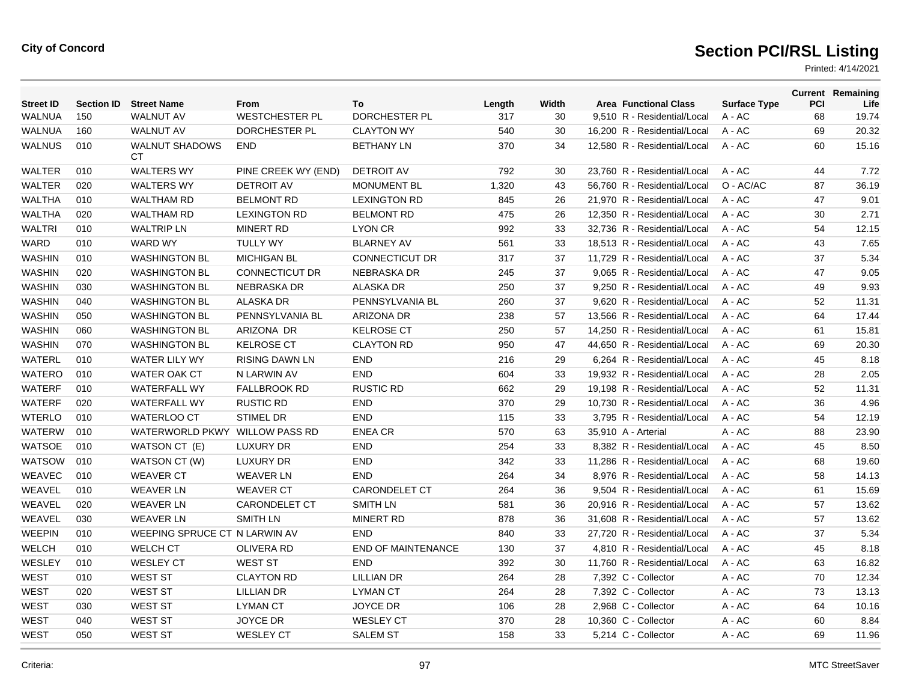**City of Concord**

# Section PCI/RSL Listing

Printed: 4/14/2021

| Street ID | Section ID | Street Name | From | To | Length | Width | Area | Functional Class | Surface Type | Current PCI | Remaining Life |
|---|---|---|---|---|---|---|---|---|---|---|---|
| WALNUA | 150 | WALNUT AV | WESTCHESTER PL | DORCHESTER PL | 317 | 30 | 9,510 | R - Residential/Local | A - AC | 68 | 19.74 |
| WALNUA | 160 | WALNUT AV | DORCHESTER PL | CLAYTON WY | 540 | 30 | 16,200 | R - Residential/Local | A - AC | 69 | 20.32 |
| WALNUS | 010 | WALNUT SHADOWS CT | END | BETHANY LN | 370 | 34 | 12,580 | R - Residential/Local | A - AC | 60 | 15.16 |
| WALTER | 010 | WALTERS WY | PINE CREEK WY (END) | DETROIT AV | 792 | 30 | 23,760 | R - Residential/Local | A - AC | 44 | 7.72 |
| WALTER | 020 | WALTERS WY | DETROIT AV | MONUMENT BL | 1,320 | 43 | 56,760 | R - Residential/Local | O - AC/AC | 87 | 36.19 |
| WALTHA | 010 | WALTHAM RD | BELMONT RD | LEXINGTON RD | 845 | 26 | 21,970 | R - Residential/Local | A - AC | 47 | 9.01 |
| WALTHA | 020 | WALTHAM RD | LEXINGTON RD | BELMONT RD | 475 | 26 | 12,350 | R - Residential/Local | A - AC | 30 | 2.71 |
| WALTRI | 010 | WALTRIP LN | MINERT RD | LYON CR | 992 | 33 | 32,736 | R - Residential/Local | A - AC | 54 | 12.15 |
| WARD | 010 | WARD WY | TULLY WY | BLARNEY AV | 561 | 33 | 18,513 | R - Residential/Local | A - AC | 43 | 7.65 |
| WASHIN | 010 | WASHINGTON BL | MICHIGAN BL | CONNECTICUT DR | 317 | 37 | 11,729 | R - Residential/Local | A - AC | 37 | 5.34 |
| WASHIN | 020 | WASHINGTON BL | CONNECTICUT DR | NEBRASKA DR | 245 | 37 | 9,065 | R - Residential/Local | A - AC | 47 | 9.05 |
| WASHIN | 030 | WASHINGTON BL | NEBRASKA DR | ALASKA DR | 250 | 37 | 9,250 | R - Residential/Local | A - AC | 49 | 9.93 |
| WASHIN | 040 | WASHINGTON BL | ALASKA DR | PENNSYLVANIA BL | 260 | 37 | 9,620 | R - Residential/Local | A - AC | 52 | 11.31 |
| WASHIN | 050 | WASHINGTON BL | PENNSYLVANIA BL | ARIZONA DR | 238 | 57 | 13,566 | R - Residential/Local | A - AC | 64 | 17.44 |
| WASHIN | 060 | WASHINGTON BL | ARIZONA DR | KELROSE CT | 250 | 57 | 14,250 | R - Residential/Local | A - AC | 61 | 15.81 |
| WASHIN | 070 | WASHINGTON BL | KELROSE CT | CLAYTON RD | 950 | 47 | 44,650 | R - Residential/Local | A - AC | 69 | 20.30 |
| WATERL | 010 | WATER LILY WY | RISING DAWN LN | END | 216 | 29 | 6,264 | R - Residential/Local | A - AC | 45 | 8.18 |
| WATERO | 010 | WATER OAK CT | N LARWIN AV | END | 604 | 33 | 19,932 | R - Residential/Local | A - AC | 28 | 2.05 |
| WATERF | 010 | WATERFALL WY | FALLBROOK RD | RUSTIC RD | 662 | 29 | 19,198 | R - Residential/Local | A - AC | 52 | 11.31 |
| WATERF | 020 | WATERFALL WY | RUSTIC RD | END | 370 | 29 | 10,730 | R - Residential/Local | A - AC | 36 | 4.96 |
| WTERLO | 010 | WATERLOO CT | STIMEL DR | END | 115 | 33 | 3,795 | R - Residential/Local | A - AC | 54 | 12.19 |
| WATERW | 010 | WATERWORLD PKWY | WILLOW PASS RD | ENEA CR | 570 | 63 | 35,910 | A - Arterial | A - AC | 88 | 23.90 |
| WATSOE | 010 | WATSON CT (E) | LUXURY DR | END | 254 | 33 | 8,382 | R - Residential/Local | A - AC | 45 | 8.50 |
| WATSOW | 010 | WATSON CT (W) | LUXURY DR | END | 342 | 33 | 11,286 | R - Residential/Local | A - AC | 68 | 19.60 |
| WEAVEC | 010 | WEAVER CT | WEAVER LN | END | 264 | 34 | 8,976 | R - Residential/Local | A - AC | 58 | 14.13 |
| WEAVEL | 010 | WEAVER LN | WEAVER CT | CARONDELET CT | 264 | 36 | 9,504 | R - Residential/Local | A - AC | 61 | 15.69 |
| WEAVEL | 020 | WEAVER LN | CARONDELET CT | SMITH LN | 581 | 36 | 20,916 | R - Residential/Local | A - AC | 57 | 13.62 |
| WEAVEL | 030 | WEAVER LN | SMITH LN | MINERT RD | 878 | 36 | 31,608 | R - Residential/Local | A - AC | 57 | 13.62 |
| WEEPIN | 010 | WEEPING SPRUCE CT | N LARWIN AV | END | 840 | 33 | 27,720 | R - Residential/Local | A - AC | 37 | 5.34 |
| WELCH | 010 | WELCH CT | OLIVERA RD | END OF MAINTENANCE | 130 | 37 | 4,810 | R - Residential/Local | A - AC | 45 | 8.18 |
| WESLEY | 010 | WESLEY CT | WEST ST | END | 392 | 30 | 11,760 | R - Residential/Local | A - AC | 63 | 16.82 |
| WEST | 010 | WEST ST | CLAYTON RD | LILLIAN DR | 264 | 28 | 7,392 | C - Collector | A - AC | 70 | 12.34 |
| WEST | 020 | WEST ST | LILLIAN DR | LYMAN CT | 264 | 28 | 7,392 | C - Collector | A - AC | 73 | 13.13 |
| WEST | 030 | WEST ST | LYMAN CT | JOYCE DR | 106 | 28 | 2,968 | C - Collector | A - AC | 64 | 10.16 |
| WEST | 040 | WEST ST | JOYCE DR | WESLEY CT | 370 | 28 | 10,360 | C - Collector | A - AC | 60 | 8.84 |
| WEST | 050 | WEST ST | WESLEY CT | SALEM ST | 158 | 33 | 5,214 | C - Collector | A - AC | 69 | 11.96 |

Criteria:

MTC StreetSaver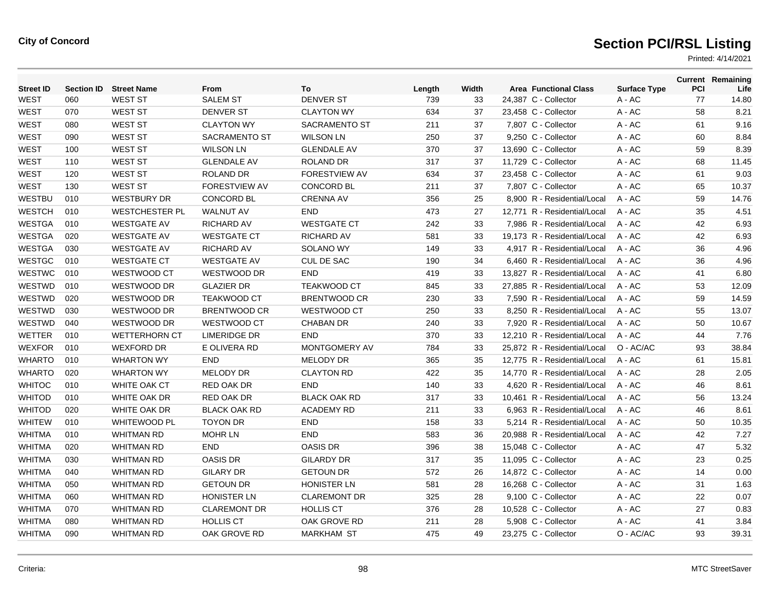**City of Concord**

# Section PCI/RSL Listing

Printed: 4/14/2021

| Street ID | Section ID | Street Name | From | To | Length | Width | Area | Functional Class | Surface Type | Current PCI | Remaining Life |
|---|---|---|---|---|---|---|---|---|---|---|---|
| WEST | 060 | WEST ST | SALEM ST | DENVER ST | 739 | 33 | 24,387 | C - Collector | A - AC | 77 | 14.80 |
| WEST | 070 | WEST ST | DENVER ST | CLAYTON WY | 634 | 37 | 23,458 | C - Collector | A - AC | 58 | 8.21 |
| WEST | 080 | WEST ST | CLAYTON WY | SACRAMENTO ST | 211 | 37 | 7,807 | C - Collector | A - AC | 61 | 9.16 |
| WEST | 090 | WEST ST | SACRAMENTO ST | WILSON LN | 250 | 37 | 9,250 | C - Collector | A - AC | 60 | 8.84 |
| WEST | 100 | WEST ST | WILSON LN | GLENDALE AV | 370 | 37 | 13,690 | C - Collector | A - AC | 59 | 8.39 |
| WEST | 110 | WEST ST | GLENDALE AV | ROLAND DR | 317 | 37 | 11,729 | C - Collector | A - AC | 68 | 11.45 |
| WEST | 120 | WEST ST | ROLAND DR | FORESTVIEW AV | 634 | 37 | 23,458 | C - Collector | A - AC | 61 | 9.03 |
| WEST | 130 | WEST ST | FORESTVIEW AV | CONCORD BL | 211 | 37 | 7,807 | C - Collector | A - AC | 65 | 10.37 |
| WESTBU | 010 | WESTBURY DR | CONCORD BL | CRENNA AV | 356 | 25 | 8,900 | R - Residential/Local | A - AC | 59 | 14.76 |
| WESTCH | 010 | WESTCHESTER PL | WALNUT AV | END | 473 | 27 | 12,771 | R - Residential/Local | A - AC | 35 | 4.51 |
| WESTGA | 010 | WESTGATE AV | RICHARD AV | WESTGATE CT | 242 | 33 | 7,986 | R - Residential/Local | A - AC | 42 | 6.93 |
| WESTGA | 020 | WESTGATE AV | WESTGATE CT | RICHARD AV | 581 | 33 | 19,173 | R - Residential/Local | A - AC | 42 | 6.93 |
| WESTGA | 030 | WESTGATE AV | RICHARD AV | SOLANO WY | 149 | 33 | 4,917 | R - Residential/Local | A - AC | 36 | 4.96 |
| WESTGC | 010 | WESTGATE CT | WESTGATE AV | CUL DE SAC | 190 | 34 | 6,460 | R - Residential/Local | A - AC | 36 | 4.96 |
| WESTWC | 010 | WESTWOOD CT | WESTWOOD DR | END | 419 | 33 | 13,827 | R - Residential/Local | A - AC | 41 | 6.80 |
| WESTWD | 010 | WESTWOOD DR | GLAZIER DR | TEAKWOOD CT | 845 | 33 | 27,885 | R - Residential/Local | A - AC | 53 | 12.09 |
| WESTWD | 020 | WESTWOOD DR | TEAKWOOD CT | BRENTWOOD CR | 230 | 33 | 7,590 | R - Residential/Local | A - AC | 59 | 14.59 |
| WESTWD | 030 | WESTWOOD DR | BRENTWOOD CR | WESTWOOD CT | 250 | 33 | 8,250 | R - Residential/Local | A - AC | 55 | 13.07 |
| WESTWD | 040 | WESTWOOD DR | WESTWOOD CT | CHABAN DR | 240 | 33 | 7,920 | R - Residential/Local | A - AC | 50 | 10.67 |
| WETTER | 010 | WETTERHORN CT | LIMERIDGE DR | END | 370 | 33 | 12,210 | R - Residential/Local | A - AC | 44 | 7.76 |
| WEXFOR | 010 | WEXFORD DR | E OLIVERA RD | MONTGOMERY AV | 784 | 33 | 25,872 | R - Residential/Local | O - AC/AC | 93 | 38.84 |
| WHARTO | 010 | WHARTON WY | END | MELODY DR | 365 | 35 | 12,775 | R - Residential/Local | A - AC | 61 | 15.81 |
| WHARTO | 020 | WHARTON WY | MELODY DR | CLAYTON RD | 422 | 35 | 14,770 | R - Residential/Local | A - AC | 28 | 2.05 |
| WHITOC | 010 | WHITE OAK CT | RED OAK DR | END | 140 | 33 | 4,620 | R - Residential/Local | A - AC | 46 | 8.61 |
| WHITOD | 010 | WHITE OAK DR | RED OAK DR | BLACK OAK RD | 317 | 33 | 10,461 | R - Residential/Local | A - AC | 56 | 13.24 |
| WHITOD | 020 | WHITE OAK DR | BLACK OAK RD | ACADEMY RD | 211 | 33 | 6,963 | R - Residential/Local | A - AC | 46 | 8.61 |
| WHITEW | 010 | WHITEWOOD PL | TOYON DR | END | 158 | 33 | 5,214 | R - Residential/Local | A - AC | 50 | 10.35 |
| WHITMA | 010 | WHITMAN RD | MOHR LN | END | 583 | 36 | 20,988 | R - Residential/Local | A - AC | 42 | 7.27 |
| WHITMA | 020 | WHITMAN RD | END | OASIS DR | 396 | 38 | 15,048 | C - Collector | A - AC | 47 | 5.32 |
| WHITMA | 030 | WHITMAN RD | OASIS DR | GILARDY DR | 317 | 35 | 11,095 | C - Collector | A - AC | 23 | 0.25 |
| WHITMA | 040 | WHITMAN RD | GILARY DR | GETOUN DR | 572 | 26 | 14,872 | C - Collector | A - AC | 14 | 0.00 |
| WHITMA | 050 | WHITMAN RD | GETOUN DR | HONISTER LN | 581 | 28 | 16,268 | C - Collector | A - AC | 31 | 1.63 |
| WHITMA | 060 | WHITMAN RD | HONISTER LN | CLAREMONT DR | 325 | 28 | 9,100 | C - Collector | A - AC | 22 | 0.07 |
| WHITMA | 070 | WHITMAN RD | CLAREMONT DR | HOLLIS CT | 376 | 28 | 10,528 | C - Collector | A - AC | 27 | 0.83 |
| WHITMA | 080 | WHITMAN RD | HOLLIS CT | OAK GROVE RD | 211 | 28 | 5,908 | C - Collector | A - AC | 41 | 3.84 |
| WHITMA | 090 | WHITMAN RD | OAK GROVE RD | MARKHAM ST | 475 | 49 | 23,275 | C - Collector | O - AC/AC | 93 | 39.31 |

Criteria:

MTC StreetSaver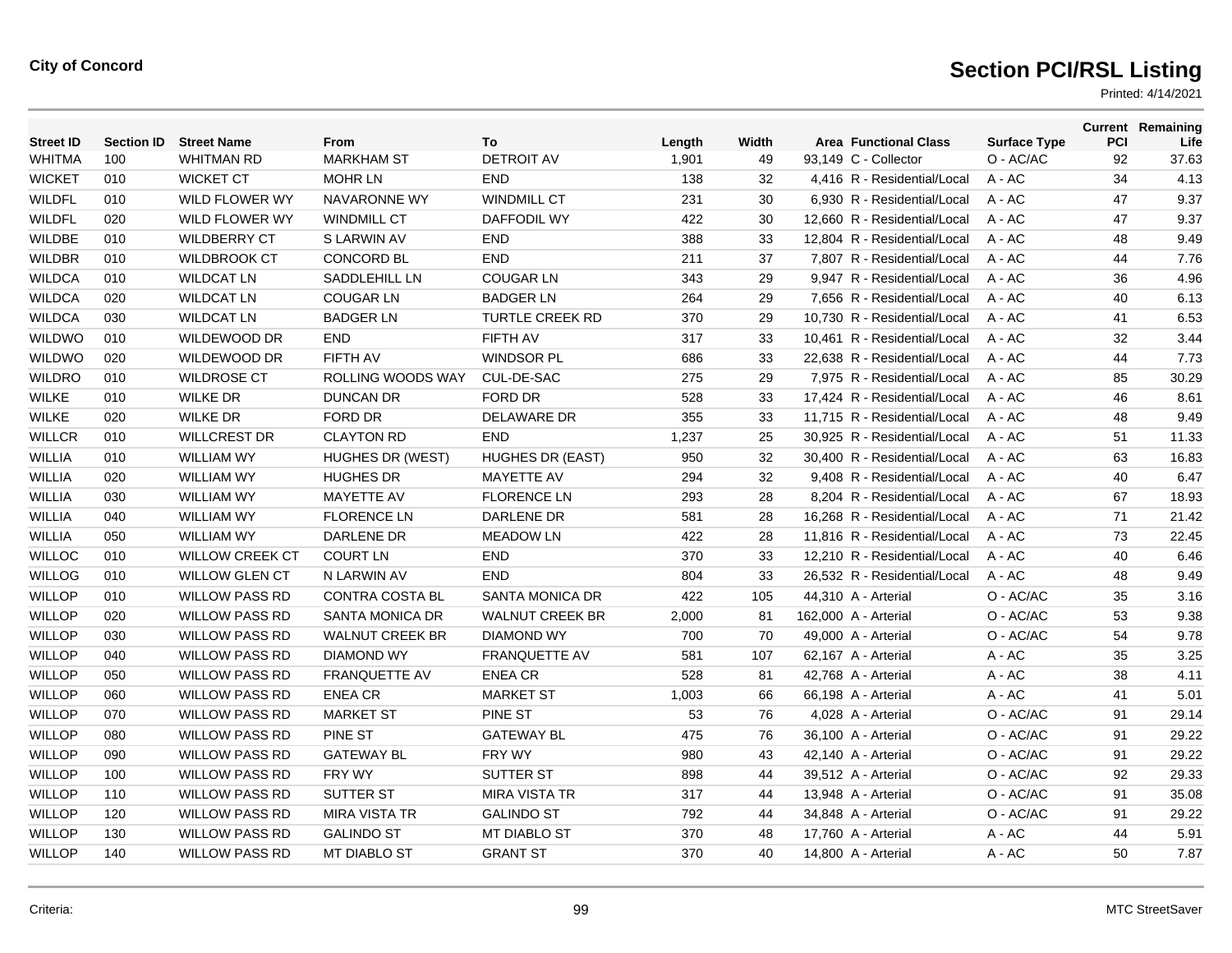City of Concord

# Section PCI/RSL Listing

Printed: 4/14/2021

| Street ID | Section ID | Street Name | From | To | Length | Width | Area | Functional Class | Surface Type | Current PCI | Remaining Life |
|---|---|---|---|---|---|---|---|---|---|---|---|
| WHITMA | 100 | WHITMAN RD | MARKHAM ST | DETROIT AV | 1,901 | 49 | 93,149 | C - Collector | O - AC/AC | 92 | 37.63 |
| WICKET | 010 | WICKET CT | MOHR LN | END | 138 | 32 | 4,416 | R - Residential/Local | A - AC | 34 | 4.13 |
| WILDFL | 010 | WILD FLOWER WY | NAVARONNE WY | WINDMILL CT | 231 | 30 | 6,930 | R - Residential/Local | A - AC | 47 | 9.37 |
| WILDFL | 020 | WILD FLOWER WY | WINDMILL CT | DAFFODIL WY | 422 | 30 | 12,660 | R - Residential/Local | A - AC | 47 | 9.37 |
| WILDBE | 010 | WILDBERRY CT | S LARWIN AV | END | 388 | 33 | 12,804 | R - Residential/Local | A - AC | 48 | 9.49 |
| WILDBR | 010 | WILDBROOK CT | CONCORD BL | END | 211 | 37 | 7,807 | R - Residential/Local | A - AC | 44 | 7.76 |
| WILDCA | 010 | WILDCAT LN | SADDLEHILL LN | COUGAR LN | 343 | 29 | 9,947 | R - Residential/Local | A - AC | 36 | 4.96 |
| WILDCA | 020 | WILDCAT LN | COUGAR LN | BADGER LN | 264 | 29 | 7,656 | R - Residential/Local | A - AC | 40 | 6.13 |
| WILDCA | 030 | WILDCAT LN | BADGER LN | TURTLE CREEK RD | 370 | 29 | 10,730 | R - Residential/Local | A - AC | 41 | 6.53 |
| WILDWO | 010 | WILDEWOOD DR | END | FIFTH AV | 317 | 33 | 10,461 | R - Residential/Local | A - AC | 32 | 3.44 |
| WILDWO | 020 | WILDEWOOD DR | FIFTH AV | WINDSOR PL | 686 | 33 | 22,638 | R - Residential/Local | A - AC | 44 | 7.73 |
| WILDRO | 010 | WILDROSE CT | ROLLING WOODS WAY | CUL-DE-SAC | 275 | 29 | 7,975 | R - Residential/Local | A - AC | 85 | 30.29 |
| WILKE | 010 | WILKE DR | DUNCAN DR | FORD DR | 528 | 33 | 17,424 | R - Residential/Local | A - AC | 46 | 8.61 |
| WILKE | 020 | WILKE DR | FORD DR | DELAWARE DR | 355 | 33 | 11,715 | R - Residential/Local | A - AC | 48 | 9.49 |
| WILLCR | 010 | WILLCREST DR | CLAYTON RD | END | 1,237 | 25 | 30,925 | R - Residential/Local | A - AC | 51 | 11.33 |
| WILLIA | 010 | WILLIAM WY | HUGHES DR (WEST) | HUGHES DR (EAST) | 950 | 32 | 30,400 | R - Residential/Local | A - AC | 63 | 16.83 |
| WILLIA | 020 | WILLIAM WY | HUGHES DR | MAYETTE AV | 294 | 32 | 9,408 | R - Residential/Local | A - AC | 40 | 6.47 |
| WILLIA | 030 | WILLIAM WY | MAYETTE AV | FLORENCE LN | 293 | 28 | 8,204 | R - Residential/Local | A - AC | 67 | 18.93 |
| WILLIA | 040 | WILLIAM WY | FLORENCE LN | DARLENE DR | 581 | 28 | 16,268 | R - Residential/Local | A - AC | 71 | 21.42 |
| WILLIA | 050 | WILLIAM WY | DARLENE DR | MEADOW LN | 422 | 28 | 11,816 | R - Residential/Local | A - AC | 73 | 22.45 |
| WILLOC | 010 | WILLOW CREEK CT | COURT LN | END | 370 | 33 | 12,210 | R - Residential/Local | A - AC | 40 | 6.46 |
| WILLOG | 010 | WILLOW GLEN CT | N LARWIN AV | END | 804 | 33 | 26,532 | R - Residential/Local | A - AC | 48 | 9.49 |
| WILLOP | 010 | WILLOW PASS RD | CONTRA COSTA BL | SANTA MONICA DR | 422 | 105 | 44,310 | A - Arterial | O - AC/AC | 35 | 3.16 |
| WILLOP | 020 | WILLOW PASS RD | SANTA MONICA DR | WALNUT CREEK BR | 2,000 | 81 | 162,000 | A - Arterial | O - AC/AC | 53 | 9.38 |
| WILLOP | 030 | WILLOW PASS RD | WALNUT CREEK BR | DIAMOND WY | 700 | 70 | 49,000 | A - Arterial | O - AC/AC | 54 | 9.78 |
| WILLOP | 040 | WILLOW PASS RD | DIAMOND WY | FRANQUETTE AV | 581 | 107 | 62,167 | A - Arterial | A - AC | 35 | 3.25 |
| WILLOP | 050 | WILLOW PASS RD | FRANQUETTE AV | ENEA CR | 528 | 81 | 42,768 | A - Arterial | A - AC | 38 | 4.11 |
| WILLOP | 060 | WILLOW PASS RD | ENEA CR | MARKET ST | 1,003 | 66 | 66,198 | A - Arterial | A - AC | 41 | 5.01 |
| WILLOP | 070 | WILLOW PASS RD | MARKET ST | PINE ST | 53 | 76 | 4,028 | A - Arterial | O - AC/AC | 91 | 29.14 |
| WILLOP | 080 | WILLOW PASS RD | PINE ST | GATEWAY BL | 475 | 76 | 36,100 | A - Arterial | O - AC/AC | 91 | 29.22 |
| WILLOP | 090 | WILLOW PASS RD | GATEWAY BL | FRY WY | 980 | 43 | 42,140 | A - Arterial | O - AC/AC | 91 | 29.22 |
| WILLOP | 100 | WILLOW PASS RD | FRY WY | SUTTER ST | 898 | 44 | 39,512 | A - Arterial | O - AC/AC | 92 | 29.33 |
| WILLOP | 110 | WILLOW PASS RD | SUTTER ST | MIRA VISTA TR | 317 | 44 | 13,948 | A - Arterial | O - AC/AC | 91 | 35.08 |
| WILLOP | 120 | WILLOW PASS RD | MIRA VISTA TR | GALINDO ST | 792 | 44 | 34,848 | A - Arterial | O - AC/AC | 91 | 29.22 |
| WILLOP | 130 | WILLOW PASS RD | GALINDO ST | MT DIABLO ST | 370 | 48 | 17,760 | A - Arterial | A - AC | 44 | 5.91 |
| WILLOP | 140 | WILLOW PASS RD | MT DIABLO ST | GRANT ST | 370 | 40 | 14,800 | A - Arterial | A - AC | 50 | 7.87 |

Criteria:

MTC StreetSaver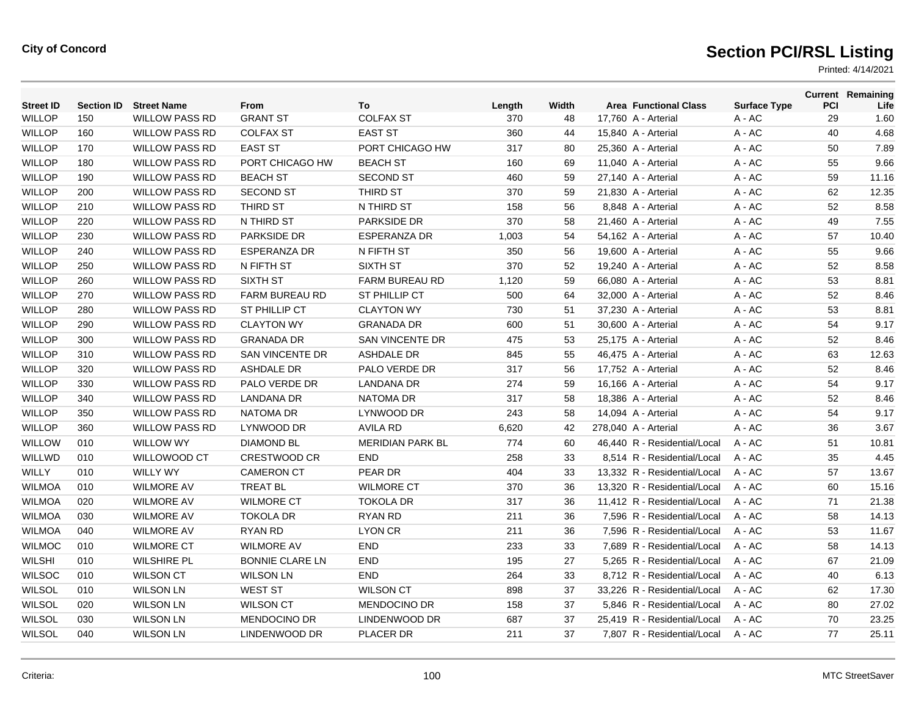**City of Concord**

# Section PCI/RSL Listing

Printed: 4/14/2021

| Street ID | Section ID | Street Name | From | To | Length | Width | Area | Functional Class | Surface Type | Current PCI | Remaining Life |
|---|---|---|---|---|---|---|---|---|---|---|---|
| WILLOP | 150 | WILLOW PASS RD | GRANT ST | COLFAX ST | 370 | 48 | 17,760 | A - Arterial | A - AC | 29 | 1.60 |
| WILLOP | 160 | WILLOW PASS RD | COLFAX ST | EAST ST | 360 | 44 | 15,840 | A - Arterial | A - AC | 40 | 4.68 |
| WILLOP | 170 | WILLOW PASS RD | EAST ST | PORT CHICAGO HW | 317 | 80 | 25,360 | A - Arterial | A - AC | 50 | 7.89 |
| WILLOP | 180 | WILLOW PASS RD | PORT CHICAGO HW | BEACH ST | 160 | 69 | 11,040 | A - Arterial | A - AC | 55 | 9.66 |
| WILLOP | 190 | WILLOW PASS RD | BEACH ST | SECOND ST | 460 | 59 | 27,140 | A - Arterial | A - AC | 59 | 11.16 |
| WILLOP | 200 | WILLOW PASS RD | SECOND ST | THIRD ST | 370 | 59 | 21,830 | A - Arterial | A - AC | 62 | 12.35 |
| WILLOP | 210 | WILLOW PASS RD | THIRD ST | N THIRD ST | 158 | 56 | 8,848 | A - Arterial | A - AC | 52 | 8.58 |
| WILLOP | 220 | WILLOW PASS RD | N THIRD ST | PARKSIDE DR | 370 | 58 | 21,460 | A - Arterial | A - AC | 49 | 7.55 |
| WILLOP | 230 | WILLOW PASS RD | PARKSIDE DR | ESPERANZA DR | 1,003 | 54 | 54,162 | A - Arterial | A - AC | 57 | 10.40 |
| WILLOP | 240 | WILLOW PASS RD | ESPERANZA DR | N FIFTH ST | 350 | 56 | 19,600 | A - Arterial | A - AC | 55 | 9.66 |
| WILLOP | 250 | WILLOW PASS RD | N FIFTH ST | SIXTH ST | 370 | 52 | 19,240 | A - Arterial | A - AC | 52 | 8.58 |
| WILLOP | 260 | WILLOW PASS RD | SIXTH ST | FARM BUREAU RD | 1,120 | 59 | 66,080 | A - Arterial | A - AC | 53 | 8.81 |
| WILLOP | 270 | WILLOW PASS RD | FARM BUREAU RD | ST PHILLIP CT | 500 | 64 | 32,000 | A - Arterial | A - AC | 52 | 8.46 |
| WILLOP | 280 | WILLOW PASS RD | ST PHILLIP CT | CLAYTON WY | 730 | 51 | 37,230 | A - Arterial | A - AC | 53 | 8.81 |
| WILLOP | 290 | WILLOW PASS RD | CLAYTON WY | GRANADA DR | 600 | 51 | 30,600 | A - Arterial | A - AC | 54 | 9.17 |
| WILLOP | 300 | WILLOW PASS RD | GRANADA DR | SAN VINCENTE DR | 475 | 53 | 25,175 | A - Arterial | A - AC | 52 | 8.46 |
| WILLOP | 310 | WILLOW PASS RD | SAN VINCENTE DR | ASHDALE DR | 845 | 55 | 46,475 | A - Arterial | A - AC | 63 | 12.63 |
| WILLOP | 320 | WILLOW PASS RD | ASHDALE DR | PALO VERDE DR | 317 | 56 | 17,752 | A - Arterial | A - AC | 52 | 8.46 |
| WILLOP | 330 | WILLOW PASS RD | PALO VERDE DR | LANDANA DR | 274 | 59 | 16,166 | A - Arterial | A - AC | 54 | 9.17 |
| WILLOP | 340 | WILLOW PASS RD | LANDANA DR | NATOMA DR | 317 | 58 | 18,386 | A - Arterial | A - AC | 52 | 8.46 |
| WILLOP | 350 | WILLOW PASS RD | NATOMA DR | LYNWOOD DR | 243 | 58 | 14,094 | A - Arterial | A - AC | 54 | 9.17 |
| WILLOP | 360 | WILLOW PASS RD | LYNWOOD DR | AVILA RD | 6,620 | 42 | 278,040 | A - Arterial | A - AC | 36 | 3.67 |
| WILLOW | 010 | WILLOW WY | DIAMOND BL | MERIDIAN PARK BL | 774 | 60 | 46,440 | R - Residential/Local | A - AC | 51 | 10.81 |
| WILLWD | 010 | WILLOWOOD CT | CRESTWOOD CR | END | 258 | 33 | 8,514 | R - Residential/Local | A - AC | 35 | 4.45 |
| WILLY | 010 | WILLY WY | CAMERON CT | PEAR DR | 404 | 33 | 13,332 | R - Residential/Local | A - AC | 57 | 13.67 |
| WILMOA | 010 | WILMORE AV | TREAT BL | WILMORE CT | 370 | 36 | 13,320 | R - Residential/Local | A - AC | 60 | 15.16 |
| WILMOA | 020 | WILMORE AV | WILMORE CT | TOKOLA DR | 317 | 36 | 11,412 | R - Residential/Local | A - AC | 71 | 21.38 |
| WILMOA | 030 | WILMORE AV | TOKOLA DR | RYAN RD | 211 | 36 | 7,596 | R - Residential/Local | A - AC | 58 | 14.13 |
| WILMOA | 040 | WILMORE AV | RYAN RD | LYON CR | 211 | 36 | 7,596 | R - Residential/Local | A - AC | 53 | 11.67 |
| WILMOC | 010 | WILMORE CT | WILMORE AV | END | 233 | 33 | 7,689 | R - Residential/Local | A - AC | 58 | 14.13 |
| WILSHI | 010 | WILSHIRE PL | BONNIE CLARE LN | END | 195 | 27 | 5,265 | R - Residential/Local | A - AC | 67 | 21.09 |
| WILSOC | 010 | WILSON CT | WILSON LN | END | 264 | 33 | 8,712 | R - Residential/Local | A - AC | 40 | 6.13 |
| WILSOL | 010 | WILSON LN | WEST ST | WILSON CT | 898 | 37 | 33,226 | R - Residential/Local | A - AC | 62 | 17.30 |
| WILSOL | 020 | WILSON LN | WILSON CT | MENDOCINO DR | 158 | 37 | 5,846 | R - Residential/Local | A - AC | 80 | 27.02 |
| WILSOL | 030 | WILSON LN | MENDOCINO DR | LINDENWOOD DR | 687 | 37 | 25,419 | R - Residential/Local | A - AC | 70 | 23.25 |
| WILSOL | 040 | WILSON LN | LINDENWOOD DR | PLACER DR | 211 | 37 | 7,807 | R - Residential/Local | A - AC | 77 | 25.11 |

Criteria:

MTC StreetSaver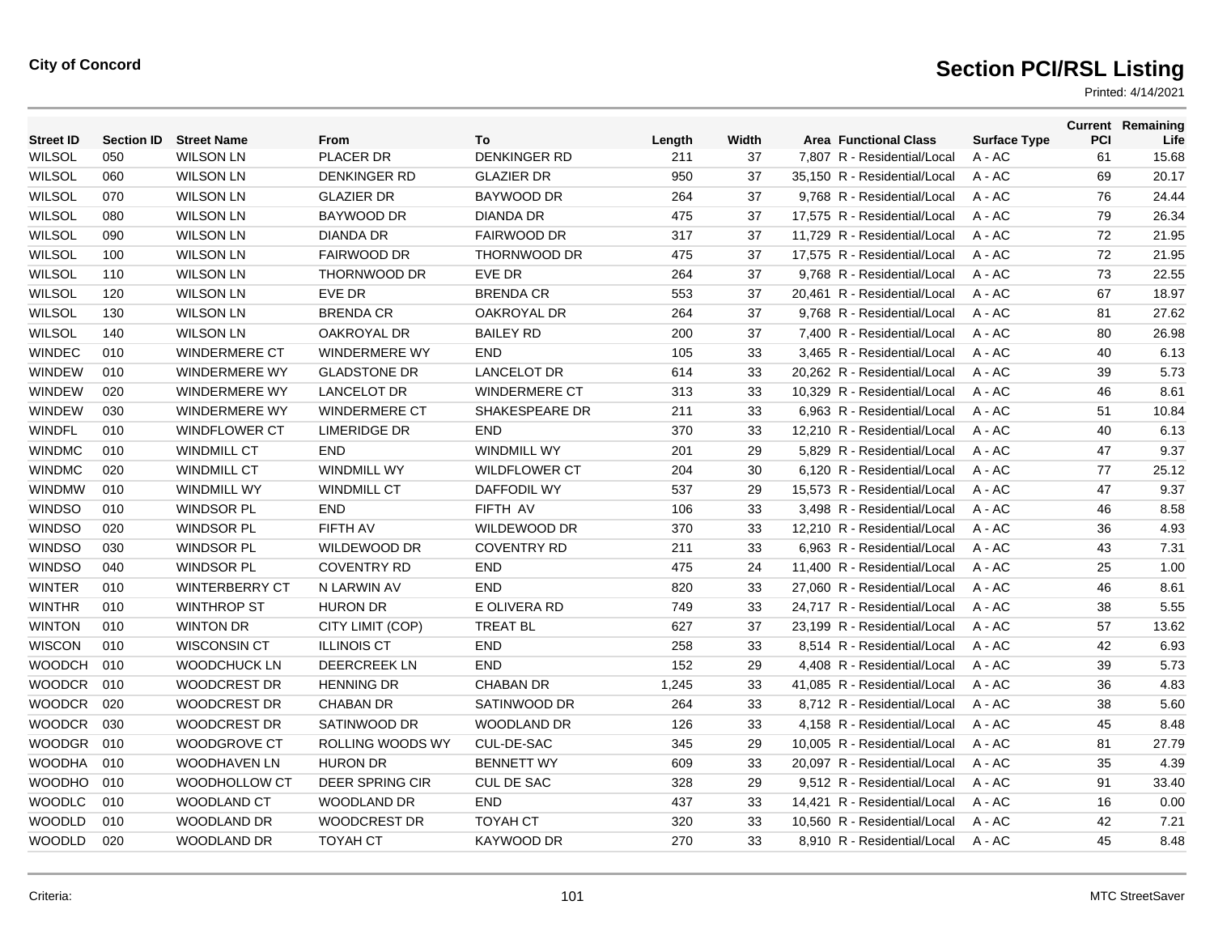**City of Concord**

# Section PCI/RSL Listing

Printed: 4/14/2021

| Street ID | Section ID | Street Name | From | To | Length | Width | Area | Functional Class | Surface Type | Current PCI | Remaining Life |
|---|---|---|---|---|---|---|---|---|---|---|---|
| WILSOL | 050 | WILSON LN | PLACER DR | DENKINGER RD | 211 | 37 | 7,807 | R - Residential/Local | A - AC | 61 | 15.68 |
| WILSOL | 060 | WILSON LN | DENKINGER RD | GLAZIER DR | 950 | 37 | 35,150 | R - Residential/Local | A - AC | 69 | 20.17 |
| WILSOL | 070 | WILSON LN | GLAZIER DR | BAYWOOD DR | 264 | 37 | 9,768 | R - Residential/Local | A - AC | 76 | 24.44 |
| WILSOL | 080 | WILSON LN | BAYWOOD DR | DIANDA DR | 475 | 37 | 17,575 | R - Residential/Local | A - AC | 79 | 26.34 |
| WILSOL | 090 | WILSON LN | DIANDA DR | FAIRWOOD DR | 317 | 37 | 11,729 | R - Residential/Local | A - AC | 72 | 21.95 |
| WILSOL | 100 | WILSON LN | FAIRWOOD DR | THORNWOOD DR | 475 | 37 | 17,575 | R - Residential/Local | A - AC | 72 | 21.95 |
| WILSOL | 110 | WILSON LN | THORNWOOD DR | EVE DR | 264 | 37 | 9,768 | R - Residential/Local | A - AC | 73 | 22.55 |
| WILSOL | 120 | WILSON LN | EVE DR | BRENDA CR | 553 | 37 | 20,461 | R - Residential/Local | A - AC | 67 | 18.97 |
| WILSOL | 130 | WILSON LN | BRENDA CR | OAKROYAL DR | 264 | 37 | 9,768 | R - Residential/Local | A - AC | 81 | 27.62 |
| WILSOL | 140 | WILSON LN | OAKROYAL DR | BAILEY RD | 200 | 37 | 7,400 | R - Residential/Local | A - AC | 80 | 26.98 |
| WINDEC | 010 | WINDERMERE CT | WINDERMERE WY | END | 105 | 33 | 3,465 | R - Residential/Local | A - AC | 40 | 6.13 |
| WINDEW | 010 | WINDERMERE WY | GLADSTONE DR | LANCELOT DR | 614 | 33 | 20,262 | R - Residential/Local | A - AC | 39 | 5.73 |
| WINDEW | 020 | WINDERMERE WY | LANCELOT DR | WINDERMERE CT | 313 | 33 | 10,329 | R - Residential/Local | A - AC | 46 | 8.61 |
| WINDEW | 030 | WINDERMERE WY | WINDERMERE CT | SHAKESPEARE DR | 211 | 33 | 6,963 | R - Residential/Local | A - AC | 51 | 10.84 |
| WINDFL | 010 | WINDFLOWER CT | LIMERIDGE DR | END | 370 | 33 | 12,210 | R - Residential/Local | A - AC | 40 | 6.13 |
| WINDMC | 010 | WINDMILL CT | END | WINDMILL WY | 201 | 29 | 5,829 | R - Residential/Local | A - AC | 47 | 9.37 |
| WINDMC | 020 | WINDMILL CT | WINDMILL WY | WILDFLOWER CT | 204 | 30 | 6,120 | R - Residential/Local | A - AC | 77 | 25.12 |
| WINDMW | 010 | WINDMILL WY | WINDMILL CT | DAFFODIL WY | 537 | 29 | 15,573 | R - Residential/Local | A - AC | 47 | 9.37 |
| WINDSO | 010 | WINDSOR PL | END | FIFTH AV | 106 | 33 | 3,498 | R - Residential/Local | A - AC | 46 | 8.58 |
| WINDSO | 020 | WINDSOR PL | FIFTH AV | WILDEWOOD DR | 370 | 33 | 12,210 | R - Residential/Local | A - AC | 36 | 4.93 |
| WINDSO | 030 | WINDSOR PL | WILDEWOOD DR | COVENTRY RD | 211 | 33 | 6,963 | R - Residential/Local | A - AC | 43 | 7.31 |
| WINDSO | 040 | WINDSOR PL | COVENTRY RD | END | 475 | 24 | 11,400 | R - Residential/Local | A - AC | 25 | 1.00 |
| WINTER | 010 | WINTERBERRY CT | N LARWIN AV | END | 820 | 33 | 27,060 | R - Residential/Local | A - AC | 46 | 8.61 |
| WINTHR | 010 | WINTHROP ST | HURON DR | E OLIVERA RD | 749 | 33 | 24,717 | R - Residential/Local | A - AC | 38 | 5.55 |
| WINTON | 010 | WINTON DR | CITY LIMIT (COP) | TREAT BL | 627 | 37 | 23,199 | R - Residential/Local | A - AC | 57 | 13.62 |
| WISCON | 010 | WISCONSIN CT | ILLINOIS CT | END | 258 | 33 | 8,514 | R - Residential/Local | A - AC | 42 | 6.93 |
| WOODCH | 010 | WOODCHUCK LN | DEERCREEK LN | END | 152 | 29 | 4,408 | R - Residential/Local | A - AC | 39 | 5.73 |
| WOODCR | 010 | WOODCREST DR | HENNING DR | CHABAN DR | 1,245 | 33 | 41,085 | R - Residential/Local | A - AC | 36 | 4.83 |
| WOODCR | 020 | WOODCREST DR | CHABAN DR | SATINWOOD DR | 264 | 33 | 8,712 | R - Residential/Local | A - AC | 38 | 5.60 |
| WOODCR | 030 | WOODCREST DR | SATINWOOD DR | WOODLAND DR | 126 | 33 | 4,158 | R - Residential/Local | A - AC | 45 | 8.48 |
| WOODGR | 010 | WOODGROVE CT | ROLLING WOODS WY | CUL-DE-SAC | 345 | 29 | 10,005 | R - Residential/Local | A - AC | 81 | 27.79 |
| WOODHA | 010 | WOODHAVEN LN | HURON DR | BENNETT WY | 609 | 33 | 20,097 | R - Residential/Local | A - AC | 35 | 4.39 |
| WOODHO | 010 | WOODHOLLOW CT | DEER SPRING CIR | CUL DE SAC | 328 | 29 | 9,512 | R - Residential/Local | A - AC | 91 | 33.40 |
| WOODLC | 010 | WOODLAND CT | WOODLAND DR | END | 437 | 33 | 14,421 | R - Residential/Local | A - AC | 16 | 0.00 |
| WOODLD | 010 | WOODLAND DR | WOODCREST DR | TOYAH CT | 320 | 33 | 10,560 | R - Residential/Local | A - AC | 42 | 7.21 |
| WOODLD | 020 | WOODLAND DR | TOYAH CT | KAYWOOD DR | 270 | 33 | 8,910 | R - Residential/Local | A - AC | 45 | 8.48 |

Criteria:

MTC StreetSaver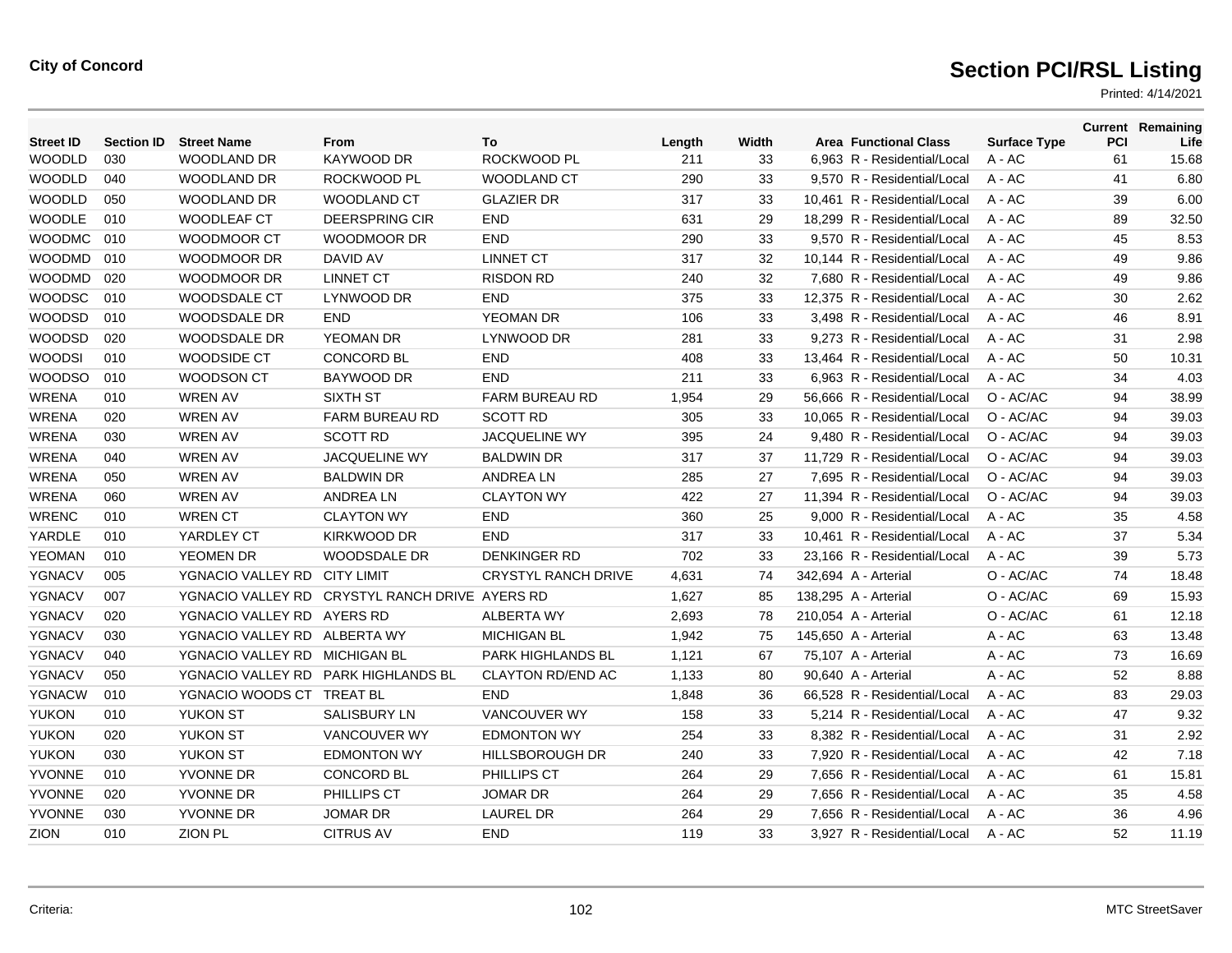**City of Concord**

# Section PCI/RSL Listing

Printed: 4/14/2021

| Street ID | Section ID | Street Name | From | To | Length | Width | Area | Functional Class | Surface Type | Current PCI | Remaining Life |
|---|---|---|---|---|---|---|---|---|---|---|---|
| WOODLD | 030 | WOODLAND DR | KAYWOOD DR | ROCKWOOD PL | 211 | 33 | 6,963 | R - Residential/Local | A - AC | 61 | 15.68 |
| WOODLD | 040 | WOODLAND DR | ROCKWOOD PL | WOODLAND CT | 290 | 33 | 9,570 | R - Residential/Local | A - AC | 41 | 6.80 |
| WOODLD | 050 | WOODLAND DR | WOODLAND CT | GLAZIER DR | 317 | 33 | 10,461 | R - Residential/Local | A - AC | 39 | 6.00 |
| WOODLE | 010 | WOODLEAF CT | DEERSPRING CIR | END | 631 | 29 | 18,299 | R - Residential/Local | A - AC | 89 | 32.50 |
| WOODMC | 010 | WOODMOOR CT | WOODMOOR DR | END | 290 | 33 | 9,570 | R - Residential/Local | A - AC | 45 | 8.53 |
| WOODMD | 010 | WOODMOOR DR | DAVID AV | LINNET CT | 317 | 32 | 10,144 | R - Residential/Local | A - AC | 49 | 9.86 |
| WOODMD | 020 | WOODMOOR DR | LINNET CT | RISDON RD | 240 | 32 | 7,680 | R - Residential/Local | A - AC | 49 | 9.86 |
| WOODSC | 010 | WOODSDALE CT | LYNWOOD DR | END | 375 | 33 | 12,375 | R - Residential/Local | A - AC | 30 | 2.62 |
| WOODSD | 010 | WOODSDALE DR | END | YEOMAN DR | 106 | 33 | 3,498 | R - Residential/Local | A - AC | 46 | 8.91 |
| WOODSD | 020 | WOODSDALE DR | YEOMAN DR | LYNWOOD DR | 281 | 33 | 9,273 | R - Residential/Local | A - AC | 31 | 2.98 |
| WOODSI | 010 | WOODSIDE CT | CONCORD BL | END | 408 | 33 | 13,464 | R - Residential/Local | A - AC | 50 | 10.31 |
| WOODSO | 010 | WOODSON CT | BAYWOOD DR | END | 211 | 33 | 6,963 | R - Residential/Local | A - AC | 34 | 4.03 |
| WRENA | 010 | WREN AV | SIXTH ST | FARM BUREAU RD | 1,954 | 29 | 56,666 | R - Residential/Local | O - AC/AC | 94 | 38.99 |
| WRENA | 020 | WREN AV | FARM BUREAU RD | SCOTT RD | 305 | 33 | 10,065 | R - Residential/Local | O - AC/AC | 94 | 39.03 |
| WRENA | 030 | WREN AV | SCOTT RD | JACQUELINE WY | 395 | 24 | 9,480 | R - Residential/Local | O - AC/AC | 94 | 39.03 |
| WRENA | 040 | WREN AV | JACQUELINE WY | BALDWIN DR | 317 | 37 | 11,729 | R - Residential/Local | O - AC/AC | 94 | 39.03 |
| WRENA | 050 | WREN AV | BALDWIN DR | ANDREA LN | 285 | 27 | 7,695 | R - Residential/Local | O - AC/AC | 94 | 39.03 |
| WRENA | 060 | WREN AV | ANDREA LN | CLAYTON WY | 422 | 27 | 11,394 | R - Residential/Local | O - AC/AC | 94 | 39.03 |
| WRENC | 010 | WREN CT | CLAYTON WY | END | 360 | 25 | 9,000 | R - Residential/Local | A - AC | 35 | 4.58 |
| YARDLE | 010 | YARDLEY CT | KIRKWOOD DR | END | 317 | 33 | 10,461 | R - Residential/Local | A - AC | 37 | 5.34 |
| YEOMAN | 010 | YEOMEN DR | WOODSDALE DR | DENKINGER RD | 702 | 33 | 23,166 | R - Residential/Local | A - AC | 39 | 5.73 |
| YGNACV | 005 | YGNACIO VALLEY RD | CITY LIMIT | CRYSTYL RANCH DRIVE | 4,631 | 74 | 342,694 | A - Arterial | O - AC/AC | 74 | 18.48 |
| YGNACV | 007 | YGNACIO VALLEY RD | CRYSTYL RANCH DRIVE | AYERS RD | 1,627 | 85 | 138,295 | A - Arterial | O - AC/AC | 69 | 15.93 |
| YGNACV | 020 | YGNACIO VALLEY RD | AYERS RD | ALBERTA WY | 2,693 | 78 | 210,054 | A - Arterial | O - AC/AC | 61 | 12.18 |
| YGNACV | 030 | YGNACIO VALLEY RD | ALBERTA WY | MICHIGAN BL | 1,942 | 75 | 145,650 | A - Arterial | A - AC | 63 | 13.48 |
| YGNACV | 040 | YGNACIO VALLEY RD | MICHIGAN BL | PARK HIGHLANDS BL | 1,121 | 67 | 75,107 | A - Arterial | A - AC | 73 | 16.69 |
| YGNACV | 050 | YGNACIO VALLEY RD | PARK HIGHLANDS BL | CLAYTON RD/END AC | 1,133 | 80 | 90,640 | A - Arterial | A - AC | 52 | 8.88 |
| YGNACW | 010 | YGNACIO WOODS CT | TREAT BL | END | 1,848 | 36 | 66,528 | R - Residential/Local | A - AC | 83 | 29.03 |
| YUKON | 010 | YUKON ST | SALISBURY LN | VANCOUVER WY | 158 | 33 | 5,214 | R - Residential/Local | A - AC | 47 | 9.32 |
| YUKON | 020 | YUKON ST | VANCOUVER WY | EDMONTON WY | 254 | 33 | 8,382 | R - Residential/Local | A - AC | 31 | 2.92 |
| YUKON | 030 | YUKON ST | EDMONTON WY | HILLSBOROUGH DR | 240 | 33 | 7,920 | R - Residential/Local | A - AC | 42 | 7.18 |
| YVONNE | 010 | YVONNE DR | CONCORD BL | PHILLIPS CT | 264 | 29 | 7,656 | R - Residential/Local | A - AC | 61 | 15.81 |
| YVONNE | 020 | YVONNE DR | PHILLIPS CT | JOMAR DR | 264 | 29 | 7,656 | R - Residential/Local | A - AC | 35 | 4.58 |
| YVONNE | 030 | YVONNE DR | JOMAR DR | LAUREL DR | 264 | 29 | 7,656 | R - Residential/Local | A - AC | 36 | 4.96 |
| ZION | 010 | ZION PL | CITRUS AV | END | 119 | 33 | 3,927 | R - Residential/Local | A - AC | 52 | 11.19 |

Criteria:

MTC StreetSaver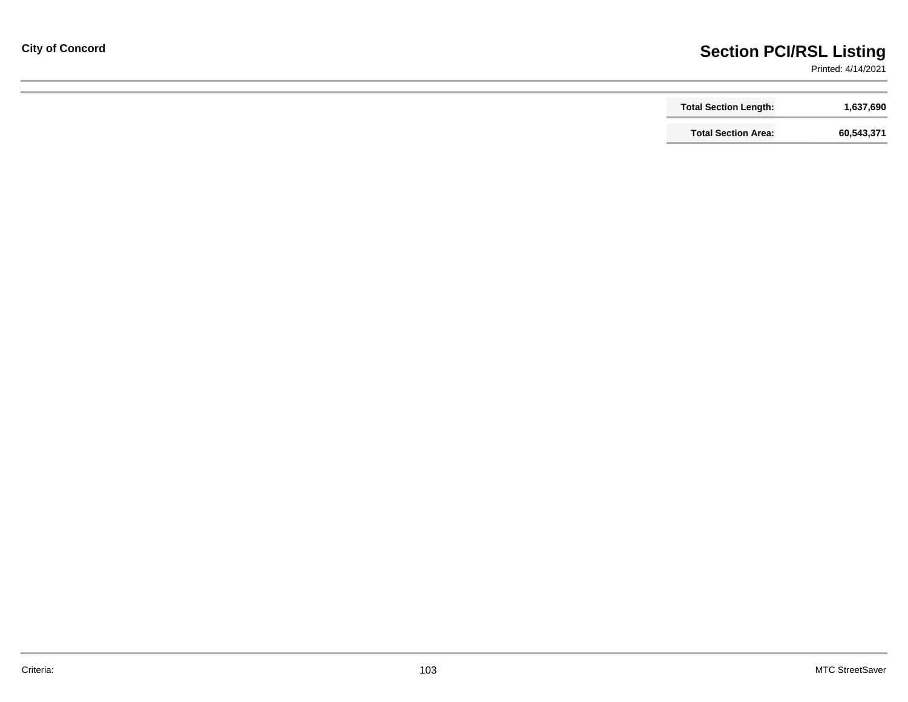| | |
|---|---|
| **Total Section Length:** | **1,637,690** |
| **Total Section Area:** | **60,543,371** |

Criteria: